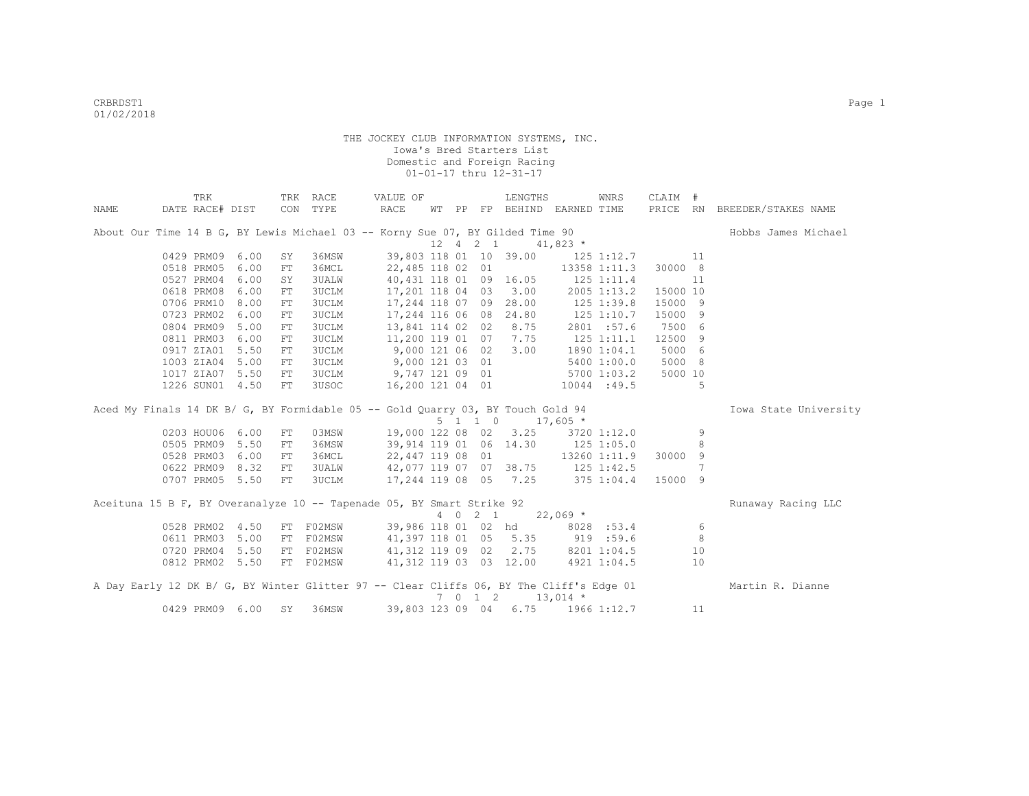THE JOCKEY CLUB INFORMATION SYSTEMS, INC.
Iowa's Bred Starters List
Domestic and Foreign Racing
01-01-17 thru 12-31-17

| NAME | TRK DATE | RACE# | DIST | TRK CON | RACE TYPE | VALUE OF RACE | WT | PP | FP | LENGTHS BEHIND | EARNED | WNRS TIME | CLAIM PRICE | # RN | BREEDER/STAKES NAME |
|---|---|---|---|---|---|---|---|---|---|---|---|---|---|---|---|
| About Our Time 14 B G, BY Lewis Michael 03 -- Korny Sue 07, BY Gilded Time 90 | | | | | | | 12 | 4 2 1 | | | 41,823 * | | | | Hobbs James Michael |
| | 0429 | PRM09 | 6.00 | SY | 36MSW | 39,803 | 118 | 01 | 10 | 39.00 | 125 | 1:12.7 | | 11 | |
| | 0518 | PRM05 | 6.00 | FT | 36MCL | 22,485 | 118 | 02 | 01 | | 13358 | 1:11.3 | 30000 | 8 | |
| | 0527 | PRM04 | 6.00 | SY | 3UALW | 40,431 | 118 | 01 | 09 | 16.05 | 125 | 1:11.4 | | 11 | |
| | 0618 | PRM08 | 6.00 | FT | 3UCLM | 17,201 | 118 | 04 | 03 | 3.00 | 2005 | 1:13.2 | 15000 | 10 | |
| | 0706 | PRM10 | 8.00 | FT | 3UCLM | 17,244 | 118 | 07 | 09 | 28.00 | 125 | 1:39.8 | 15000 | 9 | |
| | 0723 | PRM02 | 6.00 | FT | 3UCLM | 17,244 | 116 | 06 | 08 | 24.80 | 125 | 1:10.7 | 15000 | 9 | |
| | 0804 | PRM09 | 5.00 | FT | 3UCLM | 13,841 | 114 | 02 | 02 | 8.75 | 2801 | :57.6 | 7500 | 6 | |
| | 0811 | PRM03 | 6.00 | FT | 3UCLM | 11,200 | 119 | 01 | 07 | 7.75 | 125 | 1:11.1 | 12500 | 9 | |
| | 0917 | ZIA01 | 5.50 | FT | 3UCLM | 9,000 | 121 | 06 | 02 | 3.00 | 1890 | 1:04.1 | 5000 | 6 | |
| | 1003 | ZIA04 | 5.00 | FT | 3UCLM | 9,000 | 121 | 03 | 01 | | 5400 | 1:00.0 | 5000 | 8 | |
| | 1017 | ZIA07 | 5.50 | FT | 3UCLM | 9,747 | 121 | 09 | 01 | | 5700 | 1:03.2 | 5000 | 10 | |
| | 1226 | SUN01 | 4.50 | FT | 3USOC | 16,200 | 121 | 04 | 01 | | 10044 | :49.5 | | 5 | |
| Aced My Finals 14 DK B/ G, BY Formidable 05 -- Gold Quarry 03, BY Touch Gold 94 | | | | | | | 5 | 1 1 0 | | | 17,605 * | | | | Iowa State University |
| | 0203 | HOU06 | 6.00 | FT | 03MSW | 19,000 | 122 | 08 | 02 | 3.25 | 3720 | 1:12.0 | | 9 | |
| | 0505 | PRM09 | 5.50 | FT | 36MSW | 39,914 | 119 | 01 | 06 | 14.30 | 125 | 1:05.0 | | 8 | |
| | 0528 | PRM03 | 6.00 | FT | 36MCL | 22,447 | 119 | 08 | 01 | | 13260 | 1:11.9 | 30000 | 9 | |
| | 0622 | PRM09 | 8.32 | FT | 3UALW | 42,077 | 119 | 07 | 07 | 38.75 | 125 | 1:42.5 | | 7 | |
| | 0707 | PRM05 | 5.50 | FT | 3UCLM | 17,244 | 119 | 08 | 05 | 7.25 | 375 | 1:04.4 | 15000 | 9 | |
| Aceituna 15 B F, BY Overanalyze 10 -- Tapenade 05, BY Smart Strike 92 | | | | | | | 4 | 0 2 1 | | | 22,069 * | | | | Runaway Racing LLC |
| | 0528 | PRM02 | 4.50 | FT | F02MSW | 39,986 | 118 | 01 | 02 | hd | 8028 | :53.4 | | 6 | |
| | 0611 | PRM03 | 5.00 | FT | F02MSW | 41,397 | 118 | 01 | 05 | 5.35 | 919 | :59.6 | | 8 | |
| | 0720 | PRM04 | 5.50 | FT | F02MSW | 41,312 | 119 | 09 | 02 | 2.75 | 8201 | 1:04.5 | | 10 | |
| | 0812 | PRM02 | 5.50 | FT | F02MSW | 41,312 | 119 | 03 | 03 | 12.00 | 4921 | 1:04.5 | | 10 | |
| A Day Early 12 DK B/ G, BY Winter Glitter 97 -- Clear Cliffs 06, BY The Cliff's Edge 01 | | | | | | | 7 | 0 1 2 | | | 13,014 * | | | | Martin R. Dianne |
| | 0429 | PRM09 | 6.00 | SY | 36MSW | 39,803 | 123 | 09 | 04 | 6.75 | 1966 | 1:12.7 | | 11 | |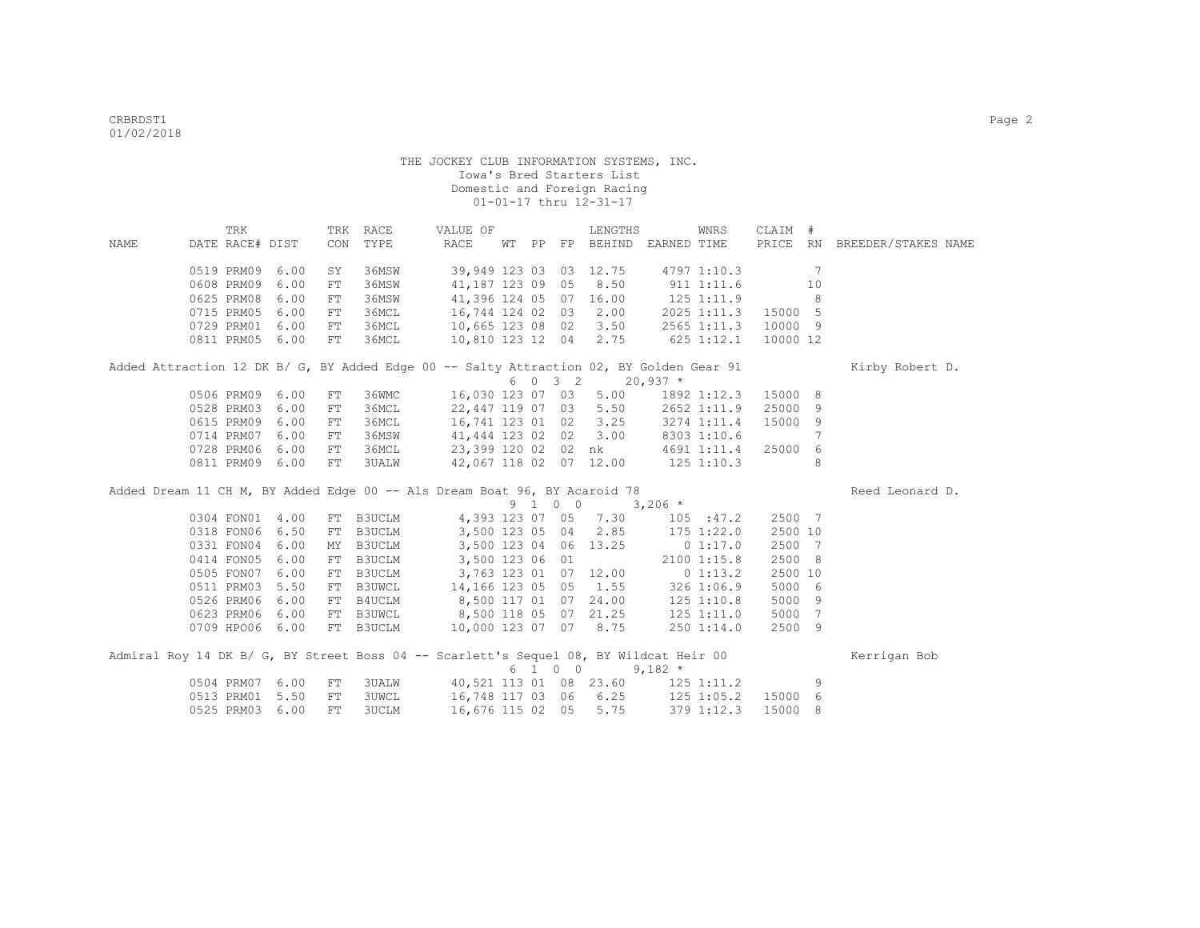THE JOCKEY CLUB INFORMATION SYSTEMS, INC.
Iowa's Bred Starters List
Domestic and Foreign Racing
01-01-17 thru 12-31-17

| NAME | TRK DATE | RACE# | DIST | TRK CON | RACE TYPE | VALUE OF RACE | WT | PP | FP | LENGTHS BEHIND | EARNED | WNRS TIME | CLAIM PRICE | # RN | BREEDER/STAKES NAME |
|---|---|---|---|---|---|---|---|---|---|---|---|---|---|---|---|
| | 0519 | PRM09 | 6.00 | SY | 36MSW | 39,949 | 123 | 03 | 03 | 12.75 | 4797 | 1:10.3 | | 7 | |
| | 0608 | PRM09 | 6.00 | FT | 36MSW | 41,187 | 123 | 09 | 05 | 8.50 | 911 | 1:11.6 | | 10 | |
| | 0625 | PRM08 | 6.00 | FT | 36MSW | 41,396 | 124 | 05 | 07 | 16.00 | 125 | 1:11.9 | | 8 | |
| | 0715 | PRM05 | 6.00 | FT | 36MCL | 16,744 | 124 | 02 | 03 | 2.00 | 2025 | 1:11.3 | 15000 | 5 | |
| | 0729 | PRM01 | 6.00 | FT | 36MCL | 10,665 | 123 | 08 | 02 | 3.50 | 2565 | 1:11.3 | 10000 | 9 | |
| | 0811 | PRM05 | 6.00 | FT | 36MCL | 10,810 | 123 | 12 | 04 | 2.75 | 625 | 1:12.1 | 10000 | 12 | |
| Added Attraction 12 DK B/ G, BY Added Edge 00 -- Salty Attraction 02, BY Golden Gear 91 | | | | | | | | | | | | | | | Kirby Robert D. |
| | | | | | | 6 0 3 2 | | | | | 20,937 * | | | | |
| | 0506 | PRM09 | 6.00 | FT | 36WMC | 16,030 | 123 | 07 | 03 | 5.00 | 1892 | 1:12.3 | 15000 | 8 | |
| | 0528 | PRM03 | 6.00 | FT | 36MCL | 22,447 | 119 | 07 | 03 | 5.50 | 2652 | 1:11.9 | 25000 | 9 | |
| | 0615 | PRM09 | 6.00 | FT | 36MCL | 16,741 | 123 | 01 | 02 | 3.25 | 3274 | 1:11.4 | 15000 | 9 | |
| | 0714 | PRM07 | 6.00 | FT | 36MSW | 41,444 | 123 | 02 | 02 | 3.00 | 8303 | 1:10.6 | | 7 | |
| | 0728 | PRM06 | 6.00 | FT | 36MCL | 23,399 | 120 | 02 | 02 | nk | 4691 | 1:11.4 | 25000 | 6 | |
| | 0811 | PRM09 | 6.00 | FT | 3UALW | 42,067 | 118 | 02 | 07 | 12.00 | 125 | 1:10.3 | | 8 | |
| Added Dream 11 CH M, BY Added Edge 00 -- Als Dream Boat 96, BY Acaroid 78 | | | | | | | | | | | | | | | Reed Leonard D. |
| | | | | | | 9 1 0 0 | | | | | 3,206 * | | | | |
| | 0304 | FON01 | 4.00 | FT | B3UCLM | 4,393 | 123 | 07 | 05 | 7.30 | 105 | :47.2 | 2500 | 7 | |
| | 0318 | FON06 | 6.50 | FT | B3UCLM | 3,500 | 123 | 05 | 04 | 2.85 | 175 | 1:22.0 | 2500 | 10 | |
| | 0331 | FON04 | 6.00 | MY | B3UCLM | 3,500 | 123 | 04 | 06 | 13.25 | 0 | 1:17.0 | 2500 | 7 | |
| | 0414 | FON05 | 6.00 | FT | B3UCLM | 3,500 | 123 | 06 | 01 | | 2100 | 1:15.8 | 2500 | 8 | |
| | 0505 | FON07 | 6.00 | FT | B3UCLM | 3,763 | 123 | 01 | 07 | 12.00 | 0 | 1:13.2 | 2500 | 10 | |
| | 0511 | PRM03 | 5.50 | FT | B3UWCL | 14,166 | 123 | 05 | 05 | 1.55 | 326 | 1:06.9 | 5000 | 6 | |
| | 0526 | PRM06 | 6.00 | FT | B4UCLM | 8,500 | 117 | 01 | 07 | 24.00 | 125 | 1:10.8 | 5000 | 9 | |
| | 0623 | PRM06 | 6.00 | FT | B3UWCL | 8,500 | 118 | 05 | 07 | 21.25 | 125 | 1:11.0 | 5000 | 7 | |
| | 0709 | HPO06 | 6.00 | FT | B3UCLM | 10,000 | 123 | 07 | 07 | 8.75 | 250 | 1:14.0 | 2500 | 9 | |
| Admiral Roy 14 DK B/ G, BY Street Boss 04 -- Scarlett's Sequel 08, BY Wildcat Heir 00 | | | | | | | | | | | | | | | Kerrigan Bob |
| | | | | | | 6 1 0 0 | | | | | 9,182 * | | | | |
| | 0504 | PRM07 | 6.00 | FT | 3UALW | 40,521 | 113 | 01 | 08 | 23.60 | 125 | 1:11.2 | | 9 | |
| | 0513 | PRM01 | 5.50 | FT | 3UWCL | 16,748 | 117 | 03 | 06 | 6.25 | 125 | 1:05.2 | 15000 | 6 | |
| | 0525 | PRM03 | 6.00 | FT | 3UCLM | 16,676 | 115 | 02 | 05 | 5.75 | 379 | 1:12.3 | 15000 | 8 | |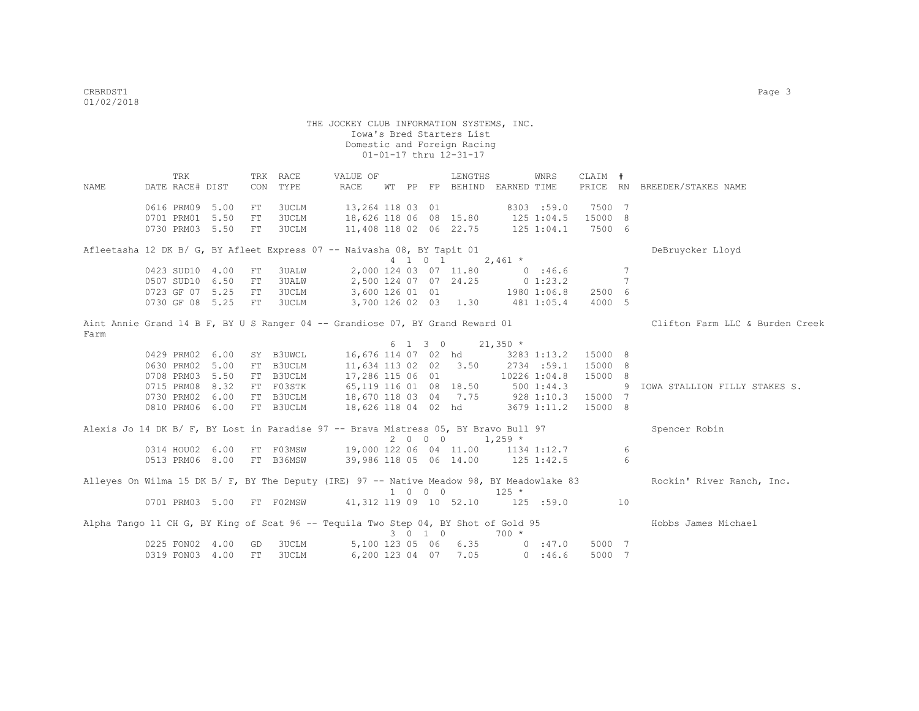THE JOCKEY CLUB INFORMATION SYSTEMS, INC.
Iowa's Bred Starters List
Domestic and Foreign Racing
01-01-17 thru 12-31-17

| NAME | TRK DATE | RACE# | TRK DIST | CON | RACE TYPE | VALUE OF RACE | WT | PP | FP | LENGTHS BEHIND | EARNED | WNRS TIME | CLAIM PRICE | # RN | BREEDER/STAKES NAME |
|---|---|---|---|---|---|---|---|---|---|---|---|---|---|---|---|
| | 0616 | PRM09 | 5.00 | FT | 3UCLM | 13,264 | 118 | 03 | 01 | | 8303 | :59.0 | 7500 | 7 | |
| | 0701 | PRM01 | 5.50 | FT | 3UCLM | 18,626 | 118 | 06 | 08 | 15.80 | 125 | 1:04.5 | 15000 | 8 | |
| | 0730 | PRM03 | 5.50 | FT | 3UCLM | 11,408 | 118 | 02 | 06 | 22.75 | 125 | 1:04.1 | 7500 | 6 | |
| Afleetasha 12 DK B/ G, BY Afleet Express 07 -- Naivasha 08, BY Tapit 01 | | | | | | | 4 | 1 | 0 1 | | 2,461 * | | | | DeBruycker Lloyd |
| | 0423 | SUD10 | 4.00 | FT | 3UALW | 2,000 | 124 | 03 | 07 | 11.80 | 0 | :46.6 | | 7 | |
| | 0507 | SUD10 | 6.50 | FT | 3UALW | 2,500 | 124 | 07 | 07 | 24.25 | 0 | 1:23.2 | | 7 | |
| | 0723 | GF 07 | 5.25 | FT | 3UCLM | 3,600 | 126 | 01 | 01 | | 1980 | 1:06.8 | 2500 | 6 | |
| | 0730 | GF 08 | 5.25 | FT | 3UCLM | 3,700 | 126 | 02 | 03 | 1.30 | 481 | 1:05.4 | 4000 | 5 | |
| Aint Annie Grand 14 B F, BY U S Ranger 04 -- Grandiose 07, BY Grand Reward 01 | | | | | | | 6 | 1 | 3 0 | | 21,350 * | | | | Clifton Farm LLC & Burden Creek Farm |
| | 0429 | PRM02 | 6.00 | SY | B3UWCL | 16,676 | 114 | 07 | 02 | hd | 3283 | 1:13.2 | 15000 | 8 | |
| | 0630 | PRM02 | 5.00 | FT | B3UCLM | 11,634 | 113 | 02 | 02 | 3.50 | 2734 | :59.1 | 15000 | 8 | |
| | 0708 | PRM03 | 5.50 | FT | B3UCLM | 17,286 | 115 | 06 | 01 | | 10226 | 1:04.8 | 15000 | 8 | |
| | 0715 | PRM08 | 8.32 | FT | F03STK | 65,119 | 116 | 01 | 08 | 18.50 | 500 | 1:44.3 | | 9 | IOWA STALLION FILLY STAKES S. |
| | 0730 | PRM02 | 6.00 | FT | B3UCLM | 18,670 | 118 | 03 | 04 | 7.75 | 928 | 1:10.3 | 15000 | 7 | |
| | 0810 | PRM06 | 6.00 | FT | B3UCLM | 18,626 | 118 | 04 | 02 | hd | 3679 | 1:11.2 | 15000 | 8 | |
| Alexis Jo 14 DK B/ F, BY Lost in Paradise 97 -- Brava Mistress 05, BY Bravo Bull 97 | | | | | | | 2 | 0 | 0 0 | | 1,259 * | | | | Spencer Robin |
| | 0314 | HOU02 | 6.00 | FT | F03MSW | 19,000 | 122 | 06 | 04 | 11.00 | 1134 | 1:12.7 | | 6 | |
| | 0513 | PRM06 | 8.00 | FT | B36MSW | 39,986 | 118 | 05 | 06 | 14.00 | 125 | 1:42.5 | | 6 | |
| Alleyes On Wilma 15 DK B/ F, BY The Deputy (IRE) 97 -- Native Meadow 98, BY Meadowlake 83 | | | | | | | 1 | 0 | 0 0 | | 125 * | | | | Rockin' River Ranch, Inc. |
| | 0701 | PRM03 | 5.00 | FT | F02MSW | 41,312 | 119 | 09 | 10 | 52.10 | 125 | :59.0 | | 10 | |
| Alpha Tango 11 CH G, BY King of Scat 96 -- Tequila Two Step 04, BY Shot of Gold 95 | | | | | | | 3 | 0 | 1 0 | | 700 * | | | | Hobbs James Michael |
| | 0225 | FON02 | 4.00 | GD | 3UCLM | 5,100 | 123 | 05 | 06 | 6.35 | 0 | :47.0 | 5000 | 7 | |
| | 0319 | FON03 | 4.00 | FT | 3UCLM | 6,200 | 123 | 04 | 07 | 7.05 | 0 | :46.6 | 5000 | 7 | |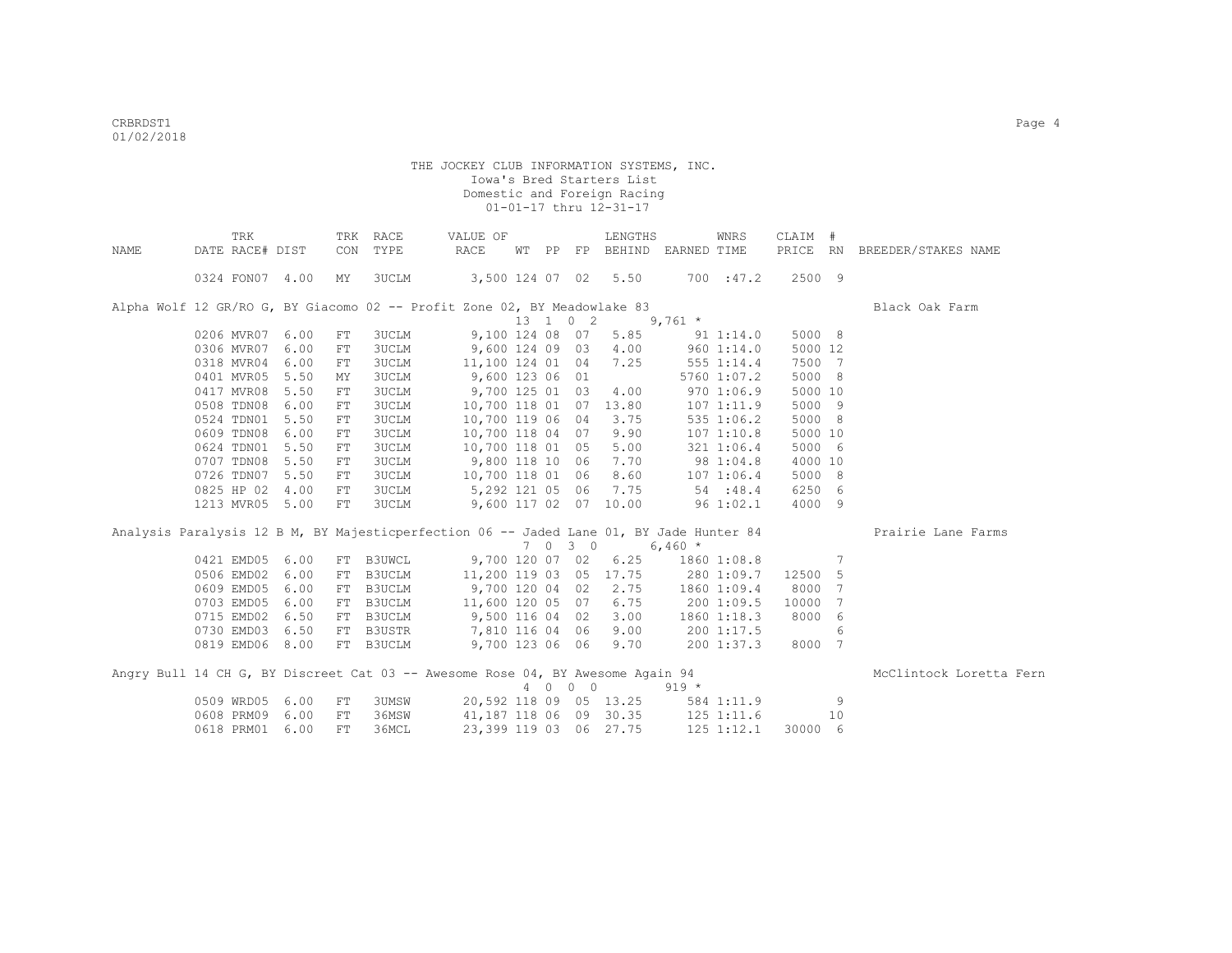THE JOCKEY CLUB INFORMATION SYSTEMS, INC.
Iowa's Bred Starters List
Domestic and Foreign Racing
01-01-17 thru 12-31-17

| NAME | TRK DATE | RACE# | DIST | TRK CON | RACE TYPE | VALUE OF RACE | WT | PP | FP | LENGTHS BEHIND | EARNED | WNRS TIME | CLAIM PRICE | # RN | BREEDER/STAKES NAME |
|---|---|---|---|---|---|---|---|---|---|---|---|---|---|---|---|
| | 0324 | FON07 | 4.00 | MY | 3UCLM | 3,500 | 124 | 07 | 02 | 5.50 | 700 | :47.2 | 2500 | 9 | |
| Alpha Wolf 12 GR/RO G, BY Giacomo 02 -- Profit Zone 02, BY Meadowlake 83 | | | | | | | 13 | 1 0 | 2 | | 9,761 * | | | | Black Oak Farm |
| | 0206 | MVR07 | 6.00 | FT | 3UCLM | 9,100 | 124 | 08 | 07 | 5.85 | 91 | 1:14.0 | 5000 | 8 | |
| | 0306 | MVR07 | 6.00 | FT | 3UCLM | 9,600 | 124 | 09 | 03 | 4.00 | 960 | 1:14.0 | 5000 | 12 | |
| | 0318 | MVR04 | 6.00 | FT | 3UCLM | 11,100 | 124 | 01 | 04 | 7.25 | 555 | 1:14.4 | 7500 | 7 | |
| | 0401 | MVR05 | 5.50 | MY | 3UCLM | 9,600 | 123 | 06 | 01 | | 5760 | 1:07.2 | 5000 | 8 | |
| | 0417 | MVR08 | 5.50 | FT | 3UCLM | 9,700 | 125 | 01 | 03 | 4.00 | 970 | 1:06.9 | 5000 | 10 | |
| | 0508 | TDN08 | 6.00 | FT | 3UCLM | 10,700 | 118 | 01 | 07 | 13.80 | 107 | 1:11.9 | 5000 | 9 | |
| | 0524 | TDN01 | 5.50 | FT | 3UCLM | 10,700 | 119 | 06 | 04 | 3.75 | 535 | 1:06.2 | 5000 | 8 | |
| | 0609 | TDN08 | 6.00 | FT | 3UCLM | 10,700 | 118 | 04 | 07 | 9.90 | 107 | 1:10.8 | 5000 | 10 | |
| | 0624 | TDN01 | 5.50 | FT | 3UCLM | 10,700 | 118 | 01 | 05 | 5.00 | 321 | 1:06.4 | 5000 | 6 | |
| | 0707 | TDN08 | 5.50 | FT | 3UCLM | 9,800 | 118 | 10 | 06 | 7.70 | 98 | 1:04.8 | 4000 | 10 | |
| | 0726 | TDN07 | 5.50 | FT | 3UCLM | 10,700 | 118 | 01 | 06 | 8.60 | 107 | 1:06.4 | 5000 | 8 | |
| | 0825 | HP 02 | 4.00 | FT | 3UCLM | 5,292 | 121 | 05 | 06 | 7.75 | 54 | :48.4 | 6250 | 6 | |
| | 1213 | MVR05 | 5.00 | FT | 3UCLM | 9,600 | 117 | 02 | 07 | 10.00 | 96 | 1:02.1 | 4000 | 9 | |
| Analysis Paralysis 12 B M, BY Majesticperfection 06 -- Jaded Lane 01, BY Jade Hunter 84 | | | | | | | 7 | 0 3 | 0 | | 6,460 * | | | | Prairie Lane Farms |
| | 0421 | EMD05 | 6.00 | FT | B3UWCL | 9,700 | 120 | 07 | 02 | 6.25 | 1860 | 1:08.8 | | 7 | |
| | 0506 | EMD02 | 6.00 | FT | B3UCLM | 11,200 | 119 | 03 | 05 | 17.75 | 280 | 1:09.7 | 12500 | 5 | |
| | 0609 | EMD05 | 6.00 | FT | B3UCLM | 9,700 | 120 | 04 | 02 | 2.75 | 1860 | 1:09.4 | 8000 | 7 | |
| | 0703 | EMD05 | 6.00 | FT | B3UCLM | 11,600 | 120 | 05 | 07 | 6.75 | 200 | 1:09.5 | 10000 | 7 | |
| | 0715 | EMD02 | 6.50 | FT | B3UCLM | 9,500 | 116 | 04 | 02 | 3.00 | 1860 | 1:18.3 | 8000 | 6 | |
| | 0730 | EMD03 | 6.50 | FT | B3USTR | 7,810 | 116 | 04 | 06 | 9.00 | 200 | 1:17.5 | | 6 | |
| | 0819 | EMD06 | 8.00 | FT | B3UCLM | 9,700 | 123 | 06 | 06 | 9.70 | 200 | 1:37.3 | 8000 | 7 | |
| Angry Bull 14 CH G, BY Discreet Cat 03 -- Awesome Rose 04, BY Awesome Again 94 | | | | | | | 4 | 0 0 | 0 | | 919 * | | | | McClintock Loretta Fern |
| | 0509 | WRD05 | 6.00 | FT | 3UMSW | 20,592 | 118 | 09 | 05 | 13.25 | 584 | 1:11.9 | | 9 | |
| | 0608 | PRM09 | 6.00 | FT | 36MSW | 41,187 | 118 | 06 | 09 | 30.35 | 125 | 1:11.6 | | 10 | |
| | 0618 | PRM01 | 6.00 | FT | 36MCL | 23,399 | 119 | 03 | 06 | 27.75 | 125 | 1:12.1 | 30000 | 6 | |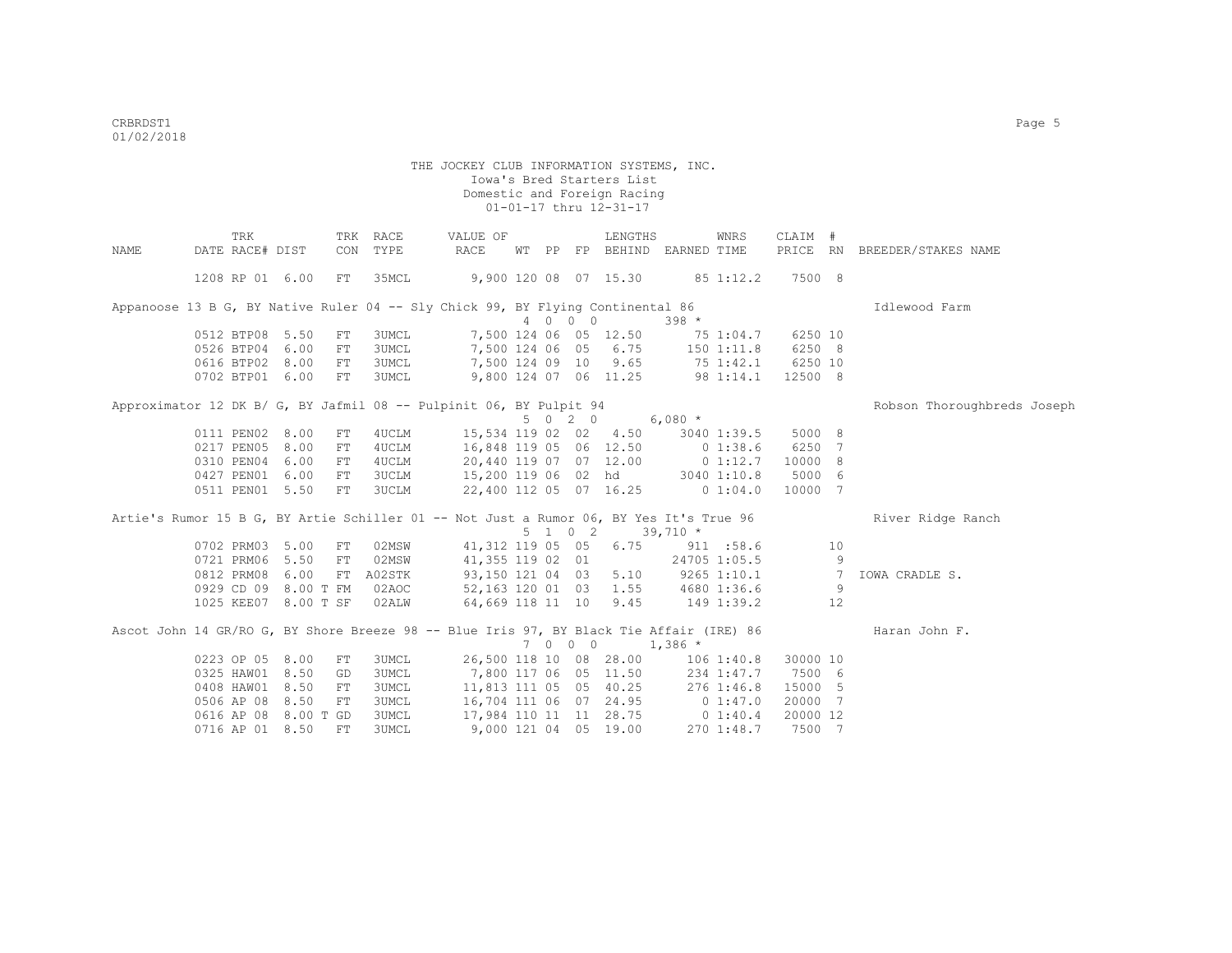THE JOCKEY CLUB INFORMATION SYSTEMS, INC.
Iowa's Bred Starters List
Domestic and Foreign Racing
01-01-17 thru 12-31-17

| NAME | DATE | TRK RACE# | DIST | TRK CON | RACE TYPE | VALUE OF RACE | WT | PP | FP | LENGTHS BEHIND | EARNED | WNRS TIME | CLAIM PRICE | # RN | BREEDER/STAKES NAME |
|---|---|---|---|---|---|---|---|---|---|---|---|---|---|---|---|
| | 1208 | RP 01 | 6.00 | FT | 35MCL | 9,900 | 120 | 08 | 07 | 15.30 | 85 | 1:12.2 | 7500 | 8 | |
| Appanoose 13 B G, BY Native Ruler 04 -- Sly Chick 99, BY Flying Continental 86 | | | | | | | 4 | 0 | 0 | 0 | 398 * | | | | Idlewood Farm |
| | 0512 | BTP08 | 5.50 | FT | 3UMCL | 7,500 | 124 | 06 | 05 | 12.50 | 75 | 1:04.7 | 6250 | 10 | |
| | 0526 | BTP04 | 6.00 | FT | 3UMCL | 7,500 | 124 | 06 | 05 | 6.75 | 150 | 1:11.8 | 6250 | 8 | |
| | 0616 | BTP02 | 8.00 | FT | 3UMCL | 7,500 | 124 | 09 | 10 | 9.65 | 75 | 1:42.1 | 6250 | 10 | |
| | 0702 | BTP01 | 6.00 | FT | 3UMCL | 9,800 | 124 | 07 | 06 | 11.25 | 98 | 1:14.1 | 12500 | 8 | |
| Approximator 12 DK B/ G, BY Jafmil 08 -- Pulpinit 06, BY Pulpit 94 | | | | | | | 5 | 0 | 2 | 0 | 6,080 * | | | | Robson Thoroughbreds Joseph |
| | 0111 | PEN02 | 8.00 | FT | 4UCLM | 15,534 | 119 | 02 | 02 | 4.50 | 3040 | 1:39.5 | 5000 | 8 | |
| | 0217 | PEN05 | 8.00 | FT | 4UCLM | 16,848 | 119 | 05 | 06 | 12.50 | 0 | 1:38.6 | 6250 | 7 | |
| | 0310 | PEN04 | 6.00 | FT | 4UCLM | 20,440 | 119 | 07 | 07 | 12.00 | 0 | 1:12.7 | 10000 | 8 | |
| | 0427 | PEN01 | 6.00 | FT | 3UCLM | 15,200 | 119 | 06 | 02 | hd | 3040 | 1:10.8 | 5000 | 6 | |
| | 0511 | PEN01 | 5.50 | FT | 3UCLM | 22,400 | 112 | 05 | 07 | 16.25 | 0 | 1:04.0 | 10000 | 7 | |
| Artie's Rumor 15 B G, BY Artie Schiller 01 -- Not Just a Rumor 06, BY Yes It's True 96 | | | | | | | 5 | 1 | 0 | 2 | 39,710 * | | | | River Ridge Ranch |
| | 0702 | PRM03 | 5.00 | FT | 02MSW | 41,312 | 119 | 05 | 05 | 6.75 | 911 | :58.6 | | 10 | |
| | 0721 | PRM06 | 5.50 | FT | 02MSW | 41,355 | 119 | 02 | 01 | | 24705 | 1:05.5 | | 9 | |
| | 0812 | PRM08 | 6.00 | FT | A02STK | 93,150 | 121 | 04 | 03 | 5.10 | 9265 | 1:10.1 | | 7 | IOWA CRADLE S. |
| | 0929 | CD 09 | 8.00 T | FM | 02AOC | 52,163 | 120 | 01 | 03 | 1.55 | 4680 | 1:36.6 | | 9 | |
| | 1025 | KEE07 | 8.00 T | SF | 02ALW | 64,669 | 118 | 11 | 10 | 9.45 | 149 | 1:39.2 | | 12 | |
| Ascot John 14 GR/RO G, BY Shore Breeze 98 -- Blue Iris 97, BY Black Tie Affair (IRE) 86 | | | | | | | 7 | 0 | 0 | 0 | 1,386 * | | | | Haran John F. |
| | 0223 | OP 05 | 8.00 | FT | 3UMCL | 26,500 | 118 | 10 | 08 | 28.00 | 106 | 1:40.8 | 30000 | 10 | |
| | 0325 | HAW01 | 8.50 | GD | 3UMCL | 7,800 | 117 | 06 | 05 | 11.50 | 234 | 1:47.7 | 7500 | 6 | |
| | 0408 | HAW01 | 8.50 | FT | 3UMCL | 11,813 | 111 | 05 | 05 | 40.25 | 276 | 1:46.8 | 15000 | 5 | |
| | 0506 | AP 08 | 8.50 | FT | 3UMCL | 16,704 | 111 | 06 | 07 | 24.95 | 0 | 1:47.0 | 20000 | 7 | |
| | 0616 | AP 08 | 8.00 T | GD | 3UMCL | 17,984 | 110 | 11 | 11 | 28.75 | 0 | 1:40.4 | 20000 | 12 | |
| | 0716 | AP 01 | 8.50 | FT | 3UMCL | 9,000 | 121 | 04 | 05 | 19.00 | 270 | 1:48.7 | 7500 | 7 | |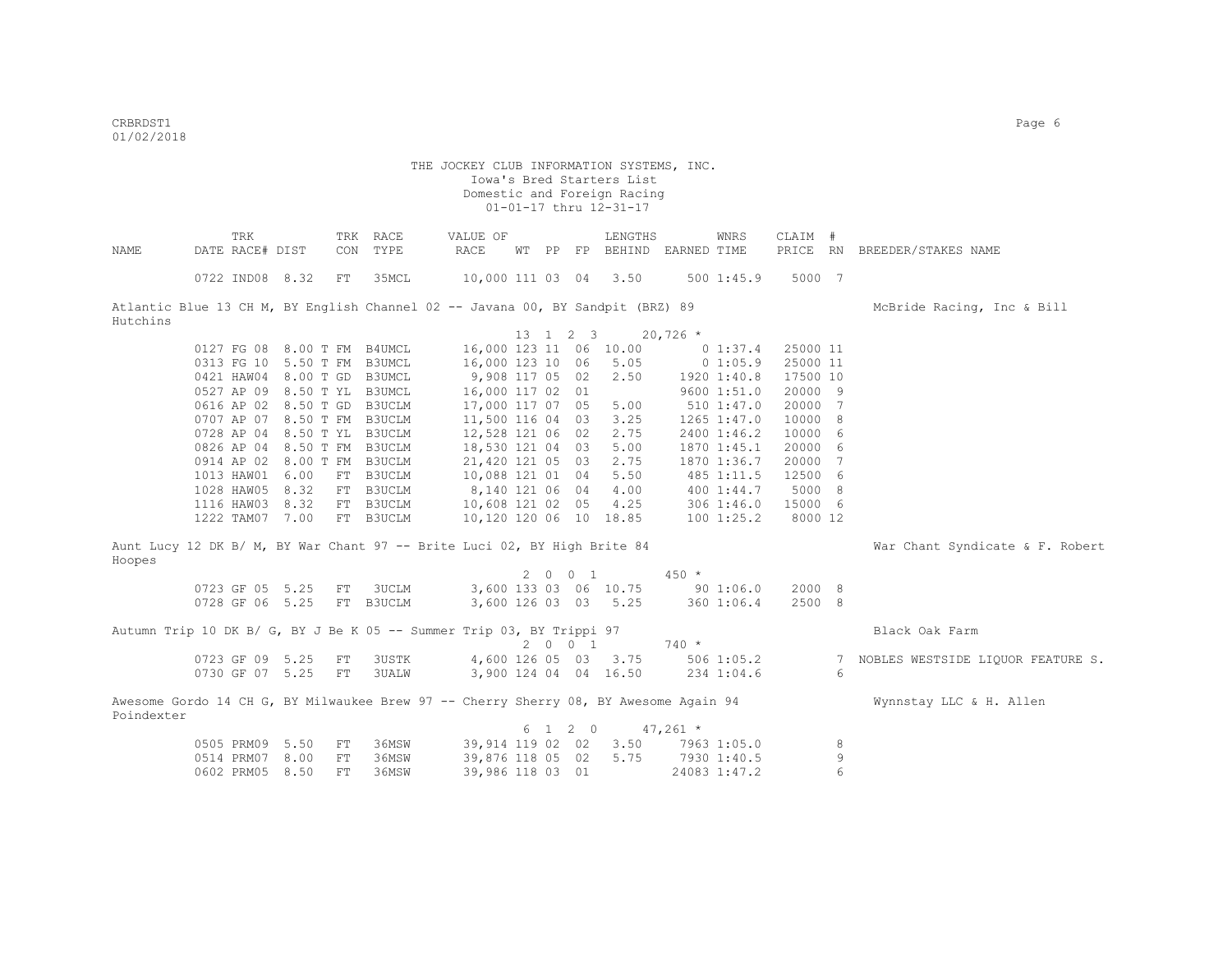THE JOCKEY CLUB INFORMATION SYSTEMS, INC.
Iowa's Bred Starters List
Domestic and Foreign Racing
01-01-17 thru 12-31-17

| NAME | TRK DATE | RACE# | DIST | TRK CON | RACE TYPE | VALUE OF RACE | WT | PP | FP | LENGTHS BEHIND | EARNED | WNRS TIME | CLAIM PRICE | # RN | BREEDER/STAKES NAME |
|---|---|---|---|---|---|---|---|---|---|---|---|---|---|---|---|
| | 0722 | IND08 | 8.32 | FT | 35MCL | 10,000 | 111 | 03 | 04 | 3.50 | 500 | 1:45.9 | 5000 | 7 | |
| **Atlantic Blue 13 CH M, BY English Channel 02 -- Javana 00, BY Sandpit (BRZ) 89** | | | | | | | | | | | | | | | McBride Racing, Inc & Bill Hutchins |
| | | | | | | | 13 | 1 | 2 3 | | 20,726 * | | | | |
| | 0127 | FG 08 | 8.00 T | FM | B4UMCL | 16,000 | 123 | 11 | 06 | 10.00 | 0 | 1:37.4 | 25000 | 11 | |
| | 0313 | FG 10 | 5.50 T | FM | B3UMCL | 16,000 | 123 | 10 | 06 | 5.05 | 0 | 1:05.9 | 25000 | 11 | |
| | 0421 | HAW04 | 8.00 T | GD | B3UMCL | 9,908 | 117 | 05 | 02 | 2.50 | 1920 | 1:40.8 | 17500 | 10 | |
| | 0527 | AP 09 | 8.50 T | YL | B3UMCL | 16,000 | 117 | 02 | 01 | | 9600 | 1:51.0 | 20000 | 9 | |
| | 0616 | AP 02 | 8.50 T | GD | B3UCLM | 17,000 | 117 | 07 | 05 | 5.00 | 510 | 1:47.0 | 20000 | 7 | |
| | 0707 | AP 07 | 8.50 T | FM | B3UCLM | 11,500 | 116 | 04 | 03 | 3.25 | 1265 | 1:47.0 | 10000 | 8 | |
| | 0728 | AP 04 | 8.50 T | YL | B3UCLM | 12,528 | 121 | 06 | 02 | 2.75 | 2400 | 1:46.2 | 10000 | 6 | |
| | 0826 | AP 04 | 8.50 T | FM | B3UCLM | 18,530 | 121 | 04 | 03 | 5.00 | 1870 | 1:45.1 | 20000 | 6 | |
| | 0914 | AP 02 | 8.00 T | FM | B3UCLM | 21,420 | 121 | 05 | 03 | 2.75 | 1870 | 1:36.7 | 20000 | 7 | |
| | 1013 | HAW01 | 6.00 | FT | B3UCLM | 10,088 | 121 | 01 | 04 | 5.50 | 485 | 1:11.5 | 12500 | 6 | |
| | 1028 | HAW05 | 8.32 | FT | B3UCLM | 8,140 | 121 | 06 | 04 | 4.00 | 400 | 1:44.7 | 5000 | 8 | |
| | 1116 | HAW03 | 8.32 | FT | B3UCLM | 10,608 | 121 | 02 | 05 | 4.25 | 306 | 1:46.0 | 15000 | 6 | |
| | 1222 | TAM07 | 7.00 | FT | B3UCLM | 10,120 | 120 | 06 | 10 | 18.85 | 100 | 1:25.2 | 8000 | 12 | |
| **Aunt Lucy 12 DK B/ M, BY War Chant 97 -- Brite Luci 02, BY High Brite 84** | | | | | | | | | | | | | | | War Chant Syndicate & F. Robert Hoopes |
| | | | | | | | 2 | 0 | 0 1 | | 450 * | | | | |
| | 0723 | GF 05 | 5.25 | FT | 3UCLM | 3,600 | 133 | 03 | 06 | 10.75 | 90 | 1:06.0 | 2000 | 8 | |
| | 0728 | GF 06 | 5.25 | FT | B3UCLM | 3,600 | 126 | 03 | 03 | 5.25 | 360 | 1:06.4 | 2500 | 8 | |
| **Autumn Trip 10 DK B/ G, BY J Be K 05 -- Summer Trip 03, BY Trippi 97** | | | | | | | | | | | | | | | Black Oak Farm |
| | | | | | | | 2 | 0 | 0 1 | | 740 * | | | | |
| | 0723 | GF 09 | 5.25 | FT | 3USTK | 4,600 | 126 | 05 | 03 | 3.75 | 506 | 1:05.2 | | 7 | NOBLES WESTSIDE LIQUOR FEATURE S. |
| | 0730 | GF 07 | 5.25 | FT | 3UALW | 3,900 | 124 | 04 | 04 | 16.50 | 234 | 1:04.6 | | 6 | |
| **Awesome Gordo 14 CH G, BY Milwaukee Brew 97 -- Cherry Sherry 08, BY Awesome Again 94** | | | | | | | | | | | | | | | Wynnstay LLC & H. Allen Poindexter |
| | | | | | | | 6 | 1 | 2 0 | | 47,261 * | | | | |
| | 0505 | PRM09 | 5.50 | FT | 36MSW | 39,914 | 119 | 02 | 02 | 3.50 | 7963 | 1:05.0 | | 8 | |
| | 0514 | PRM07 | 8.00 | FT | 36MSW | 39,876 | 118 | 05 | 02 | 5.75 | 7930 | 1:40.5 | | 9 | |
| | 0602 | PRM05 | 8.50 | FT | 36MSW | 39,986 | 118 | 03 | 01 | | 24083 | 1:47.2 | | 6 | |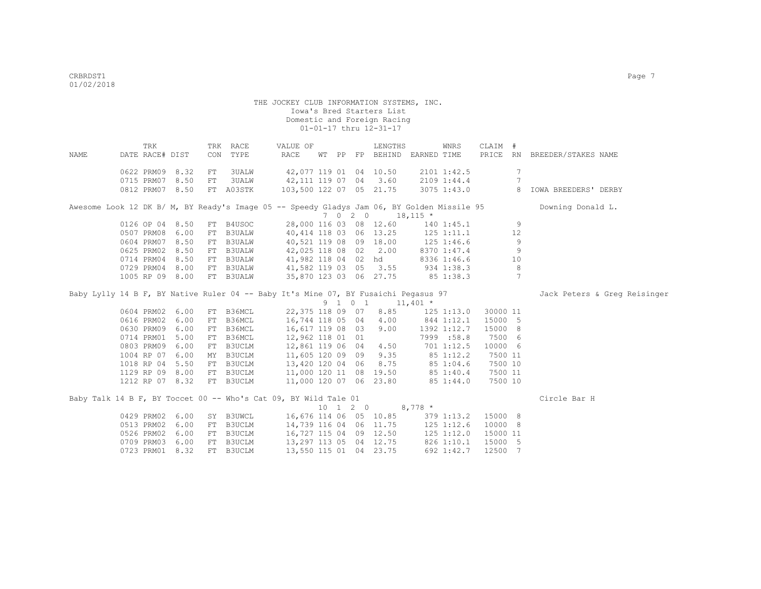THE JOCKEY CLUB INFORMATION SYSTEMS, INC.
Iowa's Bred Starters List
Domestic and Foreign Racing
01-01-17 thru 12-31-17

| NAME | TRK DATE | RACE# | DIST | TRK CON | RACE TYPE | VALUE OF RACE | WT | PP | FP | LENGTHS BEHIND | EARNED | WNRS TIME | CLAIM PRICE | # RN | BREEDER/STAKES NAME |
|---|---|---|---|---|---|---|---|---|---|---|---|---|---|---|---|
| | 0622 | PRM09 | 8.32 | FT | 3UALW | 42,077 | 119 | 01 | 04 | 10.50 | 2101 | 1:42.5 | | 7 | |
| | 0715 | PRM07 | 8.50 | FT | 3UALW | 42,111 | 119 | 07 | 04 | 3.60 | 2109 | 1:44.4 | | 7 | |
| | 0812 | PRM07 | 8.50 | FT | A03STK | 103,500 | 122 | 07 | 05 | 21.75 | 3075 | 1:43.0 | | 8 | IOWA BREEDERS' DERBY |
| Awesome Look 12 DK B/ M, BY Ready's Image 05 -- Speedy Gladys Jam 06, BY Golden Missile 95 | | | | | | | 7 | 0 | 2 0 | | 18,115 * | | | | Downing Donald L. |
| | 0126 | OP 04 | 8.50 | FT | B4USOC | 28,000 | 116 | 03 | 08 | 12.60 | 140 | 1:45.1 | | 9 | |
| | 0507 | PRM08 | 6.00 | FT | B3UALW | 40,414 | 118 | 03 | 06 | 13.25 | 125 | 1:11.1 | | 12 | |
| | 0604 | PRM07 | 8.50 | FT | B3UALW | 40,521 | 119 | 08 | 09 | 18.00 | 125 | 1:46.6 | | 9 | |
| | 0625 | PRM02 | 8.50 | FT | B3UALW | 42,025 | 118 | 08 | 02 | 2.00 | 8370 | 1:47.4 | | 9 | |
| | 0714 | PRM04 | 8.50 | FT | B3UALW | 41,982 | 118 | 04 | 02 | hd | 8336 | 1:46.6 | | 10 | |
| | 0729 | PRM04 | 8.00 | FT | B3UALW | 41,582 | 119 | 03 | 05 | 3.55 | 934 | 1:38.3 | | 8 | |
| | 1005 | RP 09 | 8.00 | FT | B3UALW | 35,870 | 123 | 03 | 06 | 27.75 | 85 | 1:38.3 | | 7 | |
| Baby Lylly 14 B F, BY Native Ruler 04 -- Baby It's Mine 07, BY Fusaichi Pegasus 97 | | | | | | | 9 | 1 | 0 1 | | 11,401 * | | | | Jack Peters & Greg Reisinger |
| | 0604 | PRM02 | 6.00 | FT | B36MCL | 22,375 | 118 | 09 | 07 | 8.85 | 125 | 1:13.0 | 30000 | 11 | |
| | 0616 | PRM02 | 6.00 | FT | B36MCL | 16,744 | 118 | 05 | 04 | 4.00 | 844 | 1:12.1 | 15000 | 5 | |
| | 0630 | PRM09 | 6.00 | FT | B36MCL | 16,617 | 119 | 08 | 03 | 9.00 | 1392 | 1:12.7 | 15000 | 8 | |
| | 0714 | PRM01 | 5.00 | FT | B36MCL | 12,962 | 118 | 01 | 01 | | 7999 | :58.8 | 7500 | 6 | |
| | 0803 | PRM09 | 6.00 | FT | B3UCLM | 12,861 | 119 | 06 | 04 | 4.50 | 701 | 1:12.5 | 10000 | 6 | |
| | 1004 | RP 07 | 6.00 | MY | B3UCLM | 11,605 | 120 | 09 | 09 | 9.35 | 85 | 1:12.2 | 7500 | 11 | |
| | 1018 | RP 04 | 5.50 | FT | B3UCLM | 13,420 | 120 | 04 | 06 | 8.75 | 85 | 1:04.6 | 7500 | 10 | |
| | 1129 | RP 09 | 8.00 | FT | B3UCLM | 11,000 | 120 | 11 | 08 | 19.50 | 85 | 1:40.4 | 7500 | 11 | |
| | 1212 | RP 07 | 8.32 | FT | B3UCLM | 11,000 | 120 | 07 | 06 | 23.80 | 85 | 1:44.0 | 7500 | 10 | |
| Baby Talk 14 B F, BY Toccet 00 -- Who's Cat 09, BY Wild Tale 01 | | | | | | | 10 | 1 | 2 0 | | 8,778 * | | | | Circle Bar H |
| | 0429 | PRM02 | 6.00 | SY | B3UWCL | 16,676 | 114 | 06 | 05 | 10.85 | 379 | 1:13.2 | 15000 | 8 | |
| | 0513 | PRM02 | 6.00 | FT | B3UCLM | 14,739 | 116 | 04 | 06 | 11.75 | 125 | 1:12.6 | 10000 | 8 | |
| | 0526 | PRM02 | 6.00 | FT | B3UCLM | 16,727 | 115 | 04 | 09 | 12.50 | 125 | 1:12.0 | 15000 | 11 | |
| | 0709 | PRM03 | 6.00 | FT | B3UCLM | 13,297 | 113 | 05 | 04 | 12.75 | 826 | 1:10.1 | 15000 | 5 | |
| | 0723 | PRM01 | 8.32 | FT | B3UCLM | 13,550 | 115 | 01 | 04 | 23.75 | 692 | 1:42.7 | 12500 | 7 | |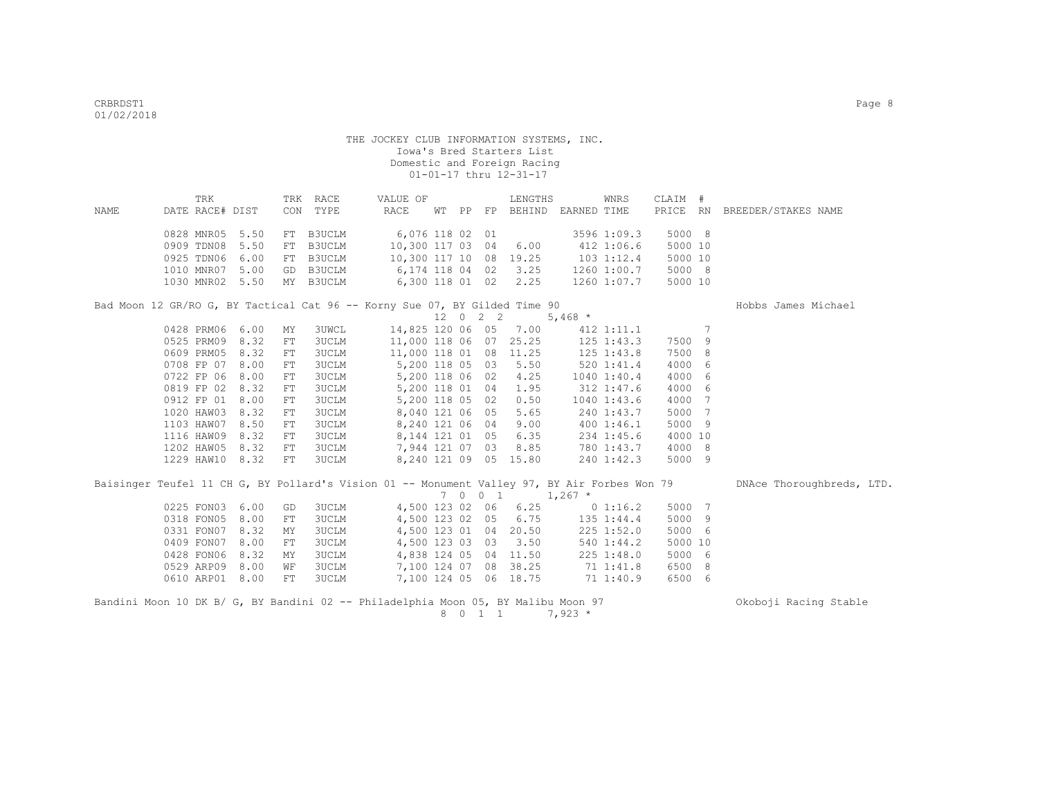THE JOCKEY CLUB INFORMATION SYSTEMS, INC.
Iowa's Bred Starters List
Domestic and Foreign Racing
01-01-17 thru 12-31-17

| NAME | TRK DATE | RACE# | DIST | TRK CON | RACE TYPE | VALUE OF RACE | WT | PP | FP | LENGTHS BEHIND | EARNED | WNRS TIME | CLAIM PRICE | # RN | BREEDER/STAKES NAME |
|---|---|---|---|---|---|---|---|---|---|---|---|---|---|---|---|
| | 0828 | MNR05 | 5.50 | FT | B3UCLM | 6,076 | 118 | 02 | 01 | | 3596 | 1:09.3 | 5000 | 8 | |
| | 0909 | TDN08 | 5.50 | FT | B3UCLM | 10,300 | 117 | 03 | 04 | 6.00 | 412 | 1:06.6 | 5000 | 10 | |
| | 0925 | TDN06 | 6.00 | FT | B3UCLM | 10,300 | 117 | 10 | 08 | 19.25 | 103 | 1:12.4 | 5000 | 10 | |
| | 1010 | MNR07 | 5.00 | GD | B3UCLM | 6,174 | 118 | 04 | 02 | 3.25 | 1260 | 1:00.7 | 5000 | 8 | |
| | 1030 | MNR02 | 5.50 | MY | B3UCLM | 6,300 | 118 | 01 | 02 | 2.25 | 1260 | 1:07.7 | 5000 | 10 | |

Bad Moon 12 GR/RO G, BY Tactical Cat 96 -- Korny Sue 07, BY Gilded Time 90 — Hobbs James Michael
12 0 2 2 5,468 *

| TRK DATE | RACE# | DIST | TRK CON | RACE TYPE | VALUE OF RACE | WT | PP | FP | LENGTHS BEHIND | EARNED | WNRS TIME | CLAIM PRICE | # RN |
|---|---|---|---|---|---|---|---|---|---|---|---|---|---|
| 0428 | PRM06 | 6.00 | MY | 3UWCL | 14,825 | 120 | 06 | 05 | 7.00 | 412 | 1:11.1 | | 7 |
| 0525 | PRM09 | 8.32 | FT | 3UCLM | 11,000 | 118 | 06 | 07 | 25.25 | 125 | 1:43.3 | 7500 | 9 |
| 0609 | PRM05 | 8.32 | FT | 3UCLM | 11,000 | 118 | 01 | 08 | 11.25 | 125 | 1:43.8 | 7500 | 8 |
| 0708 | FP 07 | 8.00 | FT | 3UCLM | 5,200 | 118 | 05 | 03 | 5.50 | 520 | 1:41.4 | 4000 | 6 |
| 0722 | FP 06 | 8.00 | FT | 3UCLM | 5,200 | 118 | 06 | 02 | 4.25 | 1040 | 1:40.4 | 4000 | 6 |
| 0819 | FP 02 | 8.32 | FT | 3UCLM | 5,200 | 118 | 01 | 04 | 1.95 | 312 | 1:47.6 | 4000 | 6 |
| 0912 | FP 01 | 8.00 | FT | 3UCLM | 5,200 | 118 | 05 | 02 | 0.50 | 1040 | 1:43.6 | 4000 | 7 |
| 1020 | HAW03 | 8.32 | FT | 3UCLM | 8,040 | 121 | 06 | 05 | 5.65 | 240 | 1:43.7 | 5000 | 7 |
| 1103 | HAW07 | 8.50 | FT | 3UCLM | 8,240 | 121 | 06 | 04 | 9.00 | 400 | 1:46.1 | 5000 | 9 |
| 1116 | HAW09 | 8.32 | FT | 3UCLM | 8,144 | 121 | 01 | 05 | 6.35 | 234 | 1:45.6 | 4000 | 10 |
| 1202 | HAW05 | 8.32 | FT | 3UCLM | 7,944 | 121 | 07 | 03 | 8.85 | 780 | 1:43.7 | 4000 | 8 |
| 1229 | HAW10 | 8.32 | FT | 3UCLM | 8,240 | 121 | 09 | 05 | 15.80 | 240 | 1:42.3 | 5000 | 9 |

Baisinger Teufel 11 CH G, BY Pollard's Vision 01 -- Monument Valley 97, BY Air Forbes Won 79 — DNAce Thoroughbreds, LTD.
7 0 0 1 1,267 *

| TRK DATE | RACE# | DIST | TRK CON | RACE TYPE | VALUE OF RACE | WT | PP | FP | LENGTHS BEHIND | EARNED | WNRS TIME | CLAIM PRICE | # RN |
|---|---|---|---|---|---|---|---|---|---|---|---|---|---|
| 0225 | FON03 | 6.00 | GD | 3UCLM | 4,500 | 123 | 02 | 06 | 6.25 | 0 | 1:16.2 | 5000 | 7 |
| 0318 | FON05 | 8.00 | FT | 3UCLM | 4,500 | 123 | 02 | 05 | 6.75 | 135 | 1:44.4 | 5000 | 9 |
| 0331 | FON07 | 8.32 | MY | 3UCLM | 4,500 | 123 | 01 | 04 | 20.50 | 225 | 1:52.0 | 5000 | 6 |
| 0409 | FON07 | 8.00 | FT | 3UCLM | 4,500 | 123 | 03 | 03 | 3.50 | 540 | 1:44.2 | 5000 | 10 |
| 0428 | FON06 | 8.32 | MY | 3UCLM | 4,838 | 124 | 05 | 04 | 11.50 | 225 | 1:48.0 | 5000 | 6 |
| 0529 | ARP09 | 8.00 | WF | 3UCLM | 7,100 | 124 | 07 | 08 | 38.25 | 71 | 1:41.8 | 6500 | 8 |
| 0610 | ARP01 | 8.00 | FT | 3UCLM | 7,100 | 124 | 05 | 06 | 18.75 | 71 | 1:40.9 | 6500 | 6 |

Bandini Moon 10 DK B/ G, BY Bandini 02 -- Philadelphia Moon 05, BY Malibu Moon 97 — Okoboji Racing Stable
8 0 1 1 7,923 *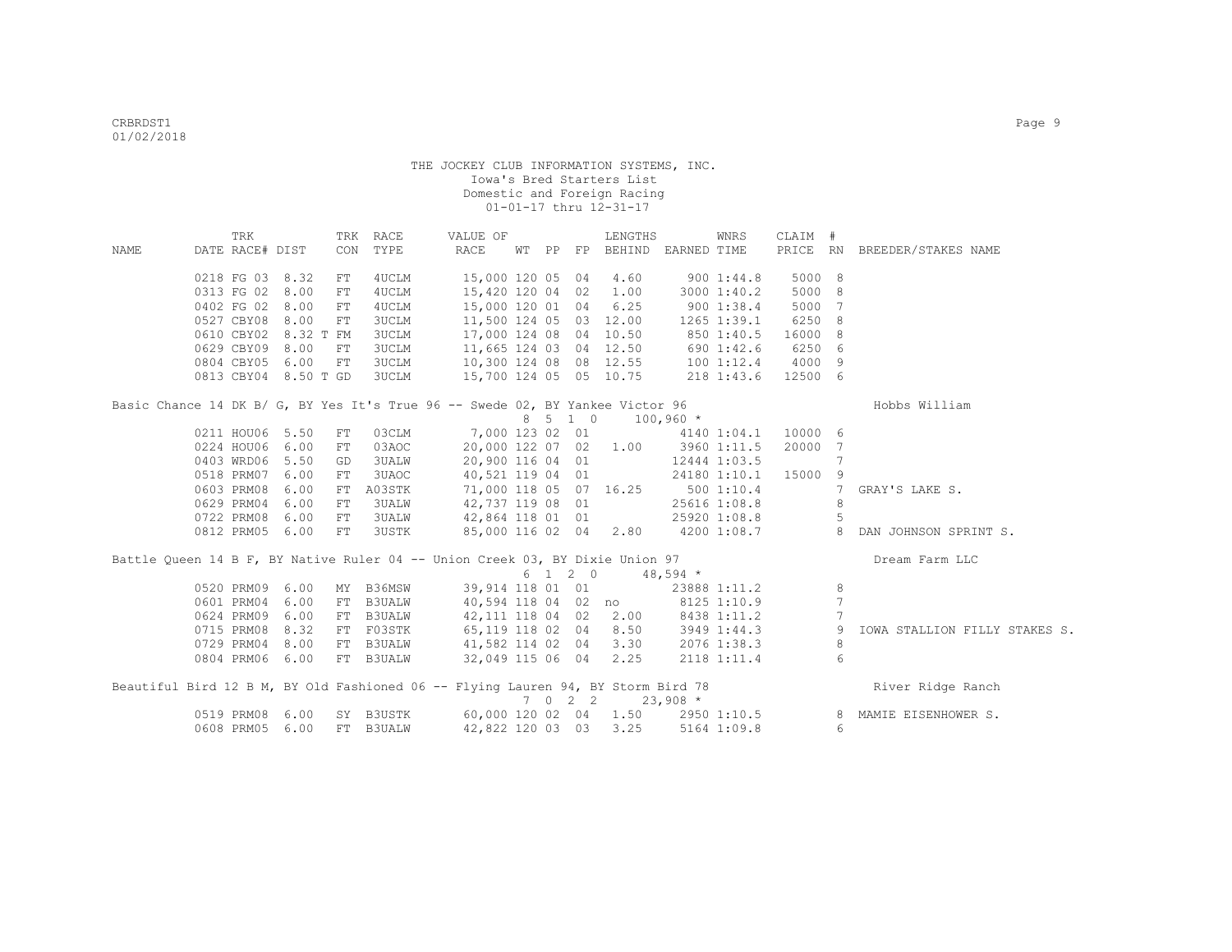THE JOCKEY CLUB INFORMATION SYSTEMS, INC.
Iowa's Bred Starters List
Domestic and Foreign Racing
01-01-17 thru 12-31-17

| NAME | TRK DATE | RACE# | TRK DIST | CON | RACE TYPE | VALUE OF RACE | WT | PP | FP | LENGTHS BEHIND | EARNED | WNRS TIME | CLAIM PRICE | # RN | BREEDER/STAKES NAME |
|---|---|---|---|---|---|---|---|---|---|---|---|---|---|---|---|
| | 0218 | FG 03 | 8.32 | FT | 4UCLM | 15,000 | 120 | 05 | 04 | 4.60 | 900 | 1:44.8 | 5000 | 8 | |
| | 0313 | FG 02 | 8.00 | FT | 4UCLM | 15,420 | 120 | 04 | 02 | 1.00 | 3000 | 1:40.2 | 5000 | 8 | |
| | 0402 | FG 02 | 8.00 | FT | 4UCLM | 15,000 | 120 | 01 | 04 | 6.25 | 900 | 1:38.4 | 5000 | 7 | |
| | 0527 | CBY08 | 8.00 | FT | 3UCLM | 11,500 | 124 | 05 | 03 | 12.00 | 1265 | 1:39.1 | 6250 | 8 | |
| | 0610 | CBY02 | 8.32 T | FM | 3UCLM | 17,000 | 124 | 08 | 04 | 10.50 | 850 | 1:40.5 | 16000 | 8 | |
| | 0629 | CBY09 | 8.00 | FT | 3UCLM | 11,665 | 124 | 03 | 04 | 12.50 | 690 | 1:42.6 | 6250 | 6 | |
| | 0804 | CBY05 | 6.00 | FT | 3UCLM | 10,300 | 124 | 08 | 08 | 12.55 | 100 | 1:12.4 | 4000 | 9 | |
| | 0813 | CBY04 | 8.50 T | GD | 3UCLM | 15,700 | 124 | 05 | 05 | 10.75 | 218 | 1:43.6 | 12500 | 6 | |
| Basic Chance 14 DK B/ G, BY Yes It's True 96 -- Swede 02, BY Yankee Victor 96 | | | | | | | 8 | 5 | 1 0 | | 100,960 * | | | | Hobbs William |
| | 0211 | HOU06 | 5.50 | FT | 03CLM | 7,000 | 123 | 02 | 01 | | 4140 | 1:04.1 | 10000 | 6 | |
| | 0224 | HOU06 | 6.00 | FT | 03AOC | 20,000 | 122 | 07 | 02 | 1.00 | 3960 | 1:11.5 | 20000 | 7 | |
| | 0403 | WRD06 | 5.50 | GD | 3UALW | 20,900 | 116 | 04 | 01 | | 12444 | 1:03.5 | | 7 | |
| | 0518 | PRM07 | 6.00 | FT | 3UAOC | 40,521 | 119 | 04 | 01 | | 24180 | 1:10.1 | 15000 | 9 | |
| | 0603 | PRM08 | 6.00 | FT | A03STK | 71,000 | 118 | 05 | 07 | 16.25 | 500 | 1:10.4 | | 7 | GRAY'S LAKE S. |
| | 0629 | PRM04 | 6.00 | FT | 3UALW | 42,737 | 119 | 08 | 01 | | 25616 | 1:08.8 | | 8 | |
| | 0722 | PRM08 | 6.00 | FT | 3UALW | 42,864 | 118 | 01 | 01 | | 25920 | 1:08.8 | | 5 | |
| | 0812 | PRM05 | 6.00 | FT | 3USTK | 85,000 | 116 | 02 | 04 | 2.80 | 4200 | 1:08.7 | | 8 | DAN JOHNSON SPRINT S. |
| Battle Queen 14 B F, BY Native Ruler 04 -- Union Creek 03, BY Dixie Union 97 | | | | | | | 6 | 1 | 2 0 | | 48,594 * | | | | Dream Farm LLC |
| | 0520 | PRM09 | 6.00 | MY | B36MSW | 39,914 | 118 | 01 | 01 | | 23888 | 1:11.2 | | 8 | |
| | 0601 | PRM04 | 6.00 | FT | B3UALW | 40,594 | 118 | 04 | 02 | no | 8125 | 1:10.9 | | 7 | |
| | 0624 | PRM09 | 6.00 | FT | B3UALW | 42,111 | 118 | 04 | 02 | 2.00 | 8438 | 1:11.2 | | 7 | |
| | 0715 | PRM08 | 8.32 | FT | F03STK | 65,119 | 118 | 02 | 04 | 8.50 | 3949 | 1:44.3 | | 9 | IOWA STALLION FILLY STAKES S. |
| | 0729 | PRM04 | 8.00 | FT | B3UALW | 41,582 | 114 | 02 | 04 | 3.30 | 2076 | 1:38.3 | | 8 | |
| | 0804 | PRM06 | 6.00 | FT | B3UALW | 32,049 | 115 | 06 | 04 | 2.25 | 2118 | 1:11.4 | | 6 | |
| Beautiful Bird 12 B M, BY Old Fashioned 06 -- Flying Lauren 94, BY Storm Bird 78 | | | | | | | 7 | 0 | 2 2 | | 23,908 * | | | | River Ridge Ranch |
| | 0519 | PRM08 | 6.00 | SY | B3USTK | 60,000 | 120 | 02 | 04 | 1.50 | 2950 | 1:10.5 | | 8 | MAMIE EISENHOWER S. |
| | 0608 | PRM05 | 6.00 | FT | B3UALW | 42,822 | 120 | 03 | 03 | 3.25 | 5164 | 1:09.8 | | 6 | |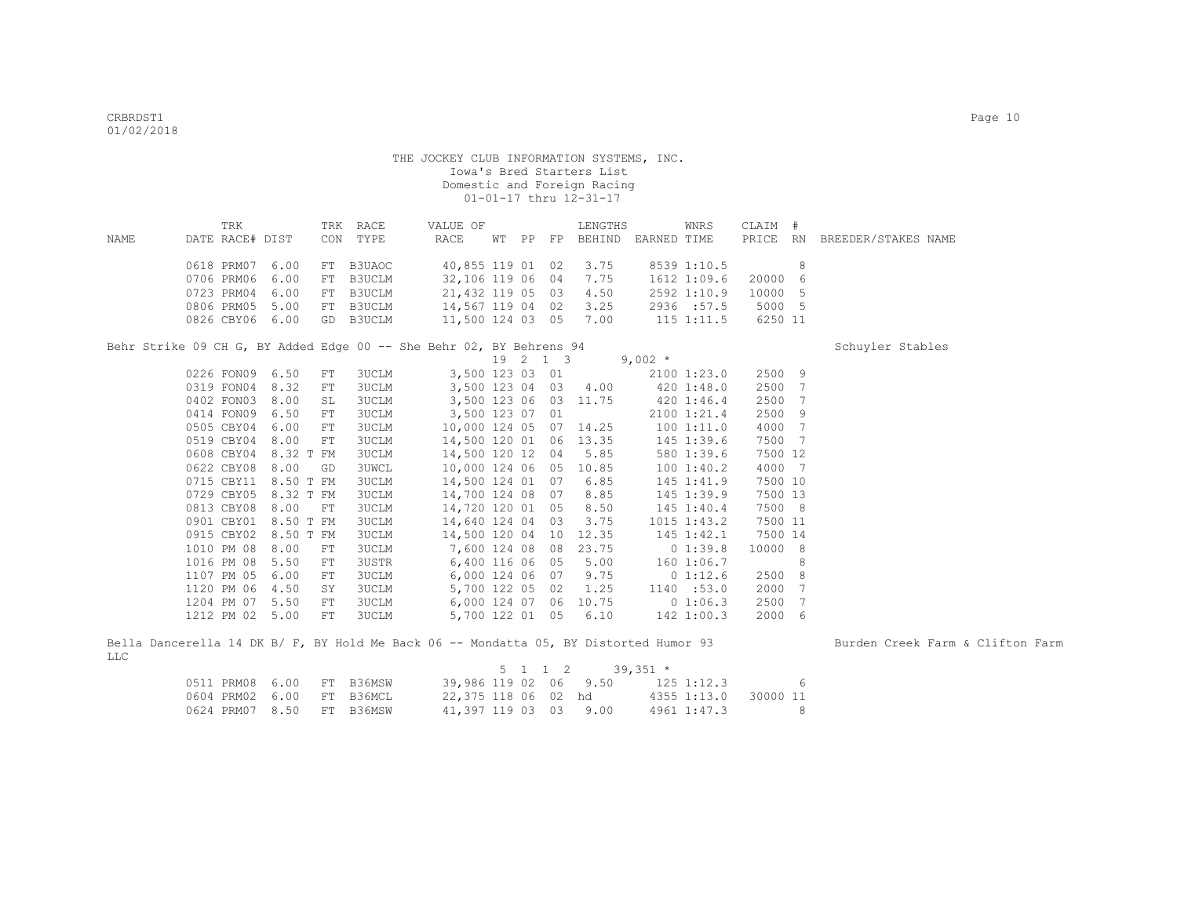THE JOCKEY CLUB INFORMATION SYSTEMS, INC.
Iowa's Bred Starters List
Domestic and Foreign Racing
01-01-17 thru 12-31-17

| NAME | TRK DATE | RACE# | DIST | TRK CON | RACE TYPE | VALUE OF RACE | WT | PP | FP | LENGTHS BEHIND | EARNED | WNRS TIME | CLAIM PRICE | # RN | BREEDER/STAKES NAME |
|---|---|---|---|---|---|---|---|---|---|---|---|---|---|---|---|
| | 0618 | PRM07 | 6.00 | FT | B3UAOC | 40,855 | 119 | 01 | 02 | 3.75 | 8539 | 1:10.5 | | 8 | |
| | 0706 | PRM06 | 6.00 | FT | B3UCLM | 32,106 | 119 | 06 | 04 | 7.75 | 1612 | 1:09.6 | 20000 | 6 | |
| | 0723 | PRM04 | 6.00 | FT | B3UCLM | 21,432 | 119 | 05 | 03 | 4.50 | 2592 | 1:10.9 | 10000 | 5 | |
| | 0806 | PRM05 | 5.00 | FT | B3UCLM | 14,567 | 119 | 04 | 02 | 3.25 | 2936 | :57.5 | 5000 | 5 | |
| | 0826 | CBY06 | 6.00 | GD | B3UCLM | 11,500 | 124 | 03 | 05 | 7.00 | 115 | 1:11.5 | 6250 | 11 | |
| Behr Strike 09 CH G, BY Added Edge 00 -- She Behr 02, BY Behrens 94 | | | | | | | 19 | 2 | 1 3 | | 9,002 * | | | | Schuyler Stables |
| | 0226 | FON09 | 6.50 | FT | 3UCLM | 3,500 | 123 | 03 | 01 | | 2100 | 1:23.0 | 2500 | 9 | |
| | 0319 | FON04 | 8.32 | FT | 3UCLM | 3,500 | 123 | 04 | 03 | 4.00 | 420 | 1:48.0 | 2500 | 7 | |
| | 0402 | FON03 | 8.00 | SL | 3UCLM | 3,500 | 123 | 06 | 03 | 11.75 | 420 | 1:46.4 | 2500 | 7 | |
| | 0414 | FON09 | 6.50 | FT | 3UCLM | 3,500 | 123 | 07 | 01 | | 2100 | 1:21.4 | 2500 | 9 | |
| | 0505 | CBY04 | 6.00 | FT | 3UCLM | 10,000 | 124 | 05 | 07 | 14.25 | 100 | 1:11.0 | 4000 | 7 | |
| | 0519 | CBY04 | 8.00 | FT | 3UCLM | 14,500 | 120 | 01 | 06 | 13.35 | 145 | 1:39.6 | 7500 | 7 | |
| | 0608 | CBY04 | 8.32 T | FM | 3UCLM | 14,500 | 120 | 12 | 04 | 5.85 | 580 | 1:39.6 | 7500 | 12 | |
| | 0622 | CBY08 | 8.00 | GD | 3UWCL | 10,000 | 124 | 06 | 05 | 10.85 | 100 | 1:40.2 | 4000 | 7 | |
| | 0715 | CBY11 | 8.50 T | FM | 3UCLM | 14,500 | 124 | 01 | 07 | 6.85 | 145 | 1:41.9 | 7500 | 10 | |
| | 0729 | CBY05 | 8.32 T | FM | 3UCLM | 14,700 | 124 | 08 | 07 | 8.85 | 145 | 1:39.9 | 7500 | 13 | |
| | 0813 | CBY08 | 8.00 | FT | 3UCLM | 14,720 | 120 | 01 | 05 | 8.50 | 145 | 1:40.4 | 7500 | 8 | |
| | 0901 | CBY01 | 8.50 T | FM | 3UCLM | 14,640 | 124 | 04 | 03 | 3.75 | 1015 | 1:43.2 | 7500 | 11 | |
| | 0915 | CBY02 | 8.50 T | FM | 3UCLM | 14,500 | 120 | 04 | 10 | 12.35 | 145 | 1:42.1 | 7500 | 14 | |
| | 1010 | PM 08 | 8.00 | FT | 3UCLM | 7,600 | 124 | 08 | 08 | 23.75 | 0 | 1:39.8 | 10000 | 8 | |
| | 1016 | PM 08 | 5.50 | FT | 3USTR | 6,400 | 116 | 06 | 05 | 5.00 | 160 | 1:06.7 | | 8 | |
| | 1107 | PM 05 | 6.00 | FT | 3UCLM | 6,000 | 124 | 06 | 07 | 9.75 | 0 | 1:12.6 | 2500 | 8 | |
| | 1120 | PM 06 | 4.50 | SY | 3UCLM | 5,700 | 122 | 05 | 02 | 1.25 | 1140 | :53.0 | 2000 | 7 | |
| | 1204 | PM 07 | 5.50 | FT | 3UCLM | 6,000 | 124 | 07 | 06 | 10.75 | 0 | 1:06.3 | 2500 | 7 | |
| | 1212 | PM 02 | 5.00 | FT | 3UCLM | 5,700 | 122 | 01 | 05 | 6.10 | 142 | 1:00.3 | 2000 | 6 | |
| Bella Dancerella 14 DK B/ F, BY Hold Me Back 06 -- Mondatta 05, BY Distorted Humor 93 | | | | | | | 5 | 1 | 1 2 | | 39,351 * | | | | Burden Creek Farm & Clifton Farm LLC |
| | 0511 | PRM08 | 6.00 | FT | B36MSW | 39,986 | 119 | 02 | 06 | 9.50 | 125 | 1:12.3 | | 6 | |
| | 0604 | PRM02 | 6.00 | FT | B36MCL | 22,375 | 118 | 06 | 02 | hd | 4355 | 1:13.0 | 30000 | 11 | |
| | 0624 | PRM07 | 8.50 | FT | B36MSW | 41,397 | 119 | 03 | 03 | 9.00 | 4961 | 1:47.3 | | 8 | |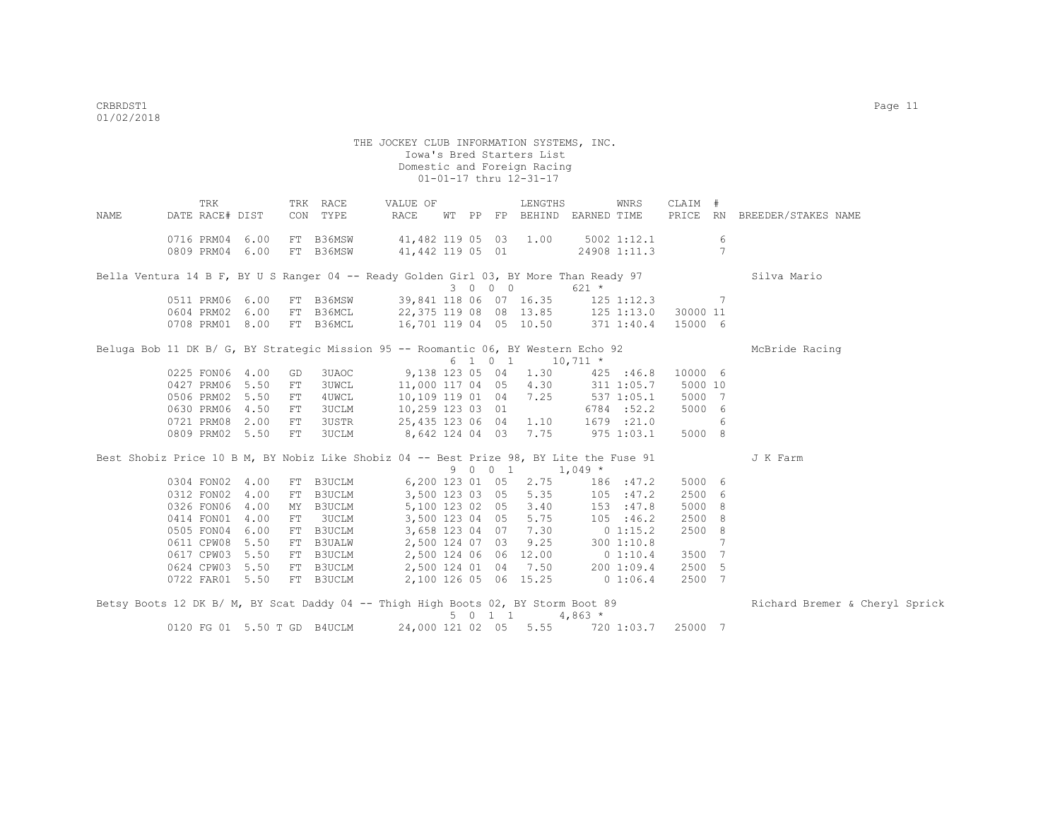THE JOCKEY CLUB INFORMATION SYSTEMS, INC.
Iowa's Bred Starters List
Domestic and Foreign Racing
01-01-17 thru 12-31-17

| NAME | TRK DATE | RACE# | DIST | TRK CON | RACE TYPE | VALUE OF RACE | WT | PP | FP | LENGTHS BEHIND | EARNED | WNRS TIME | CLAIM PRICE | # RN | BREEDER/STAKES NAME |
|---|---|---|---|---|---|---|---|---|---|---|---|---|---|---|---|
| | 0716 | PRM04 | 6.00 | FT | B36MSW | 41,482 | 119 | 05 | 03 | 1.00 | 5002 | 1:12.1 | | 6 | |
| | 0809 | PRM04 | 6.00 | FT | B36MSW | 41,442 | 119 | 05 | 01 | | 24908 | 1:11.3 | | 7 | |
| Bella Ventura 14 B F, BY U S Ranger 04 -- Ready Golden Girl 03, BY More Than Ready 97 | | | | | | | 3 | 0 0 0 | | | 621 * | | | | Silva Mario |
| | 0511 | PRM06 | 6.00 | FT | B36MSW | 39,841 | 118 | 06 | 07 | 16.35 | 125 | 1:12.3 | | 7 | |
| | 0604 | PRM02 | 6.00 | FT | B36MCL | 22,375 | 119 | 08 | 08 | 13.85 | 125 | 1:13.0 | 30000 | 11 | |
| | 0708 | PRM01 | 8.00 | FT | B36MCL | 16,701 | 119 | 04 | 05 | 10.50 | 371 | 1:40.4 | 15000 | 6 | |
| Beluga Bob 11 DK B/ G, BY Strategic Mission 95 -- Roomantic 06, BY Western Echo 92 | | | | | | | 6 | 1 0 1 | | | 10,711 * | | | | McBride Racing |
| | 0225 | FON06 | 4.00 | GD | 3UAOC | 9,138 | 123 | 05 | 04 | 1.30 | 425 | :46.8 | 10000 | 6 | |
| | 0427 | PRM06 | 5.50 | FT | 3UWCL | 11,000 | 117 | 04 | 05 | 4.30 | 311 | 1:05.7 | 5000 | 10 | |
| | 0506 | PRM02 | 5.50 | FT | 4UWCL | 10,109 | 119 | 01 | 04 | 7.25 | 537 | 1:05.1 | 5000 | 7 | |
| | 0630 | PRM06 | 4.50 | FT | 3UCLM | 10,259 | 123 | 03 | 01 | | 6784 | :52.2 | 5000 | 6 | |
| | 0721 | PRM08 | 2.00 | FT | 3USTR | 25,435 | 123 | 06 | 04 | 1.10 | 1679 | :21.0 | | 6 | |
| | 0809 | PRM02 | 5.50 | FT | 3UCLM | 8,642 | 124 | 04 | 03 | 7.75 | 975 | 1:03.1 | 5000 | 8 | |
| Best Shobiz Price 10 B M, BY Nobiz Like Shobiz 04 -- Best Prize 98, BY Lite the Fuse 91 | | | | | | | 9 | 0 0 1 | | | 1,049 * | | | | J K Farm |
| | 0304 | FON02 | 4.00 | FT | B3UCLM | 6,200 | 123 | 01 | 05 | 2.75 | 186 | :47.2 | 5000 | 6 | |
| | 0312 | FON02 | 4.00 | FT | B3UCLM | 3,500 | 123 | 03 | 05 | 5.35 | 105 | :47.2 | 2500 | 6 | |
| | 0326 | FON06 | 4.00 | MY | B3UCLM | 5,100 | 123 | 02 | 05 | 3.40 | 153 | :47.8 | 5000 | 8 | |
| | 0414 | FON01 | 4.00 | FT | 3UCLM | 3,500 | 123 | 04 | 05 | 5.75 | 105 | :46.2 | 2500 | 8 | |
| | 0505 | FON04 | 6.00 | FT | B3UCLM | 3,658 | 123 | 04 | 07 | 7.30 | 0 | 1:15.2 | 2500 | 8 | |
| | 0611 | CPW08 | 5.50 | FT | B3UALW | 2,500 | 124 | 07 | 03 | 9.25 | 300 | 1:10.8 | | 7 | |
| | 0617 | CPW03 | 5.50 | FT | B3UCLM | 2,500 | 124 | 06 | 06 | 12.00 | 0 | 1:10.4 | 3500 | 7 | |
| | 0624 | CPW03 | 5.50 | FT | B3UCLM | 2,500 | 124 | 01 | 04 | 7.50 | 200 | 1:09.4 | 2500 | 5 | |
| | 0722 | FAR01 | 5.50 | FT | B3UCLM | 2,100 | 126 | 05 | 06 | 15.25 | 0 | 1:06.4 | 2500 | 7 | |
| Betsy Boots 12 DK B/ M, BY Scat Daddy 04 -- Thigh High Boots 02, BY Storm Boot 89 | | | | | | | 5 | 0 1 1 | | | 4,863 * | | | | Richard Bremer & Cheryl Sprick |
| | 0120 | FG 01 | 5.50 T | GD | B4UCLM | 24,000 | 121 | 02 | 05 | 5.55 | 720 | 1:03.7 | 25000 | 7 | |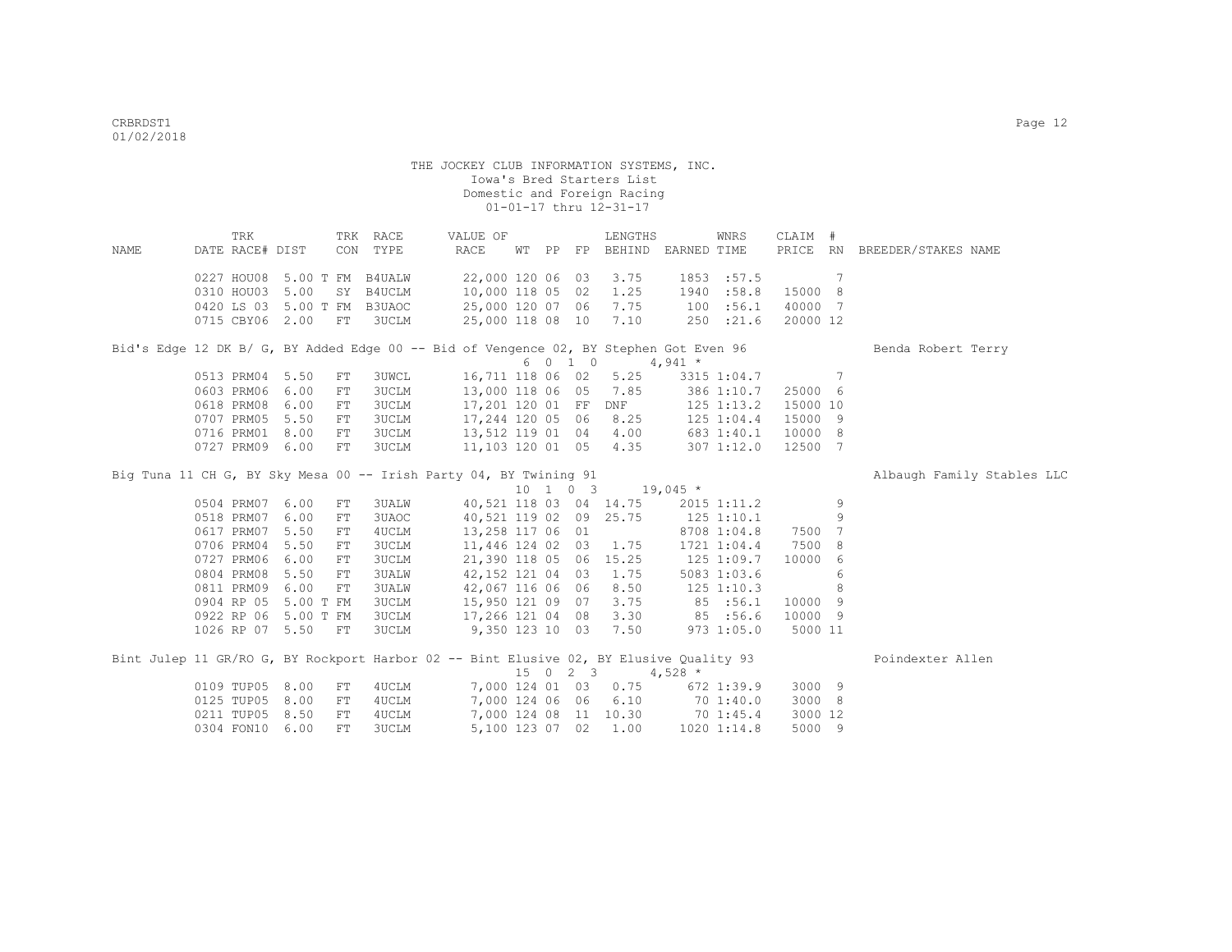THE JOCKEY CLUB INFORMATION SYSTEMS, INC.
Iowa's Bred Starters List
Domestic and Foreign Racing
01-01-17 thru 12-31-17

| NAME | TRK DATE | RACE# | DIST | TRK CON | RACE TYPE | VALUE OF RACE | WT | PP | FP | LENGTHS BEHIND | EARNED | WNRS TIME | CLAIM PRICE | # RN | BREEDER/STAKES NAME |
|---|---|---|---|---|---|---|---|---|---|---|---|---|---|---|---|
| | 0227 | HOU08 | 5.00 T | FM | B4UALW | 22,000 | 120 | 06 | 03 | 3.75 | 1853 | :57.5 | | 7 | |
| | 0310 | HOU03 | 5.00 | SY | B4UCLM | 10,000 | 118 | 05 | 02 | 1.25 | 1940 | :58.8 | 15000 | 8 | |
| | 0420 | LS 03 | 5.00 T | FM | B3UAOC | 25,000 | 120 | 07 | 06 | 7.75 | 100 | :56.1 | 40000 | 7 | |
| | 0715 | CBY06 | 2.00 | FT | 3UCLM | 25,000 | 118 | 08 | 10 | 7.10 | 250 | :21.6 | 20000 | 12 | |

Bid's Edge 12 DK B/ G, BY Added Edge 00 -- Bid of Vengence 02, BY Stephen Got Even 96 — Benda Robert Terry
6 0 1 0 4,941 *

| TRK DATE | RACE# | DIST | TRK CON | RACE TYPE | VALUE OF RACE | WT | PP | FP | LENGTHS BEHIND | EARNED | WNRS TIME | CLAIM PRICE | # RN |
|---|---|---|---|---|---|---|---|---|---|---|---|---|---|
| 0513 | PRM04 | 5.50 | FT | 3UWCL | 16,711 | 118 | 06 | 02 | 5.25 | 3315 | 1:04.7 | | 7 |
| 0603 | PRM06 | 6.00 | FT | 3UCLM | 13,000 | 118 | 06 | 05 | 7.85 | 386 | 1:10.7 | 25000 | 6 |
| 0618 | PRM08 | 6.00 | FT | 3UCLM | 17,201 | 120 | 01 | FF | DNF | 125 | 1:13.2 | 15000 | 10 |
| 0707 | PRM05 | 5.50 | FT | 3UCLM | 17,244 | 120 | 05 | 06 | 8.25 | 125 | 1:04.4 | 15000 | 9 |
| 0716 | PRM01 | 8.00 | FT | 3UCLM | 13,512 | 119 | 01 | 04 | 4.00 | 683 | 1:40.1 | 10000 | 8 |
| 0727 | PRM09 | 6.00 | FT | 3UCLM | 11,103 | 120 | 01 | 05 | 4.35 | 307 | 1:12.0 | 12500 | 7 |

Big Tuna 11 CH G, BY Sky Mesa 00 -- Irish Party 04, BY Twining 91 — Albaugh Family Stables LLC
10 1 0 3 19,045 *

| TRK DATE | RACE# | DIST | TRK CON | RACE TYPE | VALUE OF RACE | WT | PP | FP | LENGTHS BEHIND | EARNED | WNRS TIME | CLAIM PRICE | # RN |
|---|---|---|---|---|---|---|---|---|---|---|---|---|---|
| 0504 | PRM07 | 6.00 | FT | 3UALW | 40,521 | 118 | 03 | 04 | 14.75 | 2015 | 1:11.2 | | 9 |
| 0518 | PRM07 | 6.00 | FT | 3UAOC | 40,521 | 119 | 02 | 09 | 25.75 | 125 | 1:10.1 | | 9 |
| 0617 | PRM07 | 5.50 | FT | 4UCLM | 13,258 | 117 | 06 | 01 | | 8708 | 1:04.8 | 7500 | 7 |
| 0706 | PRM04 | 5.50 | FT | 3UCLM | 11,446 | 124 | 02 | 03 | 1.75 | 1721 | 1:04.4 | 7500 | 8 |
| 0727 | PRM06 | 6.00 | FT | 3UCLM | 21,390 | 118 | 05 | 06 | 15.25 | 125 | 1:09.7 | 10000 | 6 |
| 0804 | PRM08 | 5.50 | FT | 3UALW | 42,152 | 121 | 04 | 03 | 1.75 | 5083 | 1:03.6 | | 6 |
| 0811 | PRM09 | 6.00 | FT | 3UALW | 42,067 | 116 | 06 | 06 | 8.50 | 125 | 1:10.3 | | 8 |
| 0904 | RP 05 | 5.00 T | FM | 3UCLM | 15,950 | 121 | 09 | 07 | 3.75 | 85 | :56.1 | 10000 | 9 |
| 0922 | RP 06 | 5.00 T | FM | 3UCLM | 17,266 | 121 | 04 | 08 | 3.30 | 85 | :56.6 | 10000 | 9 |
| 1026 | RP 07 | 5.50 | FT | 3UCLM | 9,350 | 123 | 10 | 03 | 7.50 | 973 | 1:05.0 | 5000 | 11 |

Bint Julep 11 GR/RO G, BY Rockport Harbor 02 -- Bint Elusive 02, BY Elusive Quality 93 — Poindexter Allen
15 0 2 3 4,528 *

| TRK DATE | RACE# | DIST | TRK CON | RACE TYPE | VALUE OF RACE | WT | PP | FP | LENGTHS BEHIND | EARNED | WNRS TIME | CLAIM PRICE | # RN |
|---|---|---|---|---|---|---|---|---|---|---|---|---|---|
| 0109 | TUP05 | 8.00 | FT | 4UCLM | 7,000 | 124 | 01 | 03 | 0.75 | 672 | 1:39.9 | 3000 | 9 |
| 0125 | TUP05 | 8.00 | FT | 4UCLM | 7,000 | 124 | 06 | 06 | 6.10 | 70 | 1:40.0 | 3000 | 8 |
| 0211 | TUP05 | 8.50 | FT | 4UCLM | 7,000 | 124 | 08 | 11 | 10.30 | 70 | 1:45.4 | 3000 | 12 |
| 0304 | FON10 | 6.00 | FT | 3UCLM | 5,100 | 123 | 07 | 02 | 1.00 | 1020 | 1:14.8 | 5000 | 9 |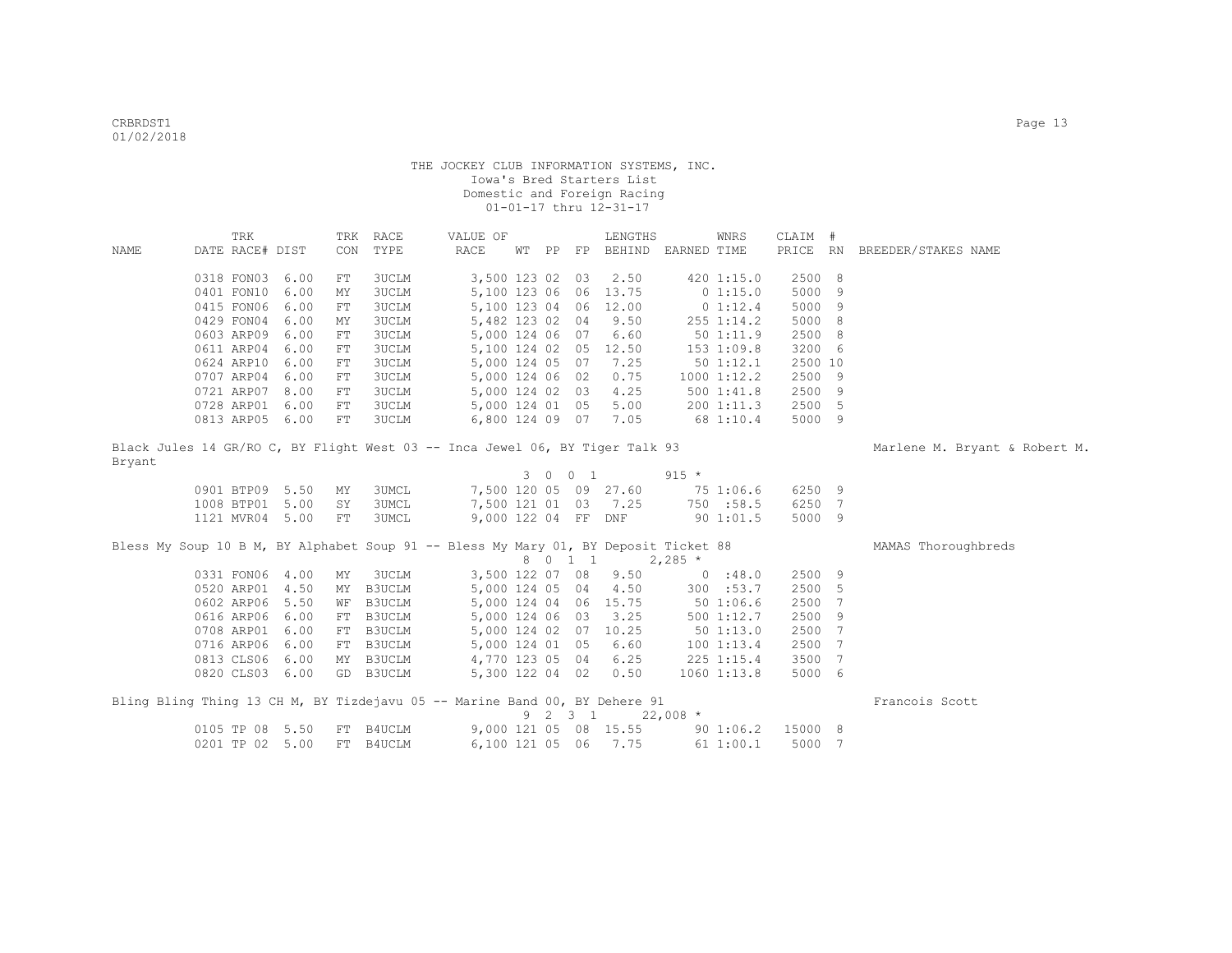THE JOCKEY CLUB INFORMATION SYSTEMS, INC.
Iowa's Bred Starters List
Domestic and Foreign Racing
01-01-17 thru 12-31-17

| NAME | TRK DATE | RACE# | DIST | TRK CON | RACE TYPE | VALUE OF RACE | WT | PP | FP | LENGTHS BEHIND | EARNED | WNRS TIME | CLAIM PRICE | # RN | BREEDER/STAKES NAME |
|---|---|---|---|---|---|---|---|---|---|---|---|---|---|---|---|
| | 0318 | FON03 | 6.00 | FT | 3UCLM | 3,500 | 123 | 02 | 03 | 2.50 | 420 | 1:15.0 | 2500 | 8 | |
| | 0401 | FON10 | 6.00 | MY | 3UCLM | 5,100 | 123 | 06 | 06 | 13.75 | 0 | 1:15.0 | 5000 | 9 | |
| | 0415 | FON06 | 6.00 | FT | 3UCLM | 5,100 | 123 | 04 | 06 | 12.00 | 0 | 1:12.4 | 5000 | 9 | |
| | 0429 | FON04 | 6.00 | MY | 3UCLM | 5,482 | 123 | 02 | 04 | 9.50 | 255 | 1:14.2 | 5000 | 8 | |
| | 0603 | ARP09 | 6.00 | FT | 3UCLM | 5,000 | 124 | 06 | 07 | 6.60 | 50 | 1:11.9 | 2500 | 8 | |
| | 0611 | ARP04 | 6.00 | FT | 3UCLM | 5,100 | 124 | 02 | 05 | 12.50 | 153 | 1:09.8 | 3200 | 6 | |
| | 0624 | ARP10 | 6.00 | FT | 3UCLM | 5,000 | 124 | 05 | 07 | 7.25 | 50 | 1:12.1 | 2500 | 10 | |
| | 0707 | ARP04 | 6.00 | FT | 3UCLM | 5,000 | 124 | 06 | 02 | 0.75 | 1000 | 1:12.2 | 2500 | 9 | |
| | 0721 | ARP07 | 8.00 | FT | 3UCLM | 5,000 | 124 | 02 | 03 | 4.25 | 500 | 1:41.8 | 2500 | 9 | |
| | 0728 | ARP01 | 6.00 | FT | 3UCLM | 5,000 | 124 | 01 | 05 | 5.00 | 200 | 1:11.3 | 2500 | 5 | |
| | 0813 | ARP05 | 6.00 | FT | 3UCLM | 6,800 | 124 | 09 | 07 | 7.05 | 68 | 1:10.4 | 5000 | 9 | |

Black Jules 14 GR/RO C, BY Flight West 03 -- Inca Jewel 06, BY Tiger Talk 93 — Marlene M. Bryant & Robert M. Bryant

3 0 0 1 — 915 *

| TRK DATE | RACE# | DIST | TRK CON | RACE TYPE | VALUE OF RACE | WT | PP | FP | LENGTHS BEHIND | EARNED | WNRS TIME | CLAIM PRICE | # RN |
|---|---|---|---|---|---|---|---|---|---|---|---|---|---|
| 0901 | BTP09 | 5.50 | MY | 3UMCL | 7,500 | 120 | 05 | 09 | 27.60 | 75 | 1:06.6 | 6250 | 9 |
| 1008 | BTP01 | 5.00 | SY | 3UMCL | 7,500 | 121 | 01 | 03 | 7.25 | 750 | :58.5 | 6250 | 7 |
| 1121 | MVR04 | 5.00 | FT | 3UMCL | 9,000 | 122 | 04 | FF | DNF | 90 | 1:01.5 | 5000 | 9 |

Bless My Soup 10 B M, BY Alphabet Soup 91 -- Bless My Mary 01, BY Deposit Ticket 88 — MAMAS Thoroughbreds

8 0 1 1 — 2,285 *

| TRK DATE | RACE# | DIST | TRK CON | RACE TYPE | VALUE OF RACE | WT | PP | FP | LENGTHS BEHIND | EARNED | WNRS TIME | CLAIM PRICE | # RN |
|---|---|---|---|---|---|---|---|---|---|---|---|---|---|
| 0331 | FON06 | 4.00 | MY | 3UCLM | 3,500 | 122 | 07 | 08 | 9.50 | 0 | :48.0 | 2500 | 9 |
| 0520 | ARP01 | 4.50 | MY | B3UCLM | 5,000 | 124 | 05 | 04 | 4.50 | 300 | :53.7 | 2500 | 5 |
| 0602 | ARP06 | 5.50 | WF | B3UCLM | 5,000 | 124 | 04 | 06 | 15.75 | 50 | 1:06.6 | 2500 | 7 |
| 0616 | ARP06 | 6.00 | FT | B3UCLM | 5,000 | 124 | 06 | 03 | 3.25 | 500 | 1:12.7 | 2500 | 9 |
| 0708 | ARP01 | 6.00 | FT | B3UCLM | 5,000 | 124 | 02 | 07 | 10.25 | 50 | 1:13.0 | 2500 | 7 |
| 0716 | ARP06 | 6.00 | FT | B3UCLM | 5,000 | 124 | 01 | 05 | 6.60 | 100 | 1:13.4 | 2500 | 7 |
| 0813 | CLS06 | 6.00 | MY | B3UCLM | 4,770 | 123 | 05 | 04 | 6.25 | 225 | 1:15.4 | 3500 | 7 |
| 0820 | CLS03 | 6.00 | GD | B3UCLM | 5,300 | 122 | 04 | 02 | 0.50 | 1060 | 1:13.8 | 5000 | 6 |

Bling Bling Thing 13 CH M, BY Tizdejavu 05 -- Marine Band 00, BY Dehere 91 — Francois Scott

9 2 3 1 — 22,008 *

| TRK DATE | RACE# | DIST | TRK CON | RACE TYPE | VALUE OF RACE | WT | PP | FP | LENGTHS BEHIND | EARNED | WNRS TIME | CLAIM PRICE | # RN |
|---|---|---|---|---|---|---|---|---|---|---|---|---|---|
| 0105 | TP 08 | 5.50 | FT | B4UCLM | 9,000 | 121 | 05 | 08 | 15.55 | 90 | 1:06.2 | 15000 | 8 |
| 0201 | TP 02 | 5.00 | FT | B4UCLM | 6,100 | 121 | 05 | 06 | 7.75 | 61 | 1:00.1 | 5000 | 7 |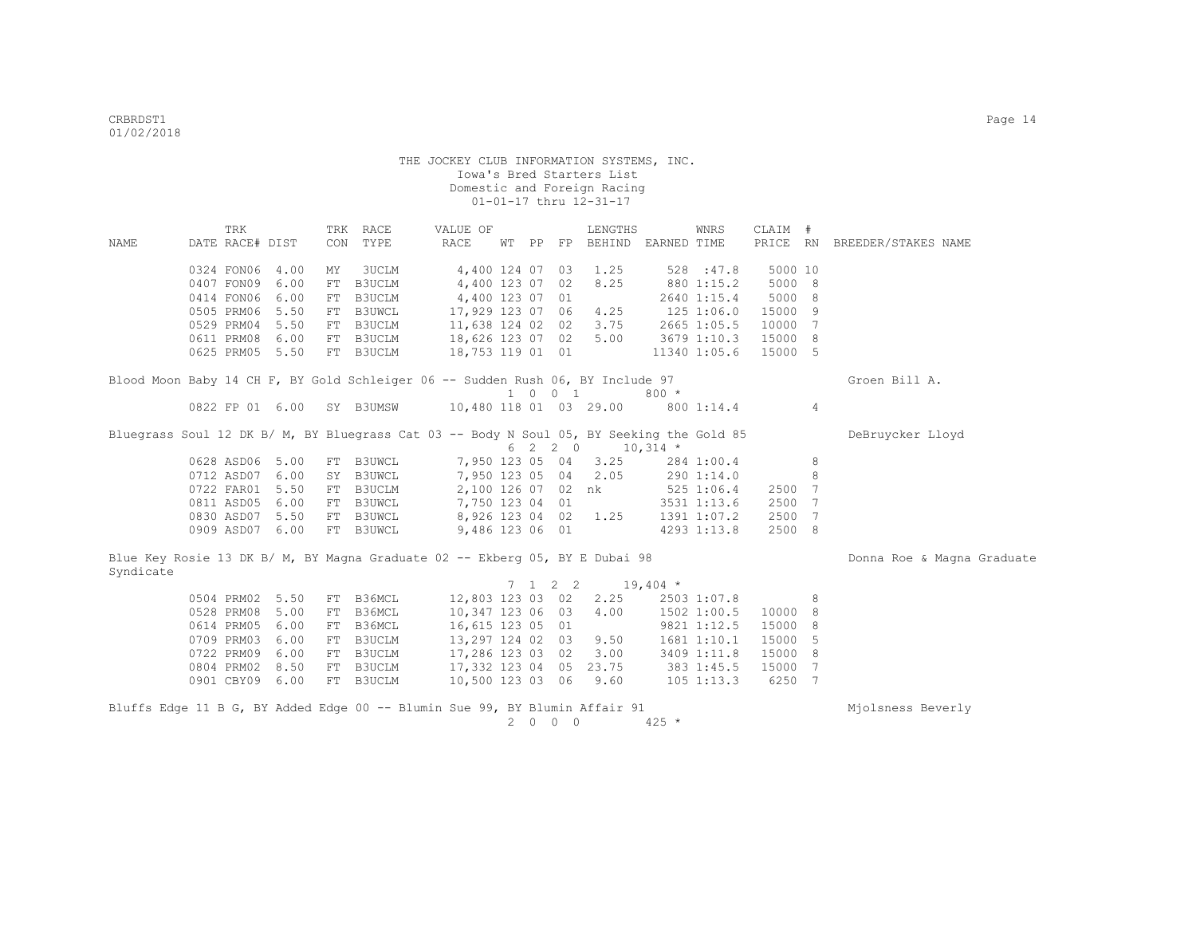THE JOCKEY CLUB INFORMATION SYSTEMS, INC.
Iowa's Bred Starters List
Domestic and Foreign Racing
01-01-17 thru 12-31-17

| NAME | TRK DATE | RACE# | DIST | TRK CON | RACE TYPE | VALUE OF RACE | WT | PP | FP | LENGTHS BEHIND | EARNED | WNRS TIME | CLAIM PRICE | # RN | BREEDER/STAKES NAME |
|---|---|---|---|---|---|---|---|---|---|---|---|---|---|---|---|
| | 0324 | FON06 | 4.00 | MY | 3UCLM | 4,400 | 124 | 07 | 03 | 1.25 | 528 | :47.8 | 5000 | 10 | |
| | 0407 | FON09 | 6.00 | FT | B3UCLM | 4,400 | 123 | 07 | 02 | 8.25 | 880 | 1:15.2 | 5000 | 8 | |
| | 0414 | FON06 | 6.00 | FT | B3UCLM | 4,400 | 123 | 07 | 01 | | 2640 | 1:15.4 | 5000 | 8 | |
| | 0505 | PRM06 | 5.50 | FT | B3UWCL | 17,929 | 123 | 07 | 06 | 4.25 | 125 | 1:06.0 | 15000 | 9 | |
| | 0529 | PRM04 | 5.50 | FT | B3UCLM | 11,638 | 124 | 02 | 02 | 3.75 | 2665 | 1:05.5 | 10000 | 7 | |
| | 0611 | PRM08 | 6.00 | FT | B3UCLM | 18,626 | 123 | 07 | 02 | 5.00 | 3679 | 1:10.3 | 15000 | 8 | |
| | 0625 | PRM05 | 5.50 | FT | B3UCLM | 18,753 | 119 | 01 | 01 | | 11340 | 1:05.6 | 15000 | 5 | |
| Blood Moon Baby 14 CH F, BY Gold Schleiger 06 -- Sudden Rush 06, BY Include 97 | | | | | | | | | | | | | | | Groen Bill A. |
| | | | | | | | 1 0 0 1 | | | | 800 * | | | | |
| | 0822 | FP 01 | 6.00 | SY | B3UMSW | 10,480 | 118 | 01 | 03 | 29.00 | 800 | 1:14.4 | | 4 | |
| Bluegrass Soul 12 DK B/ M, BY Bluegrass Cat 03 -- Body N Soul 05, BY Seeking the Gold 85 | | | | | | | | | | | | | | | DeBruycker Lloyd |
| | | | | | | | 6 2 2 0 | | | | 10,314 * | | | | |
| | 0628 | ASD06 | 5.00 | FT | B3UWCL | 7,950 | 123 | 05 | 04 | 3.25 | 284 | 1:00.4 | | 8 | |
| | 0712 | ASD07 | 6.00 | SY | B3UWCL | 7,950 | 123 | 05 | 04 | 2.05 | 290 | 1:14.0 | | 8 | |
| | 0722 | FAR01 | 5.50 | FT | B3UCLM | 2,100 | 126 | 07 | 02 | nk | 525 | 1:06.4 | 2500 | 7 | |
| | 0811 | ASD05 | 6.00 | FT | B3UWCL | 7,750 | 123 | 04 | 01 | | 3531 | 1:13.6 | 2500 | 7 | |
| | 0830 | ASD07 | 5.50 | FT | B3UWCL | 8,926 | 123 | 04 | 02 | 1.25 | 1391 | 1:07.2 | 2500 | 7 | |
| | 0909 | ASD07 | 6.00 | FT | B3UWCL | 9,486 | 123 | 06 | 01 | | 4293 | 1:13.8 | 2500 | 8 | |
| Blue Key Rosie 13 DK B/ M, BY Magna Graduate 02 -- Ekberg 05, BY E Dubai 98 | | | | | | | | | | | | | | | Donna Roe & Magna Graduate Syndicate |
| | | | | | | | 7 1 2 2 | | | | 19,404 * | | | | |
| | 0504 | PRM02 | 5.50 | FT | B36MCL | 12,803 | 123 | 03 | 02 | 2.25 | 2503 | 1:07.8 | | 8 | |
| | 0528 | PRM08 | 5.00 | FT | B36MCL | 10,347 | 123 | 06 | 03 | 4.00 | 1502 | 1:00.5 | 10000 | 8 | |
| | 0614 | PRM05 | 6.00 | FT | B36MCL | 16,615 | 123 | 05 | 01 | | 9821 | 1:12.5 | 15000 | 8 | |
| | 0709 | PRM03 | 6.00 | FT | B3UCLM | 13,297 | 124 | 02 | 03 | 9.50 | 1681 | 1:10.1 | 15000 | 5 | |
| | 0722 | PRM09 | 6.00 | FT | B3UCLM | 17,286 | 123 | 03 | 02 | 3.00 | 3409 | 1:11.8 | 15000 | 8 | |
| | 0804 | PRM02 | 8.50 | FT | B3UCLM | 17,332 | 123 | 04 | 05 | 23.75 | 383 | 1:45.5 | 15000 | 7 | |
| | 0901 | CBY09 | 6.00 | FT | B3UCLM | 10,500 | 123 | 03 | 06 | 9.60 | 105 | 1:13.3 | 6250 | 7 | |
| Bluffs Edge 11 B G, BY Added Edge 00 -- Blumin Sue 99, BY Blumin Affair 91 | | | | | | | | | | | | | | | Mjolsness Beverly |
| | | | | | | | 2 0 0 0 | | | | 425 * | | | | |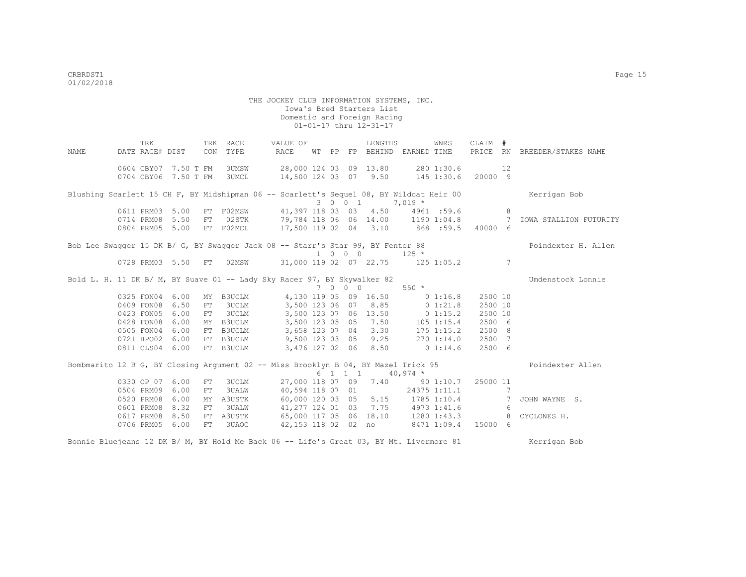THE JOCKEY CLUB INFORMATION SYSTEMS, INC.
Iowa's Bred Starters List
Domestic and Foreign Racing
01-01-17 thru 12-31-17

| NAME | TRK DATE | RACE# | DIST | TRK CON | RACE TYPE | VALUE OF RACE | WT | PP | FP | LENGTHS BEHIND | EARNED | WNRS TIME | CLAIM PRICE | # RN | BREEDER/STAKES NAME |
|---|---|---|---|---|---|---|---|---|---|---|---|---|---|---|---|
| | 0604 | CBY07 | 7.50 T | FM | 3UMSW | 28,000 | 124 | 03 | 09 | 13.80 | 280 | 1:30.6 | | 12 | |
| | 0704 | CBY06 | 7.50 T | FM | 3UMCL | 14,500 | 124 | 03 | 07 | 9.50 | 145 | 1:30.6 | 20000 | 9 | |
| Blushing Scarlett 15 CH F, BY Midshipman 06 -- Scarlett's Sequel 08, BY Wildcat Heir 00 | | | | | | | 3 | 0 0 | 1 | | 7,019 * | | | | Kerrigan Bob |
| | 0611 | PRM03 | 5.00 | FT | F02MSW | 41,397 | 118 | 03 | 03 | 4.50 | 4961 | :59.6 | | 8 | |
| | 0714 | PRM08 | 5.50 | FT | 02STK | 79,784 | 118 | 06 | 06 | 14.00 | 1190 | 1:04.8 | | 7 | IOWA STALLION FUTURITY |
| | 0804 | PRM05 | 5.00 | FT | F02MCL | 17,500 | 119 | 02 | 04 | 3.10 | 868 | :59.5 | 40000 | 6 | |
| Bob Lee Swagger 15 DK B/ G, BY Swagger Jack 08 -- Starr's Star 99, BY Fenter 88 | | | | | | | 1 | 0 0 | 0 | | 125 * | | | | Poindexter H. Allen |
| | 0728 | PRM03 | 5.50 | FT | 02MSW | 31,000 | 119 | 02 | 07 | 22.75 | 125 | 1:05.2 | | 7 | |
| Bold L. H. 11 DK B/ M, BY Suave 01 -- Lady Sky Racer 97, BY Skywalker 82 | | | | | | | 7 | 0 0 | 0 | | 550 * | | | | Umdenstock Lonnie |
| | 0325 | FON04 | 6.00 | MY | B3UCLM | 4,130 | 119 | 05 | 09 | 16.50 | 0 | 1:16.8 | 2500 | 10 | |
| | 0409 | FON08 | 6.50 | FT | 3UCLM | 3,500 | 123 | 06 | 07 | 8.85 | 0 | 1:21.8 | 2500 | 10 | |
| | 0423 | FON05 | 6.00 | FT | 3UCLM | 3,500 | 123 | 07 | 06 | 13.50 | 0 | 1:15.2 | 2500 | 10 | |
| | 0428 | FON08 | 6.00 | MY | B3UCLM | 3,500 | 123 | 05 | 05 | 7.50 | 105 | 1:15.4 | 2500 | 6 | |
| | 0505 | FON04 | 6.00 | FT | B3UCLM | 3,658 | 123 | 07 | 04 | 3.30 | 175 | 1:15.2 | 2500 | 8 | |
| | 0721 | HPO02 | 6.00 | FT | B3UCLM | 9,500 | 123 | 03 | 05 | 9.25 | 270 | 1:14.0 | 2500 | 7 | |
| | 0811 | CLS04 | 6.00 | FT | B3UCLM | 3,476 | 127 | 02 | 06 | 8.50 | 0 | 1:14.6 | 2500 | 6 | |
| Bombmarito 12 B G, BY Closing Argument 02 -- Miss Brooklyn B 04, BY Mazel Trick 95 | | | | | | | 6 | 1 1 | 1 | | 40,974 * | | | | Poindexter Allen |
| | 0330 | OP 07 | 6.00 | FT | 3UCLM | 27,000 | 118 | 07 | 09 | 7.40 | 90 | 1:10.7 | 25000 | 11 | |
| | 0504 | PRM09 | 6.00 | FT | 3UALW | 40,594 | 118 | 07 | 01 | | 24375 | 1:11.1 | | 7 | |
| | 0520 | PRM08 | 6.00 | MY | A3USTK | 60,000 | 120 | 03 | 05 | 5.15 | 1785 | 1:10.4 | | 7 | JOHN WAYNE S. |
| | 0601 | PRM08 | 8.32 | FT | 3UALW | 41,277 | 124 | 01 | 03 | 7.75 | 4973 | 1:41.6 | | 6 | |
| | 0617 | PRM08 | 8.50 | FT | A3USTK | 65,000 | 117 | 05 | 06 | 18.10 | 1280 | 1:43.3 | | 8 | CYCLONES H. |
| | 0706 | PRM05 | 6.00 | FT | 3UAOC | 42,153 | 118 | 02 | 02 | no | 8471 | 1:09.4 | 15000 | 6 | |
| Bonnie Bluejeans 12 DK B/ M, BY Hold Me Back 06 -- Life's Great 03, BY Mt. Livermore 81 | | | | | | | | | | | | | | | Kerrigan Bob |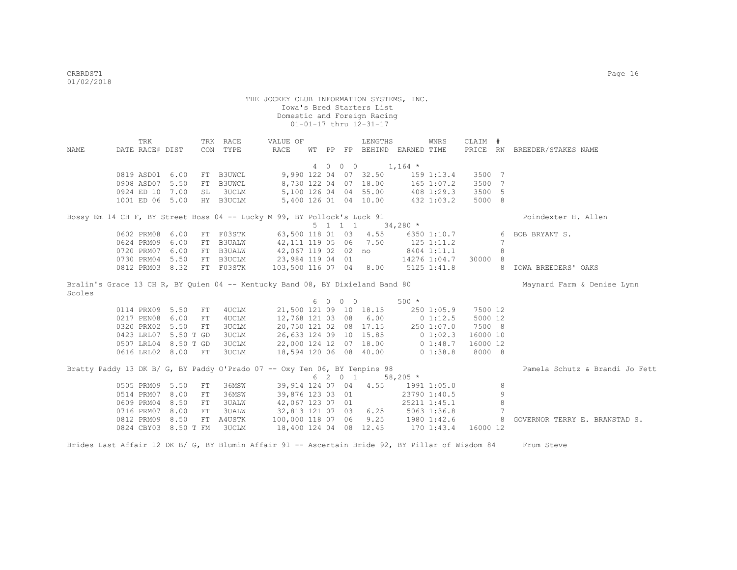THE JOCKEY CLUB INFORMATION SYSTEMS, INC.
Iowa's Bred Starters List
Domestic and Foreign Racing
01-01-17 thru 12-31-17

| NAME | TRK DATE | RACE# | DIST | TRK CON | RACE TYPE | VALUE OF RACE | WT | PP | FP | LENGTHS BEHIND | EARNED | WNRS TIME | CLAIM PRICE | # RN | BREEDER/STAKES NAME |
|---|---|---|---|---|---|---|---|---|---|---|---|---|---|---|---|
| | | | | | | | 4 | 0 | 0 0 | | 1,164 * | | | | |
| | 0819 | ASD01 | 6.00 | FT | B3UWCL | 9,990 | 122 | 04 | 07 | 32.50 | 159 | 1:13.4 | 3500 | 7 | |
| | 0908 | ASD07 | 5.50 | FT | B3UWCL | 8,730 | 122 | 04 | 07 | 18.00 | 165 | 1:07.2 | 3500 | 7 | |
| | 0924 | ED 10 | 7.00 | SL | 3UCLM | 5,100 | 126 | 04 | 04 | 55.00 | 408 | 1:29.3 | 3500 | 5 | |
| | 1001 | ED 06 | 5.00 | HY | B3UCLM | 5,400 | 126 | 01 | 04 | 10.00 | 432 | 1:03.2 | 5000 | 8 | |

Bossy Em 14 CH F, BY Street Boss 04 -- Lucky M 99, BY Pollock's Luck 91 — Poindexter H. Allen

| NAME | TRK DATE | RACE# | DIST | TRK CON | RACE TYPE | VALUE OF RACE | WT | PP | FP | LENGTHS BEHIND | EARNED | WNRS TIME | CLAIM PRICE | # RN | BREEDER/STAKES NAME |
|---|---|---|---|---|---|---|---|---|---|---|---|---|---|---|---|
| | | | | | | | 5 | 1 | 1 1 | | 34,280 * | | | | |
| | 0602 | PRM08 | 6.00 | FT | F03STK | 63,500 | 118 | 01 | 03 | 4.55 | 6350 | 1:10.7 | | 6 | BOB BRYANT S. |
| | 0624 | PRM09 | 6.00 | FT | B3UALW | 42,111 | 119 | 05 | 06 | 7.50 | 125 | 1:11.2 | | 7 | |
| | 0720 | PRM07 | 6.00 | FT | B3UALW | 42,067 | 119 | 02 | 02 | no | 8404 | 1:11.1 | | 8 | |
| | 0730 | PRM04 | 5.50 | FT | B3UCLM | 23,984 | 119 | 04 | 01 | | 14276 | 1:04.7 | 30000 | 8 | |
| | 0812 | PRM03 | 8.32 | FT | F03STK | 103,500 | 116 | 07 | 04 | 8.00 | 5125 | 1:41.8 | | 8 | IOWA BREEDERS' OAKS |

Bralin's Grace 13 CH R, BY Quien 04 -- Kentucky Band 08, BY Dixieland Band 80 — Maynard Farm & Denise Lynn Scoles

| NAME | TRK DATE | RACE# | DIST | TRK CON | RACE TYPE | VALUE OF RACE | WT | PP | FP | LENGTHS BEHIND | EARNED | WNRS TIME | CLAIM PRICE | # RN | BREEDER/STAKES NAME |
|---|---|---|---|---|---|---|---|---|---|---|---|---|---|---|---|
| | | | | | | | 6 | 0 | 0 0 | | 500 * | | | | |
| | 0114 | PRX09 | 5.50 | FT | 4UCLM | 21,500 | 121 | 09 | 10 | 18.15 | 250 | 1:05.9 | 7500 | 12 | |
| | 0217 | PEN08 | 6.00 | FT | 4UCLM | 12,768 | 121 | 03 | 08 | 6.00 | 0 | 1:12.5 | 5000 | 12 | |
| | 0320 | PRX02 | 5.50 | FT | 3UCLM | 20,750 | 121 | 02 | 08 | 17.15 | 250 | 1:07.0 | 7500 | 8 | |
| | 0423 | LRL07 | 5.50 T | GD | 3UCLM | 26,633 | 124 | 09 | 10 | 15.85 | 0 | 1:02.3 | 16000 | 10 | |
| | 0507 | LRL04 | 8.50 T | GD | 3UCLM | 22,000 | 124 | 12 | 07 | 18.00 | 0 | 1:48.7 | 16000 | 12 | |
| | 0616 | LRL02 | 8.00 | FT | 3UCLM | 18,594 | 120 | 06 | 08 | 40.00 | 0 | 1:38.8 | 8000 | 8 | |

Bratty Paddy 13 DK B/ G, BY Paddy O'Prado 07 -- Oxy Ten 06, BY Tenpins 98 — Pamela Schutz & Brandi Jo Fett

| NAME | TRK DATE | RACE# | DIST | TRK CON | RACE TYPE | VALUE OF RACE | WT | PP | FP | LENGTHS BEHIND | EARNED | WNRS TIME | CLAIM PRICE | # RN | BREEDER/STAKES NAME |
|---|---|---|---|---|---|---|---|---|---|---|---|---|---|---|---|
| | | | | | | | 6 | 2 | 0 1 | | 58,205 * | | | | |
| | 0505 | PRM09 | 5.50 | FT | 36MSW | 39,914 | 124 | 07 | 04 | 4.55 | 1991 | 1:05.0 | | 8 | |
| | 0514 | PRM07 | 8.00 | FT | 36MSW | 39,876 | 123 | 03 | 01 | | 23790 | 1:40.5 | | 9 | |
| | 0609 | PRM04 | 8.50 | FT | 3UALW | 42,067 | 123 | 07 | 01 | | 25211 | 1:45.1 | | 8 | |
| | 0716 | PRM07 | 8.00 | FT | 3UALW | 32,813 | 121 | 07 | 03 | 6.25 | 5063 | 1:36.8 | | 7 | |
| | 0812 | PRM09 | 8.50 | FT | A4USTK | 100,000 | 118 | 07 | 06 | 9.25 | 1980 | 1:42.6 | | 8 | GOVERNOR TERRY E. BRANSTAD S. |
| | 0824 | CBY03 | 8.50 T | FM | 3UCLM | 18,400 | 124 | 04 | 08 | 12.45 | 170 | 1:43.4 | 16000 | 12 | |

Brides Last Affair 12 DK B/ G, BY Blumin Affair 91 -- Ascertain Bride 92, BY Pillar of Wisdom 84 — Frum Steve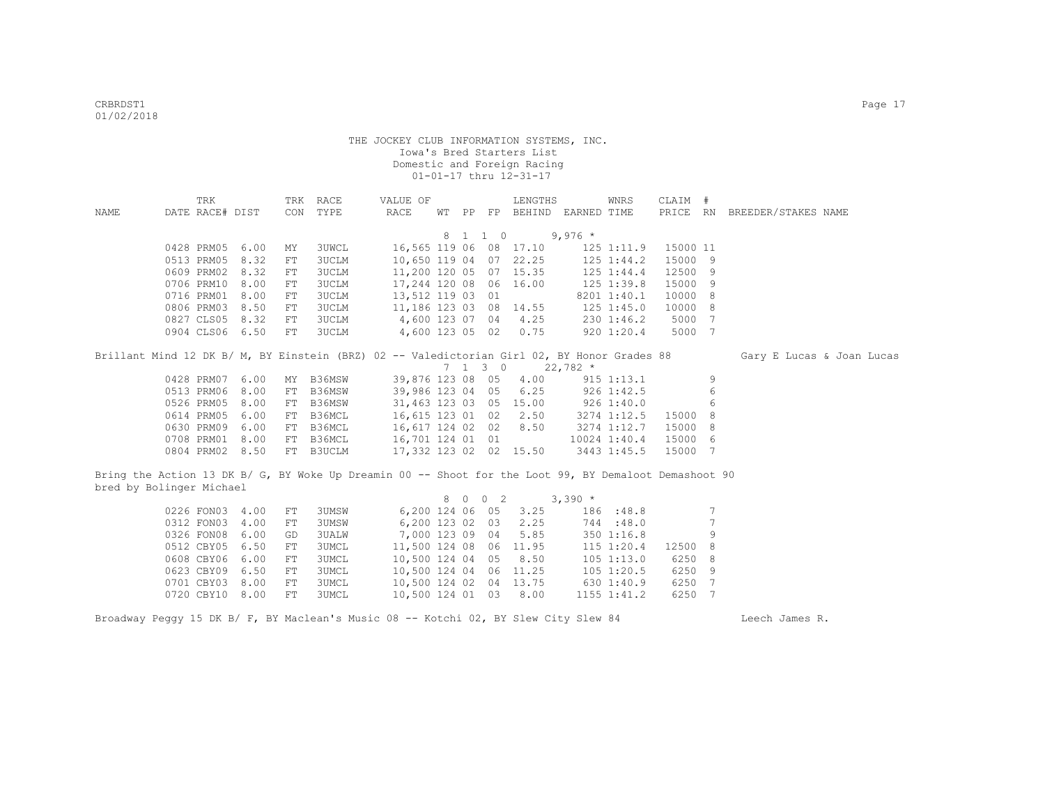THE JOCKEY CLUB INFORMATION SYSTEMS, INC.
Iowa's Bred Starters List
Domestic and Foreign Racing
01-01-17 thru 12-31-17

| NAME | TRK DATE | RACE# | DIST | TRK CON | RACE TYPE | VALUE OF RACE | WT | PP | FP | LENGTHS BEHIND | EARNED | WNRS TIME | CLAIM PRICE | # RN | BREEDER/STAKES NAME |
|---|---|---|---|---|---|---|---|---|---|---|---|---|---|---|---|
| | | | | | | | 8 | 1 | 1 0 | | 9,976 * | | | | |
| | 0428 | PRM05 | 6.00 | MY | 3UWCL | 16,565 | 119 | 06 | 08 | 17.10 | 125 | 1:11.9 | 15000 | 11 | |
| | 0513 | PRM05 | 8.32 | FT | 3UCLM | 10,650 | 119 | 04 | 07 | 22.25 | 125 | 1:44.2 | 15000 | 9 | |
| | 0609 | PRM02 | 8.32 | FT | 3UCLM | 11,200 | 120 | 05 | 07 | 15.35 | 125 | 1:44.4 | 12500 | 9 | |
| | 0706 | PRM10 | 8.00 | FT | 3UCLM | 17,244 | 120 | 08 | 06 | 16.00 | 125 | 1:39.8 | 15000 | 9 | |
| | 0716 | PRM01 | 8.00 | FT | 3UCLM | 13,512 | 119 | 03 | 01 | | 8201 | 1:40.1 | 10000 | 8 | |
| | 0806 | PRM03 | 8.50 | FT | 3UCLM | 11,186 | 123 | 03 | 08 | 14.55 | 125 | 1:45.0 | 10000 | 8 | |
| | 0827 | CLS05 | 8.32 | FT | 3UCLM | 4,600 | 123 | 07 | 04 | 4.25 | 230 | 1:46.2 | 5000 | 7 | |
| | 0904 | CLS06 | 6.50 | FT | 3UCLM | 4,600 | 123 | 05 | 02 | 0.75 | 920 | 1:20.4 | 5000 | 7 | |
| Brillant Mind 12 DK B/ M, BY Einstein (BRZ) 02 -- Valedictorian Girl 02, BY Honor Grades 88 | | | | | | | | | | | | | | | Gary E Lucas & Joan Lucas |
| | | | | | | | 7 | 1 | 3 0 | | 22,782 * | | | | |
| | 0428 | PRM07 | 6.00 | MY | B36MSW | 39,876 | 123 | 08 | 05 | 4.00 | 915 | 1:13.1 | | 9 | |
| | 0513 | PRM06 | 8.00 | FT | B36MSW | 39,986 | 123 | 04 | 05 | 6.25 | 926 | 1:42.5 | | 6 | |
| | 0526 | PRM05 | 8.00 | FT | B36MSW | 31,463 | 123 | 03 | 05 | 15.00 | 926 | 1:40.0 | | 6 | |
| | 0614 | PRM05 | 6.00 | FT | B36MCL | 16,615 | 123 | 01 | 02 | 2.50 | 3274 | 1:12.5 | 15000 | 8 | |
| | 0630 | PRM09 | 6.00 | FT | B36MCL | 16,617 | 124 | 02 | 02 | 8.50 | 3274 | 1:12.7 | 15000 | 8 | |
| | 0708 | PRM01 | 8.00 | FT | B36MCL | 16,701 | 124 | 01 | 01 | | 10024 | 1:40.4 | 15000 | 6 | |
| | 0804 | PRM02 | 8.50 | FT | B3UCLM | 17,332 | 123 | 02 | 02 | 15.50 | 3443 | 1:45.5 | 15000 | 7 | |
| Bring the Action 13 DK B/ G, BY Woke Up Dreamin 00 -- Shoot for the Loot 99, BY Demaloot Demashoot 90 bred by Bolinger Michael | | | | | | | | | | | | | | | |
| | | | | | | | 8 | 0 | 0 2 | | 3,390 * | | | | |
| | 0226 | FON03 | 4.00 | FT | 3UMSW | 6,200 | 124 | 06 | 05 | 3.25 | 186 | :48.8 | | 7 | |
| | 0312 | FON03 | 4.00 | FT | 3UMSW | 6,200 | 123 | 02 | 03 | 2.25 | 744 | :48.0 | | 7 | |
| | 0326 | FON08 | 6.00 | GD | 3UALW | 7,000 | 123 | 09 | 04 | 5.85 | 350 | 1:16.8 | | 9 | |
| | 0512 | CBY05 | 6.50 | FT | 3UMCL | 11,500 | 124 | 08 | 06 | 11.95 | 115 | 1:20.4 | 12500 | 8 | |
| | 0608 | CBY06 | 6.00 | FT | 3UMCL | 10,500 | 124 | 04 | 05 | 8.50 | 105 | 1:13.0 | 6250 | 8 | |
| | 0623 | CBY09 | 6.50 | FT | 3UMCL | 10,500 | 124 | 04 | 06 | 11.25 | 105 | 1:20.5 | 6250 | 9 | |
| | 0701 | CBY03 | 8.00 | FT | 3UMCL | 10,500 | 124 | 02 | 04 | 13.75 | 630 | 1:40.9 | 6250 | 7 | |
| | 0720 | CBY10 | 8.00 | FT | 3UMCL | 10,500 | 124 | 01 | 03 | 8.00 | 1155 | 1:41.2 | 6250 | 7 | |
| Broadway Peggy 15 DK B/ F, BY Maclean's Music 08 -- Kotchi 02, BY Slew City Slew 84 | | | | | | | | | | | | | | | Leech James R. |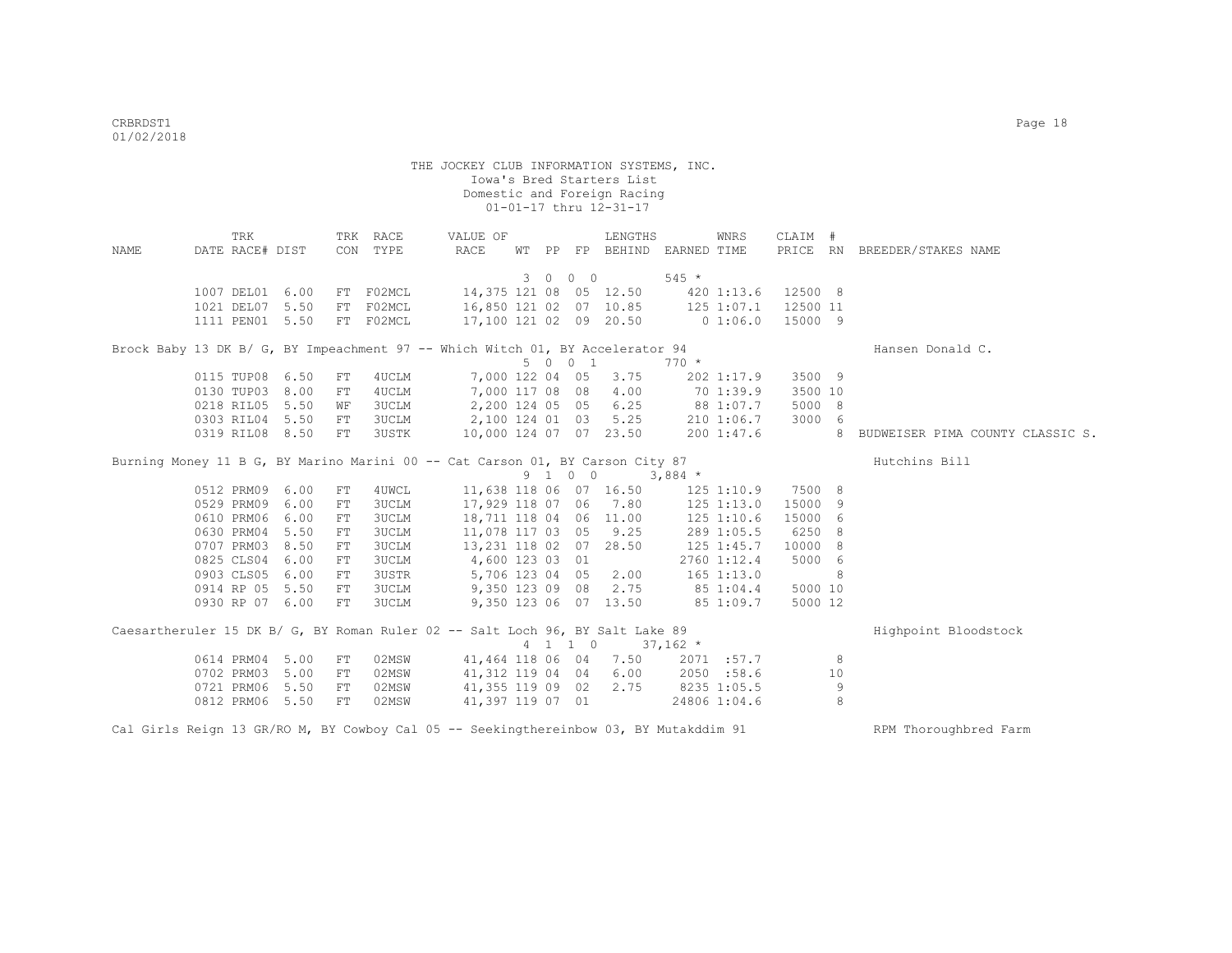THE JOCKEY CLUB INFORMATION SYSTEMS, INC.
Iowa's Bred Starters List
Domestic and Foreign Racing
01-01-17 thru 12-31-17

| NAME | TRK DATE | RACE# | DIST | TRK CON | RACE TYPE | VALUE OF RACE | WT | PP | FP | LENGTHS BEHIND | EARNED | WNRS TIME | CLAIM PRICE | # RN | BREEDER/STAKES NAME |
|---|---|---|---|---|---|---|---|---|---|---|---|---|---|---|---|
| | | | | | | | 3 | 0 | 0 | 0 | 545 * | | | | |
| | 1007 | DEL01 | 6.00 | FT | F02MCL | 14,375 | 121 | 08 | 05 | 12.50 | 420 | 1:13.6 | 12500 | 8 | |
| | 1021 | DEL07 | 5.50 | FT | F02MCL | 16,850 | 121 | 02 | 07 | 10.85 | 125 | 1:07.1 | 12500 | 11 | |
| | 1111 | PEN01 | 5.50 | FT | F02MCL | 17,100 | 121 | 02 | 09 | 20.50 | 0 | 1:06.0 | 15000 | 9 | |
| Brock Baby 13 DK B/ G, BY Impeachment 97 -- Which Witch 01, BY Accelerator 94 | | | | | | | | | | | | | | | Hansen Donald C. |
| | | | | | | | 5 | 0 | 0 | 1 | 770 * | | | | |
| | 0115 | TUP08 | 6.50 | FT | 4UCLM | 7,000 | 122 | 04 | 05 | 3.75 | 202 | 1:17.9 | 3500 | 9 | |
| | 0130 | TUP03 | 8.00 | FT | 4UCLM | 7,000 | 117 | 08 | 08 | 4.00 | 70 | 1:39.9 | 3500 | 10 | |
| | 0218 | RIL05 | 5.50 | WF | 3UCLM | 2,200 | 124 | 05 | 05 | 6.25 | 88 | 1:07.7 | 5000 | 8 | |
| | 0303 | RIL04 | 5.50 | FT | 3UCLM | 2,100 | 124 | 01 | 03 | 5.25 | 210 | 1:06.7 | 3000 | 6 | |
| | 0319 | RIL08 | 8.50 | FT | 3USTK | 10,000 | 124 | 07 | 07 | 23.50 | 200 | 1:47.6 | | 8 | BUDWEISER PIMA COUNTY CLASSIC S. |
| Burning Money 11 B G, BY Marino Marini 00 -- Cat Carson 01, BY Carson City 87 | | | | | | | | | | | | | | | Hutchins Bill |
| | | | | | | | 9 | 1 | 0 | 0 | 3,884 * | | | | |
| | 0512 | PRM09 | 6.00 | FT | 4UWCL | 11,638 | 118 | 06 | 07 | 16.50 | 125 | 1:10.9 | 7500 | 8 | |
| | 0529 | PRM09 | 6.00 | FT | 3UCLM | 17,929 | 118 | 07 | 06 | 7.80 | 125 | 1:13.0 | 15000 | 9 | |
| | 0610 | PRM06 | 6.00 | FT | 3UCLM | 18,711 | 118 | 04 | 06 | 11.00 | 125 | 1:10.6 | 15000 | 6 | |
| | 0630 | PRM04 | 5.50 | FT | 3UCLM | 11,078 | 117 | 03 | 05 | 9.25 | 289 | 1:05.5 | 6250 | 8 | |
| | 0707 | PRM03 | 8.50 | FT | 3UCLM | 13,231 | 118 | 02 | 07 | 28.50 | 125 | 1:45.7 | 10000 | 8 | |
| | 0825 | CLS04 | 6.00 | FT | 3UCLM | 4,600 | 123 | 03 | 01 | | 2760 | 1:12.4 | 5000 | 6 | |
| | 0903 | CLS05 | 6.00 | FT | 3USTR | 5,706 | 123 | 04 | 05 | 2.00 | 165 | 1:13.0 | | 8 | |
| | 0914 | RP 05 | 5.50 | FT | 3UCLM | 9,350 | 123 | 09 | 08 | 2.75 | 85 | 1:04.4 | 5000 | 10 | |
| | 0930 | RP 07 | 6.00 | FT | 3UCLM | 9,350 | 123 | 06 | 07 | 13.50 | 85 | 1:09.7 | 5000 | 12 | |
| Caesartheruler 15 DK B/ G, BY Roman Ruler 02 -- Salt Loch 96, BY Salt Lake 89 | | | | | | | | | | | | | | | Highpoint Bloodstock |
| | | | | | | | 4 | 1 | 1 | 0 | 37,162 * | | | | |
| | 0614 | PRM04 | 5.00 | FT | 02MSW | 41,464 | 118 | 06 | 04 | 7.50 | 2071 | :57.7 | | 8 | |
| | 0702 | PRM03 | 5.00 | FT | 02MSW | 41,312 | 119 | 04 | 04 | 6.00 | 2050 | :58.6 | | 10 | |
| | 0721 | PRM06 | 5.50 | FT | 02MSW | 41,355 | 119 | 09 | 02 | 2.75 | 8235 | 1:05.5 | | 9 | |
| | 0812 | PRM06 | 5.50 | FT | 02MSW | 41,397 | 119 | 07 | 01 | | 24806 | 1:04.6 | | 8 | |
| Cal Girls Reign 13 GR/RO M, BY Cowboy Cal 05 -- Seekingthereinbow 03, BY Mutakddim 91 | | | | | | | | | | | | | | | RPM Thoroughbred Farm |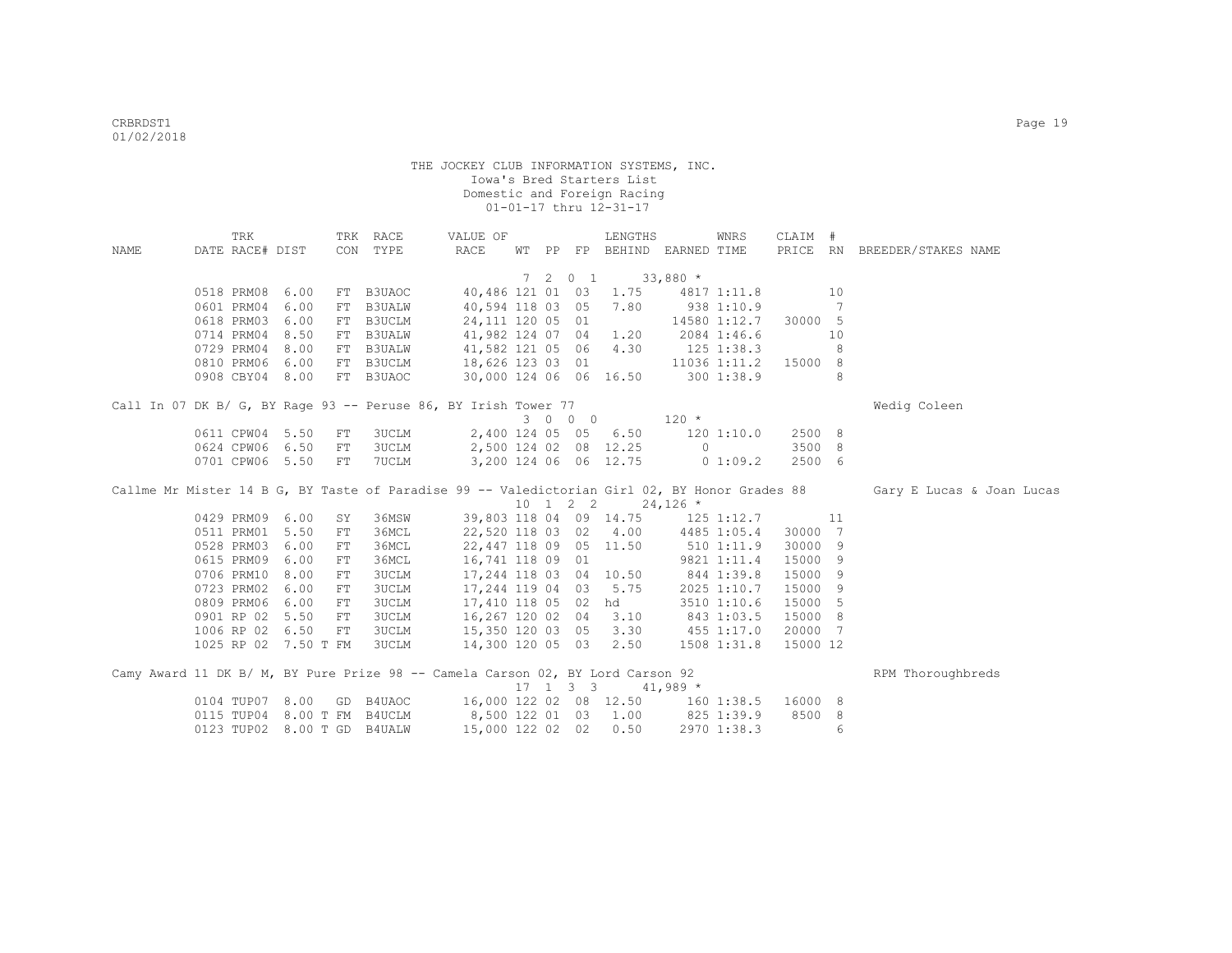THE JOCKEY CLUB INFORMATION SYSTEMS, INC.
Iowa's Bred Starters List
Domestic and Foreign Racing
01-01-17 thru 12-31-17

| NAME | TRK DATE | RACE# | DIST | TRK CON | RACE TYPE | VALUE OF RACE | WT | PP | FP | LENGTHS BEHIND | EARNED | WNRS TIME | CLAIM PRICE | # RN | BREEDER/STAKES NAME |
|---|---|---|---|---|---|---|---|---|---|---|---|---|---|---|---|
| | | | | | | | 7 | 2 | 0 1 | | 33,880 * | | | | |
| | 0518 | PRM08 | 6.00 | FT | B3UAOC | 40,486 | 121 | 01 | 03 | 1.75 | 4817 | 1:11.8 | | 10 | |
| | 0601 | PRM04 | 6.00 | FT | B3UALW | 40,594 | 118 | 03 | 05 | 7.80 | 938 | 1:10.9 | | 7 | |
| | 0618 | PRM03 | 6.00 | FT | B3UCLM | 24,111 | 120 | 05 | 01 | | 14580 | 1:12.7 | 30000 | 5 | |
| | 0714 | PRM04 | 8.50 | FT | B3UALW | 41,982 | 124 | 07 | 04 | 1.20 | 2084 | 1:46.6 | | 10 | |
| | 0729 | PRM04 | 8.00 | FT | B3UALW | 41,582 | 121 | 05 | 06 | 4.30 | 125 | 1:38.3 | | 8 | |
| | 0810 | PRM06 | 6.00 | FT | B3UCLM | 18,626 | 123 | 03 | 01 | | 11036 | 1:11.2 | 15000 | 8 | |
| | 0908 | CBY04 | 8.00 | FT | B3UAOC | 30,000 | 124 | 06 | 06 | 16.50 | 300 | 1:38.9 | | 8 | |
| Call In 07 DK B/ G, BY Rage 93 -- Peruse 86, BY Irish Tower 77 | | | | | | | | | | | | | | | Wedig Coleen |
| | | | | | | | 3 | 0 | 0 0 | | 120 * | | | | |
| | 0611 | CPW04 | 5.50 | FT | 3UCLM | 2,400 | 124 | 05 | 05 | 6.50 | 120 | 1:10.0 | 2500 | 8 | |
| | 0624 | CPW06 | 6.50 | FT | 3UCLM | 2,500 | 124 | 02 | 08 | 12.25 | 0 | | 3500 | 8 | |
| | 0701 | CPW06 | 5.50 | FT | 7UCLM | 3,200 | 124 | 06 | 06 | 12.75 | 0 | 1:09.2 | 2500 | 6 | |
| Callme Mr Mister 14 B G, BY Taste of Paradise 99 -- Valedictorian Girl 02, BY Honor Grades 88 | | | | | | | | | | | | | | | Gary E Lucas & Joan Lucas |
| | | | | | | | 10 | 1 | 2 2 | | 24,126 * | | | | |
| | 0429 | PRM09 | 6.00 | SY | 36MSW | 39,803 | 118 | 04 | 09 | 14.75 | 125 | 1:12.7 | | 11 | |
| | 0511 | PRM01 | 5.50 | FT | 36MCL | 22,520 | 118 | 03 | 02 | 4.00 | 4485 | 1:05.4 | 30000 | 7 | |
| | 0528 | PRM03 | 6.00 | FT | 36MCL | 22,447 | 118 | 09 | 05 | 11.50 | 510 | 1:11.9 | 30000 | 9 | |
| | 0615 | PRM09 | 6.00 | FT | 36MCL | 16,741 | 118 | 09 | 01 | | 9821 | 1:11.4 | 15000 | 9 | |
| | 0706 | PRM10 | 8.00 | FT | 3UCLM | 17,244 | 118 | 03 | 04 | 10.50 | 844 | 1:39.8 | 15000 | 9 | |
| | 0723 | PRM02 | 6.00 | FT | 3UCLM | 17,244 | 119 | 04 | 03 | 5.75 | 2025 | 1:10.7 | 15000 | 9 | |
| | 0809 | PRM06 | 6.00 | FT | 3UCLM | 17,410 | 118 | 05 | 02 | hd | 3510 | 1:10.6 | 15000 | 5 | |
| | 0901 | RP 02 | 5.50 | FT | 3UCLM | 16,267 | 120 | 02 | 04 | 3.10 | 843 | 1:03.5 | 15000 | 8 | |
| | 1006 | RP 02 | 6.50 | FT | 3UCLM | 15,350 | 120 | 03 | 05 | 3.30 | 455 | 1:17.0 | 20000 | 7 | |
| | 1025 | RP 02 | 7.50 T | FM | 3UCLM | 14,300 | 120 | 05 | 03 | 2.50 | 1508 | 1:31.8 | 15000 | 12 | |
| Camy Award 11 DK B/ M, BY Pure Prize 98 -- Camela Carson 02, BY Lord Carson 92 | | | | | | | | | | | | | | | RPM Thoroughbreds |
| | | | | | | | 17 | 1 | 3 3 | | 41,989 * | | | | |
| | 0104 | TUP07 | 8.00 | GD | B4UAOC | 16,000 | 122 | 02 | 08 | 12.50 | 160 | 1:38.5 | 16000 | 8 | |
| | 0115 | TUP04 | 8.00 T | FM | B4UCLM | 8,500 | 122 | 01 | 03 | 1.00 | 825 | 1:39.9 | 8500 | 8 | |
| | 0123 | TUP02 | 8.00 T | GD | B4UALW | 15,000 | 122 | 02 | 02 | 0.50 | 2970 | 1:38.3 | | 6 | |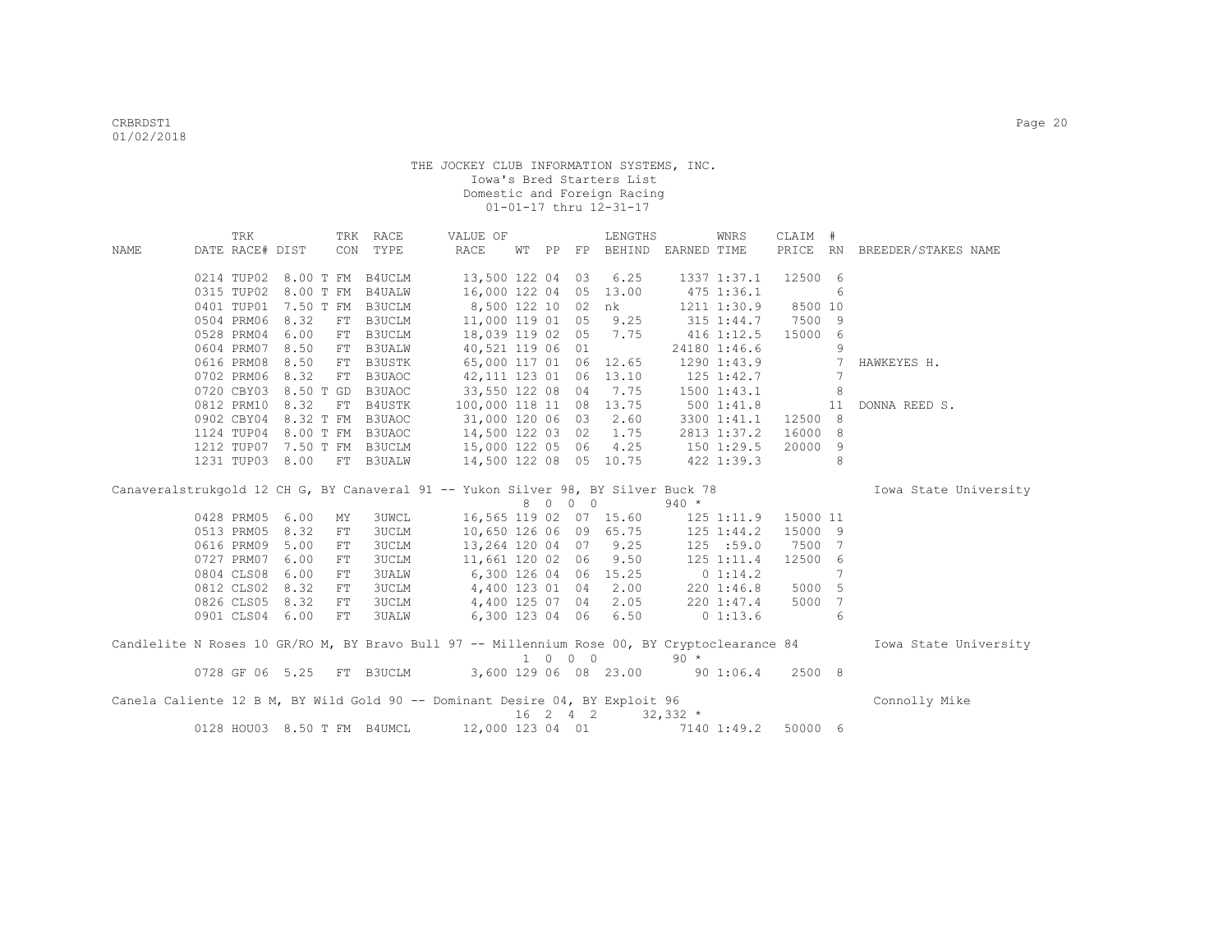THE JOCKEY CLUB INFORMATION SYSTEMS, INC.
Iowa's Bred Starters List
Domestic and Foreign Racing
01-01-17 thru 12-31-17

| NAME | TRK DATE | RACE# | DIST | TRK CON | RACE TYPE | VALUE OF RACE | WT | PP | FP | LENGTHS BEHIND | EARNED | WNRS TIME | CLAIM PRICE | # RN | BREEDER/STAKES NAME |
|---|---|---|---|---|---|---|---|---|---|---|---|---|---|---|---|
| | 0214 | TUP02 | 8.00 T | FM | B4UCLM | 13,500 | 122 | 04 | 03 | 6.25 | 1337 | 1:37.1 | 12500 | 6 | |
| | 0315 | TUP02 | 8.00 T | FM | B4UALW | 16,000 | 122 | 04 | 05 | 13.00 | 475 | 1:36.1 | | 6 | |
| | 0401 | TUP01 | 7.50 T | FM | B3UCLM | 8,500 | 122 | 10 | 02 | nk | 1211 | 1:30.9 | 8500 | 10 | |
| | 0504 | PRM06 | 8.32 | FT | B3UCLM | 11,000 | 119 | 01 | 05 | 9.25 | 315 | 1:44.7 | 7500 | 9 | |
| | 0528 | PRM04 | 6.00 | FT | B3UCLM | 18,039 | 119 | 02 | 05 | 7.75 | 416 | 1:12.5 | 15000 | 6 | |
| | 0604 | PRM07 | 8.50 | FT | B3UALW | 40,521 | 119 | 06 | 01 | | 24180 | 1:46.6 | | 9 | |
| | 0616 | PRM08 | 8.50 | FT | B3USTK | 65,000 | 117 | 01 | 06 | 12.65 | 1290 | 1:43.9 | | 7 | HAWKEYES H. |
| | 0702 | PRM06 | 8.32 | FT | B3UAOC | 42,111 | 123 | 01 | 06 | 13.10 | 125 | 1:42.7 | | 7 | |
| | 0720 | CBY03 | 8.50 T | GD | B3UAOC | 33,550 | 122 | 08 | 04 | 7.75 | 1500 | 1:43.1 | | 8 | |
| | 0812 | PRM10 | 8.32 | FT | B4USTK | 100,000 | 118 | 11 | 08 | 13.75 | 500 | 1:41.8 | | 11 | DONNA REED S. |
| | 0902 | CBY04 | 8.32 T | FM | B3UAOC | 31,000 | 120 | 06 | 03 | 2.60 | 3300 | 1:41.1 | 12500 | 8 | |
| | 1124 | TUP04 | 8.00 T | FM | B3UAOC | 14,500 | 122 | 03 | 02 | 1.75 | 2813 | 1:37.2 | 16000 | 8 | |
| | 1212 | TUP07 | 7.50 T | FM | B3UCLM | 15,000 | 122 | 05 | 06 | 4.25 | 150 | 1:29.5 | 20000 | 9 | |
| | 1231 | TUP03 | 8.00 | FT | B3UALW | 14,500 | 122 | 08 | 05 | 10.75 | 422 | 1:39.3 | | 8 | |

Canaveralstrukgold 12 CH G, BY Canaveral 91 -- Yukon Silver 98, BY Silver Buck 78 — Iowa State University
8 0 0 0 — 940 *

| TRK DATE | RACE# | DIST | TRK CON | RACE TYPE | VALUE OF RACE | WT | PP | FP | LENGTHS BEHIND | EARNED | WNRS TIME | CLAIM PRICE | # RN |
|---|---|---|---|---|---|---|---|---|---|---|---|---|---|
| 0428 | PRM05 | 6.00 | MY | 3UWCL | 16,565 | 119 | 02 | 07 | 15.60 | 125 | 1:11.9 | 15000 | 11 |
| 0513 | PRM05 | 8.32 | FT | 3UCLM | 10,650 | 126 | 06 | 09 | 65.75 | 125 | 1:44.2 | 15000 | 9 |
| 0616 | PRM09 | 5.00 | FT | 3UCLM | 13,264 | 120 | 04 | 07 | 9.25 | 125 | :59.0 | 7500 | 7 |
| 0727 | PRM07 | 6.00 | FT | 3UCLM | 11,661 | 120 | 02 | 06 | 9.50 | 125 | 1:11.4 | 12500 | 6 |
| 0804 | CLS08 | 6.00 | FT | 3UALW | 6,300 | 126 | 04 | 06 | 15.25 | 0 | 1:14.2 | | 7 |
| 0812 | CLS02 | 8.32 | FT | 3UCLM | 4,400 | 123 | 01 | 04 | 2.00 | 220 | 1:46.8 | 5000 | 5 |
| 0826 | CLS05 | 8.32 | FT | 3UCLM | 4,400 | 125 | 07 | 04 | 2.05 | 220 | 1:47.4 | 5000 | 7 |
| 0901 | CLS04 | 6.00 | FT | 3UALW | 6,300 | 123 | 04 | 06 | 6.50 | 0 | 1:13.6 | | 6 |

Candlelite N Roses 10 GR/RO M, BY Bravo Bull 97 -- Millennium Rose 00, BY Cryptoclearance 84 — Iowa State University
1 0 0 0 — 90 *

| TRK DATE | RACE# | DIST | TRK CON | RACE TYPE | VALUE OF RACE | WT | PP | FP | LENGTHS BEHIND | EARNED | WNRS TIME | CLAIM PRICE | # RN |
|---|---|---|---|---|---|---|---|---|---|---|---|---|---|
| 0728 | GF 06 | 5.25 | FT | B3UCLM | 3,600 | 129 | 06 | 08 | 23.00 | 90 | 1:06.4 | 2500 | 8 |

Canela Caliente 12 B M, BY Wild Gold 90 -- Dominant Desire 04, BY Exploit 96 — Connolly Mike
16 2 4 2 — 32,332 *

| TRK DATE | RACE# | DIST | TRK CON | RACE TYPE | VALUE OF RACE | WT | PP | FP | LENGTHS BEHIND | EARNED | WNRS TIME | CLAIM PRICE | # RN |
|---|---|---|---|---|---|---|---|---|---|---|---|---|---|
| 0128 | HOU03 | 8.50 T | FM | B4UMCL | 12,000 | 123 | 04 | 01 | | 7140 | 1:49.2 | 50000 | 6 |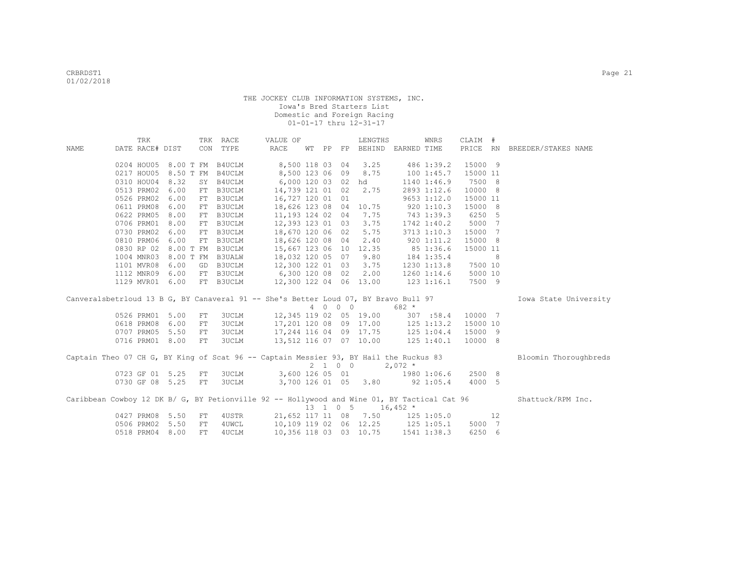THE JOCKEY CLUB INFORMATION SYSTEMS, INC.
Iowa's Bred Starters List
Domestic and Foreign Racing
01-01-17 thru 12-31-17

| NAME | TRK DATE | RACE# | DIST | TRK CON | RACE TYPE | VALUE OF RACE | WT | PP | FP | LENGTHS BEHIND | EARNED | WNRS TIME | CLAIM PRICE | # RN | BREEDER/STAKES NAME |
|---|---|---|---|---|---|---|---|---|---|---|---|---|---|---|---|
| | 0204 | HOU05 | 8.00 T | FM | B4UCLM | 8,500 | 118 | 03 | 04 | 3.25 | 486 | 1:39.2 | 15000 | 9 | |
| | 0217 | HOU05 | 8.50 T | FM | B4UCLM | 8,500 | 123 | 06 | 09 | 8.75 | 100 | 1:45.7 | 15000 | 11 | |
| | 0310 | HOU04 | 8.32 | SY | B4UCLM | 6,000 | 120 | 03 | 02 | hd | 1140 | 1:46.9 | 7500 | 8 | |
| | 0513 | PRM02 | 6.00 | FT | B3UCLM | 14,739 | 121 | 01 | 02 | 2.75 | 2893 | 1:12.6 | 10000 | 8 | |
| | 0526 | PRM02 | 6.00 | FT | B3UCLM | 16,727 | 120 | 01 | 01 | | 9653 | 1:12.0 | 15000 | 11 | |
| | 0611 | PRM08 | 6.00 | FT | B3UCLM | 18,626 | 123 | 08 | 04 | 10.75 | 920 | 1:10.3 | 15000 | 8 | |
| | 0622 | PRM05 | 8.00 | FT | B3UCLM | 11,193 | 124 | 02 | 04 | 7.75 | 743 | 1:39.3 | 6250 | 5 | |
| | 0706 | PRM01 | 8.00 | FT | B3UCLM | 12,393 | 123 | 01 | 03 | 3.75 | 1742 | 1:40.2 | 5000 | 7 | |
| | 0730 | PRM02 | 6.00 | FT | B3UCLM | 18,670 | 120 | 06 | 02 | 5.75 | 3713 | 1:10.3 | 15000 | 7 | |
| | 0810 | PRM06 | 6.00 | FT | B3UCLM | 18,626 | 120 | 08 | 04 | 2.40 | 920 | 1:11.2 | 15000 | 8 | |
| | 0830 | RP 02 | 8.00 T | FM | B3UCLM | 15,667 | 123 | 06 | 10 | 12.35 | 85 | 1:36.6 | 15000 | 11 | |
| | 1004 | MNR03 | 8.00 T | FM | B3UALW | 18,032 | 120 | 05 | 07 | 9.80 | 184 | 1:35.4 | | 8 | |
| | 1101 | MVR08 | 6.00 | GD | B3UCLM | 12,300 | 122 | 01 | 03 | 3.75 | 1230 | 1:13.8 | 7500 | 10 | |
| | 1112 | MNR09 | 6.00 | FT | B3UCLM | 6,300 | 120 | 08 | 02 | 2.00 | 1260 | 1:14.6 | 5000 | 10 | |
| | 1129 | MVR01 | 6.00 | FT | B3UCLM | 12,300 | 122 | 04 | 06 | 13.00 | 123 | 1:16.1 | 7500 | 9 | |

Canveralsbetrloud 13 B G, BY Canaveral 91 -- She's Better Loud 07, BY Bravo Bull 97 — Iowa State University
4 0 0 0 682 *

| TRK DATE | RACE# | DIST | TRK CON | RACE TYPE | VALUE OF RACE | WT | PP | FP | LENGTHS BEHIND | EARNED | WNRS TIME | CLAIM PRICE | # RN |
|---|---|---|---|---|---|---|---|---|---|---|---|---|---|
| 0526 | PRM01 | 5.00 | FT | 3UCLM | 12,345 | 119 | 02 | 05 | 19.00 | 307 | :58.4 | 10000 | 7 |
| 0618 | PRM08 | 6.00 | FT | 3UCLM | 17,201 | 120 | 08 | 09 | 17.00 | 125 | 1:13.2 | 15000 | 10 |
| 0707 | PRM05 | 5.50 | FT | 3UCLM | 17,244 | 116 | 04 | 09 | 17.75 | 125 | 1:04.4 | 15000 | 9 |
| 0716 | PRM01 | 8.00 | FT | 3UCLM | 13,512 | 116 | 07 | 07 | 10.00 | 125 | 1:40.1 | 10000 | 8 |

Captain Theo 07 CH G, BY King of Scat 96 -- Captain Messier 93, BY Hail the Ruckus 83 — Bloomin Thoroughbreds
2 1 0 0 2,072 *

| TRK DATE | RACE# | DIST | TRK CON | RACE TYPE | VALUE OF RACE | WT | PP | FP | LENGTHS BEHIND | EARNED | WNRS TIME | CLAIM PRICE | # RN |
|---|---|---|---|---|---|---|---|---|---|---|---|---|---|
| 0723 | GF 01 | 5.25 | FT | 3UCLM | 3,600 | 126 | 05 | 01 | | 1980 | 1:06.6 | 2500 | 8 |
| 0730 | GF 08 | 5.25 | FT | 3UCLM | 3,700 | 126 | 01 | 05 | 3.80 | 92 | 1:05.4 | 4000 | 5 |

Caribbean Cowboy 12 DK B/ G, BY Petionville 92 -- Hollywood and Wine 01, BY Tactical Cat 96 — Shattuck/RPM Inc.
13 1 0 5 16,452 *

| TRK DATE | RACE# | DIST | TRK CON | RACE TYPE | VALUE OF RACE | WT | PP | FP | LENGTHS BEHIND | EARNED | WNRS TIME | CLAIM PRICE | # RN |
|---|---|---|---|---|---|---|---|---|---|---|---|---|---|
| 0427 | PRM08 | 5.50 | FT | 4USTR | 21,652 | 117 | 11 | 08 | 7.50 | 125 | 1:05.0 | | 12 |
| 0506 | PRM02 | 5.50 | FT | 4UWCL | 10,109 | 119 | 02 | 06 | 12.25 | 125 | 1:05.1 | 5000 | 7 |
| 0518 | PRM04 | 8.00 | FT | 4UCLM | 10,356 | 118 | 03 | 03 | 10.75 | 1541 | 1:38.3 | 6250 | 6 |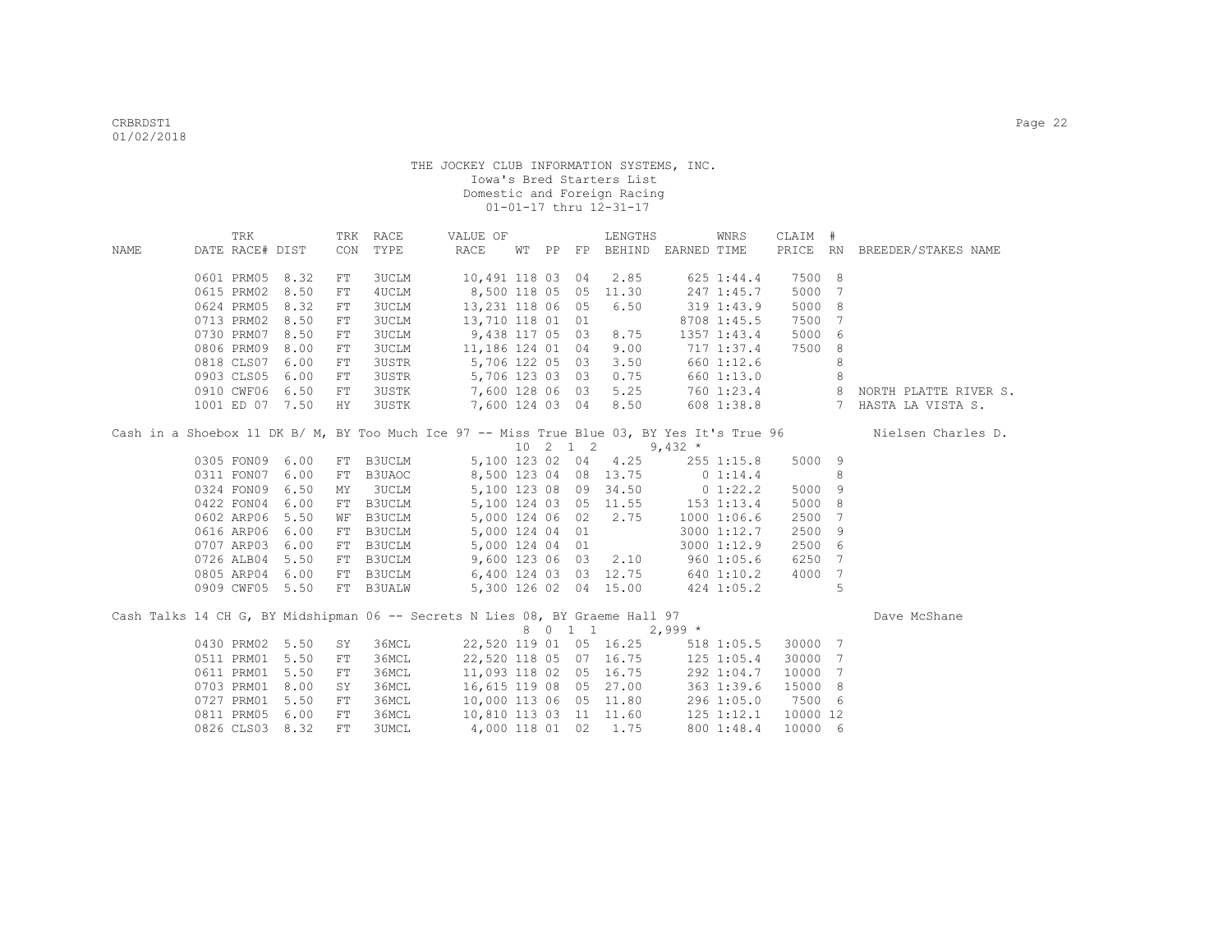THE JOCKEY CLUB INFORMATION SYSTEMS, INC.
Iowa's Bred Starters List
Domestic and Foreign Racing
01-01-17 thru 12-31-17

| NAME | TRK DATE | RACE# | DIST | TRK CON | RACE TYPE | VALUE OF RACE | WT | PP | FP | LENGTHS BEHIND | EARNED | WNRS TIME | CLAIM PRICE | # RN | BREEDER/STAKES NAME |
|---|---|---|---|---|---|---|---|---|---|---|---|---|---|---|---|
| | 0601 | PRM05 | 8.32 | FT | 3UCLM | 10,491 | 118 | 03 | 04 | 2.85 | 625 | 1:44.4 | 7500 | 8 | |
| | 0615 | PRM02 | 8.50 | FT | 4UCLM | 8,500 | 118 | 05 | 05 | 11.30 | 247 | 1:45.7 | 5000 | 7 | |
| | 0624 | PRM05 | 8.32 | FT | 3UCLM | 13,231 | 118 | 06 | 05 | 6.50 | 319 | 1:43.9 | 5000 | 8 | |
| | 0713 | PRM02 | 8.50 | FT | 3UCLM | 13,710 | 118 | 01 | 01 | | 8708 | 1:45.5 | 7500 | 7 | |
| | 0730 | PRM07 | 8.50 | FT | 3UCLM | 9,438 | 117 | 05 | 03 | 8.75 | 1357 | 1:43.4 | 5000 | 6 | |
| | 0806 | PRM09 | 8.00 | FT | 3UCLM | 11,186 | 124 | 01 | 04 | 9.00 | 717 | 1:37.4 | 7500 | 8 | |
| | 0818 | CLS07 | 6.00 | FT | 3USTR | 5,706 | 122 | 05 | 03 | 3.50 | 660 | 1:12.6 | | 8 | |
| | 0903 | CLS05 | 6.00 | FT | 3USTR | 5,706 | 123 | 03 | 03 | 0.75 | 660 | 1:13.0 | | 8 | |
| | 0910 | CWF06 | 6.50 | FT | 3USTK | 7,600 | 128 | 06 | 03 | 5.25 | 760 | 1:23.4 | | 8 | NORTH PLATTE RIVER S. |
| | 1001 | ED 07 | 7.50 | HY | 3USTK | 7,600 | 124 | 03 | 04 | 8.50 | 608 | 1:38.8 | | 7 | HASTA LA VISTA S. |
| Cash in a Shoebox 11 DK B/ M, BY Too Much Ice 97 -- Miss True Blue 03, BY Yes It's True 96 | | | | | | | 10 | 2 | 1 2 | | 9,432 * | | | | Nielsen Charles D. |
| | 0305 | FON09 | 6.00 | FT | B3UCLM | 5,100 | 123 | 02 | 04 | 4.25 | 255 | 1:15.8 | 5000 | 9 | |
| | 0311 | FON07 | 6.00 | FT | B3UAOC | 8,500 | 123 | 04 | 08 | 13.75 | 0 | 1:14.4 | | 8 | |
| | 0324 | FON09 | 6.50 | MY | 3UCLM | 5,100 | 123 | 08 | 09 | 34.50 | 0 | 1:22.2 | 5000 | 9 | |
| | 0422 | FON04 | 6.00 | FT | B3UCLM | 5,100 | 124 | 03 | 05 | 11.55 | 153 | 1:13.4 | 5000 | 8 | |
| | 0602 | ARP06 | 5.50 | WF | B3UCLM | 5,000 | 124 | 06 | 02 | 2.75 | 1000 | 1:06.6 | 2500 | 7 | |
| | 0616 | ARP06 | 6.00 | FT | B3UCLM | 5,000 | 124 | 04 | 01 | | 3000 | 1:12.7 | 2500 | 9 | |
| | 0707 | ARP03 | 6.00 | FT | B3UCLM | 5,000 | 124 | 04 | 01 | | 3000 | 1:12.9 | 2500 | 6 | |
| | 0726 | ALB04 | 5.50 | FT | B3UCLM | 9,600 | 123 | 06 | 03 | 2.10 | 960 | 1:05.6 | 6250 | 7 | |
| | 0805 | ARP04 | 6.00 | FT | B3UCLM | 6,400 | 124 | 03 | 03 | 12.75 | 640 | 1:10.2 | 4000 | 7 | |
| | 0909 | CWF05 | 5.50 | FT | B3UALW | 5,300 | 126 | 02 | 04 | 15.00 | 424 | 1:05.2 | | 5 | |
| Cash Talks 14 CH G, BY Midshipman 06 -- Secrets N Lies 08, BY Graeme Hall 97 | | | | | | | 8 | 0 | 1 1 | | 2,999 * | | | | Dave McShane |
| | 0430 | PRM02 | 5.50 | SY | 36MCL | 22,520 | 119 | 01 | 05 | 16.25 | 518 | 1:05.5 | 30000 | 7 | |
| | 0511 | PRM01 | 5.50 | FT | 36MCL | 22,520 | 118 | 05 | 07 | 16.75 | 125 | 1:05.4 | 30000 | 7 | |
| | 0611 | PRM01 | 5.50 | FT | 36MCL | 11,093 | 118 | 02 | 05 | 16.75 | 292 | 1:04.7 | 10000 | 7 | |
| | 0703 | PRM01 | 8.00 | SY | 36MCL | 16,615 | 119 | 08 | 05 | 27.00 | 363 | 1:39.6 | 15000 | 8 | |
| | 0727 | PRM01 | 5.50 | FT | 36MCL | 10,000 | 113 | 06 | 05 | 11.80 | 296 | 1:05.0 | 7500 | 6 | |
| | 0811 | PRM05 | 6.00 | FT | 36MCL | 10,810 | 113 | 03 | 11 | 11.60 | 125 | 1:12.1 | 10000 | 12 | |
| | 0826 | CLS03 | 8.32 | FT | 3UMCL | 4,000 | 118 | 01 | 02 | 1.75 | 800 | 1:48.4 | 10000 | 6 | |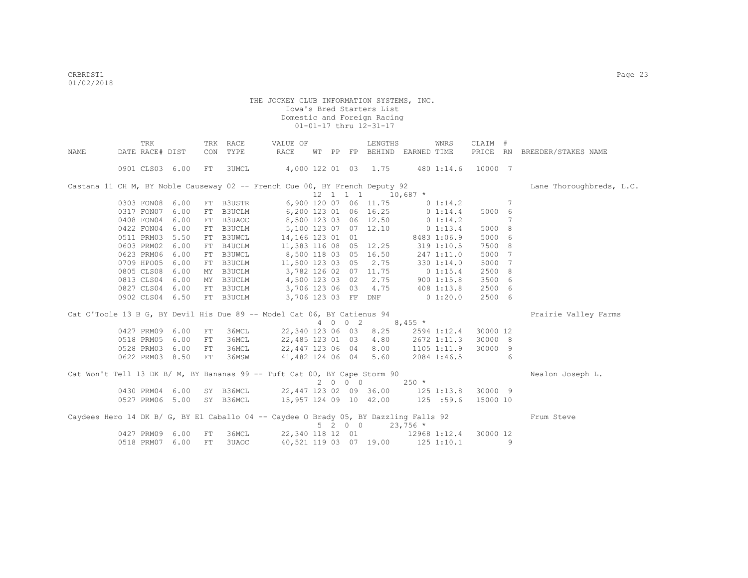THE JOCKEY CLUB INFORMATION SYSTEMS, INC.
Iowa's Bred Starters List
Domestic and Foreign Racing
01-01-17 thru 12-31-17

| NAME | TRK DATE | RACE# | DIST | TRK CON | RACE TYPE | VALUE OF RACE | WT | PP | FP | LENGTHS BEHIND | EARNED | WNRS TIME | CLAIM PRICE | # RN | BREEDER/STAKES NAME |
|---|---|---|---|---|---|---|---|---|---|---|---|---|---|---|---|
| | 0901 | CLS03 | 6.00 | FT | 3UMCL | 4,000 | 122 | 01 | 03 | 1.75 | 480 | 1:14.6 | 10000 | 7 | |
| Castana 11 CH M, BY Noble Causeway 02 -- French Cue 00, BY French Deputy 92 | | | | | | | 12 | 1 1 1 | | | 10,687 * | | | | Lane Thoroughbreds, L.C. |
| | 0303 | FON08 | 6.00 | FT | B3USTR | 6,900 | 120 | 07 | 06 | 11.75 | 0 | 1:14.2 | | 7 | |
| | 0317 | FON07 | 6.00 | FT | B3UCLM | 6,200 | 123 | 01 | 06 | 16.25 | 0 | 1:14.4 | 5000 | 6 | |
| | 0408 | FON04 | 6.00 | FT | B3UAOC | 8,500 | 123 | 03 | 06 | 12.50 | 0 | 1:14.2 | | 7 | |
| | 0422 | FON04 | 6.00 | FT | B3UCLM | 5,100 | 123 | 07 | 07 | 12.10 | 0 | 1:13.4 | 5000 | 8 | |
| | 0511 | PRM03 | 5.50 | FT | B3UWCL | 14,166 | 123 | 01 | 01 | | 8483 | 1:06.9 | 5000 | 6 | |
| | 0603 | PRM02 | 6.00 | FT | B4UCLM | 11,383 | 116 | 08 | 05 | 12.25 | 319 | 1:10.5 | 7500 | 8 | |
| | 0623 | PRM06 | 6.00 | FT | B3UWCL | 8,500 | 118 | 03 | 05 | 16.50 | 247 | 1:11.0 | 5000 | 7 | |
| | 0709 | HPO05 | 6.00 | FT | B3UCLM | 11,500 | 123 | 03 | 05 | 2.75 | 330 | 1:14.0 | 5000 | 7 | |
| | 0805 | CLS08 | 6.00 | MY | B3UCLM | 3,782 | 126 | 02 | 07 | 11.75 | 0 | 1:15.4 | 2500 | 8 | |
| | 0813 | CLS04 | 6.00 | MY | B3UCLM | 4,500 | 123 | 03 | 02 | 2.75 | 900 | 1:15.8 | 3500 | 6 | |
| | 0827 | CLS04 | 6.00 | FT | B3UCLM | 3,706 | 123 | 06 | 03 | 4.75 | 408 | 1:13.8 | 2500 | 6 | |
| | 0902 | CLS04 | 6.50 | FT | B3UCLM | 3,706 | 123 | 03 | FF | DNF | 0 | 1:20.0 | 2500 | 6 | |
| Cat O'Toole 13 B G, BY Devil His Due 89 -- Model Cat 06, BY Catienus 94 | | | | | | | 4 | 0 0 2 | | | 8,455 * | | | | Prairie Valley Farms |
| | 0427 | PRM09 | 6.00 | FT | 36MCL | 22,340 | 123 | 06 | 03 | 8.25 | 2594 | 1:12.4 | 30000 | 12 | |
| | 0518 | PRM05 | 6.00 | FT | 36MCL | 22,485 | 123 | 01 | 03 | 4.80 | 2672 | 1:11.3 | 30000 | 8 | |
| | 0528 | PRM03 | 6.00 | FT | 36MCL | 22,447 | 123 | 06 | 04 | 8.00 | 1105 | 1:11.9 | 30000 | 9 | |
| | 0622 | PRM03 | 8.50 | FT | 36MSW | 41,482 | 124 | 06 | 04 | 5.60 | 2084 | 1:46.5 | | 6 | |
| Cat Won't Tell 13 DK B/ M, BY Bananas 99 -- Tuft Cat 00, BY Cape Storm 90 | | | | | | | 2 | 0 0 0 | | | 250 * | | | | Nealon Joseph L. |
| | 0430 | PRM04 | 6.00 | SY | B36MCL | 22,447 | 123 | 02 | 09 | 36.00 | 125 | 1:13.8 | 30000 | 9 | |
| | 0527 | PRM06 | 5.00 | SY | B36MCL | 15,957 | 124 | 09 | 10 | 42.00 | 125 | :59.6 | 15000 | 10 | |
| Caydees Hero 14 DK B/ G, BY El Caballo 04 -- Caydee O Brady 05, BY Dazzling Falls 92 | | | | | | | 5 | 2 0 0 | | | 23,756 * | | | | Frum Steve |
| | 0427 | PRM09 | 6.00 | FT | 36MCL | 22,340 | 118 | 12 | 01 | | 12968 | 1:12.4 | 30000 | 12 | |
| | 0518 | PRM07 | 6.00 | FT | 3UAOC | 40,521 | 119 | 03 | 07 | 19.00 | 125 | 1:10.1 | | 9 | |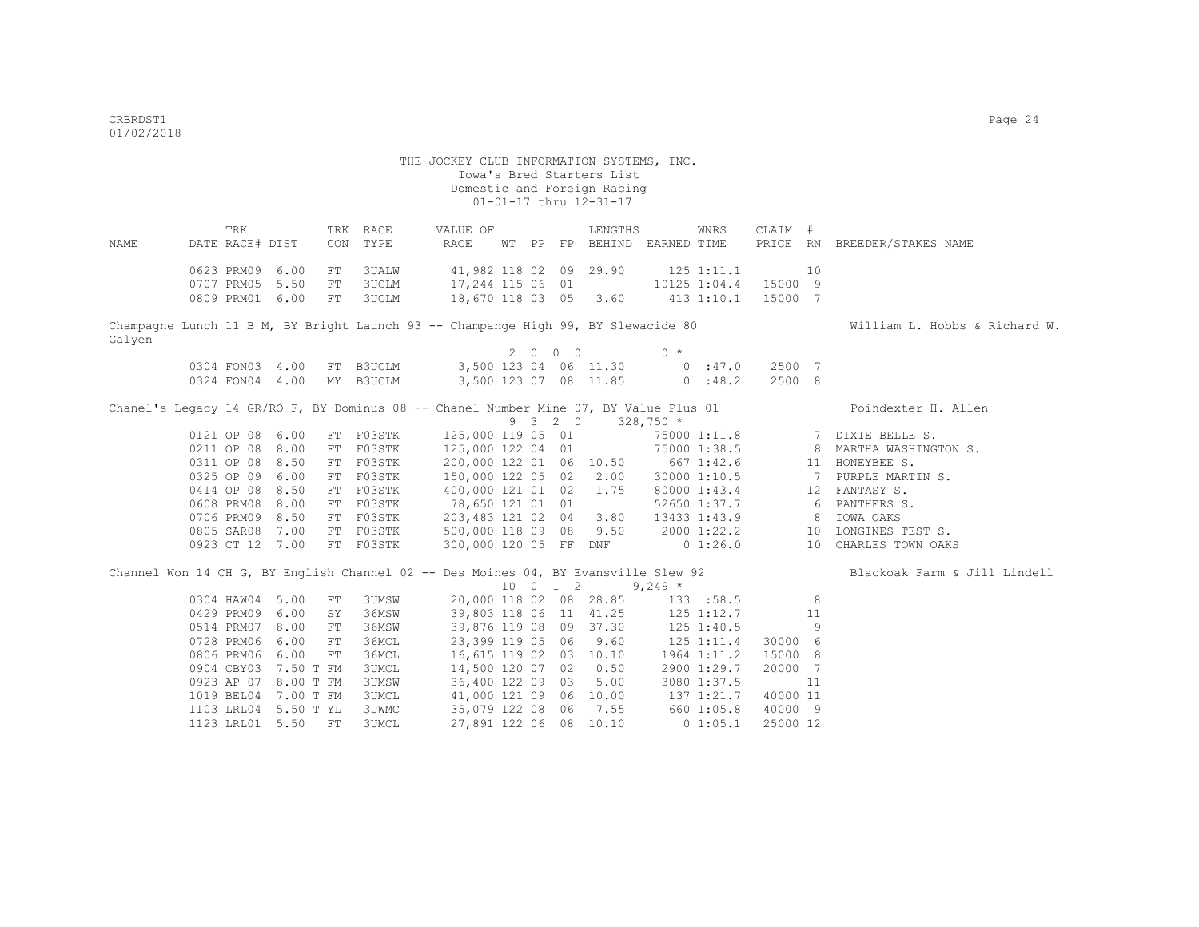THE JOCKEY CLUB INFORMATION SYSTEMS, INC.
Iowa's Bred Starters List
Domestic and Foreign Racing
01-01-17 thru 12-31-17

| NAME | DATE | TRK RACE# | DIST | TRK CON | RACE TYPE | VALUE OF RACE | WT | PP | FP | LENGTHS BEHIND | EARNED | WNRS TIME | CLAIM PRICE | # RN | BREEDER/STAKES NAME |
|---|---|---|---|---|---|---|---|---|---|---|---|---|---|---|---|
| | 0623 | PRM09 | 6.00 | FT | 3UALW | 41,982 | 118 | 02 | 09 | 29.90 | 125 | 1:11.1 | | 10 | |
| | 0707 | PRM05 | 5.50 | FT | 3UCLM | 17,244 | 115 | 06 | 01 | | 10125 | 1:04.4 | 15000 | 9 | |
| | 0809 | PRM01 | 6.00 | FT | 3UCLM | 18,670 | 118 | 03 | 05 | 3.60 | 413 | 1:10.1 | 15000 | 7 | |
| Champagne Lunch 11 B M, BY Bright Launch 93 -- Champange High 99, BY Slewacide 80 | | | | | | | | | | | | | | | William L. Hobbs & Richard W. Galyen |
| | | | | | | | 2 | 0 0 0 | | | 0 * | | | | |
| | 0304 | FON03 | 4.00 | FT | B3UCLM | 3,500 | 123 | 04 | 06 | 11.30 | 0 | :47.0 | 2500 | 7 | |
| | 0324 | FON04 | 4.00 | MY | B3UCLM | 3,500 | 123 | 07 | 08 | 11.85 | 0 | :48.2 | 2500 | 8 | |
| Chanel's Legacy 14 GR/RO F, BY Dominus 08 -- Chanel Number Mine 07, BY Value Plus 01 | | | | | | | | | | | | | | | Poindexter H. Allen |
| | | | | | | | 9 | 3 2 0 | | | 328,750 * | | | | |
| | 0121 | OP 08 | 6.00 | FT | F03STK | 125,000 | 119 | 05 | 01 | | 75000 | 1:11.8 | | 7 | DIXIE BELLE S. |
| | 0211 | OP 08 | 8.00 | FT | F03STK | 125,000 | 122 | 04 | 01 | | 75000 | 1:38.5 | | 8 | MARTHA WASHINGTON S. |
| | 0311 | OP 08 | 8.50 | FT | F03STK | 200,000 | 122 | 01 | 06 | 10.50 | 667 | 1:42.6 | | 11 | HONEYBEE S. |
| | 0325 | OP 09 | 6.00 | FT | F03STK | 150,000 | 122 | 05 | 02 | 2.00 | 30000 | 1:10.5 | | 7 | PURPLE MARTIN S. |
| | 0414 | OP 08 | 8.50 | FT | F03STK | 400,000 | 121 | 01 | 02 | 1.75 | 80000 | 1:43.4 | | 12 | FANTASY S. |
| | 0608 | PRM08 | 8.00 | FT | F03STK | 78,650 | 121 | 01 | 01 | | 52650 | 1:37.7 | | 6 | PANTHERS S. |
| | 0706 | PRM09 | 8.50 | FT | F03STK | 203,483 | 121 | 02 | 04 | 3.80 | 13433 | 1:43.9 | | 8 | IOWA OAKS |
| | 0805 | SAR08 | 7.00 | FT | F03STK | 500,000 | 118 | 09 | 08 | 9.50 | 2000 | 1:22.2 | | 10 | LONGINES TEST S. |
| | 0923 | CT 12 | 7.00 | FT | F03STK | 300,000 | 120 | 05 | FF | DNF | 0 | 1:26.0 | | 10 | CHARLES TOWN OAKS |
| Channel Won 14 CH G, BY English Channel 02 -- Des Moines 04, BY Evansville Slew 92 | | | | | | | | | | | | | | | Blackoak Farm & Jill Lindell |
| | | | | | | | 10 | 0 1 2 | | | 9,249 * | | | | |
| | 0304 | HAW04 | 5.00 | FT | 3UMSW | 20,000 | 118 | 02 | 08 | 28.85 | 133 | :58.5 | | 8 | |
| | 0429 | PRM09 | 6.00 | SY | 36MSW | 39,803 | 118 | 06 | 11 | 41.25 | 125 | 1:12.7 | | 11 | |
| | 0514 | PRM07 | 8.00 | FT | 36MSW | 39,876 | 119 | 08 | 09 | 37.30 | 125 | 1:40.5 | | 9 | |
| | 0728 | PRM06 | 6.00 | FT | 36MCL | 23,399 | 119 | 05 | 06 | 9.60 | 125 | 1:11.4 | 30000 | 6 | |
| | 0806 | PRM06 | 6.00 | FT | 36MCL | 16,615 | 119 | 02 | 03 | 10.10 | 1964 | 1:11.2 | 15000 | 8 | |
| | 0904 | CBY03 | 7.50 T | FM | 3UMCL | 14,500 | 120 | 07 | 02 | 0.50 | 2900 | 1:29.7 | 20000 | 7 | |
| | 0923 | AP 07 | 8.00 T | FM | 3UMSW | 36,400 | 122 | 09 | 03 | 5.00 | 3080 | 1:37.5 | | 11 | |
| | 1019 | BEL04 | 7.00 T | FM | 3UMCL | 41,000 | 121 | 09 | 06 | 10.00 | 137 | 1:21.7 | 40000 | 11 | |
| | 1103 | LRL04 | 5.50 T | YL | 3UWMC | 35,079 | 122 | 08 | 06 | 7.55 | 660 | 1:05.8 | 40000 | 9 | |
| | 1123 | LRL01 | 5.50 | FT | 3UMCL | 27,891 | 122 | 06 | 08 | 10.10 | 0 | 1:05.1 | 25000 | 12 | |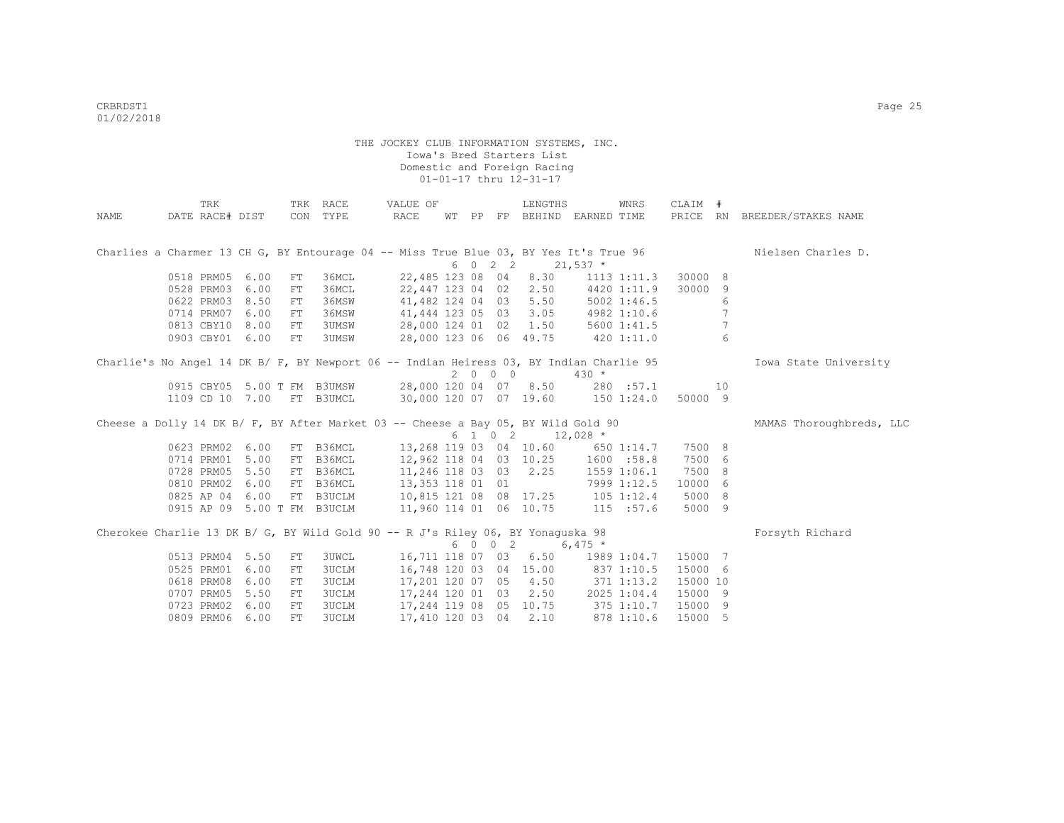THE JOCKEY CLUB INFORMATION SYSTEMS, INC.
Iowa's Bred Starters List
Domestic and Foreign Racing
01-01-17 thru 12-31-17

| NAME | TRK DATE | RACE# | DIST | TRK CON | RACE TYPE | VALUE OF RACE | WT | PP | FP | LENGTHS BEHIND | EARNED | WNRS TIME | CLAIM PRICE | # RN | BREEDER/STAKES NAME |
|---|---|---|---|---|---|---|---|---|---|---|---|---|---|---|---|
| Charlies a Charmer 13 CH G, BY Entourage 04 -- Miss True Blue 03, BY Yes It's True 96 | | | | | | | | | | | | | | | Nielsen Charles D. |
| | | | | | | 6 0 2 2 | | | | | 21,537 * | | | | |
| | 0518 | PRM05 | 6.00 | FT | 36MCL | 22,485 | 123 | 08 | 04 | 8.30 | 1113 | 1:11.3 | 30000 | 8 | |
| | 0528 | PRM03 | 6.00 | FT | 36MCL | 22,447 | 123 | 04 | 02 | 2.50 | 4420 | 1:11.9 | 30000 | 9 | |
| | 0622 | PRM03 | 8.50 | FT | 36MSW | 41,482 | 124 | 04 | 03 | 5.50 | 5002 | 1:46.5 | | 6 | |
| | 0714 | PRM07 | 6.00 | FT | 36MSW | 41,444 | 123 | 05 | 03 | 3.05 | 4982 | 1:10.6 | | 7 | |
| | 0813 | CBY10 | 8.00 | FT | 3UMSW | 28,000 | 124 | 01 | 02 | 1.50 | 5600 | 1:41.5 | | 7 | |
| | 0903 | CBY01 | 6.00 | FT | 3UMSW | 28,000 | 123 | 06 | 06 | 49.75 | 420 | 1:11.0 | | 6 | |
| Charlie's No Angel 14 DK B/ F, BY Newport 06 -- Indian Heiress 03, BY Indian Charlie 95 | | | | | | | | | | | | | | | Iowa State University |
| | | | | | | 2 0 0 0 | | | | | 430 * | | | | |
| | 0915 | CBY05 | 5.00 T | FM | B3UMSW | 28,000 | 120 | 04 | 07 | 8.50 | 280 | :57.1 | | 10 | |
| | 1109 | CD 10 | 7.00 | FT | B3UMCL | 30,000 | 120 | 07 | 07 | 19.60 | 150 | 1:24.0 | 50000 | 9 | |
| Cheese a Dolly 14 DK B/ F, BY After Market 03 -- Cheese a Bay 05, BY Wild Gold 90 | | | | | | | | | | | | | | | MAMAS Thoroughbreds, LLC |
| | | | | | | 6 1 0 2 | | | | | 12,028 * | | | | |
| | 0623 | PRM02 | 6.00 | FT | B36MCL | 13,268 | 119 | 03 | 04 | 10.60 | 650 | 1:14.7 | 7500 | 8 | |
| | 0714 | PRM01 | 5.00 | FT | B36MCL | 12,962 | 118 | 04 | 03 | 10.25 | 1600 | :58.8 | 7500 | 6 | |
| | 0728 | PRM05 | 5.50 | FT | B36MCL | 11,246 | 118 | 03 | 03 | 2.25 | 1559 | 1:06.1 | 7500 | 8 | |
| | 0810 | PRM02 | 6.00 | FT | B36MCL | 13,353 | 118 | 01 | 01 | | 7999 | 1:12.5 | 10000 | 6 | |
| | 0825 | AP 04 | 6.00 | FT | B3UCLM | 10,815 | 121 | 08 | 08 | 17.25 | 105 | 1:12.4 | 5000 | 8 | |
| | 0915 | AP 09 | 5.00 T | FM | B3UCLM | 11,960 | 114 | 01 | 06 | 10.75 | 115 | :57.6 | 5000 | 9 | |
| Cherokee Charlie 13 DK B/ G, BY Wild Gold 90 -- R J's Riley 06, BY Yonaguska 98 | | | | | | | | | | | | | | | Forsyth Richard |
| | | | | | | 6 0 0 2 | | | | | 6,475 * | | | | |
| | 0513 | PRM04 | 5.50 | FT | 3UWCL | 16,711 | 118 | 07 | 03 | 6.50 | 1989 | 1:04.7 | 15000 | 7 | |
| | 0525 | PRM01 | 6.00 | FT | 3UCLM | 16,748 | 120 | 03 | 04 | 15.00 | 837 | 1:10.5 | 15000 | 6 | |
| | 0618 | PRM08 | 6.00 | FT | 3UCLM | 17,201 | 120 | 07 | 05 | 4.50 | 371 | 1:13.2 | 15000 | 10 | |
| | 0707 | PRM05 | 5.50 | FT | 3UCLM | 17,244 | 120 | 01 | 03 | 2.50 | 2025 | 1:04.4 | 15000 | 9 | |
| | 0723 | PRM02 | 6.00 | FT | 3UCLM | 17,244 | 119 | 08 | 05 | 10.75 | 375 | 1:10.7 | 15000 | 9 | |
| | 0809 | PRM06 | 6.00 | FT | 3UCLM | 17,410 | 120 | 03 | 04 | 2.10 | 878 | 1:10.6 | 15000 | 5 | |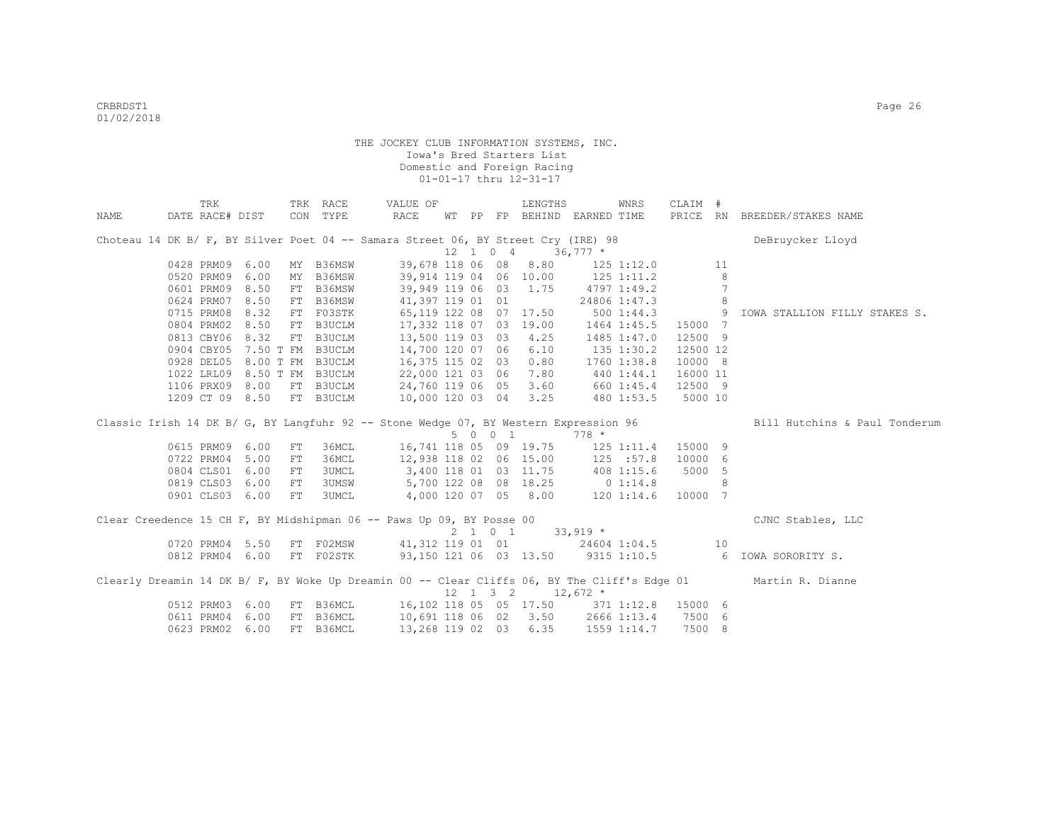THE JOCKEY CLUB INFORMATION SYSTEMS, INC.
Iowa's Bred Starters List
Domestic and Foreign Racing
01-01-17 thru 12-31-17

| NAME | TRK DATE | RACE# | DIST | TRK CON | RACE TYPE | VALUE OF RACE | WT | PP | FP | LENGTHS BEHIND | EARNED | WNRS TIME | CLAIM PRICE | # RN | BREEDER/STAKES NAME |
|---|---|---|---|---|---|---|---|---|---|---|---|---|---|---|---|
| Choteau 14 DK B/ F, BY Silver Poet 04 -- Samara Street 06, BY Street Cry (IRE) 98 | | | | | | | 12 | 1 0 4 | | | 36,777 * | | | | DeBruycker Lloyd |
| | 0428 | PRM09 | 6.00 | MY | B36MSW | 39,678 | 118 | 06 | 08 | 8.80 | 125 | 1:12.0 | | 11 | |
| | 0520 | PRM09 | 6.00 | MY | B36MSW | 39,914 | 119 | 04 | 06 | 10.00 | 125 | 1:11.2 | | 8 | |
| | 0601 | PRM09 | 8.50 | FT | B36MSW | 39,949 | 119 | 06 | 03 | 1.75 | 4797 | 1:49.2 | | 7 | |
| | 0624 | PRM07 | 8.50 | FT | B36MSW | 41,397 | 119 | 01 | 01 | | 24806 | 1:47.3 | | 8 | |
| | 0715 | PRM08 | 8.32 | FT | F03STK | 65,119 | 122 | 08 | 07 | 17.50 | 500 | 1:44.3 | | 9 | IOWA STALLION FILLY STAKES S. |
| | 0804 | PRM02 | 8.50 | FT | B3UCLM | 17,332 | 118 | 07 | 03 | 19.00 | 1464 | 1:45.5 | 15000 | 7 | |
| | 0813 | CBY06 | 8.32 | FT | B3UCLM | 13,500 | 119 | 03 | 03 | 4.25 | 1485 | 1:47.0 | 12500 | 9 | |
| | 0904 | CBY05 | 7.50 T | FM | B3UCLM | 14,700 | 120 | 07 | 06 | 6.10 | 135 | 1:30.2 | 12500 | 12 | |
| | 0928 | DEL05 | 8.00 T | FM | B3UCLM | 16,375 | 115 | 02 | 03 | 0.80 | 1760 | 1:38.8 | 10000 | 8 | |
| | 1022 | LRL09 | 8.50 T | FM | B3UCLM | 22,000 | 121 | 03 | 06 | 7.80 | 440 | 1:44.1 | 16000 | 11 | |
| | 1106 | PRX09 | 8.00 | FT | B3UCLM | 24,760 | 119 | 06 | 05 | 3.60 | 660 | 1:45.4 | 12500 | 9 | |
| | 1209 | CT 09 | 8.50 | FT | B3UCLM | 10,000 | 120 | 03 | 04 | 3.25 | 480 | 1:53.5 | 5000 | 10 | |
| Classic Irish 14 DK B/ G, BY Langfuhr 92 -- Stone Wedge 07, BY Western Expression 96 | | | | | | | 5 | 0 0 1 | | | 778 * | | | | Bill Hutchins & Paul Tonderum |
| | 0615 | PRM09 | 6.00 | FT | 36MCL | 16,741 | 118 | 05 | 09 | 19.75 | 125 | 1:11.4 | 15000 | 9 | |
| | 0722 | PRM04 | 5.00 | FT | 36MCL | 12,938 | 118 | 02 | 06 | 15.00 | 125 | :57.8 | 10000 | 6 | |
| | 0804 | CLS01 | 6.00 | FT | 3UMCL | 3,400 | 118 | 01 | 03 | 11.75 | 408 | 1:15.6 | 5000 | 5 | |
| | 0819 | CLS03 | 6.00 | FT | 3UMSW | 5,700 | 122 | 08 | 08 | 18.25 | 0 | 1:14.8 | | 8 | |
| | 0901 | CLS03 | 6.00 | FT | 3UMCL | 4,000 | 120 | 07 | 05 | 8.00 | 120 | 1:14.6 | 10000 | 7 | |
| Clear Creedence 15 CH F, BY Midshipman 06 -- Paws Up 09, BY Posse 00 | | | | | | | 2 | 1 0 1 | | | 33,919 * | | | | CJNC Stables, LLC |
| | 0720 | PRM04 | 5.50 | FT | F02MSW | 41,312 | 119 | 01 | 01 | | 24604 | 1:04.5 | | 10 | |
| | 0812 | PRM04 | 6.00 | FT | F02STK | 93,150 | 121 | 06 | 03 | 13.50 | 9315 | 1:10.5 | | 6 | IOWA SORORITY S. |
| Clearly Dreamin 14 DK B/ F, BY Woke Up Dreamin 00 -- Clear Cliffs 06, BY The Cliff's Edge 01 | | | | | | | 12 | 1 3 2 | | | 12,672 * | | | | Martin R. Dianne |
| | 0512 | PRM03 | 6.00 | FT | B36MCL | 16,102 | 118 | 05 | 05 | 17.50 | 371 | 1:12.8 | 15000 | 6 | |
| | 0611 | PRM04 | 6.00 | FT | B36MCL | 10,691 | 118 | 06 | 02 | 3.50 | 2666 | 1:13.4 | 7500 | 6 | |
| | 0623 | PRM02 | 6.00 | FT | B36MCL | 13,268 | 119 | 02 | 03 | 6.35 | 1559 | 1:14.7 | 7500 | 8 | |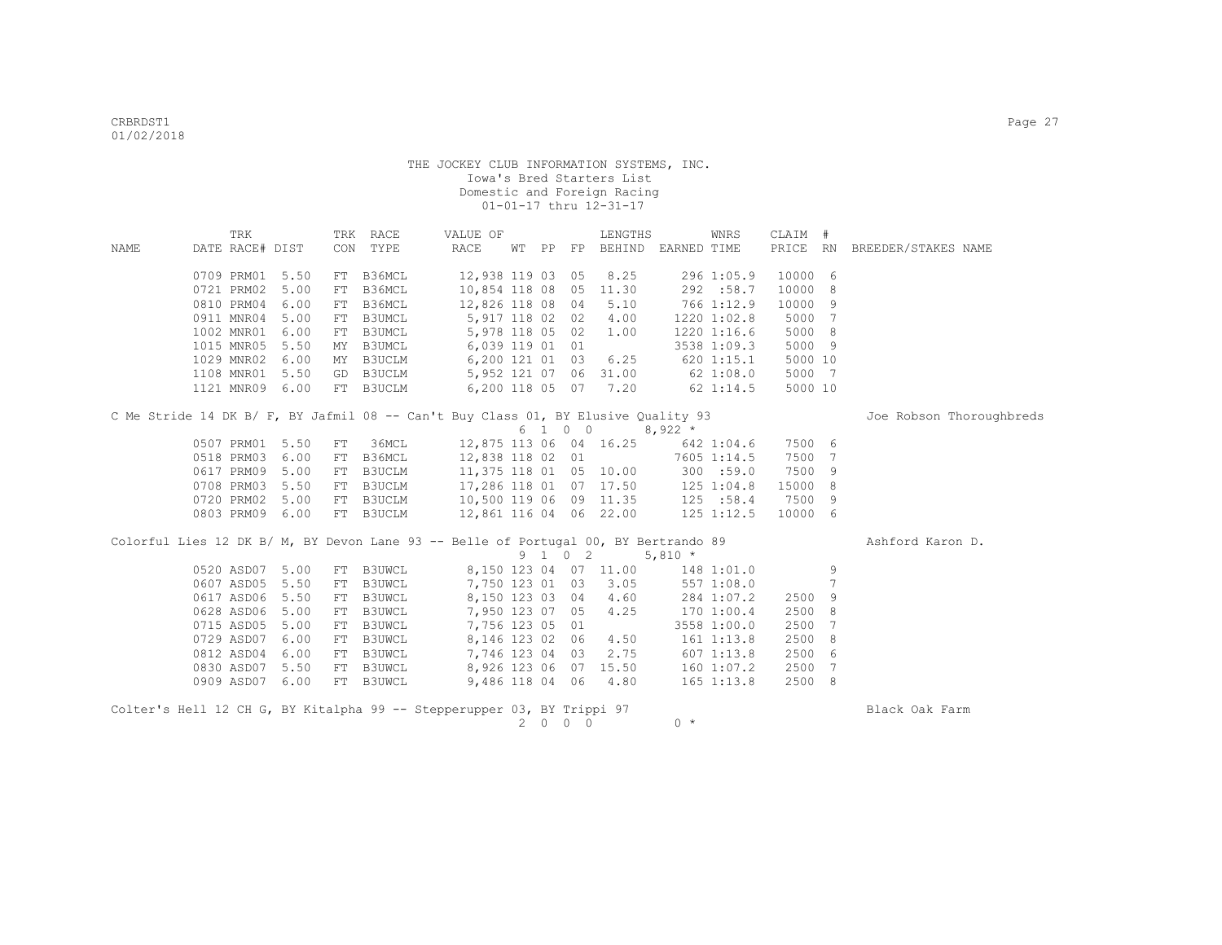THE JOCKEY CLUB INFORMATION SYSTEMS, INC.
Iowa's Bred Starters List
Domestic and Foreign Racing
01-01-17 thru 12-31-17

| NAME | TRK DATE | RACE# | DIST | TRK CON | RACE TYPE | VALUE OF RACE | WT | PP | FP | LENGTHS BEHIND | EARNED | WNRS TIME | CLAIM PRICE | # RN | BREEDER/STAKES NAME |
|---|---|---|---|---|---|---|---|---|---|---|---|---|---|---|---|
| | 0709 | PRM01 | 5.50 | FT | B36MCL | 12,938 | 119 | 03 | 05 | 8.25 | 296 | 1:05.9 | 10000 | 6 | |
| | 0721 | PRM02 | 5.00 | FT | B36MCL | 10,854 | 118 | 08 | 05 | 11.30 | 292 | :58.7 | 10000 | 8 | |
| | 0810 | PRM04 | 6.00 | FT | B36MCL | 12,826 | 118 | 08 | 04 | 5.10 | 766 | 1:12.9 | 10000 | 9 | |
| | 0911 | MNR04 | 5.00 | FT | B3UMCL | 5,917 | 118 | 02 | 02 | 4.00 | 1220 | 1:02.8 | 5000 | 7 | |
| | 1002 | MNR01 | 6.00 | FT | B3UMCL | 5,978 | 118 | 05 | 02 | 1.00 | 1220 | 1:16.6 | 5000 | 8 | |
| | 1015 | MNR05 | 5.50 | MY | B3UMCL | 6,039 | 119 | 01 | 01 | | 3538 | 1:09.3 | 5000 | 9 | |
| | 1029 | MNR02 | 6.00 | MY | B3UCLM | 6,200 | 121 | 01 | 03 | 6.25 | 620 | 1:15.1 | 5000 | 10 | |
| | 1108 | MNR01 | 5.50 | GD | B3UCLM | 5,952 | 121 | 07 | 06 | 31.00 | 62 | 1:08.0 | 5000 | 7 | |
| | 1121 | MNR09 | 6.00 | FT | B3UCLM | 6,200 | 118 | 05 | 07 | 7.20 | 62 | 1:14.5 | 5000 | 10 | |
| C Me Stride 14 DK B/ F, BY Jafmil 08 -- Can't Buy Class 01, BY Elusive Quality 93 | | | | | | | 6 | 1 | 0 0 | | 8,922 * | | | | Joe Robson Thoroughbreds |
| | 0507 | PRM01 | 5.50 | FT | 36MCL | 12,875 | 113 | 06 | 04 | 16.25 | 642 | 1:04.6 | 7500 | 6 | |
| | 0518 | PRM03 | 6.00 | FT | B36MCL | 12,838 | 118 | 02 | 01 | | 7605 | 1:14.5 | 7500 | 7 | |
| | 0617 | PRM09 | 5.00 | FT | B3UCLM | 11,375 | 118 | 01 | 05 | 10.00 | 300 | :59.0 | 7500 | 9 | |
| | 0708 | PRM03 | 5.50 | FT | B3UCLM | 17,286 | 118 | 01 | 07 | 17.50 | 125 | 1:04.8 | 15000 | 8 | |
| | 0720 | PRM02 | 5.00 | FT | B3UCLM | 10,500 | 119 | 06 | 09 | 11.35 | 125 | :58.4 | 7500 | 9 | |
| | 0803 | PRM09 | 6.00 | FT | B3UCLM | 12,861 | 116 | 04 | 06 | 22.00 | 125 | 1:12.5 | 10000 | 6 | |
| Colorful Lies 12 DK B/ M, BY Devon Lane 93 -- Belle of Portugal 00, BY Bertrando 89 | | | | | | | 9 | 1 | 0 2 | | 5,810 * | | | | Ashford Karon D. |
| | 0520 | ASD07 | 5.00 | FT | B3UWCL | 8,150 | 123 | 04 | 07 | 11.00 | 148 | 1:01.0 | | 9 | |
| | 0607 | ASD05 | 5.50 | FT | B3UWCL | 7,750 | 123 | 01 | 03 | 3.05 | 557 | 1:08.0 | | 7 | |
| | 0617 | ASD06 | 5.50 | FT | B3UWCL | 8,150 | 123 | 03 | 04 | 4.60 | 284 | 1:07.2 | 2500 | 9 | |
| | 0628 | ASD06 | 5.00 | FT | B3UWCL | 7,950 | 123 | 07 | 05 | 4.25 | 170 | 1:00.4 | 2500 | 8 | |
| | 0715 | ASD05 | 5.00 | FT | B3UWCL | 7,756 | 123 | 05 | 01 | | 3558 | 1:00.0 | 2500 | 7 | |
| | 0729 | ASD07 | 6.00 | FT | B3UWCL | 8,146 | 123 | 02 | 06 | 4.50 | 161 | 1:13.8 | 2500 | 8 | |
| | 0812 | ASD04 | 6.00 | FT | B3UWCL | 7,746 | 123 | 04 | 03 | 2.75 | 607 | 1:13.8 | 2500 | 6 | |
| | 0830 | ASD07 | 5.50 | FT | B3UWCL | 8,926 | 123 | 06 | 07 | 15.50 | 160 | 1:07.2 | 2500 | 7 | |
| | 0909 | ASD07 | 6.00 | FT | B3UWCL | 9,486 | 118 | 04 | 06 | 4.80 | 165 | 1:13.8 | 2500 | 8 | |
| Colter's Hell 12 CH G, BY Kitalpha 99 -- Stepperupper 03, BY Trippi 97 | | | | | | | 2 | 0 | 0 0 | | 0 * | | | | Black Oak Farm |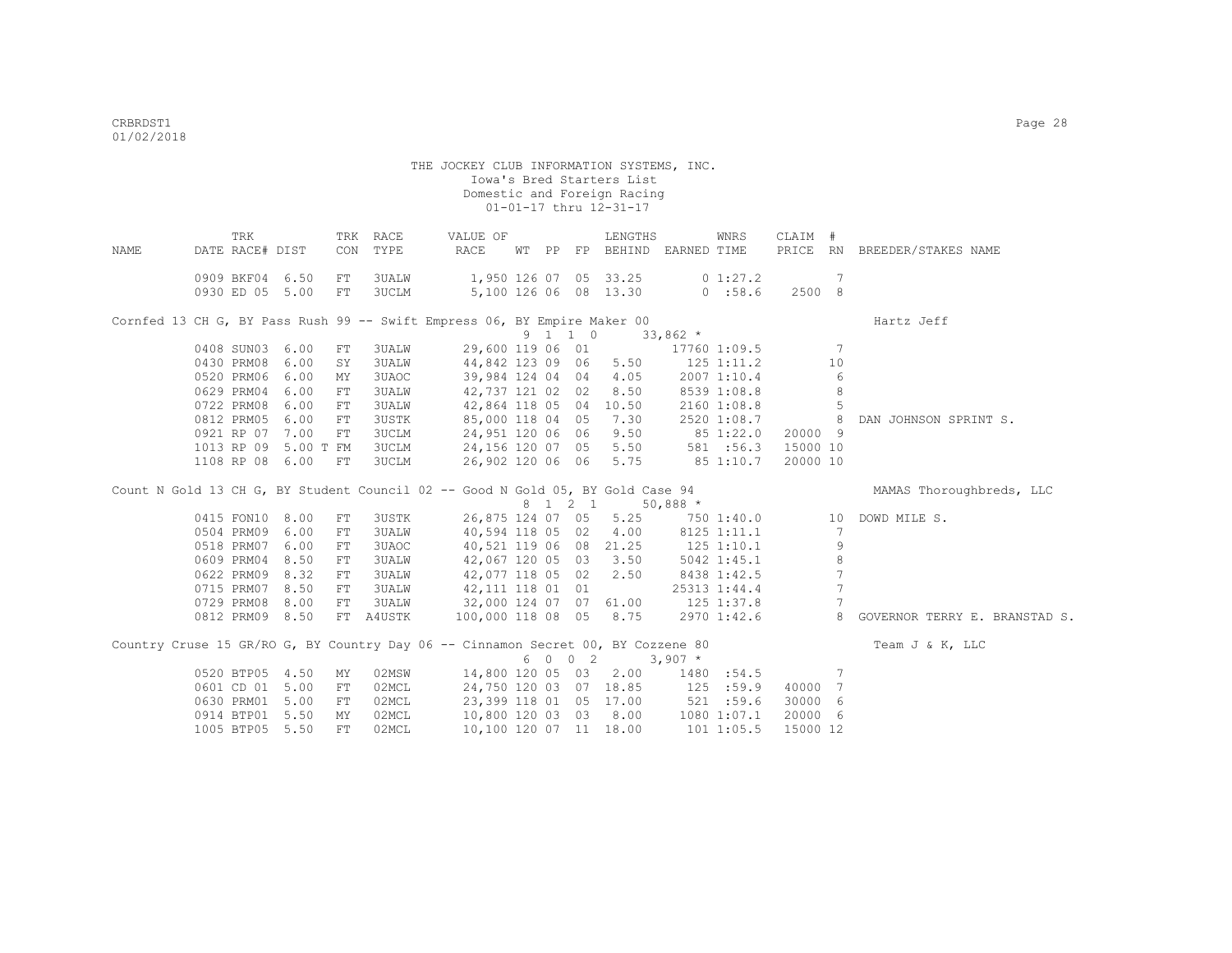THE JOCKEY CLUB INFORMATION SYSTEMS, INC.
Iowa's Bred Starters List
Domestic and Foreign Racing
01-01-17 thru 12-31-17

| NAME | TRK DATE | RACE# | DIST | TRK CON | RACE TYPE | VALUE OF RACE | WT | PP | FP | LENGTHS BEHIND | EARNED | WNRS TIME | CLAIM PRICE | # RN | BREEDER/STAKES NAME |
|---|---|---|---|---|---|---|---|---|---|---|---|---|---|---|---|
| | 0909 | BKF04 | 6.50 | FT | 3UALW | 1,950 | 126 | 07 | 05 | 33.25 | 0 | 1:27.2 | | 7 | |
| | 0930 | ED 05 | 5.00 | FT | 3UCLM | 5,100 | 126 | 06 | 08 | 13.30 | 0 | :58.6 | 2500 | 8 | |
| Cornfed 13 CH G, BY Pass Rush 99 -- Swift Empress 06, BY Empire Maker 00 | | | | | | | 9 | 1 | 1 0 | | 33,862 * | | | | Hartz Jeff |
| | 0408 | SUN03 | 6.00 | FT | 3UALW | 29,600 | 119 | 06 | 01 | | 17760 | 1:09.5 | | 7 | |
| | 0430 | PRM08 | 6.00 | SY | 3UALW | 44,842 | 123 | 09 | 06 | 5.50 | 125 | 1:11.2 | | 10 | |
| | 0520 | PRM06 | 6.00 | MY | 3UAOC | 39,984 | 124 | 04 | 04 | 4.05 | 2007 | 1:10.4 | | 6 | |
| | 0629 | PRM04 | 6.00 | FT | 3UALW | 42,737 | 121 | 02 | 02 | 8.50 | 8539 | 1:08.8 | | 8 | |
| | 0722 | PRM08 | 6.00 | FT | 3UALW | 42,864 | 118 | 05 | 04 | 10.50 | 2160 | 1:08.8 | | 5 | |
| | 0812 | PRM05 | 6.00 | FT | 3USTK | 85,000 | 118 | 04 | 05 | 7.30 | 2520 | 1:08.7 | | 8 | DAN JOHNSON SPRINT S. |
| | 0921 | RP 07 | 7.00 | FT | 3UCLM | 24,951 | 120 | 06 | 06 | 9.50 | 85 | 1:22.0 | 20000 | 9 | |
| | 1013 | RP 09 | 5.00 T | FM | 3UCLM | 24,156 | 120 | 07 | 05 | 5.50 | 581 | :56.3 | 15000 | 10 | |
| | 1108 | RP 08 | 6.00 | FT | 3UCLM | 26,902 | 120 | 06 | 06 | 5.75 | 85 | 1:10.7 | 20000 | 10 | |
| Count N Gold 13 CH G, BY Student Council 02 -- Good N Gold 05, BY Gold Case 94 | | | | | | | 8 | 1 | 2 1 | | 50,888 * | | | | MAMAS Thoroughbreds, LLC |
| | 0415 | FON10 | 8.00 | FT | 3USTK | 26,875 | 124 | 07 | 05 | 5.25 | 750 | 1:40.0 | | 10 | DOWD MILE S. |
| | 0504 | PRM09 | 6.00 | FT | 3UALW | 40,594 | 118 | 05 | 02 | 4.00 | 8125 | 1:11.1 | | 7 | |
| | 0518 | PRM07 | 6.00 | FT | 3UAOC | 40,521 | 119 | 06 | 08 | 21.25 | 125 | 1:10.1 | | 9 | |
| | 0609 | PRM04 | 8.50 | FT | 3UALW | 42,067 | 120 | 05 | 03 | 3.50 | 5042 | 1:45.1 | | 8 | |
| | 0622 | PRM09 | 8.32 | FT | 3UALW | 42,077 | 118 | 05 | 02 | 2.50 | 8438 | 1:42.5 | | 7 | |
| | 0715 | PRM07 | 8.50 | FT | 3UALW | 42,111 | 118 | 01 | 01 | | 25313 | 1:44.4 | | 7 | |
| | 0729 | PRM08 | 8.00 | FT | 3UALW | 32,000 | 124 | 07 | 07 | 61.00 | 125 | 1:37.8 | | 7 | |
| | 0812 | PRM09 | 8.50 | FT | A4USTK | 100,000 | 118 | 08 | 05 | 8.75 | 2970 | 1:42.6 | | 8 | GOVERNOR TERRY E. BRANSTAD S. |
| Country Cruse 15 GR/RO G, BY Country Day 06 -- Cinnamon Secret 00, BY Cozzene 80 | | | | | | | 6 | 0 | 0 2 | | 3,907 * | | | | Team J & K, LLC |
| | 0520 | BTP05 | 4.50 | MY | 02MSW | 14,800 | 120 | 05 | 03 | 2.00 | 1480 | :54.5 | | 7 | |
| | 0601 | CD 01 | 5.00 | FT | 02MCL | 24,750 | 120 | 03 | 07 | 18.85 | 125 | :59.9 | 40000 | 7 | |
| | 0630 | PRM01 | 5.00 | FT | 02MCL | 23,399 | 118 | 01 | 05 | 17.00 | 521 | :59.6 | 30000 | 6 | |
| | 0914 | BTP01 | 5.50 | MY | 02MCL | 10,800 | 120 | 03 | 03 | 8.00 | 1080 | 1:07.1 | 20000 | 6 | |
| | 1005 | BTP05 | 5.50 | FT | 02MCL | 10,100 | 120 | 07 | 11 | 18.00 | 101 | 1:05.5 | 15000 | 12 | |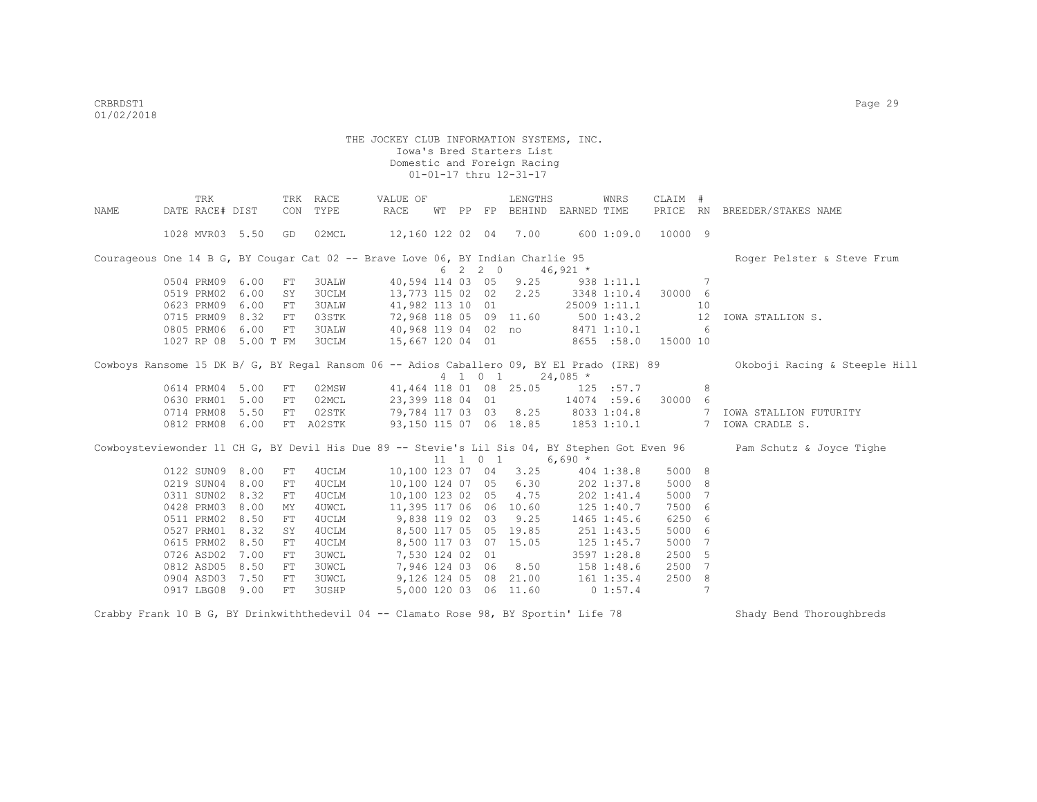THE JOCKEY CLUB INFORMATION SYSTEMS, INC.
Iowa's Bred Starters List
Domestic and Foreign Racing
01-01-17 thru 12-31-17

| NAME | DATE | TRK RACE# | DIST | TRK CON | RACE TYPE | VALUE OF RACE | WT | PP | FP | LENGTHS BEHIND | EARNED | WNRS TIME | CLAIM PRICE | # RN | BREEDER/STAKES NAME |
|---|---|---|---|---|---|---|---|---|---|---|---|---|---|---|---|
| | 1028 | MVR03 | 5.50 | GD | 02MCL | 12,160 | 122 | 02 | 04 | 7.00 | 600 | 1:09.0 | 10000 | 9 | |
| Courageous One 14 B G, BY Cougar Cat 02 -- Brave Love 06, BY Indian Charlie 95 | | | | | | | 6 | 2 | 2 0 | | 46,921 * | | | | Roger Pelster & Steve Frum |
| | 0504 | PRM09 | 6.00 | FT | 3UALW | 40,594 | 114 | 03 | 05 | 9.25 | 938 | 1:11.1 | | 7 | |
| | 0519 | PRM02 | 6.00 | SY | 3UCLM | 13,773 | 115 | 02 | 02 | 2.25 | 3348 | 1:10.4 | 30000 | 6 | |
| | 0623 | PRM09 | 6.00 | FT | 3UALW | 41,982 | 113 | 10 | 01 | | 25009 | 1:11.1 | | 10 | |
| | 0715 | PRM09 | 8.32 | FT | 03STK | 72,968 | 118 | 05 | 09 | 11.60 | 500 | 1:43.2 | | 12 | IOWA STALLION S. |
| | 0805 | PRM06 | 6.00 | FT | 3UALW | 40,968 | 119 | 04 | 02 | no | 8471 | 1:10.1 | | 6 | |
| | 1027 | RP 08 | 5.00 T | FM | 3UCLM | 15,667 | 120 | 04 | 01 | | 8655 | :58.0 | 15000 | 10 | |
| Cowboys Ransome 15 DK B/ G, BY Regal Ransom 06 -- Adios Caballero 09, BY El Prado (IRE) 89 | | | | | | | 4 | 1 | 0 1 | | 24,085 * | | | | Okoboji Racing & Steeple Hill |
| | 0614 | PRM04 | 5.00 | FT | 02MSW | 41,464 | 118 | 01 | 08 | 25.05 | 125 | :57.7 | | 8 | |
| | 0630 | PRM01 | 5.00 | FT | 02MCL | 23,399 | 118 | 04 | 01 | | 14074 | :59.6 | 30000 | 6 | |
| | 0714 | PRM08 | 5.50 | FT | 02STK | 79,784 | 117 | 03 | 03 | 8.25 | 8033 | 1:04.8 | | 7 | IOWA STALLION FUTURITY |
| | 0812 | PRM08 | 6.00 | FT | A02STK | 93,150 | 115 | 07 | 06 | 18.85 | 1853 | 1:10.1 | | 7 | IOWA CRADLE S. |
| Cowboysteviewonder 11 CH G, BY Devil His Due 89 -- Stevie's Lil Sis 04, BY Stephen Got Even 96 | | | | | | | 11 | 1 | 0 1 | | 6,690 * | | | | Pam Schutz & Joyce Tighe |
| | 0122 | SUN09 | 8.00 | FT | 4UCLM | 10,100 | 123 | 07 | 04 | 3.25 | 404 | 1:38.8 | 5000 | 8 | |
| | 0219 | SUN04 | 8.00 | FT | 4UCLM | 10,100 | 124 | 07 | 05 | 6.30 | 202 | 1:37.8 | 5000 | 8 | |
| | 0311 | SUN02 | 8.32 | FT | 4UCLM | 10,100 | 123 | 02 | 05 | 4.75 | 202 | 1:41.4 | 5000 | 7 | |
| | 0428 | PRM03 | 8.00 | MY | 4UWCL | 11,395 | 117 | 06 | 06 | 10.60 | 125 | 1:40.7 | 7500 | 6 | |
| | 0511 | PRM02 | 8.50 | FT | 4UCLM | 9,838 | 119 | 02 | 03 | 9.25 | 1465 | 1:45.6 | 6250 | 6 | |
| | 0527 | PRM01 | 8.32 | SY | 4UCLM | 8,500 | 117 | 05 | 05 | 19.85 | 251 | 1:43.5 | 5000 | 6 | |
| | 0615 | PRM02 | 8.50 | FT | 4UCLM | 8,500 | 117 | 03 | 07 | 15.05 | 125 | 1:45.7 | 5000 | 7 | |
| | 0726 | ASD02 | 7.00 | FT | 3UWCL | 7,530 | 124 | 02 | 01 | | 3597 | 1:28.8 | 2500 | 5 | |
| | 0812 | ASD05 | 8.50 | FT | 3UWCL | 7,946 | 124 | 03 | 06 | 8.50 | 158 | 1:48.6 | 2500 | 7 | |
| | 0904 | ASD03 | 7.50 | FT | 3UWCL | 9,126 | 124 | 05 | 08 | 21.00 | 161 | 1:35.4 | 2500 | 8 | |
| | 0917 | LBG08 | 9.00 | FT | 3USHP | 5,000 | 120 | 03 | 06 | 11.60 | 0 | 1:57.4 | | 7 | |
| Crabby Frank 10 B G, BY Drinkwiththedevil 04 -- Clamato Rose 98, BY Sportin' Life 78 | | | | | | | | | | | | | | | Shady Bend Thoroughbreds |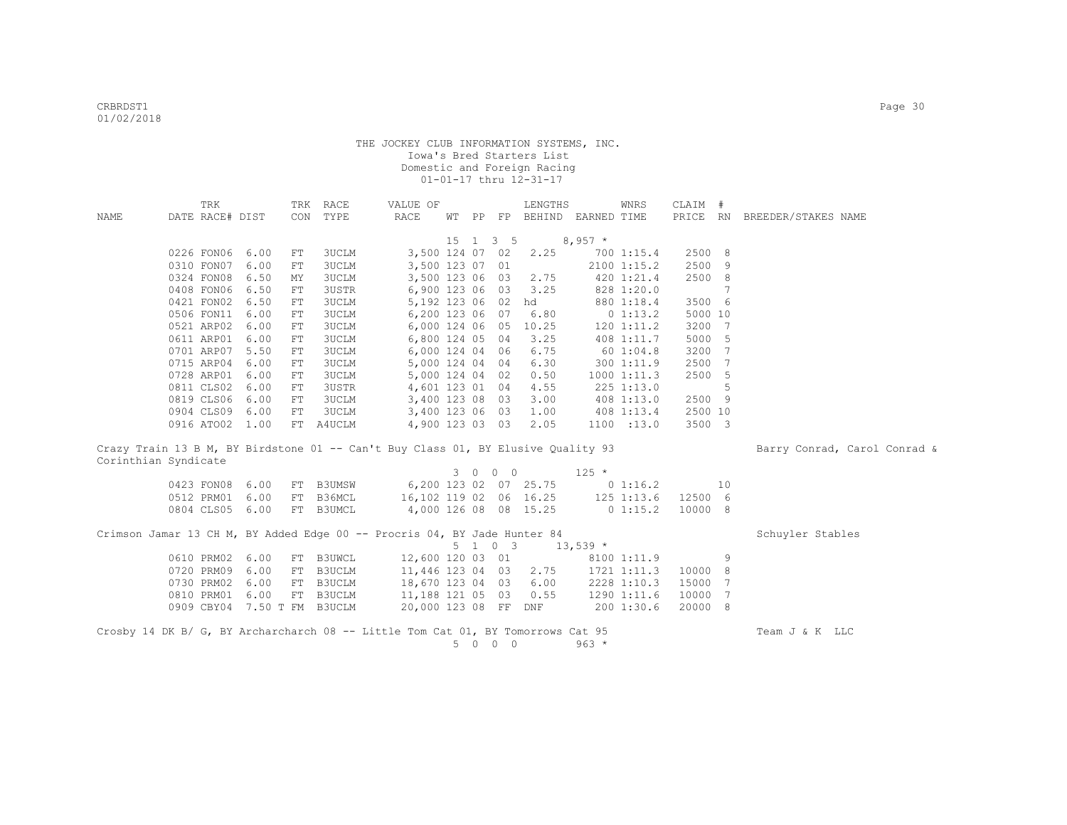THE JOCKEY CLUB INFORMATION SYSTEMS, INC.
Iowa's Bred Starters List
Domestic and Foreign Racing
01-01-17 thru 12-31-17

| NAME | TRK DATE | RACE# | DIST | TRK CON | RACE TYPE | VALUE OF RACE | WT | PP | FP | LENGTHS BEHIND | EARNED | WNRS TIME | CLAIM PRICE | # RN | BREEDER/STAKES NAME |
|---|---|---|---|---|---|---|---|---|---|---|---|---|---|---|---|
| | | | | | | | 15 | 1 3 | 5 | | 8,957 * | | | | |
| | 0226 | FON06 | 6.00 | FT | 3UCLM | 3,500 | 124 | 07 | 02 | 2.25 | 700 | 1:15.4 | 2500 | 8 | |
| | 0310 | FON07 | 6.00 | FT | 3UCLM | 3,500 | 123 | 07 | 01 | | 2100 | 1:15.2 | 2500 | 9 | |
| | 0324 | FON08 | 6.50 | MY | 3UCLM | 3,500 | 123 | 06 | 03 | 2.75 | 420 | 1:21.4 | 2500 | 8 | |
| | 0408 | FON06 | 6.50 | FT | 3USTR | 6,900 | 123 | 06 | 03 | 3.25 | 828 | 1:20.0 | | 7 | |
| | 0421 | FON02 | 6.50 | FT | 3UCLM | 5,192 | 123 | 06 | 02 | hd | 880 | 1:18.4 | 3500 | 6 | |
| | 0506 | FON11 | 6.00 | FT | 3UCLM | 6,200 | 123 | 06 | 07 | 6.80 | 0 | 1:13.2 | 5000 | 10 | |
| | 0521 | ARP02 | 6.00 | FT | 3UCLM | 6,000 | 124 | 06 | 05 | 10.25 | 120 | 1:11.2 | 3200 | 7 | |
| | 0611 | ARP01 | 6.00 | FT | 3UCLM | 6,800 | 124 | 05 | 04 | 3.25 | 408 | 1:11.7 | 5000 | 5 | |
| | 0701 | ARP07 | 5.50 | FT | 3UCLM | 6,000 | 124 | 04 | 06 | 6.75 | 60 | 1:04.8 | 3200 | 7 | |
| | 0715 | ARP04 | 6.00 | FT | 3UCLM | 5,000 | 124 | 04 | 04 | 6.30 | 300 | 1:11.9 | 2500 | 7 | |
| | 0728 | ARP01 | 6.00 | FT | 3UCLM | 5,000 | 124 | 04 | 02 | 0.50 | 1000 | 1:11.3 | 2500 | 5 | |
| | 0811 | CLS02 | 6.00 | FT | 3USTR | 4,601 | 123 | 01 | 04 | 4.55 | 225 | 1:13.0 | | 5 | |
| | 0819 | CLS06 | 6.00 | FT | 3UCLM | 3,400 | 123 | 08 | 03 | 3.00 | 408 | 1:13.0 | 2500 | 9 | |
| | 0904 | CLS09 | 6.00 | FT | 3UCLM | 3,400 | 123 | 06 | 03 | 1.00 | 408 | 1:13.4 | 2500 | 10 | |
| | 0916 | ATO02 | 1.00 | FT | A4UCLM | 4,900 | 123 | 03 | 03 | 2.05 | 1100 | :13.0 | 3500 | 3 | |
| Crazy Train 13 B M, BY Birdstone 01 -- Can't Buy Class 01, BY Elusive Quality 93 | | | | | | | | | | | | | | | Barry Conrad, Carol Conrad & Corinthian Syndicate |
| | | | | | | | 3 | 0 0 | 0 | | 125 * | | | | |
| | 0423 | FON08 | 6.00 | FT | B3UMSW | 6,200 | 123 | 02 | 07 | 25.75 | 0 | 1:16.2 | | 10 | |
| | 0512 | PRM01 | 6.00 | FT | B36MCL | 16,102 | 119 | 02 | 06 | 16.25 | 125 | 1:13.6 | 12500 | 6 | |
| | 0804 | CLS05 | 6.00 | FT | B3UMCL | 4,000 | 126 | 08 | 08 | 15.25 | 0 | 1:15.2 | 10000 | 8 | |
| Crimson Jamar 13 CH M, BY Added Edge 00 -- Procris 04, BY Jade Hunter 84 | | | | | | | | | | | | | | | Schuyler Stables |
| | | | | | | | 5 | 1 0 | 3 | | 13,539 * | | | | |
| | 0610 | PRM02 | 6.00 | FT | B3UWCL | 12,600 | 120 | 03 | 01 | | 8100 | 1:11.9 | | 9 | |
| | 0720 | PRM09 | 6.00 | FT | B3UCLM | 11,446 | 123 | 04 | 03 | 2.75 | 1721 | 1:11.3 | 10000 | 8 | |
| | 0730 | PRM02 | 6.00 | FT | B3UCLM | 18,670 | 123 | 04 | 03 | 6.00 | 2228 | 1:10.3 | 15000 | 7 | |
| | 0810 | PRM01 | 6.00 | FT | B3UCLM | 11,188 | 121 | 05 | 03 | 0.55 | 1290 | 1:11.6 | 10000 | 7 | |
| | 0909 | CBY04 | 7.50 T | FM | B3UCLM | 20,000 | 123 | 08 | FF | DNF | 200 | 1:30.6 | 20000 | 8 | |
| Crosby 14 DK B/ G, BY Archarcharch 08 -- Little Tom Cat 01, BY Tomorrows Cat 95 | | | | | | | | | | | | | | | Team J & K LLC |
| | | | | | | | 5 | 0 0 | 0 | | 963 * | | | | |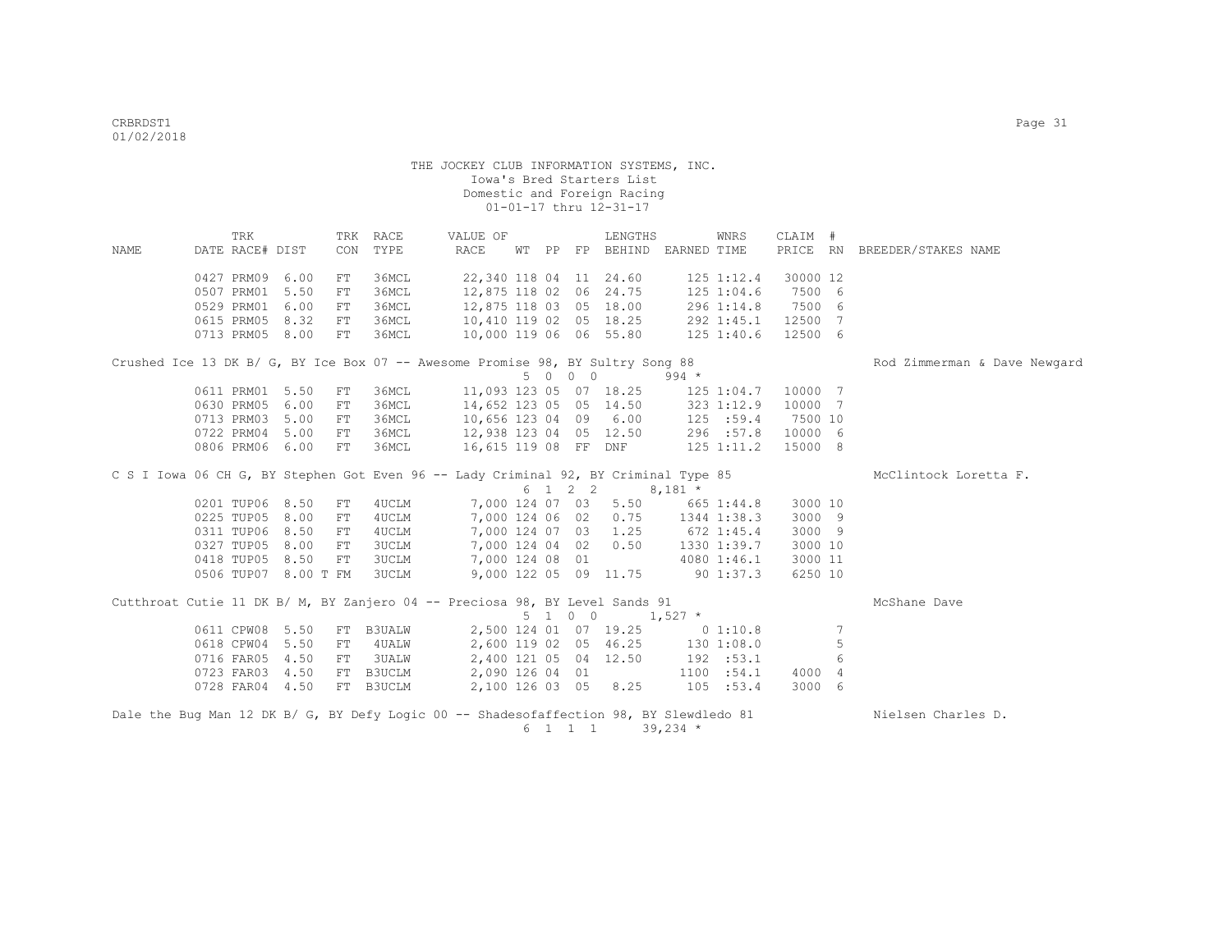THE JOCKEY CLUB INFORMATION SYSTEMS, INC.
Iowa's Bred Starters List
Domestic and Foreign Racing
01-01-17 thru 12-31-17

| NAME | DATE | TRK RACE# | DIST | TRK CON | RACE TYPE | VALUE OF RACE | WT | PP | FP | LENGTHS BEHIND | EARNED | WNRS TIME | CLAIM PRICE | # RN | BREEDER/STAKES NAME |
|---|---|---|---|---|---|---|---|---|---|---|---|---|---|---|---|
| | 0427 | PRM09 | 6.00 | FT | 36MCL | 22,340 | 118 | 04 | 11 | 24.60 | 125 | 1:12.4 | 30000 | 12 | |
| | 0507 | PRM01 | 5.50 | FT | 36MCL | 12,875 | 118 | 02 | 06 | 24.75 | 125 | 1:04.6 | 7500 | 6 | |
| | 0529 | PRM01 | 6.00 | FT | 36MCL | 12,875 | 118 | 03 | 05 | 18.00 | 296 | 1:14.8 | 7500 | 6 | |
| | 0615 | PRM05 | 8.32 | FT | 36MCL | 10,410 | 119 | 02 | 05 | 18.25 | 292 | 1:45.1 | 12500 | 7 | |
| | 0713 | PRM05 | 8.00 | FT | 36MCL | 10,000 | 119 | 06 | 06 | 55.80 | 125 | 1:40.6 | 12500 | 6 | |
| Crushed Ice 13 DK B/ G, BY Ice Box 07 -- Awesome Promise 98, BY Sultry Song 88 | | | | | | | 5 | 0 0 0 | | | 994 * | | | | Rod Zimmerman & Dave Newgard |
| | 0611 | PRM01 | 5.50 | FT | 36MCL | 11,093 | 123 | 05 | 07 | 18.25 | 125 | 1:04.7 | 10000 | 7 | |
| | 0630 | PRM05 | 6.00 | FT | 36MCL | 14,652 | 123 | 05 | 05 | 14.50 | 323 | 1:12.9 | 10000 | 7 | |
| | 0713 | PRM03 | 5.00 | FT | 36MCL | 10,656 | 123 | 04 | 09 | 6.00 | 125 | :59.4 | 7500 | 10 | |
| | 0722 | PRM04 | 5.00 | FT | 36MCL | 12,938 | 123 | 04 | 05 | 12.50 | 296 | :57.8 | 10000 | 6 | |
| | 0806 | PRM06 | 6.00 | FT | 36MCL | 16,615 | 119 | 08 | FF | DNF | 125 | 1:11.2 | 15000 | 8 | |
| C S I Iowa 06 CH G, BY Stephen Got Even 96 -- Lady Criminal 92, BY Criminal Type 85 | | | | | | | 6 | 1 2 2 | | | 8,181 * | | | | McClintock Loretta F. |
| | 0201 | TUP06 | 8.50 | FT | 4UCLM | 7,000 | 124 | 07 | 03 | 5.50 | 665 | 1:44.8 | 3000 | 10 | |
| | 0225 | TUP05 | 8.00 | FT | 4UCLM | 7,000 | 124 | 06 | 02 | 0.75 | 1344 | 1:38.3 | 3000 | 9 | |
| | 0311 | TUP06 | 8.50 | FT | 4UCLM | 7,000 | 124 | 07 | 03 | 1.25 | 672 | 1:45.4 | 3000 | 9 | |
| | 0327 | TUP05 | 8.00 | FT | 3UCLM | 7,000 | 124 | 04 | 02 | 0.50 | 1330 | 1:39.7 | 3000 | 10 | |
| | 0418 | TUP05 | 8.50 | FT | 3UCLM | 7,000 | 124 | 08 | 01 | | 4080 | 1:46.1 | 3000 | 11 | |
| | 0506 | TUP07 | 8.00 T | FM | 3UCLM | 9,000 | 122 | 05 | 09 | 11.75 | 90 | 1:37.3 | 6250 | 10 | |
| Cutthroat Cutie 11 DK B/ M, BY Zanjero 04 -- Preciosa 98, BY Level Sands 91 | | | | | | | 5 | 1 0 0 | | | 1,527 * | | | | McShane Dave |
| | 0611 | CPW08 | 5.50 | FT | B3UALW | 2,500 | 124 | 01 | 07 | 19.25 | 0 | 1:10.8 | | 7 | |
| | 0618 | CPW04 | 5.50 | FT | 4UALW | 2,600 | 119 | 02 | 05 | 46.25 | 130 | 1:08.0 | | 5 | |
| | 0716 | FAR05 | 4.50 | FT | 3UALW | 2,400 | 121 | 05 | 04 | 12.50 | 192 | :53.1 | | 6 | |
| | 0723 | FAR03 | 4.50 | FT | B3UCLM | 2,090 | 126 | 04 | 01 | | 1100 | :54.1 | 4000 | 4 | |
| | 0728 | FAR04 | 4.50 | FT | B3UCLM | 2,100 | 126 | 03 | 05 | 8.25 | 105 | :53.4 | 3000 | 6 | |
| Dale the Bug Man 12 DK B/ G, BY Defy Logic 00 -- Shadesofaffection 98, BY Slewdledo 81 | | | | | | | 6 | 1 1 1 | | | 39,234 * | | | | Nielsen Charles D. |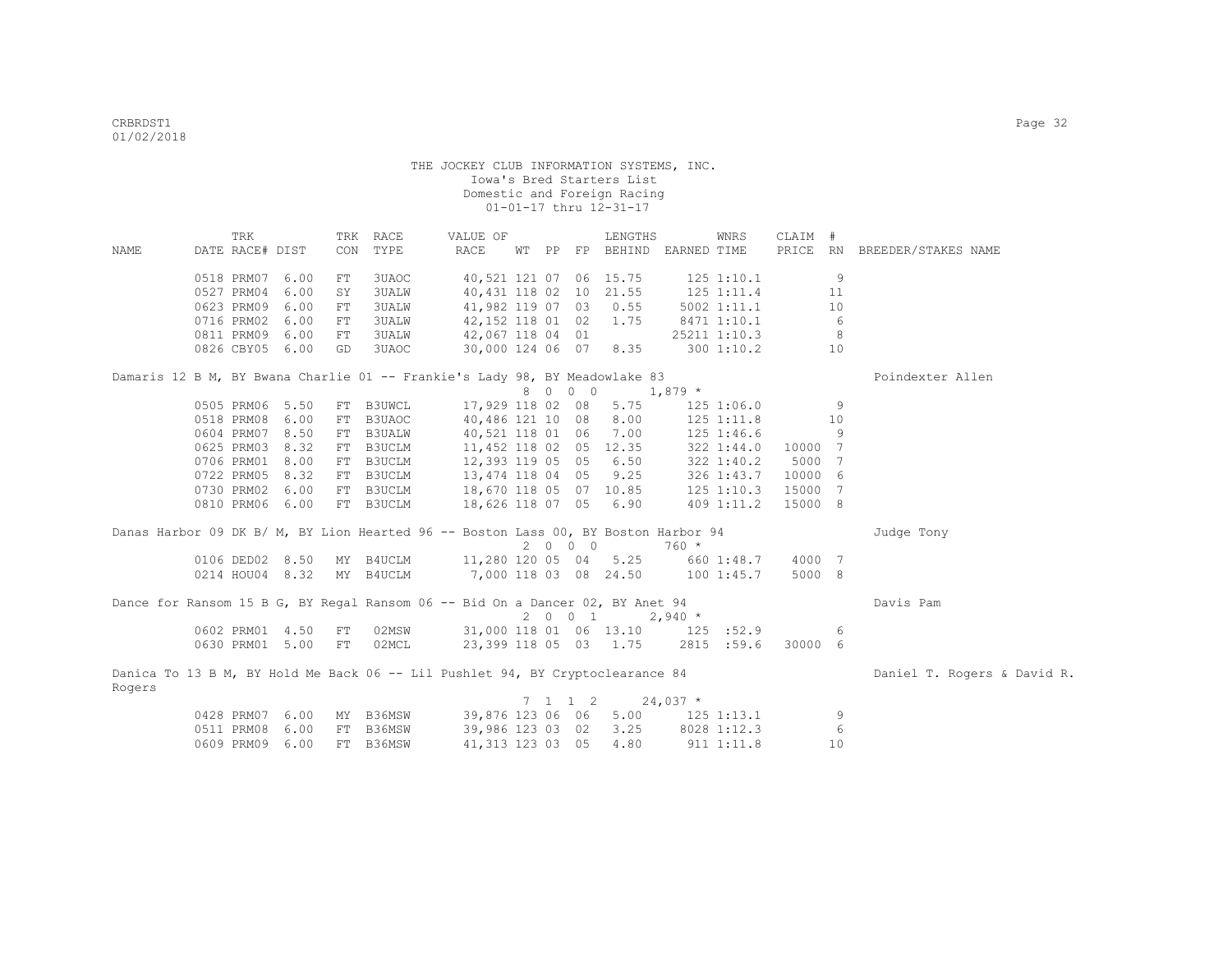THE JOCKEY CLUB INFORMATION SYSTEMS, INC.
Iowa's Bred Starters List
Domestic and Foreign Racing
01-01-17 thru 12-31-17

| NAME | TRK DATE | RACE# | DIST | TRK CON | RACE TYPE | VALUE OF RACE | WT | PP | FP | LENGTHS BEHIND | EARNED | WNRS TIME | CLAIM PRICE | # RN | BREEDER/STAKES NAME |
|---|---|---|---|---|---|---|---|---|---|---|---|---|---|---|---|
| | 0518 | PRM07 | 6.00 | FT | 3UAOC | 40,521 | 121 | 07 | 06 | 15.75 | 125 | 1:10.1 | | 9 | |
| | 0527 | PRM04 | 6.00 | SY | 3UALW | 40,431 | 118 | 02 | 10 | 21.55 | 125 | 1:11.4 | | 11 | |
| | 0623 | PRM09 | 6.00 | FT | 3UALW | 41,982 | 119 | 07 | 03 | 0.55 | 5002 | 1:11.1 | | 10 | |
| | 0716 | PRM02 | 6.00 | FT | 3UALW | 42,152 | 118 | 01 | 02 | 1.75 | 8471 | 1:10.1 | | 6 | |
| | 0811 | PRM09 | 6.00 | FT | 3UALW | 42,067 | 118 | 04 | 01 | | 25211 | 1:10.3 | | 8 | |
| | 0826 | CBY05 | 6.00 | GD | 3UAOC | 30,000 | 124 | 06 | 07 | 8.35 | 300 | 1:10.2 | | 10 | |
| Damaris 12 B M, BY Bwana Charlie 01 -- Frankie's Lady 98, BY Meadowlake 83 | | | | | | | 8 | 0 0 0 | | | 1,879 * | | | | Poindexter Allen |
| | 0505 | PRM06 | 5.50 | FT | B3UWCL | 17,929 | 118 | 02 | 08 | 5.75 | 125 | 1:06.0 | | 9 | |
| | 0518 | PRM08 | 6.00 | FT | B3UAOC | 40,486 | 121 | 10 | 08 | 8.00 | 125 | 1:11.8 | | 10 | |
| | 0604 | PRM07 | 8.50 | FT | B3UALW | 40,521 | 118 | 01 | 06 | 7.00 | 125 | 1:46.6 | | 9 | |
| | 0625 | PRM03 | 8.32 | FT | B3UCLM | 11,452 | 118 | 02 | 05 | 12.35 | 322 | 1:44.0 | 10000 | 7 | |
| | 0706 | PRM01 | 8.00 | FT | B3UCLM | 12,393 | 119 | 05 | 05 | 6.50 | 322 | 1:40.2 | 5000 | 7 | |
| | 0722 | PRM05 | 8.32 | FT | B3UCLM | 13,474 | 118 | 04 | 05 | 9.25 | 326 | 1:43.7 | 10000 | 6 | |
| | 0730 | PRM02 | 6.00 | FT | B3UCLM | 18,670 | 118 | 05 | 07 | 10.85 | 125 | 1:10.3 | 15000 | 7 | |
| | 0810 | PRM06 | 6.00 | FT | B3UCLM | 18,626 | 118 | 07 | 05 | 6.90 | 409 | 1:11.2 | 15000 | 8 | |
| Danas Harbor 09 DK B/ M, BY Lion Hearted 96 -- Boston Lass 00, BY Boston Harbor 94 | | | | | | | 2 | 0 0 0 | | | 760 * | | | | Judge Tony |
| | 0106 | DED02 | 8.50 | MY | B4UCLM | 11,280 | 120 | 05 | 04 | 5.25 | 660 | 1:48.7 | 4000 | 7 | |
| | 0214 | HOU04 | 8.32 | MY | B4UCLM | 7,000 | 118 | 03 | 08 | 24.50 | 100 | 1:45.7 | 5000 | 8 | |
| Dance for Ransom 15 B G, BY Regal Ransom 06 -- Bid On a Dancer 02, BY Anet 94 | | | | | | | 2 | 0 0 1 | | | 2,940 * | | | | Davis Pam |
| | 0602 | PRM01 | 4.50 | FT | 02MSW | 31,000 | 118 | 01 | 06 | 13.10 | 125 | :52.9 | | 6 | |
| | 0630 | PRM01 | 5.00 | FT | 02MCL | 23,399 | 118 | 05 | 03 | 1.75 | 2815 | :59.6 | 30000 | 6 | |
| Danica To 13 B M, BY Hold Me Back 06 -- Lil Pushlet 94, BY Cryptoclearance 84 | | | | | | | 7 | 1 1 2 | | | 24,037 * | | | | Daniel T. Rogers & David R. Rogers |
| | 0428 | PRM07 | 6.00 | MY | B36MSW | 39,876 | 123 | 06 | 06 | 5.00 | 125 | 1:13.1 | | 9 | |
| | 0511 | PRM08 | 6.00 | FT | B36MSW | 39,986 | 123 | 03 | 02 | 3.25 | 8028 | 1:12.3 | | 6 | |
| | 0609 | PRM09 | 6.00 | FT | B36MSW | 41,313 | 123 | 03 | 05 | 4.80 | 911 | 1:11.8 | | 10 | |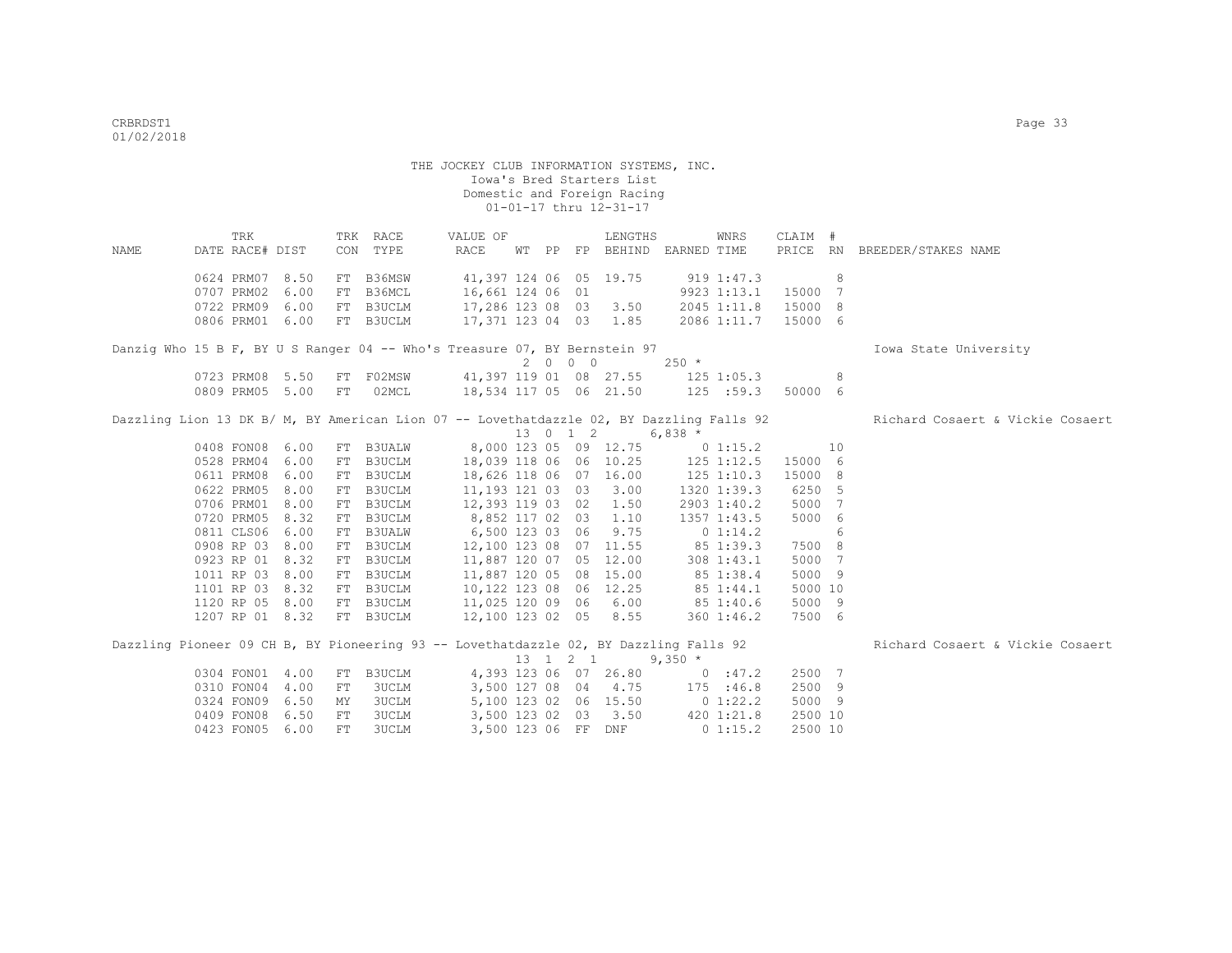THE JOCKEY CLUB INFORMATION SYSTEMS, INC.
Iowa's Bred Starters List
Domestic and Foreign Racing
01-01-17 thru 12-31-17

| NAME | TRK DATE | RACE# | DIST | TRK CON | RACE TYPE | VALUE OF RACE | WT | PP | FP | LENGTHS BEHIND | EARNED | WNRS TIME | CLAIM PRICE | # RN | BREEDER/STAKES NAME |
|---|---|---|---|---|---|---|---|---|---|---|---|---|---|---|---|
| | 0624 | PRM07 | 8.50 | FT | B36MSW | 41,397 | 124 | 06 | 05 | 19.75 | 919 | 1:47.3 | | 8 | |
| | 0707 | PRM02 | 6.00 | FT | B36MCL | 16,661 | 124 | 06 | 01 | | 9923 | 1:13.1 | 15000 | 7 | |
| | 0722 | PRM09 | 6.00 | FT | B3UCLM | 17,286 | 123 | 08 | 03 | 3.50 | 2045 | 1:11.8 | 15000 | 8 | |
| | 0806 | PRM01 | 6.00 | FT | B3UCLM | 17,371 | 123 | 04 | 03 | 1.85 | 2086 | 1:11.7 | 15000 | 6 | |
| Danzig Who 15 B F, BY U S Ranger 04 -- Who's Treasure 07, BY Bernstein 97 | | | | | | | 2 | 0 0 0 | | | 250 * | | | | Iowa State University |
| | 0723 | PRM08 | 5.50 | FT | F02MSW | 41,397 | 119 | 01 | 08 | 27.55 | 125 | 1:05.3 | | 8 | |
| | 0809 | PRM05 | 5.00 | FT | 02MCL | 18,534 | 117 | 05 | 06 | 21.50 | 125 | :59.3 | 50000 | 6 | |
| Dazzling Lion 13 DK B/ M, BY American Lion 07 -- Lovethatdazzle 02, BY Dazzling Falls 92 | | | | | | | 13 | 0 1 2 | | | 6,838 * | | | | Richard Cosaert & Vickie Cosaert |
| | 0408 | FON08 | 6.00 | FT | B3UALW | 8,000 | 123 | 05 | 09 | 12.75 | 0 | 1:15.2 | | 10 | |
| | 0528 | PRM04 | 6.00 | FT | B3UCLM | 18,039 | 118 | 06 | 06 | 10.25 | 125 | 1:12.5 | 15000 | 6 | |
| | 0611 | PRM08 | 6.00 | FT | B3UCLM | 18,626 | 118 | 06 | 07 | 16.00 | 125 | 1:10.3 | 15000 | 8 | |
| | 0622 | PRM05 | 8.00 | FT | B3UCLM | 11,193 | 121 | 03 | 03 | 3.00 | 1320 | 1:39.3 | 6250 | 5 | |
| | 0706 | PRM01 | 8.00 | FT | B3UCLM | 12,393 | 119 | 03 | 02 | 1.50 | 2903 | 1:40.2 | 5000 | 7 | |
| | 0720 | PRM05 | 8.32 | FT | B3UCLM | 8,852 | 117 | 02 | 03 | 1.10 | 1357 | 1:43.5 | 5000 | 6 | |
| | 0811 | CLS06 | 6.00 | FT | B3UALW | 6,500 | 123 | 03 | 06 | 9.75 | 0 | 1:14.2 | | 6 | |
| | 0908 | RP 03 | 8.00 | FT | B3UCLM | 12,100 | 123 | 08 | 07 | 11.55 | 85 | 1:39.3 | 7500 | 8 | |
| | 0923 | RP 01 | 8.32 | FT | B3UCLM | 11,887 | 120 | 07 | 05 | 12.00 | 308 | 1:43.1 | 5000 | 7 | |
| | 1011 | RP 03 | 8.00 | FT | B3UCLM | 11,887 | 120 | 05 | 08 | 15.00 | 85 | 1:38.4 | 5000 | 9 | |
| | 1101 | RP 03 | 8.32 | FT | B3UCLM | 10,122 | 123 | 08 | 06 | 12.25 | 85 | 1:44.1 | 5000 | 10 | |
| | 1120 | RP 05 | 8.00 | FT | B3UCLM | 11,025 | 120 | 09 | 06 | 6.00 | 85 | 1:40.6 | 5000 | 9 | |
| | 1207 | RP 01 | 8.32 | FT | B3UCLM | 12,100 | 123 | 02 | 05 | 8.55 | 360 | 1:46.2 | 7500 | 6 | |
| Dazzling Pioneer 09 CH B, BY Pioneering 93 -- Lovethatdazzle 02, BY Dazzling Falls 92 | | | | | | | 13 | 1 2 1 | | | 9,350 * | | | | Richard Cosaert & Vickie Cosaert |
| | 0304 | FON01 | 4.00 | FT | B3UCLM | 4,393 | 123 | 06 | 07 | 26.80 | 0 | :47.2 | 2500 | 7 | |
| | 0310 | FON04 | 4.00 | FT | 3UCLM | 3,500 | 127 | 08 | 04 | 4.75 | 175 | :46.8 | 2500 | 9 | |
| | 0324 | FON09 | 6.50 | MY | 3UCLM | 5,100 | 123 | 02 | 06 | 15.50 | 0 | 1:22.2 | 5000 | 9 | |
| | 0409 | FON08 | 6.50 | FT | 3UCLM | 3,500 | 123 | 02 | 03 | 3.50 | 420 | 1:21.8 | 2500 | 10 | |
| | 0423 | FON05 | 6.00 | FT | 3UCLM | 3,500 | 123 | 06 | FF | DNF | 0 | 1:15.2 | 2500 | 10 | |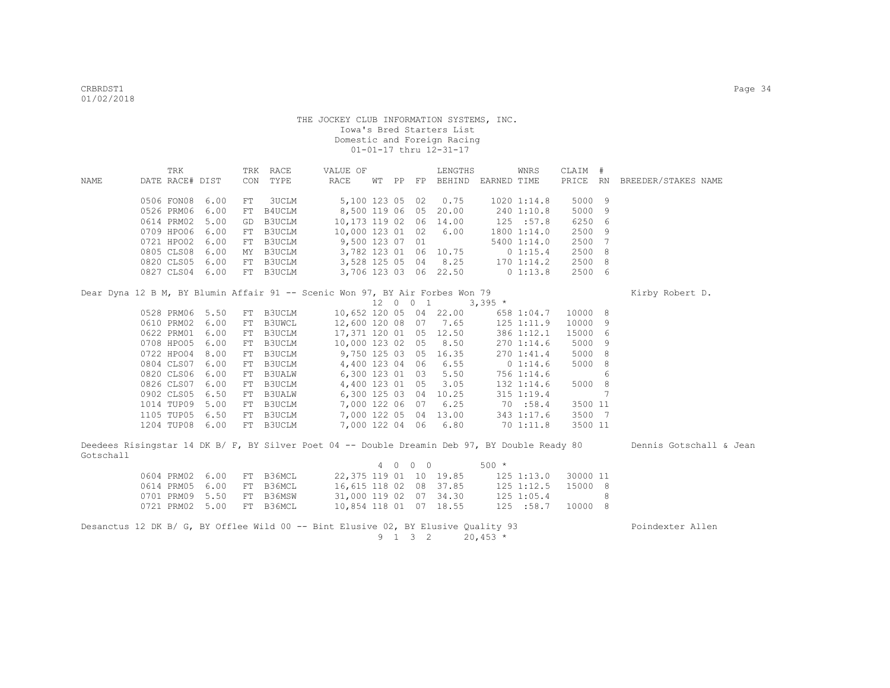THE JOCKEY CLUB INFORMATION SYSTEMS, INC.
Iowa's Bred Starters List
Domestic and Foreign Racing
01-01-17 thru 12-31-17

| NAME | TRK DATE | RACE# | DIST | TRK CON | RACE TYPE | VALUE OF RACE | WT | PP | FP | LENGTHS BEHIND | EARNED | WNRS TIME | CLAIM PRICE | # RN | BREEDER/STAKES NAME |
|---|---|---|---|---|---|---|---|---|---|---|---|---|---|---|---|
| | 0506 | FON08 | 6.00 | FT | 3UCLM | 5,100 | 123 | 05 | 02 | 0.75 | 1020 | 1:14.8 | 5000 | 9 | |
| | 0526 | PRM06 | 6.00 | FT | B4UCLM | 8,500 | 119 | 06 | 05 | 20.00 | 240 | 1:10.8 | 5000 | 9 | |
| | 0614 | PRM02 | 5.00 | GD | B3UCLM | 10,173 | 119 | 02 | 06 | 14.00 | 125 | :57.8 | 6250 | 6 | |
| | 0709 | HPO06 | 6.00 | FT | B3UCLM | 10,000 | 123 | 01 | 02 | 6.00 | 1800 | 1:14.0 | 2500 | 9 | |
| | 0721 | HPO02 | 6.00 | FT | B3UCLM | 9,500 | 123 | 07 | 01 | | 5400 | 1:14.0 | 2500 | 7 | |
| | 0805 | CLS08 | 6.00 | MY | B3UCLM | 3,782 | 123 | 01 | 06 | 10.75 | 0 | 1:15.4 | 2500 | 8 | |
| | 0820 | CLS05 | 6.00 | FT | B3UCLM | 3,528 | 125 | 05 | 04 | 8.25 | 170 | 1:14.2 | 2500 | 8 | |
| | 0827 | CLS04 | 6.00 | FT | B3UCLM | 3,706 | 123 | 03 | 06 | 22.50 | 0 | 1:13.8 | 2500 | 6 | |

Dear Dyna 12 B M, BY Blumin Affair 91 -- Scenic Won 97, BY Air Forbes Won 79 — Kirby Robert D.
12 0 0 1 — 3,395 *

| TRK DATE | RACE# | DIST | TRK CON | RACE TYPE | VALUE OF RACE | WT | PP | FP | LENGTHS BEHIND | EARNED | WNRS TIME | CLAIM PRICE | # RN |
|---|---|---|---|---|---|---|---|---|---|---|---|---|---|
| 0528 | PRM06 | 5.50 | FT | B3UCLM | 10,652 | 120 | 05 | 04 | 22.00 | 658 | 1:04.7 | 10000 | 8 |
| 0610 | PRM02 | 6.00 | FT | B3UWCL | 12,600 | 120 | 08 | 07 | 7.65 | 125 | 1:11.9 | 10000 | 9 |
| 0622 | PRM01 | 6.00 | FT | B3UCLM | 17,371 | 120 | 01 | 05 | 12.50 | 386 | 1:12.1 | 15000 | 6 |
| 0708 | HPO05 | 6.00 | FT | B3UCLM | 10,000 | 123 | 02 | 05 | 8.50 | 270 | 1:14.6 | 5000 | 9 |
| 0722 | HPO04 | 8.00 | FT | B3UCLM | 9,750 | 125 | 03 | 05 | 16.35 | 270 | 1:41.4 | 5000 | 8 |
| 0804 | CLS07 | 6.00 | FT | B3UCLM | 4,400 | 123 | 04 | 06 | 6.55 | 0 | 1:14.6 | 5000 | 8 |
| 0820 | CLS06 | 6.00 | FT | B3UALW | 6,300 | 123 | 01 | 03 | 5.50 | 756 | 1:14.6 | | 6 |
| 0826 | CLS07 | 6.00 | FT | B3UCLM | 4,400 | 123 | 01 | 05 | 3.05 | 132 | 1:14.6 | 5000 | 8 |
| 0902 | CLS05 | 6.50 | FT | B3UALW | 6,300 | 125 | 03 | 04 | 10.25 | 315 | 1:19.4 | | 7 |
| 1014 | TUP09 | 5.00 | FT | B3UCLM | 7,000 | 122 | 06 | 07 | 6.25 | 70 | :58.4 | 3500 | 11 |
| 1105 | TUP05 | 6.50 | FT | B3UCLM | 7,000 | 122 | 05 | 04 | 13.00 | 343 | 1:17.6 | 3500 | 7 |
| 1204 | TUP08 | 6.00 | FT | B3UCLM | 7,000 | 122 | 04 | 06 | 6.80 | 70 | 1:11.8 | 3500 | 11 |

Deedees Risingstar 14 DK B/ F, BY Silver Poet 04 -- Double Dreamin Deb 97, BY Double Ready 80 — Dennis Gotschall & Jean Gotschall
4 0 0 0 — 500 *

| TRK DATE | RACE# | DIST | TRK CON | RACE TYPE | VALUE OF RACE | WT | PP | FP | LENGTHS BEHIND | EARNED | WNRS TIME | CLAIM PRICE | # RN |
|---|---|---|---|---|---|---|---|---|---|---|---|---|---|
| 0604 | PRM02 | 6.00 | FT | B36MCL | 22,375 | 119 | 01 | 10 | 19.85 | 125 | 1:13.0 | 30000 | 11 |
| 0614 | PRM05 | 6.00 | FT | B36MCL | 16,615 | 118 | 02 | 08 | 37.85 | 125 | 1:12.5 | 15000 | 8 |
| 0701 | PRM09 | 5.50 | FT | B36MSW | 31,000 | 119 | 02 | 07 | 34.30 | 125 | 1:05.4 | | 8 |
| 0721 | PRM02 | 5.00 | FT | B36MCL | 10,854 | 118 | 01 | 07 | 18.55 | 125 | :58.7 | 10000 | 8 |

Desanctus 12 DK B/ G, BY Offlee Wild 00 -- Bint Elusive 02, BY Elusive Quality 93 — Poindexter Allen
9 1 3 2 — 20,453 *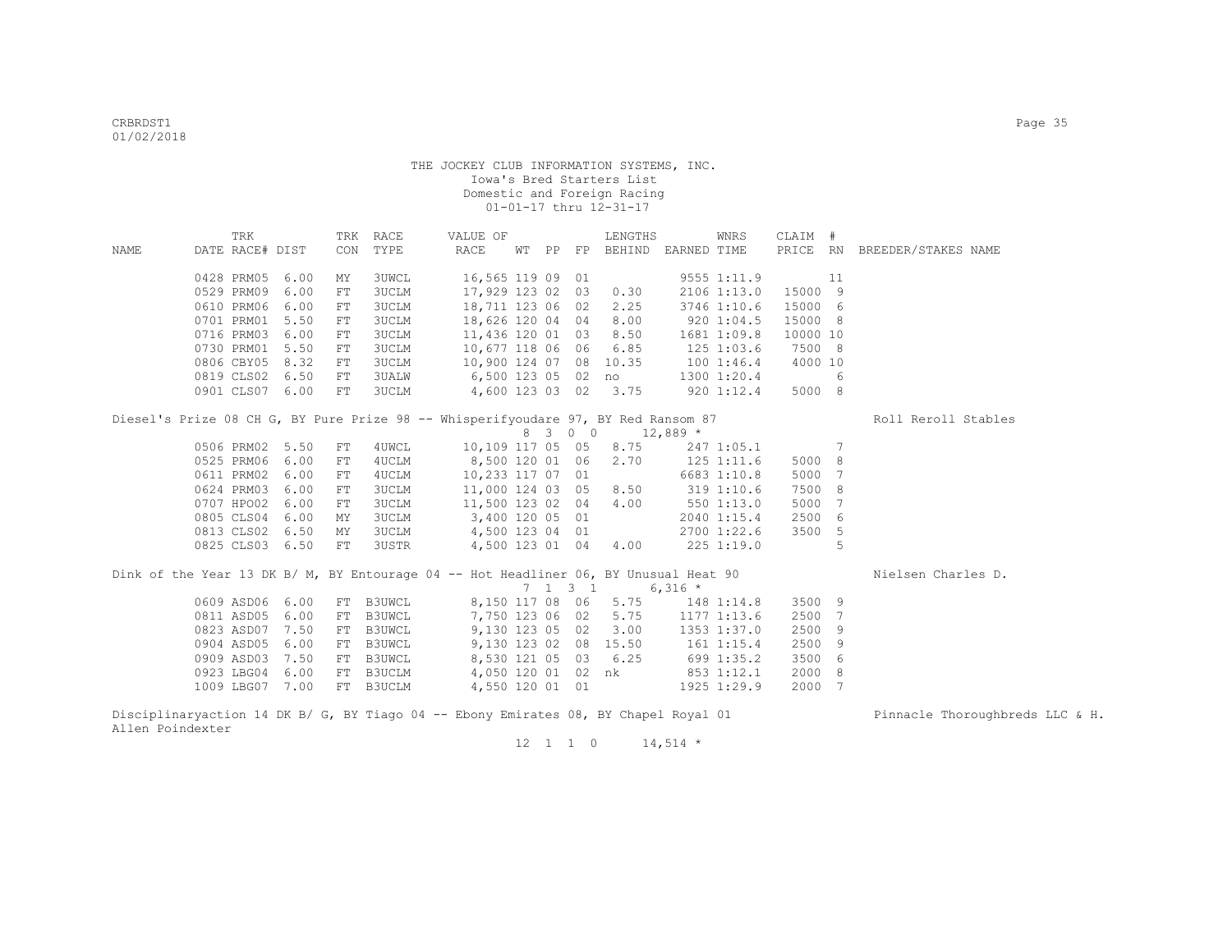THE JOCKEY CLUB INFORMATION SYSTEMS, INC.
Iowa's Bred Starters List
Domestic and Foreign Racing
01-01-17 thru 12-31-17

| NAME | TRK DATE | RACE# | DIST | TRK CON | RACE TYPE | VALUE OF RACE | WT | PP | FP | LENGTHS BEHIND | EARNED | WNRS TIME | CLAIM PRICE | # RN | BREEDER/STAKES NAME |
|---|---|---|---|---|---|---|---|---|---|---|---|---|---|---|---|
| | 0428 | PRM05 | 6.00 | MY | 3UWCL | 16,565 | 119 | 09 | 01 | | 9555 | 1:11.9 | | 11 | |
| | 0529 | PRM09 | 6.00 | FT | 3UCLM | 17,929 | 123 | 02 | 03 | 0.30 | 2106 | 1:13.0 | 15000 | 9 | |
| | 0610 | PRM06 | 6.00 | FT | 3UCLM | 18,711 | 123 | 06 | 02 | 2.25 | 3746 | 1:10.6 | 15000 | 6 | |
| | 0701 | PRM01 | 5.50 | FT | 3UCLM | 18,626 | 120 | 04 | 04 | 8.00 | 920 | 1:04.5 | 15000 | 8 | |
| | 0716 | PRM03 | 6.00 | FT | 3UCLM | 11,436 | 120 | 01 | 03 | 8.50 | 1681 | 1:09.8 | 10000 | 10 | |
| | 0730 | PRM01 | 5.50 | FT | 3UCLM | 10,677 | 118 | 06 | 06 | 6.85 | 125 | 1:03.6 | 7500 | 8 | |
| | 0806 | CBY05 | 8.32 | FT | 3UCLM | 10,900 | 124 | 07 | 08 | 10.35 | 100 | 1:46.4 | 4000 | 10 | |
| | 0819 | CLS02 | 6.50 | FT | 3UALW | 6,500 | 123 | 05 | 02 | no | 1300 | 1:20.4 | | 6 | |
| | 0901 | CLS07 | 6.00 | FT | 3UCLM | 4,600 | 123 | 03 | 02 | 3.75 | 920 | 1:12.4 | 5000 | 8 | |

Diesel's Prize 08 CH G, BY Pure Prize 98 -- Whisperifyoudare 97, BY Red Ransom 87 — Roll Reroll Stables
8 3 0 0 12,889 *

| TRK DATE | RACE# | DIST | TRK CON | RACE TYPE | VALUE OF RACE | WT | PP | FP | LENGTHS BEHIND | EARNED | WNRS TIME | CLAIM PRICE | # RN |
|---|---|---|---|---|---|---|---|---|---|---|---|---|---|
| 0506 | PRM02 | 5.50 | FT | 4UWCL | 10,109 | 117 | 05 | 05 | 8.75 | 247 | 1:05.1 | | 7 |
| 0525 | PRM06 | 6.00 | FT | 4UCLM | 8,500 | 120 | 01 | 06 | 2.70 | 125 | 1:11.6 | 5000 | 8 |
| 0611 | PRM02 | 6.00 | FT | 4UCLM | 10,233 | 117 | 07 | 01 | | 6683 | 1:10.8 | 5000 | 7 |
| 0624 | PRM03 | 6.00 | FT | 3UCLM | 11,000 | 124 | 03 | 05 | 8.50 | 319 | 1:10.6 | 7500 | 8 |
| 0707 | HPO02 | 6.00 | FT | 3UCLM | 11,500 | 123 | 02 | 04 | 4.00 | 550 | 1:13.0 | 5000 | 7 |
| 0805 | CLS04 | 6.00 | MY | 3UCLM | 3,400 | 120 | 05 | 01 | | 2040 | 1:15.4 | 2500 | 6 |
| 0813 | CLS02 | 6.50 | MY | 3UCLM | 4,500 | 123 | 04 | 01 | | 2700 | 1:22.6 | 3500 | 5 |
| 0825 | CLS03 | 6.50 | FT | 3USTR | 4,500 | 123 | 01 | 04 | 4.00 | 225 | 1:19.0 | | 5 |

Dink of the Year 13 DK B/ M, BY Entourage 04 -- Hot Headliner 06, BY Unusual Heat 90 — Nielsen Charles D.
7 1 3 1 6,316 *

| TRK DATE | RACE# | DIST | TRK CON | RACE TYPE | VALUE OF RACE | WT | PP | FP | LENGTHS BEHIND | EARNED | WNRS TIME | CLAIM PRICE | # RN |
|---|---|---|---|---|---|---|---|---|---|---|---|---|---|
| 0609 | ASD06 | 6.00 | FT | B3UWCL | 8,150 | 117 | 08 | 06 | 5.75 | 148 | 1:14.8 | 3500 | 9 |
| 0811 | ASD05 | 6.00 | FT | B3UWCL | 7,750 | 123 | 06 | 02 | 5.75 | 1177 | 1:13.6 | 2500 | 7 |
| 0823 | ASD07 | 7.50 | FT | B3UWCL | 9,130 | 123 | 05 | 02 | 3.00 | 1353 | 1:37.0 | 2500 | 9 |
| 0904 | ASD05 | 6.00 | FT | B3UWCL | 9,130 | 123 | 02 | 08 | 15.50 | 161 | 1:15.4 | 2500 | 9 |
| 0909 | ASD03 | 7.50 | FT | B3UWCL | 8,530 | 121 | 05 | 03 | 6.25 | 699 | 1:35.2 | 3500 | 6 |
| 0923 | LBG04 | 6.00 | FT | B3UCLM | 4,050 | 120 | 01 | 02 | nk | 853 | 1:12.1 | 2000 | 8 |
| 1009 | LBG07 | 7.00 | FT | B3UCLM | 4,550 | 120 | 01 | 01 | | 1925 | 1:29.9 | 2000 | 7 |

Disciplinaryaction 14 DK B/ G, BY Tiago 04 -- Ebony Emirates 08, BY Chapel Royal 01 — Pinnacle Thoroughbreds LLC & H. Allen Poindexter
12 1 1 0 14,514 *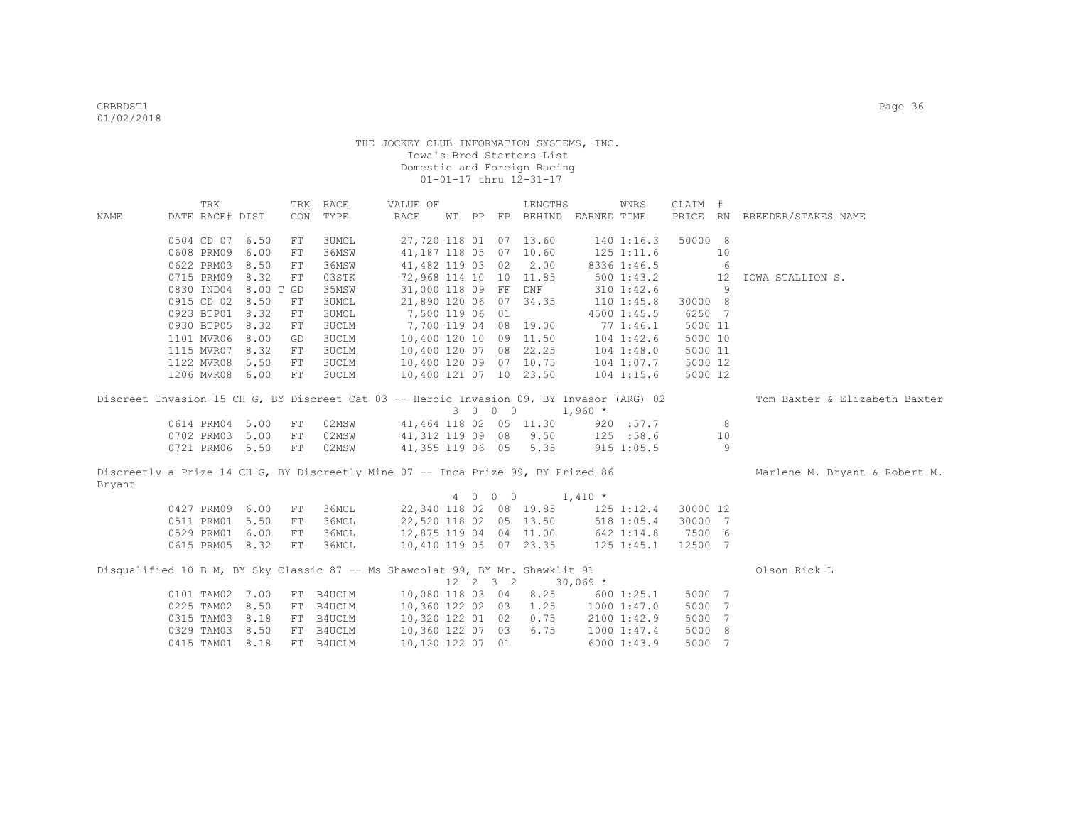THE JOCKEY CLUB INFORMATION SYSTEMS, INC.
Iowa's Bred Starters List
Domestic and Foreign Racing
01-01-17 thru 12-31-17

| NAME | TRK DATE RACE# | DIST | TRK CON | RACE TYPE | VALUE OF RACE | WT | PP | FP | LENGTHS BEHIND | EARNED | WNRS TIME | CLAIM PRICE | # RN | BREEDER/STAKES NAME |
|---|---|---|---|---|---|---|---|---|---|---|---|---|---|---|
| | 0504 CD 07 | 6.50 | FT | 3UMCL | 27,720 | 118 | 01 | 07 | 13.60 | 140 | 1:16.3 | 50000 | 8 | |
| | 0608 PRM09 | 6.00 | FT | 36MSW | 41,187 | 118 | 05 | 07 | 10.60 | 125 | 1:11.6 | | 10 | |
| | 0622 PRM03 | 8.50 | FT | 36MSW | 41,482 | 119 | 03 | 02 | 2.00 | 8336 | 1:46.5 | | 6 | |
| | 0715 PRM09 | 8.32 | FT | 03STK | 72,968 | 114 | 10 | 10 | 11.85 | 500 | 1:43.2 | | 12 | IOWA STALLION S. |
| | 0830 IND04 | 8.00 T | GD | 35MSW | 31,000 | 118 | 09 | FF | DNF | 310 | 1:42.6 | | 9 | |
| | 0915 CD 02 | 8.50 | FT | 3UMCL | 21,890 | 120 | 06 | 07 | 34.35 | 110 | 1:45.8 | 30000 | 8 | |
| | 0923 BTP01 | 8.32 | FT | 3UMCL | 7,500 | 119 | 06 | 01 | | 4500 | 1:45.5 | 6250 | 7 | |
| | 0930 BTP05 | 8.32 | FT | 3UCLM | 7,700 | 119 | 04 | 08 | 19.00 | 77 | 1:46.1 | 5000 | 11 | |
| | 1101 MVR06 | 8.00 | GD | 3UCLM | 10,400 | 120 | 10 | 09 | 11.50 | 104 | 1:42.6 | 5000 | 10 | |
| | 1115 MVR07 | 8.32 | FT | 3UCLM | 10,400 | 120 | 07 | 08 | 22.25 | 104 | 1:48.0 | 5000 | 11 | |
| | 1122 MVR08 | 5.50 | FT | 3UCLM | 10,400 | 120 | 09 | 07 | 10.75 | 104 | 1:07.7 | 5000 | 12 | |
| | 1206 MVR08 | 6.00 | FT | 3UCLM | 10,400 | 121 | 07 | 10 | 23.50 | 104 | 1:15.6 | 5000 | 12 | |

Discreet Invasion 15 CH G, BY Discreet Cat 03 -- Heroic Invasion 09, BY Invasor (ARG) 02 — Tom Baxter & Elizabeth Baxter
3 0 0 0 — 1,960 *

| NAME | TRK DATE RACE# | DIST | TRK CON | RACE TYPE | VALUE OF RACE | WT | PP | FP | LENGTHS BEHIND | EARNED | WNRS TIME | CLAIM PRICE | # RN | BREEDER/STAKES NAME |
|---|---|---|---|---|---|---|---|---|---|---|---|---|---|---|
| | 0614 PRM04 | 5.00 | FT | 02MSW | 41,464 | 118 | 02 | 05 | 11.30 | 920 | :57.7 | | 8 | |
| | 0702 PRM03 | 5.00 | FT | 02MSW | 41,312 | 119 | 09 | 08 | 9.50 | 125 | :58.6 | | 10 | |
| | 0721 PRM06 | 5.50 | FT | 02MSW | 41,355 | 119 | 06 | 05 | 5.35 | 915 | 1:05.5 | | 9 | |

Discreetly a Prize 14 CH G, BY Discreetly Mine 07 -- Inca Prize 99, BY Prized 86 — Marlene M. Bryant & Robert M. Bryant
4 0 0 0 — 1,410 *

| NAME | TRK DATE RACE# | DIST | TRK CON | RACE TYPE | VALUE OF RACE | WT | PP | FP | LENGTHS BEHIND | EARNED | WNRS TIME | CLAIM PRICE | # RN | BREEDER/STAKES NAME |
|---|---|---|---|---|---|---|---|---|---|---|---|---|---|---|
| | 0427 PRM09 | 6.00 | FT | 36MCL | 22,340 | 118 | 02 | 08 | 19.85 | 125 | 1:12.4 | 30000 | 12 | |
| | 0511 PRM01 | 5.50 | FT | 36MCL | 22,520 | 118 | 02 | 05 | 13.50 | 518 | 1:05.4 | 30000 | 7 | |
| | 0529 PRM01 | 6.00 | FT | 36MCL | 12,875 | 119 | 04 | 04 | 11.00 | 642 | 1:14.8 | 7500 | 6 | |
| | 0615 PRM05 | 8.32 | FT | 36MCL | 10,410 | 119 | 05 | 07 | 23.35 | 125 | 1:45.1 | 12500 | 7 | |

Disqualified 10 B M, BY Sky Classic 87 -- Ms Shawcolat 99, BY Mr. Shawklit 91 — Olson Rick L
12 2 3 2 — 30,069 *

| NAME | TRK DATE RACE# | DIST | TRK CON | RACE TYPE | VALUE OF RACE | WT | PP | FP | LENGTHS BEHIND | EARNED | WNRS TIME | CLAIM PRICE | # RN | BREEDER/STAKES NAME |
|---|---|---|---|---|---|---|---|---|---|---|---|---|---|---|
| | 0101 TAM02 | 7.00 | FT | B4UCLM | 10,080 | 118 | 03 | 04 | 8.25 | 600 | 1:25.1 | 5000 | 7 | |
| | 0225 TAM02 | 8.50 | FT | B4UCLM | 10,360 | 122 | 02 | 03 | 1.25 | 1000 | 1:47.0 | 5000 | 7 | |
| | 0315 TAM03 | 8.18 | FT | B4UCLM | 10,320 | 122 | 01 | 02 | 0.75 | 2100 | 1:42.9 | 5000 | 7 | |
| | 0329 TAM03 | 8.50 | FT | B4UCLM | 10,360 | 122 | 07 | 03 | 6.75 | 1000 | 1:47.4 | 5000 | 8 | |
| | 0415 TAM01 | 8.18 | FT | B4UCLM | 10,120 | 122 | 07 | 01 | | 6000 | 1:43.9 | 5000 | 7 | |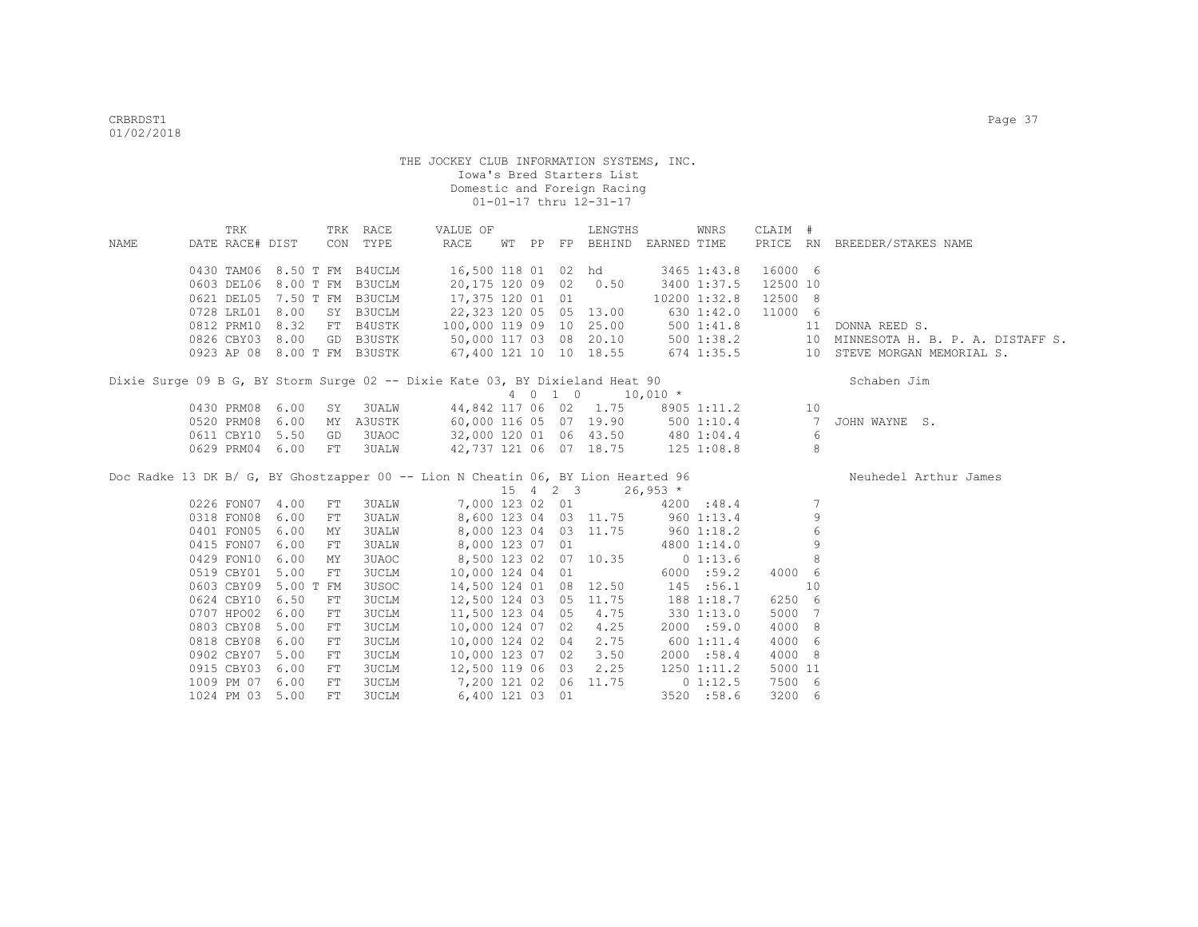THE JOCKEY CLUB INFORMATION SYSTEMS, INC.
Iowa's Bred Starters List
Domestic and Foreign Racing
01-01-17 thru 12-31-17

| NAME | DATE | TRK RACE# | DIST | TRK CON | RACE TYPE | VALUE OF RACE | WT | PP | FP | LENGTHS BEHIND | EARNED | WNRS TIME | CLAIM PRICE | # RN | BREEDER/STAKES NAME |
|---|---|---|---|---|---|---|---|---|---|---|---|---|---|---|---|
| | 0430 | TAM06 | 8.50 T | FM | B4UCLM | 16,500 | 118 | 01 | 02 | hd | 3465 | 1:43.8 | 16000 | 6 | |
| | 0603 | DEL06 | 8.00 T | FM | B3UCLM | 20,175 | 120 | 09 | 02 | 0.50 | 3400 | 1:37.5 | 12500 | 10 | |
| | 0621 | DEL05 | 7.50 T | FM | B3UCLM | 17,375 | 120 | 01 | 01 | | 10200 | 1:32.8 | 12500 | 8 | |
| | 0728 | LRL01 | 8.00 | SY | B3UCLM | 22,323 | 120 | 05 | 05 | 13.00 | 630 | 1:42.0 | 11000 | 6 | |
| | 0812 | PRM10 | 8.32 | FT | B4USTK | 100,000 | 119 | 09 | 10 | 25.00 | 500 | 1:41.8 | | 11 | DONNA REED S. |
| | 0826 | CBY03 | 8.00 | GD | B3USTK | 50,000 | 117 | 03 | 08 | 20.10 | 500 | 1:38.2 | | 10 | MINNESOTA H. B. P. A. DISTAFF S. |
| | 0923 | AP 08 | 8.00 T | FM | B3USTK | 67,400 | 121 | 10 | 10 | 18.55 | 674 | 1:35.5 | | 10 | STEVE MORGAN MEMORIAL S. |
| Dixie Surge 09 B G, BY Storm Surge 02 -- Dixie Kate 03, BY Dixieland Heat 90 | | | | | | | 4 | 0 1 0 | | | 10,010 * | | | | Schaben Jim |
| | 0430 | PRM08 | 6.00 | SY | 3UALW | 44,842 | 117 | 06 | 02 | 1.75 | 8905 | 1:11.2 | | 10 | |
| | 0520 | PRM08 | 6.00 | MY | A3USTK | 60,000 | 116 | 05 | 07 | 19.90 | 500 | 1:10.4 | | 7 | JOHN WAYNE S. |
| | 0611 | CBY10 | 5.50 | GD | 3UAOC | 32,000 | 120 | 01 | 06 | 43.50 | 480 | 1:04.4 | | 6 | |
| | 0629 | PRM04 | 6.00 | FT | 3UALW | 42,737 | 121 | 06 | 07 | 18.75 | 125 | 1:08.8 | | 8 | |
| Doc Radke 13 DK B/ G, BY Ghostzapper 00 -- Lion N Cheatin 06, BY Lion Hearted 96 | | | | | | | 15 | 4 2 3 | | | 26,953 * | | | | Neuhedel Arthur James |
| | 0226 | FON07 | 4.00 | FT | 3UALW | 7,000 | 123 | 02 | 01 | | 4200 | :48.4 | | 7 | |
| | 0318 | FON08 | 6.00 | FT | 3UALW | 8,600 | 123 | 04 | 03 | 11.75 | 960 | 1:13.4 | | 9 | |
| | 0401 | FON05 | 6.00 | MY | 3UALW | 8,000 | 123 | 04 | 03 | 11.75 | 960 | 1:18.2 | | 6 | |
| | 0415 | FON07 | 6.00 | FT | 3UALW | 8,000 | 123 | 07 | 01 | | 4800 | 1:14.0 | | 9 | |
| | 0429 | FON10 | 6.00 | MY | 3UAOC | 8,500 | 123 | 02 | 07 | 10.35 | 0 | 1:13.6 | | 8 | |
| | 0519 | CBY01 | 5.00 | FT | 3UCLM | 10,000 | 124 | 04 | 01 | | 6000 | :59.2 | 4000 | 6 | |
| | 0603 | CBY09 | 5.00 T | FM | 3USOC | 14,500 | 124 | 01 | 08 | 12.50 | 145 | :56.1 | | 10 | |
| | 0624 | CBY10 | 6.50 | FT | 3UCLM | 12,500 | 124 | 03 | 05 | 11.75 | 188 | 1:18.7 | 6250 | 6 | |
| | 0707 | HPO02 | 6.00 | FT | 3UCLM | 11,500 | 123 | 04 | 05 | 4.75 | 330 | 1:13.0 | 5000 | 7 | |
| | 0803 | CBY08 | 5.00 | FT | 3UCLM | 10,000 | 124 | 07 | 02 | 4.25 | 2000 | :59.0 | 4000 | 8 | |
| | 0818 | CBY08 | 6.00 | FT | 3UCLM | 10,000 | 124 | 02 | 04 | 2.75 | 600 | 1:11.4 | 4000 | 6 | |
| | 0902 | CBY07 | 5.00 | FT | 3UCLM | 10,000 | 123 | 07 | 02 | 3.50 | 2000 | :58.4 | 4000 | 8 | |
| | 0915 | CBY03 | 6.00 | FT | 3UCLM | 12,500 | 119 | 06 | 03 | 2.25 | 1250 | 1:11.2 | 5000 | 11 | |
| | 1009 | PM 07 | 6.00 | FT | 3UCLM | 7,200 | 121 | 02 | 06 | 11.75 | 0 | 1:12.5 | 7500 | 6 | |
| | 1024 | PM 03 | 5.00 | FT | 3UCLM | 6,400 | 121 | 03 | 01 | | 3520 | :58.6 | 3200 | 6 | |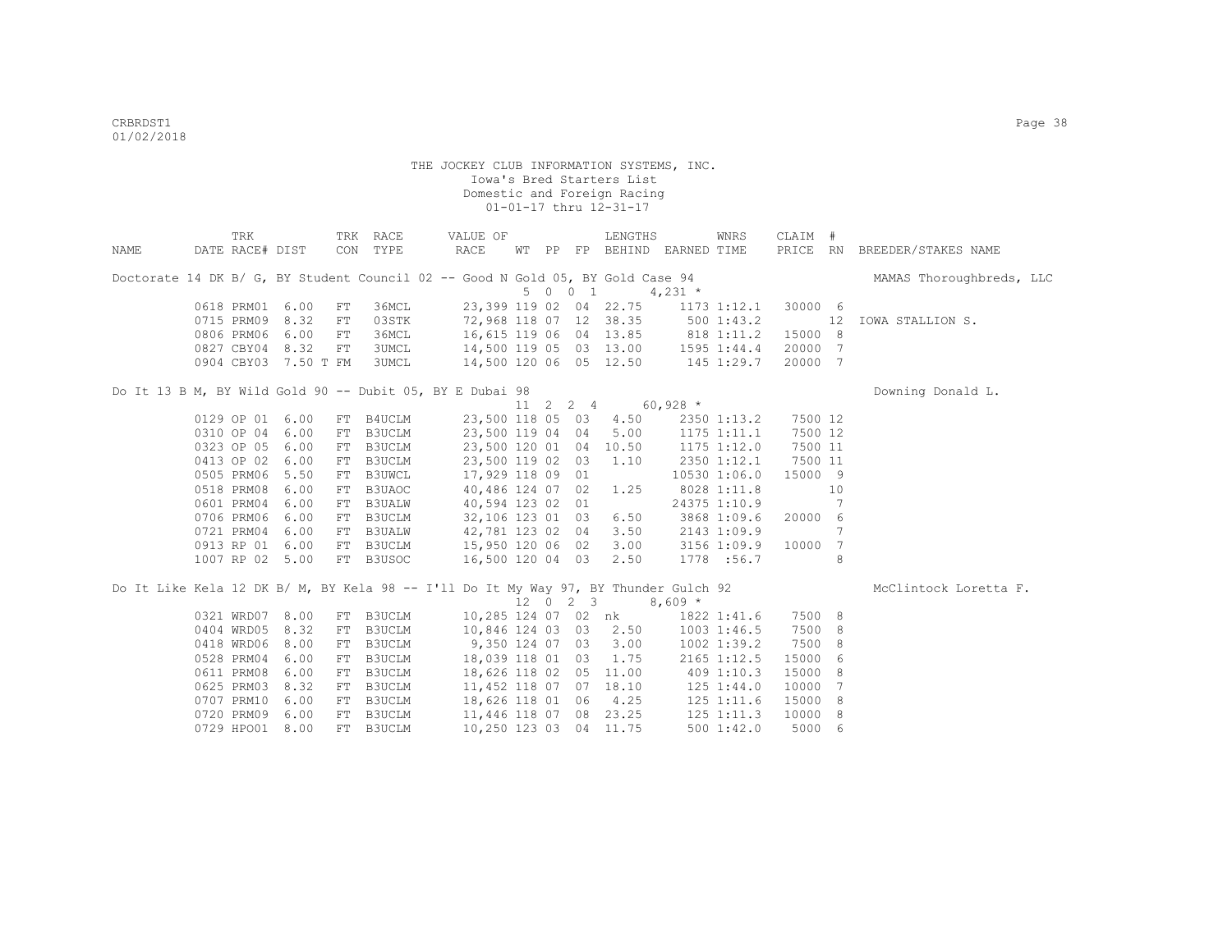THE JOCKEY CLUB INFORMATION SYSTEMS, INC.
Iowa's Bred Starters List
Domestic and Foreign Racing
01-01-17 thru 12-31-17

| NAME | DATE | TRK RACE# | DIST | TRK CON | RACE TYPE | VALUE OF RACE | WT | PP | FP | LENGTHS BEHIND | EARNED | WNRS TIME | CLAIM PRICE | # RN | BREEDER/STAKES NAME |
|---|---|---|---|---|---|---|---|---|---|---|---|---|---|---|---|
| Doctorate 14 DK B/ G, BY Student Council 02 -- Good N Gold 05, BY Gold Case 94 | | | | | | | | | | | | | | | MAMAS Thoroughbreds, LLC |
| | | | | | | | 5 | 0 | 0 1 | | 4,231 * | | | | |
| | 0618 | PRM01 | 6.00 | FT | 36MCL | 23,399 | 119 | 02 | 04 | 22.75 | 1173 | 1:12.1 | 30000 | 6 | |
| | 0715 | PRM09 | 8.32 | FT | 03STK | 72,968 | 118 | 07 | 12 | 38.35 | 500 | 1:43.2 | | 12 | IOWA STALLION S. |
| | 0806 | PRM06 | 6.00 | FT | 36MCL | 16,615 | 119 | 06 | 04 | 13.85 | 818 | 1:11.2 | 15000 | 8 | |
| | 0827 | CBY04 | 8.32 | FT | 3UMCL | 14,500 | 119 | 05 | 03 | 13.00 | 1595 | 1:44.4 | 20000 | 7 | |
| | 0904 | CBY03 | 7.50 T | FM | 3UMCL | 14,500 | 120 | 06 | 05 | 12.50 | 145 | 1:29.7 | 20000 | 7 | |
| Do It 13 B M, BY Wild Gold 90 -- Dubit 05, BY E Dubai 98 | | | | | | | | | | | | | | | Downing Donald L. |
| | | | | | | | 11 | 2 | 2 4 | | 60,928 * | | | | |
| | 0129 | OP 01 | 6.00 | FT | B4UCLM | 23,500 | 118 | 05 | 03 | 4.50 | 2350 | 1:13.2 | 7500 | 12 | |
| | 0310 | OP 04 | 6.00 | FT | B3UCLM | 23,500 | 119 | 04 | 04 | 5.00 | 1175 | 1:11.1 | 7500 | 12 | |
| | 0323 | OP 05 | 6.00 | FT | B3UCLM | 23,500 | 120 | 01 | 04 | 10.50 | 1175 | 1:12.0 | 7500 | 11 | |
| | 0413 | OP 02 | 6.00 | FT | B3UCLM | 23,500 | 119 | 02 | 03 | 1.10 | 2350 | 1:12.1 | 7500 | 11 | |
| | 0505 | PRM06 | 5.50 | FT | B3UWCL | 17,929 | 118 | 09 | 01 | | 10530 | 1:06.0 | 15000 | 9 | |
| | 0518 | PRM08 | 6.00 | FT | B3UAOC | 40,486 | 124 | 07 | 02 | 1.25 | 8028 | 1:11.8 | | 10 | |
| | 0601 | PRM04 | 6.00 | FT | B3UALW | 40,594 | 123 | 02 | 01 | | 24375 | 1:10.9 | | 7 | |
| | 0706 | PRM06 | 6.00 | FT | B3UCLM | 32,106 | 123 | 01 | 03 | 6.50 | 3868 | 1:09.6 | 20000 | 6 | |
| | 0721 | PRM04 | 6.00 | FT | B3UALW | 42,781 | 123 | 02 | 04 | 3.50 | 2143 | 1:09.9 | | 7 | |
| | 0913 | RP 01 | 6.00 | FT | B3UCLM | 15,950 | 120 | 06 | 02 | 3.00 | 3156 | 1:09.9 | 10000 | 7 | |
| | 1007 | RP 02 | 5.00 | FT | B3USOC | 16,500 | 120 | 04 | 03 | 2.50 | 1778 | :56.7 | | 8 | |
| Do It Like Kela 12 DK B/ M, BY Kela 98 -- I'll Do It My Way 97, BY Thunder Gulch 92 | | | | | | | | | | | | | | | McClintock Loretta F. |
| | | | | | | | 12 | 0 | 2 3 | | 8,609 * | | | | |
| | 0321 | WRD07 | 8.00 | FT | B3UCLM | 10,285 | 124 | 07 | 02 | nk | 1822 | 1:41.6 | 7500 | 8 | |
| | 0404 | WRD05 | 8.32 | FT | B3UCLM | 10,846 | 124 | 03 | 03 | 2.50 | 1003 | 1:46.5 | 7500 | 8 | |
| | 0418 | WRD06 | 8.00 | FT | B3UCLM | 9,350 | 124 | 07 | 03 | 3.00 | 1002 | 1:39.2 | 7500 | 8 | |
| | 0528 | PRM04 | 6.00 | FT | B3UCLM | 18,039 | 118 | 01 | 03 | 1.75 | 2165 | 1:12.5 | 15000 | 6 | |
| | 0611 | PRM08 | 6.00 | FT | B3UCLM | 18,626 | 118 | 02 | 05 | 11.00 | 409 | 1:10.3 | 15000 | 8 | |
| | 0625 | PRM03 | 8.32 | FT | B3UCLM | 11,452 | 118 | 07 | 07 | 18.10 | 125 | 1:44.0 | 10000 | 7 | |
| | 0707 | PRM10 | 6.00 | FT | B3UCLM | 18,626 | 118 | 01 | 06 | 4.25 | 125 | 1:11.6 | 15000 | 8 | |
| | 0720 | PRM09 | 6.00 | FT | B3UCLM | 11,446 | 118 | 07 | 08 | 23.25 | 125 | 1:11.3 | 10000 | 8 | |
| | 0729 | HPO01 | 8.00 | FT | B3UCLM | 10,250 | 123 | 03 | 04 | 11.75 | 500 | 1:42.0 | 5000 | 6 | |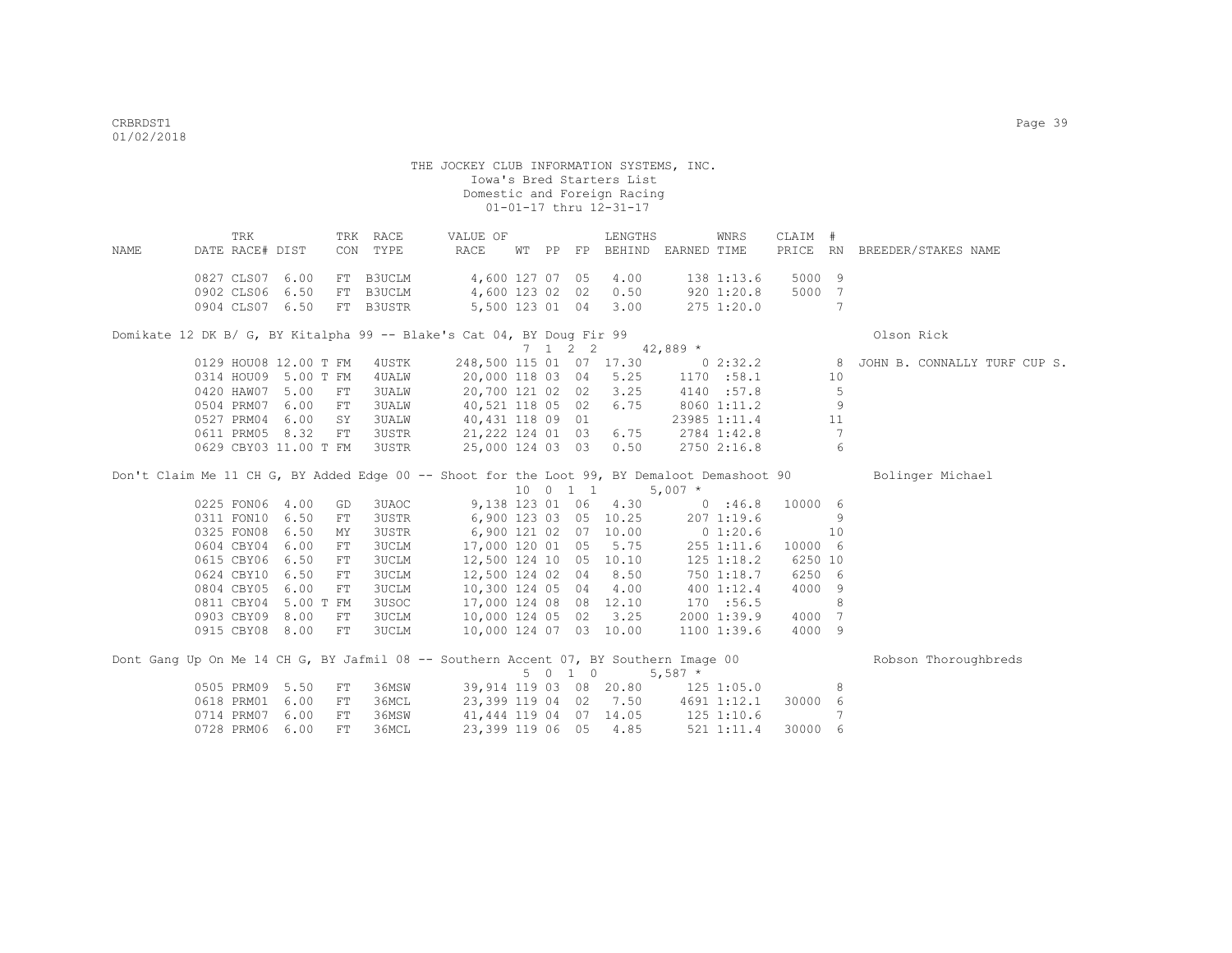THE JOCKEY CLUB INFORMATION SYSTEMS, INC.
Iowa's Bred Starters List
Domestic and Foreign Racing
01-01-17 thru 12-31-17

| NAME | TRK DATE | RACE# | DIST | TRK CON | RACE TYPE | VALUE OF RACE | WT | PP | FP | LENGTHS BEHIND | EARNED | WNRS TIME | CLAIM PRICE | # RN | BREEDER/STAKES NAME |
|---|---|---|---|---|---|---|---|---|---|---|---|---|---|---|---|
| | 0827 | CLS07 | 6.00 | FT | B3UCLM | 4,600 | 127 | 07 | 05 | 4.00 | 138 | 1:13.6 | 5000 | 9 | |
| | 0902 | CLS06 | 6.50 | FT | B3UCLM | 4,600 | 123 | 02 | 02 | 0.50 | 920 | 1:20.8 | 5000 | 7 | |
| | 0904 | CLS07 | 6.50 | FT | B3USTR | 5,500 | 123 | 01 | 04 | 3.00 | 275 | 1:20.0 | | 7 | |
| Domikate 12 DK B/ G, BY Kitalpha 99 -- Blake's Cat 04, BY Doug Fir 99 | | | | | | 7 1 2 2 | | | | | 42,889 * | | | | Olson Rick |
| | 0129 | HOU08 | 12.00 T | FM | 4USTK | 248,500 | 115 | 01 | 07 | 17.30 | 0 | 2:32.2 | | 8 | JOHN B. CONNALLY TURF CUP S. |
| | 0314 | HOU09 | 5.00 T | FM | 4UALW | 20,000 | 118 | 03 | 04 | 5.25 | 1170 | :58.1 | | 10 | |
| | 0420 | HAW07 | 5.00 | FT | 3UALW | 20,700 | 121 | 02 | 02 | 3.25 | 4140 | :57.8 | | 5 | |
| | 0504 | PRM07 | 6.00 | FT | 3UALW | 40,521 | 118 | 05 | 02 | 6.75 | 8060 | 1:11.2 | | 9 | |
| | 0527 | PRM04 | 6.00 | SY | 3UALW | 40,431 | 118 | 09 | 01 | | 23985 | 1:11.4 | | 11 | |
| | 0611 | PRM05 | 8.32 | FT | 3USTR | 21,222 | 124 | 01 | 03 | 6.75 | 2784 | 1:42.8 | | 7 | |
| | 0629 | CBY03 | 11.00 T | FM | 3USTR | 25,000 | 124 | 03 | 03 | 0.50 | 2750 | 2:16.8 | | 6 | |
| Don't Claim Me 11 CH G, BY Added Edge 00 -- Shoot for the Loot 99, BY Demaloot Demashoot 90 | | | | | | 10 0 1 1 | | | | | 5,007 * | | | | Bolinger Michael |
| | 0225 | FON06 | 4.00 | GD | 3UAOC | 9,138 | 123 | 01 | 06 | 4.30 | 0 | :46.8 | 10000 | 6 | |
| | 0311 | FON10 | 6.50 | FT | 3USTR | 6,900 | 123 | 03 | 05 | 10.25 | 207 | 1:19.6 | | 9 | |
| | 0325 | FON08 | 6.50 | MY | 3USTR | 6,900 | 121 | 02 | 07 | 10.00 | 0 | 1:20.6 | | 10 | |
| | 0604 | CBY04 | 6.00 | FT | 3UCLM | 17,000 | 120 | 01 | 05 | 5.75 | 255 | 1:11.6 | 10000 | 6 | |
| | 0615 | CBY06 | 6.50 | FT | 3UCLM | 12,500 | 124 | 10 | 05 | 10.10 | 125 | 1:18.2 | 6250 | 10 | |
| | 0624 | CBY10 | 6.50 | FT | 3UCLM | 12,500 | 124 | 02 | 04 | 8.50 | 750 | 1:18.7 | 6250 | 6 | |
| | 0804 | CBY05 | 6.00 | FT | 3UCLM | 10,300 | 124 | 05 | 04 | 4.00 | 400 | 1:12.4 | 4000 | 9 | |
| | 0811 | CBY04 | 5.00 T | FM | 3USOC | 17,000 | 124 | 08 | 08 | 12.10 | 170 | :56.5 | | 8 | |
| | 0903 | CBY09 | 8.00 | FT | 3UCLM | 10,000 | 124 | 05 | 02 | 3.25 | 2000 | 1:39.9 | 4000 | 7 | |
| | 0915 | CBY08 | 8.00 | FT | 3UCLM | 10,000 | 124 | 07 | 03 | 10.00 | 1100 | 1:39.6 | 4000 | 9 | |
| Dont Gang Up On Me 14 CH G, BY Jafmil 08 -- Southern Accent 07, BY Southern Image 00 | | | | | | 5 0 1 0 | | | | | 5,587 * | | | | Robson Thoroughbreds |
| | 0505 | PRM09 | 5.50 | FT | 36MSW | 39,914 | 119 | 03 | 08 | 20.80 | 125 | 1:05.0 | | 8 | |
| | 0618 | PRM01 | 6.00 | FT | 36MCL | 23,399 | 119 | 04 | 02 | 7.50 | 4691 | 1:12.1 | 30000 | 6 | |
| | 0714 | PRM07 | 6.00 | FT | 36MSW | 41,444 | 119 | 04 | 07 | 14.05 | 125 | 1:10.6 | | 7 | |
| | 0728 | PRM06 | 6.00 | FT | 36MCL | 23,399 | 119 | 06 | 05 | 4.85 | 521 | 1:11.4 | 30000 | 6 | |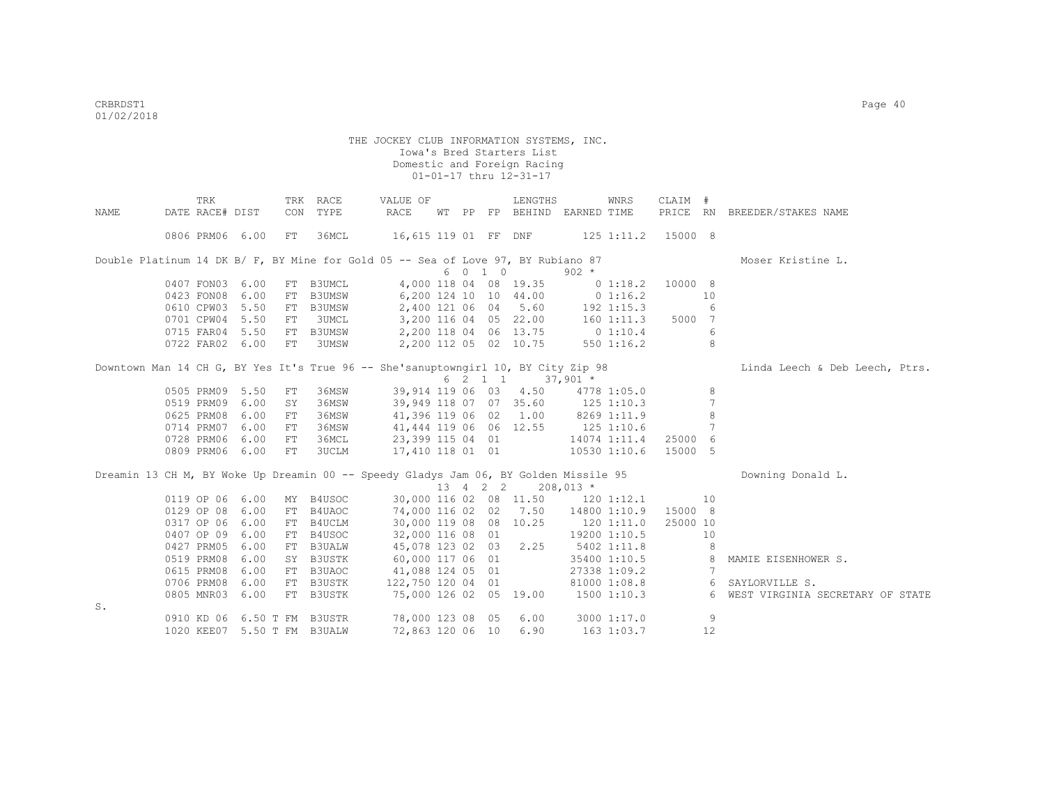THE JOCKEY CLUB INFORMATION SYSTEMS, INC.
Iowa's Bred Starters List
Domestic and Foreign Racing
01-01-17 thru 12-31-17

| NAME | TRK DATE | RACE# | DIST | TRK CON | RACE TYPE | VALUE OF RACE | WT | PP | FP | LENGTHS BEHIND | EARNED | WNRS TIME | CLAIM PRICE | # RN | BREEDER/STAKES NAME |
|---|---|---|---|---|---|---|---|---|---|---|---|---|---|---|---|
| | 0806 | PRM06 | 6.00 | FT | 36MCL | 16,615 | 119 | 01 | FF | DNF | 125 | 1:11.2 | 15000 | 8 | |
| Double Platinum 14 DK B/ F, BY Mine for Gold 05 -- Sea of Love 97, BY Rubiano 87 | | | | | | | 6 0 1 0 | | | | 902 * | | | | Moser Kristine L. |
| | 0407 | FON03 | 6.00 | FT | B3UMCL | 4,000 | 118 | 04 | 08 | 19.35 | 0 | 1:18.2 | 10000 | 8 | |
| | 0423 | FON08 | 6.00 | FT | B3UMSW | 6,200 | 124 | 10 | 10 | 44.00 | 0 | 1:16.2 | | 10 | |
| | 0610 | CPW03 | 5.50 | FT | B3UMSW | 2,400 | 121 | 06 | 04 | 5.60 | 192 | 1:15.3 | | 6 | |
| | 0701 | CPW04 | 5.50 | FT | 3UMCL | 3,200 | 116 | 04 | 05 | 22.00 | 160 | 1:11.3 | 5000 | 7 | |
| | 0715 | FAR04 | 5.50 | FT | B3UMSW | 2,200 | 118 | 04 | 06 | 13.75 | 0 | 1:10.4 | | 6 | |
| | 0722 | FAR02 | 6.00 | FT | 3UMSW | 2,200 | 112 | 05 | 02 | 10.75 | 550 | 1:16.2 | | 8 | |
| Downtown Man 14 CH G, BY Yes It's True 96 -- She'sanuptowngirl 10, BY City Zip 98 | | | | | | | 6 2 1 1 | | | | 37,901 * | | | | Linda Leech & Deb Leech, Ptrs. |
| | 0505 | PRM09 | 5.50 | FT | 36MSW | 39,914 | 119 | 06 | 03 | 4.50 | 4778 | 1:05.0 | | 8 | |
| | 0519 | PRM09 | 6.00 | SY | 36MSW | 39,949 | 118 | 07 | 07 | 35.60 | 125 | 1:10.3 | | 7 | |
| | 0625 | PRM08 | 6.00 | FT | 36MSW | 41,396 | 119 | 06 | 02 | 1.00 | 8269 | 1:11.9 | | 8 | |
| | 0714 | PRM07 | 6.00 | FT | 36MSW | 41,444 | 119 | 06 | 06 | 12.55 | 125 | 1:10.6 | | 7 | |
| | 0728 | PRM06 | 6.00 | FT | 36MCL | 23,399 | 115 | 04 | 01 | | 14074 | 1:11.4 | 25000 | 6 | |
| | 0809 | PRM06 | 6.00 | FT | 3UCLM | 17,410 | 118 | 01 | 01 | | 10530 | 1:10.6 | 15000 | 5 | |
| Dreamin 13 CH M, BY Woke Up Dreamin 00 -- Speedy Gladys Jam 06, BY Golden Missile 95 | | | | | | | 13 4 2 2 | | | | 208,013 * | | | | Downing Donald L. |
| | 0119 | OP 06 | 6.00 | MY | B4USOC | 30,000 | 116 | 02 | 08 | 11.50 | 120 | 1:12.1 | | 10 | |
| | 0129 | OP 08 | 6.00 | FT | B4UAOC | 74,000 | 116 | 02 | 02 | 7.50 | 14800 | 1:10.9 | 15000 | 8 | |
| | 0317 | OP 06 | 6.00 | FT | B4UCLM | 30,000 | 119 | 08 | 08 | 10.25 | 120 | 1:11.0 | 25000 | 10 | |
| | 0407 | OP 09 | 6.00 | FT | B4USOC | 32,000 | 116 | 08 | 01 | | 19200 | 1:10.5 | | 10 | |
| | 0427 | PRM05 | 6.00 | FT | B3UALW | 45,078 | 123 | 02 | 03 | 2.25 | 5402 | 1:11.8 | | 8 | |
| | 0519 | PRM08 | 6.00 | SY | B3USTK | 60,000 | 117 | 06 | 01 | | 35400 | 1:10.5 | | 8 | MAMIE EISENHOWER S. |
| | 0615 | PRM08 | 6.00 | FT | B3UAOC | 41,088 | 124 | 05 | 01 | | 27338 | 1:09.2 | | 7 | |
| | 0706 | PRM08 | 6.00 | FT | B3USTK | 122,750 | 120 | 04 | 01 | | 81000 | 1:08.8 | | 6 | SAYLORVILLE S. |
| | 0805 | MNR03 | 6.00 | FT | B3USTK | 75,000 | 126 | 02 | 05 | 19.00 | 1500 | 1:10.3 | | 6 | WEST VIRGINIA SECRETARY OF STATE S. |
| | 0910 | KD 06 | 6.50 T | FM | B3USTR | 78,000 | 123 | 08 | 05 | 6.00 | 3000 | 1:17.0 | | 9 | |
| | 1020 | KEE07 | 5.50 T | FM | B3UALW | 72,863 | 120 | 06 | 10 | 6.90 | 163 | 1:03.7 | | 12 | |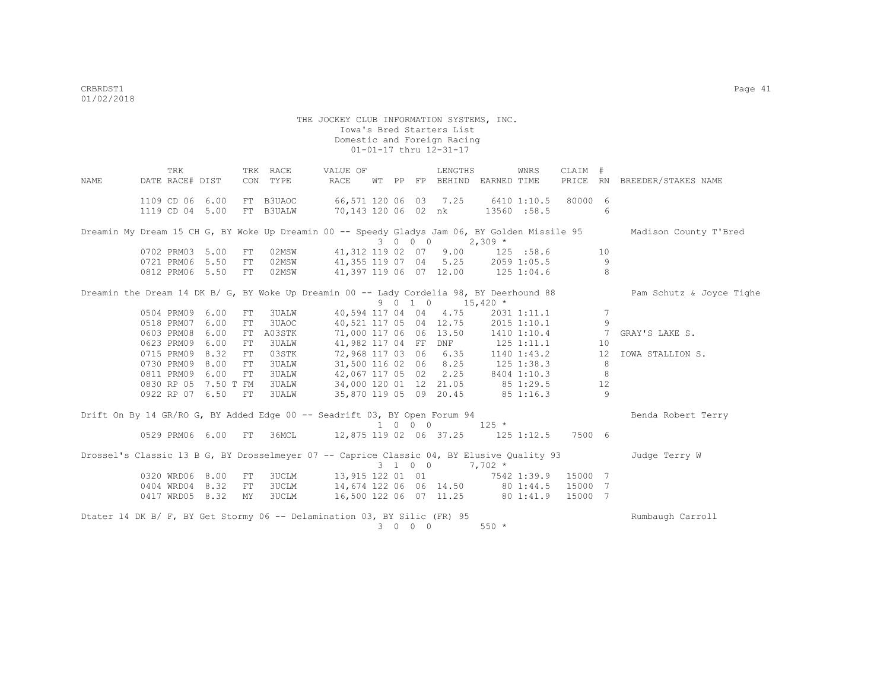THE JOCKEY CLUB INFORMATION SYSTEMS, INC.
Iowa's Bred Starters List
Domestic and Foreign Racing
01-01-17 thru 12-31-17

| NAME | TRK DATE | RACE# | DIST | TRK CON | RACE TYPE | VALUE OF RACE | WT | PP | FP | LENGTHS BEHIND | EARNED | WNRS TIME | CLAIM PRICE | # RN | BREEDER/STAKES NAME |
|---|---|---|---|---|---|---|---|---|---|---|---|---|---|---|---|
| | 1109 | CD 06 | 6.00 | FT | B3UAOC | 66,571 | 120 | 06 | 03 | 7.25 | 6410 | 1:10.5 | 80000 | 6 | |
| | 1119 | CD 04 | 5.00 | FT | B3UALW | 70,143 | 120 | 06 | 02 | nk | 13560 | :58.5 | | 6 | |
| Dreamin My Dream 15 CH G, BY Woke Up Dreamin 00 -- Speedy Gladys Jam 06, BY Golden Missile 95 | | | | | | 3 0 0 0 | | | | | 2,309 * | | | | Madison County T'Bred |
| | 0702 | PRM03 | 5.00 | FT | 02MSW | 41,312 | 119 | 02 | 07 | 9.00 | 125 | :58.6 | | 10 | |
| | 0721 | PRM06 | 5.50 | FT | 02MSW | 41,355 | 119 | 07 | 04 | 5.25 | 2059 | 1:05.5 | | 9 | |
| | 0812 | PRM06 | 5.50 | FT | 02MSW | 41,397 | 119 | 06 | 07 | 12.00 | 125 | 1:04.6 | | 8 | |
| Dreamin the Dream 14 DK B/ G, BY Woke Up Dreamin 00 -- Lady Cordelia 98, BY Deerhound 88 | | | | | | 9 0 1 0 | | | | | 15,420 * | | | | Pam Schutz & Joyce Tighe |
| | 0504 | PRM09 | 6.00 | FT | 3UALW | 40,594 | 117 | 04 | 04 | 4.75 | 2031 | 1:11.1 | | 7 | |
| | 0518 | PRM07 | 6.00 | FT | 3UAOC | 40,521 | 117 | 05 | 04 | 12.75 | 2015 | 1:10.1 | | 9 | |
| | 0603 | PRM08 | 6.00 | FT | A03STK | 71,000 | 117 | 06 | 06 | 13.50 | 1410 | 1:10.4 | | 7 | GRAY'S LAKE S. |
| | 0623 | PRM09 | 6.00 | FT | 3UALW | 41,982 | 117 | 04 | FF | DNF | 125 | 1:11.1 | | 10 | |
| | 0715 | PRM09 | 8.32 | FT | 03STK | 72,968 | 117 | 03 | 06 | 6.35 | 1140 | 1:43.2 | | 12 | IOWA STALLION S. |
| | 0730 | PRM09 | 8.00 | FT | 3UALW | 31,500 | 116 | 02 | 06 | 8.25 | 125 | 1:38.3 | | 8 | |
| | 0811 | PRM09 | 6.00 | FT | 3UALW | 42,067 | 117 | 05 | 02 | 2.25 | 8404 | 1:10.3 | | 8 | |
| | 0830 | RP 05 | 7.50 T | FM | 3UALW | 34,000 | 120 | 01 | 12 | 21.05 | 85 | 1:29.5 | | 12 | |
| | 0922 | RP 07 | 6.50 | FT | 3UALW | 35,870 | 119 | 05 | 09 | 20.45 | 85 | 1:16.3 | | 9 | |
| Drift On By 14 GR/RO G, BY Added Edge 00 -- Seadrift 03, BY Open Forum 94 | | | | | | 1 0 0 0 | | | | | 125 * | | | | Benda Robert Terry |
| | 0529 | PRM06 | 6.00 | FT | 36MCL | 12,875 | 119 | 02 | 06 | 37.25 | 125 | 1:12.5 | 7500 | 6 | |
| Drossel's Classic 13 B G, BY Drosselmeyer 07 -- Caprice Classic 04, BY Elusive Quality 93 | | | | | | 3 1 0 0 | | | | | 7,702 * | | | | Judge Terry W |
| | 0320 | WRD06 | 8.00 | FT | 3UCLM | 13,915 | 122 | 01 | 01 | | 7542 | 1:39.9 | 15000 | 7 | |
| | 0404 | WRD04 | 8.32 | FT | 3UCLM | 14,674 | 122 | 06 | 06 | 14.50 | 80 | 1:44.5 | 15000 | 7 | |
| | 0417 | WRD05 | 8.32 | MY | 3UCLM | 16,500 | 122 | 06 | 07 | 11.25 | 80 | 1:41.9 | 15000 | 7 | |
| Dtater 14 DK B/ F, BY Get Stormy 06 -- Delamination 03, BY Silic (FR) 95 | | | | | | 3 0 0 0 | | | | | 550 * | | | | Rumbaugh Carroll |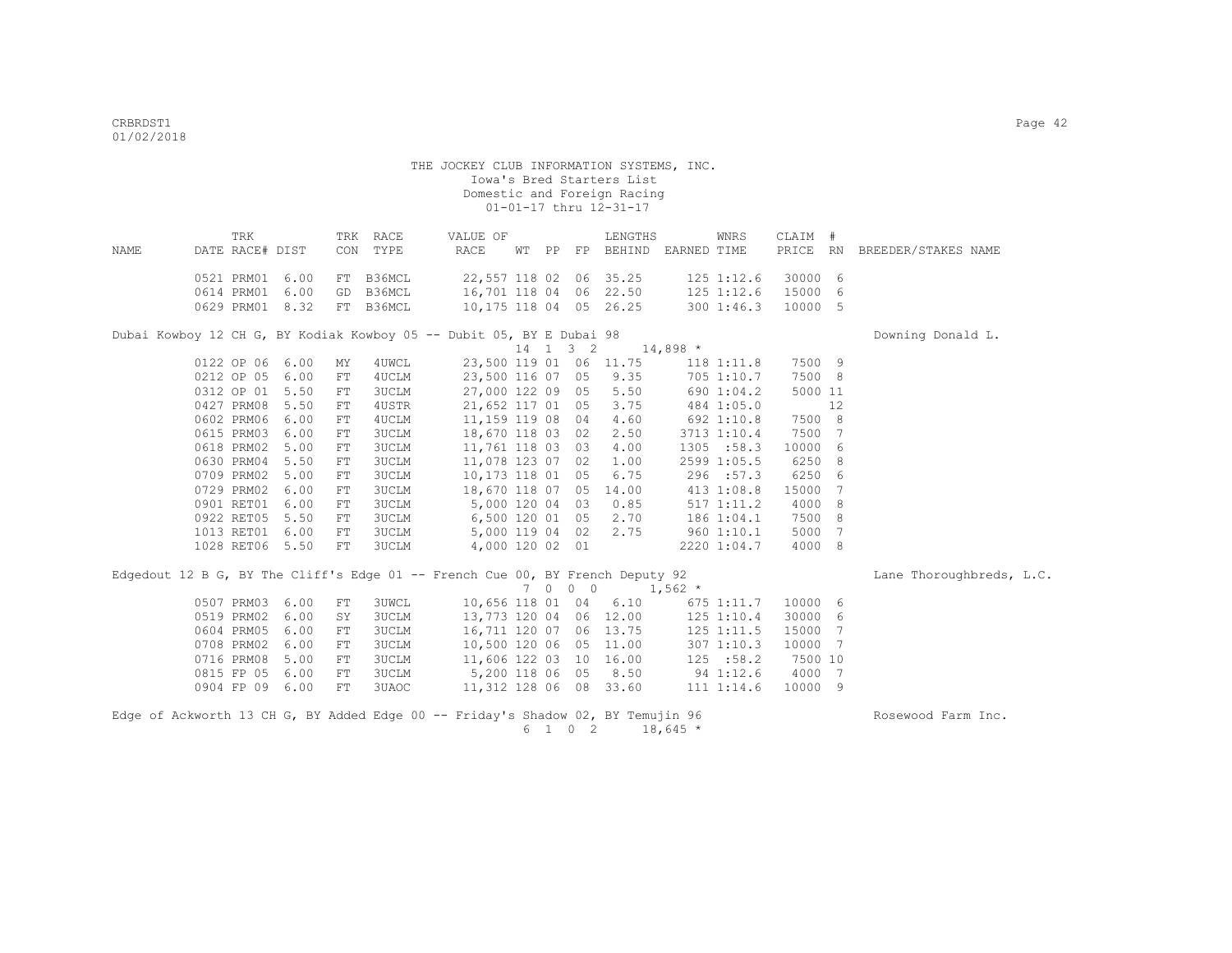THE JOCKEY CLUB INFORMATION SYSTEMS, INC.
Iowa's Bred Starters List
Domestic and Foreign Racing
01-01-17 thru 12-31-17

| NAME | TRK DATE | RACE# | DIST | TRK CON | RACE TYPE | VALUE OF RACE | WT | PP | FP | LENGTHS BEHIND | EARNED | WNRS TIME | CLAIM PRICE | # RN | BREEDER/STAKES NAME |
|---|---|---|---|---|---|---|---|---|---|---|---|---|---|---|---|
| | 0521 | PRM01 | 6.00 | FT | B36MCL | 22,557 | 118 | 02 | 06 | 35.25 | 125 | 1:12.6 | 30000 | 6 | |
| | 0614 | PRM01 | 6.00 | GD | B36MCL | 16,701 | 118 | 04 | 06 | 22.50 | 125 | 1:12.6 | 15000 | 6 | |
| | 0629 | PRM01 | 8.32 | FT | B36MCL | 10,175 | 118 | 04 | 05 | 26.25 | 300 | 1:46.3 | 10000 | 5 | |
| Dubai Kowboy 12 CH G, BY Kodiak Kowboy 05 -- Dubit 05, BY E Dubai 98 | | | | | | 14 1 3 2 | | | | | 14,898 * | | | | Downing Donald L. |
| | 0122 | OP 06 | 6.00 | MY | 4UWCL | 23,500 | 119 | 01 | 06 | 11.75 | 118 | 1:11.8 | 7500 | 9 | |
| | 0212 | OP 05 | 6.00 | FT | 4UCLM | 23,500 | 116 | 07 | 05 | 9.35 | 705 | 1:10.7 | 7500 | 8 | |
| | 0312 | OP 01 | 5.50 | FT | 3UCLM | 27,000 | 122 | 09 | 05 | 5.50 | 690 | 1:04.2 | 5000 | 11 | |
| | 0427 | PRM08 | 5.50 | FT | 4USTR | 21,652 | 117 | 01 | 05 | 3.75 | 484 | 1:05.0 | | 12 | |
| | 0602 | PRM06 | 6.00 | FT | 4UCLM | 11,159 | 119 | 08 | 04 | 4.60 | 692 | 1:10.8 | 7500 | 8 | |
| | 0615 | PRM03 | 6.00 | FT | 3UCLM | 18,670 | 118 | 03 | 02 | 2.50 | 3713 | 1:10.4 | 7500 | 7 | |
| | 0618 | PRM02 | 5.00 | FT | 3UCLM | 11,761 | 118 | 03 | 03 | 4.00 | 1305 | :58.3 | 10000 | 6 | |
| | 0630 | PRM04 | 5.50 | FT | 3UCLM | 11,078 | 123 | 07 | 02 | 1.00 | 2599 | 1:05.5 | 6250 | 8 | |
| | 0709 | PRM02 | 5.00 | FT | 3UCLM | 10,173 | 118 | 01 | 05 | 6.75 | 296 | :57.3 | 6250 | 6 | |
| | 0729 | PRM02 | 6.00 | FT | 3UCLM | 18,670 | 118 | 07 | 05 | 14.00 | 413 | 1:08.8 | 15000 | 7 | |
| | 0901 | RET01 | 6.00 | FT | 3UCLM | 5,000 | 120 | 04 | 03 | 0.85 | 517 | 1:11.2 | 4000 | 8 | |
| | 0922 | RET05 | 5.50 | FT | 3UCLM | 6,500 | 120 | 01 | 05 | 2.70 | 186 | 1:04.1 | 7500 | 8 | |
| | 1013 | RET01 | 6.00 | FT | 3UCLM | 5,000 | 119 | 04 | 02 | 2.75 | 960 | 1:10.1 | 5000 | 7 | |
| | 1028 | RET06 | 5.50 | FT | 3UCLM | 4,000 | 120 | 02 | 01 | | 2220 | 1:04.7 | 4000 | 8 | |
| Edgedout 12 B G, BY The Cliff's Edge 01 -- French Cue 00, BY French Deputy 92 | | | | | | 7 0 0 0 | | | | | 1,562 * | | | | Lane Thoroughbreds, L.C. |
| | 0507 | PRM03 | 6.00 | FT | 3UWCL | 10,656 | 118 | 01 | 04 | 6.10 | 675 | 1:11.7 | 10000 | 6 | |
| | 0519 | PRM02 | 6.00 | SY | 3UCLM | 13,773 | 120 | 04 | 06 | 12.00 | 125 | 1:10.4 | 30000 | 6 | |
| | 0604 | PRM05 | 6.00 | FT | 3UCLM | 16,711 | 120 | 07 | 06 | 13.75 | 125 | 1:11.5 | 15000 | 7 | |
| | 0708 | PRM02 | 6.00 | FT | 3UCLM | 10,500 | 120 | 06 | 05 | 11.00 | 307 | 1:10.3 | 10000 | 7 | |
| | 0716 | PRM08 | 5.00 | FT | 3UCLM | 11,606 | 122 | 03 | 10 | 16.00 | 125 | :58.2 | 7500 | 10 | |
| | 0815 | FP 05 | 6.00 | FT | 3UCLM | 5,200 | 118 | 06 | 05 | 8.50 | 94 | 1:12.6 | 4000 | 7 | |
| | 0904 | FP 09 | 6.00 | FT | 3UAOC | 11,312 | 128 | 06 | 08 | 33.60 | 111 | 1:14.6 | 10000 | 9 | |
| Edge of Ackworth 13 CH G, BY Added Edge 00 -- Friday's Shadow 02, BY Temujin 96 | | | | | | 6 1 0 2 | | | | | 18,645 * | | | | Rosewood Farm Inc. |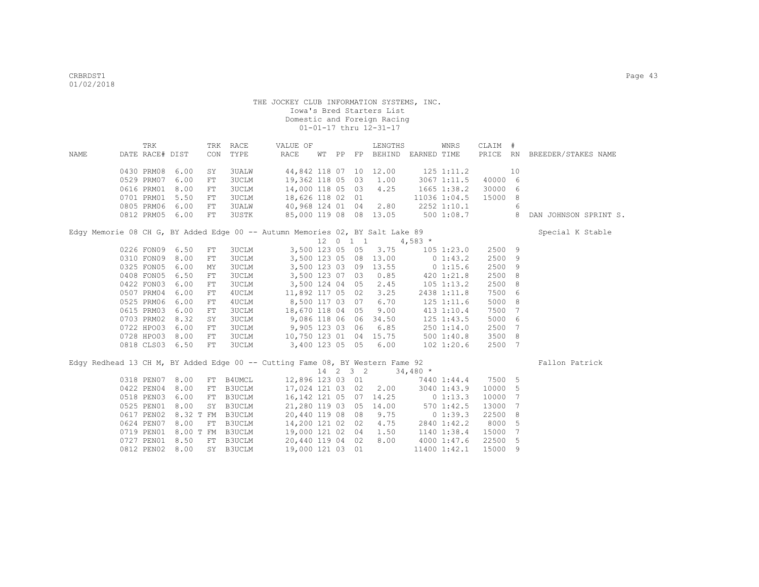THE JOCKEY CLUB INFORMATION SYSTEMS, INC.
Iowa's Bred Starters List
Domestic and Foreign Racing
01-01-17 thru 12-31-17

| NAME | DATE | TRK RACE# | DIST | TRK CON | RACE TYPE | VALUE OF RACE | WT | PP | FP | LENGTHS BEHIND | EARNED | WNRS TIME | CLAIM PRICE | # RN | BREEDER/STAKES NAME |
|---|---|---|---|---|---|---|---|---|---|---|---|---|---|---|---|
| | 0430 | PRM08 | 6.00 | SY | 3UALW | 44,842 | 118 | 07 | 10 | 12.00 | 125 | 1:11.2 | | 10 | |
| | 0529 | PRM07 | 6.00 | FT | 3UCLM | 19,362 | 118 | 05 | 03 | 1.00 | 3067 | 1:11.5 | 40000 | 6 | |
| | 0616 | PRM01 | 8.00 | FT | 3UCLM | 14,000 | 118 | 05 | 03 | 4.25 | 1665 | 1:38.2 | 30000 | 6 | |
| | 0701 | PRM01 | 5.50 | FT | 3UCLM | 18,626 | 118 | 02 | 01 | | 11036 | 1:04.5 | 15000 | 8 | |
| | 0805 | PRM06 | 6.00 | FT | 3UALW | 40,968 | 124 | 01 | 04 | 2.80 | 2252 | 1:10.1 | | 6 | |
| | 0812 | PRM05 | 6.00 | FT | 3USTK | 85,000 | 119 | 08 | 08 | 13.05 | 500 | 1:08.7 | | 8 | DAN JOHNSON SPRINT S. |
| Edgy Memorie 08 CH G, BY Added Edge 00 -- Autumn Memories 02, BY Salt Lake 89 | | | | | | | | | | | | | | | Special K Stable |
| | | | | | | | 12 | 0 | 1 | 1 | 4,583 * | | | | |
| | 0226 | FON09 | 6.50 | FT | 3UCLM | 3,500 | 123 | 05 | 05 | 3.75 | 105 | 1:23.0 | 2500 | 9 | |
| | 0310 | FON09 | 8.00 | FT | 3UCLM | 3,500 | 123 | 05 | 08 | 13.00 | 0 | 1:43.2 | 2500 | 9 | |
| | 0325 | FON05 | 6.00 | MY | 3UCLM | 3,500 | 123 | 03 | 09 | 13.55 | 0 | 1:15.6 | 2500 | 9 | |
| | 0408 | FON05 | 6.50 | FT | 3UCLM | 3,500 | 123 | 07 | 03 | 0.85 | 420 | 1:21.8 | 2500 | 8 | |
| | 0422 | FON03 | 6.00 | FT | 3UCLM | 3,500 | 124 | 04 | 05 | 2.45 | 105 | 1:13.2 | 2500 | 8 | |
| | 0507 | PRM04 | 6.00 | FT | 4UCLM | 11,892 | 117 | 05 | 02 | 3.25 | 2438 | 1:11.8 | 7500 | 6 | |
| | 0525 | PRM06 | 6.00 | FT | 4UCLM | 8,500 | 117 | 03 | 07 | 6.70 | 125 | 1:11.6 | 5000 | 8 | |
| | 0615 | PRM03 | 6.00 | FT | 3UCLM | 18,670 | 118 | 04 | 05 | 9.00 | 413 | 1:10.4 | 7500 | 7 | |
| | 0703 | PRM02 | 8.32 | SY | 3UCLM | 9,086 | 118 | 06 | 06 | 34.50 | 125 | 1:43.5 | 5000 | 6 | |
| | 0722 | HPO03 | 6.00 | FT | 3UCLM | 9,905 | 123 | 03 | 06 | 6.85 | 250 | 1:14.0 | 2500 | 7 | |
| | 0728 | HPO03 | 8.00 | FT | 3UCLM | 10,750 | 123 | 01 | 04 | 15.75 | 500 | 1:40.8 | 3500 | 8 | |
| | 0818 | CLS03 | 6.50 | FT | 3UCLM | 3,400 | 123 | 05 | 05 | 6.00 | 102 | 1:20.6 | 2500 | 7 | |
| Edgy Redhead 13 CH M, BY Added Edge 00 -- Cutting Fame 08, BY Western Fame 92 | | | | | | | | | | | | | | | Fallon Patrick |
| | | | | | | | 14 | 2 | 3 | 2 | 34,480 * | | | | |
| | 0318 | PEN07 | 8.00 | FT | B4UMCL | 12,896 | 123 | 03 | 01 | | 7440 | 1:44.4 | 7500 | 5 | |
| | 0422 | PEN04 | 8.00 | FT | B3UCLM | 17,024 | 121 | 03 | 02 | 2.00 | 3040 | 1:43.9 | 10000 | 5 | |
| | 0518 | PEN03 | 6.00 | FT | B3UCLM | 16,142 | 121 | 05 | 07 | 14.25 | 0 | 1:13.3 | 10000 | 7 | |
| | 0525 | PEN01 | 8.00 | SY | B3UCLM | 21,280 | 119 | 03 | 05 | 14.00 | 570 | 1:42.5 | 13000 | 7 | |
| | 0617 | PEN02 | 8.32 T | FM | B3UCLM | 20,440 | 119 | 08 | 08 | 9.75 | 0 | 1:39.3 | 22500 | 8 | |
| | 0624 | PEN07 | 8.00 | FT | B3UCLM | 14,200 | 121 | 02 | 02 | 4.75 | 2840 | 1:42.2 | 8000 | 5 | |
| | 0719 | PEN01 | 8.00 T | FM | B3UCLM | 19,000 | 121 | 02 | 04 | 1.50 | 1140 | 1:38.4 | 15000 | 7 | |
| | 0727 | PEN01 | 8.50 | FT | B3UCLM | 20,440 | 119 | 04 | 02 | 8.00 | 4000 | 1:47.6 | 22500 | 5 | |
| | 0812 | PEN02 | 8.00 | SY | B3UCLM | 19,000 | 121 | 03 | 01 | | 11400 | 1:42.1 | 15000 | 9 | |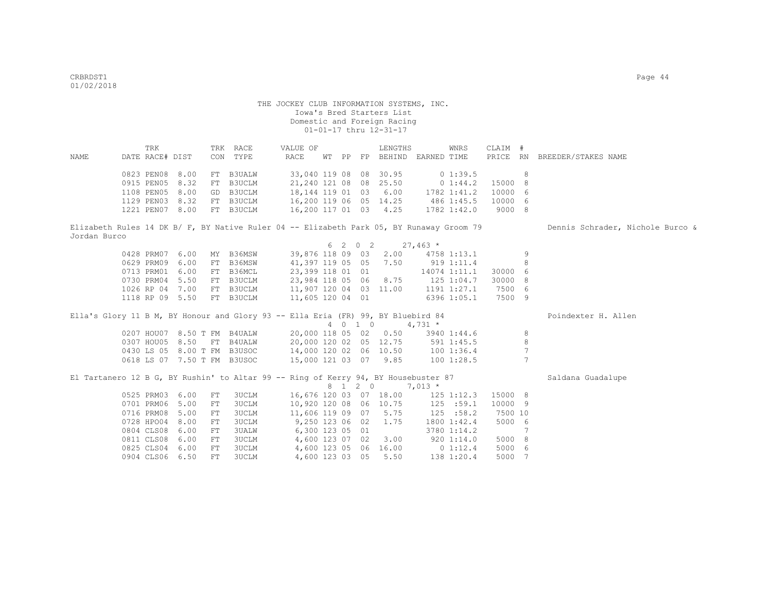THE JOCKEY CLUB INFORMATION SYSTEMS, INC.
Iowa's Bred Starters List
Domestic and Foreign Racing
01-01-17 thru 12-31-17

| NAME | TRK DATE | RACE# | DIST | TRK CON | RACE TYPE | VALUE OF RACE | WT | PP | FP | LENGTHS BEHIND | EARNED | WNRS TIME | CLAIM PRICE | # RN | BREEDER/STAKES NAME |
|---|---|---|---|---|---|---|---|---|---|---|---|---|---|---|---|
| | 0823 | PEN08 | 8.00 | FT | B3UALW | 33,040 | 119 | 08 | 08 | 30.95 | 0 | 1:39.5 | | 8 | |
| | 0915 | PEN05 | 8.32 | FT | B3UCLM | 21,240 | 121 | 08 | 08 | 25.50 | 0 | 1:44.2 | 15000 | 8 | |
| | 1108 | PEN05 | 8.00 | GD | B3UCLM | 18,144 | 119 | 01 | 03 | 6.00 | 1782 | 1:41.2 | 10000 | 6 | |
| | 1129 | PEN03 | 8.32 | FT | B3UCLM | 16,200 | 119 | 06 | 05 | 14.25 | 486 | 1:45.5 | 10000 | 6 | |
| | 1221 | PEN07 | 8.00 | FT | B3UCLM | 16,200 | 117 | 01 | 03 | 4.25 | 1782 | 1:42.0 | 9000 | 8 | |

Elizabeth Rules 14 DK B/ F, BY Native Ruler 04 -- Elizabeth Park 05, BY Runaway Groom 79 — Dennis Schrader, Nichole Burco & Jordan Burco

6 2 0 2 27,463 *

| TRK DATE | RACE# | DIST | TRK CON | RACE TYPE | VALUE OF RACE | WT | PP | FP | LENGTHS BEHIND | EARNED | WNRS TIME | CLAIM PRICE | # RN |
|---|---|---|---|---|---|---|---|---|---|---|---|---|---|
| 0428 | PRM07 | 6.00 | MY | B36MSW | 39,876 | 118 | 09 | 03 | 2.00 | 4758 | 1:13.1 | | 9 |
| 0629 | PRM09 | 6.00 | FT | B36MSW | 41,397 | 119 | 05 | 05 | 7.50 | 919 | 1:11.4 | | 8 |
| 0713 | PRM01 | 6.00 | FT | B36MCL | 23,399 | 118 | 01 | 01 | | 14074 | 1:11.1 | 30000 | 6 |
| 0730 | PRM04 | 5.50 | FT | B3UCLM | 23,984 | 118 | 05 | 06 | 8.75 | 125 | 1:04.7 | 30000 | 8 |
| 1026 | RP 04 | 7.00 | FT | B3UCLM | 11,907 | 120 | 04 | 03 | 11.00 | 1191 | 1:27.1 | 7500 | 6 |
| 1118 | RP 09 | 5.50 | FT | B3UCLM | 11,605 | 120 | 04 | 01 | | 6396 | 1:05.1 | 7500 | 9 |

Ella's Glory 11 B M, BY Honour and Glory 93 -- Ella Eria (FR) 99, BY Bluebird 84 — Poindexter H. Allen

4 0 1 0 4,731 *

| TRK DATE | RACE# | DIST | TRK CON | RACE TYPE | VALUE OF RACE | WT | PP | FP | LENGTHS BEHIND | EARNED | WNRS TIME | CLAIM PRICE | # RN |
|---|---|---|---|---|---|---|---|---|---|---|---|---|---|
| 0207 | HOU07 | 8.50 T | FM | B4UALW | 20,000 | 118 | 05 | 02 | 0.50 | 3940 | 1:44.6 | | 8 |
| 0307 | HOU05 | 8.50 | FT | B4UALW | 20,000 | 120 | 02 | 05 | 12.75 | 591 | 1:45.5 | | 8 |
| 0430 | LS 05 | 8.00 T | FM | B3USOC | 14,000 | 120 | 02 | 06 | 10.50 | 100 | 1:36.4 | | 7 |
| 0618 | LS 07 | 7.50 T | FM | B3USOC | 15,000 | 121 | 03 | 07 | 9.85 | 100 | 1:28.5 | | 7 |

El Tartanero 12 B G, BY Rushin' to Altar 99 -- Ring of Kerry 94, BY Housebuster 87 — Saldana Guadalupe

8 1 2 0 7,013 *

| TRK DATE | RACE# | DIST | TRK CON | RACE TYPE | VALUE OF RACE | WT | PP | FP | LENGTHS BEHIND | EARNED | WNRS TIME | CLAIM PRICE | # RN |
|---|---|---|---|---|---|---|---|---|---|---|---|---|---|
| 0525 | PRM03 | 6.00 | FT | 3UCLM | 16,676 | 120 | 03 | 07 | 18.00 | 125 | 1:12.3 | 15000 | 8 |
| 0701 | PRM06 | 5.00 | FT | 3UCLM | 10,920 | 120 | 08 | 06 | 10.75 | 125 | :59.1 | 10000 | 9 |
| 0716 | PRM08 | 5.00 | FT | 3UCLM | 11,606 | 119 | 09 | 07 | 5.75 | 125 | :58.2 | 7500 | 10 |
| 0728 | HPO04 | 8.00 | FT | 3UCLM | 9,250 | 123 | 06 | 02 | 1.75 | 1800 | 1:42.4 | 5000 | 6 |
| 0804 | CLS08 | 6.00 | FT | 3UALW | 6,300 | 123 | 05 | 01 | | 3780 | 1:14.2 | | 7 |
| 0811 | CLS08 | 6.00 | FT | 3UCLM | 4,600 | 123 | 07 | 02 | 3.00 | 920 | 1:14.0 | 5000 | 8 |
| 0825 | CLS04 | 6.00 | FT | 3UCLM | 4,600 | 123 | 05 | 06 | 16.00 | 0 | 1:12.4 | 5000 | 6 |
| 0904 | CLS06 | 6.50 | FT | 3UCLM | 4,600 | 123 | 03 | 05 | 5.50 | 138 | 1:20.4 | 5000 | 7 |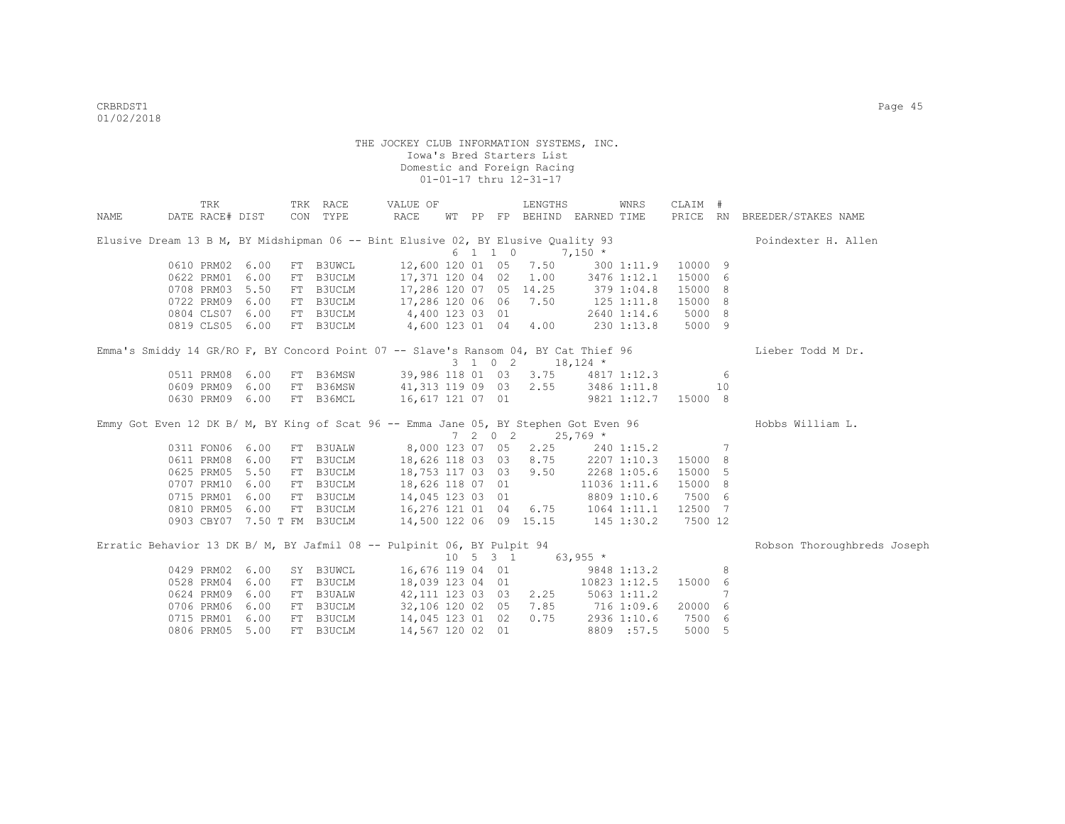THE JOCKEY CLUB INFORMATION SYSTEMS, INC.
Iowa's Bred Starters List
Domestic and Foreign Racing
01-01-17 thru 12-31-17

| NAME | DATE | TRK RACE# | DIST | TRK CON | RACE TYPE | VALUE OF RACE | WT | PP | FP | LENGTHS BEHIND | EARNED | WNRS TIME | CLAIM PRICE | # RN | BREEDER/STAKES NAME |
|---|---|---|---|---|---|---|---|---|---|---|---|---|---|---|---|
| Elusive Dream 13 B M, BY Midshipman 06 -- Bint Elusive 02, BY Elusive Quality 93 | | | | | | | 6 | 1 | 1 0 | | 7,150 * | | | | Poindexter H. Allen |
| | 0610 | PRM02 | 6.00 | FT | B3UWCL | 12,600 | 120 | 01 | 05 | 7.50 | 300 | 1:11.9 | 10000 | 9 | |
| | 0622 | PRM01 | 6.00 | FT | B3UCLM | 17,371 | 120 | 04 | 02 | 1.00 | 3476 | 1:12.1 | 15000 | 6 | |
| | 0708 | PRM03 | 5.50 | FT | B3UCLM | 17,286 | 120 | 07 | 05 | 14.25 | 379 | 1:04.8 | 15000 | 8 | |
| | 0722 | PRM09 | 6.00 | FT | B3UCLM | 17,286 | 120 | 06 | 06 | 7.50 | 125 | 1:11.8 | 15000 | 8 | |
| | 0804 | CLS07 | 6.00 | FT | B3UCLM | 4,400 | 123 | 03 | 01 | | 2640 | 1:14.6 | 5000 | 8 | |
| | 0819 | CLS05 | 6.00 | FT | B3UCLM | 4,600 | 123 | 01 | 04 | 4.00 | 230 | 1:13.8 | 5000 | 9 | |
| Emma's Smiddy 14 GR/RO F, BY Concord Point 07 -- Slave's Ransom 04, BY Cat Thief 96 | | | | | | | 3 | 1 | 0 2 | | 18,124 * | | | | Lieber Todd M Dr. |
| | 0511 | PRM08 | 6.00 | FT | B36MSW | 39,986 | 118 | 01 | 03 | 3.75 | 4817 | 1:12.3 | | 6 | |
| | 0609 | PRM09 | 6.00 | FT | B36MSW | 41,313 | 119 | 09 | 03 | 2.55 | 3486 | 1:11.8 | | 10 | |
| | 0630 | PRM09 | 6.00 | FT | B36MCL | 16,617 | 121 | 07 | 01 | | 9821 | 1:12.7 | 15000 | 8 | |
| Emmy Got Even 12 DK B/ M, BY King of Scat 96 -- Emma Jane 05, BY Stephen Got Even 96 | | | | | | | 7 | 2 | 0 2 | | 25,769 * | | | | Hobbs William L. |
| | 0311 | FON06 | 6.00 | FT | B3UALW | 8,000 | 123 | 07 | 05 | 2.25 | 240 | 1:15.2 | | 7 | |
| | 0611 | PRM08 | 6.00 | FT | B3UCLM | 18,626 | 118 | 03 | 03 | 8.75 | 2207 | 1:10.3 | 15000 | 8 | |
| | 0625 | PRM05 | 5.50 | FT | B3UCLM | 18,753 | 117 | 03 | 03 | 9.50 | 2268 | 1:05.6 | 15000 | 5 | |
| | 0707 | PRM10 | 6.00 | FT | B3UCLM | 18,626 | 118 | 07 | 01 | | 11036 | 1:11.6 | 15000 | 8 | |
| | 0715 | PRM01 | 6.00 | FT | B3UCLM | 14,045 | 123 | 03 | 01 | | 8809 | 1:10.6 | 7500 | 6 | |
| | 0810 | PRM05 | 6.00 | FT | B3UCLM | 16,276 | 121 | 01 | 04 | 6.75 | 1064 | 1:11.1 | 12500 | 7 | |
| | 0903 | CBY07 | 7.50 T | FM | B3UCLM | 14,500 | 122 | 06 | 09 | 15.15 | 145 | 1:30.2 | 7500 | 12 | |
| Erratic Behavior 13 DK B/ M, BY Jafmil 08 -- Pulpinit 06, BY Pulpit 94 | | | | | | | 10 | 5 | 3 1 | | 63,955 * | | | | Robson Thoroughbreds Joseph |
| | 0429 | PRM02 | 6.00 | SY | B3UWCL | 16,676 | 119 | 04 | 01 | | 9848 | 1:13.2 | | 8 | |
| | 0528 | PRM04 | 6.00 | FT | B3UCLM | 18,039 | 123 | 04 | 01 | | 10823 | 1:12.5 | 15000 | 6 | |
| | 0624 | PRM09 | 6.00 | FT | B3UALW | 42,111 | 123 | 03 | 03 | 2.25 | 5063 | 1:11.2 | | 7 | |
| | 0706 | PRM06 | 6.00 | FT | B3UCLM | 32,106 | 120 | 02 | 05 | 7.85 | 716 | 1:09.6 | 20000 | 6 | |
| | 0715 | PRM01 | 6.00 | FT | B3UCLM | 14,045 | 123 | 01 | 02 | 0.75 | 2936 | 1:10.6 | 7500 | 6 | |
| | 0806 | PRM05 | 5.00 | FT | B3UCLM | 14,567 | 120 | 02 | 01 | | 8809 | :57.5 | 5000 | 5 | |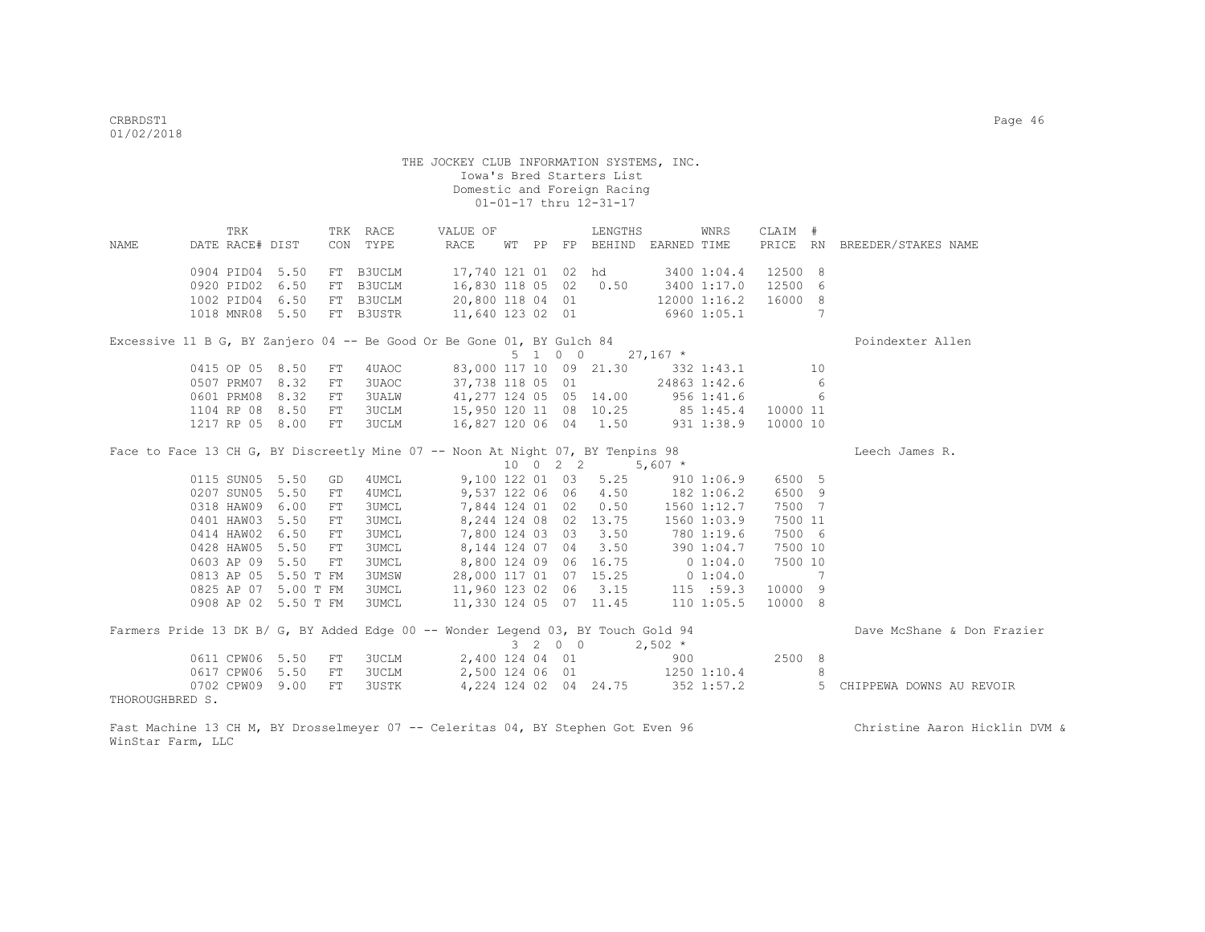THE JOCKEY CLUB INFORMATION SYSTEMS, INC.
Iowa's Bred Starters List
Domestic and Foreign Racing
01-01-17 thru 12-31-17

| NAME | TRK DATE | RACE# | DIST | TRK CON | RACE TYPE | VALUE OF RACE | WT | PP | FP | LENGTHS BEHIND | EARNED | WNRS TIME | CLAIM PRICE | # RN | BREEDER/STAKES NAME |
|---|---|---|---|---|---|---|---|---|---|---|---|---|---|---|---|
| | 0904 | PID04 | 5.50 | FT | B3UCLM | 17,740 | 121 | 01 | 02 | hd | 3400 | 1:04.4 | 12500 | 8 | |
| | 0920 | PID02 | 6.50 | FT | B3UCLM | 16,830 | 118 | 05 | 02 | 0.50 | 3400 | 1:17.0 | 12500 | 6 | |
| | 1002 | PID04 | 6.50 | FT | B3UCLM | 20,800 | 118 | 04 | 01 | | 12000 | 1:16.2 | 16000 | 8 | |
| | 1018 | MNR08 | 5.50 | FT | B3USTR | 11,640 | 123 | 02 | 01 | | 6960 | 1:05.1 | | 7 | |
| Excessive 11 B G, BY Zanjero 04 -- Be Good Or Be Gone 01, BY Gulch 84 | | | | | | | | | | | | | | | Poindexter Allen |
| | | | | | | | 5 | 1 | 0 0 | | 27,167 * | | | | |
| | 0415 | OP 05 | 8.50 | FT | 4UAOC | 83,000 | 117 | 10 | 09 | 21.30 | 332 | 1:43.1 | | 10 | |
| | 0507 | PRM07 | 8.32 | FT | 3UAOC | 37,738 | 118 | 05 | 01 | | 24863 | 1:42.6 | | 6 | |
| | 0601 | PRM08 | 8.32 | FT | 3UALW | 41,277 | 124 | 05 | 05 | 14.00 | 956 | 1:41.6 | | 6 | |
| | 1104 | RP 08 | 8.50 | FT | 3UCLM | 15,950 | 120 | 11 | 08 | 10.25 | 85 | 1:45.4 | 10000 | 11 | |
| | 1217 | RP 05 | 8.00 | FT | 3UCLM | 16,827 | 120 | 06 | 04 | 1.50 | 931 | 1:38.9 | 10000 | 10 | |
| Face to Face 13 CH G, BY Discreetly Mine 07 -- Noon At Night 07, BY Tenpins 98 | | | | | | | | | | | | | | | Leech James R. |
| | | | | | | | 10 | 0 | 2 2 | | 5,607 * | | | | |
| | 0115 | SUN05 | 5.50 | GD | 4UMCL | 9,100 | 122 | 01 | 03 | 5.25 | 910 | 1:06.9 | 6500 | 5 | |
| | 0207 | SUN05 | 5.50 | FT | 4UMCL | 9,537 | 122 | 06 | 06 | 4.50 | 182 | 1:06.2 | 6500 | 9 | |
| | 0318 | HAW09 | 6.00 | FT | 3UMCL | 7,844 | 124 | 01 | 02 | 0.50 | 1560 | 1:12.7 | 7500 | 7 | |
| | 0401 | HAW03 | 5.50 | FT | 3UMCL | 8,244 | 124 | 08 | 02 | 13.75 | 1560 | 1:03.9 | 7500 | 11 | |
| | 0414 | HAW02 | 6.50 | FT | 3UMCL | 7,800 | 124 | 03 | 03 | 3.50 | 780 | 1:19.6 | 7500 | 6 | |
| | 0428 | HAW05 | 5.50 | FT | 3UMCL | 8,144 | 124 | 07 | 04 | 3.50 | 390 | 1:04.7 | 7500 | 10 | |
| | 0603 | AP 09 | 5.50 | FT | 3UMCL | 8,800 | 124 | 09 | 06 | 16.75 | 0 | 1:04.0 | 7500 | 10 | |
| | 0813 | AP 05 | 5.50 T | FM | 3UMSW | 28,000 | 117 | 01 | 07 | 15.25 | 0 | 1:04.0 | | 7 | |
| | 0825 | AP 07 | 5.00 T | FM | 3UMCL | 11,960 | 123 | 02 | 06 | 3.15 | 115 | :59.3 | 10000 | 9 | |
| | 0908 | AP 02 | 5.50 T | FM | 3UMCL | 11,330 | 124 | 05 | 07 | 11.45 | 110 | 1:05.5 | 10000 | 8 | |
| Farmers Pride 13 DK B/ G, BY Added Edge 00 -- Wonder Legend 03, BY Touch Gold 94 | | | | | | | | | | | | | | | Dave McShane & Don Frazier |
| | | | | | | | 3 | 2 | 0 0 | | 2,502 * | | | | |
| | 0611 | CPW06 | 5.50 | FT | 3UCLM | 2,400 | 124 | 04 | 01 | | 900 | | 2500 | 8 | |
| | 0617 | CPW06 | 5.50 | FT | 3UCLM | 2,500 | 124 | 06 | 01 | | 1250 | 1:10.4 | | 8 | |
| | 0702 | CPW09 | 9.00 | FT | 3USTK | 4,224 | 124 | 02 | 04 | 24.75 | 352 | 1:57.2 | | 5 | CHIPPEWA DOWNS AU REVOIR THOROUGHBRED S. |
| Fast Machine 13 CH M, BY Drosselmeyer 07 -- Celeritas 04, BY Stephen Got Even 96 | | | | | | | | | | | | | | | Christine Aaron Hicklin DVM & WinStar Farm, LLC |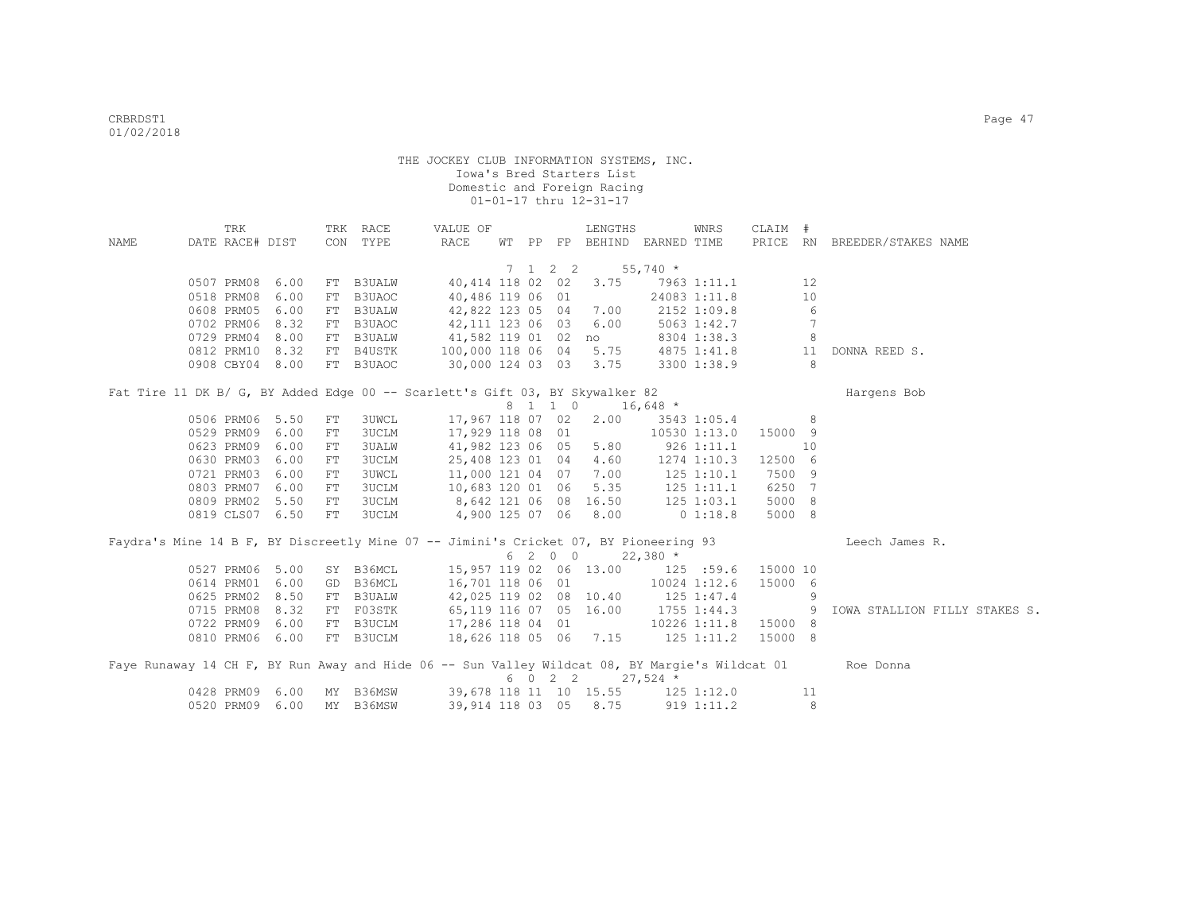THE JOCKEY CLUB INFORMATION SYSTEMS, INC.
Iowa's Bred Starters List
Domestic and Foreign Racing
01-01-17 thru 12-31-17

| NAME | TRK DATE | RACE# | DIST | TRK CON | RACE TYPE | VALUE OF RACE | WT | PP | FP | LENGTHS BEHIND | EARNED | WNRS TIME | CLAIM PRICE | # RN | BREEDER/STAKES NAME |
|---|---|---|---|---|---|---|---|---|---|---|---|---|---|---|---|
| | | | | | | | 7 | 1 2 | 2 | | 55,740 * | | | | |
| | 0507 | PRM08 | 6.00 | FT | B3UALW | 40,414 | 118 | 02 | 02 | 3.75 | 7963 | 1:11.1 | | 12 | |
| | 0518 | PRM08 | 6.00 | FT | B3UAOC | 40,486 | 119 | 06 | 01 | | 24083 | 1:11.8 | | 10 | |
| | 0608 | PRM05 | 6.00 | FT | B3UALW | 42,822 | 123 | 05 | 04 | 7.00 | 2152 | 1:09.8 | | 6 | |
| | 0702 | PRM06 | 8.32 | FT | B3UAOC | 42,111 | 123 | 06 | 03 | 6.00 | 5063 | 1:42.7 | | 7 | |
| | 0729 | PRM04 | 8.00 | FT | B3UALW | 41,582 | 119 | 01 | 02 | no | 8304 | 1:38.3 | | 8 | |
| | 0812 | PRM10 | 8.32 | FT | B4USTK | 100,000 | 118 | 06 | 04 | 5.75 | 4875 | 1:41.8 | | 11 | DONNA REED S. |
| | 0908 | CBY04 | 8.00 | FT | B3UAOC | 30,000 | 124 | 03 | 03 | 3.75 | 3300 | 1:38.9 | | 8 | |
| Fat Tire 11 DK B/ G, BY Added Edge 00 -- Scarlett's Gift 03, BY Skywalker 82 | | | | | | | | | | | | | | | Hargens Bob |
| | | | | | | | 8 | 1 1 | 0 | | 16,648 * | | | | |
| | 0506 | PRM06 | 5.50 | FT | 3UWCL | 17,967 | 118 | 07 | 02 | 2.00 | 3543 | 1:05.4 | | 8 | |
| | 0529 | PRM09 | 6.00 | FT | 3UCLM | 17,929 | 118 | 08 | 01 | | 10530 | 1:13.0 | 15000 | 9 | |
| | 0623 | PRM09 | 6.00 | FT | 3UALW | 41,982 | 123 | 06 | 05 | 5.80 | 926 | 1:11.1 | | 10 | |
| | 0630 | PRM03 | 6.00 | FT | 3UCLM | 25,408 | 123 | 01 | 04 | 4.60 | 1274 | 1:10.3 | 12500 | 6 | |
| | 0721 | PRM03 | 6.00 | FT | 3UWCL | 11,000 | 121 | 04 | 07 | 7.00 | 125 | 1:10.1 | 7500 | 9 | |
| | 0803 | PRM07 | 6.00 | FT | 3UCLM | 10,683 | 120 | 01 | 06 | 5.35 | 125 | 1:11.1 | 6250 | 7 | |
| | 0809 | PRM02 | 5.50 | FT | 3UCLM | 8,642 | 121 | 06 | 08 | 16.50 | 125 | 1:03.1 | 5000 | 8 | |
| | 0819 | CLS07 | 6.50 | FT | 3UCLM | 4,900 | 125 | 07 | 06 | 8.00 | 0 | 1:18.8 | 5000 | 8 | |
| Faydra's Mine 14 B F, BY Discreetly Mine 07 -- Jimini's Cricket 07, BY Pioneering 93 | | | | | | | | | | | | | | | Leech James R. |
| | | | | | | | 6 | 2 0 | 0 | | 22,380 * | | | | |
| | 0527 | PRM06 | 5.00 | SY | B36MCL | 15,957 | 119 | 02 | 06 | 13.00 | 125 | :59.6 | 15000 | 10 | |
| | 0614 | PRM01 | 6.00 | GD | B36MCL | 16,701 | 118 | 06 | 01 | | 10024 | 1:12.6 | 15000 | 6 | |
| | 0625 | PRM02 | 8.50 | FT | B3UALW | 42,025 | 119 | 02 | 08 | 10.40 | 125 | 1:47.4 | | 9 | |
| | 0715 | PRM08 | 8.32 | FT | F03STK | 65,119 | 116 | 07 | 05 | 16.00 | 1755 | 1:44.3 | | 9 | IOWA STALLION FILLY STAKES S. |
| | 0722 | PRM09 | 6.00 | FT | B3UCLM | 17,286 | 118 | 04 | 01 | | 10226 | 1:11.8 | 15000 | 8 | |
| | 0810 | PRM06 | 6.00 | FT | B3UCLM | 18,626 | 118 | 05 | 06 | 7.15 | 125 | 1:11.2 | 15000 | 8 | |
| Faye Runaway 14 CH F, BY Run Away and Hide 06 -- Sun Valley Wildcat 08, BY Margie's Wildcat 01 | | | | | | | | | | | | | | | Roe Donna |
| | | | | | | | 6 | 0 2 | 2 | | 27,524 * | | | | |
| | 0428 | PRM09 | 6.00 | MY | B36MSW | 39,678 | 118 | 11 | 10 | 15.55 | 125 | 1:12.0 | | 11 | |
| | 0520 | PRM09 | 6.00 | MY | B36MSW | 39,914 | 118 | 03 | 05 | 8.75 | 919 | 1:11.2 | | 8 | |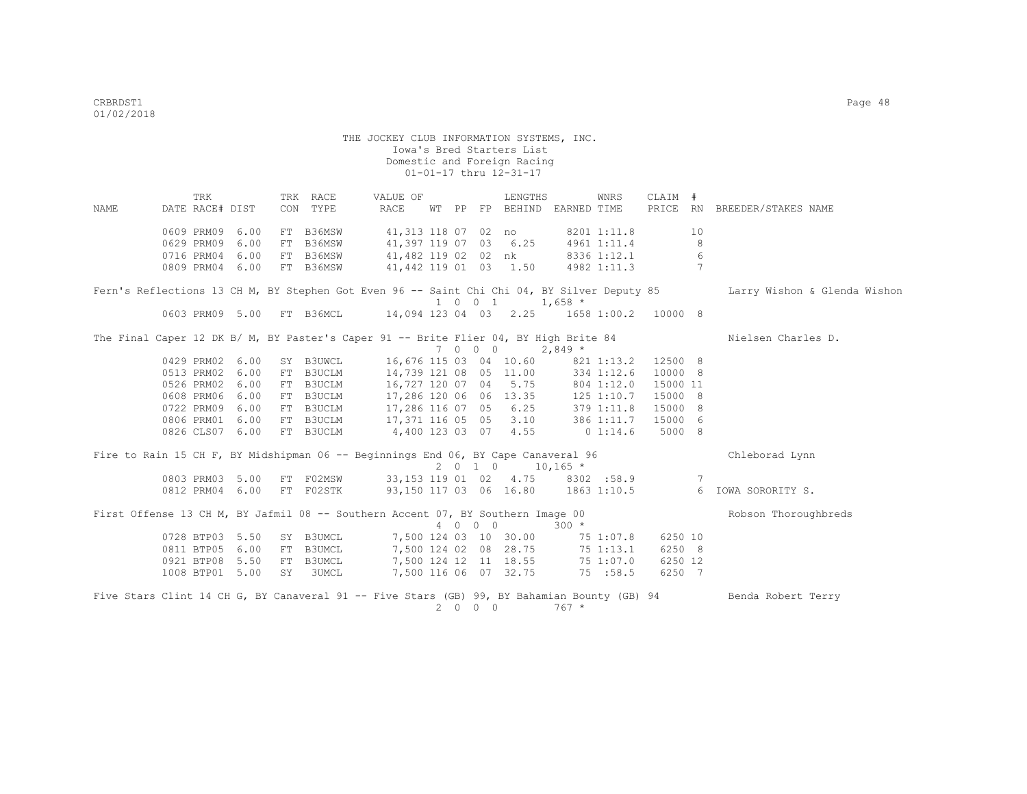THE JOCKEY CLUB INFORMATION SYSTEMS, INC.
Iowa's Bred Starters List
Domestic and Foreign Racing
01-01-17 thru 12-31-17

| NAME | DATE | TRK RACE# | DIST | TRK CON | RACE TYPE | VALUE OF RACE | WT | PP | FP | LENGTHS BEHIND | EARNED | WNRS TIME | CLAIM PRICE | # RN | BREEDER/STAKES NAME |
|---|---|---|---|---|---|---|---|---|---|---|---|---|---|---|---|
| | 0609 | PRM09 | 6.00 | FT | B36MSW | 41,313 | 118 | 07 | 02 | no | 8201 | 1:11.8 | | 10 | |
| | 0629 | PRM09 | 6.00 | FT | B36MSW | 41,397 | 119 | 07 | 03 | 6.25 | 4961 | 1:11.4 | | 8 | |
| | 0716 | PRM04 | 6.00 | FT | B36MSW | 41,482 | 119 | 02 | 02 | nk | 8336 | 1:12.1 | | 6 | |
| | 0809 | PRM04 | 6.00 | FT | B36MSW | 41,442 | 119 | 01 | 03 | 1.50 | 4982 | 1:11.3 | | 7 | |
| Fern's Reflections 13 CH M, BY Stephen Got Even 96 -- Saint Chi Chi 04, BY Silver Deputy 85 | | | | | | | 1 | 0 | 0 1 | | 1,658 * | | | | Larry Wishon & Glenda Wishon |
| | 0603 | PRM09 | 5.00 | FT | B36MCL | 14,094 | 123 | 04 | 03 | 2.25 | 1658 | 1:00.2 | 10000 | 8 | |
| The Final Caper 12 DK B/ M, BY Paster's Caper 91 -- Brite Flier 04, BY High Brite 84 | | | | | | | 7 | 0 | 0 0 | | 2,849 * | | | | Nielsen Charles D. |
| | 0429 | PRM02 | 6.00 | SY | B3UWCL | 16,676 | 115 | 03 | 04 | 10.60 | 821 | 1:13.2 | 12500 | 8 | |
| | 0513 | PRM02 | 6.00 | FT | B3UCLM | 14,739 | 121 | 08 | 05 | 11.00 | 334 | 1:12.6 | 10000 | 8 | |
| | 0526 | PRM02 | 6.00 | FT | B3UCLM | 16,727 | 120 | 07 | 04 | 5.75 | 804 | 1:12.0 | 15000 | 11 | |
| | 0608 | PRM06 | 6.00 | FT | B3UCLM | 17,286 | 120 | 06 | 06 | 13.35 | 125 | 1:10.7 | 15000 | 8 | |
| | 0722 | PRM09 | 6.00 | FT | B3UCLM | 17,286 | 116 | 07 | 05 | 6.25 | 379 | 1:11.8 | 15000 | 8 | |
| | 0806 | PRM01 | 6.00 | FT | B3UCLM | 17,371 | 116 | 05 | 05 | 3.10 | 386 | 1:11.7 | 15000 | 6 | |
| | 0826 | CLS07 | 6.00 | FT | B3UCLM | 4,400 | 123 | 03 | 07 | 4.55 | 0 | 1:14.6 | 5000 | 8 | |
| Fire to Rain 15 CH F, BY Midshipman 06 -- Beginnings End 06, BY Cape Canaveral 96 | | | | | | | 2 | 0 | 1 0 | | 10,165 * | | | | Chleborad Lynn |
| | 0803 | PRM03 | 5.00 | FT | F02MSW | 33,153 | 119 | 01 | 02 | 4.75 | 8302 | :58.9 | | 7 | |
| | 0812 | PRM04 | 6.00 | FT | F02STK | 93,150 | 117 | 03 | 06 | 16.80 | 1863 | 1:10.5 | | 6 | IOWA SORORITY S. |
| First Offense 13 CH M, BY Jafmil 08 -- Southern Accent 07, BY Southern Image 00 | | | | | | | 4 | 0 | 0 0 | | 300 * | | | | Robson Thoroughbreds |
| | 0728 | BTP03 | 5.50 | SY | B3UMCL | 7,500 | 124 | 03 | 10 | 30.00 | 75 | 1:07.8 | 6250 | 10 | |
| | 0811 | BTP05 | 6.00 | FT | B3UMCL | 7,500 | 124 | 02 | 08 | 28.75 | 75 | 1:13.1 | 6250 | 8 | |
| | 0921 | BTP08 | 5.50 | FT | B3UMCL | 7,500 | 124 | 12 | 11 | 18.55 | 75 | 1:07.0 | 6250 | 12 | |
| | 1008 | BTP01 | 5.00 | SY | 3UMCL | 7,500 | 116 | 06 | 07 | 32.75 | 75 | :58.5 | 6250 | 7 | |
| Five Stars Clint 14 CH G, BY Canaveral 91 -- Five Stars (GB) 99, BY Bahamian Bounty (GB) 94 | | | | | | | 2 | 0 | 0 0 | | 767 * | | | | Benda Robert Terry |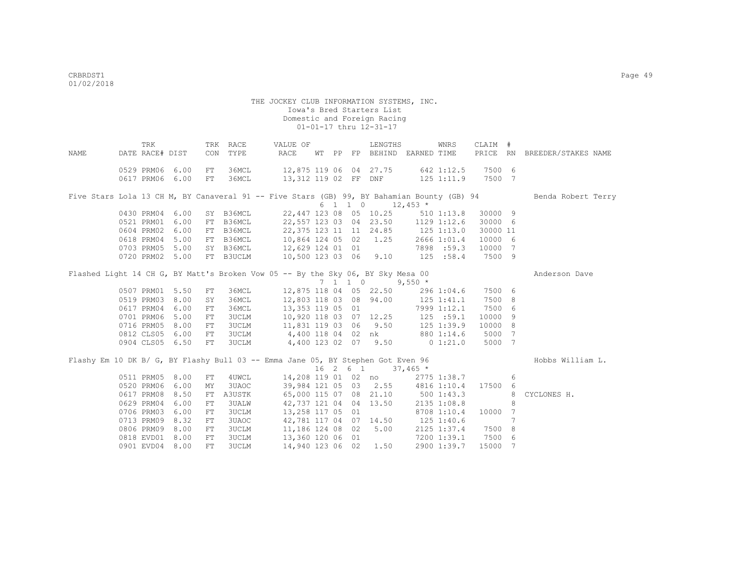THE JOCKEY CLUB INFORMATION SYSTEMS, INC.
Iowa's Bred Starters List
Domestic and Foreign Racing
01-01-17 thru 12-31-17

| NAME | TRK DATE | RACE# | DIST | TRK CON | RACE TYPE | VALUE OF RACE | WT | PP | FP | LENGTHS BEHIND | EARNED | WNRS TIME | CLAIM PRICE | # RN | BREEDER/STAKES NAME |
|---|---|---|---|---|---|---|---|---|---|---|---|---|---|---|---|
| | 0529 | PRM06 | 6.00 | FT | 36MCL | 12,875 | 119 | 06 | 04 | 27.75 | 642 | 1:12.5 | 7500 | 6 | |
| | 0617 | PRM06 | 6.00 | FT | 36MCL | 13,312 | 119 | 02 | FF | DNF | 125 | 1:11.9 | 7500 | 7 | |
| Five Stars Lola 13 CH M, BY Canaveral 91 -- Five Stars (GB) 99, BY Bahamian Bounty (GB) 94 | | | | | | 6 1 1 0 | | | | | 12,453 * | | | | Benda Robert Terry |
| | 0430 | PRM04 | 6.00 | SY | B36MCL | 22,447 | 123 | 08 | 05 | 10.25 | 510 | 1:13.8 | 30000 | 9 | |
| | 0521 | PRM01 | 6.00 | FT | B36MCL | 22,557 | 123 | 03 | 04 | 23.50 | 1129 | 1:12.6 | 30000 | 6 | |
| | 0604 | PRM02 | 6.00 | FT | B36MCL | 22,375 | 123 | 11 | 11 | 24.85 | 125 | 1:13.0 | 30000 | 11 | |
| | 0618 | PRM04 | 5.00 | FT | B36MCL | 10,864 | 124 | 05 | 02 | 1.25 | 2666 | 1:01.4 | 10000 | 6 | |
| | 0703 | PRM05 | 5.00 | SY | B36MCL | 12,629 | 124 | 01 | 01 | | 7898 | :59.3 | 10000 | 7 | |
| | 0720 | PRM02 | 5.00 | FT | B3UCLM | 10,500 | 123 | 03 | 06 | 9.10 | 125 | :58.4 | 7500 | 9 | |
| Flashed Light 14 CH G, BY Matt's Broken Vow 05 -- By the Sky 06, BY Sky Mesa 00 | | | | | | 7 1 1 0 | | | | | 9,550 * | | | | Anderson Dave |
| | 0507 | PRM01 | 5.50 | FT | 36MCL | 12,875 | 118 | 04 | 05 | 22.50 | 296 | 1:04.6 | 7500 | 6 | |
| | 0519 | PRM03 | 8.00 | SY | 36MCL | 12,803 | 118 | 03 | 08 | 94.00 | 125 | 1:41.1 | 7500 | 8 | |
| | 0617 | PRM04 | 6.00 | FT | 36MCL | 13,353 | 119 | 05 | 01 | | 7999 | 1:12.1 | 7500 | 6 | |
| | 0701 | PRM06 | 5.00 | FT | 3UCLM | 10,920 | 118 | 03 | 07 | 12.25 | 125 | :59.1 | 10000 | 9 | |
| | 0716 | PRM05 | 8.00 | FT | 3UCLM | 11,831 | 119 | 03 | 06 | 9.50 | 125 | 1:39.9 | 10000 | 8 | |
| | 0812 | CLS05 | 6.00 | FT | 3UCLM | 4,400 | 118 | 04 | 02 | nk | 880 | 1:14.6 | 5000 | 7 | |
| | 0904 | CLS05 | 6.50 | FT | 3UCLM | 4,400 | 123 | 02 | 07 | 9.50 | 0 | 1:21.0 | 5000 | 7 | |
| Flashy Em 10 DK B/ G, BY Flashy Bull 03 -- Emma Jane 05, BY Stephen Got Even 96 | | | | | | 16 2 6 1 | | | | | 37,465 * | | | | Hobbs William L. |
| | 0511 | PRM05 | 8.00 | FT | 4UWCL | 14,208 | 119 | 01 | 02 | no | 2775 | 1:38.7 | | 6 | |
| | 0520 | PRM06 | 6.00 | MY | 3UAOC | 39,984 | 121 | 05 | 03 | 2.55 | 4816 | 1:10.4 | 17500 | 6 | |
| | 0617 | PRM08 | 8.50 | FT | A3USTK | 65,000 | 115 | 07 | 08 | 21.10 | 500 | 1:43.3 | | 8 | CYCLONES H. |
| | 0629 | PRM04 | 6.00 | FT | 3UALW | 42,737 | 121 | 04 | 04 | 13.50 | 2135 | 1:08.8 | | 8 | |
| | 0706 | PRM03 | 6.00 | FT | 3UCLM | 13,258 | 117 | 05 | 01 | | 8708 | 1:10.4 | 10000 | 7 | |
| | 0713 | PRM09 | 8.32 | FT | 3UAOC | 42,781 | 117 | 04 | 07 | 14.50 | 125 | 1:40.6 | | 7 | |
| | 0806 | PRM09 | 8.00 | FT | 3UCLM | 11,186 | 124 | 08 | 02 | 5.00 | 2125 | 1:37.4 | 7500 | 8 | |
| | 0818 | EVD01 | 8.00 | FT | 3UCLM | 13,360 | 120 | 06 | 01 | | 7200 | 1:39.1 | 7500 | 6 | |
| | 0901 | EVD04 | 8.00 | FT | 3UCLM | 14,940 | 123 | 06 | 02 | 1.50 | 2900 | 1:39.7 | 15000 | 7 | |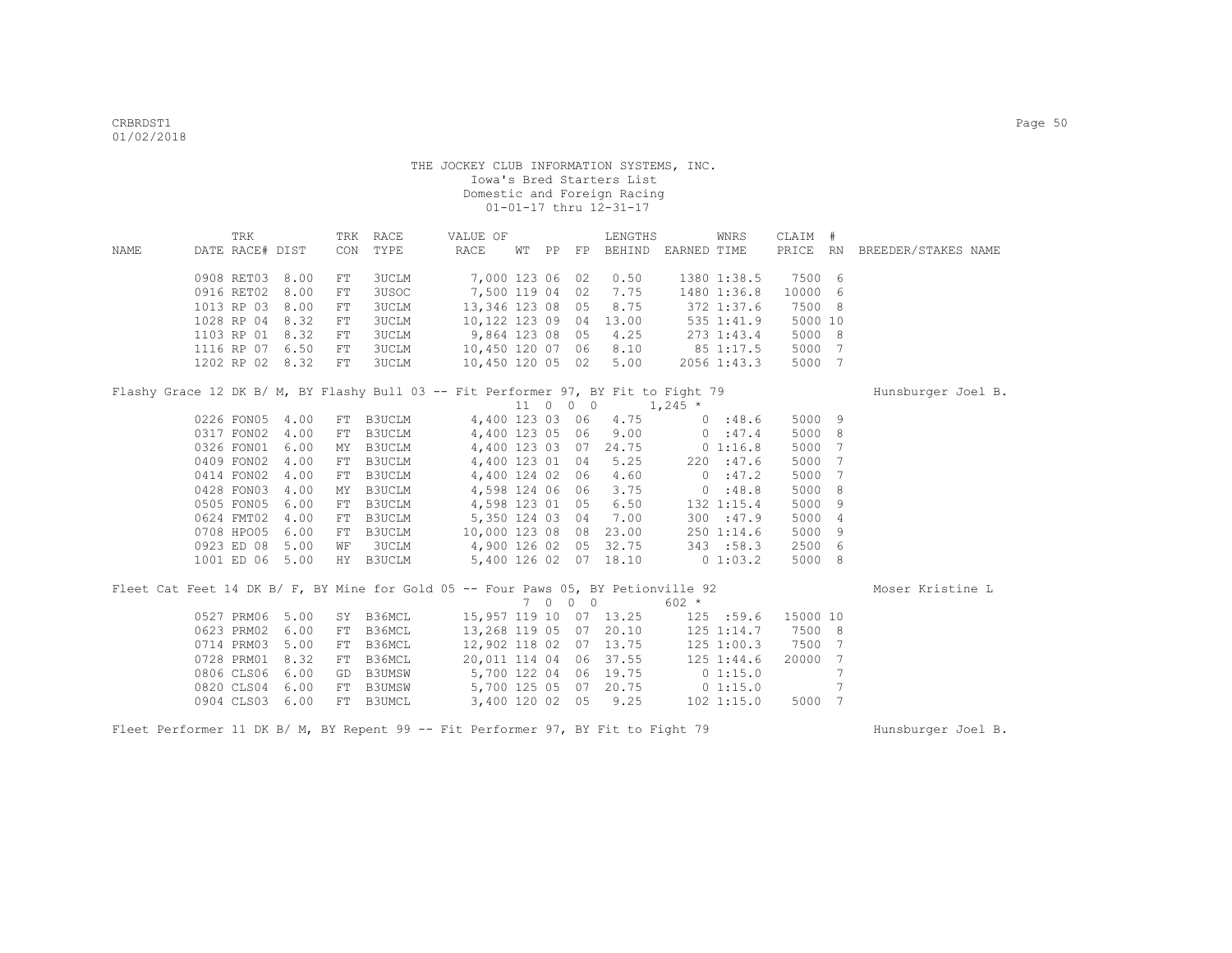THE JOCKEY CLUB INFORMATION SYSTEMS, INC.
Iowa's Bred Starters List
Domestic and Foreign Racing
01-01-17 thru 12-31-17

| NAME | TRK DATE | RACE# | DIST | TRK CON | RACE TYPE | VALUE OF RACE | WT | PP | FP | LENGTHS BEHIND | EARNED | WNRS TIME | CLAIM PRICE | # RN | BREEDER/STAKES NAME |
|---|---|---|---|---|---|---|---|---|---|---|---|---|---|---|---|
| | 0908 | RET03 | 8.00 | FT | 3UCLM | 7,000 | 123 | 06 | 02 | 0.50 | 1380 | 1:38.5 | 7500 | 6 | |
| | 0916 | RET02 | 8.00 | FT | 3USOC | 7,500 | 119 | 04 | 02 | 7.75 | 1480 | 1:36.8 | 10000 | 6 | |
| | 1013 | RP 03 | 8.00 | FT | 3UCLM | 13,346 | 123 | 08 | 05 | 8.75 | 372 | 1:37.6 | 7500 | 8 | |
| | 1028 | RP 04 | 8.32 | FT | 3UCLM | 10,122 | 123 | 09 | 04 | 13.00 | 535 | 1:41.9 | 5000 | 10 | |
| | 1103 | RP 01 | 8.32 | FT | 3UCLM | 9,864 | 123 | 08 | 05 | 4.25 | 273 | 1:43.4 | 5000 | 8 | |
| | 1116 | RP 07 | 6.50 | FT | 3UCLM | 10,450 | 120 | 07 | 06 | 8.10 | 85 | 1:17.5 | 5000 | 7 | |
| | 1202 | RP 02 | 8.32 | FT | 3UCLM | 10,450 | 120 | 05 | 02 | 5.00 | 2056 | 1:43.3 | 5000 | 7 | |
| Flashy Grace 12 DK B/ M, BY Flashy Bull 03 -- Fit Performer 97, BY Fit to Fight 79 | | | | | | | 11 | 0 | 0 | 0 | 1,245 * | | | | Hunsburger Joel B. |
| | 0226 | FON05 | 4.00 | FT | B3UCLM | 4,400 | 123 | 03 | 06 | 4.75 | 0 | :48.6 | 5000 | 9 | |
| | 0317 | FON02 | 4.00 | FT | B3UCLM | 4,400 | 123 | 05 | 06 | 9.00 | 0 | :47.4 | 5000 | 8 | |
| | 0326 | FON01 | 6.00 | MY | B3UCLM | 4,400 | 123 | 03 | 07 | 24.75 | 0 | 1:16.8 | 5000 | 7 | |
| | 0409 | FON02 | 4.00 | FT | B3UCLM | 4,400 | 123 | 01 | 04 | 5.25 | 220 | :47.6 | 5000 | 7 | |
| | 0414 | FON02 | 4.00 | FT | B3UCLM | 4,400 | 124 | 02 | 06 | 4.60 | 0 | :47.2 | 5000 | 7 | |
| | 0428 | FON03 | 4.00 | MY | B3UCLM | 4,598 | 124 | 06 | 06 | 3.75 | 0 | :48.8 | 5000 | 8 | |
| | 0505 | FON05 | 6.00 | FT | B3UCLM | 4,598 | 123 | 01 | 05 | 6.50 | 132 | 1:15.4 | 5000 | 9 | |
| | 0624 | FMT02 | 4.00 | FT | B3UCLM | 5,350 | 124 | 03 | 04 | 7.00 | 300 | :47.9 | 5000 | 4 | |
| | 0708 | HPO05 | 6.00 | FT | B3UCLM | 10,000 | 123 | 08 | 08 | 23.00 | 250 | 1:14.6 | 5000 | 9 | |
| | 0923 | ED 08 | 5.00 | WF | 3UCLM | 4,900 | 126 | 02 | 05 | 32.75 | 343 | :58.3 | 2500 | 6 | |
| | 1001 | ED 06 | 5.00 | HY | B3UCLM | 5,400 | 126 | 02 | 07 | 18.10 | 0 | 1:03.2 | 5000 | 8 | |
| Fleet Cat Feet 14 DK B/ F, BY Mine for Gold 05 -- Four Paws 05, BY Petionville 92 | | | | | | | 7 | 0 | 0 | 0 | 602 * | | | | Moser Kristine L |
| | 0527 | PRM06 | 5.00 | SY | B36MCL | 15,957 | 119 | 10 | 07 | 13.25 | 125 | :59.6 | 15000 | 10 | |
| | 0623 | PRM02 | 6.00 | FT | B36MCL | 13,268 | 119 | 05 | 07 | 20.10 | 125 | 1:14.7 | 7500 | 8 | |
| | 0714 | PRM03 | 5.00 | FT | B36MCL | 12,902 | 118 | 02 | 07 | 13.75 | 125 | 1:00.3 | 7500 | 7 | |
| | 0728 | PRM01 | 8.32 | FT | B36MCL | 20,011 | 114 | 04 | 06 | 37.55 | 125 | 1:44.6 | 20000 | 7 | |
| | 0806 | CLS06 | 6.00 | GD | B3UMSW | 5,700 | 122 | 04 | 06 | 19.75 | 0 | 1:15.0 | | 7 | |
| | 0820 | CLS04 | 6.00 | FT | B3UMSW | 5,700 | 125 | 05 | 07 | 20.75 | 0 | 1:15.0 | | 7 | |
| | 0904 | CLS03 | 6.00 | FT | B3UMCL | 3,400 | 120 | 02 | 05 | 9.25 | 102 | 1:15.0 | 5000 | 7 | |
| Fleet Performer 11 DK B/ M, BY Repent 99 -- Fit Performer 97, BY Fit to Fight 79 | | | | | | | | | | | | | | | Hunsburger Joel B. |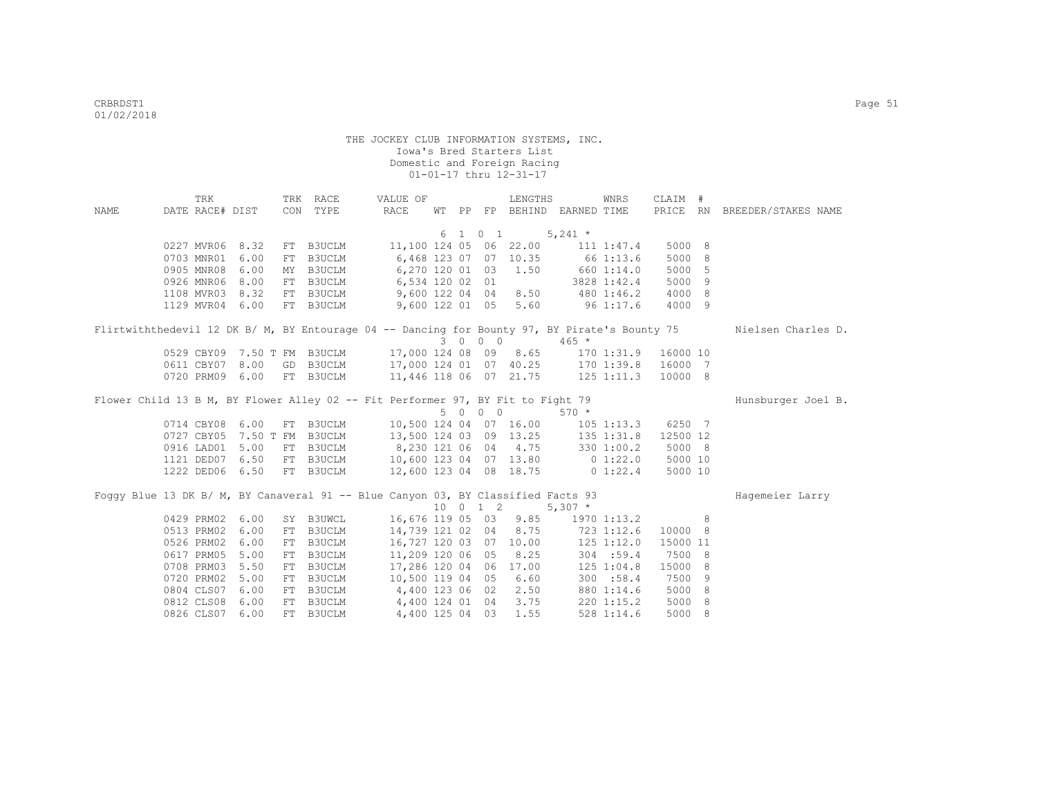THE JOCKEY CLUB INFORMATION SYSTEMS, INC.
Iowa's Bred Starters List
Domestic and Foreign Racing
01-01-17 thru 12-31-17

| NAME | TRK DATE | RACE# | DIST | TRK CON | RACE TYPE | VALUE OF RACE | WT | PP | FP | LENGTHS BEHIND | EARNED | WNRS TIME | CLAIM PRICE | # RN | BREEDER/STAKES NAME |
|---|---|---|---|---|---|---|---|---|---|---|---|---|---|---|---|
| | | | | | | 6 1 0 1 | | | | | 5,241 * | | | | |
| | 0227 | MVR06 | 8.32 | FT | B3UCLM | 11,100 | 124 | 05 | 06 | 22.00 | 111 | 1:47.4 | 5000 | 8 | |
| | 0703 | MNR01 | 6.00 | FT | B3UCLM | 6,468 | 123 | 07 | 07 | 10.35 | 66 | 1:13.6 | 5000 | 8 | |
| | 0905 | MNR08 | 6.00 | MY | B3UCLM | 6,270 | 120 | 01 | 03 | 1.50 | 660 | 1:14.0 | 5000 | 5 | |
| | 0926 | MNR06 | 8.00 | FT | B3UCLM | 6,534 | 120 | 02 | 01 | | 3828 | 1:42.4 | 5000 | 9 | |
| | 1108 | MVR03 | 8.32 | FT | B3UCLM | 9,600 | 122 | 04 | 04 | 8.50 | 480 | 1:46.2 | 4000 | 8 | |
| | 1129 | MVR04 | 6.00 | FT | B3UCLM | 9,600 | 122 | 01 | 05 | 5.60 | 96 | 1:17.6 | 4000 | 9 | |
| Flirtwiththedevil 12 DK B/ M, BY Entourage 04 -- Dancing for Bounty 97, BY Pirate's Bounty 75 | | | | | | | | | | | | | | | Nielsen Charles D. |
| | | | | | | 3 0 0 0 | | | | | 465 * | | | | |
| | 0529 | CBY09 | 7.50 T | FM | B3UCLM | 17,000 | 124 | 08 | 09 | 8.65 | 170 | 1:31.9 | 16000 | 10 | |
| | 0611 | CBY07 | 8.00 | GD | B3UCLM | 17,000 | 124 | 01 | 07 | 40.25 | 170 | 1:39.8 | 16000 | 7 | |
| | 0720 | PRM09 | 6.00 | FT | B3UCLM | 11,446 | 118 | 06 | 07 | 21.75 | 125 | 1:11.3 | 10000 | 8 | |
| Flower Child 13 B M, BY Flower Alley 02 -- Fit Performer 97, BY Fit to Fight 79 | | | | | | | | | | | | | | | Hunsburger Joel B. |
| | | | | | | 5 0 0 0 | | | | | 570 * | | | | |
| | 0714 | CBY08 | 6.00 | FT | B3UCLM | 10,500 | 124 | 04 | 07 | 16.00 | 105 | 1:13.3 | 6250 | 7 | |
| | 0727 | CBY05 | 7.50 T | FM | B3UCLM | 13,500 | 124 | 03 | 09 | 13.25 | 135 | 1:31.8 | 12500 | 12 | |
| | 0916 | LAD01 | 5.00 | FT | B3UCLM | 8,230 | 121 | 06 | 04 | 4.75 | 330 | 1:00.2 | 5000 | 8 | |
| | 1121 | DED07 | 6.50 | FT | B3UCLM | 10,600 | 123 | 04 | 07 | 13.80 | 0 | 1:22.0 | 5000 | 10 | |
| | 1222 | DED06 | 6.50 | FT | B3UCLM | 12,600 | 123 | 04 | 08 | 18.75 | 0 | 1:22.4 | 5000 | 10 | |
| Foggy Blue 13 DK B/ M, BY Canaveral 91 -- Blue Canyon 03, BY Classified Facts 93 | | | | | | | | | | | | | | | Hagemeier Larry |
| | | | | | | 10 0 1 2 | | | | | 5,307 * | | | | |
| | 0429 | PRM02 | 6.00 | SY | B3UWCL | 16,676 | 119 | 05 | 03 | 9.85 | 1970 | 1:13.2 | | 8 | |
| | 0513 | PRM02 | 6.00 | FT | B3UCLM | 14,739 | 121 | 02 | 04 | 8.75 | 723 | 1:12.6 | 10000 | 8 | |
| | 0526 | PRM02 | 6.00 | FT | B3UCLM | 16,727 | 120 | 03 | 07 | 10.00 | 125 | 1:12.0 | 15000 | 11 | |
| | 0617 | PRM05 | 5.00 | FT | B3UCLM | 11,209 | 120 | 06 | 05 | 8.25 | 304 | :59.4 | 7500 | 8 | |
| | 0708 | PRM03 | 5.50 | FT | B3UCLM | 17,286 | 120 | 04 | 06 | 17.00 | 125 | 1:04.8 | 15000 | 8 | |
| | 0720 | PRM02 | 5.00 | FT | B3UCLM | 10,500 | 119 | 04 | 05 | 6.60 | 300 | :58.4 | 7500 | 9 | |
| | 0804 | CLS07 | 6.00 | FT | B3UCLM | 4,400 | 123 | 06 | 02 | 2.50 | 880 | 1:14.6 | 5000 | 8 | |
| | 0812 | CLS08 | 6.00 | FT | B3UCLM | 4,400 | 124 | 01 | 04 | 3.75 | 220 | 1:15.2 | 5000 | 8 | |
| | 0826 | CLS07 | 6.00 | FT | B3UCLM | 4,400 | 125 | 04 | 03 | 1.55 | 528 | 1:14.6 | 5000 | 8 | |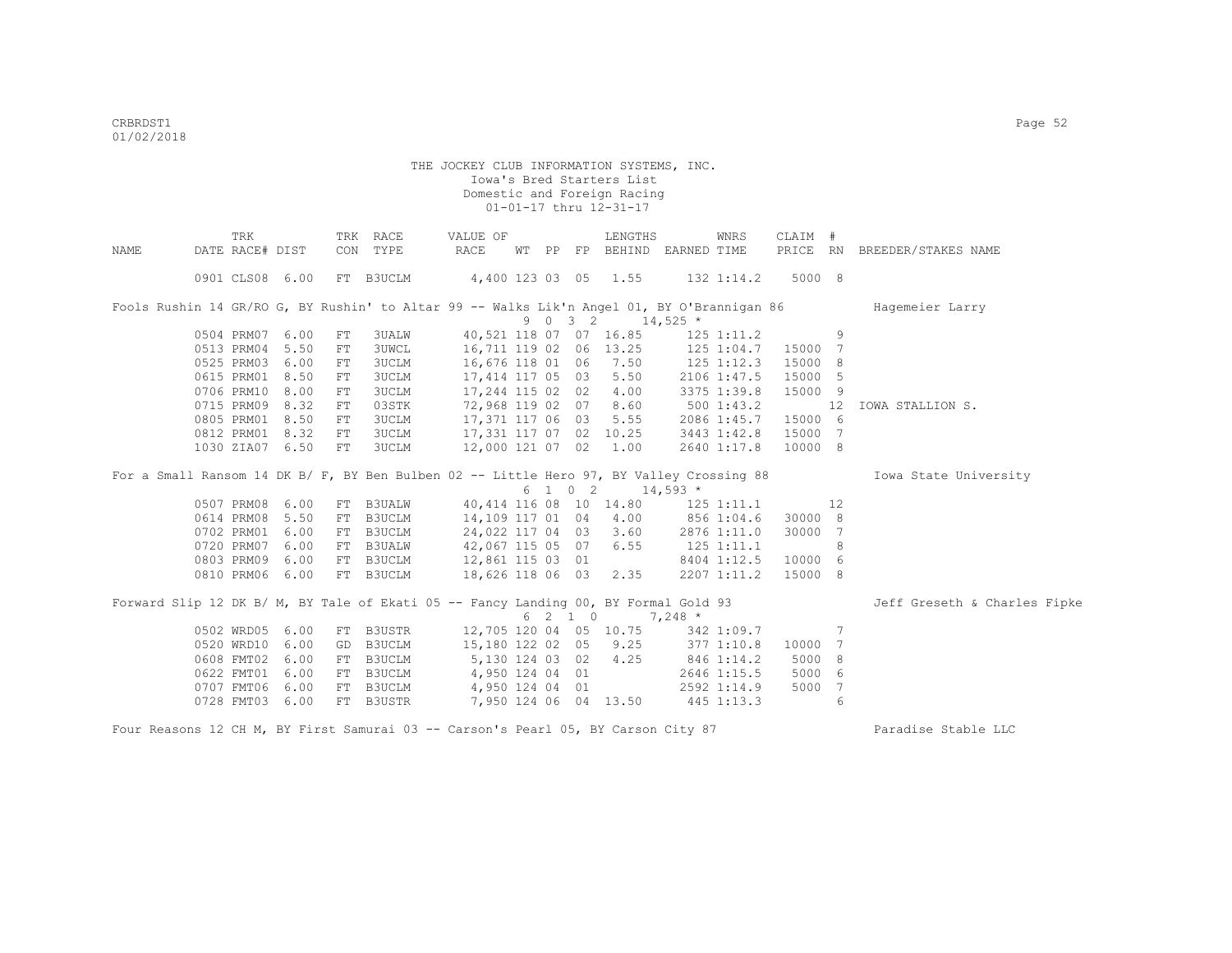THE JOCKEY CLUB INFORMATION SYSTEMS, INC.
Iowa's Bred Starters List
Domestic and Foreign Racing
01-01-17 thru 12-31-17

| NAME | TRK DATE | RACE# | DIST | TRK CON | RACE TYPE | VALUE OF RACE | WT | PP | FP | LENGTHS BEHIND | EARNED | WNRS TIME | CLAIM PRICE | # RN | BREEDER/STAKES NAME |
|---|---|---|---|---|---|---|---|---|---|---|---|---|---|---|---|
| | 0901 | CLS08 | 6.00 | FT | B3UCLM | 4,400 | 123 | 03 | 05 | 1.55 | 132 | 1:14.2 | 5000 | 8 | |

Fools Rushin 14 GR/RO G, BY Rushin' to Altar 99 -- Walks Lik'n Angel 01, BY O'Brannigan 86 — Hagemeier Larry
9 0 3 2 14,525 *

| TRK DATE | RACE# | DIST | TRK CON | RACE TYPE | VALUE OF RACE | WT | PP | FP | LENGTHS BEHIND | EARNED | WNRS TIME | CLAIM PRICE | # RN | BREEDER/STAKES NAME |
|---|---|---|---|---|---|---|---|---|---|---|---|---|---|---|
| 0504 | PRM07 | 6.00 | FT | 3UALW | 40,521 | 118 | 07 | 07 | 16.85 | 125 | 1:11.2 | | 9 | |
| 0513 | PRM04 | 5.50 | FT | 3UWCL | 16,711 | 119 | 02 | 06 | 13.25 | 125 | 1:04.7 | 15000 | 7 | |
| 0525 | PRM03 | 6.00 | FT | 3UCLM | 16,676 | 118 | 01 | 06 | 7.50 | 125 | 1:12.3 | 15000 | 8 | |
| 0615 | PRM01 | 8.50 | FT | 3UCLM | 17,414 | 117 | 05 | 03 | 5.50 | 2106 | 1:47.5 | 15000 | 5 | |
| 0706 | PRM10 | 8.00 | FT | 3UCLM | 17,244 | 115 | 02 | 02 | 4.00 | 3375 | 1:39.8 | 15000 | 9 | |
| 0715 | PRM09 | 8.32 | FT | 03STK | 72,968 | 119 | 02 | 07 | 8.60 | 500 | 1:43.2 | | 12 | IOWA STALLION S. |
| 0805 | PRM01 | 8.50 | FT | 3UCLM | 17,371 | 117 | 06 | 03 | 5.55 | 2086 | 1:45.7 | 15000 | 6 | |
| 0812 | PRM01 | 8.32 | FT | 3UCLM | 17,331 | 117 | 07 | 02 | 10.25 | 3443 | 1:42.8 | 15000 | 7 | |
| 1030 | ZIA07 | 6.50 | FT | 3UCLM | 12,000 | 121 | 07 | 02 | 1.00 | 2640 | 1:17.8 | 10000 | 8 | |

For a Small Ransom 14 DK B/ F, BY Ben Bulben 02 -- Little Hero 97, BY Valley Crossing 88 — Iowa State University
6 1 0 2 14,593 *

| TRK DATE | RACE# | DIST | TRK CON | RACE TYPE | VALUE OF RACE | WT | PP | FP | LENGTHS BEHIND | EARNED | WNRS TIME | CLAIM PRICE | # RN |
|---|---|---|---|---|---|---|---|---|---|---|---|---|---|
| 0507 | PRM08 | 6.00 | FT | B3UALW | 40,414 | 116 | 08 | 10 | 14.80 | 125 | 1:11.1 | | 12 |
| 0614 | PRM08 | 5.50 | FT | B3UCLM | 14,109 | 117 | 01 | 04 | 4.00 | 856 | 1:04.6 | 30000 | 8 |
| 0702 | PRM01 | 6.00 | FT | B3UCLM | 24,022 | 117 | 04 | 03 | 3.60 | 2876 | 1:11.0 | 30000 | 7 |
| 0720 | PRM07 | 6.00 | FT | B3UALW | 42,067 | 115 | 05 | 07 | 6.55 | 125 | 1:11.1 | | 8 |
| 0803 | PRM09 | 6.00 | FT | B3UCLM | 12,861 | 115 | 03 | 01 | | 8404 | 1:12.5 | 10000 | 6 |
| 0810 | PRM06 | 6.00 | FT | B3UCLM | 18,626 | 118 | 06 | 03 | 2.35 | 2207 | 1:11.2 | 15000 | 8 |

Forward Slip 12 DK B/ M, BY Tale of Ekati 05 -- Fancy Landing 00, BY Formal Gold 93 — Jeff Greseth & Charles Fipke
6 2 1 0 7,248 *

| TRK DATE | RACE# | DIST | TRK CON | RACE TYPE | VALUE OF RACE | WT | PP | FP | LENGTHS BEHIND | EARNED | WNRS TIME | CLAIM PRICE | # RN |
|---|---|---|---|---|---|---|---|---|---|---|---|---|---|
| 0502 | WRD05 | 6.00 | FT | B3USTR | 12,705 | 120 | 04 | 05 | 10.75 | 342 | 1:09.7 | | 7 |
| 0520 | WRD10 | 6.00 | GD | B3UCLM | 15,180 | 122 | 02 | 05 | 9.25 | 377 | 1:10.8 | 10000 | 7 |
| 0608 | FMT02 | 6.00 | FT | B3UCLM | 5,130 | 124 | 03 | 02 | 4.25 | 846 | 1:14.2 | 5000 | 8 |
| 0622 | FMT01 | 6.00 | FT | B3UCLM | 4,950 | 124 | 04 | 01 | | 2646 | 1:15.5 | 5000 | 6 |
| 0707 | FMT06 | 6.00 | FT | B3UCLM | 4,950 | 124 | 04 | 01 | | 2592 | 1:14.9 | 5000 | 7 |
| 0728 | FMT03 | 6.00 | FT | B3USTR | 7,950 | 124 | 06 | 04 | 13.50 | 445 | 1:13.3 | | 6 |

Four Reasons 12 CH M, BY First Samurai 03 -- Carson's Pearl 05, BY Carson City 87 — Paradise Stable LLC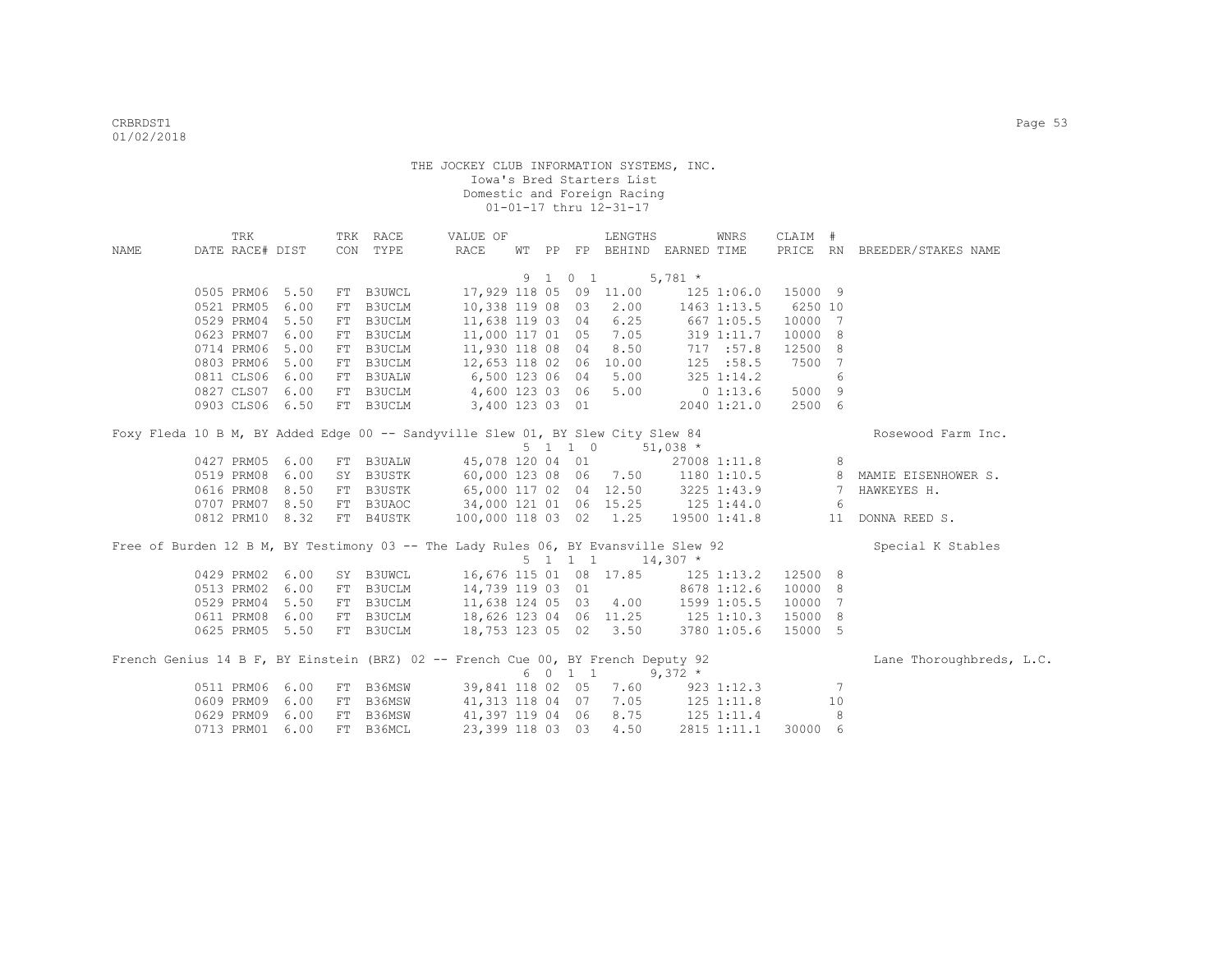THE JOCKEY CLUB INFORMATION SYSTEMS, INC.
Iowa's Bred Starters List
Domestic and Foreign Racing
01-01-17 thru 12-31-17

| NAME | DATE | TRK RACE# | DIST | TRK CON | RACE TYPE | VALUE OF RACE | WT | PP | FP | LENGTHS BEHIND | EARNED | WNRS TIME | CLAIM PRICE | # RN | BREEDER/STAKES NAME |
|---|---|---|---|---|---|---|---|---|---|---|---|---|---|---|---|
| | | | | | | | 9 | 1 | 0 1 | | 5,781 * | | | | |
| | 0505 | PRM06 | 5.50 | FT | B3UWCL | 17,929 | 118 | 05 | 09 | 11.00 | 125 | 1:06.0 | 15000 | 9 | |
| | 0521 | PRM05 | 6.00 | FT | B3UCLM | 10,338 | 119 | 08 | 03 | 2.00 | 1463 | 1:13.5 | 6250 | 10 | |
| | 0529 | PRM04 | 5.50 | FT | B3UCLM | 11,638 | 119 | 03 | 04 | 6.25 | 667 | 1:05.5 | 10000 | 7 | |
| | 0623 | PRM07 | 6.00 | FT | B3UCLM | 11,000 | 117 | 01 | 05 | 7.05 | 319 | 1:11.7 | 10000 | 8 | |
| | 0714 | PRM06 | 5.00 | FT | B3UCLM | 11,930 | 118 | 08 | 04 | 8.50 | 717 | :57.8 | 12500 | 8 | |
| | 0803 | PRM06 | 5.00 | FT | B3UCLM | 12,653 | 118 | 02 | 06 | 10.00 | 125 | :58.5 | 7500 | 7 | |
| | 0811 | CLS06 | 6.00 | FT | B3UALW | 6,500 | 123 | 06 | 04 | 5.00 | 325 | 1:14.2 | | 6 | |
| | 0827 | CLS07 | 6.00 | FT | B3UCLM | 4,600 | 123 | 03 | 06 | 5.00 | 0 | 1:13.6 | 5000 | 9 | |
| | 0903 | CLS06 | 6.50 | FT | B3UCLM | 3,400 | 123 | 03 | 01 | | 2040 | 1:21.0 | 2500 | 6 | |
| Foxy Fleda 10 B M, BY Added Edge 00 -- Sandyville Slew 01, BY Slew City Slew 84 | | | | | | | | | | | | | | | Rosewood Farm Inc. |
| | | | | | | | 5 | 1 | 1 0 | | 51,038 * | | | | |
| | 0427 | PRM05 | 6.00 | FT | B3UALW | 45,078 | 120 | 04 | 01 | | 27008 | 1:11.8 | | 8 | |
| | 0519 | PRM08 | 6.00 | SY | B3USTK | 60,000 | 123 | 08 | 06 | 7.50 | 1180 | 1:10.5 | | 8 | MAMIE EISENHOWER S. |
| | 0616 | PRM08 | 8.50 | FT | B3USTK | 65,000 | 117 | 02 | 04 | 12.50 | 3225 | 1:43.9 | | 7 | HAWKEYES H. |
| | 0707 | PRM07 | 8.50 | FT | B3UAOC | 34,000 | 121 | 01 | 06 | 15.25 | 125 | 1:44.0 | | 6 | |
| | 0812 | PRM10 | 8.32 | FT | B4USTK | 100,000 | 118 | 03 | 02 | 1.25 | 19500 | 1:41.8 | | 11 | DONNA REED S. |
| Free of Burden 12 B M, BY Testimony 03 -- The Lady Rules 06, BY Evansville Slew 92 | | | | | | | | | | | | | | | Special K Stables |
| | | | | | | | 5 | 1 | 1 1 | | 14,307 * | | | | |
| | 0429 | PRM02 | 6.00 | SY | B3UWCL | 16,676 | 115 | 01 | 08 | 17.85 | 125 | 1:13.2 | 12500 | 8 | |
| | 0513 | PRM02 | 6.00 | FT | B3UCLM | 14,739 | 119 | 03 | 01 | | 8678 | 1:12.6 | 10000 | 8 | |
| | 0529 | PRM04 | 5.50 | FT | B3UCLM | 11,638 | 124 | 05 | 03 | 4.00 | 1599 | 1:05.5 | 10000 | 7 | |
| | 0611 | PRM08 | 6.00 | FT | B3UCLM | 18,626 | 123 | 04 | 06 | 11.25 | 125 | 1:10.3 | 15000 | 8 | |
| | 0625 | PRM05 | 5.50 | FT | B3UCLM | 18,753 | 123 | 05 | 02 | 3.50 | 3780 | 1:05.6 | 15000 | 5 | |
| French Genius 14 B F, BY Einstein (BRZ) 02 -- French Cue 00, BY French Deputy 92 | | | | | | | | | | | | | | | Lane Thoroughbreds, L.C. |
| | | | | | | | 6 | 0 | 1 1 | | 9,372 * | | | | |
| | 0511 | PRM06 | 6.00 | FT | B36MSW | 39,841 | 118 | 02 | 05 | 7.60 | 923 | 1:12.3 | | 7 | |
| | 0609 | PRM09 | 6.00 | FT | B36MSW | 41,313 | 118 | 04 | 07 | 7.05 | 125 | 1:11.8 | | 10 | |
| | 0629 | PRM09 | 6.00 | FT | B36MSW | 41,397 | 119 | 04 | 06 | 8.75 | 125 | 1:11.4 | | 8 | |
| | 0713 | PRM01 | 6.00 | FT | B36MCL | 23,399 | 118 | 03 | 03 | 4.50 | 2815 | 1:11.1 | 30000 | 6 | |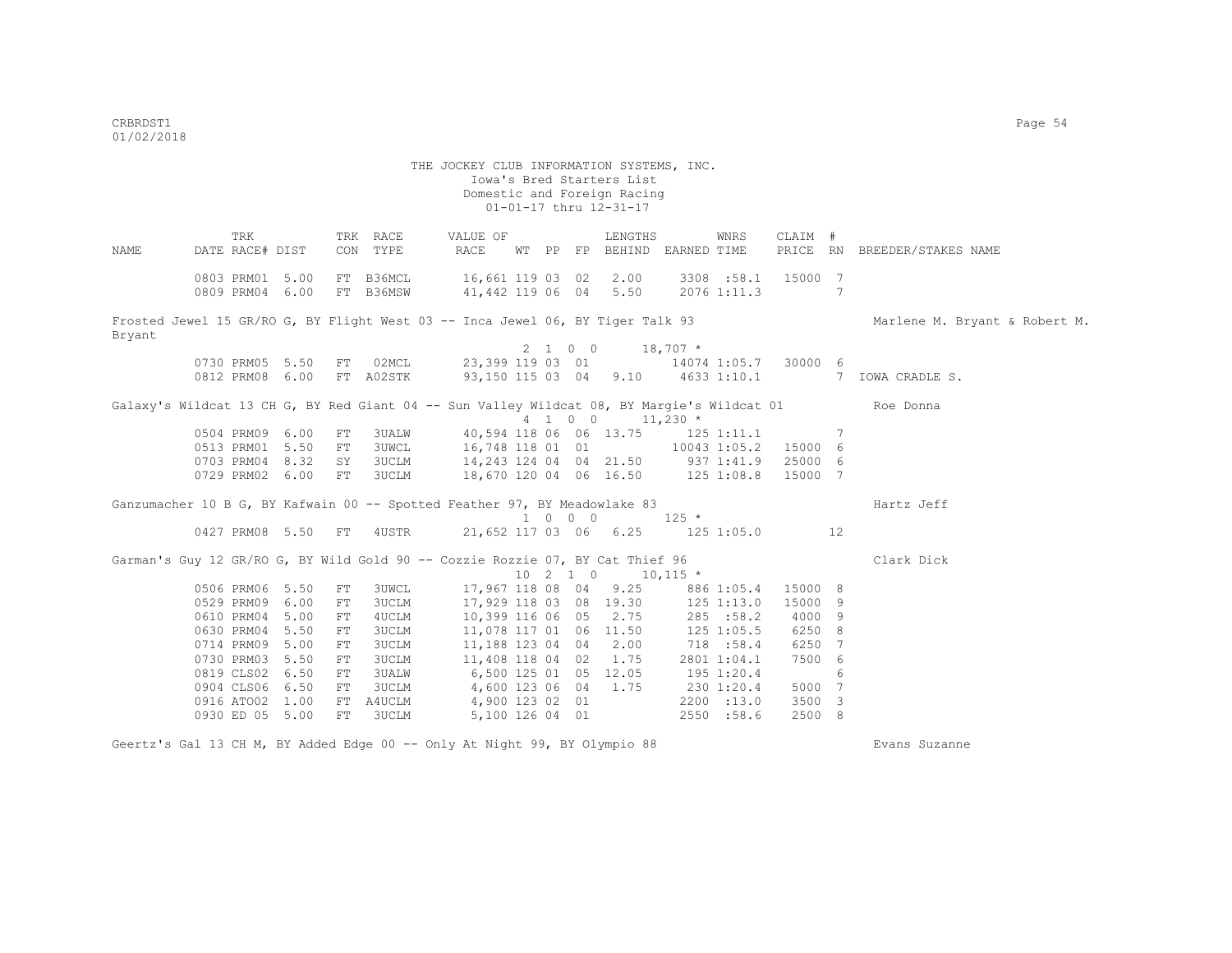THE JOCKEY CLUB INFORMATION SYSTEMS, INC.
Iowa's Bred Starters List
Domestic and Foreign Racing
01-01-17 thru 12-31-17

| NAME | TRK DATE | RACE# | DIST | TRK CON | RACE TYPE | VALUE OF RACE | WT | PP | FP | LENGTHS BEHIND | EARNED | WNRS TIME | CLAIM PRICE | # RN | BREEDER/STAKES NAME |
|---|---|---|---|---|---|---|---|---|---|---|---|---|---|---|---|
| | 0803 | PRM01 | 5.00 | FT | B36MCL | 16,661 | 119 | 03 | 02 | 2.00 | 3308 | :58.1 | 15000 | 7 | |
| | 0809 | PRM04 | 6.00 | FT | B36MSW | 41,442 | 119 | 06 | 04 | 5.50 | 2076 | 1:11.3 | | 7 | |

Frosted Jewel 15 GR/RO G, BY Flight West 03 -- Inca Jewel 06, BY Tiger Talk 93 — Marlene M. Bryant & Robert M. Bryant
2 1 0 0 18,707 *

| TRK DATE | RACE# | DIST | TRK CON | RACE TYPE | VALUE OF RACE | WT | PP | FP | LENGTHS BEHIND | EARNED | WNRS TIME | CLAIM PRICE | # RN | BREEDER/STAKES NAME |
|---|---|---|---|---|---|---|---|---|---|---|---|---|---|---|
| 0730 | PRM05 | 5.50 | FT | 02MCL | 23,399 | 119 | 03 | 01 | | 14074 | 1:05.7 | 30000 | 6 | |
| 0812 | PRM08 | 6.00 | FT | A02STK | 93,150 | 115 | 03 | 04 | 9.10 | 4633 | 1:10.1 | | 7 | IOWA CRADLE S. |

Galaxy's Wildcat 13 CH G, BY Red Giant 04 -- Sun Valley Wildcat 08, BY Margie's Wildcat 01 — Roe Donna
4 1 0 0 11,230 *

| TRK DATE | RACE# | DIST | TRK CON | RACE TYPE | VALUE OF RACE | WT | PP | FP | LENGTHS BEHIND | EARNED | WNRS TIME | CLAIM PRICE | # RN |
|---|---|---|---|---|---|---|---|---|---|---|---|---|---|
| 0504 | PRM09 | 6.00 | FT | 3UALW | 40,594 | 118 | 06 | 06 | 13.75 | 125 | 1:11.1 | | 7 |
| 0513 | PRM01 | 5.50 | FT | 3UWCL | 16,748 | 118 | 01 | 01 | | 10043 | 1:05.2 | 15000 | 6 |
| 0703 | PRM04 | 8.32 | SY | 3UCLM | 14,243 | 124 | 04 | 04 | 21.50 | 937 | 1:41.9 | 25000 | 6 |
| 0729 | PRM02 | 6.00 | FT | 3UCLM | 18,670 | 120 | 04 | 06 | 16.50 | 125 | 1:08.8 | 15000 | 7 |

Ganzumacher 10 B G, BY Kafwain 00 -- Spotted Feather 97, BY Meadowlake 83 — Hartz Jeff
1 0 0 0 125 *

| TRK DATE | RACE# | DIST | TRK CON | RACE TYPE | VALUE OF RACE | WT | PP | FP | LENGTHS BEHIND | EARNED | WNRS TIME | CLAIM PRICE | # RN |
|---|---|---|---|---|---|---|---|---|---|---|---|---|---|
| 0427 | PRM08 | 5.50 | FT | 4USTR | 21,652 | 117 | 03 | 06 | 6.25 | 125 | 1:05.0 | | 12 |

Garman's Guy 12 GR/RO G, BY Wild Gold 90 -- Cozzie Rozzie 07, BY Cat Thief 96 — Clark Dick
10 2 1 0 10,115 *

| TRK DATE | RACE# | DIST | TRK CON | RACE TYPE | VALUE OF RACE | WT | PP | FP | LENGTHS BEHIND | EARNED | WNRS TIME | CLAIM PRICE | # RN |
|---|---|---|---|---|---|---|---|---|---|---|---|---|---|
| 0506 | PRM06 | 5.50 | FT | 3UWCL | 17,967 | 118 | 08 | 04 | 9.25 | 886 | 1:05.4 | 15000 | 8 |
| 0529 | PRM09 | 6.00 | FT | 3UCLM | 17,929 | 118 | 03 | 08 | 19.30 | 125 | 1:13.0 | 15000 | 9 |
| 0610 | PRM04 | 5.00 | FT | 4UCLM | 10,399 | 116 | 06 | 05 | 2.75 | 285 | :58.2 | 4000 | 9 |
| 0630 | PRM04 | 5.50 | FT | 3UCLM | 11,078 | 117 | 01 | 06 | 11.50 | 125 | 1:05.5 | 6250 | 8 |
| 0714 | PRM09 | 5.00 | FT | 3UCLM | 11,188 | 123 | 04 | 04 | 2.00 | 718 | :58.4 | 6250 | 7 |
| 0730 | PRM03 | 5.50 | FT | 3UCLM | 11,408 | 118 | 04 | 02 | 1.75 | 2801 | 1:04.1 | 7500 | 6 |
| 0819 | CLS02 | 6.50 | FT | 3UALW | 6,500 | 125 | 01 | 05 | 12.05 | 195 | 1:20.4 | | 6 |
| 0904 | CLS06 | 6.50 | FT | 3UCLM | 4,600 | 123 | 06 | 04 | 1.75 | 230 | 1:20.4 | 5000 | 7 |
| 0916 | ATO02 | 1.00 | FT | A4UCLM | 4,900 | 123 | 02 | 01 | | 2200 | :13.0 | 3500 | 3 |
| 0930 | ED 05 | 5.00 | FT | 3UCLM | 5,100 | 126 | 04 | 01 | | 2550 | :58.6 | 2500 | 8 |

Geertz's Gal 13 CH M, BY Added Edge 00 -- Only At Night 99, BY Olympio 88 — Evans Suzanne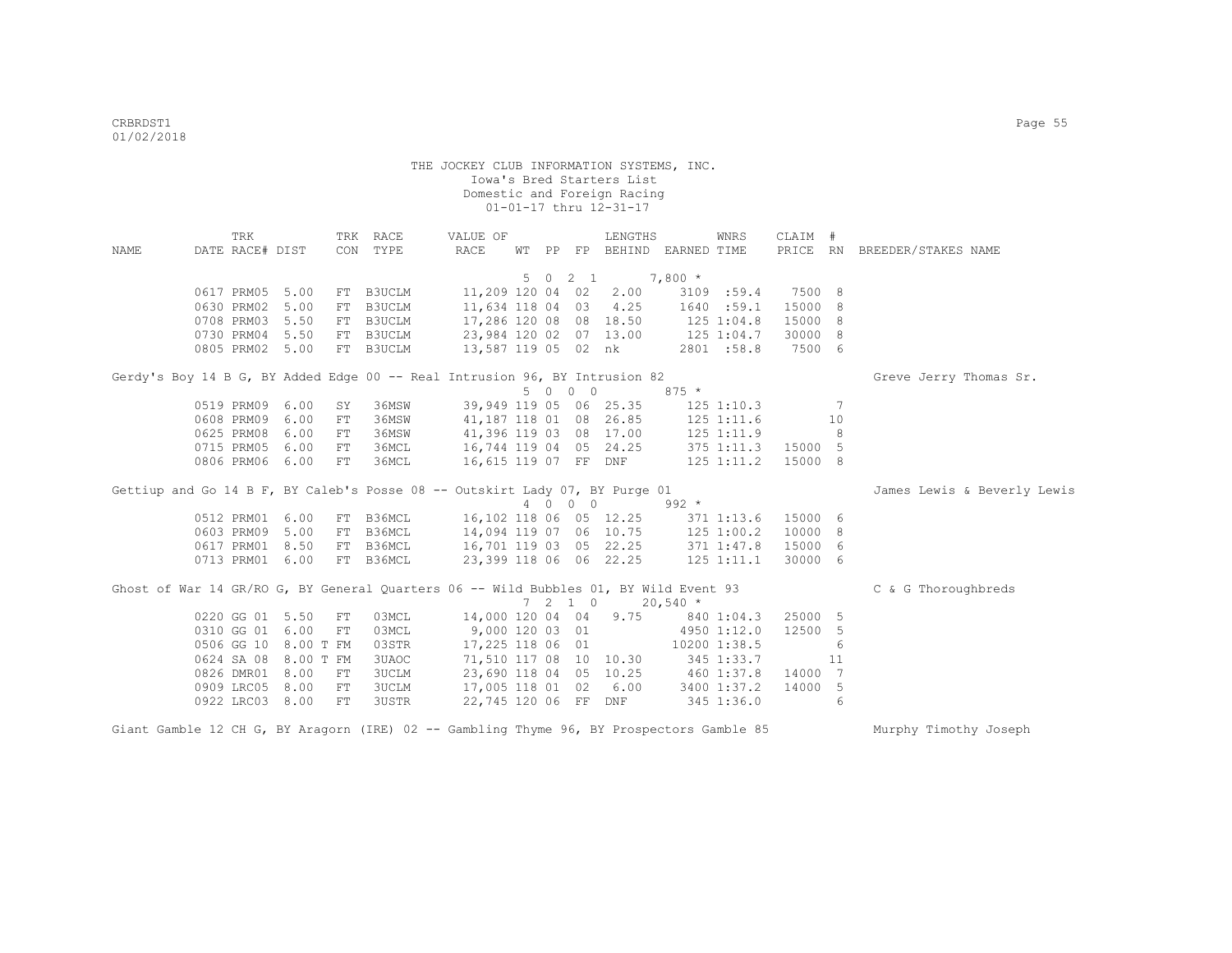THE JOCKEY CLUB INFORMATION SYSTEMS, INC.
Iowa's Bred Starters List
Domestic and Foreign Racing
01-01-17 thru 12-31-17

| NAME | TRK DATE | RACE# | DIST | TRK CON | RACE TYPE | VALUE OF RACE | WT | PP | FP | LENGTHS BEHIND | EARNED | WNRS TIME | CLAIM PRICE | # RN | BREEDER/STAKES NAME |
|---|---|---|---|---|---|---|---|---|---|---|---|---|---|---|---|
| | | | | | | | 5 | 0 | 2 1 | | 7,800 * | | | | |
| | 0617 | PRM05 | 5.00 | FT | B3UCLM | 11,209 | 120 | 04 | 02 | 2.00 | 3109 | :59.4 | 7500 | 8 | |
| | 0630 | PRM02 | 5.00 | FT | B3UCLM | 11,634 | 118 | 04 | 03 | 4.25 | 1640 | :59.1 | 15000 | 8 | |
| | 0708 | PRM03 | 5.50 | FT | B3UCLM | 17,286 | 120 | 08 | 08 | 18.50 | 125 | 1:04.8 | 15000 | 8 | |
| | 0730 | PRM04 | 5.50 | FT | B3UCLM | 23,984 | 120 | 02 | 07 | 13.00 | 125 | 1:04.7 | 30000 | 8 | |
| | 0805 | PRM02 | 5.00 | FT | B3UCLM | 13,587 | 119 | 05 | 02 | nk | 2801 | :58.8 | 7500 | 6 | |
| Gerdy's Boy 14 B G, BY Added Edge 00 -- Real Intrusion 96, BY Intrusion 82 | | | | | | | | | | | | | | | Greve Jerry Thomas Sr. |
| | | | | | | | 5 | 0 | 0 0 | | 875 * | | | | |
| | 0519 | PRM09 | 6.00 | SY | 36MSW | 39,949 | 119 | 05 | 06 | 25.35 | 125 | 1:10.3 | | 7 | |
| | 0608 | PRM09 | 6.00 | FT | 36MSW | 41,187 | 118 | 01 | 08 | 26.85 | 125 | 1:11.6 | | 10 | |
| | 0625 | PRM08 | 6.00 | FT | 36MSW | 41,396 | 119 | 03 | 08 | 17.00 | 125 | 1:11.9 | | 8 | |
| | 0715 | PRM05 | 6.00 | FT | 36MCL | 16,744 | 119 | 04 | 05 | 24.25 | 375 | 1:11.3 | 15000 | 5 | |
| | 0806 | PRM06 | 6.00 | FT | 36MCL | 16,615 | 119 | 07 | FF | DNF | 125 | 1:11.2 | 15000 | 8 | |
| Gettiup and Go 14 B F, BY Caleb's Posse 08 -- Outskirt Lady 07, BY Purge 01 | | | | | | | | | | | | | | | James Lewis & Beverly Lewis |
| | | | | | | | 4 | 0 | 0 0 | | 992 * | | | | |
| | 0512 | PRM01 | 6.00 | FT | B36MCL | 16,102 | 118 | 06 | 05 | 12.25 | 371 | 1:13.6 | 15000 | 6 | |
| | 0603 | PRM09 | 5.00 | FT | B36MCL | 14,094 | 119 | 07 | 06 | 10.75 | 125 | 1:00.2 | 10000 | 8 | |
| | 0617 | PRM01 | 8.50 | FT | B36MCL | 16,701 | 119 | 03 | 05 | 22.25 | 371 | 1:47.8 | 15000 | 6 | |
| | 0713 | PRM01 | 6.00 | FT | B36MCL | 23,399 | 118 | 06 | 06 | 22.25 | 125 | 1:11.1 | 30000 | 6 | |
| Ghost of War 14 GR/RO G, BY General Quarters 06 -- Wild Bubbles 01, BY Wild Event 93 | | | | | | | | | | | | | | | C & G Thoroughbreds |
| | | | | | | | 7 | 2 | 1 0 | | 20,540 * | | | | |
| | 0220 | GG 01 | 5.50 | FT | 03MCL | 14,000 | 120 | 04 | 04 | 9.75 | 840 | 1:04.3 | 25000 | 5 | |
| | 0310 | GG 01 | 6.00 | FT | 03MCL | 9,000 | 120 | 03 | 01 | | 4950 | 1:12.0 | 12500 | 5 | |
| | 0506 | GG 10 | 8.00 T | FM | 03STR | 17,225 | 118 | 06 | 01 | | 10200 | 1:38.5 | | 6 | |
| | 0624 | SA 08 | 8.00 T | FM | 3UAOC | 71,510 | 117 | 08 | 10 | 10.30 | 345 | 1:33.7 | | 11 | |
| | 0826 | DMR01 | 8.00 | FT | 3UCLM | 23,690 | 118 | 04 | 05 | 10.25 | 460 | 1:37.8 | 14000 | 7 | |
| | 0909 | LRC05 | 8.00 | FT | 3UCLM | 17,005 | 118 | 01 | 02 | 6.00 | 3400 | 1:37.2 | 14000 | 5 | |
| | 0922 | LRC03 | 8.00 | FT | 3USTR | 22,745 | 120 | 06 | FF | DNF | 345 | 1:36.0 | | 6 | |
| Giant Gamble 12 CH G, BY Aragorn (IRE) 02 -- Gambling Thyme 96, BY Prospectors Gamble 85 | | | | | | | | | | | | | | | Murphy Timothy Joseph |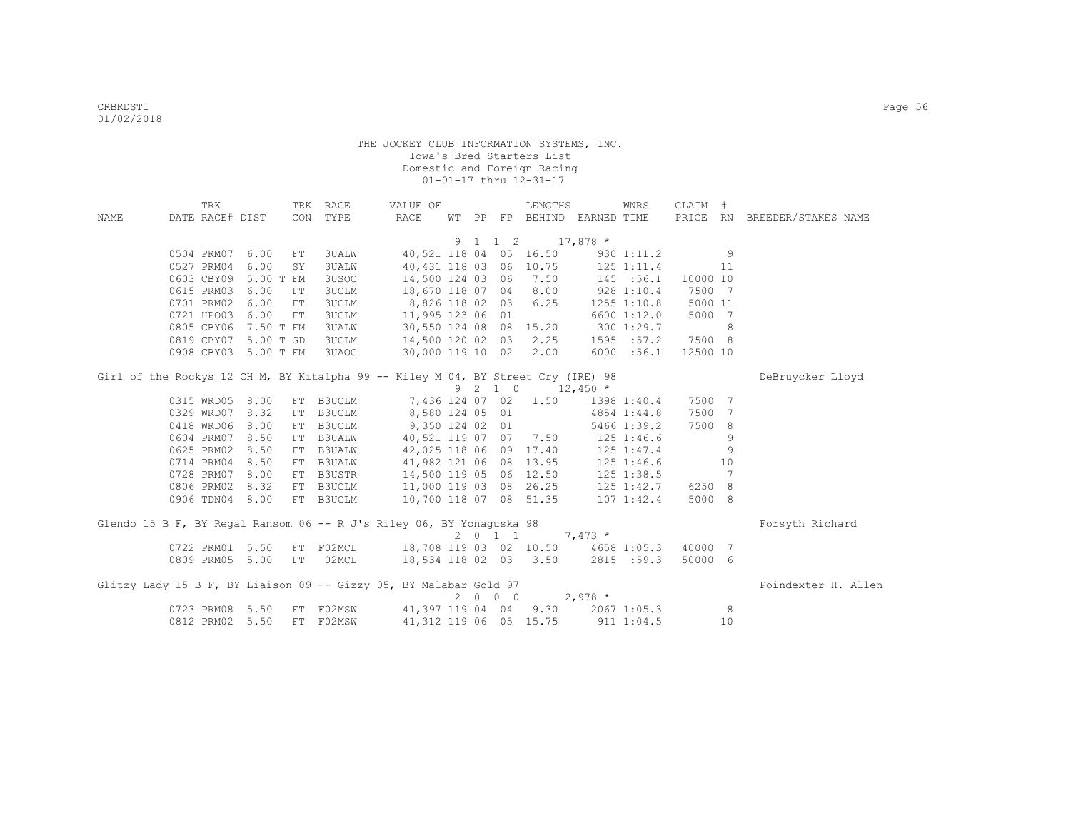THE JOCKEY CLUB INFORMATION SYSTEMS, INC.
Iowa's Bred Starters List
Domestic and Foreign Racing
01-01-17 thru 12-31-17

| NAME | DATE | TRK RACE# | DIST | TRK CON | RACE TYPE | VALUE OF RACE | WT | PP | FP | LENGTHS BEHIND | EARNED | WNRS TIME | CLAIM PRICE | # RN | BREEDER/STAKES NAME |
|---|---|---|---|---|---|---|---|---|---|---|---|---|---|---|---|
| | | | | | | | 9 | 1 1 2 | | | 17,878 * | | | | |
| | 0504 | PRM07 | 6.00 | FT | 3UALW | 40,521 | 118 | 04 | 05 | 16.50 | 930 | 1:11.2 | | 9 | |
| | 0527 | PRM04 | 6.00 | SY | 3UALW | 40,431 | 118 | 03 | 06 | 10.75 | 125 | 1:11.4 | | 11 | |
| | 0603 | CBY09 | 5.00 T | FM | 3USOC | 14,500 | 124 | 03 | 06 | 7.50 | 145 | :56.1 | 10000 | 10 | |
| | 0615 | PRM03 | 6.00 | FT | 3UCLM | 18,670 | 118 | 07 | 04 | 8.00 | 928 | 1:10.4 | 7500 | 7 | |
| | 0701 | PRM02 | 6.00 | FT | 3UCLM | 8,826 | 118 | 02 | 03 | 6.25 | 1255 | 1:10.8 | 5000 | 11 | |
| | 0721 | HPO03 | 6.00 | FT | 3UCLM | 11,995 | 123 | 06 | 01 | | 6600 | 1:12.0 | 5000 | 7 | |
| | 0805 | CBY06 | 7.50 T | FM | 3UALW | 30,550 | 124 | 08 | 08 | 15.20 | 300 | 1:29.7 | | 8 | |
| | 0819 | CBY07 | 5.00 T | GD | 3UCLM | 14,500 | 120 | 02 | 03 | 2.25 | 1595 | :57.2 | 7500 | 8 | |
| | 0908 | CBY03 | 5.00 T | FM | 3UAOC | 30,000 | 119 | 10 | 02 | 2.00 | 6000 | :56.1 | 12500 | 10 | |
| Girl of the Rockys 12 CH M, BY Kitalpha 99 -- Kiley M 04, BY Street Cry (IRE) 98 | | | | | | | | | | | | | | | DeBruycker Lloyd |
| | | | | | | | 9 | 2 1 0 | | | 12,450 * | | | | |
| | 0315 | WRD05 | 8.00 | FT | B3UCLM | 7,436 | 124 | 07 | 02 | 1.50 | 1398 | 1:40.4 | 7500 | 7 | |
| | 0329 | WRD07 | 8.32 | FT | B3UCLM | 8,580 | 124 | 05 | 01 | | 4854 | 1:44.8 | 7500 | 7 | |
| | 0418 | WRD06 | 8.00 | FT | B3UCLM | 9,350 | 124 | 02 | 01 | | 5466 | 1:39.2 | 7500 | 8 | |
| | 0604 | PRM07 | 8.50 | FT | B3UALW | 40,521 | 119 | 07 | 07 | 7.50 | 125 | 1:46.6 | | 9 | |
| | 0625 | PRM02 | 8.50 | FT | B3UALW | 42,025 | 118 | 06 | 09 | 17.40 | 125 | 1:47.4 | | 9 | |
| | 0714 | PRM04 | 8.50 | FT | B3UALW | 41,982 | 121 | 06 | 08 | 13.95 | 125 | 1:46.6 | | 10 | |
| | 0728 | PRM07 | 8.00 | FT | B3USTR | 14,500 | 119 | 05 | 06 | 12.50 | 125 | 1:38.5 | | 7 | |
| | 0806 | PRM02 | 8.32 | FT | B3UCLM | 11,000 | 119 | 03 | 08 | 26.25 | 125 | 1:42.7 | 6250 | 8 | |
| | 0906 | TDN04 | 8.00 | FT | B3UCLM | 10,700 | 118 | 07 | 08 | 51.35 | 107 | 1:42.4 | 5000 | 8 | |
| Glendo 15 B F, BY Regal Ransom 06 -- R J's Riley 06, BY Yonaguska 98 | | | | | | | | | | | | | | | Forsyth Richard |
| | | | | | | | 2 | 0 1 1 | | | 7,473 * | | | | |
| | 0722 | PRM01 | 5.50 | FT | F02MCL | 18,708 | 119 | 03 | 02 | 10.50 | 4658 | 1:05.3 | 40000 | 7 | |
| | 0809 | PRM05 | 5.00 | FT | 02MCL | 18,534 | 118 | 02 | 03 | 3.50 | 2815 | :59.3 | 50000 | 6 | |
| Glitzy Lady 15 B F, BY Liaison 09 -- Gizzy 05, BY Malabar Gold 97 | | | | | | | | | | | | | | | Poindexter H. Allen |
| | | | | | | | 2 | 0 0 0 | | | 2,978 * | | | | |
| | 0723 | PRM08 | 5.50 | FT | F02MSW | 41,397 | 119 | 04 | 04 | 9.30 | 2067 | 1:05.3 | | 8 | |
| | 0812 | PRM02 | 5.50 | FT | F02MSW | 41,312 | 119 | 06 | 05 | 15.75 | 911 | 1:04.5 | | 10 | |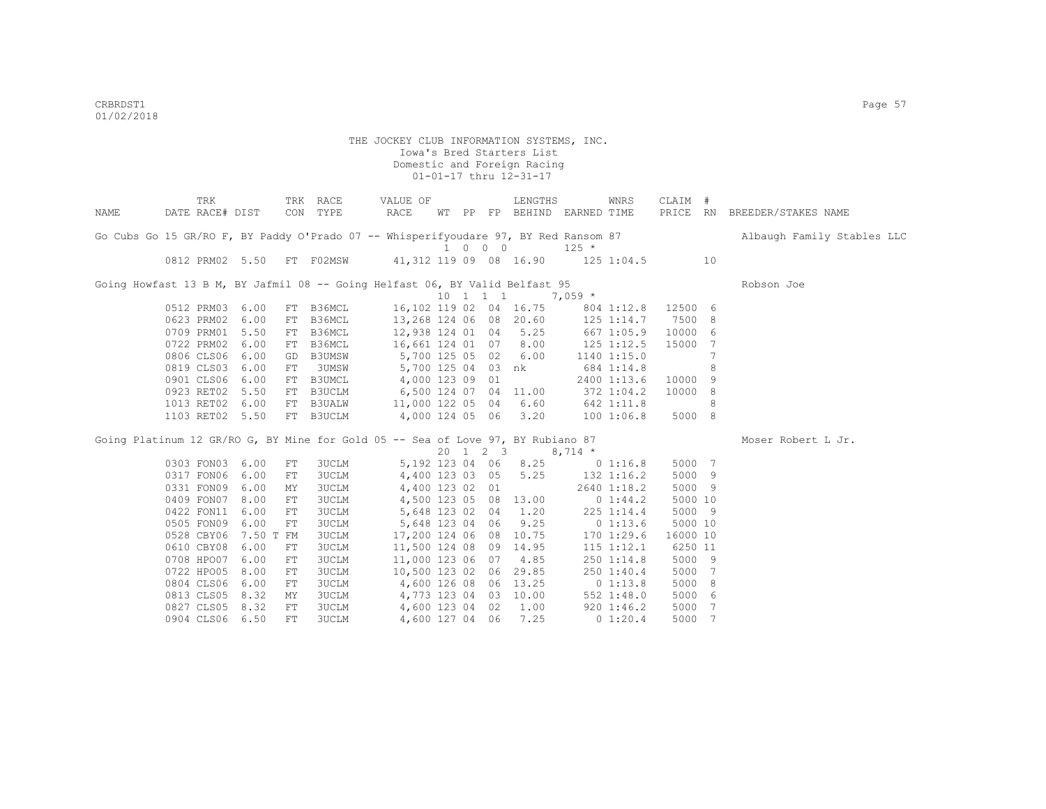THE JOCKEY CLUB INFORMATION SYSTEMS, INC.
Iowa's Bred Starters List
Domestic and Foreign Racing
01-01-17 thru 12-31-17

| NAME | TRK DATE | RACE# | DIST | TRK CON | RACE TYPE | VALUE OF RACE | WT | PP | FP | LENGTHS BEHIND | EARNED | WNRS TIME | CLAIM PRICE | # RN | BREEDER/STAKES NAME |
|---|---|---|---|---|---|---|---|---|---|---|---|---|---|---|---|
| Go Cubs Go 15 GR/RO F, BY Paddy O'Prado 07 -- Whisperifyoudare 97, BY Red Ransom 87 | | | | | | | | | | | | | | | Albaugh Family Stables LLC |
| | | | | | | | 1 | 0 | 0 0 | | 125 * | | | | |
| | 0812 | PRM02 | 5.50 | FT | F02MSW | 41,312 | 119 | 09 | 08 | 16.90 | 125 | 1:04.5 | | 10 | |
| Going Howfast 13 B M, BY Jafmil 08 -- Going Helfast 06, BY Valid Belfast 95 | | | | | | | | | | | | | | | Robson Joe |
| | | | | | | | 10 | 1 | 1 1 | | 7,059 * | | | | |
| | 0512 | PRM03 | 6.00 | FT | B36MCL | 16,102 | 119 | 02 | 04 | 16.75 | 804 | 1:12.8 | 12500 | 6 | |
| | 0623 | PRM02 | 6.00 | FT | B36MCL | 13,268 | 124 | 06 | 08 | 20.60 | 125 | 1:14.7 | 7500 | 8 | |
| | 0709 | PRM01 | 5.50 | FT | B36MCL | 12,938 | 124 | 01 | 04 | 5.25 | 667 | 1:05.9 | 10000 | 6 | |
| | 0722 | PRM02 | 6.00 | FT | B36MCL | 16,661 | 124 | 01 | 07 | 8.00 | 125 | 1:12.5 | 15000 | 7 | |
| | 0806 | CLS06 | 6.00 | GD | B3UMSW | 5,700 | 125 | 05 | 02 | 6.00 | 1140 | 1:15.0 | | 7 | |
| | 0819 | CLS03 | 6.00 | FT | 3UMSW | 5,700 | 125 | 04 | 03 | nk | 684 | 1:14.8 | | 8 | |
| | 0901 | CLS06 | 6.00 | FT | B3UMCL | 4,000 | 123 | 09 | 01 | | 2400 | 1:13.6 | 10000 | 9 | |
| | 0923 | RET02 | 5.50 | FT | B3UCLM | 6,500 | 124 | 07 | 04 | 11.00 | 372 | 1:04.2 | 10000 | 8 | |
| | 1013 | RET02 | 6.00 | FT | B3UALW | 11,000 | 122 | 05 | 04 | 6.60 | 642 | 1:11.8 | | 8 | |
| | 1103 | RET02 | 5.50 | FT | B3UCLM | 4,000 | 124 | 05 | 06 | 3.20 | 100 | 1:06.8 | 5000 | 8 | |
| Going Platinum 12 GR/RO G, BY Mine for Gold 05 -- Sea of Love 97, BY Rubiano 87 | | | | | | | | | | | | | | | Moser Robert L Jr. |
| | | | | | | | 20 | 1 | 2 3 | | 8,714 * | | | | |
| | 0303 | FON03 | 6.00 | FT | 3UCLM | 5,192 | 123 | 04 | 06 | 8.25 | 0 | 1:16.8 | 5000 | 7 | |
| | 0317 | FON06 | 6.00 | FT | 3UCLM | 4,400 | 123 | 03 | 05 | 5.25 | 132 | 1:16.2 | 5000 | 9 | |
| | 0331 | FON09 | 6.00 | MY | 3UCLM | 4,400 | 123 | 02 | 01 | | 2640 | 1:18.2 | 5000 | 9 | |
| | 0409 | FON07 | 8.00 | FT | 3UCLM | 4,500 | 123 | 05 | 08 | 13.00 | 0 | 1:44.2 | 5000 | 10 | |
| | 0422 | FON11 | 6.00 | FT | 3UCLM | 5,648 | 123 | 02 | 04 | 1.20 | 225 | 1:14.4 | 5000 | 9 | |
| | 0505 | FON09 | 6.00 | FT | 3UCLM | 5,648 | 123 | 04 | 06 | 9.25 | 0 | 1:13.6 | 5000 | 10 | |
| | 0528 | CBY06 | 7.50 T | FM | 3UCLM | 17,200 | 124 | 06 | 08 | 10.75 | 170 | 1:29.6 | 16000 | 10 | |
| | 0610 | CBY08 | 6.00 | FT | 3UCLM | 11,500 | 124 | 08 | 09 | 14.95 | 115 | 1:12.1 | 6250 | 11 | |
| | 0708 | HPO07 | 6.00 | FT | 3UCLM | 11,000 | 123 | 06 | 07 | 4.85 | 250 | 1:14.8 | 5000 | 9 | |
| | 0722 | HPO05 | 8.00 | FT | 3UCLM | 10,500 | 123 | 02 | 06 | 29.85 | 250 | 1:40.4 | 5000 | 7 | |
| | 0804 | CLS06 | 6.00 | FT | 3UCLM | 4,600 | 126 | 08 | 06 | 13.25 | 0 | 1:13.8 | 5000 | 8 | |
| | 0813 | CLS05 | 8.32 | MY | 3UCLM | 4,773 | 123 | 04 | 03 | 10.00 | 552 | 1:48.0 | 5000 | 6 | |
| | 0827 | CLS05 | 8.32 | FT | 3UCLM | 4,600 | 123 | 04 | 02 | 1.00 | 920 | 1:46.2 | 5000 | 7 | |
| | 0904 | CLS06 | 6.50 | FT | 3UCLM | 4,600 | 127 | 04 | 06 | 7.25 | 0 | 1:20.4 | 5000 | 7 | |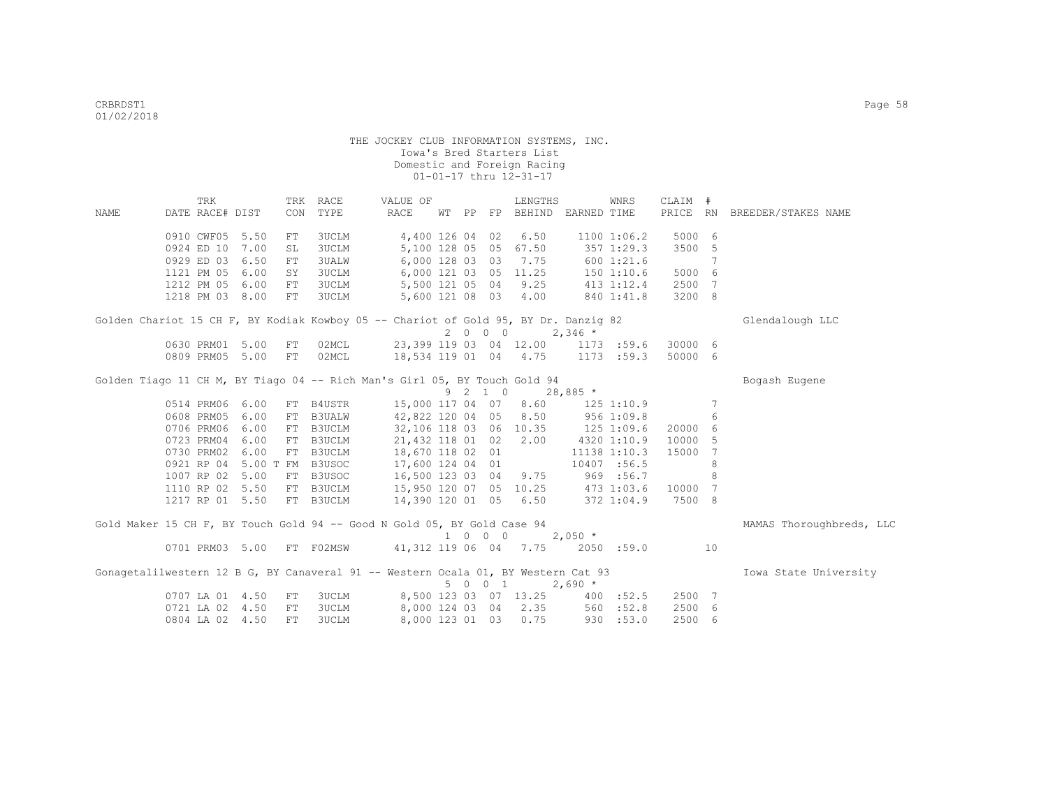THE JOCKEY CLUB INFORMATION SYSTEMS, INC.
Iowa's Bred Starters List
Domestic and Foreign Racing
01-01-17 thru 12-31-17

| NAME | DATE | TRK RACE# | DIST | TRK CON | RACE TYPE | VALUE OF RACE | WT | PP | FP | LENGTHS BEHIND | EARNED | WNRS TIME | CLAIM PRICE | # RN | BREEDER/STAKES NAME |
|---|---|---|---|---|---|---|---|---|---|---|---|---|---|---|---|
| | 0910 | CWF05 | 5.50 | FT | 3UCLM | 4,400 | 126 | 04 | 02 | 6.50 | 1100 | 1:06.2 | 5000 | 6 | |
| | 0924 | ED 10 | 7.00 | SL | 3UCLM | 5,100 | 128 | 05 | 05 | 67.50 | 357 | 1:29.3 | 3500 | 5 | |
| | 0929 | ED 03 | 6.50 | FT | 3UALW | 6,000 | 128 | 03 | 03 | 7.75 | 600 | 1:21.6 | | 7 | |
| | 1121 | PM 05 | 6.00 | SY | 3UCLM | 6,000 | 121 | 03 | 05 | 11.25 | 150 | 1:10.6 | 5000 | 6 | |
| | 1212 | PM 05 | 6.00 | FT | 3UCLM | 5,500 | 121 | 05 | 04 | 9.25 | 413 | 1:12.4 | 2500 | 7 | |
| | 1218 | PM 03 | 8.00 | FT | 3UCLM | 5,600 | 121 | 08 | 03 | 4.00 | 840 | 1:41.8 | 3200 | 8 | |
| Golden Chariot 15 CH F, BY Kodiak Kowboy 05 -- Chariot of Gold 95, BY Dr. Danzig 82 | | | | | | | 2 | 0 0 | 0 | | 2,346 * | | | | Glendalough LLC |
| | 0630 | PRM01 | 5.00 | FT | 02MCL | 23,399 | 119 | 03 | 04 | 12.00 | 1173 | :59.6 | 30000 | 6 | |
| | 0809 | PRM05 | 5.00 | FT | 02MCL | 18,534 | 119 | 01 | 04 | 4.75 | 1173 | :59.3 | 50000 | 6 | |
| Golden Tiago 11 CH M, BY Tiago 04 -- Rich Man's Girl 05, BY Touch Gold 94 | | | | | | | 9 | 2 1 | 0 | | 28,885 * | | | | Bogash Eugene |
| | 0514 | PRM06 | 6.00 | FT | B4USTR | 15,000 | 117 | 04 | 07 | 8.60 | 125 | 1:10.9 | | 7 | |
| | 0608 | PRM05 | 6.00 | FT | B3UALW | 42,822 | 120 | 04 | 05 | 8.50 | 956 | 1:09.8 | | 6 | |
| | 0706 | PRM06 | 6.00 | FT | B3UCLM | 32,106 | 118 | 03 | 06 | 10.35 | 125 | 1:09.6 | 20000 | 6 | |
| | 0723 | PRM04 | 6.00 | FT | B3UCLM | 21,432 | 118 | 01 | 02 | 2.00 | 4320 | 1:10.9 | 10000 | 5 | |
| | 0730 | PRM02 | 6.00 | FT | B3UCLM | 18,670 | 118 | 02 | 01 | | 11138 | 1:10.3 | 15000 | 7 | |
| | 0921 | RP 04 | 5.00 T | FM | B3USOC | 17,600 | 124 | 04 | 01 | | 10407 | :56.5 | | 8 | |
| | 1007 | RP 02 | 5.00 | FT | B3USOC | 16,500 | 123 | 03 | 04 | 9.75 | 969 | :56.7 | | 8 | |
| | 1110 | RP 02 | 5.50 | FT | B3UCLM | 15,950 | 120 | 07 | 05 | 10.25 | 473 | 1:03.6 | 10000 | 7 | |
| | 1217 | RP 01 | 5.50 | FT | B3UCLM | 14,390 | 120 | 01 | 05 | 6.50 | 372 | 1:04.9 | 7500 | 8 | |
| Gold Maker 15 CH F, BY Touch Gold 94 -- Good N Gold 05, BY Gold Case 94 | | | | | | | 1 | 0 0 | 0 | | 2,050 * | | | | MAMAS Thoroughbreds, LLC |
| | 0701 | PRM03 | 5.00 | FT | F02MSW | 41,312 | 119 | 06 | 04 | 7.75 | 2050 | :59.0 | | 10 | |
| Gonagetalilwestern 12 B G, BY Canaveral 91 -- Western Ocala 01, BY Western Cat 93 | | | | | | | 5 | 0 0 | 1 | | 2,690 * | | | | Iowa State University |
| | 0707 | LA 01 | 4.50 | FT | 3UCLM | 8,500 | 123 | 03 | 07 | 13.25 | 400 | :52.5 | 2500 | 7 | |
| | 0721 | LA 02 | 4.50 | FT | 3UCLM | 8,000 | 124 | 03 | 04 | 2.35 | 560 | :52.8 | 2500 | 6 | |
| | 0804 | LA 02 | 4.50 | FT | 3UCLM | 8,000 | 123 | 01 | 03 | 0.75 | 930 | :53.0 | 2500 | 6 | |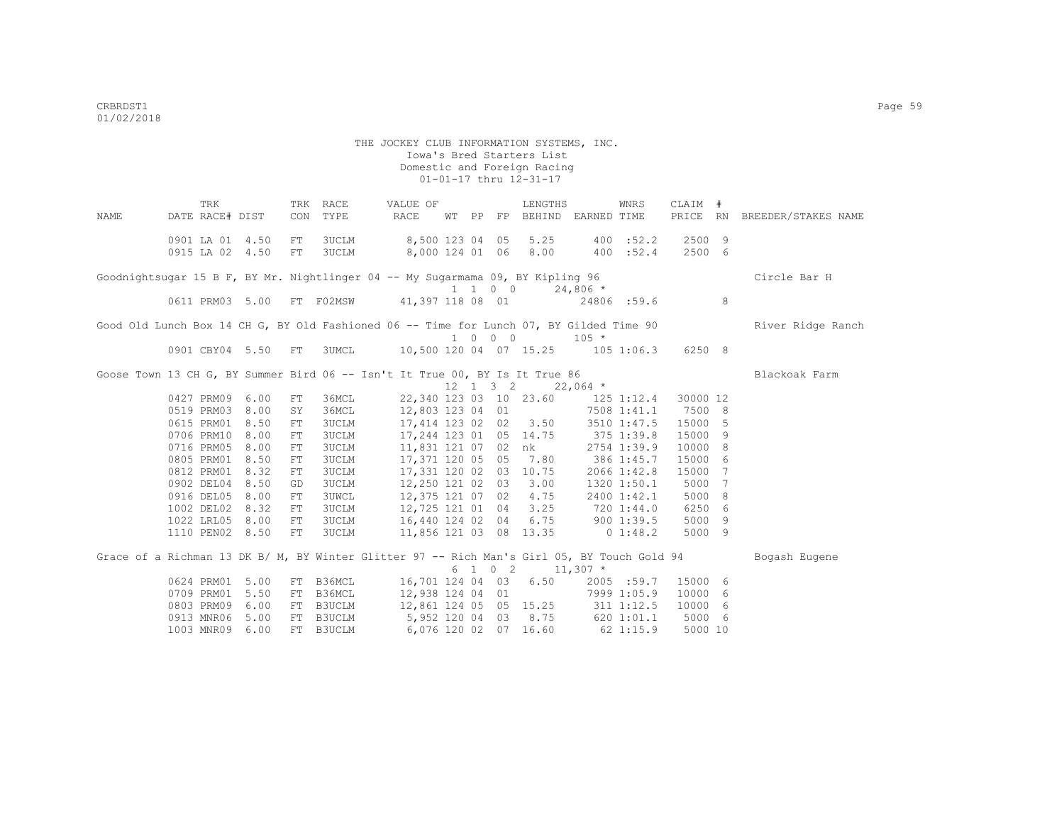THE JOCKEY CLUB INFORMATION SYSTEMS, INC.
Iowa's Bred Starters List
Domestic and Foreign Racing
01-01-17 thru 12-31-17

| NAME | TRK DATE | RACE# | DIST | TRK CON | RACE TYPE | VALUE OF RACE | WT | PP | FP | LENGTHS BEHIND | EARNED | WNRS TIME | CLAIM PRICE | # RN | BREEDER/STAKES NAME |
|---|---|---|---|---|---|---|---|---|---|---|---|---|---|---|---|
| | 0901 | LA 01 | 4.50 | FT | 3UCLM | 8,500 | 123 | 04 | 05 | 5.25 | 400 | :52.2 | 2500 | 9 | |
| | 0915 | LA 02 | 4.50 | FT | 3UCLM | 8,000 | 124 | 01 | 06 | 8.00 | 400 | :52.4 | 2500 | 6 | |
| Goodnightsugar 15 B F, BY Mr. Nightlinger 04 -- My Sugarmama 09, BY Kipling 96 | | | | | | | 1 | 1 | 0 0 | | 24,806 * | | | | Circle Bar H |
| | 0611 | PRM03 | 5.00 | FT | F02MSW | 41,397 | 118 | 08 | 01 | | 24806 | :59.6 | | 8 | |
| Good Old Lunch Box 14 CH G, BY Old Fashioned 06 -- Time for Lunch 07, BY Gilded Time 90 | | | | | | | 1 | 0 | 0 0 | | 105 * | | | | River Ridge Ranch |
| | 0901 | CBY04 | 5.50 | FT | 3UMCL | 10,500 | 120 | 04 | 07 | 15.25 | 105 | 1:06.3 | 6250 | 8 | |
| Goose Town 13 CH G, BY Summer Bird 06 -- Isn't It True 00, BY Is It True 86 | | | | | | | 12 | 1 | 3 2 | | 22,064 * | | | | Blackoak Farm |
| | 0427 | PRM09 | 6.00 | FT | 36MCL | 22,340 | 123 | 03 | 10 | 23.60 | 125 | 1:12.4 | 30000 | 12 | |
| | 0519 | PRM03 | 8.00 | SY | 36MCL | 12,803 | 123 | 04 | 01 | | 7508 | 1:41.1 | 7500 | 8 | |
| | 0615 | PRM01 | 8.50 | FT | 3UCLM | 17,414 | 123 | 02 | 02 | 3.50 | 3510 | 1:47.5 | 15000 | 5 | |
| | 0706 | PRM10 | 8.00 | FT | 3UCLM | 17,244 | 123 | 01 | 05 | 14.75 | 375 | 1:39.8 | 15000 | 9 | |
| | 0716 | PRM05 | 8.00 | FT | 3UCLM | 11,831 | 121 | 07 | 02 | nk | 2754 | 1:39.9 | 10000 | 8 | |
| | 0805 | PRM01 | 8.50 | FT | 3UCLM | 17,371 | 120 | 05 | 05 | 7.80 | 386 | 1:45.7 | 15000 | 6 | |
| | 0812 | PRM01 | 8.32 | FT | 3UCLM | 17,331 | 120 | 02 | 03 | 10.75 | 2066 | 1:42.8 | 15000 | 7 | |
| | 0902 | DEL04 | 8.50 | GD | 3UCLM | 12,250 | 121 | 02 | 03 | 3.00 | 1320 | 1:50.1 | 5000 | 7 | |
| | 0916 | DEL05 | 8.00 | FT | 3UWCL | 12,375 | 121 | 07 | 02 | 4.75 | 2400 | 1:42.1 | 5000 | 8 | |
| | 1002 | DEL02 | 8.32 | FT | 3UCLM | 12,725 | 121 | 01 | 04 | 3.25 | 720 | 1:44.0 | 6250 | 6 | |
| | 1022 | LRL05 | 8.00 | FT | 3UCLM | 16,440 | 124 | 02 | 04 | 6.75 | 900 | 1:39.5 | 5000 | 9 | |
| | 1110 | PEN02 | 8.50 | FT | 3UCLM | 11,856 | 121 | 03 | 08 | 13.35 | 0 | 1:48.2 | 5000 | 9 | |
| Grace of a Richman 13 DK B/ M, BY Winter Glitter 97 -- Rich Man's Girl 05, BY Touch Gold 94 | | | | | | | 6 | 1 | 0 2 | | 11,307 * | | | | Bogash Eugene |
| | 0624 | PRM01 | 5.00 | FT | B36MCL | 16,701 | 124 | 04 | 03 | 6.50 | 2005 | :59.7 | 15000 | 6 | |
| | 0709 | PRM01 | 5.50 | FT | B36MCL | 12,938 | 124 | 04 | 01 | | 7999 | 1:05.9 | 10000 | 6 | |
| | 0803 | PRM09 | 6.00 | FT | B3UCLM | 12,861 | 124 | 05 | 05 | 15.25 | 311 | 1:12.5 | 10000 | 6 | |
| | 0913 | MNR06 | 5.00 | FT | B3UCLM | 5,952 | 120 | 04 | 03 | 8.75 | 620 | 1:01.1 | 5000 | 6 | |
| | 1003 | MNR09 | 6.00 | FT | B3UCLM | 6,076 | 120 | 02 | 07 | 16.60 | 62 | 1:15.9 | 5000 | 10 | |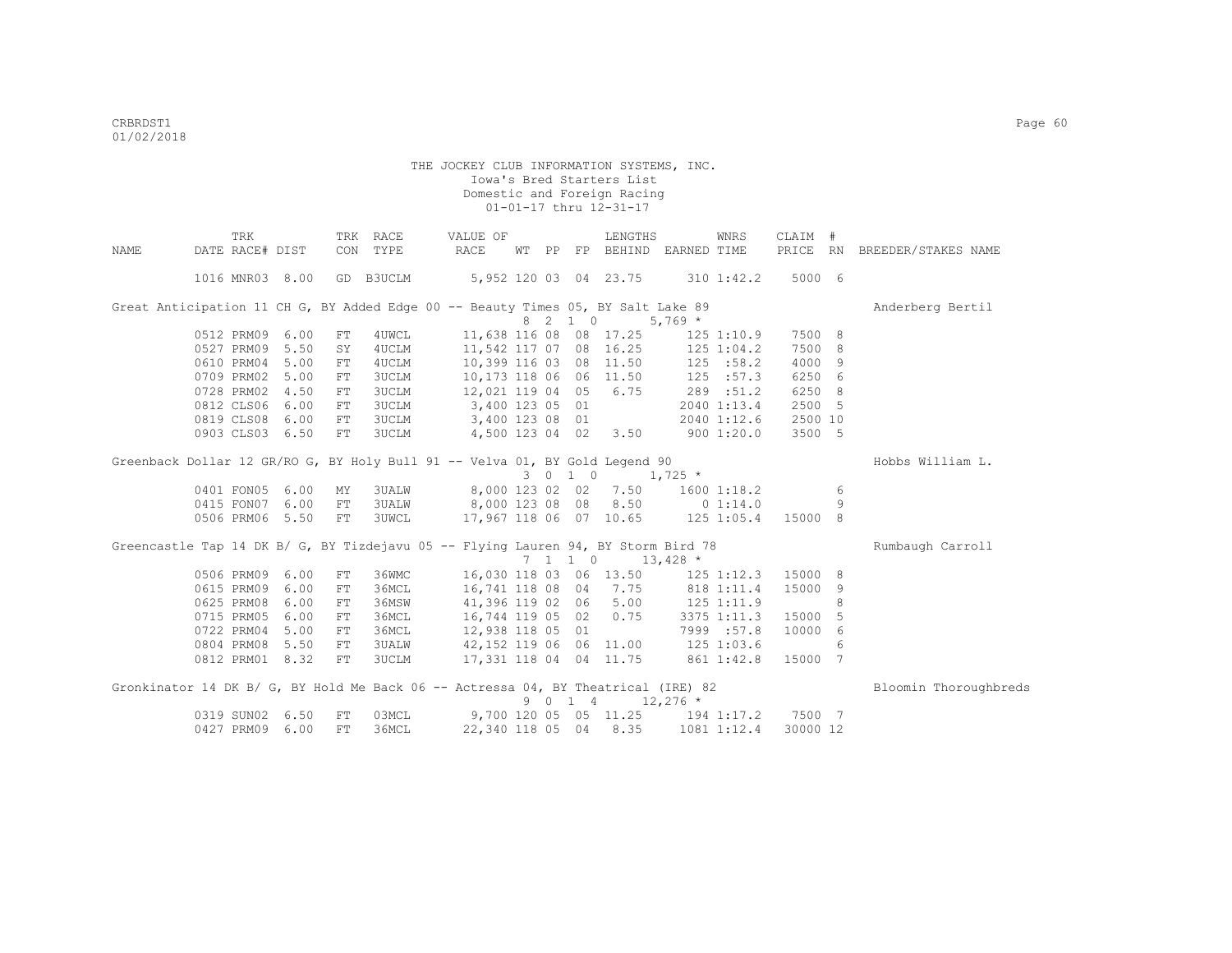THE JOCKEY CLUB INFORMATION SYSTEMS, INC.
Iowa's Bred Starters List
Domestic and Foreign Racing
01-01-17 thru 12-31-17

| NAME | DATE | TRK RACE# | DIST | TRK CON | RACE TYPE | VALUE OF RACE | WT | PP | FP | LENGTHS BEHIND | EARNED | WNRS TIME | CLAIM PRICE | # RN | BREEDER/STAKES NAME |
|---|---|---|---|---|---|---|---|---|---|---|---|---|---|---|---|
| | 1016 | MNR03 | 8.00 | GD | B3UCLM | 5,952 | 120 | 03 | 04 | 23.75 | 310 | 1:42.2 | 5000 | 6 | |
| Great Anticipation 11 CH G, BY Added Edge 00 -- Beauty Times 05, BY Salt Lake 89 | | | | | | | 8 | 2 1 0 | | | 5,769 * | | | | Anderberg Bertil |
| | 0512 | PRM09 | 6.00 | FT | 4UWCL | 11,638 | 116 | 08 | 08 | 17.25 | 125 | 1:10.9 | 7500 | 8 | |
| | 0527 | PRM09 | 5.50 | SY | 4UCLM | 11,542 | 117 | 07 | 08 | 16.25 | 125 | 1:04.2 | 7500 | 8 | |
| | 0610 | PRM04 | 5.00 | FT | 4UCLM | 10,399 | 116 | 03 | 08 | 11.50 | 125 | :58.2 | 4000 | 9 | |
| | 0709 | PRM02 | 5.00 | FT | 3UCLM | 10,173 | 118 | 06 | 06 | 11.50 | 125 | :57.3 | 6250 | 6 | |
| | 0728 | PRM02 | 4.50 | FT | 3UCLM | 12,021 | 119 | 04 | 05 | 6.75 | 289 | :51.2 | 6250 | 8 | |
| | 0812 | CLS06 | 6.00 | FT | 3UCLM | 3,400 | 123 | 05 | 01 | | 2040 | 1:13.4 | 2500 | 5 | |
| | 0819 | CLS08 | 6.00 | FT | 3UCLM | 3,400 | 123 | 08 | 01 | | 2040 | 1:12.6 | 2500 | 10 | |
| | 0903 | CLS03 | 6.50 | FT | 3UCLM | 4,500 | 123 | 04 | 02 | 3.50 | 900 | 1:20.0 | 3500 | 5 | |
| Greenback Dollar 12 GR/RO G, BY Holy Bull 91 -- Velva 01, BY Gold Legend 90 | | | | | | | 3 | 0 1 0 | | | 1,725 * | | | | Hobbs William L. |
| | 0401 | FON05 | 6.00 | MY | 3UALW | 8,000 | 123 | 02 | 02 | 7.50 | 1600 | 1:18.2 | | 6 | |
| | 0415 | FON07 | 6.00 | FT | 3UALW | 8,000 | 123 | 08 | 08 | 8.50 | 0 | 1:14.0 | | 9 | |
| | 0506 | PRM06 | 5.50 | FT | 3UWCL | 17,967 | 118 | 06 | 07 | 10.65 | 125 | 1:05.4 | 15000 | 8 | |
| Greencastle Tap 14 DK B/ G, BY Tizdejavu 05 -- Flying Lauren 94, BY Storm Bird 78 | | | | | | | 7 | 1 1 0 | | | 13,428 * | | | | Rumbaugh Carroll |
| | 0506 | PRM09 | 6.00 | FT | 36WMC | 16,030 | 118 | 03 | 06 | 13.50 | 125 | 1:12.3 | 15000 | 8 | |
| | 0615 | PRM09 | 6.00 | FT | 36MCL | 16,741 | 118 | 08 | 04 | 7.75 | 818 | 1:11.4 | 15000 | 9 | |
| | 0625 | PRM08 | 6.00 | FT | 36MSW | 41,396 | 119 | 02 | 06 | 5.00 | 125 | 1:11.9 | | 8 | |
| | 0715 | PRM05 | 6.00 | FT | 36MCL | 16,744 | 119 | 05 | 02 | 0.75 | 3375 | 1:11.3 | 15000 | 5 | |
| | 0722 | PRM04 | 5.00 | FT | 36MCL | 12,938 | 118 | 05 | 01 | | 7999 | :57.8 | 10000 | 6 | |
| | 0804 | PRM08 | 5.50 | FT | 3UALW | 42,152 | 119 | 06 | 06 | 11.00 | 125 | 1:03.6 | | 6 | |
| | 0812 | PRM01 | 8.32 | FT | 3UCLM | 17,331 | 118 | 04 | 04 | 11.75 | 861 | 1:42.8 | 15000 | 7 | |
| Gronkinator 14 DK B/ G, BY Hold Me Back 06 -- Actressa 04, BY Theatrical (IRE) 82 | | | | | | | 9 | 0 1 4 | | | 12,276 * | | | | Bloomin Thoroughbreds |
| | 0319 | SUN02 | 6.50 | FT | 03MCL | 9,700 | 120 | 05 | 05 | 11.25 | 194 | 1:17.2 | 7500 | 7 | |
| | 0427 | PRM09 | 6.00 | FT | 36MCL | 22,340 | 118 | 05 | 04 | 8.35 | 1081 | 1:12.4 | 30000 | 12 | |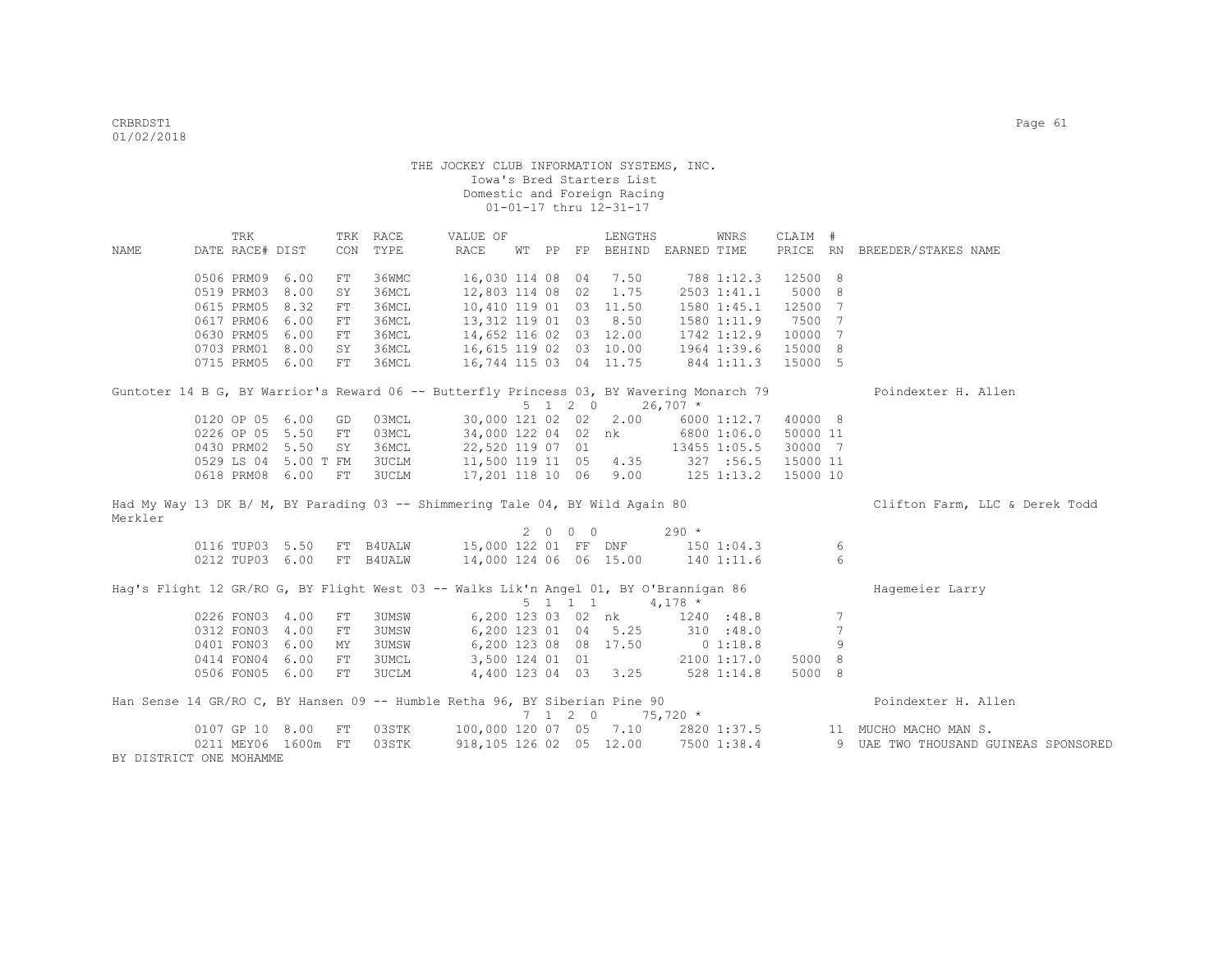THE JOCKEY CLUB INFORMATION SYSTEMS, INC.
Iowa's Bred Starters List
Domestic and Foreign Racing
01-01-17 thru 12-31-17

| NAME | TRK DATE | RACE# | DIST | TRK CON | RACE TYPE | VALUE OF RACE | WT | PP | FP | LENGTHS BEHIND | EARNED | WNRS TIME | CLAIM PRICE | # RN | BREEDER/STAKES NAME |
|---|---|---|---|---|---|---|---|---|---|---|---|---|---|---|---|
| | 0506 | PRM09 | 6.00 | FT | 36WMC | 16,030 | 114 | 08 | 04 | 7.50 | 788 | 1:12.3 | 12500 | 8 | |
| | 0519 | PRM03 | 8.00 | SY | 36MCL | 12,803 | 114 | 08 | 02 | 1.75 | 2503 | 1:41.1 | 5000 | 8 | |
| | 0615 | PRM05 | 8.32 | FT | 36MCL | 10,410 | 119 | 01 | 03 | 11.50 | 1580 | 1:45.1 | 12500 | 7 | |
| | 0617 | PRM06 | 6.00 | FT | 36MCL | 13,312 | 119 | 01 | 03 | 8.50 | 1580 | 1:11.9 | 7500 | 7 | |
| | 0630 | PRM05 | 6.00 | FT | 36MCL | 14,652 | 116 | 02 | 03 | 12.00 | 1742 | 1:12.9 | 10000 | 7 | |
| | 0703 | PRM01 | 8.00 | SY | 36MCL | 16,615 | 119 | 02 | 03 | 10.00 | 1964 | 1:39.6 | 15000 | 8 | |
| | 0715 | PRM05 | 6.00 | FT | 36MCL | 16,744 | 115 | 03 | 04 | 11.75 | 844 | 1:11.3 | 15000 | 5 | |

Guntoter 14 B G, BY Warrior's Reward 06 -- Butterfly Princess 03, BY Wavering Monarch 79 — Poindexter H. Allen
5 1 2 0 26,707 *

| TRK DATE | RACE# | DIST | TRK CON | RACE TYPE | VALUE OF RACE | WT | PP | FP | LENGTHS BEHIND | EARNED | WNRS TIME | CLAIM PRICE | # RN | BREEDER/STAKES NAME |
|---|---|---|---|---|---|---|---|---|---|---|---|---|---|---|
| 0120 | OP 05 | 6.00 | GD | 03MCL | 30,000 | 121 | 02 | 02 | 2.00 | 6000 | 1:12.7 | 40000 | 8 | |
| 0226 | OP 05 | 5.50 | FT | 03MCL | 34,000 | 122 | 04 | 02 | nk | 6800 | 1:06.0 | 50000 | 11 | |
| 0430 | PRM02 | 5.50 | SY | 36MCL | 22,520 | 119 | 07 | 01 | | 13455 | 1:05.5 | 30000 | 7 | |
| 0529 | LS 04 | 5.00 T | FM | 3UCLM | 11,500 | 119 | 11 | 05 | 4.35 | 327 | :56.5 | 15000 | 11 | |
| 0618 | PRM08 | 6.00 | FT | 3UCLM | 17,201 | 118 | 10 | 06 | 9.00 | 125 | 1:13.2 | 15000 | 10 | |

Had My Way 13 DK B/ M, BY Parading 03 -- Shimmering Tale 04, BY Wild Again 80 — Clifton Farm, LLC & Derek Todd Merkler
2 0 0 0 290 *

| TRK DATE | RACE# | DIST | TRK CON | RACE TYPE | VALUE OF RACE | WT | PP | FP | LENGTHS BEHIND | EARNED | WNRS TIME | CLAIM PRICE | # RN | BREEDER/STAKES NAME |
|---|---|---|---|---|---|---|---|---|---|---|---|---|---|---|
| 0116 | TUP03 | 5.50 | FT | B4UALW | 15,000 | 122 | 01 | FF | DNF | 150 | 1:04.3 | | 6 | |
| 0212 | TUP03 | 6.00 | FT | B4UALW | 14,000 | 124 | 06 | 06 | 15.00 | 140 | 1:11.6 | | 6 | |

Hag's Flight 12 GR/RO G, BY Flight West 03 -- Walks Lik'n Angel 01, BY O'Brannigan 86 — Hagemeier Larry
5 1 1 1 4,178 *

| TRK DATE | RACE# | DIST | TRK CON | RACE TYPE | VALUE OF RACE | WT | PP | FP | LENGTHS BEHIND | EARNED | WNRS TIME | CLAIM PRICE | # RN | BREEDER/STAKES NAME |
|---|---|---|---|---|---|---|---|---|---|---|---|---|---|---|
| 0226 | FON03 | 4.00 | FT | 3UMSW | 6,200 | 123 | 03 | 02 | nk | 1240 | :48.8 | | 7 | |
| 0312 | FON03 | 4.00 | FT | 3UMSW | 6,200 | 123 | 01 | 04 | 5.25 | 310 | :48.0 | | 7 | |
| 0401 | FON03 | 6.00 | MY | 3UMSW | 6,200 | 123 | 08 | 08 | 17.50 | 0 | 1:18.8 | | 9 | |
| 0414 | FON04 | 6.00 | FT | 3UMCL | 3,500 | 124 | 01 | 01 | | 2100 | 1:17.0 | 5000 | 8 | |
| 0506 | FON05 | 6.00 | FT | 3UCLM | 4,400 | 123 | 04 | 03 | 3.25 | 528 | 1:14.8 | 5000 | 8 | |

Han Sense 14 GR/RO C, BY Hansen 09 -- Humble Retha 96, BY Siberian Pine 90 — Poindexter H. Allen
7 1 2 0 75,720 *

| TRK DATE | RACE# | DIST | TRK CON | RACE TYPE | VALUE OF RACE | WT | PP | FP | LENGTHS BEHIND | EARNED | WNRS TIME | CLAIM PRICE | # RN | BREEDER/STAKES NAME |
|---|---|---|---|---|---|---|---|---|---|---|---|---|---|---|
| 0107 | GP 10 | 8.00 | FT | 03STK | 100,000 | 120 | 07 | 05 | 7.10 | 2820 | 1:37.5 | | 11 | MUCHO MACHO MAN S. |
| 0211 | MEY06 | 1600m | FT | 03STK | 918,105 | 126 | 02 | 05 | 12.00 | 7500 | 1:38.4 | | 9 | UAE TWO THOUSAND GUINEAS SPONSORED BY DISTRICT ONE MOHAMME |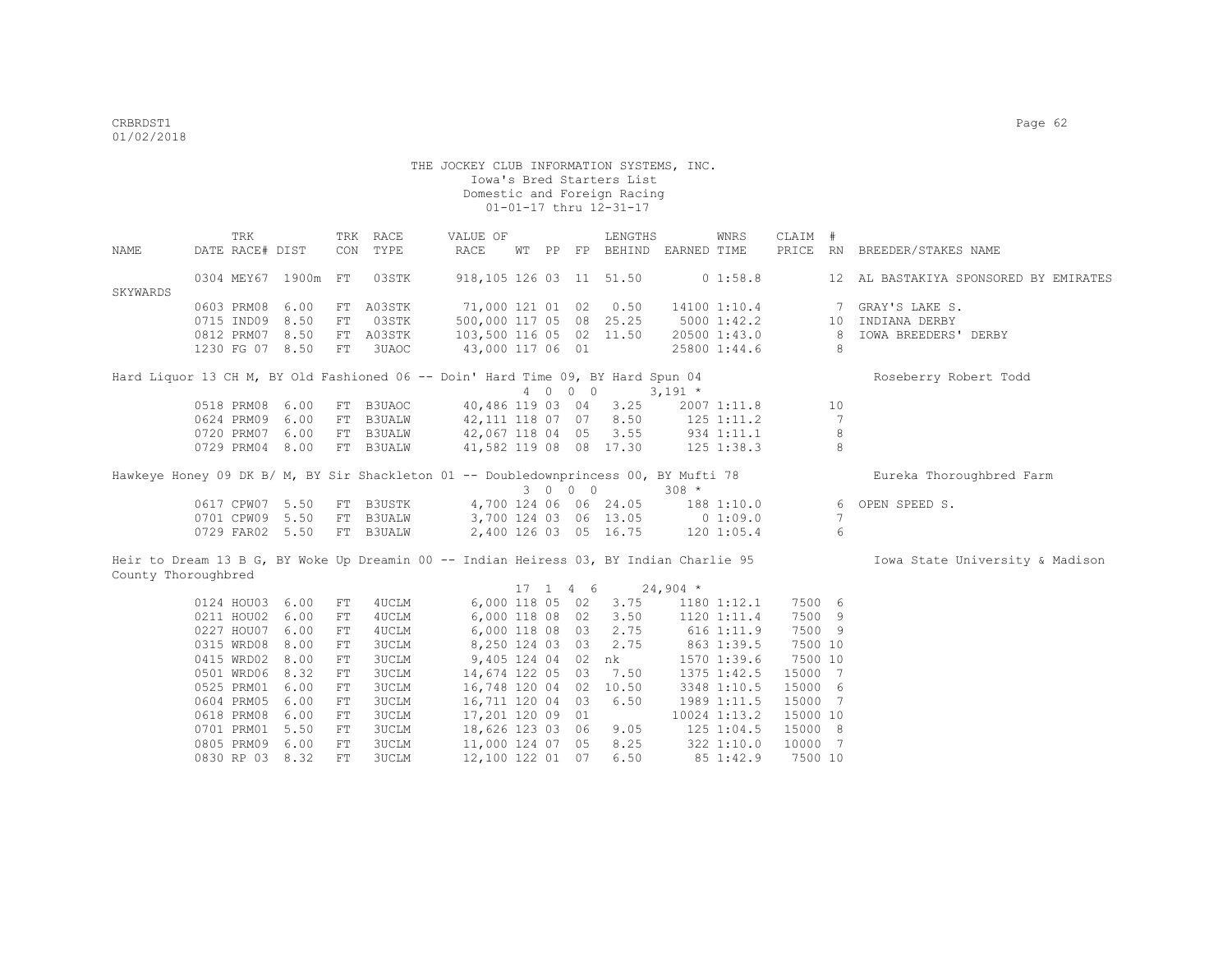THE JOCKEY CLUB INFORMATION SYSTEMS, INC.
Iowa's Bred Starters List
Domestic and Foreign Racing
01-01-17 thru 12-31-17

| NAME | TRK DATE | RACE# | DIST | TRK CON | RACE TYPE | VALUE OF RACE | WT | PP | FP | LENGTHS BEHIND | EARNED | WNRS TIME | CLAIM PRICE | # RN | BREEDER/STAKES NAME |
|---|---|---|---|---|---|---|---|---|---|---|---|---|---|---|---|
| | 0304 | MEY67 | 1900m | FT | 03STK | 918,105 | 126 | 03 | 11 | 51.50 | 0 | 1:58.8 | | 12 | AL BASTAKIYA SPONSORED BY EMIRATES |
| SKYWARDS | | | | | | | | | | | | | | | |
| | 0603 | PRM08 | 6.00 | FT | A03STK | 71,000 | 121 | 01 | 02 | 0.50 | 14100 | 1:10.4 | | 7 | GRAY'S LAKE S. |
| | 0715 | IND09 | 8.50 | FT | 03STK | 500,000 | 117 | 05 | 08 | 25.25 | 5000 | 1:42.2 | | 10 | INDIANA DERBY |
| | 0812 | PRM07 | 8.50 | FT | A03STK | 103,500 | 116 | 05 | 02 | 11.50 | 20500 | 1:43.0 | | 8 | IOWA BREEDERS' DERBY |
| | 1230 | FG 07 | 8.50 | FT | 3UAOC | 43,000 | 117 | 06 | 01 | | 25800 | 1:44.6 | | 8 | |

Hard Liquor 13 CH M, BY Old Fashioned 06 -- Doin' Hard Time 09, BY Hard Spun 04 — Roseberry Robert Todd
4 0 0 0 3,191 *

| TRK DATE | RACE# | DIST | TRK CON | RACE TYPE | VALUE OF RACE | WT | PP | FP | LENGTHS BEHIND | EARNED | WNRS TIME | CLAIM PRICE | # RN |
|---|---|---|---|---|---|---|---|---|---|---|---|---|---|
| 0518 | PRM08 | 6.00 | FT | B3UAOC | 40,486 | 119 | 03 | 04 | 3.25 | 2007 | 1:11.8 | | 10 |
| 0624 | PRM09 | 6.00 | FT | B3UALW | 42,111 | 118 | 07 | 07 | 8.50 | 125 | 1:11.2 | | 7 |
| 0720 | PRM07 | 6.00 | FT | B3UALW | 42,067 | 118 | 04 | 05 | 3.55 | 934 | 1:11.1 | | 8 |
| 0729 | PRM04 | 8.00 | FT | B3UALW | 41,582 | 119 | 08 | 08 | 17.30 | 125 | 1:38.3 | | 8 |

Hawkeye Honey 09 DK B/ M, BY Sir Shackleton 01 -- Doubledownprincess 00, BY Mufti 78 — Eureka Thoroughbred Farm
3 0 0 0 308 *

| TRK DATE | RACE# | DIST | TRK CON | RACE TYPE | VALUE OF RACE | WT | PP | FP | LENGTHS BEHIND | EARNED | WNRS TIME | CLAIM PRICE | # RN | BREEDER/STAKES NAME |
|---|---|---|---|---|---|---|---|---|---|---|---|---|---|---|
| 0617 | CPW07 | 5.50 | FT | B3USTK | 4,700 | 124 | 06 | 06 | 24.05 | 188 | 1:10.0 | | 6 | OPEN SPEED S. |
| 0701 | CPW09 | 5.50 | FT | B3UALW | 3,700 | 124 | 03 | 06 | 13.05 | 0 | 1:09.0 | | 7 | |
| 0729 | FAR02 | 5.50 | FT | B3UALW | 2,400 | 126 | 03 | 05 | 16.75 | 120 | 1:05.4 | | 6 | |

Heir to Dream 13 B G, BY Woke Up Dreamin 00 -- Indian Heiress 03, BY Indian Charlie 95 — Iowa State University & Madison County Thoroughbred
17 1 4 6 24,904 *

| TRK DATE | RACE# | DIST | TRK CON | RACE TYPE | VALUE OF RACE | WT | PP | FP | LENGTHS BEHIND | EARNED | WNRS TIME | CLAIM PRICE | # RN |
|---|---|---|---|---|---|---|---|---|---|---|---|---|---|
| 0124 | HOU03 | 6.00 | FT | 4UCLM | 6,000 | 118 | 05 | 02 | 3.75 | 1180 | 1:12.1 | 7500 | 6 |
| 0211 | HOU02 | 6.00 | FT | 4UCLM | 6,000 | 118 | 08 | 02 | 3.50 | 1120 | 1:11.4 | 7500 | 9 |
| 0227 | HOU07 | 6.00 | FT | 4UCLM | 6,000 | 118 | 08 | 03 | 2.75 | 616 | 1:11.9 | 7500 | 9 |
| 0315 | WRD08 | 8.00 | FT | 3UCLM | 8,250 | 124 | 03 | 03 | 2.75 | 863 | 1:39.5 | 7500 | 10 |
| 0415 | WRD02 | 8.00 | FT | 3UCLM | 9,405 | 124 | 04 | 02 | nk | 1570 | 1:39.6 | 7500 | 10 |
| 0501 | WRD06 | 8.32 | FT | 3UCLM | 14,674 | 122 | 05 | 03 | 7.50 | 1375 | 1:42.5 | 15000 | 7 |
| 0525 | PRM01 | 6.00 | FT | 3UCLM | 16,748 | 120 | 04 | 02 | 10.50 | 3348 | 1:10.5 | 15000 | 6 |
| 0604 | PRM05 | 6.00 | FT | 3UCLM | 16,711 | 120 | 04 | 03 | 6.50 | 1989 | 1:11.5 | 15000 | 7 |
| 0618 | PRM08 | 6.00 | FT | 3UCLM | 17,201 | 120 | 09 | 01 | | 10024 | 1:13.2 | 15000 | 10 |
| 0701 | PRM01 | 5.50 | FT | 3UCLM | 18,626 | 123 | 03 | 06 | 9.05 | 125 | 1:04.5 | 15000 | 8 |
| 0805 | PRM09 | 6.00 | FT | 3UCLM | 11,000 | 124 | 07 | 05 | 8.25 | 322 | 1:10.0 | 10000 | 7 |
| 0830 | RP 03 | 8.32 | FT | 3UCLM | 12,100 | 122 | 01 | 07 | 6.50 | 85 | 1:42.9 | 7500 | 10 |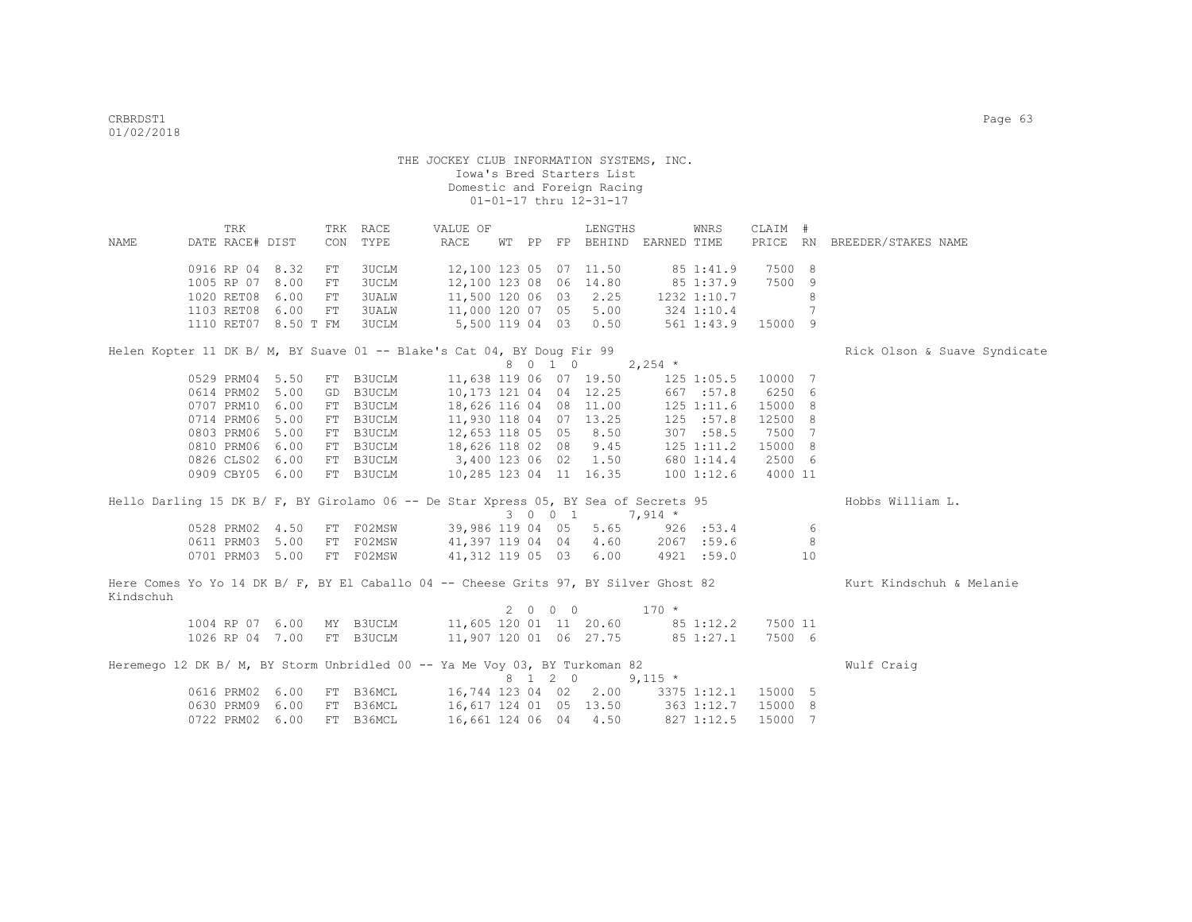THE JOCKEY CLUB INFORMATION SYSTEMS, INC.
Iowa's Bred Starters List
Domestic and Foreign Racing
01-01-17 thru 12-31-17

| NAME | TRK DATE | RACE# | DIST | TRK CON | RACE TYPE | VALUE OF RACE | WT | PP | FP | LENGTHS BEHIND | EARNED | WNRS TIME | CLAIM PRICE | # RN | BREEDER/STAKES NAME |
|---|---|---|---|---|---|---|---|---|---|---|---|---|---|---|---|
| | 0916 | RP 04 | 8.32 | FT | 3UCLM | 12,100 | 123 | 05 | 07 | 11.50 | 85 | 1:41.9 | 7500 | 8 | |
| | 1005 | RP 07 | 8.00 | FT | 3UCLM | 12,100 | 123 | 08 | 06 | 14.80 | 85 | 1:37.9 | 7500 | 9 | |
| | 1020 | RET08 | 6.00 | FT | 3UALW | 11,500 | 120 | 06 | 03 | 2.25 | 1232 | 1:10.7 | | 8 | |
| | 1103 | RET08 | 6.00 | FT | 3UALW | 11,000 | 120 | 07 | 05 | 5.00 | 324 | 1:10.4 | | 7 | |
| | 1110 | RET07 | 8.50 T | FM | 3UCLM | 5,500 | 119 | 04 | 03 | 0.50 | 561 | 1:43.9 | 15000 | 9 | |
| Helen Kopter 11 DK B/ M, BY Suave 01 -- Blake's Cat 04, BY Doug Fir 99 | | | | | | 8 0 1 0 | | | | | 2,254 * | | | | Rick Olson & Suave Syndicate |
| | 0529 | PRM04 | 5.50 | FT | B3UCLM | 11,638 | 119 | 06 | 07 | 19.50 | 125 | 1:05.5 | 10000 | 7 | |
| | 0614 | PRM02 | 5.00 | GD | B3UCLM | 10,173 | 121 | 04 | 04 | 12.25 | 667 | :57.8 | 6250 | 6 | |
| | 0707 | PRM10 | 6.00 | FT | B3UCLM | 18,626 | 116 | 04 | 08 | 11.00 | 125 | 1:11.6 | 15000 | 8 | |
| | 0714 | PRM06 | 5.00 | FT | B3UCLM | 11,930 | 118 | 04 | 07 | 13.25 | 125 | :57.8 | 12500 | 8 | |
| | 0803 | PRM06 | 5.00 | FT | B3UCLM | 12,653 | 118 | 05 | 05 | 8.50 | 307 | :58.5 | 7500 | 7 | |
| | 0810 | PRM06 | 6.00 | FT | B3UCLM | 18,626 | 118 | 02 | 08 | 9.45 | 125 | 1:11.2 | 15000 | 8 | |
| | 0826 | CLS02 | 6.00 | FT | B3UCLM | 3,400 | 123 | 06 | 02 | 1.50 | 680 | 1:14.4 | 2500 | 6 | |
| | 0909 | CBY05 | 6.00 | FT | B3UCLM | 10,285 | 123 | 04 | 11 | 16.35 | 100 | 1:12.6 | 4000 | 11 | |
| Hello Darling 15 DK B/ F, BY Girolamo 06 -- De Star Xpress 05, BY Sea of Secrets 95 | | | | | | 3 0 0 1 | | | | | 7,914 * | | | | Hobbs William L. |
| | 0528 | PRM02 | 4.50 | FT | F02MSW | 39,986 | 119 | 04 | 05 | 5.65 | 926 | :53.4 | | 6 | |
| | 0611 | PRM03 | 5.00 | FT | F02MSW | 41,397 | 119 | 04 | 04 | 4.60 | 2067 | :59.6 | | 8 | |
| | 0701 | PRM03 | 5.00 | FT | F02MSW | 41,312 | 119 | 05 | 03 | 6.00 | 4921 | :59.0 | | 10 | |
| Here Comes Yo Yo 14 DK B/ F, BY El Caballo 04 -- Cheese Grits 97, BY Silver Ghost 82 | | | | | | 2 0 0 0 | | | | | 170 * | | | | Kurt Kindschuh & Melanie Kindschuh |
| | 1004 | RP 07 | 6.00 | MY | B3UCLM | 11,605 | 120 | 01 | 11 | 20.60 | 85 | 1:12.2 | 7500 | 11 | |
| | 1026 | RP 04 | 7.00 | FT | B3UCLM | 11,907 | 120 | 01 | 06 | 27.75 | 85 | 1:27.1 | 7500 | 6 | |
| Heremego 12 DK B/ M, BY Storm Unbridled 00 -- Ya Me Voy 03, BY Turkoman 82 | | | | | | 8 1 2 0 | | | | | 9,115 * | | | | Wulf Craig |
| | 0616 | PRM02 | 6.00 | FT | B36MCL | 16,744 | 123 | 04 | 02 | 2.00 | 3375 | 1:12.1 | 15000 | 5 | |
| | 0630 | PRM09 | 6.00 | FT | B36MCL | 16,617 | 124 | 01 | 05 | 13.50 | 363 | 1:12.7 | 15000 | 8 | |
| | 0722 | PRM02 | 6.00 | FT | B36MCL | 16,661 | 124 | 06 | 04 | 4.50 | 827 | 1:12.5 | 15000 | 7 | |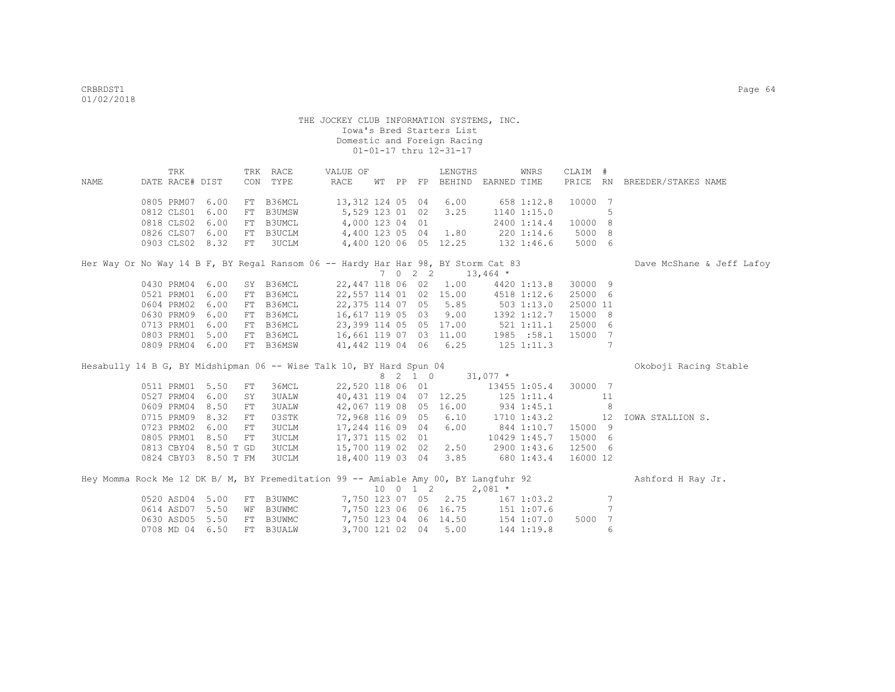THE JOCKEY CLUB INFORMATION SYSTEMS, INC.
Iowa's Bred Starters List
Domestic and Foreign Racing
01-01-17 thru 12-31-17

| NAME | TRK DATE | RACE# | DIST | TRK CON | RACE TYPE | VALUE OF RACE | WT | PP | FP | LENGTHS BEHIND | EARNED | WNRS TIME | CLAIM PRICE | # RN | BREEDER/STAKES NAME |
|---|---|---|---|---|---|---|---|---|---|---|---|---|---|---|---|
| | 0805 | PRM07 | 6.00 | FT | B36MCL | 13,312 | 124 | 05 | 04 | 6.00 | 658 | 1:12.8 | 10000 | 7 | |
| | 0812 | CLS01 | 6.00 | FT | B3UMSW | 5,529 | 123 | 01 | 02 | 3.25 | 1140 | 1:15.0 | | 5 | |
| | 0818 | CLS02 | 6.00 | FT | B3UMCL | 4,000 | 123 | 04 | 01 | | 2400 | 1:14.4 | 10000 | 8 | |
| | 0826 | CLS07 | 6.00 | FT | B3UCLM | 4,400 | 123 | 05 | 04 | 1.80 | 220 | 1:14.6 | 5000 | 8 | |
| | 0903 | CLS02 | 8.32 | FT | 3UCLM | 4,400 | 120 | 06 | 05 | 12.25 | 132 | 1:46.6 | 5000 | 6 | |
| Her Way Or No Way 14 B F, BY Regal Ransom 06 -- Hardy Har Har 98, BY Storm Cat 83 | | | | | | | 7 | 0 2 2 | | | 13,464 * | | | | Dave McShane & Jeff Lafoy |
| | 0430 | PRM04 | 6.00 | SY | B36MCL | 22,447 | 118 | 06 | 02 | 1.00 | 4420 | 1:13.8 | 30000 | 9 | |
| | 0521 | PRM01 | 6.00 | FT | B36MCL | 22,557 | 114 | 01 | 02 | 15.00 | 4518 | 1:12.6 | 25000 | 6 | |
| | 0604 | PRM02 | 6.00 | FT | B36MCL | 22,375 | 114 | 07 | 05 | 5.85 | 503 | 1:13.0 | 25000 | 11 | |
| | 0630 | PRM09 | 6.00 | FT | B36MCL | 16,617 | 119 | 05 | 03 | 9.00 | 1392 | 1:12.7 | 15000 | 8 | |
| | 0713 | PRM01 | 6.00 | FT | B36MCL | 23,399 | 114 | 05 | 05 | 17.00 | 521 | 1:11.1 | 25000 | 6 | |
| | 0803 | PRM01 | 5.00 | FT | B36MCL | 16,661 | 119 | 07 | 03 | 11.00 | 1985 | :58.1 | 15000 | 7 | |
| | 0809 | PRM04 | 6.00 | FT | B36MSW | 41,442 | 119 | 04 | 06 | 6.25 | 125 | 1:11.3 | | 7 | |
| Hesabully 14 B G, BY Midshipman 06 -- Wise Talk 10, BY Hard Spun 04 | | | | | | | 8 | 2 1 0 | | | 31,077 * | | | | Okoboji Racing Stable |
| | 0511 | PRM01 | 5.50 | FT | 36MCL | 22,520 | 118 | 06 | 01 | | 13455 | 1:05.4 | 30000 | 7 | |
| | 0527 | PRM04 | 6.00 | SY | 3UALW | 40,431 | 119 | 04 | 07 | 12.25 | 125 | 1:11.4 | | 11 | |
| | 0609 | PRM04 | 8.50 | FT | 3UALW | 42,067 | 119 | 08 | 05 | 16.00 | 934 | 1:45.1 | | 8 | |
| | 0715 | PRM09 | 8.32 | FT | 03STK | 72,968 | 116 | 09 | 05 | 6.10 | 1710 | 1:43.2 | | 12 | IOWA STALLION S. |
| | 0723 | PRM02 | 6.00 | FT | 3UCLM | 17,244 | 116 | 09 | 04 | 6.00 | 844 | 1:10.7 | 15000 | 9 | |
| | 0805 | PRM01 | 8.50 | FT | 3UCLM | 17,371 | 115 | 02 | 01 | | 10429 | 1:45.7 | 15000 | 6 | |
| | 0813 | CBY04 | 8.50 T | GD | 3UCLM | 15,700 | 119 | 02 | 02 | 2.50 | 2900 | 1:43.6 | 12500 | 6 | |
| | 0824 | CBY03 | 8.50 T | FM | 3UCLM | 18,400 | 119 | 03 | 04 | 3.85 | 680 | 1:43.4 | 16000 | 12 | |
| Hey Momma Rock Me 12 DK B/ M, BY Premeditation 99 -- Amiable Amy 00, BY Langfuhr 92 | | | | | | | 10 | 0 1 2 | | | 2,081 * | | | | Ashford H Ray Jr. |
| | 0520 | ASD04 | 5.00 | FT | B3UWMC | 7,750 | 123 | 07 | 05 | 2.75 | 167 | 1:03.2 | | 7 | |
| | 0614 | ASD07 | 5.50 | WF | B3UWMC | 7,750 | 123 | 06 | 06 | 16.75 | 151 | 1:07.6 | | 7 | |
| | 0630 | ASD05 | 5.50 | FT | B3UWMC | 7,750 | 123 | 04 | 06 | 14.50 | 154 | 1:07.0 | 5000 | 7 | |
| | 0708 | MD 04 | 6.50 | FT | B3UALW | 3,700 | 121 | 02 | 04 | 5.00 | 144 | 1:19.8 | | 6 | |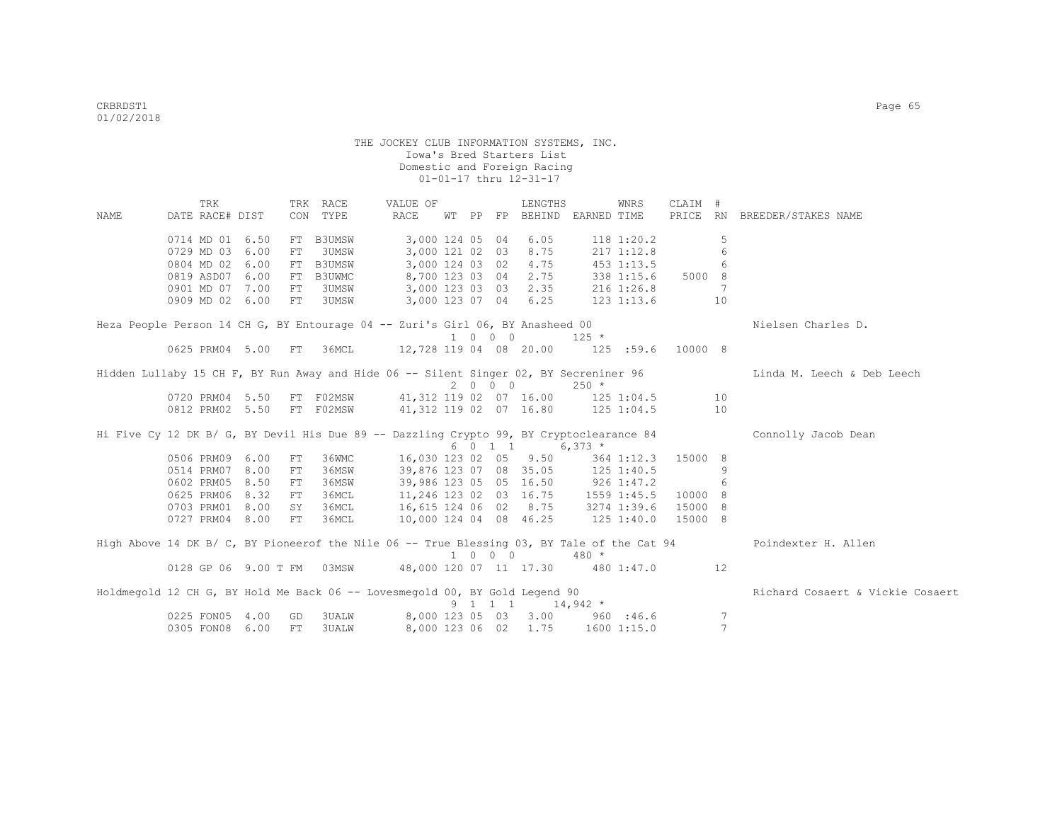THE JOCKEY CLUB INFORMATION SYSTEMS, INC.
Iowa's Bred Starters List
Domestic and Foreign Racing
01-01-17 thru 12-31-17

| NAME | TRK DATE | RACE# | DIST | TRK CON | RACE TYPE | VALUE OF RACE | WT | PP | FP | LENGTHS BEHIND | EARNED | WNRS TIME | CLAIM PRICE | # RN | BREEDER/STAKES NAME |
|---|---|---|---|---|---|---|---|---|---|---|---|---|---|---|---|
| | 0714 | MD 01 | 6.50 | FT | B3UMSW | 3,000 | 124 | 05 | 04 | 6.05 | 118 | 1:20.2 | | 5 | |
| | 0729 | MD 03 | 6.00 | FT | 3UMSW | 3,000 | 121 | 02 | 03 | 8.75 | 217 | 1:12.8 | | 6 | |
| | 0804 | MD 02 | 6.00 | FT | B3UMSW | 3,000 | 124 | 03 | 02 | 4.75 | 453 | 1:13.5 | | 6 | |
| | 0819 | ASD07 | 6.00 | FT | B3UWMC | 8,700 | 123 | 03 | 04 | 2.75 | 338 | 1:15.6 | 5000 | 8 | |
| | 0901 | MD 07 | 7.00 | FT | 3UMSW | 3,000 | 123 | 03 | 03 | 2.35 | 216 | 1:26.8 | | 7 | |
| | 0909 | MD 02 | 6.00 | FT | 3UMSW | 3,000 | 123 | 07 | 04 | 6.25 | 123 | 1:13.6 | | 10 | |
| Heza People Person 14 CH G, BY Entourage 04 -- Zuri's Girl 06, BY Anasheed 00 | | | | | | | 1 | 0 | 0 0 | | 125 * | | | | Nielsen Charles D. |
| | 0625 | PRM04 | 5.00 | FT | 36MCL | 12,728 | 119 | 04 | 08 | 20.00 | 125 | :59.6 | 10000 | 8 | |
| Hidden Lullaby 15 CH F, BY Run Away and Hide 06 -- Silent Singer 02, BY Secreniner 96 | | | | | | | 2 | 0 | 0 0 | | 250 * | | | | Linda M. Leech & Deb Leech |
| | 0720 | PRM04 | 5.50 | FT | F02MSW | 41,312 | 119 | 02 | 07 | 16.00 | 125 | 1:04.5 | | 10 | |
| | 0812 | PRM02 | 5.50 | FT | F02MSW | 41,312 | 119 | 02 | 07 | 16.80 | 125 | 1:04.5 | | 10 | |
| Hi Five Cy 12 DK B/ G, BY Devil His Due 89 -- Dazzling Crypto 99, BY Cryptoclearance 84 | | | | | | | 6 | 0 | 1 1 | | 6,373 * | | | | Connolly Jacob Dean |
| | 0506 | PRM09 | 6.00 | FT | 36WMC | 16,030 | 123 | 02 | 05 | 9.50 | 364 | 1:12.3 | 15000 | 8 | |
| | 0514 | PRM07 | 8.00 | FT | 36MSW | 39,876 | 123 | 07 | 08 | 35.05 | 125 | 1:40.5 | | 9 | |
| | 0602 | PRM05 | 8.50 | FT | 36MSW | 39,986 | 123 | 05 | 05 | 16.50 | 926 | 1:47.2 | | 6 | |
| | 0625 | PRM06 | 8.32 | FT | 36MCL | 11,246 | 123 | 02 | 03 | 16.75 | 1559 | 1:45.5 | 10000 | 8 | |
| | 0703 | PRM01 | 8.00 | SY | 36MCL | 16,615 | 124 | 06 | 02 | 8.75 | 3274 | 1:39.6 | 15000 | 8 | |
| | 0727 | PRM04 | 8.00 | FT | 36MCL | 10,000 | 124 | 04 | 08 | 46.25 | 125 | 1:40.0 | 15000 | 8 | |
| High Above 14 DK B/ C, BY Pioneerof the Nile 06 -- True Blessing 03, BY Tale of the Cat 94 | | | | | | | 1 | 0 | 0 0 | | 480 * | | | | Poindexter H. Allen |
| | 0128 | GP 06 | 9.00 T | FM | 03MSW | 48,000 | 120 | 07 | 11 | 17.30 | 480 | 1:47.0 | | 12 | |
| Holdmegold 12 CH G, BY Hold Me Back 06 -- Lovesmegold 00, BY Gold Legend 90 | | | | | | | 9 | 1 | 1 1 | | 14,942 * | | | | Richard Cosaert & Vickie Cosaert |
| | 0225 | FON05 | 4.00 | GD | 3UALW | 8,000 | 123 | 05 | 03 | 3.00 | 960 | :46.6 | | 7 | |
| | 0305 | FON08 | 6.00 | FT | 3UALW | 8,000 | 123 | 06 | 02 | 1.75 | 1600 | 1:15.0 | | 7 | |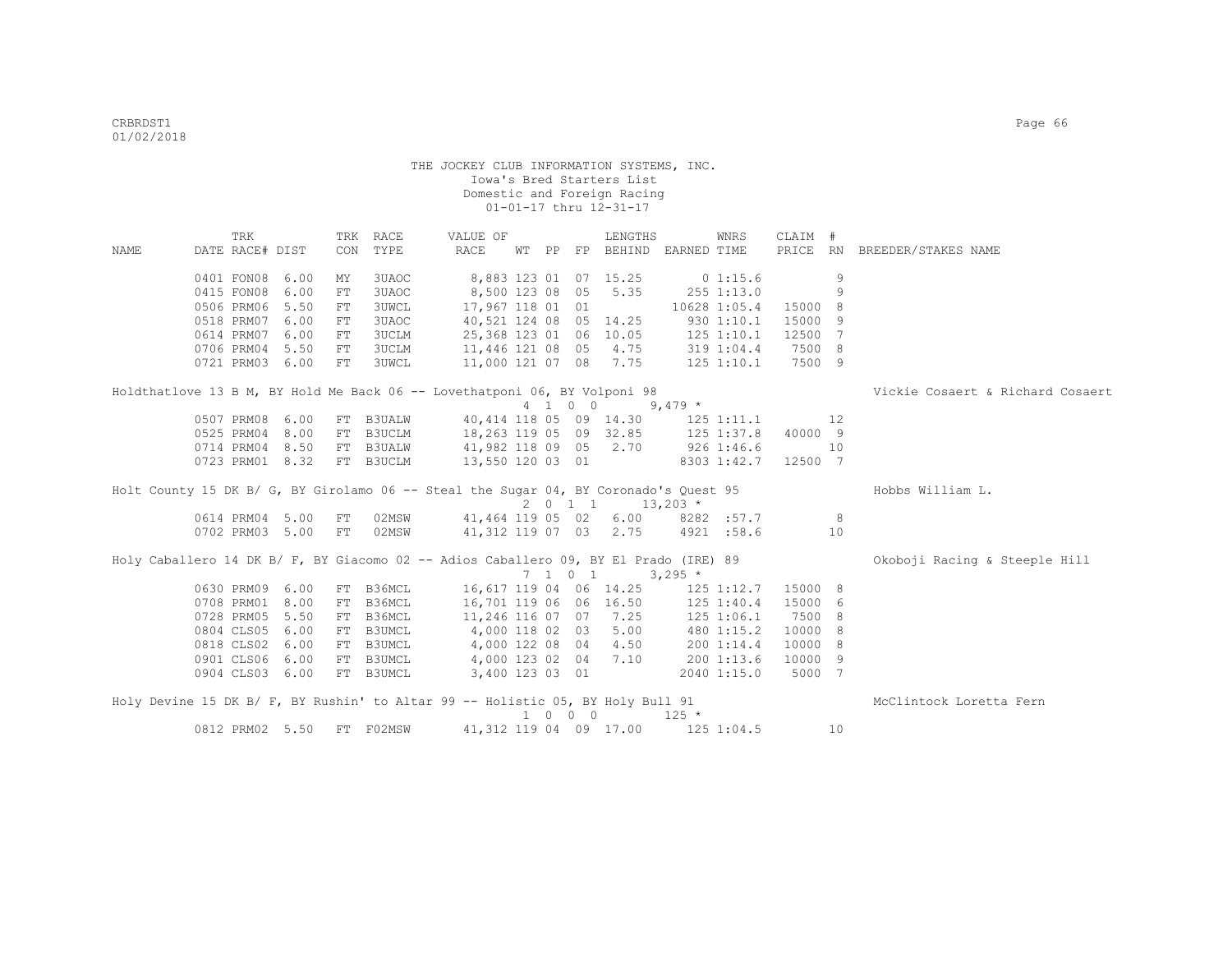THE JOCKEY CLUB INFORMATION SYSTEMS, INC.
Iowa's Bred Starters List
Domestic and Foreign Racing
01-01-17 thru 12-31-17

| NAME | TRK DATE | RACE# | DIST | TRK CON | RACE TYPE | VALUE OF RACE | WT | PP | FP | LENGTHS BEHIND | EARNED | WNRS TIME | CLAIM PRICE | # RN | BREEDER/STAKES NAME |
|---|---|---|---|---|---|---|---|---|---|---|---|---|---|---|---|
| | 0401 | FON08 | 6.00 | MY | 3UAOC | 8,883 | 123 | 01 | 07 | 15.25 | 0 | 1:15.6 | | 9 | |
| | 0415 | FON08 | 6.00 | FT | 3UAOC | 8,500 | 123 | 08 | 05 | 5.35 | 255 | 1:13.0 | | 9 | |
| | 0506 | PRM06 | 5.50 | FT | 3UWCL | 17,967 | 118 | 01 | 01 | | 10628 | 1:05.4 | 15000 | 8 | |
| | 0518 | PRM07 | 6.00 | FT | 3UAOC | 40,521 | 124 | 08 | 05 | 14.25 | 930 | 1:10.1 | 15000 | 9 | |
| | 0614 | PRM07 | 6.00 | FT | 3UCLM | 25,368 | 123 | 01 | 06 | 10.05 | 125 | 1:10.1 | 12500 | 7 | |
| | 0706 | PRM04 | 5.50 | FT | 3UCLM | 11,446 | 121 | 08 | 05 | 4.75 | 319 | 1:04.4 | 7500 | 8 | |
| | 0721 | PRM03 | 6.00 | FT | 3UWCL | 11,000 | 121 | 07 | 08 | 7.75 | 125 | 1:10.1 | 7500 | 9 | |
| Holdthatlove 13 B M, BY Hold Me Back 06 -- Lovethatponi 06, BY Volponi 98 | | | | | | | 4 | 1 0 0 | | | 9,479 * | | | | Vickie Cosaert & Richard Cosaert |
| | 0507 | PRM08 | 6.00 | FT | B3UALW | 40,414 | 118 | 05 | 09 | 14.30 | 125 | 1:11.1 | | 12 | |
| | 0525 | PRM04 | 8.00 | FT | B3UCLM | 18,263 | 119 | 05 | 09 | 32.85 | 125 | 1:37.8 | 40000 | 9 | |
| | 0714 | PRM04 | 8.50 | FT | B3UALW | 41,982 | 118 | 09 | 05 | 2.70 | 926 | 1:46.6 | | 10 | |
| | 0723 | PRM01 | 8.32 | FT | B3UCLM | 13,550 | 120 | 03 | 01 | | 8303 | 1:42.7 | 12500 | 7 | |
| Holt County 15 DK B/ G, BY Girolamo 06 -- Steal the Sugar 04, BY Coronado's Quest 95 | | | | | | | 2 | 0 1 1 | | | 13,203 * | | | | Hobbs William L. |
| | 0614 | PRM04 | 5.00 | FT | 02MSW | 41,464 | 119 | 05 | 02 | 6.00 | 8282 | :57.7 | | 8 | |
| | 0702 | PRM03 | 5.00 | FT | 02MSW | 41,312 | 119 | 07 | 03 | 2.75 | 4921 | :58.6 | | 10 | |
| Holy Caballero 14 DK B/ F, BY Giacomo 02 -- Adios Caballero 09, BY El Prado (IRE) 89 | | | | | | | 7 | 1 0 1 | | | 3,295 * | | | | Okoboji Racing & Steeple Hill |
| | 0630 | PRM09 | 6.00 | FT | B36MCL | 16,617 | 119 | 04 | 06 | 14.25 | 125 | 1:12.7 | 15000 | 8 | |
| | 0708 | PRM01 | 8.00 | FT | B36MCL | 16,701 | 119 | 06 | 06 | 16.50 | 125 | 1:40.4 | 15000 | 6 | |
| | 0728 | PRM05 | 5.50 | FT | B36MCL | 11,246 | 116 | 07 | 07 | 7.25 | 125 | 1:06.1 | 7500 | 8 | |
| | 0804 | CLS05 | 6.00 | FT | B3UMCL | 4,000 | 118 | 02 | 03 | 5.00 | 480 | 1:15.2 | 10000 | 8 | |
| | 0818 | CLS02 | 6.00 | FT | B3UMCL | 4,000 | 122 | 08 | 04 | 4.50 | 200 | 1:14.4 | 10000 | 8 | |
| | 0901 | CLS06 | 6.00 | FT | B3UMCL | 4,000 | 123 | 02 | 04 | 7.10 | 200 | 1:13.6 | 10000 | 9 | |
| | 0904 | CLS03 | 6.00 | FT | B3UMCL | 3,400 | 123 | 03 | 01 | | 2040 | 1:15.0 | 5000 | 7 | |
| Holy Devine 15 DK B/ F, BY Rushin' to Altar 99 -- Holistic 05, BY Holy Bull 91 | | | | | | | 1 | 0 0 0 | | | 125 * | | | | McClintock Loretta Fern |
| | 0812 | PRM02 | 5.50 | FT | F02MSW | 41,312 | 119 | 04 | 09 | 17.00 | 125 | 1:04.5 | | 10 | |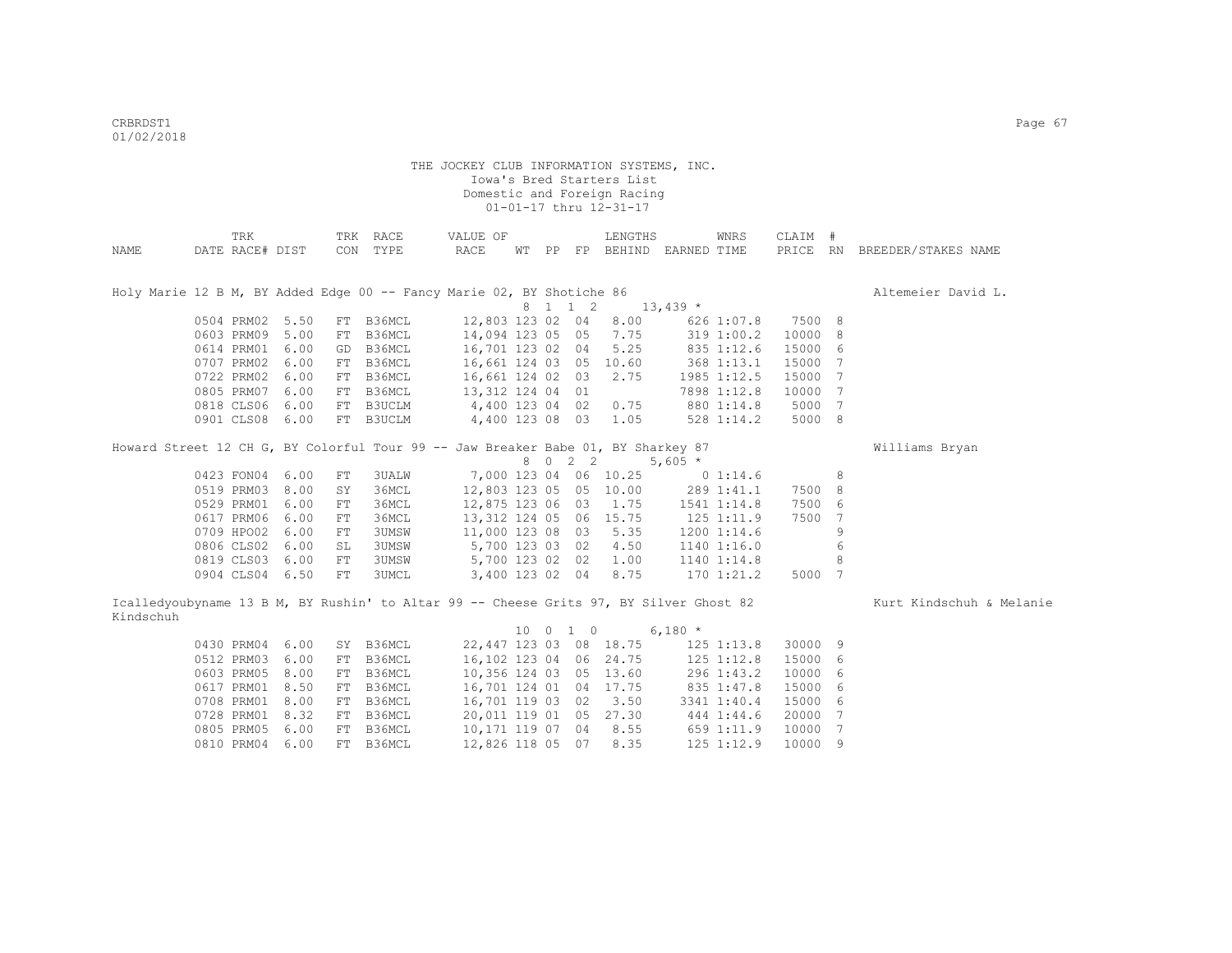THE JOCKEY CLUB INFORMATION SYSTEMS, INC.
Iowa's Bred Starters List
Domestic and Foreign Racing
01-01-17 thru 12-31-17

| NAME | TRK DATE | RACE# | DIST | TRK CON | RACE TYPE | VALUE OF RACE | WT | PP | FP | LENGTHS BEHIND | EARNED | WNRS TIME | CLAIM PRICE | # RN | BREEDER/STAKES NAME |
|---|---|---|---|---|---|---|---|---|---|---|---|---|---|---|---|
| Holy Marie 12 B M, BY Added Edge 00 -- Fancy Marie 02, BY Shotiche 86 | | | | | | | | | | | | | | | Altemeier David L. |
| | | | | | | | 8 | 1 | 1 2 | | 13,439 * | | | | |
| | 0504 | PRM02 | 5.50 | FT | B36MCL | 12,803 | 123 | 02 | 04 | 8.00 | 626 | 1:07.8 | 7500 | 8 | |
| | 0603 | PRM09 | 5.00 | FT | B36MCL | 14,094 | 123 | 05 | 05 | 7.75 | 319 | 1:00.2 | 10000 | 8 | |
| | 0614 | PRM01 | 6.00 | GD | B36MCL | 16,701 | 123 | 02 | 04 | 5.25 | 835 | 1:12.6 | 15000 | 6 | |
| | 0707 | PRM02 | 6.00 | FT | B36MCL | 16,661 | 124 | 03 | 05 | 10.60 | 368 | 1:13.1 | 15000 | 7 | |
| | 0722 | PRM02 | 6.00 | FT | B36MCL | 16,661 | 124 | 02 | 03 | 2.75 | 1985 | 1:12.5 | 15000 | 7 | |
| | 0805 | PRM07 | 6.00 | FT | B36MCL | 13,312 | 124 | 04 | 01 | | 7898 | 1:12.8 | 10000 | 7 | |
| | 0818 | CLS06 | 6.00 | FT | B3UCLM | 4,400 | 123 | 04 | 02 | 0.75 | 880 | 1:14.8 | 5000 | 7 | |
| | 0901 | CLS08 | 6.00 | FT | B3UCLM | 4,400 | 123 | 08 | 03 | 1.05 | 528 | 1:14.2 | 5000 | 8 | |
| Howard Street 12 CH G, BY Colorful Tour 99 -- Jaw Breaker Babe 01, BY Sharkey 87 | | | | | | | | | | | | | | | Williams Bryan |
| | | | | | | | 8 | 0 | 2 2 | | 5,605 * | | | | |
| | 0423 | FON04 | 6.00 | FT | 3UALW | 7,000 | 123 | 04 | 06 | 10.25 | 0 | 1:14.6 | | 8 | |
| | 0519 | PRM03 | 8.00 | SY | 36MCL | 12,803 | 123 | 05 | 05 | 10.00 | 289 | 1:41.1 | 7500 | 8 | |
| | 0529 | PRM01 | 6.00 | FT | 36MCL | 12,875 | 123 | 06 | 03 | 1.75 | 1541 | 1:14.8 | 7500 | 6 | |
| | 0617 | PRM06 | 6.00 | FT | 36MCL | 13,312 | 124 | 05 | 06 | 15.75 | 125 | 1:11.9 | 7500 | 7 | |
| | 0709 | HPO02 | 6.00 | FT | 3UMSW | 11,000 | 123 | 08 | 03 | 5.35 | 1200 | 1:14.6 | | 9 | |
| | 0806 | CLS02 | 6.00 | SL | 3UMSW | 5,700 | 123 | 03 | 02 | 4.50 | 1140 | 1:16.0 | | 6 | |
| | 0819 | CLS03 | 6.00 | FT | 3UMSW | 5,700 | 123 | 02 | 02 | 1.00 | 1140 | 1:14.8 | | 8 | |
| | 0904 | CLS04 | 6.50 | FT | 3UMCL | 3,400 | 123 | 02 | 04 | 8.75 | 170 | 1:21.2 | 5000 | 7 | |
| Icalledyoubyname 13 B M, BY Rushin' to Altar 99 -- Cheese Grits 97, BY Silver Ghost 82 | | | | | | | | | | | | | | | Kurt Kindschuh & Melanie Kindschuh |
| | | | | | | | 10 | 0 | 1 0 | | 6,180 * | | | | |
| | 0430 | PRM04 | 6.00 | SY | B36MCL | 22,447 | 123 | 03 | 08 | 18.75 | 125 | 1:13.8 | 30000 | 9 | |
| | 0512 | PRM03 | 6.00 | FT | B36MCL | 16,102 | 123 | 04 | 06 | 24.75 | 125 | 1:12.8 | 15000 | 6 | |
| | 0603 | PRM05 | 8.00 | FT | B36MCL | 10,356 | 124 | 03 | 05 | 13.60 | 296 | 1:43.2 | 10000 | 6 | |
| | 0617 | PRM01 | 8.50 | FT | B36MCL | 16,701 | 124 | 01 | 04 | 17.75 | 835 | 1:47.8 | 15000 | 6 | |
| | 0708 | PRM01 | 8.00 | FT | B36MCL | 16,701 | 119 | 03 | 02 | 3.50 | 3341 | 1:40.4 | 15000 | 6 | |
| | 0728 | PRM01 | 8.32 | FT | B36MCL | 20,011 | 119 | 01 | 05 | 27.30 | 444 | 1:44.6 | 20000 | 7 | |
| | 0805 | PRM05 | 6.00 | FT | B36MCL | 10,171 | 119 | 07 | 04 | 8.55 | 659 | 1:11.9 | 10000 | 7 | |
| | 0810 | PRM04 | 6.00 | FT | B36MCL | 12,826 | 118 | 05 | 07 | 8.35 | 125 | 1:12.9 | 10000 | 9 | |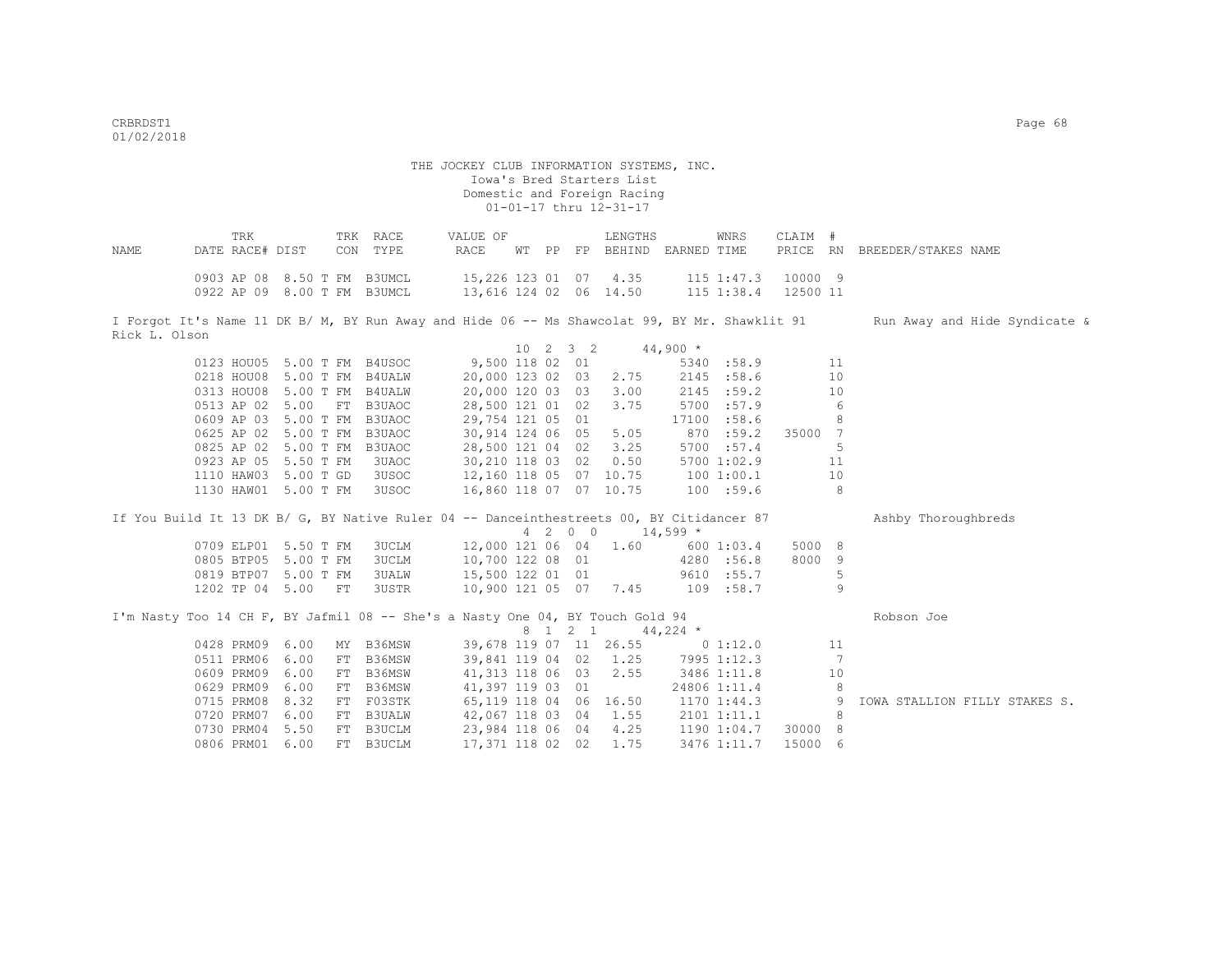THE JOCKEY CLUB INFORMATION SYSTEMS, INC.
Iowa's Bred Starters List
Domestic and Foreign Racing
01-01-17 thru 12-31-17

| NAME | TRK DATE | RACE# | DIST | TRK CON | RACE TYPE | VALUE OF RACE | WT | PP | FP | LENGTHS BEHIND | EARNED | WNRS TIME | CLAIM PRICE | # RN | BREEDER/STAKES NAME |
|---|---|---|---|---|---|---|---|---|---|---|---|---|---|---|---|
| | 0903 | AP 08 | 8.50 T | FM | B3UMCL | 15,226 | 123 | 01 | 07 | 4.35 | 115 | 1:47.3 | 10000 | 9 | |
| | 0922 | AP 09 | 8.00 T | FM | B3UMCL | 13,616 | 124 | 02 | 06 | 14.50 | 115 | 1:38.4 | 12500 | 11 | |

I Forgot It's Name 11 DK B/ M, BY Run Away and Hide 06 -- Ms Shawcolat 99, BY Mr. Shawklit 91 — Run Away and Hide Syndicate & Rick L. Olson

10 2 3 2 — 44,900 *

| TRK DATE | RACE# | DIST | TRK CON | RACE TYPE | VALUE OF RACE | WT | PP | FP | LENGTHS BEHIND | EARNED | WNRS TIME | CLAIM PRICE | # RN | BREEDER/STAKES NAME |
|---|---|---|---|---|---|---|---|---|---|---|---|---|---|---|
| 0123 | HOU05 | 5.00 T | FM | B4USOC | 9,500 | 118 | 02 | 01 | | 5340 | :58.9 | | 11 | |
| 0218 | HOU08 | 5.00 T | FM | B4UALW | 20,000 | 123 | 02 | 03 | 2.75 | 2145 | :58.6 | | 10 | |
| 0313 | HOU08 | 5.00 T | FM | B4UALW | 20,000 | 120 | 03 | 03 | 3.00 | 2145 | :59.2 | | 10 | |
| 0513 | AP 02 | 5.00 | FT | B3UAOC | 28,500 | 121 | 01 | 02 | 3.75 | 5700 | :57.9 | | 6 | |
| 0609 | AP 03 | 5.00 T | FM | B3UAOC | 29,754 | 121 | 05 | 01 | | 17100 | :58.6 | | 8 | |
| 0625 | AP 02 | 5.00 T | FM | B3UAOC | 30,914 | 124 | 06 | 05 | 5.05 | 870 | :59.2 | 35000 | 7 | |
| 0825 | AP 02 | 5.00 T | FM | B3UAOC | 28,500 | 121 | 04 | 02 | 3.25 | 5700 | :57.4 | | 5 | |
| 0923 | AP 05 | 5.50 T | FM | 3UAOC | 30,210 | 118 | 03 | 02 | 0.50 | 5700 | 1:02.9 | | 11 | |
| 1110 | HAW03 | 5.00 T | GD | 3USOC | 12,160 | 118 | 05 | 07 | 10.75 | 100 | 1:00.1 | | 10 | |
| 1130 | HAW01 | 5.00 T | FM | 3USOC | 16,860 | 118 | 07 | 07 | 10.75 | 100 | :59.6 | | 8 | |

If You Build It 13 DK B/ G, BY Native Ruler 04 -- Danceinthestreets 00, BY Citidancer 87 — Ashby Thoroughbreds

4 2 0 0 — 14,599 *

| TRK DATE | RACE# | DIST | TRK CON | RACE TYPE | VALUE OF RACE | WT | PP | FP | LENGTHS BEHIND | EARNED | WNRS TIME | CLAIM PRICE | # RN | BREEDER/STAKES NAME |
|---|---|---|---|---|---|---|---|---|---|---|---|---|---|---|
| 0709 | ELP01 | 5.50 T | FM | 3UCLM | 12,000 | 121 | 06 | 04 | 1.60 | 600 | 1:03.4 | 5000 | 8 | |
| 0805 | BTP05 | 5.00 T | FM | 3UCLM | 10,700 | 122 | 08 | 01 | | 4280 | :56.8 | 8000 | 9 | |
| 0819 | BTP07 | 5.00 T | FM | 3UALW | 15,500 | 122 | 01 | 01 | | 9610 | :55.7 | | 5 | |
| 1202 | TP 04 | 5.00 | FT | 3USTR | 10,900 | 121 | 05 | 07 | 7.45 | 109 | :58.7 | | 9 | |

I'm Nasty Too 14 CH F, BY Jafmil 08 -- She's a Nasty One 04, BY Touch Gold 94 — Robson Joe

8 1 2 1 — 44,224 *

| TRK DATE | RACE# | DIST | TRK CON | RACE TYPE | VALUE OF RACE | WT | PP | FP | LENGTHS BEHIND | EARNED | WNRS TIME | CLAIM PRICE | # RN | BREEDER/STAKES NAME |
|---|---|---|---|---|---|---|---|---|---|---|---|---|---|---|
| 0428 | PRM09 | 6.00 | MY | B36MSW | 39,678 | 119 | 07 | 11 | 26.55 | 0 | 1:12.0 | | 11 | |
| 0511 | PRM06 | 6.00 | FT | B36MSW | 39,841 | 119 | 04 | 02 | 1.25 | 7995 | 1:12.3 | | 7 | |
| 0609 | PRM09 | 6.00 | FT | B36MSW | 41,313 | 118 | 06 | 03 | 2.55 | 3486 | 1:11.8 | | 10 | |
| 0629 | PRM09 | 6.00 | FT | B36MSW | 41,397 | 119 | 03 | 01 | | 24806 | 1:11.4 | | 8 | |
| 0715 | PRM08 | 8.32 | FT | F03STK | 65,119 | 118 | 04 | 06 | 16.50 | 1170 | 1:44.3 | | 9 | IOWA STALLION FILLY STAKES S. |
| 0720 | PRM07 | 6.00 | FT | B3UALW | 42,067 | 118 | 03 | 04 | 1.55 | 2101 | 1:11.1 | | 8 | |
| 0730 | PRM04 | 5.50 | FT | B3UCLM | 23,984 | 118 | 06 | 04 | 4.25 | 1190 | 1:04.7 | 30000 | 8 | |
| 0806 | PRM01 | 6.00 | FT | B3UCLM | 17,371 | 118 | 02 | 02 | 1.75 | 3476 | 1:11.7 | 15000 | 6 | |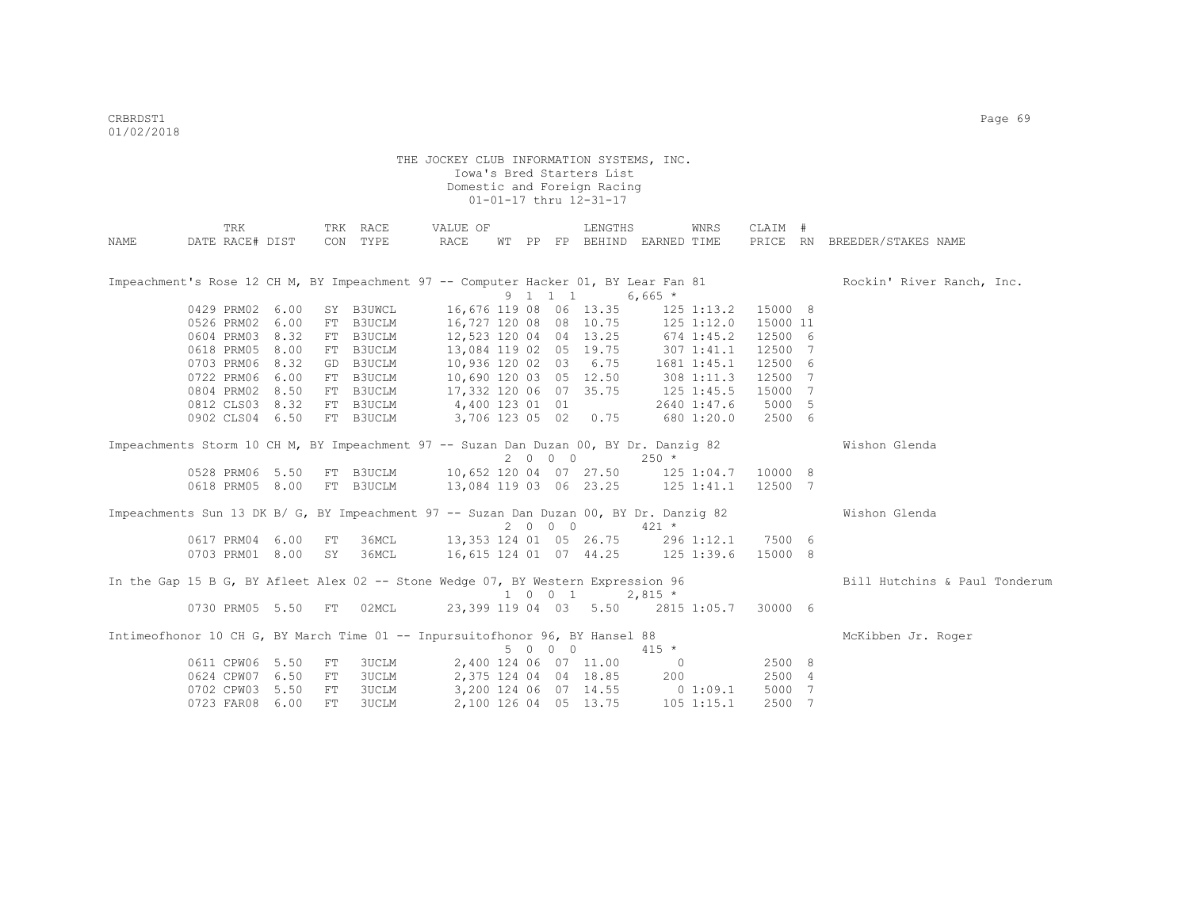THE JOCKEY CLUB INFORMATION SYSTEMS, INC.
Iowa's Bred Starters List
Domestic and Foreign Racing
01-01-17 thru 12-31-17

| NAME | TRK DATE | RACE# | TRK DIST | CON | RACE TYPE | VALUE OF RACE | WT | PP | FP | LENGTHS BEHIND | EARNED | WNRS TIME | CLAIM PRICE | # RN | BREEDER/STAKES NAME |
|---|---|---|---|---|---|---|---|---|---|---|---|---|---|---|---|
| Impeachment's Rose 12 CH M, BY Impeachment 97 -- Computer Hacker 01, BY Lear Fan 81 | | | | | | | 9 | 1 1 | 1 | | 6,665 * | | | | Rockin' River Ranch, Inc. |
| | 0429 | PRM02 | 6.00 | SY | B3UWCL | 16,676 | 119 | 08 | 06 | 13.35 | 125 | 1:13.2 | 15000 | 8 | |
| | 0526 | PRM02 | 6.00 | FT | B3UCLM | 16,727 | 120 | 08 | 08 | 10.75 | 125 | 1:12.0 | 15000 | 11 | |
| | 0604 | PRM03 | 8.32 | FT | B3UCLM | 12,523 | 120 | 04 | 04 | 13.25 | 674 | 1:45.2 | 12500 | 6 | |
| | 0618 | PRM05 | 8.00 | FT | B3UCLM | 13,084 | 119 | 02 | 05 | 19.75 | 307 | 1:41.1 | 12500 | 7 | |
| | 0703 | PRM06 | 8.32 | GD | B3UCLM | 10,936 | 120 | 02 | 03 | 6.75 | 1681 | 1:45.1 | 12500 | 6 | |
| | 0722 | PRM06 | 6.00 | FT | B3UCLM | 10,690 | 120 | 03 | 05 | 12.50 | 308 | 1:11.3 | 12500 | 7 | |
| | 0804 | PRM02 | 8.50 | FT | B3UCLM | 17,332 | 120 | 06 | 07 | 35.75 | 125 | 1:45.5 | 15000 | 7 | |
| | 0812 | CLS03 | 8.32 | FT | B3UCLM | 4,400 | 123 | 01 | 01 | | 2640 | 1:47.6 | 5000 | 5 | |
| | 0902 | CLS04 | 6.50 | FT | B3UCLM | 3,706 | 123 | 05 | 02 | 0.75 | 680 | 1:20.0 | 2500 | 6 | |
| Impeachments Storm 10 CH M, BY Impeachment 97 -- Suzan Dan Duzan 00, BY Dr. Danzig 82 | | | | | | | 2 | 0 0 | 0 | | 250 * | | | | Wishon Glenda |
| | 0528 | PRM06 | 5.50 | FT | B3UCLM | 10,652 | 120 | 04 | 07 | 27.50 | 125 | 1:04.7 | 10000 | 8 | |
| | 0618 | PRM05 | 8.00 | FT | B3UCLM | 13,084 | 119 | 03 | 06 | 23.25 | 125 | 1:41.1 | 12500 | 7 | |
| Impeachments Sun 13 DK B/ G, BY Impeachment 97 -- Suzan Dan Duzan 00, BY Dr. Danzig 82 | | | | | | | 2 | 0 0 | 0 | | 421 * | | | | Wishon Glenda |
| | 0617 | PRM04 | 6.00 | FT | 36MCL | 13,353 | 124 | 01 | 05 | 26.75 | 296 | 1:12.1 | 7500 | 6 | |
| | 0703 | PRM01 | 8.00 | SY | 36MCL | 16,615 | 124 | 01 | 07 | 44.25 | 125 | 1:39.6 | 15000 | 8 | |
| In the Gap 15 B G, BY Afleet Alex 02 -- Stone Wedge 07, BY Western Expression 96 | | | | | | | 1 | 0 0 | 1 | | 2,815 * | | | | Bill Hutchins & Paul Tonderum |
| | 0730 | PRM05 | 5.50 | FT | 02MCL | 23,399 | 119 | 04 | 03 | 5.50 | 2815 | 1:05.7 | 30000 | 6 | |
| Intimeofhonor 10 CH G, BY March Time 01 -- Inpursuitofhonor 96, BY Hansel 88 | | | | | | | 5 | 0 0 | 0 | | 415 * | | | | McKibben Jr. Roger |
| | 0611 | CPW06 | 5.50 | FT | 3UCLM | 2,400 | 124 | 06 | 07 | 11.00 | 0 | | 2500 | 8 | |
| | 0624 | CPW07 | 6.50 | FT | 3UCLM | 2,375 | 124 | 04 | 04 | 18.85 | 200 | | 2500 | 4 | |
| | 0702 | CPW03 | 5.50 | FT | 3UCLM | 3,200 | 124 | 06 | 07 | 14.55 | 0 | 1:09.1 | 5000 | 7 | |
| | 0723 | FAR08 | 6.00 | FT | 3UCLM | 2,100 | 126 | 04 | 05 | 13.75 | 105 | 1:15.1 | 2500 | 7 | |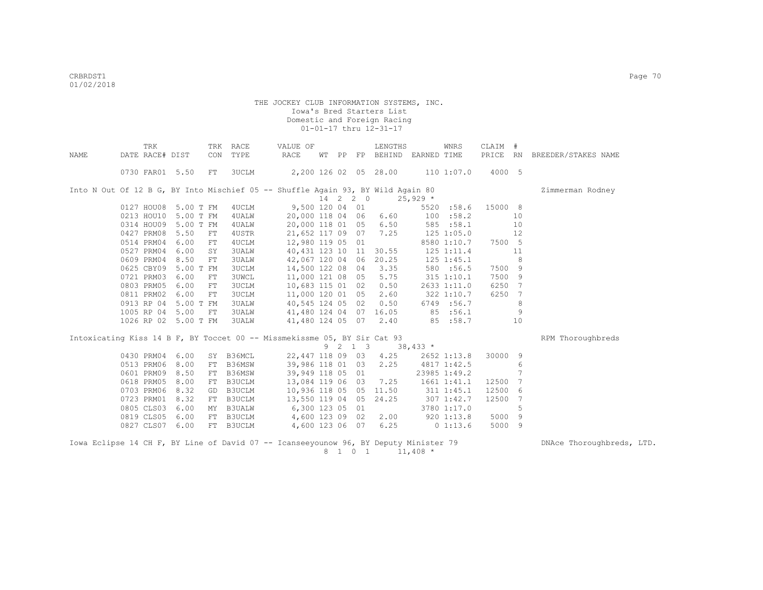THE JOCKEY CLUB INFORMATION SYSTEMS, INC.
Iowa's Bred Starters List
Domestic and Foreign Racing
01-01-17 thru 12-31-17

| NAME | TRK DATE | RACE# | DIST | TRK CON | RACE TYPE | VALUE OF RACE | WT | PP | FP | LENGTHS BEHIND | EARNED | WNRS TIME | CLAIM PRICE | # RN | BREEDER/STAKES NAME |
|---|---|---|---|---|---|---|---|---|---|---|---|---|---|---|---|
| | 0730 | FAR01 | 5.50 | FT | 3UCLM | 2,200 | 126 | 02 | 05 | 28.00 | 110 | 1:07.0 | 4000 | 5 | |
| Into N Out Of 12 B G, BY Into Mischief 05 -- Shuffle Again 93, BY Wild Again 80 | | | | | | | 14 | 2 2 0 | | | 25,929 * | | | | Zimmerman Rodney |
| | 0127 | HOU08 | 5.00 T | FM | 4UCLM | 9,500 | 120 | 04 | 01 | | 5520 | :58.6 | 15000 | 8 | |
| | 0213 | HOU10 | 5.00 T | FM | 4UALW | 20,000 | 118 | 04 | 06 | 6.60 | 100 | :58.2 | | 10 | |
| | 0314 | HOU09 | 5.00 T | FM | 4UALW | 20,000 | 118 | 01 | 05 | 6.50 | 585 | :58.1 | | 10 | |
| | 0427 | PRM08 | 5.50 | FT | 4USTR | 21,652 | 117 | 09 | 07 | 7.25 | 125 | 1:05.0 | | 12 | |
| | 0514 | PRM04 | 6.00 | FT | 4UCLM | 12,980 | 119 | 05 | 01 | | 8580 | 1:10.7 | 7500 | 5 | |
| | 0527 | PRM04 | 6.00 | SY | 3UALW | 40,431 | 123 | 10 | 11 | 30.55 | 125 | 1:11.4 | | 11 | |
| | 0609 | PRM04 | 8.50 | FT | 3UALW | 42,067 | 120 | 04 | 06 | 20.25 | 125 | 1:45.1 | | 8 | |
| | 0625 | CBY09 | 5.00 T | FM | 3UCLM | 14,500 | 122 | 08 | 04 | 3.35 | 580 | :56.5 | 7500 | 9 | |
| | 0721 | PRM03 | 6.00 | FT | 3UWCL | 11,000 | 121 | 08 | 05 | 5.75 | 315 | 1:10.1 | 7500 | 9 | |
| | 0803 | PRM05 | 6.00 | FT | 3UCLM | 10,683 | 115 | 01 | 02 | 0.50 | 2633 | 1:11.0 | 6250 | 7 | |
| | 0811 | PRM02 | 6.00 | FT | 3UCLM | 11,000 | 120 | 01 | 05 | 2.60 | 322 | 1:10.7 | 6250 | 7 | |
| | 0913 | RP 04 | 5.00 T | FM | 3UALW | 40,545 | 124 | 05 | 02 | 0.50 | 6749 | :56.7 | | 8 | |
| | 1005 | RP 04 | 5.00 | FT | 3UALW | 41,480 | 124 | 04 | 07 | 16.05 | 85 | :56.1 | | 9 | |
| | 1026 | RP 02 | 5.00 T | FM | 3UALW | 41,480 | 124 | 05 | 07 | 2.40 | 85 | :58.7 | | 10 | |
| Intoxicating Kiss 14 B F, BY Toccet 00 -- Missmekissme 05, BY Sir Cat 93 | | | | | | | 9 | 2 1 3 | | | 38,433 * | | | | RPM Thoroughbreds |
| | 0430 | PRM04 | 6.00 | SY | B36MCL | 22,447 | 118 | 09 | 03 | 4.25 | 2652 | 1:13.8 | 30000 | 9 | |
| | 0513 | PRM06 | 8.00 | FT | B36MSW | 39,986 | 118 | 01 | 03 | 2.25 | 4817 | 1:42.5 | | 6 | |
| | 0601 | PRM09 | 8.50 | FT | B36MSW | 39,949 | 118 | 05 | 01 | | 23985 | 1:49.2 | | 7 | |
| | 0618 | PRM05 | 8.00 | FT | B3UCLM | 13,084 | 119 | 06 | 03 | 7.25 | 1661 | 1:41.1 | 12500 | 7 | |
| | 0703 | PRM06 | 8.32 | GD | B3UCLM | 10,936 | 118 | 05 | 05 | 11.50 | 311 | 1:45.1 | 12500 | 6 | |
| | 0723 | PRM01 | 8.32 | FT | B3UCLM | 13,550 | 119 | 04 | 05 | 24.25 | 307 | 1:42.7 | 12500 | 7 | |
| | 0805 | CLS03 | 6.00 | MY | B3UALW | 6,300 | 123 | 05 | 01 | | 3780 | 1:17.0 | | 5 | |
| | 0819 | CLS05 | 6.00 | FT | B3UCLM | 4,600 | 123 | 09 | 02 | 2.00 | 920 | 1:13.8 | 5000 | 9 | |
| | 0827 | CLS07 | 6.00 | FT | B3UCLM | 4,600 | 123 | 06 | 07 | 6.25 | 0 | 1:13.6 | 5000 | 9 | |
| Iowa Eclipse 14 CH F, BY Line of David 07 -- Icanseeyounow 96, BY Deputy Minister 79 | | | | | | | 8 | 1 0 1 | | | 11,408 * | | | | DNAce Thoroughbreds, LTD. |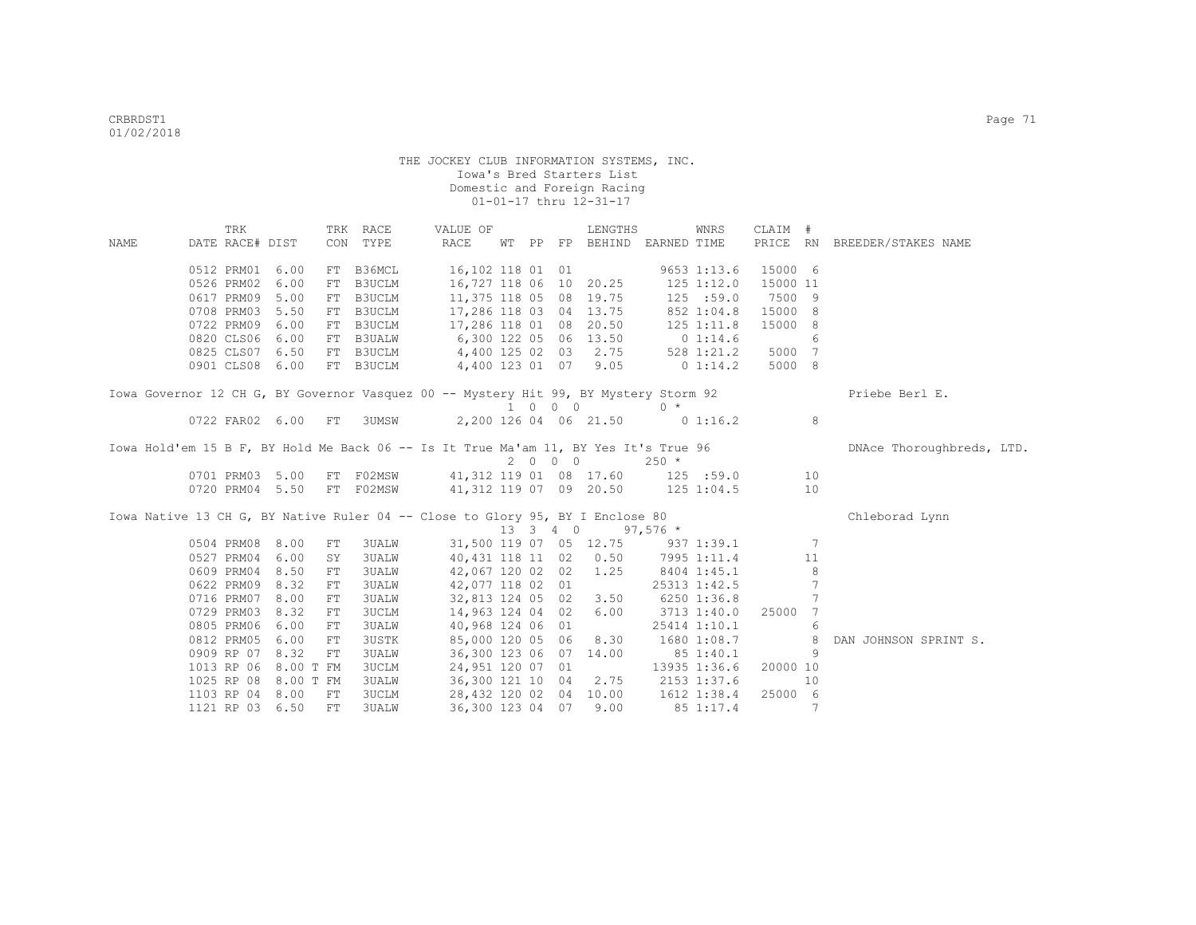THE JOCKEY CLUB INFORMATION SYSTEMS, INC.
Iowa's Bred Starters List
Domestic and Foreign Racing
01-01-17 thru 12-31-17

| NAME | DATE | TRK RACE# | DIST | TRK CON | RACE TYPE | VALUE OF RACE | WT | PP | FP | LENGTHS BEHIND | EARNED | WNRS TIME | CLAIM PRICE | # RN | BREEDER/STAKES NAME |
|---|---|---|---|---|---|---|---|---|---|---|---|---|---|---|---|
| | 0512 | PRM01 | 6.00 | FT | B36MCL | 16,102 | 118 | 01 | 01 | | 9653 | 1:13.6 | 15000 | 6 | |
| | 0526 | PRM02 | 6.00 | FT | B3UCLM | 16,727 | 118 | 06 | 10 | 20.25 | 125 | 1:12.0 | 15000 | 11 | |
| | 0617 | PRM09 | 5.00 | FT | B3UCLM | 11,375 | 118 | 05 | 08 | 19.75 | 125 | :59.0 | 7500 | 9 | |
| | 0708 | PRM03 | 5.50 | FT | B3UCLM | 17,286 | 118 | 03 | 04 | 13.75 | 852 | 1:04.8 | 15000 | 8 | |
| | 0722 | PRM09 | 6.00 | FT | B3UCLM | 17,286 | 118 | 01 | 08 | 20.50 | 125 | 1:11.8 | 15000 | 8 | |
| | 0820 | CLS06 | 6.00 | FT | B3UALW | 6,300 | 122 | 05 | 06 | 13.50 | 0 | 1:14.6 | | 6 | |
| | 0825 | CLS07 | 6.50 | FT | B3UCLM | 4,400 | 125 | 02 | 03 | 2.75 | 528 | 1:21.2 | 5000 | 7 | |
| | 0901 | CLS08 | 6.00 | FT | B3UCLM | 4,400 | 123 | 01 | 07 | 9.05 | 0 | 1:14.2 | 5000 | 8 | |
| Iowa Governor 12 CH G, BY Governor Vasquez 00 -- Mystery Hit 99, BY Mystery Storm 92 | | | | | | | 1 | 0 | 0 0 | | 0 * | | | | Priebe Berl E. |
| | 0722 | FAR02 | 6.00 | FT | 3UMSW | 2,200 | 126 | 04 | 06 | 21.50 | 0 | 1:16.2 | | 8 | |
| Iowa Hold'em 15 B F, BY Hold Me Back 06 -- Is It True Ma'am 11, BY Yes It's True 96 | | | | | | | 2 | 0 | 0 0 | | 250 * | | | | DNAce Thoroughbreds, LTD. |
| | 0701 | PRM03 | 5.00 | FT | F02MSW | 41,312 | 119 | 01 | 08 | 17.60 | 125 | :59.0 | | 10 | |
| | 0720 | PRM04 | 5.50 | FT | F02MSW | 41,312 | 119 | 07 | 09 | 20.50 | 125 | 1:04.5 | | 10 | |
| Iowa Native 13 CH G, BY Native Ruler 04 -- Close to Glory 95, BY I Enclose 80 | | | | | | | 13 | 3 | 4 0 | | 97,576 * | | | | Chleborad Lynn |
| | 0504 | PRM08 | 8.00 | FT | 3UALW | 31,500 | 119 | 07 | 05 | 12.75 | 937 | 1:39.1 | | 7 | |
| | 0527 | PRM04 | 6.00 | SY | 3UALW | 40,431 | 118 | 11 | 02 | 0.50 | 7995 | 1:11.4 | | 11 | |
| | 0609 | PRM04 | 8.50 | FT | 3UALW | 42,067 | 120 | 02 | 02 | 1.25 | 8404 | 1:45.1 | | 8 | |
| | 0622 | PRM09 | 8.32 | FT | 3UALW | 42,077 | 118 | 02 | 01 | | 25313 | 1:42.5 | | 7 | |
| | 0716 | PRM07 | 8.00 | FT | 3UALW | 32,813 | 124 | 05 | 02 | 3.50 | 6250 | 1:36.8 | | 7 | |
| | 0729 | PRM03 | 8.32 | FT | 3UCLM | 14,963 | 124 | 04 | 02 | 6.00 | 3713 | 1:40.0 | 25000 | 7 | |
| | 0805 | PRM06 | 6.00 | FT | 3UALW | 40,968 | 124 | 06 | 01 | | 25414 | 1:10.1 | | 6 | |
| | 0812 | PRM05 | 6.00 | FT | 3USTK | 85,000 | 120 | 05 | 06 | 8.30 | 1680 | 1:08.7 | | 8 | DAN JOHNSON SPRINT S. |
| | 0909 | RP 07 | 8.32 | FT | 3UALW | 36,300 | 123 | 06 | 07 | 14.00 | 85 | 1:40.1 | | 9 | |
| | 1013 | RP 06 | 8.00 T | FM | 3UCLM | 24,951 | 120 | 07 | 01 | | 13935 | 1:36.6 | 20000 | 10 | |
| | 1025 | RP 08 | 8.00 T | FM | 3UALW | 36,300 | 121 | 10 | 04 | 2.75 | 2153 | 1:37.6 | | 10 | |
| | 1103 | RP 04 | 8.00 | FT | 3UCLM | 28,432 | 120 | 02 | 04 | 10.00 | 1612 | 1:38.4 | 25000 | 6 | |
| | 1121 | RP 03 | 6.50 | FT | 3UALW | 36,300 | 123 | 04 | 07 | 9.00 | 85 | 1:17.4 | | 7 | |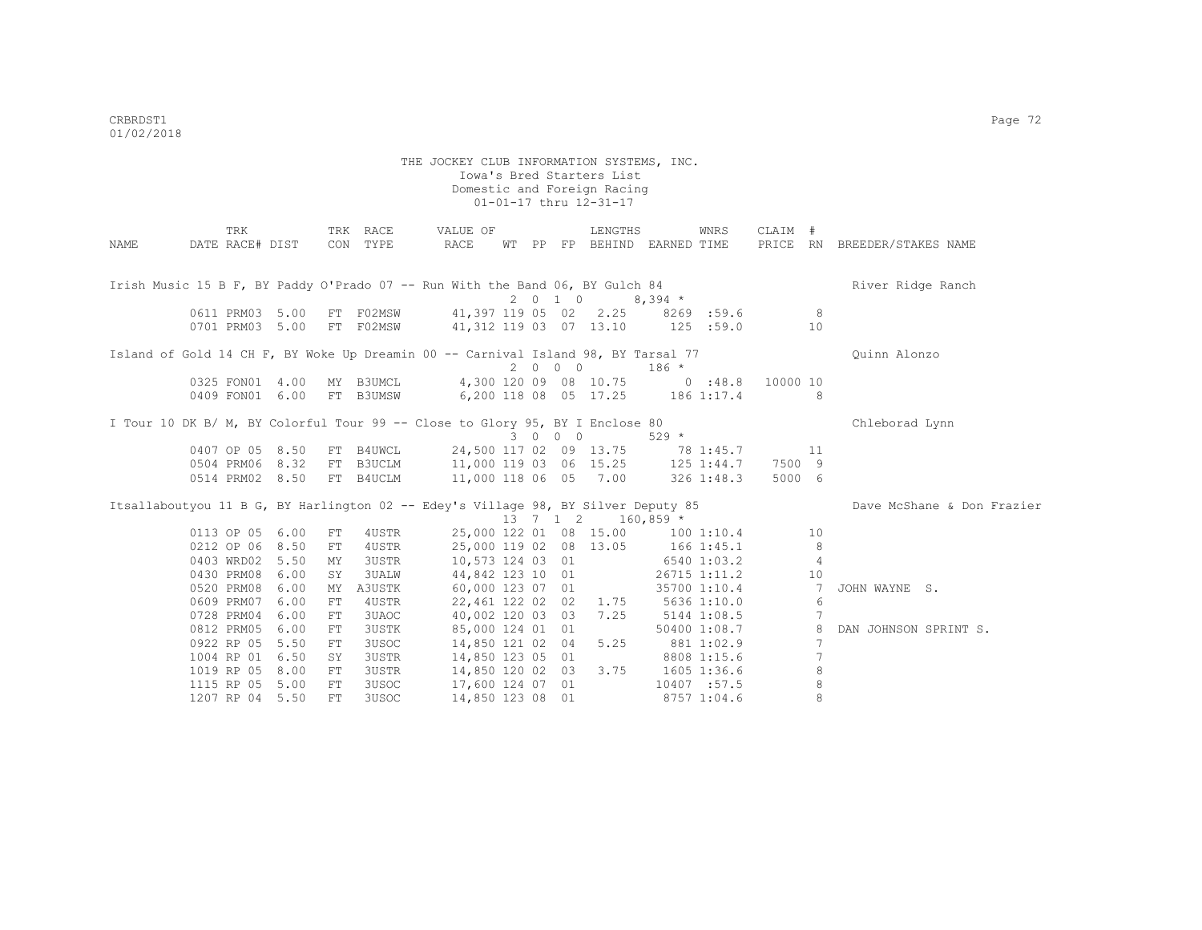THE JOCKEY CLUB INFORMATION SYSTEMS, INC.
Iowa's Bred Starters List
Domestic and Foreign Racing
01-01-17 thru 12-31-17

| NAME | TRK DATE | RACE# | DIST | TRK CON | RACE TYPE | VALUE OF RACE | WT | PP | FP | LENGTHS BEHIND | EARNED | WNRS TIME | CLAIM PRICE | # RN | BREEDER/STAKES NAME |
|---|---|---|---|---|---|---|---|---|---|---|---|---|---|---|---|
| Irish Music 15 B F, BY Paddy O'Prado 07 -- Run With the Band 06, BY Gulch 84 | | | | | | | 2 | 0 | 1 0 | | 8,394 * | | | | River Ridge Ranch |
| | 0611 | PRM03 | 5.00 | FT | F02MSW | 41,397 | 119 | 05 | 02 | 2.25 | 8269 | :59.6 | | 8 | |
| | 0701 | PRM03 | 5.00 | FT | F02MSW | 41,312 | 119 | 03 | 07 | 13.10 | 125 | :59.0 | | 10 | |
| Island of Gold 14 CH F, BY Woke Up Dreamin 00 -- Carnival Island 98, BY Tarsal 77 | | | | | | | 2 | 0 | 0 0 | | 186 * | | | | Quinn Alonzo |
| | 0325 | FON01 | 4.00 | MY | B3UMCL | 4,300 | 120 | 09 | 08 | 10.75 | 0 | :48.8 | 10000 | 10 | |
| | 0409 | FON01 | 6.00 | FT | B3UMSW | 6,200 | 118 | 08 | 05 | 17.25 | 186 | 1:17.4 | | 8 | |
| I Tour 10 DK B/ M, BY Colorful Tour 99 -- Close to Glory 95, BY I Enclose 80 | | | | | | | 3 | 0 | 0 0 | | 529 * | | | | Chleborad Lynn |
| | 0407 | OP 05 | 8.50 | FT | B4UWCL | 24,500 | 117 | 02 | 09 | 13.75 | 78 | 1:45.7 | | 11 | |
| | 0504 | PRM06 | 8.32 | FT | B3UCLM | 11,000 | 119 | 03 | 06 | 15.25 | 125 | 1:44.7 | 7500 | 9 | |
| | 0514 | PRM02 | 8.50 | FT | B4UCLM | 11,000 | 118 | 06 | 05 | 7.00 | 326 | 1:48.3 | 5000 | 6 | |
| Itsallaboutyou 11 B G, BY Harlington 02 -- Edey's Village 98, BY Silver Deputy 85 | | | | | | | 13 | 7 | 1 2 | | 160,859 * | | | | Dave McShane & Don Frazier |
| | 0113 | OP 05 | 6.00 | FT | 4USTR | 25,000 | 122 | 01 | 08 | 15.00 | 100 | 1:10.4 | | 10 | |
| | 0212 | OP 06 | 8.50 | FT | 4USTR | 25,000 | 119 | 02 | 08 | 13.05 | 166 | 1:45.1 | | 8 | |
| | 0403 | WRD02 | 5.50 | MY | 3USTR | 10,573 | 124 | 03 | 01 | | 6540 | 1:03.2 | | 4 | |
| | 0430 | PRM08 | 6.00 | SY | 3UALW | 44,842 | 123 | 10 | 01 | | 26715 | 1:11.2 | | 10 | |
| | 0520 | PRM08 | 6.00 | MY | A3USTK | 60,000 | 123 | 07 | 01 | | 35700 | 1:10.4 | | 7 | JOHN WAYNE S. |
| | 0609 | PRM07 | 6.00 | FT | 4USTR | 22,461 | 122 | 02 | 02 | 1.75 | 5636 | 1:10.0 | | 6 | |
| | 0728 | PRM04 | 6.00 | FT | 3UAOC | 40,002 | 120 | 03 | 03 | 7.25 | 5144 | 1:08.5 | | 7 | |
| | 0812 | PRM05 | 6.00 | FT | 3USTK | 85,000 | 124 | 01 | 01 | | 50400 | 1:08.7 | | 8 | DAN JOHNSON SPRINT S. |
| | 0922 | RP 05 | 5.50 | FT | 3USOC | 14,850 | 121 | 02 | 04 | 5.25 | 881 | 1:02.9 | | 7 | |
| | 1004 | RP 01 | 6.50 | SY | 3USTR | 14,850 | 123 | 05 | 01 | | 8808 | 1:15.6 | | 7 | |
| | 1019 | RP 05 | 8.00 | FT | 3USTR | 14,850 | 120 | 02 | 03 | 3.75 | 1605 | 1:36.6 | | 8 | |
| | 1115 | RP 05 | 5.00 | FT | 3USOC | 17,600 | 124 | 07 | 01 | | 10407 | :57.5 | | 8 | |
| | 1207 | RP 04 | 5.50 | FT | 3USOC | 14,850 | 123 | 08 | 01 | | 8757 | 1:04.6 | | 8 | |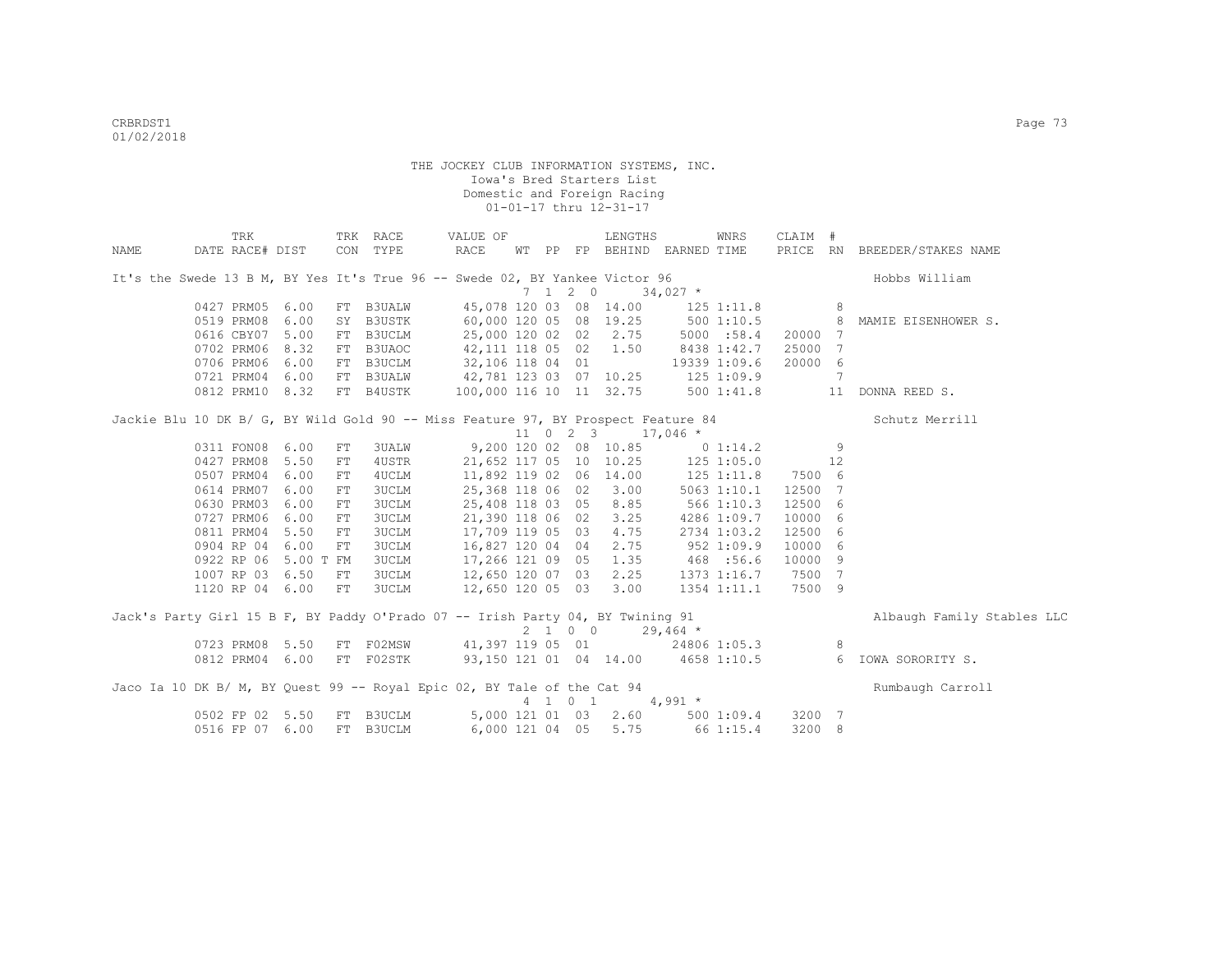THE JOCKEY CLUB INFORMATION SYSTEMS, INC.
Iowa's Bred Starters List
Domestic and Foreign Racing
01-01-17 thru 12-31-17

| NAME | DATE | TRK RACE# | DIST | TRK CON | RACE TYPE | VALUE OF RACE | WT | PP | FP | LENGTHS BEHIND | EARNED | WNRS TIME | CLAIM PRICE | # RN | BREEDER/STAKES NAME |
|---|---|---|---|---|---|---|---|---|---|---|---|---|---|---|---|
| It's the Swede 13 B M, BY Yes It's True 96 -- Swede 02, BY Yankee Victor 96 | | | | | | | 7 | 1 | 2 0 | | 34,027 * | | | | Hobbs William |
| | 0427 | PRM05 | 6.00 | FT | B3UALW | 45,078 | 120 | 03 | 08 | 14.00 | 125 | 1:11.8 | | 8 | |
| | 0519 | PRM08 | 6.00 | SY | B3USTK | 60,000 | 120 | 05 | 08 | 19.25 | 500 | 1:10.5 | | 8 | MAMIE EISENHOWER S. |
| | 0616 | CBY07 | 5.00 | FT | B3UCLM | 25,000 | 120 | 02 | 02 | 2.75 | 5000 | :58.4 | 20000 | 7 | |
| | 0702 | PRM06 | 8.32 | FT | B3UAOC | 42,111 | 118 | 05 | 02 | 1.50 | 8438 | 1:42.7 | 25000 | 7 | |
| | 0706 | PRM06 | 6.00 | FT | B3UCLM | 32,106 | 118 | 04 | 01 | | 19339 | 1:09.6 | 20000 | 6 | |
| | 0721 | PRM04 | 6.00 | FT | B3UALW | 42,781 | 123 | 03 | 07 | 10.25 | 125 | 1:09.9 | | 7 | |
| | 0812 | PRM10 | 8.32 | FT | B4USTK | 100,000 | 116 | 10 | 11 | 32.75 | 500 | 1:41.8 | | 11 | DONNA REED S. |
| Jackie Blu 10 DK B/ G, BY Wild Gold 90 -- Miss Feature 97, BY Prospect Feature 84 | | | | | | | 11 | 0 | 2 3 | | 17,046 * | | | | Schutz Merrill |
| | 0311 | FON08 | 6.00 | FT | 3UALW | 9,200 | 120 | 02 | 08 | 10.85 | 0 | 1:14.2 | | 9 | |
| | 0427 | PRM08 | 5.50 | FT | 4USTR | 21,652 | 117 | 05 | 10 | 10.25 | 125 | 1:05.0 | | 12 | |
| | 0507 | PRM04 | 6.00 | FT | 4UCLM | 11,892 | 119 | 02 | 06 | 14.00 | 125 | 1:11.8 | 7500 | 6 | |
| | 0614 | PRM07 | 6.00 | FT | 3UCLM | 25,368 | 118 | 06 | 02 | 3.00 | 5063 | 1:10.1 | 12500 | 7 | |
| | 0630 | PRM03 | 6.00 | FT | 3UCLM | 25,408 | 118 | 03 | 05 | 8.85 | 566 | 1:10.3 | 12500 | 6 | |
| | 0727 | PRM06 | 6.00 | FT | 3UCLM | 21,390 | 118 | 06 | 02 | 3.25 | 4286 | 1:09.7 | 10000 | 6 | |
| | 0811 | PRM04 | 5.50 | FT | 3UCLM | 17,709 | 119 | 05 | 03 | 4.75 | 2734 | 1:03.2 | 12500 | 6 | |
| | 0904 | RP 04 | 6.00 | FT | 3UCLM | 16,827 | 120 | 04 | 04 | 2.75 | 952 | 1:09.9 | 10000 | 6 | |
| | 0922 | RP 06 | 5.00 T | FM | 3UCLM | 17,266 | 121 | 09 | 05 | 1.35 | 468 | :56.6 | 10000 | 9 | |
| | 1007 | RP 03 | 6.50 | FT | 3UCLM | 12,650 | 120 | 07 | 03 | 2.25 | 1373 | 1:16.7 | 7500 | 7 | |
| | 1120 | RP 04 | 6.00 | FT | 3UCLM | 12,650 | 120 | 05 | 03 | 3.00 | 1354 | 1:11.1 | 7500 | 9 | |
| Jack's Party Girl 15 B F, BY Paddy O'Prado 07 -- Irish Party 04, BY Twining 91 | | | | | | | 2 | 1 | 0 0 | | 29,464 * | | | | Albaugh Family Stables LLC |
| | 0723 | PRM08 | 5.50 | FT | F02MSW | 41,397 | 119 | 05 | 01 | | 24806 | 1:05.3 | | 8 | |
| | 0812 | PRM04 | 6.00 | FT | F02STK | 93,150 | 121 | 01 | 04 | 14.00 | 4658 | 1:10.5 | | 6 | IOWA SORORITY S. |
| Jaco Ia 10 DK B/ M, BY Quest 99 -- Royal Epic 02, BY Tale of the Cat 94 | | | | | | | 4 | 1 | 0 1 | | 4,991 * | | | | Rumbaugh Carroll |
| | 0502 | FP 02 | 5.50 | FT | B3UCLM | 5,000 | 121 | 01 | 03 | 2.60 | 500 | 1:09.4 | 3200 | 7 | |
| | 0516 | FP 07 | 6.00 | FT | B3UCLM | 6,000 | 121 | 04 | 05 | 5.75 | 66 | 1:15.4 | 3200 | 8 | |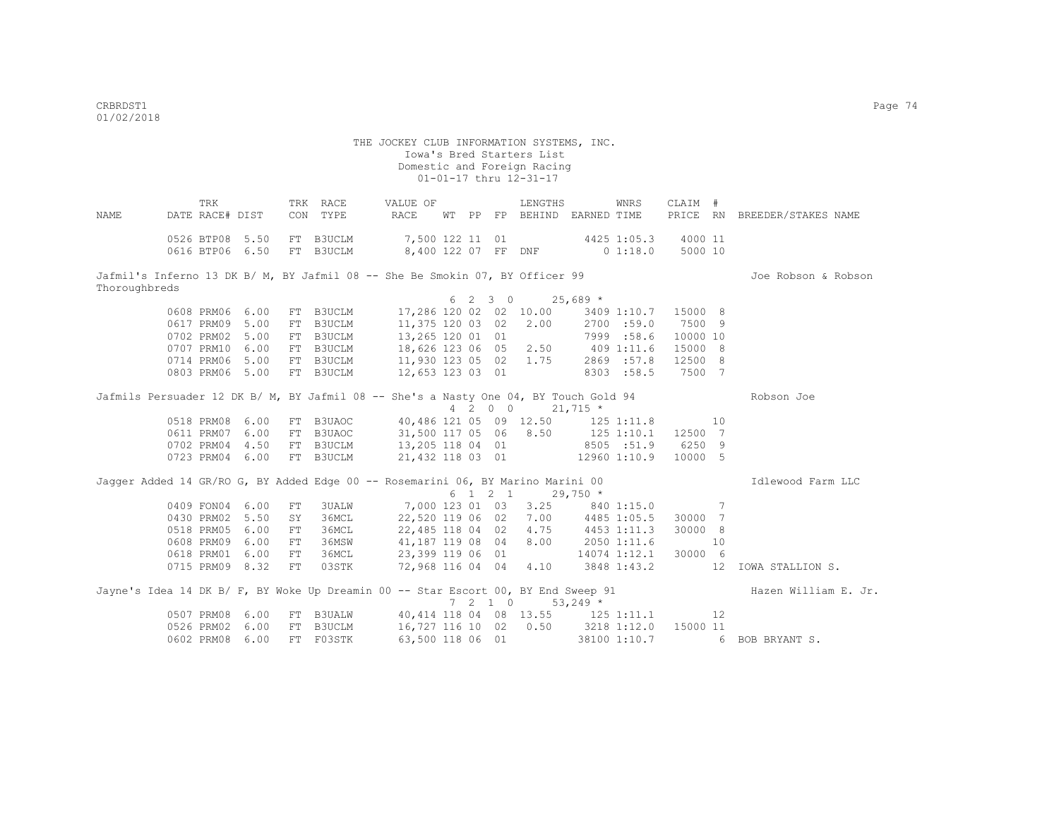THE JOCKEY CLUB INFORMATION SYSTEMS, INC.
Iowa's Bred Starters List
Domestic and Foreign Racing
01-01-17 thru 12-31-17

| NAME | TRK DATE | RACE# | DIST | TRK CON | RACE TYPE | VALUE OF RACE | WT | PP | FP | LENGTHS BEHIND | EARNED | WNRS TIME | CLAIM PRICE | # RN | BREEDER/STAKES NAME |
|---|---|---|---|---|---|---|---|---|---|---|---|---|---|---|---|
| | 0526 | BTP08 | 5.50 | FT | B3UCLM | 7,500 | 122 | 11 | 01 | | 4425 | 1:05.3 | 4000 | 11 | |
| | 0616 | BTP06 | 6.50 | FT | B3UCLM | 8,400 | 122 | 07 | FF | DNF | 0 | 1:18.0 | 5000 | 10 | |
| Jafmil's Inferno 13 DK B/ M, BY Jafmil 08 -- She Be Smokin 07, BY Officer 99 | | | | | | | | | | | | | | | Joe Robson & Robson Thoroughbreds |
| | | | | | | | 6 | 2 3 0 | | | 25,689 * | | | | |
| | 0608 | PRM06 | 6.00 | FT | B3UCLM | 17,286 | 120 | 02 | 02 | 10.00 | 3409 | 1:10.7 | 15000 | 8 | |
| | 0617 | PRM09 | 5.00 | FT | B3UCLM | 11,375 | 120 | 03 | 02 | 2.00 | 2700 | :59.0 | 7500 | 9 | |
| | 0702 | PRM02 | 5.00 | FT | B3UCLM | 13,265 | 120 | 01 | 01 | | 7999 | :58.6 | 10000 | 10 | |
| | 0707 | PRM10 | 6.00 | FT | B3UCLM | 18,626 | 123 | 06 | 05 | 2.50 | 409 | 1:11.6 | 15000 | 8 | |
| | 0714 | PRM06 | 5.00 | FT | B3UCLM | 11,930 | 123 | 05 | 02 | 1.75 | 2869 | :57.8 | 12500 | 8 | |
| | 0803 | PRM06 | 5.00 | FT | B3UCLM | 12,653 | 123 | 03 | 01 | | 8303 | :58.5 | 7500 | 7 | |
| Jafmils Persuader 12 DK B/ M, BY Jafmil 08 -- She's a Nasty One 04, BY Touch Gold 94 | | | | | | | | | | | | | | | Robson Joe |
| | | | | | | | 4 | 2 0 0 | | | 21,715 * | | | | |
| | 0518 | PRM08 | 6.00 | FT | B3UAOC | 40,486 | 121 | 05 | 09 | 12.50 | 125 | 1:11.8 | | 10 | |
| | 0611 | PRM07 | 6.00 | FT | B3UAOC | 31,500 | 117 | 05 | 06 | 8.50 | 125 | 1:10.1 | 12500 | 7 | |
| | 0702 | PRM04 | 4.50 | FT | B3UCLM | 13,205 | 118 | 04 | 01 | | 8505 | :51.9 | 6250 | 9 | |
| | 0723 | PRM04 | 6.00 | FT | B3UCLM | 21,432 | 118 | 03 | 01 | | 12960 | 1:10.9 | 10000 | 5 | |
| Jagger Added 14 GR/RO G, BY Added Edge 00 -- Rosemarini 06, BY Marino Marini 00 | | | | | | | | | | | | | | | Idlewood Farm LLC |
| | | | | | | | 6 | 1 2 1 | | | 29,750 * | | | | |
| | 0409 | FON04 | 6.00 | FT | 3UALW | 7,000 | 123 | 01 | 03 | 3.25 | 840 | 1:15.0 | | 7 | |
| | 0430 | PRM02 | 5.50 | SY | 36MCL | 22,520 | 119 | 06 | 02 | 7.00 | 4485 | 1:05.5 | 30000 | 7 | |
| | 0518 | PRM05 | 6.00 | FT | 36MCL | 22,485 | 118 | 04 | 02 | 4.75 | 4453 | 1:11.3 | 30000 | 8 | |
| | 0608 | PRM09 | 6.00 | FT | 36MSW | 41,187 | 119 | 08 | 04 | 8.00 | 2050 | 1:11.6 | | 10 | |
| | 0618 | PRM01 | 6.00 | FT | 36MCL | 23,399 | 119 | 06 | 01 | | 14074 | 1:12.1 | 30000 | 6 | |
| | 0715 | PRM09 | 8.32 | FT | 03STK | 72,968 | 116 | 04 | 04 | 4.10 | 3848 | 1:43.2 | | 12 | IOWA STALLION S. |
| Jayne's Idea 14 DK B/ F, BY Woke Up Dreamin 00 -- Star Escort 00, BY End Sweep 91 | | | | | | | | | | | | | | | Hazen William E. Jr. |
| | | | | | | | 7 | 2 1 0 | | | 53,249 * | | | | |
| | 0507 | PRM08 | 6.00 | FT | B3UALW | 40,414 | 118 | 04 | 08 | 13.55 | 125 | 1:11.1 | | 12 | |
| | 0526 | PRM02 | 6.00 | FT | B3UCLM | 16,727 | 116 | 10 | 02 | 0.50 | 3218 | 1:12.0 | 15000 | 11 | |
| | 0602 | PRM08 | 6.00 | FT | F03STK | 63,500 | 118 | 06 | 01 | | 38100 | 1:10.7 | | 6 | BOB BRYANT S. |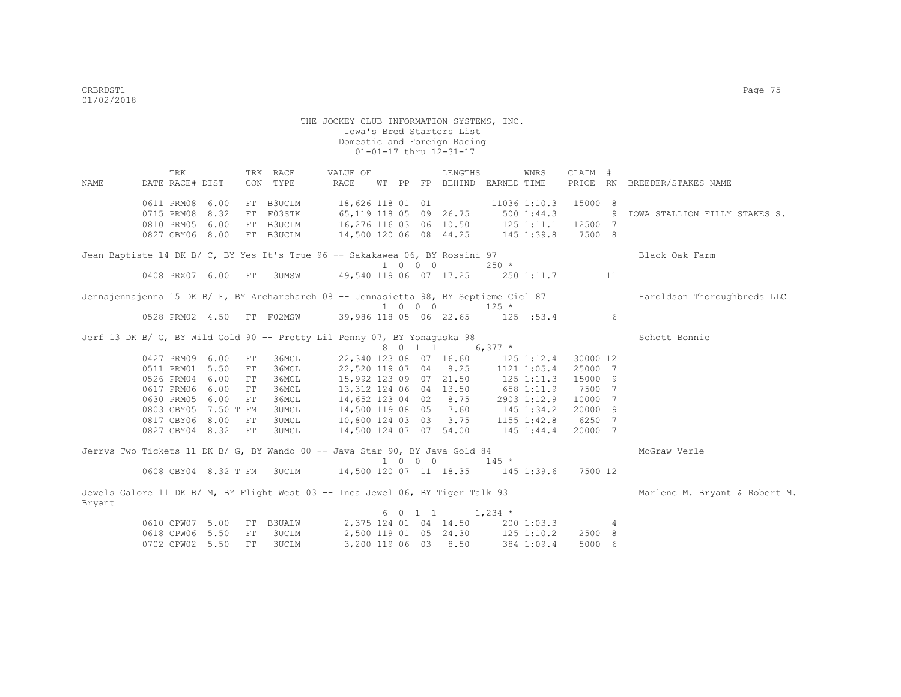THE JOCKEY CLUB INFORMATION SYSTEMS, INC.
Iowa's Bred Starters List
Domestic and Foreign Racing
01-01-17 thru 12-31-17

| NAME | TRK DATE | RACE# | DIST | TRK CON | RACE TYPE | VALUE OF RACE | WT | PP | FP | LENGTHS BEHIND | EARNED | WNRS TIME | CLAIM PRICE | # RN | BREEDER/STAKES NAME |
|---|---|---|---|---|---|---|---|---|---|---|---|---|---|---|---|
| | 0611 | PRM08 | 6.00 | FT | B3UCLM | 18,626 | 118 | 01 | 01 | | 11036 | 1:10.3 | 15000 | 8 | |
| | 0715 | PRM08 | 8.32 | FT | F03STK | 65,119 | 118 | 05 | 09 | 26.75 | 500 | 1:44.3 | | 9 | IOWA STALLION FILLY STAKES S. |
| | 0810 | PRM05 | 6.00 | FT | B3UCLM | 16,276 | 116 | 03 | 06 | 10.50 | 125 | 1:11.1 | 12500 | 7 | |
| | 0827 | CBY06 | 8.00 | FT | B3UCLM | 14,500 | 120 | 06 | 08 | 44.25 | 145 | 1:39.8 | 7500 | 8 | |
| Jean Baptiste 14 DK B/ C, BY Yes It's True 96 -- Sakakawea 06, BY Rossini 97 | | | | | | | 1 | 0 0 | 0 | | 250 * | | | | Black Oak Farm |
| | 0408 | PRX07 | 6.00 | FT | 3UMSW | 49,540 | 119 | 06 | 07 | 17.25 | 250 | 1:11.7 | | 11 | |
| Jennajennajenna 15 DK B/ F, BY Archarcharch 08 -- Jennasietta 98, BY Septieme Ciel 87 | | | | | | | 1 | 0 0 | 0 | | 125 * | | | | Haroldson Thoroughbreds LLC |
| | 0528 | PRM02 | 4.50 | FT | F02MSW | 39,986 | 118 | 05 | 06 | 22.65 | 125 | :53.4 | | 6 | |
| Jerf 13 DK B/ G, BY Wild Gold 90 -- Pretty Lil Penny 07, BY Yonaguska 98 | | | | | | | 8 | 0 1 | 1 | | 6,377 * | | | | Schott Bonnie |
| | 0427 | PRM09 | 6.00 | FT | 36MCL | 22,340 | 123 | 08 | 07 | 16.60 | 125 | 1:12.4 | 30000 | 12 | |
| | 0511 | PRM01 | 5.50 | FT | 36MCL | 22,520 | 119 | 07 | 04 | 8.25 | 1121 | 1:05.4 | 25000 | 7 | |
| | 0526 | PRM04 | 6.00 | FT | 36MCL | 15,992 | 123 | 09 | 07 | 21.50 | 125 | 1:11.3 | 15000 | 9 | |
| | 0617 | PRM06 | 6.00 | FT | 36MCL | 13,312 | 124 | 06 | 04 | 13.50 | 658 | 1:11.9 | 7500 | 7 | |
| | 0630 | PRM05 | 6.00 | FT | 36MCL | 14,652 | 123 | 04 | 02 | 8.75 | 2903 | 1:12.9 | 10000 | 7 | |
| | 0803 | CBY05 | 7.50 T | FM | 3UMCL | 14,500 | 119 | 08 | 05 | 7.60 | 145 | 1:34.2 | 20000 | 9 | |
| | 0817 | CBY06 | 8.00 | FT | 3UMCL | 10,800 | 124 | 03 | 03 | 3.75 | 1155 | 1:42.8 | 6250 | 7 | |
| | 0827 | CBY04 | 8.32 | FT | 3UMCL | 14,500 | 124 | 07 | 07 | 54.00 | 145 | 1:44.4 | 20000 | 7 | |
| Jerrys Two Tickets 11 DK B/ G, BY Wando 00 -- Java Star 90, BY Java Gold 84 | | | | | | | 1 | 0 0 | 0 | | 145 * | | | | McGraw Verle |
| | 0608 | CBY04 | 8.32 T | FM | 3UCLM | 14,500 | 120 | 07 | 11 | 18.35 | 145 | 1:39.6 | 7500 | 12 | |
| Jewels Galore 11 DK B/ M, BY Flight West 03 -- Inca Jewel 06, BY Tiger Talk 93 | | | | | | | 6 | 0 1 | 1 | | 1,234 * | | | | Marlene M. Bryant & Robert M. Bryant |
| | 0610 | CPW07 | 5.00 | FT | B3UALW | 2,375 | 124 | 01 | 04 | 14.50 | 200 | 1:03.3 | | 4 | |
| | 0618 | CPW06 | 5.50 | FT | 3UCLM | 2,500 | 119 | 01 | 05 | 24.30 | 125 | 1:10.2 | 2500 | 8 | |
| | 0702 | CPW02 | 5.50 | FT | 3UCLM | 3,200 | 119 | 06 | 03 | 8.50 | 384 | 1:09.4 | 5000 | 6 | |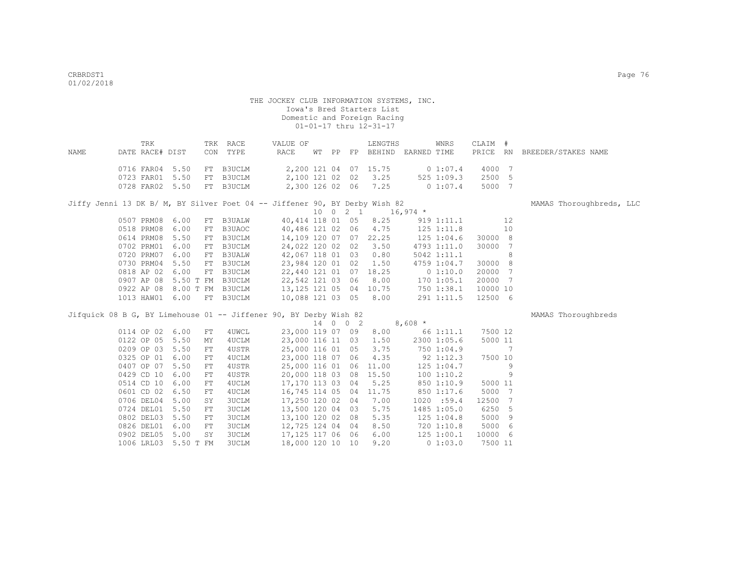THE JOCKEY CLUB INFORMATION SYSTEMS, INC.
Iowa's Bred Starters List
Domestic and Foreign Racing
01-01-17 thru 12-31-17

| NAME | TRK DATE | RACE# | DIST | TRK CON | RACE TYPE | VALUE OF RACE | WT | PP | FP | LENGTHS BEHIND | EARNED | WNRS TIME | CLAIM PRICE | # RN | BREEDER/STAKES NAME |
|---|---|---|---|---|---|---|---|---|---|---|---|---|---|---|---|
| | 0716 | FAR04 | 5.50 | FT | B3UCLM | 2,200 | 121 | 04 | 07 | 15.75 | 0 | 1:07.4 | 4000 | 7 | |
| | 0723 | FAR01 | 5.50 | FT | B3UCLM | 2,100 | 121 | 02 | 02 | 3.25 | 525 | 1:09.3 | 2500 | 5 | |
| | 0728 | FAR02 | 5.50 | FT | B3UCLM | 2,300 | 126 | 02 | 06 | 7.25 | 0 | 1:07.4 | 5000 | 7 | |
| Jiffy Jenni 13 DK B/ M, BY Silver Poet 04 -- Jiffener 90, BY Derby Wish 82 | | | | | | | 10 | 0 | 2 1 | | 16,974 * | | | | MAMAS Thoroughbreds, LLC |
| | 0507 | PRM08 | 6.00 | FT | B3UALW | 40,414 | 118 | 01 | 05 | 8.25 | 919 | 1:11.1 | | 12 | |
| | 0518 | PRM08 | 6.00 | FT | B3UAOC | 40,486 | 121 | 02 | 06 | 4.75 | 125 | 1:11.8 | | 10 | |
| | 0614 | PRM08 | 5.50 | FT | B3UCLM | 14,109 | 120 | 07 | 07 | 22.25 | 125 | 1:04.6 | 30000 | 8 | |
| | 0702 | PRM01 | 6.00 | FT | B3UCLM | 24,022 | 120 | 02 | 02 | 3.50 | 4793 | 1:11.0 | 30000 | 7 | |
| | 0720 | PRM07 | 6.00 | FT | B3UALW | 42,067 | 118 | 01 | 03 | 0.80 | 5042 | 1:11.1 | | 8 | |
| | 0730 | PRM04 | 5.50 | FT | B3UCLM | 23,984 | 120 | 01 | 02 | 1.50 | 4759 | 1:04.7 | 30000 | 8 | |
| | 0818 | AP 02 | 6.00 | FT | B3UCLM | 22,440 | 121 | 01 | 07 | 18.25 | 0 | 1:10.0 | 20000 | 7 | |
| | 0907 | AP 08 | 5.50 T | FM | B3UCLM | 22,542 | 121 | 03 | 06 | 8.00 | 170 | 1:05.1 | 20000 | 7 | |
| | 0922 | AP 08 | 8.00 T | FM | B3UCLM | 13,125 | 121 | 05 | 04 | 10.75 | 750 | 1:38.1 | 10000 | 10 | |
| | 1013 | HAW01 | 6.00 | FT | B3UCLM | 10,088 | 121 | 03 | 05 | 8.00 | 291 | 1:11.5 | 12500 | 6 | |
| Jifquick 08 B G, BY Limehouse 01 -- Jiffener 90, BY Derby Wish 82 | | | | | | | 14 | 0 | 0 2 | | 8,608 * | | | | MAMAS Thoroughbreds |
| | 0114 | OP 02 | 6.00 | FT | 4UWCL | 23,000 | 119 | 07 | 09 | 8.00 | 66 | 1:11.1 | 7500 | 12 | |
| | 0122 | OP 05 | 5.50 | MY | 4UCLM | 23,000 | 116 | 11 | 03 | 1.50 | 2300 | 1:05.6 | 5000 | 11 | |
| | 0209 | OP 03 | 5.50 | FT | 4USTR | 25,000 | 116 | 01 | 05 | 3.75 | 750 | 1:04.9 | | 7 | |
| | 0325 | OP 01 | 6.00 | FT | 4UCLM | 23,000 | 118 | 07 | 06 | 4.35 | 92 | 1:12.3 | 7500 | 10 | |
| | 0407 | OP 07 | 5.50 | FT | 4USTR | 25,000 | 116 | 01 | 06 | 11.00 | 125 | 1:04.7 | | 9 | |
| | 0429 | CD 10 | 6.00 | FT | 4USTR | 20,000 | 118 | 03 | 08 | 15.50 | 100 | 1:10.2 | | 9 | |
| | 0514 | CD 10 | 6.00 | FT | 4UCLM | 17,170 | 113 | 03 | 04 | 5.25 | 850 | 1:10.9 | 5000 | 11 | |
| | 0601 | CD 02 | 6.50 | FT | 4UCLM | 16,745 | 114 | 05 | 04 | 11.75 | 850 | 1:17.6 | 5000 | 7 | |
| | 0706 | DEL04 | 5.00 | SY | 3UCLM | 17,250 | 120 | 02 | 04 | 7.00 | 1020 | :59.4 | 12500 | 7 | |
| | 0724 | DEL01 | 5.50 | FT | 3UCLM | 13,500 | 120 | 04 | 03 | 5.75 | 1485 | 1:05.0 | 6250 | 5 | |
| | 0802 | DEL03 | 5.50 | FT | 3UCLM | 13,100 | 120 | 02 | 08 | 5.35 | 125 | 1:04.8 | 5000 | 9 | |
| | 0826 | DEL01 | 6.00 | FT | 3UCLM | 12,725 | 124 | 04 | 04 | 8.50 | 720 | 1:10.8 | 5000 | 6 | |
| | 0902 | DEL05 | 5.00 | SY | 3UCLM | 17,125 | 117 | 06 | 06 | 6.00 | 125 | 1:00.1 | 10000 | 6 | |
| | 1006 | LRL03 | 5.50 T | FM | 3UCLM | 18,000 | 120 | 10 | 10 | 9.20 | 0 | 1:03.0 | 7500 | 11 | |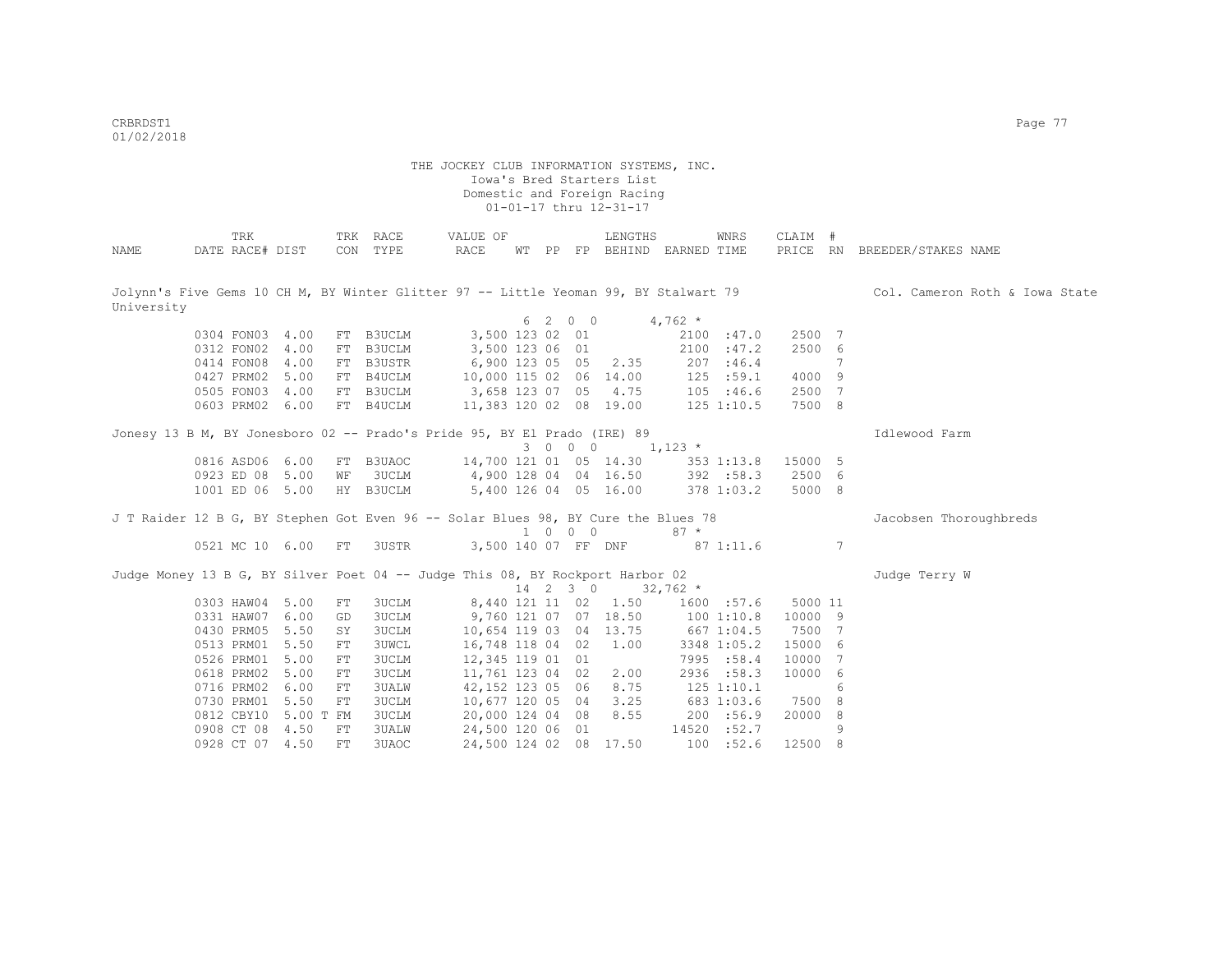THE JOCKEY CLUB INFORMATION SYSTEMS, INC.
Iowa's Bred Starters List
Domestic and Foreign Racing
01-01-17 thru 12-31-17

| NAME | TRK DATE RACE# | DIST | TRK CON | RACE TYPE | VALUE OF RACE | WT | PP | FP | LENGTHS BEHIND | EARNED | WNRS TIME | CLAIM PRICE | # RN | BREEDER/STAKES NAME |
|---|---|---|---|---|---|---|---|---|---|---|---|---|---|---|
| Jolynn's Five Gems 10 CH M, BY Winter Glitter 97 -- Little Yeoman 99, BY Stalwart 79 | | | | | | | | | | | | | | Col. Cameron Roth & Iowa State University |
| | | | | | | 6 | 2 0 0 | | | 4,762 * | | | | |
| | 0304 FON03 | 4.00 | FT | B3UCLM | 3,500 | 123 | 02 | 01 | | 2100 | :47.0 | 2500 | 7 | |
| | 0312 FON02 | 4.00 | FT | B3UCLM | 3,500 | 123 | 06 | 01 | | 2100 | :47.2 | 2500 | 6 | |
| | 0414 FON08 | 4.00 | FT | B3USTR | 6,900 | 123 | 05 | 05 | 2.35 | 207 | :46.4 | | 7 | |
| | 0427 PRM02 | 5.00 | FT | B4UCLM | 10,000 | 115 | 02 | 06 | 14.00 | 125 | :59.1 | 4000 | 9 | |
| | 0505 FON03 | 4.00 | FT | B3UCLM | 3,658 | 123 | 07 | 05 | 4.75 | 105 | :46.6 | 2500 | 7 | |
| | 0603 PRM02 | 6.00 | FT | B4UCLM | 11,383 | 120 | 02 | 08 | 19.00 | 125 | 1:10.5 | 7500 | 8 | |
| Jonesy 13 B M, BY Jonesboro 02 -- Prado's Pride 95, BY El Prado (IRE) 89 | | | | | | | | | | | | | | Idlewood Farm |
| | | | | | | 3 | 0 0 0 | | | 1,123 * | | | | |
| | 0816 ASD06 | 6.00 | FT | B3UAOC | 14,700 | 121 | 01 | 05 | 14.30 | 353 | 1:13.8 | 15000 | 5 | |
| | 0923 ED 08 | 5.00 | WF | 3UCLM | 4,900 | 128 | 04 | 04 | 16.50 | 392 | :58.3 | 2500 | 6 | |
| | 1001 ED 06 | 5.00 | HY | B3UCLM | 5,400 | 126 | 04 | 05 | 16.00 | 378 | 1:03.2 | 5000 | 8 | |
| J T Raider 12 B G, BY Stephen Got Even 96 -- Solar Blues 98, BY Cure the Blues 78 | | | | | | | | | | | | | | Jacobsen Thoroughbreds |
| | | | | | | 1 | 0 0 0 | | | 87 * | | | | |
| | 0521 MC 10 | 6.00 | FT | 3USTR | 3,500 | 140 | 07 | FF | DNF | 87 | 1:11.6 | | 7 | |
| Judge Money 13 B G, BY Silver Poet 04 -- Judge This 08, BY Rockport Harbor 02 | | | | | | | | | | | | | | Judge Terry W |
| | | | | | | 14 | 2 3 0 | | | 32,762 * | | | | |
| | 0303 HAW04 | 5.00 | FT | 3UCLM | 8,440 | 121 | 11 | 02 | 1.50 | 1600 | :57.6 | 5000 | 11 | |
| | 0331 HAW07 | 6.00 | GD | 3UCLM | 9,760 | 121 | 07 | 07 | 18.50 | 100 | 1:10.8 | 10000 | 9 | |
| | 0430 PRM05 | 5.50 | SY | 3UCLM | 10,654 | 119 | 03 | 04 | 13.75 | 667 | 1:04.5 | 7500 | 7 | |
| | 0513 PRM01 | 5.50 | FT | 3UWCL | 16,748 | 118 | 04 | 02 | 1.00 | 3348 | 1:05.2 | 15000 | 6 | |
| | 0526 PRM01 | 5.00 | FT | 3UCLM | 12,345 | 119 | 01 | 01 | | 7995 | :58.4 | 10000 | 7 | |
| | 0618 PRM02 | 5.00 | FT | 3UCLM | 11,761 | 123 | 04 | 02 | 2.00 | 2936 | :58.3 | 10000 | 6 | |
| | 0716 PRM02 | 6.00 | FT | 3UALW | 42,152 | 123 | 05 | 06 | 8.75 | 125 | 1:10.1 | | 6 | |
| | 0730 PRM01 | 5.50 | FT | 3UCLM | 10,677 | 120 | 05 | 04 | 3.25 | 683 | 1:03.6 | 7500 | 8 | |
| | 0812 CBY10 | 5.00 T | FM | 3UCLM | 20,000 | 124 | 04 | 08 | 8.55 | 200 | :56.9 | 20000 | 8 | |
| | 0908 CT 08 | 4.50 | FT | 3UALW | 24,500 | 120 | 06 | 01 | | 14520 | :52.7 | | 9 | |
| | 0928 CT 07 | 4.50 | FT | 3UAOC | 24,500 | 124 | 02 | 08 | 17.50 | 100 | :52.6 | 12500 | 8 | |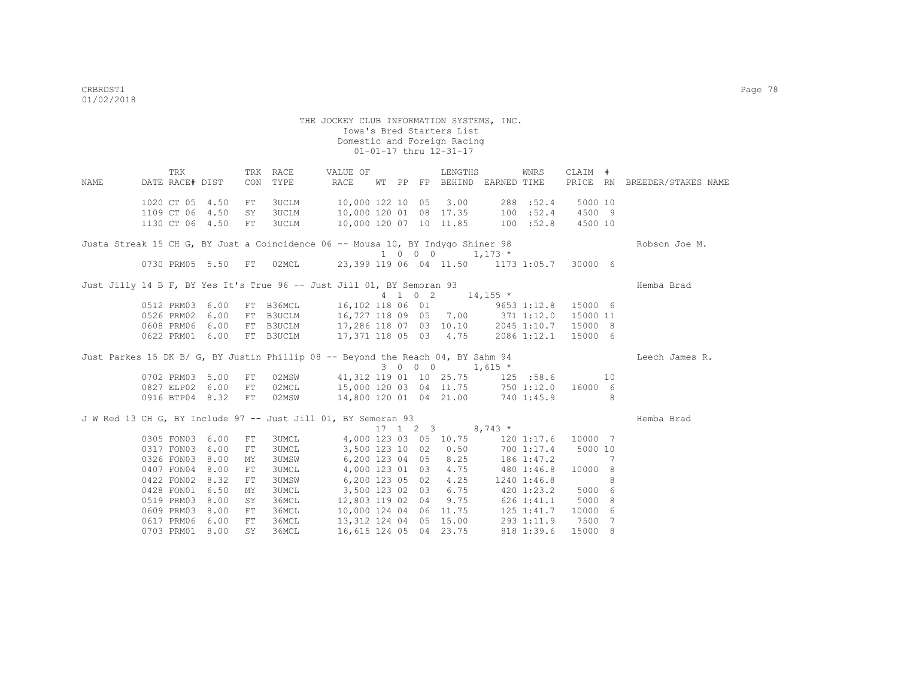THE JOCKEY CLUB INFORMATION SYSTEMS, INC.
Iowa's Bred Starters List
Domestic and Foreign Racing
01-01-17 thru 12-31-17

| NAME | TRK DATE | RACE# | TRK DIST | TRK CON | RACE TYPE | VALUE OF RACE | WT | PP | FP | LENGTHS BEHIND | EARNED | WNRS TIME | CLAIM PRICE | # RN | BREEDER/STAKES NAME |
|---|---|---|---|---|---|---|---|---|---|---|---|---|---|---|---|
| | 1020 | CT 05 | 4.50 | FT | 3UCLM | 10,000 | 122 | 10 | 05 | 3.00 | 288 | :52.4 | 5000 | 10 | |
| | 1109 | CT 06 | 4.50 | SY | 3UCLM | 10,000 | 120 | 01 | 08 | 17.35 | 100 | :52.4 | 4500 | 9 | |
| | 1130 | CT 06 | 4.50 | FT | 3UCLM | 10,000 | 120 | 07 | 10 | 11.85 | 100 | :52.8 | 4500 | 10 | |
| Justa Streak 15 CH G, BY Just a Coincidence 06 -- Mousa 10, BY Indygo Shiner 98 | | | | | | | 1 | 0 0 | 0 | | 1,173 * | | | | Robson Joe M. |
| | 0730 | PRM05 | 5.50 | FT | 02MCL | 23,399 | 119 | 06 | 04 | 11.50 | 1173 | 1:05.7 | 30000 | 6 | |
| Just Jilly 14 B F, BY Yes It's True 96 -- Just Jill 01, BY Semoran 93 | | | | | | | 4 | 1 0 | 2 | | 14,155 * | | | | Hemba Brad |
| | 0512 | PRM03 | 6.00 | FT | B36MCL | 16,102 | 118 | 06 | 01 | | 9653 | 1:12.8 | 15000 | 6 | |
| | 0526 | PRM02 | 6.00 | FT | B3UCLM | 16,727 | 118 | 09 | 05 | 7.00 | 371 | 1:12.0 | 15000 | 11 | |
| | 0608 | PRM06 | 6.00 | FT | B3UCLM | 17,286 | 118 | 07 | 03 | 10.10 | 2045 | 1:10.7 | 15000 | 8 | |
| | 0622 | PRM01 | 6.00 | FT | B3UCLM | 17,371 | 118 | 05 | 03 | 4.75 | 2086 | 1:12.1 | 15000 | 6 | |
| Just Parkes 15 DK B/ G, BY Justin Phillip 08 -- Beyond the Reach 04, BY Sahm 94 | | | | | | | 3 | 0 0 | 0 | | 1,615 * | | | | Leech James R. |
| | 0702 | PRM03 | 5.00 | FT | 02MSW | 41,312 | 119 | 01 | 10 | 25.75 | 125 | :58.6 | | 10 | |
| | 0827 | ELP02 | 6.00 | FT | 02MCL | 15,000 | 120 | 03 | 04 | 11.75 | 750 | 1:12.0 | 16000 | 6 | |
| | 0916 | BTP04 | 8.32 | FT | 02MSW | 14,800 | 120 | 01 | 04 | 21.00 | 740 | 1:45.9 | | 8 | |
| J W Red 13 CH G, BY Include 97 -- Just Jill 01, BY Semoran 93 | | | | | | | 17 | 1 2 | 3 | | 8,743 * | | | | Hemba Brad |
| | 0305 | FON03 | 6.00 | FT | 3UMCL | 4,000 | 123 | 03 | 05 | 10.75 | 120 | 1:17.6 | 10000 | 7 | |
| | 0317 | FON03 | 6.00 | FT | 3UMCL | 3,500 | 123 | 10 | 02 | 0.50 | 700 | 1:17.4 | 5000 | 10 | |
| | 0326 | FON03 | 8.00 | MY | 3UMSW | 6,200 | 123 | 04 | 05 | 8.25 | 186 | 1:47.2 | | 7 | |
| | 0407 | FON04 | 8.00 | FT | 3UMCL | 4,000 | 123 | 01 | 03 | 4.75 | 480 | 1:46.8 | 10000 | 8 | |
| | 0422 | FON02 | 8.32 | FT | 3UMSW | 6,200 | 123 | 05 | 02 | 4.25 | 1240 | 1:46.8 | | 8 | |
| | 0428 | FON01 | 6.50 | MY | 3UMCL | 3,500 | 123 | 02 | 03 | 6.75 | 420 | 1:23.2 | 5000 | 6 | |
| | 0519 | PRM03 | 8.00 | SY | 36MCL | 12,803 | 119 | 02 | 04 | 9.75 | 626 | 1:41.1 | 5000 | 8 | |
| | 0609 | PRM03 | 8.00 | FT | 36MCL | 10,000 | 124 | 04 | 06 | 11.75 | 125 | 1:41.7 | 10000 | 6 | |
| | 0617 | PRM06 | 6.00 | FT | 36MCL | 13,312 | 124 | 04 | 05 | 15.00 | 293 | 1:11.9 | 7500 | 7 | |
| | 0703 | PRM01 | 8.00 | SY | 36MCL | 16,615 | 124 | 05 | 04 | 23.75 | 818 | 1:39.6 | 15000 | 8 | |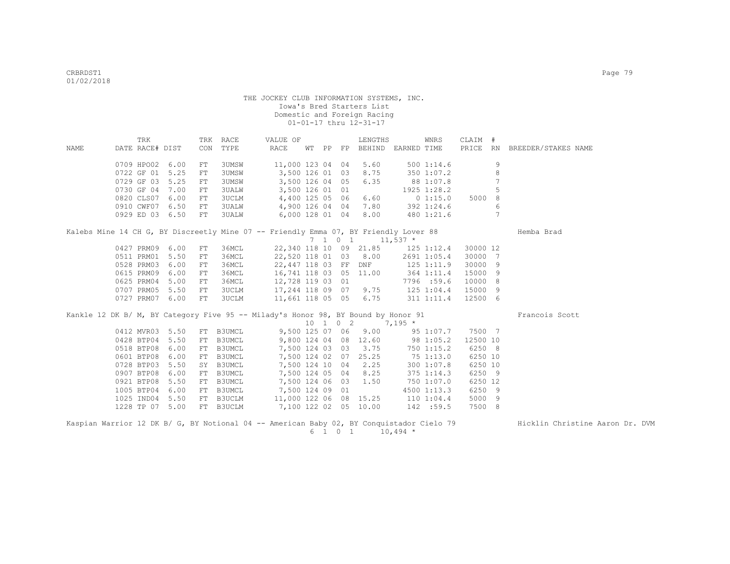THE JOCKEY CLUB INFORMATION SYSTEMS, INC.
Iowa's Bred Starters List
Domestic and Foreign Racing
01-01-17 thru 12-31-17

| NAME | TRK DATE | RACE# | DIST | TRK CON | RACE TYPE | VALUE OF RACE | WT | PP | FP | LENGTHS BEHIND | EARNED | WNRS TIME | CLAIM PRICE | # RN | BREEDER/STAKES NAME |
|---|---|---|---|---|---|---|---|---|---|---|---|---|---|---|---|
| | 0709 | HPO02 | 6.00 | FT | 3UMSW | 11,000 | 123 | 04 | 04 | 5.60 | 500 | 1:14.6 | | 9 | |
| | 0722 | GF 01 | 5.25 | FT | 3UMSW | 3,500 | 126 | 01 | 03 | 8.75 | 350 | 1:07.2 | | 8 | |
| | 0729 | GF 03 | 5.25 | FT | 3UMSW | 3,500 | 126 | 04 | 05 | 6.35 | 88 | 1:07.8 | | 7 | |
| | 0730 | GF 04 | 7.00 | FT | 3UALW | 3,500 | 126 | 01 | 01 | | 1925 | 1:28.2 | | 5 | |
| | 0820 | CLS07 | 6.00 | FT | 3UCLM | 4,400 | 125 | 05 | 06 | 6.60 | 0 | 1:15.0 | 5000 | 8 | |
| | 0910 | CWF07 | 6.50 | FT | 3UALW | 4,900 | 126 | 04 | 04 | 7.80 | 392 | 1:24.6 | | 6 | |
| | 0929 | ED 03 | 6.50 | FT | 3UALW | 6,000 | 128 | 01 | 04 | 8.00 | 480 | 1:21.6 | | 7 | |
| Kalebs Mine 14 CH G, BY Discreetly Mine 07 -- Friendly Emma 07, BY Friendly Lover 88 | | | | | | | 7 | 1 | 0 1 | | 11,537 * | | | | Hemba Brad |
| | 0427 | PRM09 | 6.00 | FT | 36MCL | 22,340 | 118 | 10 | 09 | 21.85 | 125 | 1:12.4 | 30000 | 12 | |
| | 0511 | PRM01 | 5.50 | FT | 36MCL | 22,520 | 118 | 01 | 03 | 8.00 | 2691 | 1:05.4 | 30000 | 7 | |
| | 0528 | PRM03 | 6.00 | FT | 36MCL | 22,447 | 118 | 03 | FF | DNF | 125 | 1:11.9 | 30000 | 9 | |
| | 0615 | PRM09 | 6.00 | FT | 36MCL | 16,741 | 118 | 03 | 05 | 11.00 | 364 | 1:11.4 | 15000 | 9 | |
| | 0625 | PRM04 | 5.00 | FT | 36MCL | 12,728 | 119 | 03 | 01 | | 7796 | :59.6 | 10000 | 8 | |
| | 0707 | PRM05 | 5.50 | FT | 3UCLM | 17,244 | 118 | 09 | 07 | 9.75 | 125 | 1:04.4 | 15000 | 9 | |
| | 0727 | PRM07 | 6.00 | FT | 3UCLM | 11,661 | 118 | 05 | 05 | 6.75 | 311 | 1:11.4 | 12500 | 6 | |
| Kankle 12 DK B/ M, BY Category Five 95 -- Milady's Honor 98, BY Bound by Honor 91 | | | | | | | 10 | 1 | 0 2 | | 7,195 * | | | | Francois Scott |
| | 0412 | MVR03 | 5.50 | FT | B3UMCL | 9,500 | 125 | 07 | 06 | 9.00 | 95 | 1:07.7 | 7500 | 7 | |
| | 0428 | BTP04 | 5.50 | FT | B3UMCL | 9,800 | 124 | 04 | 08 | 12.60 | 98 | 1:05.2 | 12500 | 10 | |
| | 0518 | BTP08 | 6.00 | FT | B3UMCL | 7,500 | 124 | 03 | 03 | 3.75 | 750 | 1:15.2 | 6250 | 8 | |
| | 0601 | BTP08 | 6.00 | FT | B3UMCL | 7,500 | 124 | 02 | 07 | 25.25 | 75 | 1:13.0 | 6250 | 10 | |
| | 0728 | BTP03 | 5.50 | SY | B3UMCL | 7,500 | 124 | 10 | 04 | 2.25 | 300 | 1:07.8 | 6250 | 10 | |
| | 0907 | BTP08 | 6.00 | FT | B3UMCL | 7,500 | 124 | 05 | 04 | 8.25 | 375 | 1:14.3 | 6250 | 9 | |
| | 0921 | BTP08 | 5.50 | FT | B3UMCL | 7,500 | 124 | 06 | 03 | 1.50 | 750 | 1:07.0 | 6250 | 12 | |
| | 1005 | BTP04 | 6.00 | FT | B3UMCL | 7,500 | 124 | 09 | 01 | | 4500 | 1:13.3 | 6250 | 9 | |
| | 1025 | IND04 | 5.50 | FT | B3UCLM | 11,000 | 122 | 06 | 08 | 15.25 | 110 | 1:04.4 | 5000 | 9 | |
| | 1228 | TP 07 | 5.00 | FT | B3UCLM | 7,100 | 122 | 02 | 05 | 10.00 | 142 | :59.5 | 7500 | 8 | |
| Kaspian Warrior 12 DK B/ G, BY Notional 04 -- American Baby 02, BY Conquistador Cielo 79 | | | | | | | 6 | 1 | 0 1 | | 10,494 * | | | | Hicklin Christine Aaron Dr. DVM |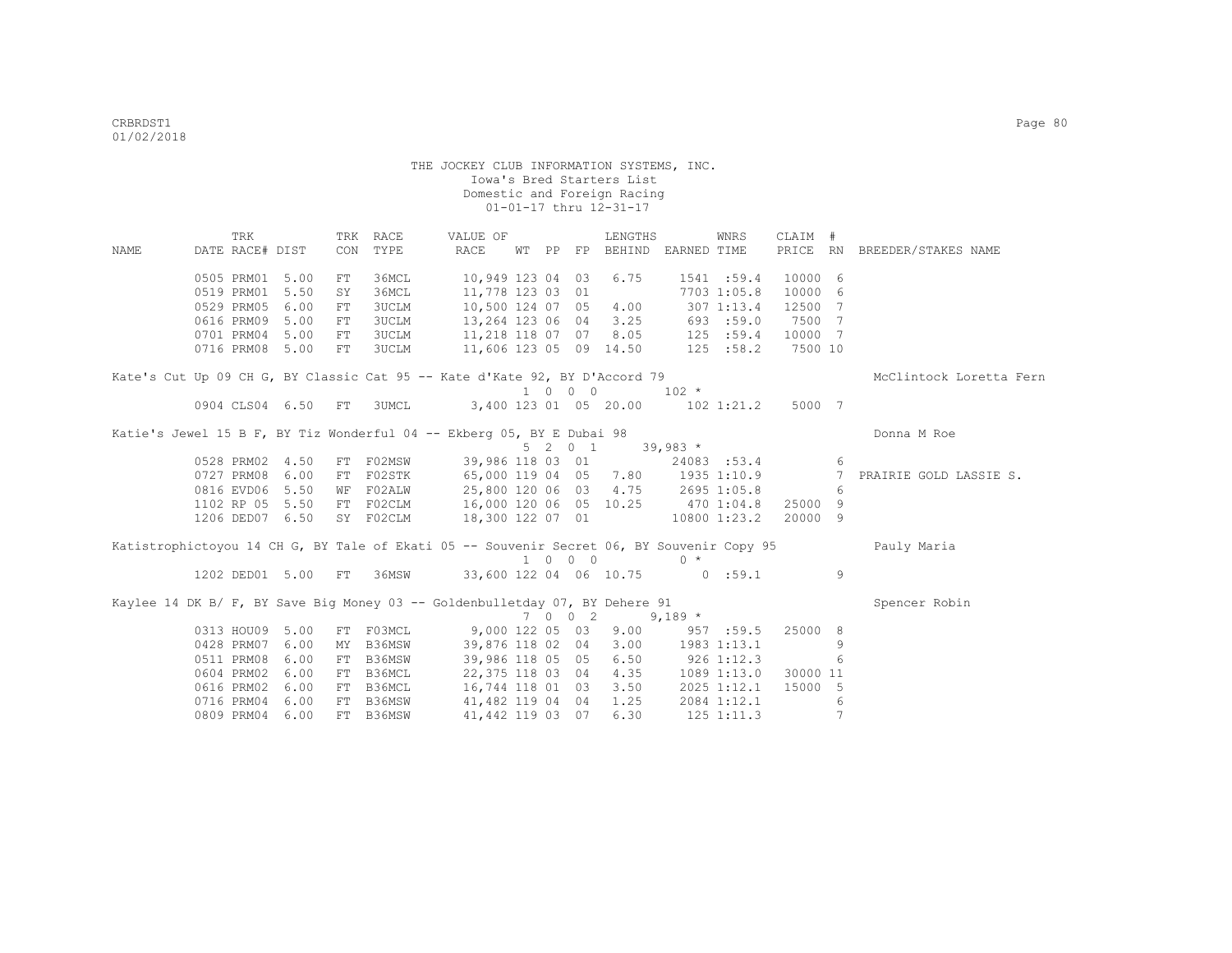THE JOCKEY CLUB INFORMATION SYSTEMS, INC.
Iowa's Bred Starters List
Domestic and Foreign Racing
01-01-17 thru 12-31-17

| NAME | TRK DATE | RACE# | DIST | TRK CON | RACE TYPE | VALUE OF RACE | WT | PP | FP | LENGTHS BEHIND | EARNED | WNRS TIME | CLAIM PRICE | # RN | BREEDER/STAKES NAME |
|---|---|---|---|---|---|---|---|---|---|---|---|---|---|---|---|
| | 0505 | PRM01 | 5.00 | FT | 36MCL | 10,949 | 123 | 04 | 03 | 6.75 | 1541 | :59.4 | 10000 | 6 | |
| | 0519 | PRM01 | 5.50 | SY | 36MCL | 11,778 | 123 | 03 | 01 | | 7703 | 1:05.8 | 10000 | 6 | |
| | 0529 | PRM05 | 6.00 | FT | 3UCLM | 10,500 | 124 | 07 | 05 | 4.00 | 307 | 1:13.4 | 12500 | 7 | |
| | 0616 | PRM09 | 5.00 | FT | 3UCLM | 13,264 | 123 | 06 | 04 | 3.25 | 693 | :59.0 | 7500 | 7 | |
| | 0701 | PRM04 | 5.00 | FT | 3UCLM | 11,218 | 118 | 07 | 07 | 8.05 | 125 | :59.4 | 10000 | 7 | |
| | 0716 | PRM08 | 5.00 | FT | 3UCLM | 11,606 | 123 | 05 | 09 | 14.50 | 125 | :58.2 | 7500 | 10 | |
| Kate's Cut Up 09 CH G, BY Classic Cat 95 -- Kate d'Kate 92, BY D'Accord 79 | | | | | | | | | | | | | | | McClintock Loretta Fern |
| | | | | | | | 1 | 0 0 | 0 | | 102 * | | | | |
| | 0904 | CLS04 | 6.50 | FT | 3UMCL | 3,400 | 123 | 01 | 05 | 20.00 | 102 | 1:21.2 | 5000 | 7 | |
| Katie's Jewel 15 B F, BY Tiz Wonderful 04 -- Ekberg 05, BY E Dubai 98 | | | | | | | | | | | | | | | Donna M Roe |
| | | | | | | | 5 | 2 0 | 1 | | 39,983 * | | | | |
| | 0528 | PRM02 | 4.50 | FT | F02MSW | 39,986 | 118 | 03 | 01 | | 24083 | :53.4 | | 6 | |
| | 0727 | PRM08 | 6.00 | FT | F02STK | 65,000 | 119 | 04 | 05 | 7.80 | 1935 | 1:10.9 | | 7 | PRAIRIE GOLD LASSIE S. |
| | 0816 | EVD06 | 5.50 | WF | F02ALW | 25,800 | 120 | 06 | 03 | 4.75 | 2695 | 1:05.8 | | 6 | |
| | 1102 | RP 05 | 5.50 | FT | F02CLM | 16,000 | 120 | 06 | 05 | 10.25 | 470 | 1:04.8 | 25000 | 9 | |
| | 1206 | DED07 | 6.50 | SY | F02CLM | 18,300 | 122 | 07 | 01 | | 10800 | 1:23.2 | 20000 | 9 | |
| Katistrophictoyou 14 CH G, BY Tale of Ekati 05 -- Souvenir Secret 06, BY Souvenir Copy 95 | | | | | | | | | | | | | | | Pauly Maria |
| | | | | | | | 1 | 0 0 | 0 | | 0 * | | | | |
| | 1202 | DED01 | 5.00 | FT | 36MSW | 33,600 | 122 | 04 | 06 | 10.75 | 0 | :59.1 | | 9 | |
| Kaylee 14 DK B/ F, BY Save Big Money 03 -- Goldenbulletday 07, BY Dehere 91 | | | | | | | | | | | | | | | Spencer Robin |
| | | | | | | | 7 | 0 0 | 2 | | 9,189 * | | | | |
| | 0313 | HOU09 | 5.00 | FT | F03MCL | 9,000 | 122 | 05 | 03 | 9.00 | 957 | :59.5 | 25000 | 8 | |
| | 0428 | PRM07 | 6.00 | MY | B36MSW | 39,876 | 118 | 02 | 04 | 3.00 | 1983 | 1:13.1 | | 9 | |
| | 0511 | PRM08 | 6.00 | FT | B36MSW | 39,986 | 118 | 05 | 05 | 6.50 | 926 | 1:12.3 | | 6 | |
| | 0604 | PRM02 | 6.00 | FT | B36MCL | 22,375 | 118 | 03 | 04 | 4.35 | 1089 | 1:13.0 | 30000 | 11 | |
| | 0616 | PRM02 | 6.00 | FT | B36MCL | 16,744 | 118 | 01 | 03 | 3.50 | 2025 | 1:12.1 | 15000 | 5 | |
| | 0716 | PRM04 | 6.00 | FT | B36MSW | 41,482 | 119 | 04 | 04 | 1.25 | 2084 | 1:12.1 | | 6 | |
| | 0809 | PRM04 | 6.00 | FT | B36MSW | 41,442 | 119 | 03 | 07 | 6.30 | 125 | 1:11.3 | | 7 | |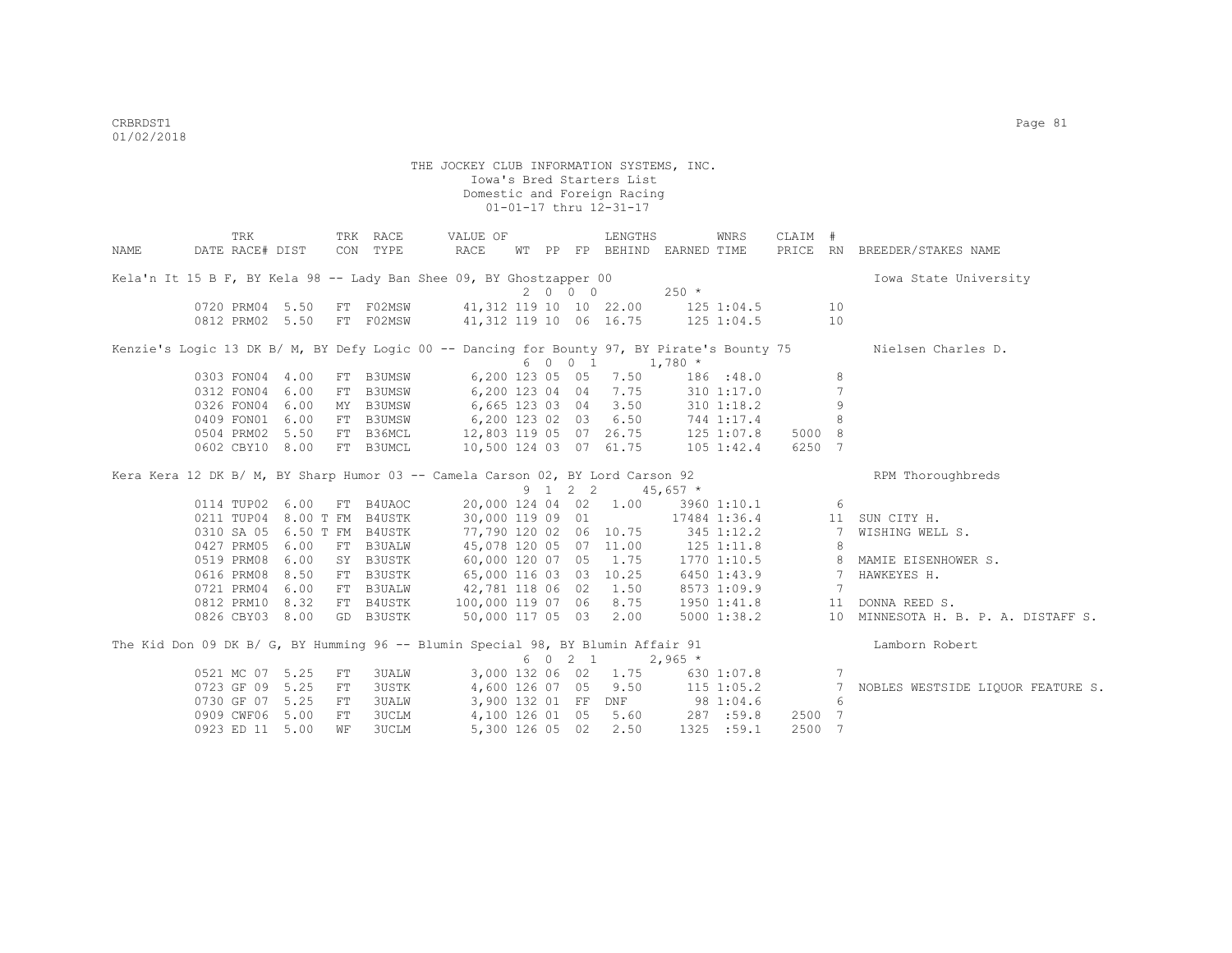THE JOCKEY CLUB INFORMATION SYSTEMS, INC.
Iowa's Bred Starters List
Domestic and Foreign Racing
01-01-17 thru 12-31-17

| NAME | TRK DATE | RACE# | DIST | TRK CON | RACE TYPE | VALUE OF RACE | WT | PP | FP | LENGTHS BEHIND | EARNED | WNRS TIME | CLAIM PRICE | # RN | BREEDER/STAKES NAME |
|---|---|---|---|---|---|---|---|---|---|---|---|---|---|---|---|
| Kela'n It 15 B F, BY Kela 98 -- Lady Ban Shee 09, BY Ghostzapper 00 | | | | | | | | | | | | | | | Iowa State University |
| | | | | | | 2 0 0 0 | | | | | 250 * | | | | |
| | 0720 | PRM04 | 5.50 | FT | F02MSW | 41,312 | 119 | 10 | 10 | 22.00 | 125 | 1:04.5 | | 10 | |
| | 0812 | PRM02 | 5.50 | FT | F02MSW | 41,312 | 119 | 10 | 06 | 16.75 | 125 | 1:04.5 | | 10 | |
| Kenzie's Logic 13 DK B/ M, BY Defy Logic 00 -- Dancing for Bounty 97, BY Pirate's Bounty 75 | | | | | | | | | | | | | | | Nielsen Charles D. |
| | | | | | | 6 0 0 1 | | | | | 1,780 * | | | | |
| | 0303 | FON04 | 4.00 | FT | B3UMSW | 6,200 | 123 | 05 | 05 | 7.50 | 186 | :48.0 | | 8 | |
| | 0312 | FON04 | 6.00 | FT | B3UMSW | 6,200 | 123 | 04 | 04 | 7.75 | 310 | 1:17.0 | | 7 | |
| | 0326 | FON04 | 6.00 | MY | B3UMSW | 6,665 | 123 | 03 | 04 | 3.50 | 310 | 1:18.2 | | 9 | |
| | 0409 | FON01 | 6.00 | FT | B3UMSW | 6,200 | 123 | 02 | 03 | 6.50 | 744 | 1:17.4 | | 8 | |
| | 0504 | PRM02 | 5.50 | FT | B36MCL | 12,803 | 119 | 05 | 07 | 26.75 | 125 | 1:07.8 | 5000 | 8 | |
| | 0602 | CBY10 | 8.00 | FT | B3UMCL | 10,500 | 124 | 03 | 07 | 61.75 | 105 | 1:42.4 | 6250 | 7 | |
| Kera Kera 12 DK B/ M, BY Sharp Humor 03 -- Camela Carson 02, BY Lord Carson 92 | | | | | | | | | | | | | | | RPM Thoroughbreds |
| | | | | | | 9 1 2 2 | | | | | 45,657 * | | | | |
| | 0114 | TUP02 | 6.00 | FT | B4UAOC | 20,000 | 124 | 04 | 02 | 1.00 | 3960 | 1:10.1 | | 6 | |
| | 0211 | TUP04 | 8.00 T | FM | B4USTK | 30,000 | 119 | 09 | 01 | | 17484 | 1:36.4 | | 11 | SUN CITY H. |
| | 0310 | SA 05 | 6.50 T | FM | B4USTK | 77,790 | 120 | 02 | 06 | 10.75 | 345 | 1:12.2 | | 7 | WISHING WELL S. |
| | 0427 | PRM05 | 6.00 | FT | B3UALW | 45,078 | 120 | 05 | 07 | 11.00 | 125 | 1:11.8 | | 8 | |
| | 0519 | PRM08 | 6.00 | SY | B3USTK | 60,000 | 120 | 07 | 05 | 1.75 | 1770 | 1:10.5 | | 8 | MAMIE EISENHOWER S. |
| | 0616 | PRM08 | 8.50 | FT | B3USTK | 65,000 | 116 | 03 | 03 | 10.25 | 6450 | 1:43.9 | | 7 | HAWKEYES H. |
| | 0721 | PRM04 | 6.00 | FT | B3UALW | 42,781 | 118 | 06 | 02 | 1.50 | 8573 | 1:09.9 | | 7 | |
| | 0812 | PRM10 | 8.32 | FT | B4USTK | 100,000 | 119 | 07 | 06 | 8.75 | 1950 | 1:41.8 | | 11 | DONNA REED S. |
| | 0826 | CBY03 | 8.00 | GD | B3USTK | 50,000 | 117 | 05 | 03 | 2.00 | 5000 | 1:38.2 | | 10 | MINNESOTA H. B. P. A. DISTAFF S. |
| The Kid Don 09 DK B/ G, BY Humming 96 -- Blumin Special 98, BY Blumin Affair 91 | | | | | | | | | | | | | | | Lamborn Robert |
| | | | | | | 6 0 2 1 | | | | | 2,965 * | | | | |
| | 0521 | MC 07 | 5.25 | FT | 3UALW | 3,000 | 132 | 06 | 02 | 1.75 | 630 | 1:07.8 | | 7 | |
| | 0723 | GF 09 | 5.25 | FT | 3USTK | 4,600 | 126 | 07 | 05 | 9.50 | 115 | 1:05.2 | | 7 | NOBLES WESTSIDE LIQUOR FEATURE S. |
| | 0730 | GF 07 | 5.25 | FT | 3UALW | 3,900 | 132 | 01 | FF | DNF | 98 | 1:04.6 | | 6 | |
| | 0909 | CWF06 | 5.00 | FT | 3UCLM | 4,100 | 126 | 01 | 05 | 5.60 | 287 | :59.8 | 2500 | 7 | |
| | 0923 | ED 11 | 5.00 | WF | 3UCLM | 5,300 | 126 | 05 | 02 | 2.50 | 1325 | :59.1 | 2500 | 7 | |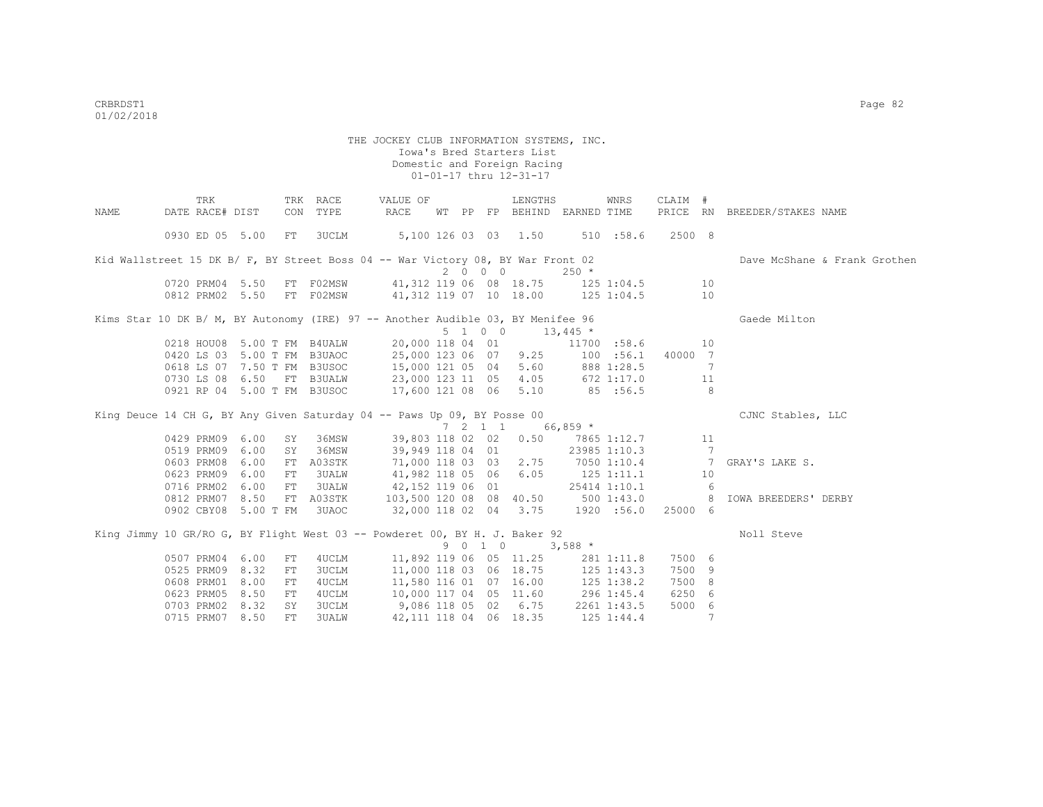THE JOCKEY CLUB INFORMATION SYSTEMS, INC.
Iowa's Bred Starters List
Domestic and Foreign Racing
01-01-17 thru 12-31-17

| NAME | TRK DATE | RACE# | DIST | TRK CON | RACE TYPE | VALUE OF RACE | WT | PP | FP | LENGTHS BEHIND | EARNED | WNRS TIME | CLAIM PRICE | # RN | BREEDER/STAKES NAME |
|---|---|---|---|---|---|---|---|---|---|---|---|---|---|---|---|
| | 0930 | ED 05 | 5.00 | FT | 3UCLM | 5,100 | 126 | 03 | 03 | 1.50 | 510 | :58.6 | 2500 | 8 | |
| Kid Wallstreet 15 DK B/ F, BY Street Boss 04 -- War Victory 08, BY War Front 02 | | | | | | | 2 0 0 0 | | | | 250 * | | | | Dave McShane & Frank Grothen |
| | 0720 | PRM04 | 5.50 | FT | F02MSW | 41,312 | 119 | 06 | 08 | 18.75 | 125 | 1:04.5 | | 10 | |
| | 0812 | PRM02 | 5.50 | FT | F02MSW | 41,312 | 119 | 07 | 10 | 18.00 | 125 | 1:04.5 | | 10 | |
| Kims Star 10 DK B/ M, BY Autonomy (IRE) 97 -- Another Audible 03, BY Menifee 96 | | | | | | | 5 1 0 0 | | | | 13,445 * | | | | Gaede Milton |
| | 0218 | HOU08 | 5.00 | T FM | B4UALW | 20,000 | 118 | 04 | 01 | | 11700 | :58.6 | | 10 | |
| | 0420 | LS 03 | 5.00 | T FM | B3UAOC | 25,000 | 123 | 06 | 07 | 9.25 | 100 | :56.1 | 40000 | 7 | |
| | 0618 | LS 07 | 7.50 | T FM | B3USOC | 15,000 | 121 | 05 | 04 | 5.60 | 888 | 1:28.5 | | 7 | |
| | 0730 | LS 08 | 6.50 | FT | B3UALW | 23,000 | 123 | 11 | 05 | 4.05 | 672 | 1:17.0 | | 11 | |
| | 0921 | RP 04 | 5.00 | T FM | B3USOC | 17,600 | 121 | 08 | 06 | 5.10 | 85 | :56.5 | | 8 | |
| King Deuce 14 CH G, BY Any Given Saturday 04 -- Paws Up 09, BY Posse 00 | | | | | | | 7 2 1 1 | | | | 66,859 * | | | | CJNC Stables, LLC |
| | 0429 | PRM09 | 6.00 | SY | 36MSW | 39,803 | 118 | 02 | 02 | 0.50 | 7865 | 1:12.7 | | 11 | |
| | 0519 | PRM09 | 6.00 | SY | 36MSW | 39,949 | 118 | 04 | 01 | | 23985 | 1:10.3 | | 7 | |
| | 0603 | PRM08 | 6.00 | FT | A03STK | 71,000 | 118 | 03 | 03 | 2.75 | 7050 | 1:10.4 | | 7 | GRAY'S LAKE S. |
| | 0623 | PRM09 | 6.00 | FT | 3UALW | 41,982 | 118 | 05 | 06 | 6.05 | 125 | 1:11.1 | | 10 | |
| | 0716 | PRM02 | 6.00 | FT | 3UALW | 42,152 | 119 | 06 | 01 | | 25414 | 1:10.1 | | 6 | |
| | 0812 | PRM07 | 8.50 | FT | A03STK | 103,500 | 120 | 08 | 08 | 40.50 | 500 | 1:43.0 | | 8 | IOWA BREEDERS' DERBY |
| | 0902 | CBY08 | 5.00 | T FM | 3UAOC | 32,000 | 118 | 02 | 04 | 3.75 | 1920 | :56.0 | 25000 | 6 | |
| King Jimmy 10 GR/RO G, BY Flight West 03 -- Powderet 00, BY H. J. Baker 92 | | | | | | | 9 0 1 0 | | | | 3,588 * | | | | Noll Steve |
| | 0507 | PRM04 | 6.00 | FT | 4UCLM | 11,892 | 119 | 06 | 05 | 11.25 | 281 | 1:11.8 | 7500 | 6 | |
| | 0525 | PRM09 | 8.32 | FT | 3UCLM | 11,000 | 118 | 03 | 06 | 18.75 | 125 | 1:43.3 | 7500 | 9 | |
| | 0608 | PRM01 | 8.00 | FT | 4UCLM | 11,580 | 116 | 01 | 07 | 16.00 | 125 | 1:38.2 | 7500 | 8 | |
| | 0623 | PRM05 | 8.50 | FT | 4UCLM | 10,000 | 117 | 04 | 05 | 11.60 | 296 | 1:45.4 | 6250 | 6 | |
| | 0703 | PRM02 | 8.32 | SY | 3UCLM | 9,086 | 118 | 05 | 02 | 6.75 | 2261 | 1:43.5 | 5000 | 6 | |
| | 0715 | PRM07 | 8.50 | FT | 3UALW | 42,111 | 118 | 04 | 06 | 18.35 | 125 | 1:44.4 | | 7 | |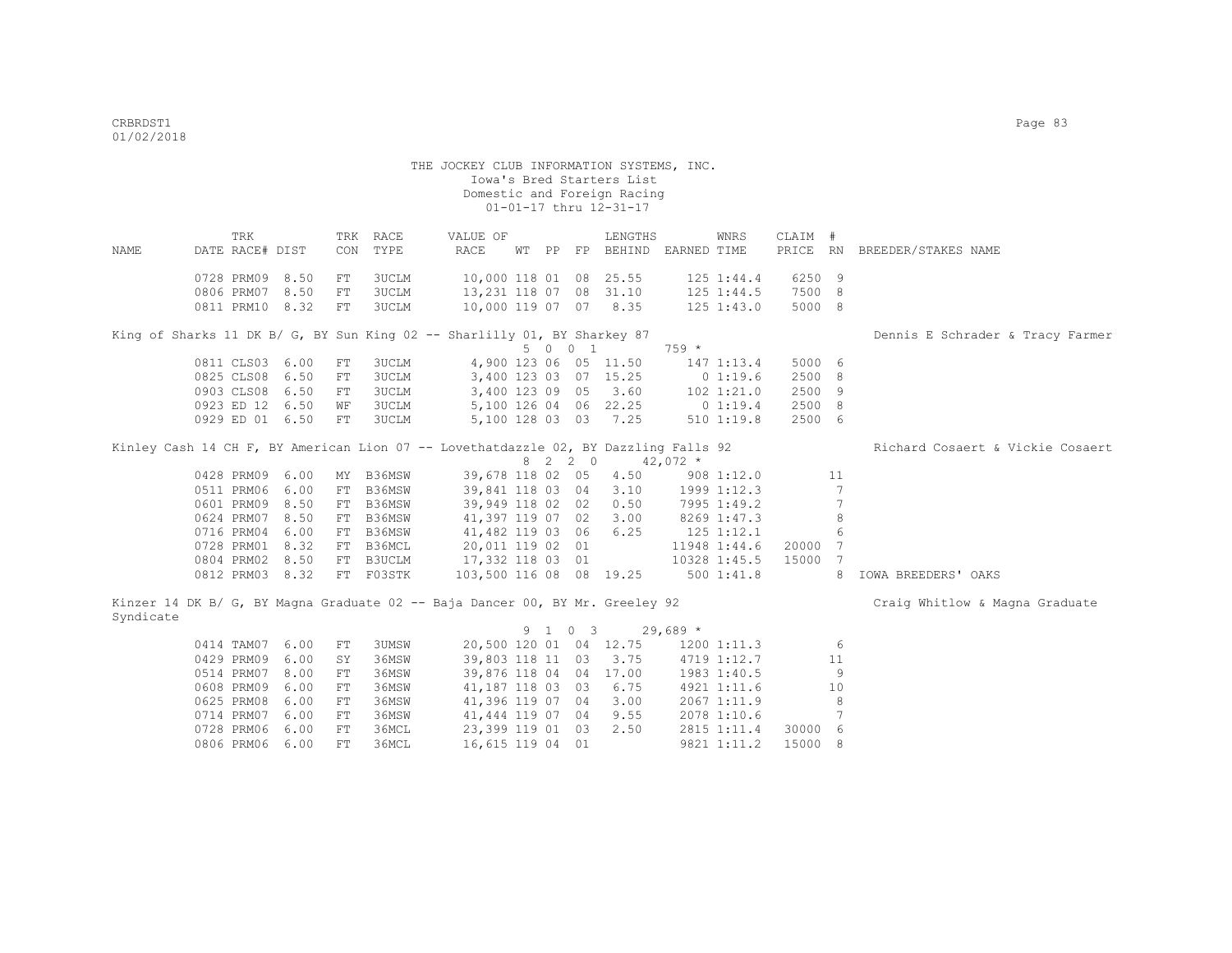THE JOCKEY CLUB INFORMATION SYSTEMS, INC.
Iowa's Bred Starters List
Domestic and Foreign Racing
01-01-17 thru 12-31-17

| NAME | TRK DATE | RACE# | DIST | TRK CON | RACE TYPE | VALUE OF RACE | WT | PP | FP | LENGTHS BEHIND | EARNED | WNRS TIME | CLAIM PRICE | # RN | BREEDER/STAKES NAME |
|---|---|---|---|---|---|---|---|---|---|---|---|---|---|---|---|
| | 0728 | PRM09 | 8.50 | FT | 3UCLM | 10,000 | 118 | 01 | 08 | 25.55 | 125 | 1:44.4 | 6250 | 9 | |
| | 0806 | PRM07 | 8.50 | FT | 3UCLM | 13,231 | 118 | 07 | 08 | 31.10 | 125 | 1:44.5 | 7500 | 8 | |
| | 0811 | PRM10 | 8.32 | FT | 3UCLM | 10,000 | 119 | 07 | 07 | 8.35 | 125 | 1:43.0 | 5000 | 8 | |
| King of Sharks 11 DK B/ G, BY Sun King 02 -- Sharlilly 01, BY Sharkey 87 | | | | | | | | | | | | | | | Dennis E Schrader & Tracy Farmer |
| | | | | | | | 5 | 0 | 0 | 1 | 759 * | | | | |
| | 0811 | CLS03 | 6.00 | FT | 3UCLM | 4,900 | 123 | 06 | 05 | 11.50 | 147 | 1:13.4 | 5000 | 6 | |
| | 0825 | CLS08 | 6.50 | FT | 3UCLM | 3,400 | 123 | 03 | 07 | 15.25 | 0 | 1:19.6 | 2500 | 8 | |
| | 0903 | CLS08 | 6.50 | FT | 3UCLM | 3,400 | 123 | 09 | 05 | 3.60 | 102 | 1:21.0 | 2500 | 9 | |
| | 0923 | ED 12 | 6.50 | WF | 3UCLM | 5,100 | 126 | 04 | 06 | 22.25 | 0 | 1:19.4 | 2500 | 8 | |
| | 0929 | ED 01 | 6.50 | FT | 3UCLM | 5,100 | 128 | 03 | 03 | 7.25 | 510 | 1:19.8 | 2500 | 6 | |
| Kinley Cash 14 CH F, BY American Lion 07 -- Lovethatdazzle 02, BY Dazzling Falls 92 | | | | | | | | | | | | | | | Richard Cosaert & Vickie Cosaert |
| | | | | | | | 8 | 2 | 2 | 0 | 42,072 * | | | | |
| | 0428 | PRM09 | 6.00 | MY | B36MSW | 39,678 | 118 | 02 | 05 | 4.50 | 908 | 1:12.0 | | 11 | |
| | 0511 | PRM06 | 6.00 | FT | B36MSW | 39,841 | 118 | 03 | 04 | 3.10 | 1999 | 1:12.3 | | 7 | |
| | 0601 | PRM09 | 8.50 | FT | B36MSW | 39,949 | 118 | 02 | 02 | 0.50 | 7995 | 1:49.2 | | 7 | |
| | 0624 | PRM07 | 8.50 | FT | B36MSW | 41,397 | 119 | 07 | 02 | 3.00 | 8269 | 1:47.3 | | 8 | |
| | 0716 | PRM04 | 6.00 | FT | B36MSW | 41,482 | 119 | 03 | 06 | 6.25 | 125 | 1:12.1 | | 6 | |
| | 0728 | PRM01 | 8.32 | FT | B36MCL | 20,011 | 119 | 02 | 01 | | 11948 | 1:44.6 | 20000 | 7 | |
| | 0804 | PRM02 | 8.50 | FT | B3UCLM | 17,332 | 118 | 03 | 01 | | 10328 | 1:45.5 | 15000 | 7 | |
| | 0812 | PRM03 | 8.32 | FT | F03STK | 103,500 | 116 | 08 | 08 | 19.25 | 500 | 1:41.8 | | 8 | IOWA BREEDERS' OAKS |
| Kinzer 14 DK B/ G, BY Magna Graduate 02 -- Baja Dancer 00, BY Mr. Greeley 92 | | | | | | | | | | | | | | | Craig Whitlow & Magna Graduate Syndicate |
| | | | | | | | 9 | 1 | 0 | 3 | 29,689 * | | | | |
| | 0414 | TAM07 | 6.00 | FT | 3UMSW | 20,500 | 120 | 01 | 04 | 12.75 | 1200 | 1:11.3 | | 6 | |
| | 0429 | PRM09 | 6.00 | SY | 36MSW | 39,803 | 118 | 11 | 03 | 3.75 | 4719 | 1:12.7 | | 11 | |
| | 0514 | PRM07 | 8.00 | FT | 36MSW | 39,876 | 118 | 04 | 04 | 17.00 | 1983 | 1:40.5 | | 9 | |
| | 0608 | PRM09 | 6.00 | FT | 36MSW | 41,187 | 118 | 03 | 03 | 6.75 | 4921 | 1:11.6 | | 10 | |
| | 0625 | PRM08 | 6.00 | FT | 36MSW | 41,396 | 119 | 07 | 04 | 3.00 | 2067 | 1:11.9 | | 8 | |
| | 0714 | PRM07 | 6.00 | FT | 36MSW | 41,444 | 119 | 07 | 04 | 9.55 | 2078 | 1:10.6 | | 7 | |
| | 0728 | PRM06 | 6.00 | FT | 36MCL | 23,399 | 119 | 01 | 03 | 2.50 | 2815 | 1:11.4 | 30000 | 6 | |
| | 0806 | PRM06 | 6.00 | FT | 36MCL | 16,615 | 119 | 04 | 01 | | 9821 | 1:11.2 | 15000 | 8 | |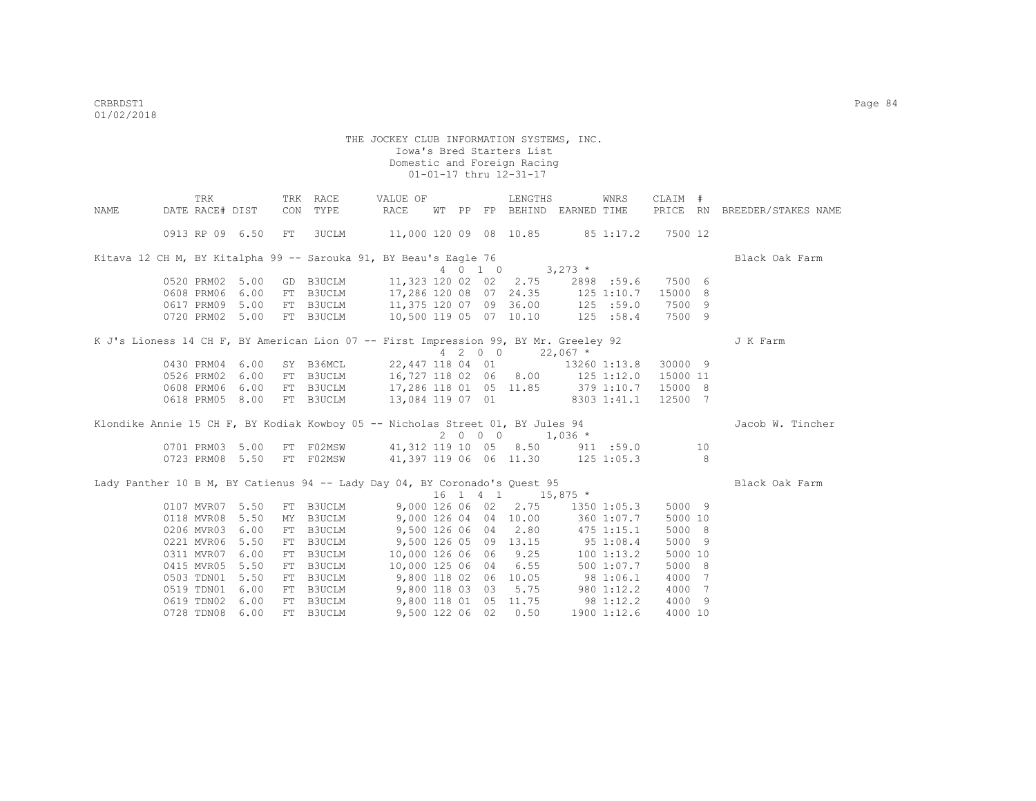THE JOCKEY CLUB INFORMATION SYSTEMS, INC.
Iowa's Bred Starters List
Domestic and Foreign Racing
01-01-17 thru 12-31-17

| NAME | TRK DATE | RACE# | DIST | TRK CON | RACE TYPE | VALUE OF RACE | WT | PP | FP | LENGTHS BEHIND | EARNED | WNRS TIME | CLAIM PRICE | # RN | BREEDER/STAKES NAME |
|---|---|---|---|---|---|---|---|---|---|---|---|---|---|---|---|
| | 0913 | RP 09 | 6.50 | FT | 3UCLM | 11,000 | 120 | 09 | 08 | 10.85 | 85 | 1:17.2 | 7500 | 12 | |
| Kitava 12 CH M, BY Kitalpha 99 -- Sarouka 91, BY Beau's Eagle 76 | | | | | | | 4 0 1 0 | | | | 3,273 * | | | | Black Oak Farm |
| | 0520 | PRM02 | 5.00 | GD | B3UCLM | 11,323 | 120 | 02 | 02 | 2.75 | 2898 | :59.6 | 7500 | 6 | |
| | 0608 | PRM06 | 6.00 | FT | B3UCLM | 17,286 | 120 | 08 | 07 | 24.35 | 125 | 1:10.7 | 15000 | 8 | |
| | 0617 | PRM09 | 5.00 | FT | B3UCLM | 11,375 | 120 | 07 | 09 | 36.00 | 125 | :59.0 | 7500 | 9 | |
| | 0720 | PRM02 | 5.00 | FT | B3UCLM | 10,500 | 119 | 05 | 07 | 10.10 | 125 | :58.4 | 7500 | 9 | |
| K J's Lioness 14 CH F, BY American Lion 07 -- First Impression 99, BY Mr. Greeley 92 | | | | | | | 4 2 0 0 | | | | 22,067 * | | | | J K Farm |
| | 0430 | PRM04 | 6.00 | SY | B36MCL | 22,447 | 118 | 04 | 01 | | 13260 | 1:13.8 | 30000 | 9 | |
| | 0526 | PRM02 | 6.00 | FT | B3UCLM | 16,727 | 118 | 02 | 06 | 8.00 | 125 | 1:12.0 | 15000 | 11 | |
| | 0608 | PRM06 | 6.00 | FT | B3UCLM | 17,286 | 118 | 01 | 05 | 11.85 | 379 | 1:10.7 | 15000 | 8 | |
| | 0618 | PRM05 | 8.00 | FT | B3UCLM | 13,084 | 119 | 07 | 01 | | 8303 | 1:41.1 | 12500 | 7 | |
| Klondike Annie 15 CH F, BY Kodiak Kowboy 05 -- Nicholas Street 01, BY Jules 94 | | | | | | | 2 0 0 0 | | | | 1,036 * | | | | Jacob W. Tincher |
| | 0701 | PRM03 | 5.00 | FT | F02MSW | 41,312 | 119 | 10 | 05 | 8.50 | 911 | :59.0 | | 10 | |
| | 0723 | PRM08 | 5.50 | FT | F02MSW | 41,397 | 119 | 06 | 06 | 11.30 | 125 | 1:05.3 | | 8 | |
| Lady Panther 10 B M, BY Catienus 94 -- Lady Day 04, BY Coronado's Quest 95 | | | | | | | 16 1 4 1 | | | | 15,875 * | | | | Black Oak Farm |
| | 0107 | MVR07 | 5.50 | FT | B3UCLM | 9,000 | 126 | 06 | 02 | 2.75 | 1350 | 1:05.3 | 5000 | 9 | |
| | 0118 | MVR08 | 5.50 | MY | B3UCLM | 9,000 | 126 | 04 | 04 | 10.00 | 360 | 1:07.7 | 5000 | 10 | |
| | 0206 | MVR03 | 6.00 | FT | B3UCLM | 9,500 | 126 | 06 | 04 | 2.80 | 475 | 1:15.1 | 5000 | 8 | |
| | 0221 | MVR06 | 5.50 | FT | B3UCLM | 9,500 | 126 | 05 | 09 | 13.15 | 95 | 1:08.4 | 5000 | 9 | |
| | 0311 | MVR07 | 6.00 | FT | B3UCLM | 10,000 | 126 | 06 | 06 | 9.25 | 100 | 1:13.2 | 5000 | 10 | |
| | 0415 | MVR05 | 5.50 | FT | B3UCLM | 10,000 | 125 | 06 | 04 | 6.55 | 500 | 1:07.7 | 5000 | 8 | |
| | 0503 | TDN01 | 5.50 | FT | B3UCLM | 9,800 | 118 | 02 | 06 | 10.05 | 98 | 1:06.1 | 4000 | 7 | |
| | 0519 | TDN01 | 6.00 | FT | B3UCLM | 9,800 | 118 | 03 | 03 | 5.75 | 980 | 1:12.2 | 4000 | 7 | |
| | 0619 | TDN02 | 6.00 | FT | B3UCLM | 9,800 | 118 | 01 | 05 | 11.75 | 98 | 1:12.2 | 4000 | 9 | |
| | 0728 | TDN08 | 6.00 | FT | B3UCLM | 9,500 | 122 | 06 | 02 | 0.50 | 1900 | 1:12.6 | 4000 | 10 | |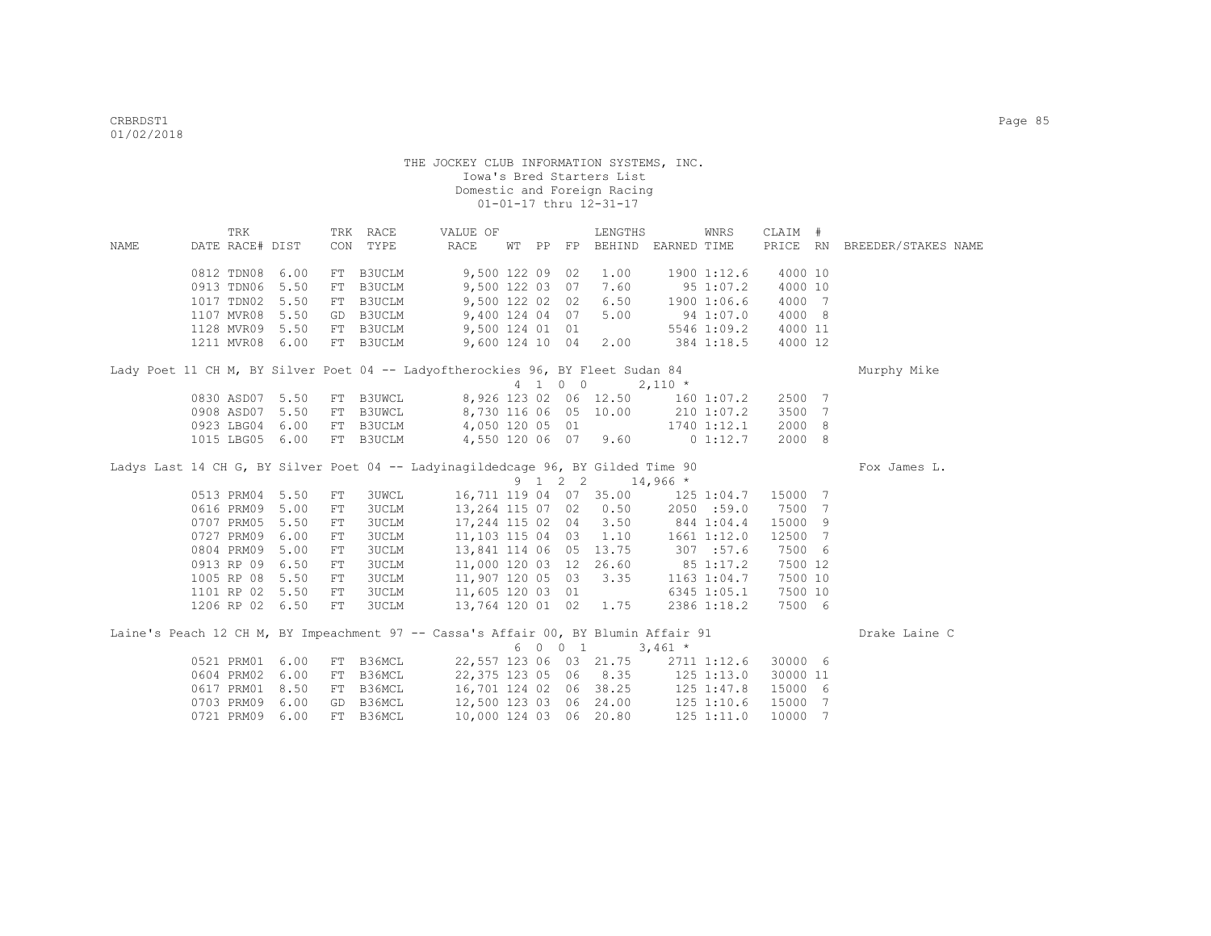THE JOCKEY CLUB INFORMATION SYSTEMS, INC.
Iowa's Bred Starters List
Domestic and Foreign Racing
01-01-17 thru 12-31-17

| NAME | TRK DATE | RACE# | DIST | TRK CON | RACE TYPE | VALUE OF RACE | WT | PP | FP | LENGTHS BEHIND | EARNED | WNRS TIME | CLAIM PRICE | # RN | BREEDER/STAKES NAME |
|---|---|---|---|---|---|---|---|---|---|---|---|---|---|---|---|
| | 0812 | TDN08 | 6.00 | FT | B3UCLM | 9,500 | 122 | 09 | 02 | 1.00 | 1900 | 1:12.6 | 4000 | 10 | |
| | 0913 | TDN06 | 5.50 | FT | B3UCLM | 9,500 | 122 | 03 | 07 | 7.60 | 95 | 1:07.2 | 4000 | 10 | |
| | 1017 | TDN02 | 5.50 | FT | B3UCLM | 9,500 | 122 | 02 | 02 | 6.50 | 1900 | 1:06.6 | 4000 | 7 | |
| | 1107 | MVR08 | 5.50 | GD | B3UCLM | 9,400 | 124 | 04 | 07 | 5.00 | 94 | 1:07.0 | 4000 | 8 | |
| | 1128 | MVR09 | 5.50 | FT | B3UCLM | 9,500 | 124 | 01 | 01 | | 5546 | 1:09.2 | 4000 | 11 | |
| | 1211 | MVR08 | 6.00 | FT | B3UCLM | 9,600 | 124 | 10 | 04 | 2.00 | 384 | 1:18.5 | 4000 | 12 | |
| Lady Poet 11 CH M, BY Silver Poet 04 -- Ladyoftherockies 96, BY Fleet Sudan 84 | | | | | | | 4 | 1 | 0 0 | | 2,110 * | | | | Murphy Mike |
| | 0830 | ASD07 | 5.50 | FT | B3UWCL | 8,926 | 123 | 02 | 06 | 12.50 | 160 | 1:07.2 | 2500 | 7 | |
| | 0908 | ASD07 | 5.50 | FT | B3UWCL | 8,730 | 116 | 06 | 05 | 10.00 | 210 | 1:07.2 | 3500 | 7 | |
| | 0923 | LBG04 | 6.00 | FT | B3UCLM | 4,050 | 120 | 05 | 01 | | 1740 | 1:12.1 | 2000 | 8 | |
| | 1015 | LBG05 | 6.00 | FT | B3UCLM | 4,550 | 120 | 06 | 07 | 9.60 | 0 | 1:12.7 | 2000 | 8 | |
| Ladys Last 14 CH G, BY Silver Poet 04 -- Ladyinagildedcage 96, BY Gilded Time 90 | | | | | | | 9 | 1 | 2 2 | | 14,966 * | | | | Fox James L. |
| | 0513 | PRM04 | 5.50 | FT | 3UWCL | 16,711 | 119 | 04 | 07 | 35.00 | 125 | 1:04.7 | 15000 | 7 | |
| | 0616 | PRM09 | 5.00 | FT | 3UCLM | 13,264 | 115 | 07 | 02 | 0.50 | 2050 | :59.0 | 7500 | 7 | |
| | 0707 | PRM05 | 5.50 | FT | 3UCLM | 17,244 | 115 | 02 | 04 | 3.50 | 844 | 1:04.4 | 15000 | 9 | |
| | 0727 | PRM09 | 6.00 | FT | 3UCLM | 11,103 | 115 | 04 | 03 | 1.10 | 1661 | 1:12.0 | 12500 | 7 | |
| | 0804 | PRM09 | 5.00 | FT | 3UCLM | 13,841 | 114 | 06 | 05 | 13.75 | 307 | :57.6 | 7500 | 6 | |
| | 0913 | RP 09 | 6.50 | FT | 3UCLM | 11,000 | 120 | 03 | 12 | 26.60 | 85 | 1:17.2 | 7500 | 12 | |
| | 1005 | RP 08 | 5.50 | FT | 3UCLM | 11,907 | 120 | 05 | 03 | 3.35 | 1163 | 1:04.7 | 7500 | 10 | |
| | 1101 | RP 02 | 5.50 | FT | 3UCLM | 11,605 | 120 | 03 | 01 | | 6345 | 1:05.1 | 7500 | 10 | |
| | 1206 | RP 02 | 6.50 | FT | 3UCLM | 13,764 | 120 | 01 | 02 | 1.75 | 2386 | 1:18.2 | 7500 | 6 | |
| Laine's Peach 12 CH M, BY Impeachment 97 -- Cassa's Affair 00, BY Blumin Affair 91 | | | | | | | 6 | 0 | 0 1 | | 3,461 * | | | | Drake Laine C |
| | 0521 | PRM01 | 6.00 | FT | B36MCL | 22,557 | 123 | 06 | 03 | 21.75 | 2711 | 1:12.6 | 30000 | 6 | |
| | 0604 | PRM02 | 6.00 | FT | B36MCL | 22,375 | 123 | 05 | 06 | 8.35 | 125 | 1:13.0 | 30000 | 11 | |
| | 0617 | PRM01 | 8.50 | FT | B36MCL | 16,701 | 124 | 02 | 06 | 38.25 | 125 | 1:47.8 | 15000 | 6 | |
| | 0703 | PRM09 | 6.00 | GD | B36MCL | 12,500 | 123 | 03 | 06 | 24.00 | 125 | 1:10.6 | 15000 | 7 | |
| | 0721 | PRM09 | 6.00 | FT | B36MCL | 10,000 | 124 | 03 | 06 | 20.80 | 125 | 1:11.0 | 10000 | 7 | |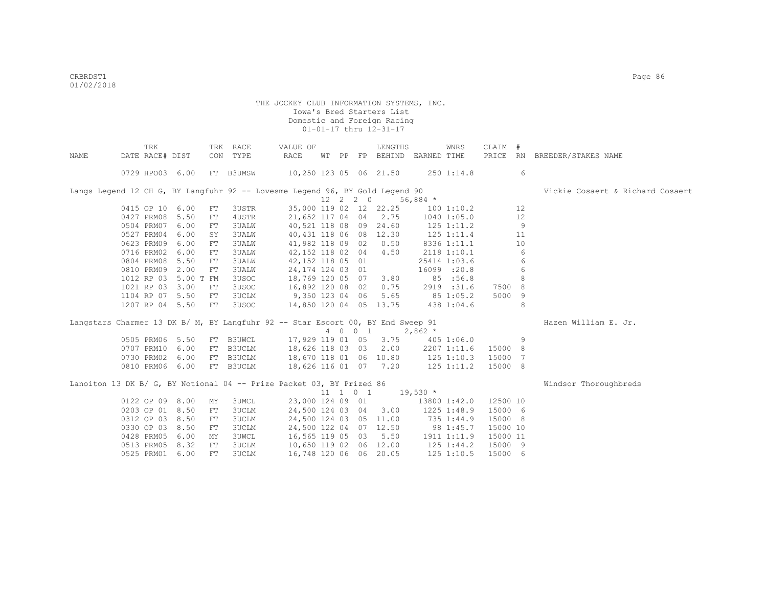THE JOCKEY CLUB INFORMATION SYSTEMS, INC.
Iowa's Bred Starters List
Domestic and Foreign Racing
01-01-17 thru 12-31-17

| NAME | DATE | TRK RACE# | DIST | TRK CON | RACE TYPE | VALUE OF RACE | WT | PP | FP | LENGTHS BEHIND | EARNED | WNRS TIME | CLAIM PRICE | # RN | BREEDER/STAKES NAME |
|---|---|---|---|---|---|---|---|---|---|---|---|---|---|---|---|
| | 0729 | HPO03 | 6.00 | FT | B3UMSW | 10,250 | 123 | 05 | 06 | 21.50 | 250 | 1:14.8 | | 6 | |
| Langs Legend 12 CH G, BY Langfuhr 92 -- Lovesme Legend 96, BY Gold Legend 90 | | | | | | | 12 | 2 | 2 0 | | 56,884 * | | | | Vickie Cosaert & Richard Cosaert |
| | 0415 | OP 10 | 6.00 | FT | 3USTR | 35,000 | 119 | 02 | 12 | 22.25 | 100 | 1:10.2 | | 12 | |
| | 0427 | PRM08 | 5.50 | FT | 4USTR | 21,652 | 117 | 04 | 04 | 2.75 | 1040 | 1:05.0 | | 12 | |
| | 0504 | PRM07 | 6.00 | FT | 3UALW | 40,521 | 118 | 08 | 09 | 24.60 | 125 | 1:11.2 | | 9 | |
| | 0527 | PRM04 | 6.00 | SY | 3UALW | 40,431 | 118 | 06 | 08 | 12.30 | 125 | 1:11.4 | | 11 | |
| | 0623 | PRM09 | 6.00 | FT | 3UALW | 41,982 | 118 | 09 | 02 | 0.50 | 8336 | 1:11.1 | | 10 | |
| | 0716 | PRM02 | 6.00 | FT | 3UALW | 42,152 | 118 | 02 | 04 | 4.50 | 2118 | 1:10.1 | | 6 | |
| | 0804 | PRM08 | 5.50 | FT | 3UALW | 42,152 | 118 | 05 | 01 | | 25414 | 1:03.6 | | 6 | |
| | 0810 | PRM09 | 2.00 | FT | 3UALW | 24,174 | 124 | 03 | 01 | | 16099 | :20.8 | | 6 | |
| | 1012 | RP 03 | 5.00 T | FM | 3USOC | 18,769 | 120 | 05 | 07 | 3.80 | 85 | :56.8 | | 8 | |
| | 1021 | RP 03 | 3.00 | FT | 3USOC | 16,892 | 120 | 08 | 02 | 0.75 | 2919 | :31.6 | 7500 | 8 | |
| | 1104 | RP 07 | 5.50 | FT | 3UCLM | 9,350 | 123 | 04 | 06 | 5.65 | 85 | 1:05.2 | 5000 | 9 | |
| | 1207 | RP 04 | 5.50 | FT | 3USOC | 14,850 | 120 | 04 | 05 | 13.75 | 438 | 1:04.6 | | 8 | |
| Langstars Charmer 13 DK B/ M, BY Langfuhr 92 -- Star Escort 00, BY End Sweep 91 | | | | | | | 4 | 0 | 0 1 | | 2,862 * | | | | Hazen William E. Jr. |
| | 0505 | PRM06 | 5.50 | FT | B3UWCL | 17,929 | 119 | 01 | 05 | 3.75 | 405 | 1:06.0 | | 9 | |
| | 0707 | PRM10 | 6.00 | FT | B3UCLM | 18,626 | 118 | 03 | 03 | 2.00 | 2207 | 1:11.6 | 15000 | 8 | |
| | 0730 | PRM02 | 6.00 | FT | B3UCLM | 18,670 | 118 | 01 | 06 | 10.80 | 125 | 1:10.3 | 15000 | 7 | |
| | 0810 | PRM06 | 6.00 | FT | B3UCLM | 18,626 | 116 | 01 | 07 | 7.20 | 125 | 1:11.2 | 15000 | 8 | |
| Lanoiton 13 DK B/ G, BY Notional 04 -- Prize Packet 03, BY Prized 86 | | | | | | | 11 | 1 | 0 1 | | 19,530 * | | | | Windsor Thoroughbreds |
| | 0122 | OP 09 | 8.00 | MY | 3UMCL | 23,000 | 124 | 09 | 01 | | 13800 | 1:42.0 | 12500 | 10 | |
| | 0203 | OP 01 | 8.50 | FT | 3UCLM | 24,500 | 124 | 03 | 04 | 3.00 | 1225 | 1:48.9 | 15000 | 6 | |
| | 0312 | OP 03 | 8.50 | FT | 3UCLM | 24,500 | 124 | 03 | 05 | 11.00 | 735 | 1:44.9 | 15000 | 8 | |
| | 0330 | OP 03 | 8.50 | FT | 3UCLM | 24,500 | 122 | 04 | 07 | 12.50 | 98 | 1:45.7 | 15000 | 10 | |
| | 0428 | PRM05 | 6.00 | MY | 3UWCL | 16,565 | 119 | 05 | 03 | 5.50 | 1911 | 1:11.9 | 15000 | 11 | |
| | 0513 | PRM05 | 8.32 | FT | 3UCLM | 10,650 | 119 | 02 | 06 | 12.00 | 125 | 1:44.2 | 15000 | 9 | |
| | 0525 | PRM01 | 6.00 | FT | 3UCLM | 16,748 | 120 | 06 | 06 | 20.05 | 125 | 1:10.5 | 15000 | 6 | |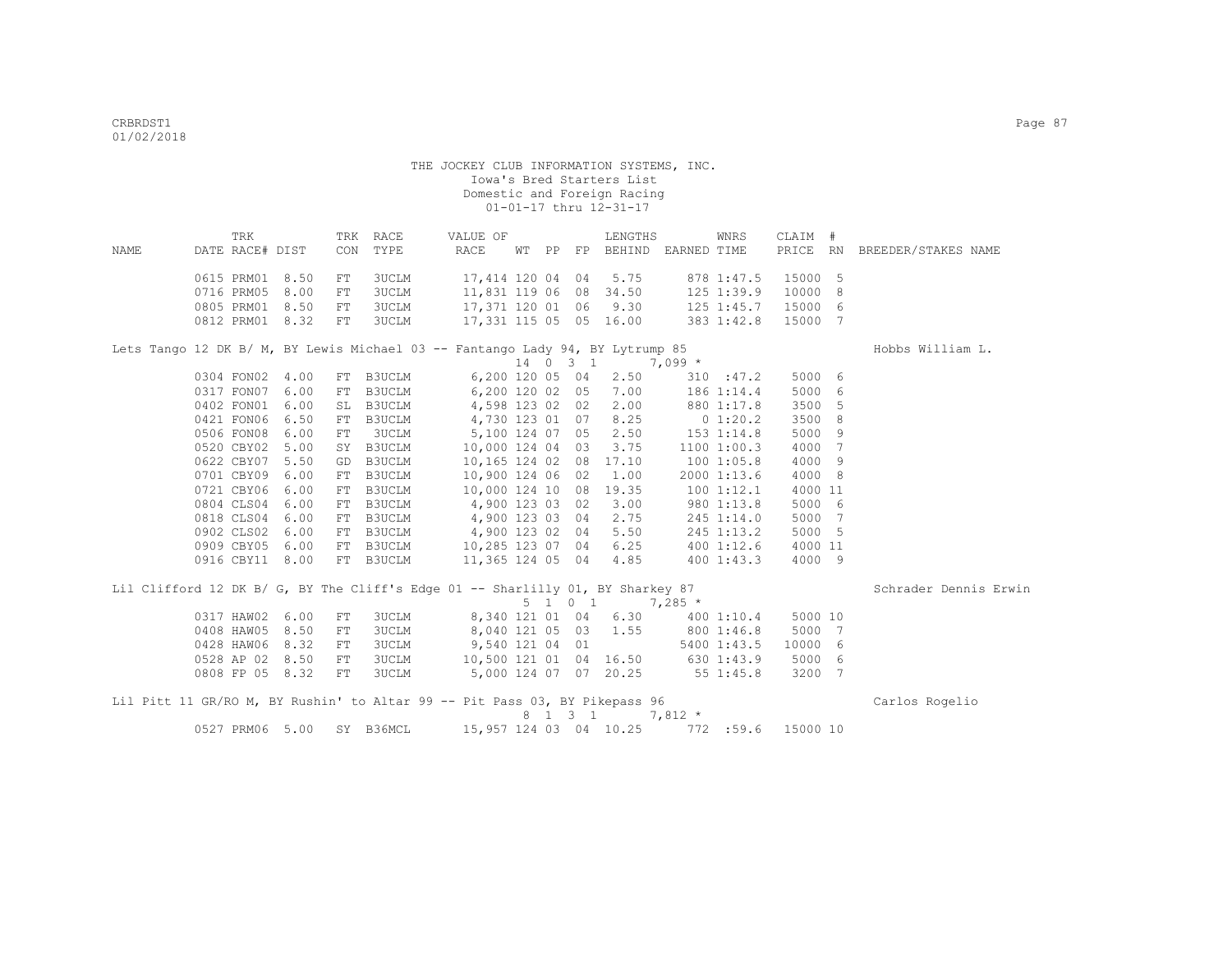THE JOCKEY CLUB INFORMATION SYSTEMS, INC.
Iowa's Bred Starters List
Domestic and Foreign Racing
01-01-17 thru 12-31-17

| NAME | TRK DATE | RACE# | DIST | TRK CON | RACE TYPE | VALUE OF RACE | WT | PP | FP | LENGTHS BEHIND | EARNED | WNRS TIME | CLAIM PRICE | # RN | BREEDER/STAKES NAME |
|---|---|---|---|---|---|---|---|---|---|---|---|---|---|---|---|
| | 0615 | PRM01 | 8.50 | FT | 3UCLM | 17,414 | 120 | 04 | 04 | 5.75 | 878 | 1:47.5 | 15000 | 5 | |
| | 0716 | PRM05 | 8.00 | FT | 3UCLM | 11,831 | 119 | 06 | 08 | 34.50 | 125 | 1:39.9 | 10000 | 8 | |
| | 0805 | PRM01 | 8.50 | FT | 3UCLM | 17,371 | 120 | 01 | 06 | 9.30 | 125 | 1:45.7 | 15000 | 6 | |
| | 0812 | PRM01 | 8.32 | FT | 3UCLM | 17,331 | 115 | 05 | 05 | 16.00 | 383 | 1:42.8 | 15000 | 7 | |
| Lets Tango 12 DK B/ M, BY Lewis Michael 03 -- Fantango Lady 94, BY Lytrump 85 | | | | | | | 14 | 0 3 1 | | | 7,099 * | | | | Hobbs William L. |
| | 0304 | FON02 | 4.00 | FT | B3UCLM | 6,200 | 120 | 05 | 04 | 2.50 | 310 | :47.2 | 5000 | 6 | |
| | 0317 | FON07 | 6.00 | FT | B3UCLM | 6,200 | 120 | 02 | 05 | 7.00 | 186 | 1:14.4 | 5000 | 6 | |
| | 0402 | FON01 | 6.00 | SL | B3UCLM | 4,598 | 123 | 02 | 02 | 2.00 | 880 | 1:17.8 | 3500 | 5 | |
| | 0421 | FON06 | 6.50 | FT | B3UCLM | 4,730 | 123 | 01 | 07 | 8.25 | 0 | 1:20.2 | 3500 | 8 | |
| | 0506 | FON08 | 6.00 | FT | 3UCLM | 5,100 | 124 | 07 | 05 | 2.50 | 153 | 1:14.8 | 5000 | 9 | |
| | 0520 | CBY02 | 5.00 | SY | B3UCLM | 10,000 | 124 | 04 | 03 | 3.75 | 1100 | 1:00.3 | 4000 | 7 | |
| | 0622 | CBY07 | 5.50 | GD | B3UCLM | 10,165 | 124 | 02 | 08 | 17.10 | 100 | 1:05.8 | 4000 | 9 | |
| | 0701 | CBY09 | 6.00 | FT | B3UCLM | 10,900 | 124 | 06 | 02 | 1.00 | 2000 | 1:13.6 | 4000 | 8 | |
| | 0721 | CBY06 | 6.00 | FT | B3UCLM | 10,000 | 124 | 10 | 08 | 19.35 | 100 | 1:12.1 | 4000 | 11 | |
| | 0804 | CLS04 | 6.00 | FT | B3UCLM | 4,900 | 123 | 03 | 02 | 3.00 | 980 | 1:13.8 | 5000 | 6 | |
| | 0818 | CLS04 | 6.00 | FT | B3UCLM | 4,900 | 123 | 03 | 04 | 2.75 | 245 | 1:14.0 | 5000 | 7 | |
| | 0902 | CLS02 | 6.00 | FT | B3UCLM | 4,900 | 123 | 02 | 04 | 5.50 | 245 | 1:13.2 | 5000 | 5 | |
| | 0909 | CBY05 | 6.00 | FT | B3UCLM | 10,285 | 123 | 07 | 04 | 6.25 | 400 | 1:12.6 | 4000 | 11 | |
| | 0916 | CBY11 | 8.00 | FT | B3UCLM | 11,365 | 124 | 05 | 04 | 4.85 | 400 | 1:43.3 | 4000 | 9 | |
| Lil Clifford 12 DK B/ G, BY The Cliff's Edge 01 -- Sharlilly 01, BY Sharkey 87 | | | | | | | 5 | 1 0 1 | | | 7,285 * | | | | Schrader Dennis Erwin |
| | 0317 | HAW02 | 6.00 | FT | 3UCLM | 8,340 | 121 | 01 | 04 | 6.30 | 400 | 1:10.4 | 5000 | 10 | |
| | 0408 | HAW05 | 8.50 | FT | 3UCLM | 8,040 | 121 | 05 | 03 | 1.55 | 800 | 1:46.8 | 5000 | 7 | |
| | 0428 | HAW06 | 8.32 | FT | 3UCLM | 9,540 | 121 | 04 | 01 | | 5400 | 1:43.5 | 10000 | 6 | |
| | 0528 | AP 02 | 8.50 | FT | 3UCLM | 10,500 | 121 | 01 | 04 | 16.50 | 630 | 1:43.9 | 5000 | 6 | |
| | 0808 | FP 05 | 8.32 | FT | 3UCLM | 5,000 | 124 | 07 | 07 | 20.25 | 55 | 1:45.8 | 3200 | 7 | |
| Lil Pitt 11 GR/RO M, BY Rushin' to Altar 99 -- Pit Pass 03, BY Pikepass 96 | | | | | | | 8 | 1 3 1 | | | 7,812 * | | | | Carlos Rogelio |
| | 0527 | PRM06 | 5.00 | SY | B36MCL | 15,957 | 124 | 03 | 04 | 10.25 | 772 | :59.6 | 15000 | 10 | |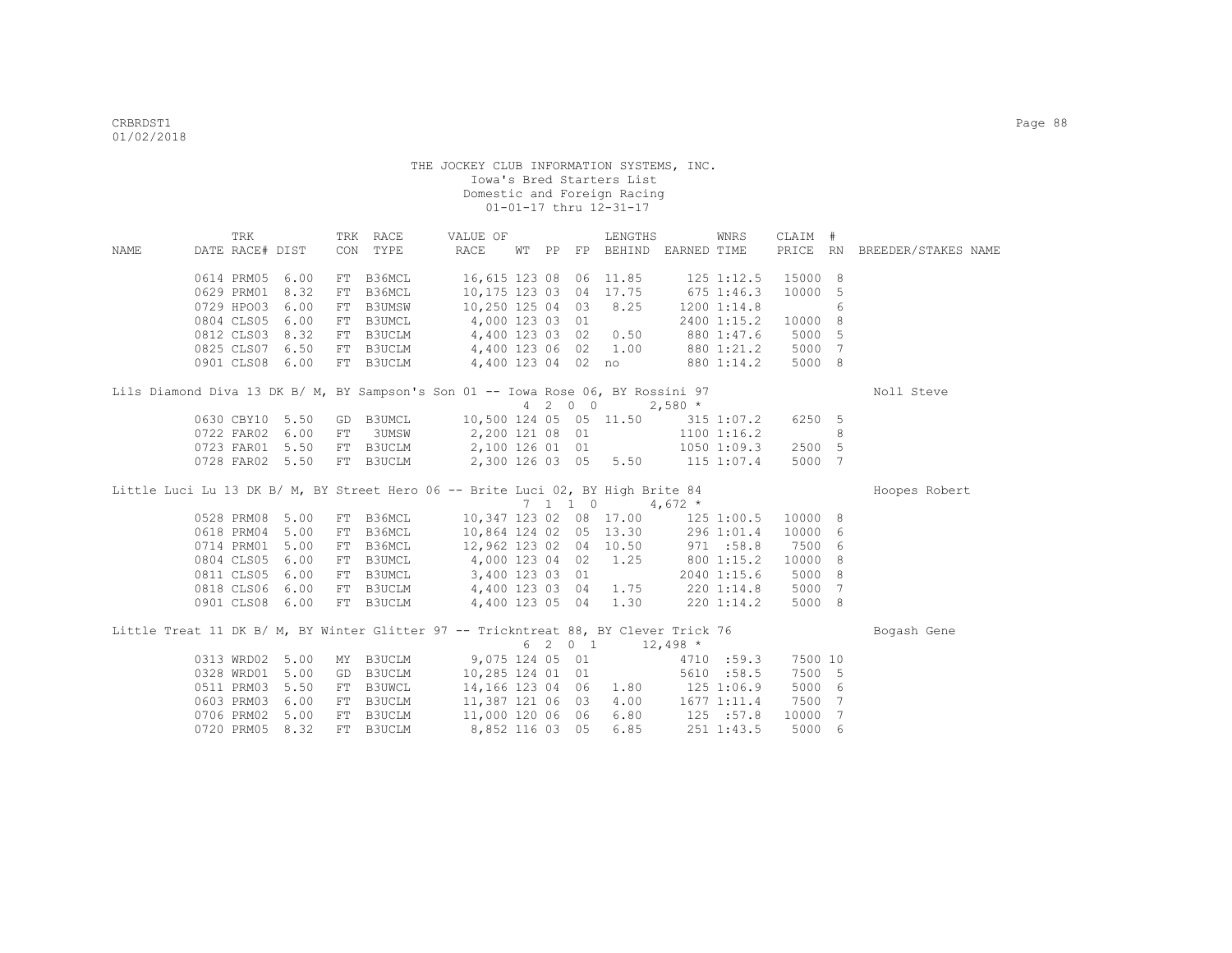THE JOCKEY CLUB INFORMATION SYSTEMS, INC.
Iowa's Bred Starters List
Domestic and Foreign Racing
01-01-17 thru 12-31-17

| NAME | TRK DATE | RACE# | DIST | TRK CON | RACE TYPE | VALUE OF RACE | WT | PP | FP | LENGTHS BEHIND | EARNED | WNRS TIME | CLAIM PRICE | # RN | BREEDER/STAKES NAME |
|---|---|---|---|---|---|---|---|---|---|---|---|---|---|---|---|
| | 0614 | PRM05 | 6.00 | FT | B36MCL | 16,615 | 123 | 08 | 06 | 11.85 | 125 | 1:12.5 | 15000 | 8 | |
| | 0629 | PRM01 | 8.32 | FT | B36MCL | 10,175 | 123 | 03 | 04 | 17.75 | 675 | 1:46.3 | 10000 | 5 | |
| | 0729 | HPO03 | 6.00 | FT | B3UMSW | 10,250 | 125 | 04 | 03 | 8.25 | 1200 | 1:14.8 | | 6 | |
| | 0804 | CLS05 | 6.00 | FT | B3UMCL | 4,000 | 123 | 03 | 01 | | 2400 | 1:15.2 | 10000 | 8 | |
| | 0812 | CLS03 | 8.32 | FT | B3UCLM | 4,400 | 123 | 03 | 02 | 0.50 | 880 | 1:47.6 | 5000 | 5 | |
| | 0825 | CLS07 | 6.50 | FT | B3UCLM | 4,400 | 123 | 06 | 02 | 1.00 | 880 | 1:21.2 | 5000 | 7 | |
| | 0901 | CLS08 | 6.00 | FT | B3UCLM | 4,400 | 123 | 04 | 02 | no | 880 | 1:14.2 | 5000 | 8 | |
| Lils Diamond Diva 13 DK B/ M, BY Sampson's Son 01 -- Iowa Rose 06, BY Rossini 97 | | | | | | | 4 | 2 0 | 0 | | 2,580 * | | | | Noll Steve |
| | 0630 | CBY10 | 5.50 | GD | B3UMCL | 10,500 | 124 | 05 | 05 | 11.50 | 315 | 1:07.2 | 6250 | 5 | |
| | 0722 | FAR02 | 6.00 | FT | 3UMSW | 2,200 | 121 | 08 | 01 | | 1100 | 1:16.2 | | 8 | |
| | 0723 | FAR01 | 5.50 | FT | B3UCLM | 2,100 | 126 | 01 | 01 | | 1050 | 1:09.3 | 2500 | 5 | |
| | 0728 | FAR02 | 5.50 | FT | B3UCLM | 2,300 | 126 | 03 | 05 | 5.50 | 115 | 1:07.4 | 5000 | 7 | |
| Little Luci Lu 13 DK B/ M, BY Street Hero 06 -- Brite Luci 02, BY High Brite 84 | | | | | | | 7 | 1 1 | 0 | | 4,672 * | | | | Hoopes Robert |
| | 0528 | PRM08 | 5.00 | FT | B36MCL | 10,347 | 123 | 02 | 08 | 17.00 | 125 | 1:00.5 | 10000 | 8 | |
| | 0618 | PRM04 | 5.00 | FT | B36MCL | 10,864 | 124 | 02 | 05 | 13.30 | 296 | 1:01.4 | 10000 | 6 | |
| | 0714 | PRM01 | 5.00 | FT | B36MCL | 12,962 | 123 | 02 | 04 | 10.50 | 971 | :58.8 | 7500 | 6 | |
| | 0804 | CLS05 | 6.00 | FT | B3UMCL | 4,000 | 123 | 04 | 02 | 1.25 | 800 | 1:15.2 | 10000 | 8 | |
| | 0811 | CLS05 | 6.00 | FT | B3UMCL | 3,400 | 123 | 03 | 01 | | 2040 | 1:15.6 | 5000 | 8 | |
| | 0818 | CLS06 | 6.00 | FT | B3UCLM | 4,400 | 123 | 03 | 04 | 1.75 | 220 | 1:14.8 | 5000 | 7 | |
| | 0901 | CLS08 | 6.00 | FT | B3UCLM | 4,400 | 123 | 05 | 04 | 1.30 | 220 | 1:14.2 | 5000 | 8 | |
| Little Treat 11 DK B/ M, BY Winter Glitter 97 -- Tricktreat 88, BY Clever Trick 76 | | | | | | | 6 | 2 0 | 1 | | 12,498 * | | | | Bogash Gene |
| | 0313 | WRD02 | 5.00 | MY | B3UCLM | 9,075 | 124 | 05 | 01 | | 4710 | :59.3 | 7500 | 10 | |
| | 0328 | WRD01 | 5.00 | GD | B3UCLM | 10,285 | 124 | 01 | 01 | | 5610 | :58.5 | 7500 | 5 | |
| | 0511 | PRM03 | 5.50 | FT | B3UWCL | 14,166 | 123 | 04 | 06 | 1.80 | 125 | 1:06.9 | 5000 | 6 | |
| | 0603 | PRM03 | 6.00 | FT | B3UCLM | 11,387 | 121 | 06 | 03 | 4.00 | 1677 | 1:11.4 | 7500 | 7 | |
| | 0706 | PRM02 | 5.00 | FT | B3UCLM | 11,000 | 120 | 06 | 06 | 6.80 | 125 | :57.8 | 10000 | 7 | |
| | 0720 | PRM05 | 8.32 | FT | B3UCLM | 8,852 | 116 | 03 | 05 | 6.85 | 251 | 1:43.5 | 5000 | 6 | |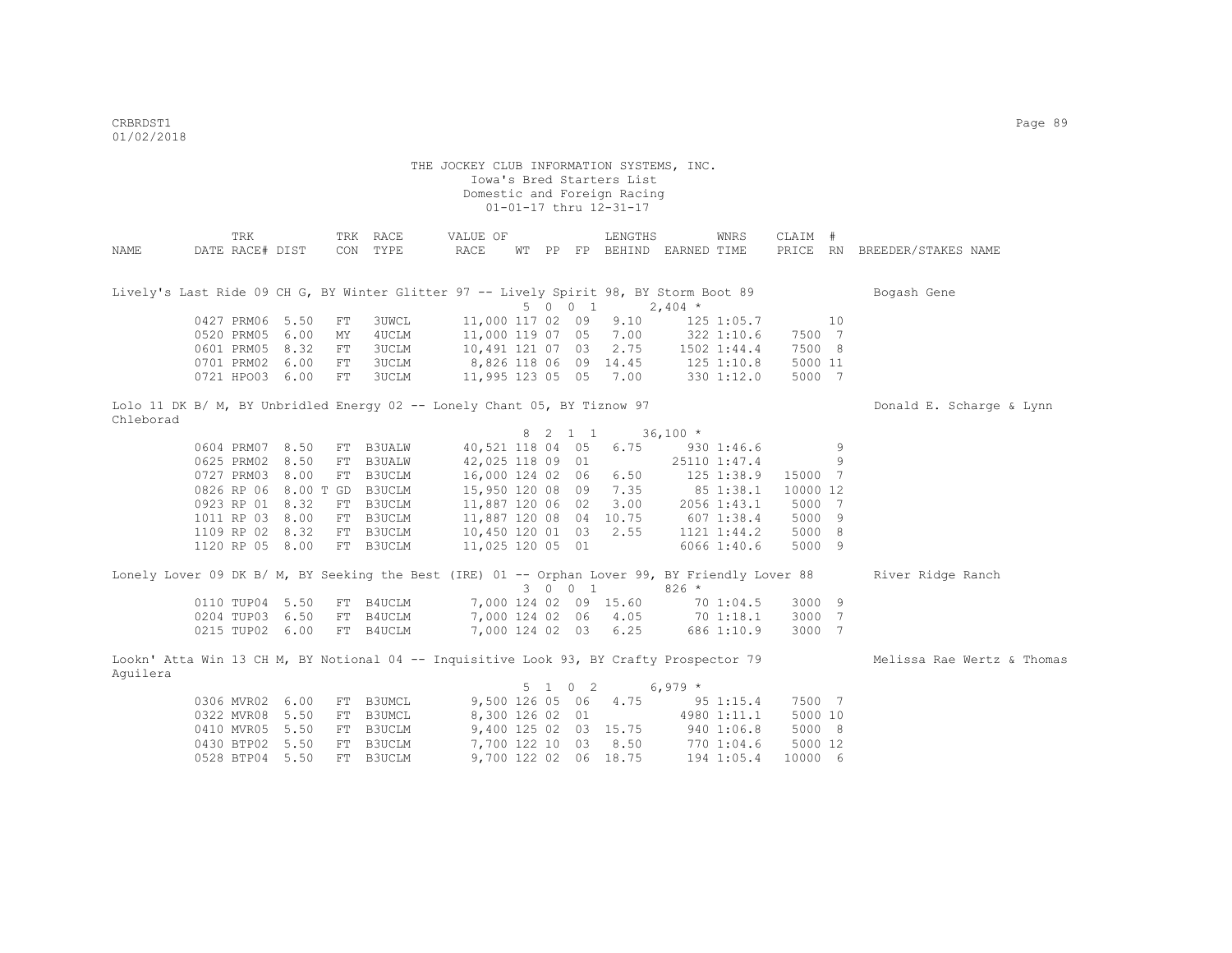THE JOCKEY CLUB INFORMATION SYSTEMS, INC.
Iowa's Bred Starters List
Domestic and Foreign Racing
01-01-17 thru 12-31-17

| NAME | TRK DATE | RACE# | DIST | TRK CON | RACE TYPE | VALUE OF RACE | WT | PP | FP | LENGTHS BEHIND | EARNED | WNRS TIME | CLAIM PRICE | # RN | BREEDER/STAKES NAME |
|---|---|---|---|---|---|---|---|---|---|---|---|---|---|---|---|
| Lively's Last Ride 09 CH G, BY Winter Glitter 97 -- Lively Spirit 98, BY Storm Boot 89 | | | | | | | | | | | | | | | Bogash Gene |
| | | | | | | 5 0 0 1 | | | | | 2,404 * | | | | |
| | 0427 | PRM06 | 5.50 | FT | 3UWCL | 11,000 | 117 | 02 | 09 | 9.10 | 125 | 1:05.7 | | 10 | |
| | 0520 | PRM05 | 6.00 | MY | 4UCLM | 11,000 | 119 | 07 | 05 | 7.00 | 322 | 1:10.6 | 7500 | 7 | |
| | 0601 | PRM05 | 8.32 | FT | 3UCLM | 10,491 | 121 | 07 | 03 | 2.75 | 1502 | 1:44.4 | 7500 | 8 | |
| | 0701 | PRM02 | 6.00 | FT | 3UCLM | 8,826 | 118 | 06 | 09 | 14.45 | 125 | 1:10.8 | 5000 | 11 | |
| | 0721 | HPO03 | 6.00 | FT | 3UCLM | 11,995 | 123 | 05 | 05 | 7.00 | 330 | 1:12.0 | 5000 | 7 | |
| Lolo 11 DK B/ M, BY Unbridled Energy 02 -- Lonely Chant 05, BY Tiznow 97 | | | | | | | | | | | | | | | Donald E. Scharge & Lynn Chleborad |
| | | | | | | 8 2 1 1 | | | | | 36,100 * | | | | |
| | 0604 | PRM07 | 8.50 | FT | B3UALW | 40,521 | 118 | 04 | 05 | 6.75 | 930 | 1:46.6 | | 9 | |
| | 0625 | PRM02 | 8.50 | FT | B3UALW | 42,025 | 118 | 09 | 01 | | 25110 | 1:47.4 | | 9 | |
| | 0727 | PRM03 | 8.00 | FT | B3UCLM | 16,000 | 124 | 02 | 06 | 6.50 | 125 | 1:38.9 | 15000 | 7 | |
| | 0826 | RP 06 | 8.00 T | GD | B3UCLM | 15,950 | 120 | 08 | 09 | 7.35 | 85 | 1:38.1 | 10000 | 12 | |
| | 0923 | RP 01 | 8.32 | FT | B3UCLM | 11,887 | 120 | 06 | 02 | 3.00 | 2056 | 1:43.1 | 5000 | 7 | |
| | 1011 | RP 03 | 8.00 | FT | B3UCLM | 11,887 | 120 | 08 | 04 | 10.75 | 607 | 1:38.4 | 5000 | 9 | |
| | 1109 | RP 02 | 8.32 | FT | B3UCLM | 10,450 | 120 | 01 | 03 | 2.55 | 1121 | 1:44.2 | 5000 | 8 | |
| | 1120 | RP 05 | 8.00 | FT | B3UCLM | 11,025 | 120 | 05 | 01 | | 6066 | 1:40.6 | 5000 | 9 | |
| Lonely Lover 09 DK B/ M, BY Seeking the Best (IRE) 01 -- Orphan Lover 99, BY Friendly Lover 88 | | | | | | | | | | | | | | | River Ridge Ranch |
| | | | | | | 3 0 0 1 | | | | | 826 * | | | | |
| | 0110 | TUP04 | 5.50 | FT | B4UCLM | 7,000 | 124 | 02 | 09 | 15.60 | 70 | 1:04.5 | 3000 | 9 | |
| | 0204 | TUP03 | 6.50 | FT | B4UCLM | 7,000 | 124 | 02 | 06 | 4.05 | 70 | 1:18.1 | 3000 | 7 | |
| | 0215 | TUP02 | 6.00 | FT | B4UCLM | 7,000 | 124 | 02 | 03 | 6.25 | 686 | 1:10.9 | 3000 | 7 | |
| Lookn' Atta Win 13 CH M, BY Notional 04 -- Inquisitive Look 93, BY Crafty Prospector 79 | | | | | | | | | | | | | | | Melissa Rae Wertz & Thomas Aguilera |
| | | | | | | 5 1 0 2 | | | | | 6,979 * | | | | |
| | 0306 | MVR02 | 6.00 | FT | B3UMCL | 9,500 | 126 | 05 | 06 | 4.75 | 95 | 1:15.4 | 7500 | 7 | |
| | 0322 | MVR08 | 5.50 | FT | B3UMCL | 8,300 | 126 | 02 | 01 | | 4980 | 1:11.1 | 5000 | 10 | |
| | 0410 | MVR05 | 5.50 | FT | B3UCLM | 9,400 | 125 | 02 | 03 | 15.75 | 940 | 1:06.8 | 5000 | 8 | |
| | 0430 | BTP02 | 5.50 | FT | B3UCLM | 7,700 | 122 | 10 | 03 | 8.50 | 770 | 1:04.6 | 5000 | 12 | |
| | 0528 | BTP04 | 5.50 | FT | B3UCLM | 9,700 | 122 | 02 | 06 | 18.75 | 194 | 1:05.4 | 10000 | 6 | |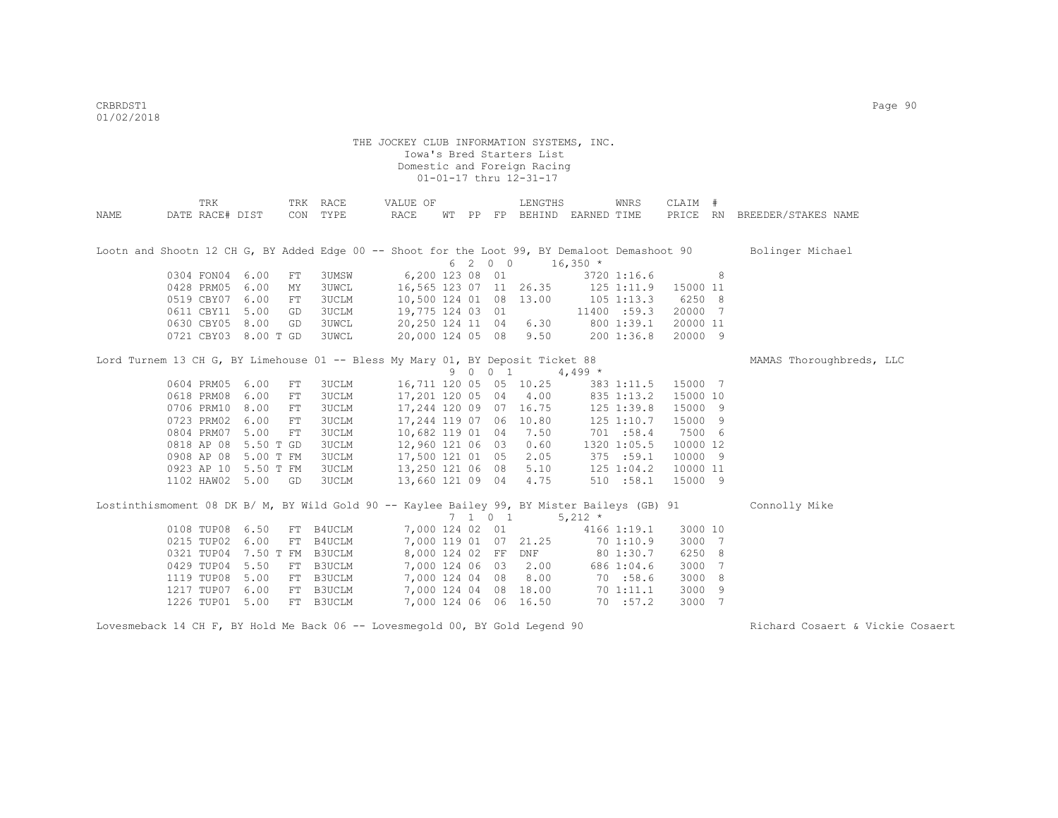CRBRDST1
01/02/2018

THE JOCKEY CLUB INFORMATION SYSTEMS, INC.
Iowa's Bred Starters List
Domestic and Foreign Racing
01-01-17 thru 12-31-17

| NAME | TRK DATE | RACE# | DIST | TRK CON | RACE TYPE | VALUE OF RACE | WT | PP | FP | LENGTHS BEHIND | EARNED | WNRS TIME | CLAIM PRICE | # RN | BREEDER/STAKES NAME |
|---|---|---|---|---|---|---|---|---|---|---|---|---|---|---|---|
| Lootn and Shootn 12 CH G, BY Added Edge 00 -- Shoot for the Loot 99, BY Demaloot Demashoot 90 | | | | | | | | | | | | | | | Bolinger Michael |
| | | | | | | | 6 2 0 0 | | | | 16,350 * | | | | |
| | 0304 | FON04 | 6.00 | FT | 3UMSW | 6,200 | 123 | 08 | 01 | | 3720 | 1:16.6 | | 8 | |
| | 0428 | PRM05 | 6.00 | MY | 3UWCL | 16,565 | 123 | 07 | 11 | 26.35 | 125 | 1:11.9 | 15000 | 11 | |
| | 0519 | CBY07 | 6.00 | FT | 3UCLM | 10,500 | 124 | 01 | 08 | 13.00 | 105 | 1:13.3 | 6250 | 8 | |
| | 0611 | CBY11 | 5.00 | GD | 3UCLM | 19,775 | 124 | 03 | 01 | | 11400 | :59.3 | 20000 | 7 | |
| | 0630 | CBY05 | 8.00 | GD | 3UWCL | 20,250 | 124 | 11 | 04 | 6.30 | 800 | 1:39.1 | 20000 | 11 | |
| | 0721 | CBY03 | 8.00 T | GD | 3UWCL | 20,000 | 124 | 05 | 08 | 9.50 | 200 | 1:36.8 | 20000 | 9 | |
| Lord Turnem 13 CH G, BY Limehouse 01 -- Bless My Mary 01, BY Deposit Ticket 88 | | | | | | | | | | | | | | | MAMAS Thoroughbreds, LLC |
| | | | | | | | 9 0 0 1 | | | | 4,499 * | | | | |
| | 0604 | PRM05 | 6.00 | FT | 3UCLM | 16,711 | 120 | 05 | 05 | 10.25 | 383 | 1:11.5 | 15000 | 7 | |
| | 0618 | PRM08 | 6.00 | FT | 3UCLM | 17,201 | 120 | 05 | 04 | 4.00 | 835 | 1:13.2 | 15000 | 10 | |
| | 0706 | PRM10 | 8.00 | FT | 3UCLM | 17,244 | 120 | 09 | 07 | 16.75 | 125 | 1:39.8 | 15000 | 9 | |
| | 0723 | PRM02 | 6.00 | FT | 3UCLM | 17,244 | 119 | 07 | 06 | 10.80 | 125 | 1:10.7 | 15000 | 9 | |
| | 0804 | PRM07 | 5.00 | FT | 3UCLM | 10,682 | 119 | 01 | 04 | 7.50 | 701 | :58.4 | 7500 | 6 | |
| | 0818 | AP 08 | 5.50 T | GD | 3UCLM | 12,960 | 121 | 06 | 03 | 0.60 | 1320 | 1:05.5 | 10000 | 12 | |
| | 0908 | AP 08 | 5.00 T | FM | 3UCLM | 17,500 | 121 | 01 | 05 | 2.05 | 375 | :59.1 | 10000 | 9 | |
| | 0923 | AP 10 | 5.50 T | FM | 3UCLM | 13,250 | 121 | 06 | 08 | 5.10 | 125 | 1:04.2 | 10000 | 11 | |
| | 1102 | HAW02 | 5.00 | GD | 3UCLM | 13,660 | 121 | 09 | 04 | 4.75 | 510 | :58.1 | 15000 | 9 | |
| Lostinthismoment 08 DK B/ M, BY Wild Gold 90 -- Kaylee Bailey 99, BY Mister Baileys (GB) 91 | | | | | | | | | | | | | | | Connolly Mike |
| | | | | | | | 7 1 0 1 | | | | 5,212 * | | | | |
| | 0108 | TUP08 | 6.50 | FT | B4UCLM | 7,000 | 124 | 02 | 01 | | 4166 | 1:19.1 | 3000 | 10 | |
| | 0215 | TUP02 | 6.00 | FT | B4UCLM | 7,000 | 119 | 01 | 07 | 21.25 | 70 | 1:10.9 | 3000 | 7 | |
| | 0321 | TUP04 | 7.50 T | FM | B3UCLM | 8,000 | 124 | 02 | FF | DNF | 80 | 1:30.7 | 6250 | 8 | |
| | 0429 | TUP04 | 5.50 | FT | B3UCLM | 7,000 | 124 | 06 | 03 | 2.00 | 686 | 1:04.6 | 3000 | 7 | |
| | 1119 | TUP08 | 5.00 | FT | B3UCLM | 7,000 | 124 | 04 | 08 | 8.00 | 70 | :58.6 | 3000 | 8 | |
| | 1217 | TUP07 | 6.00 | FT | B3UCLM | 7,000 | 124 | 04 | 08 | 18.00 | 70 | 1:11.1 | 3000 | 9 | |
| | 1226 | TUP01 | 5.00 | FT | B3UCLM | 7,000 | 124 | 06 | 06 | 16.50 | 70 | :57.2 | 3000 | 7 | |
| Lovesmeback 14 CH F, BY Hold Me Back 06 -- Lovesmegold 00, BY Gold Legend 90 | | | | | | | | | | | | | | | Richard Cosaert & Vickie Cosaert |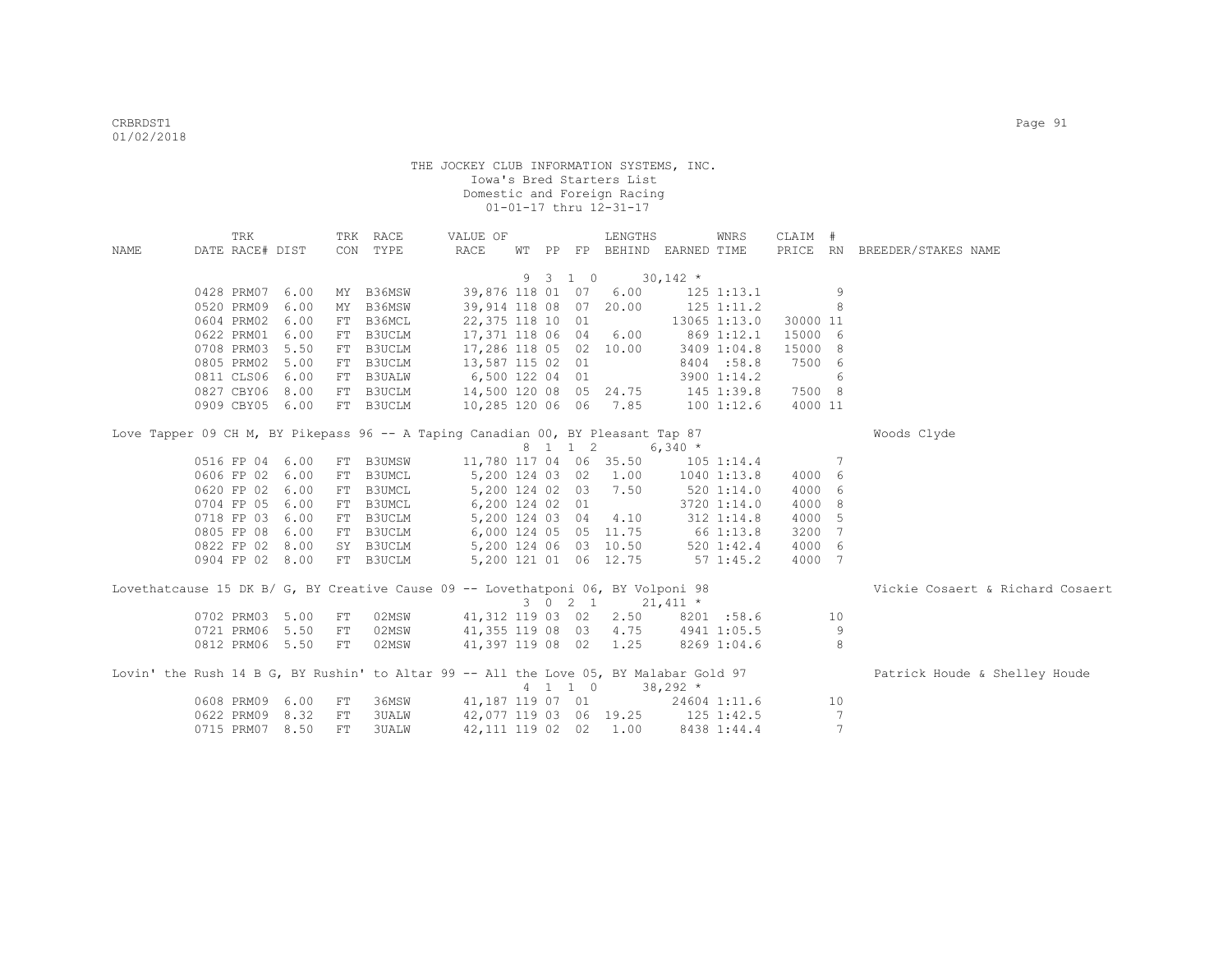THE JOCKEY CLUB INFORMATION SYSTEMS, INC.
Iowa's Bred Starters List
Domestic and Foreign Racing
01-01-17 thru 12-31-17

| NAME | TRK DATE | RACE# | DIST | TRK CON | RACE TYPE | VALUE OF RACE | WT | PP | FP | LENGTHS BEHIND | EARNED | WNRS TIME | CLAIM PRICE | # RN | BREEDER/STAKES NAME |
|---|---|---|---|---|---|---|---|---|---|---|---|---|---|---|---|
| | | | | | | | 9 | 3 1 | 0 | | 30,142 * | | | | |
| | 0428 | PRM07 | 6.00 | MY | B36MSW | 39,876 | 118 | 01 | 07 | 6.00 | 125 | 1:13.1 | | 9 | |
| | 0520 | PRM09 | 6.00 | MY | B36MSW | 39,914 | 118 | 08 | 07 | 20.00 | 125 | 1:11.2 | | 8 | |
| | 0604 | PRM02 | 6.00 | FT | B36MCL | 22,375 | 118 | 10 | 01 | | 13065 | 1:13.0 | 30000 | 11 | |
| | 0622 | PRM01 | 6.00 | FT | B3UCLM | 17,371 | 118 | 06 | 04 | 6.00 | 869 | 1:12.1 | 15000 | 6 | |
| | 0708 | PRM03 | 5.50 | FT | B3UCLM | 17,286 | 118 | 05 | 02 | 10.00 | 3409 | 1:04.8 | 15000 | 8 | |
| | 0805 | PRM02 | 5.00 | FT | B3UCLM | 13,587 | 115 | 02 | 01 | | 8404 | :58.8 | 7500 | 6 | |
| | 0811 | CLS06 | 6.00 | FT | B3UALW | 6,500 | 122 | 04 | 01 | | 3900 | 1:14.2 | | 6 | |
| | 0827 | CBY06 | 8.00 | FT | B3UCLM | 14,500 | 120 | 08 | 05 | 24.75 | 145 | 1:39.8 | 7500 | 8 | |
| | 0909 | CBY05 | 6.00 | FT | B3UCLM | 10,285 | 120 | 06 | 06 | 7.85 | 100 | 1:12.6 | 4000 | 11 | |
| Love Tapper 09 CH M, BY Pikepass 96 -- A Taping Canadian 00, BY Pleasant Tap 87 | | | | | | | | | | | | | | | Woods Clyde |
| | | | | | | | 8 | 1 1 | 2 | | 6,340 * | | | | |
| | 0516 | FP 04 | 6.00 | FT | B3UMSW | 11,780 | 117 | 04 | 06 | 35.50 | 105 | 1:14.4 | | 7 | |
| | 0606 | FP 02 | 6.00 | FT | B3UMCL | 5,200 | 124 | 03 | 02 | 1.00 | 1040 | 1:13.8 | 4000 | 6 | |
| | 0620 | FP 02 | 6.00 | FT | B3UMCL | 5,200 | 124 | 02 | 03 | 7.50 | 520 | 1:14.0 | 4000 | 6 | |
| | 0704 | FP 05 | 6.00 | FT | B3UMCL | 6,200 | 124 | 02 | 01 | | 3720 | 1:14.0 | 4000 | 8 | |
| | 0718 | FP 03 | 6.00 | FT | B3UCLM | 5,200 | 124 | 03 | 04 | 4.10 | 312 | 1:14.8 | 4000 | 5 | |
| | 0805 | FP 08 | 6.00 | FT | B3UCLM | 6,000 | 124 | 05 | 05 | 11.75 | 66 | 1:13.8 | 3200 | 7 | |
| | 0822 | FP 02 | 8.00 | SY | B3UCLM | 5,200 | 124 | 06 | 03 | 10.50 | 520 | 1:42.4 | 4000 | 6 | |
| | 0904 | FP 02 | 8.00 | FT | B3UCLM | 5,200 | 121 | 01 | 06 | 12.75 | 57 | 1:45.2 | 4000 | 7 | |
| Lovethatcause 15 DK B/ G, BY Creative Cause 09 -- Lovethatponi 06, BY Volponi 98 | | | | | | | | | | | | | | | Vickie Cosaert & Richard Cosaert |
| | | | | | | | 3 | 0 2 | 1 | | 21,411 * | | | | |
| | 0702 | PRM03 | 5.00 | FT | 02MSW | 41,312 | 119 | 03 | 02 | 2.50 | 8201 | :58.6 | | 10 | |
| | 0721 | PRM06 | 5.50 | FT | 02MSW | 41,355 | 119 | 08 | 03 | 4.75 | 4941 | 1:05.5 | | 9 | |
| | 0812 | PRM06 | 5.50 | FT | 02MSW | 41,397 | 119 | 08 | 02 | 1.25 | 8269 | 1:04.6 | | 8 | |
| Lovin' the Rush 14 B G, BY Rushin' to Altar 99 -- All the Love 05, BY Malabar Gold 97 | | | | | | | | | | | | | | | Patrick Houde & Shelley Houde |
| | | | | | | | 4 | 1 1 | 0 | | 38,292 * | | | | |
| | 0608 | PRM09 | 6.00 | FT | 36MSW | 41,187 | 119 | 07 | 01 | | 24604 | 1:11.6 | | 10 | |
| | 0622 | PRM09 | 8.32 | FT | 3UALW | 42,077 | 119 | 03 | 06 | 19.25 | 125 | 1:42.5 | | 7 | |
| | 0715 | PRM07 | 8.50 | FT | 3UALW | 42,111 | 119 | 02 | 02 | 1.00 | 8438 | 1:44.4 | | 7 | |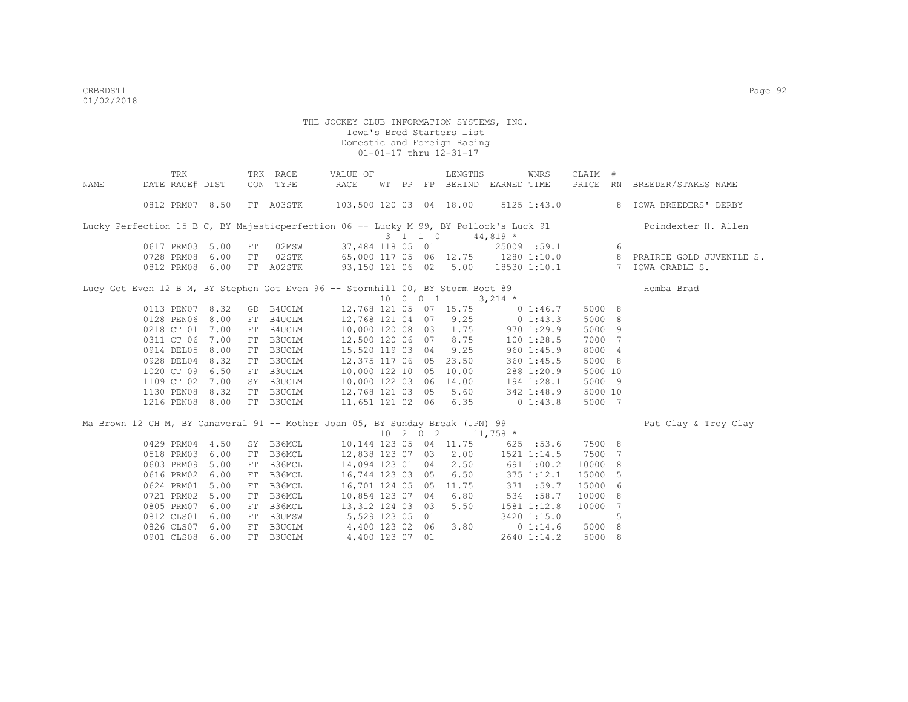THE JOCKEY CLUB INFORMATION SYSTEMS, INC.
Iowa's Bred Starters List
Domestic and Foreign Racing
01-01-17 thru 12-31-17

| NAME | DATE | TRK RACE# | DIST | TRK CON | RACE TYPE | VALUE OF RACE | WT | PP | FP | LENGTHS BEHIND | EARNED | WNRS TIME | CLAIM PRICE | # RN | BREEDER/STAKES NAME |
|---|---|---|---|---|---|---|---|---|---|---|---|---|---|---|---|
| | 0812 | PRM07 | 8.50 | FT | A03STK | 103,500 | 120 | 03 | 04 | 18.00 | 5125 | 1:43.0 | | 8 | IOWA BREEDERS' DERBY |
| Lucky Perfection 15 B C, BY Majesticperfection 06 -- Lucky M 99, BY Pollock's Luck 91 | | | | | | | 3 | 1 | 1 0 | | 44,819 * | | | | Poindexter H. Allen |
| | 0617 | PRM03 | 5.00 | FT | 02MSW | 37,484 | 118 | 05 | 01 | | 25009 | :59.1 | | 6 | |
| | 0728 | PRM08 | 6.00 | FT | 02STK | 65,000 | 117 | 05 | 06 | 12.75 | 1280 | 1:10.0 | | 8 | PRAIRIE GOLD JUVENILE S. |
| | 0812 | PRM08 | 6.00 | FT | A02STK | 93,150 | 121 | 06 | 02 | 5.00 | 18530 | 1:10.1 | | 7 | IOWA CRADLE S. |
| Lucy Got Even 12 B M, BY Stephen Got Even 96 -- Stormhill 00, BY Storm Boot 89 | | | | | | | 10 | 0 | 0 1 | | 3,214 * | | | | Hemba Brad |
| | 0113 | PEN07 | 8.32 | GD | B4UCLM | 12,768 | 121 | 05 | 07 | 15.75 | 0 | 1:46.7 | 5000 | 8 | |
| | 0128 | PEN06 | 8.00 | FT | B4UCLM | 12,768 | 121 | 04 | 07 | 9.25 | 0 | 1:43.3 | 5000 | 8 | |
| | 0218 | CT 01 | 7.00 | FT | B4UCLM | 10,000 | 120 | 08 | 03 | 1.75 | 970 | 1:29.9 | 5000 | 9 | |
| | 0311 | CT 06 | 7.00 | FT | B3UCLM | 12,500 | 120 | 06 | 07 | 8.75 | 100 | 1:28.5 | 7000 | 7 | |
| | 0914 | DEL05 | 8.00 | FT | B3UCLM | 15,520 | 119 | 03 | 04 | 9.25 | 960 | 1:45.9 | 8000 | 4 | |
| | 0928 | DEL04 | 8.32 | FT | B3UCLM | 12,375 | 117 | 06 | 05 | 23.50 | 360 | 1:45.5 | 5000 | 8 | |
| | 1020 | CT 09 | 6.50 | FT | B3UCLM | 10,000 | 122 | 10 | 05 | 10.00 | 288 | 1:20.9 | 5000 | 10 | |
| | 1109 | CT 02 | 7.00 | SY | B3UCLM | 10,000 | 122 | 03 | 06 | 14.00 | 194 | 1:28.1 | 5000 | 9 | |
| | 1130 | PEN08 | 8.32 | FT | B3UCLM | 12,768 | 121 | 03 | 05 | 5.60 | 342 | 1:48.9 | 5000 | 10 | |
| | 1216 | PEN08 | 8.00 | FT | B3UCLM | 11,651 | 121 | 02 | 06 | 6.35 | 0 | 1:43.8 | 5000 | 7 | |
| Ma Brown 12 CH M, BY Canaveral 91 -- Mother Joan 05, BY Sunday Break (JPN) 99 | | | | | | | 10 | 2 | 0 2 | | 11,758 * | | | | Pat Clay & Troy Clay |
| | 0429 | PRM04 | 4.50 | SY | B36MCL | 10,144 | 123 | 05 | 04 | 11.75 | 625 | :53.6 | 7500 | 8 | |
| | 0518 | PRM03 | 6.00 | FT | B36MCL | 12,838 | 123 | 07 | 03 | 2.00 | 1521 | 1:14.5 | 7500 | 7 | |
| | 0603 | PRM09 | 5.00 | FT | B36MCL | 14,094 | 123 | 01 | 04 | 2.50 | 691 | 1:00.2 | 10000 | 8 | |
| | 0616 | PRM02 | 6.00 | FT | B36MCL | 16,744 | 123 | 03 | 05 | 6.50 | 375 | 1:12.1 | 15000 | 5 | |
| | 0624 | PRM01 | 5.00 | FT | B36MCL | 16,701 | 124 | 05 | 05 | 11.75 | 371 | :59.7 | 15000 | 6 | |
| | 0721 | PRM02 | 5.00 | FT | B36MCL | 10,854 | 123 | 07 | 04 | 6.80 | 534 | :58.7 | 10000 | 8 | |
| | 0805 | PRM07 | 6.00 | FT | B36MCL | 13,312 | 124 | 03 | 03 | 5.50 | 1581 | 1:12.8 | 10000 | 7 | |
| | 0812 | CLS01 | 6.00 | FT | B3UMSW | 5,529 | 123 | 05 | 01 | | 3420 | 1:15.0 | | 5 | |
| | 0826 | CLS07 | 6.00 | FT | B3UCLM | 4,400 | 123 | 02 | 06 | 3.80 | 0 | 1:14.6 | 5000 | 8 | |
| | 0901 | CLS08 | 6.00 | FT | B3UCLM | 4,400 | 123 | 07 | 01 | | 2640 | 1:14.2 | 5000 | 8 | |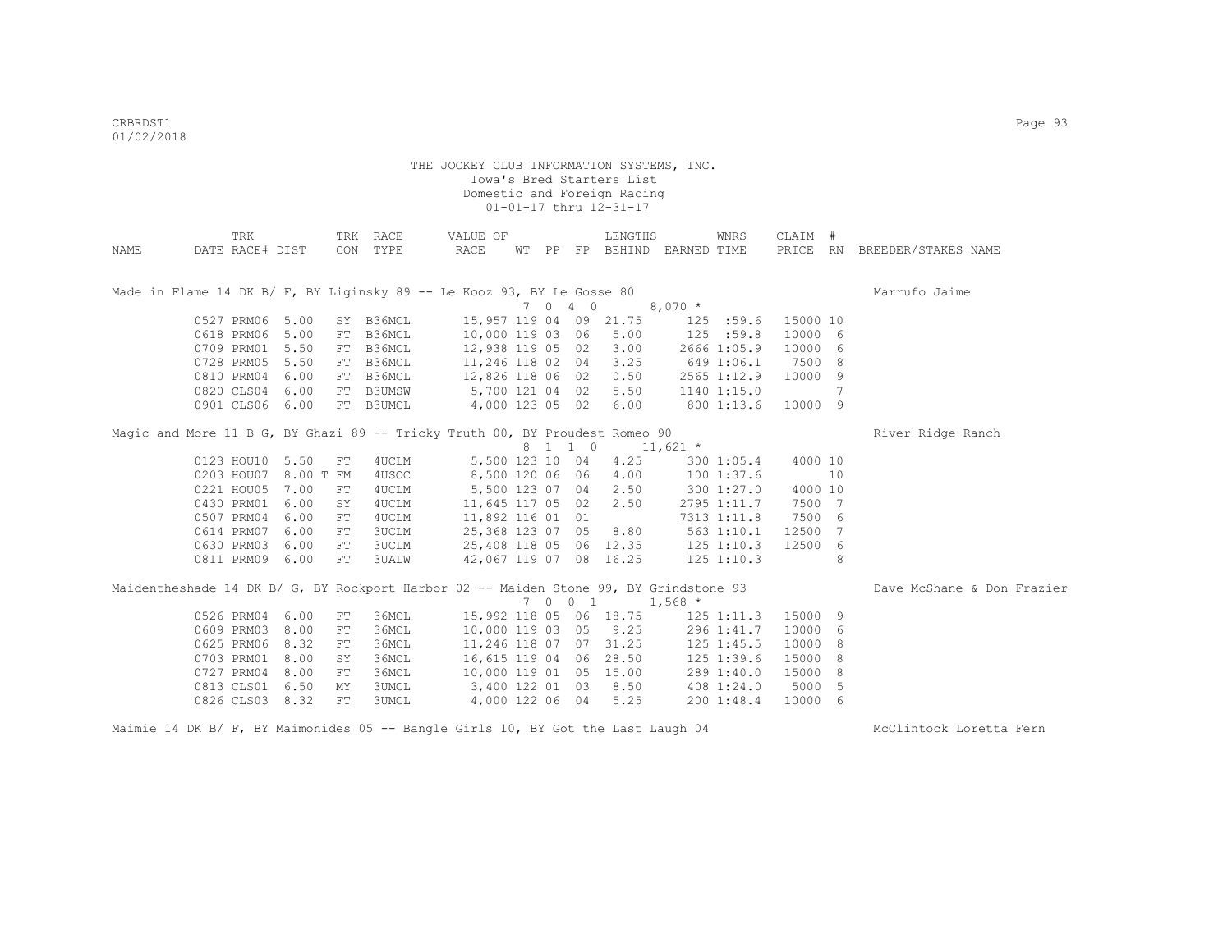THE JOCKEY CLUB INFORMATION SYSTEMS, INC.
Iowa's Bred Starters List
Domestic and Foreign Racing
01-01-17 thru 12-31-17

| NAME | TRK DATE | RACE# | DIST | TRK CON | RACE TYPE | VALUE OF RACE | WT | PP | FP | LENGTHS BEHIND | EARNED | WNRS TIME | CLAIM PRICE | # RN | BREEDER/STAKES NAME |
|---|---|---|---|---|---|---|---|---|---|---|---|---|---|---|---|
| Made in Flame 14 DK B/ F, BY Liginsky 89 -- Le Kooz 93, BY Le Gosse 80 | | | | | | | 7 | 0 | 4 0 | | 8,070 * | | | | Marrufo Jaime |
| | 0527 | PRM06 | 5.00 | SY | B36MCL | 15,957 | 119 | 04 | 09 | 21.75 | 125 | :59.6 | 15000 | 10 | |
| | 0618 | PRM06 | 5.00 | FT | B36MCL | 10,000 | 119 | 03 | 06 | 5.00 | 125 | :59.8 | 10000 | 6 | |
| | 0709 | PRM01 | 5.50 | FT | B36MCL | 12,938 | 119 | 05 | 02 | 3.00 | 2666 | 1:05.9 | 10000 | 6 | |
| | 0728 | PRM05 | 5.50 | FT | B36MCL | 11,246 | 118 | 02 | 04 | 3.25 | 649 | 1:06.1 | 7500 | 8 | |
| | 0810 | PRM04 | 6.00 | FT | B36MCL | 12,826 | 118 | 06 | 02 | 0.50 | 2565 | 1:12.9 | 10000 | 9 | |
| | 0820 | CLS04 | 6.00 | FT | B3UMSW | 5,700 | 121 | 04 | 02 | 5.50 | 1140 | 1:15.0 | | 7 | |
| | 0901 | CLS06 | 6.00 | FT | B3UMCL | 4,000 | 123 | 05 | 02 | 6.00 | 800 | 1:13.6 | 10000 | 9 | |
| Magic and More 11 B G, BY Ghazi 89 -- Tricky Truth 00, BY Proudest Romeo 90 | | | | | | | 8 | 1 | 1 0 | | 11,621 * | | | | River Ridge Ranch |
| | 0123 | HOU10 | 5.50 | FT | 4UCLM | 5,500 | 123 | 10 | 04 | 4.25 | 300 | 1:05.4 | 4000 | 10 | |
| | 0203 | HOU07 | 8.00 T | FM | 4USOC | 8,500 | 120 | 06 | 06 | 4.00 | 100 | 1:37.6 | | 10 | |
| | 0221 | HOU05 | 7.00 | FT | 4UCLM | 5,500 | 123 | 07 | 04 | 2.50 | 300 | 1:27.0 | 4000 | 10 | |
| | 0430 | PRM01 | 6.00 | SY | 4UCLM | 11,645 | 117 | 05 | 02 | 2.50 | 2795 | 1:11.7 | 7500 | 7 | |
| | 0507 | PRM04 | 6.00 | FT | 4UCLM | 11,892 | 116 | 01 | 01 | | 7313 | 1:11.8 | 7500 | 6 | |
| | 0614 | PRM07 | 6.00 | FT | 3UCLM | 25,368 | 123 | 07 | 05 | 8.80 | 563 | 1:10.1 | 12500 | 7 | |
| | 0630 | PRM03 | 6.00 | FT | 3UCLM | 25,408 | 118 | 05 | 06 | 12.35 | 125 | 1:10.3 | 12500 | 6 | |
| | 0811 | PRM09 | 6.00 | FT | 3UALW | 42,067 | 119 | 07 | 08 | 16.25 | 125 | 1:10.3 | | 8 | |
| Maidentheshade 14 DK B/ G, BY Rockport Harbor 02 -- Maiden Stone 99, BY Grindstone 93 | | | | | | | 7 | 0 | 0 1 | | 1,568 * | | | | Dave McShane & Don Frazier |
| | 0526 | PRM04 | 6.00 | FT | 36MCL | 15,992 | 118 | 05 | 06 | 18.75 | 125 | 1:11.3 | 15000 | 9 | |
| | 0609 | PRM03 | 8.00 | FT | 36MCL | 10,000 | 119 | 03 | 05 | 9.25 | 296 | 1:41.7 | 10000 | 6 | |
| | 0625 | PRM06 | 8.32 | FT | 36MCL | 11,246 | 118 | 07 | 07 | 31.25 | 125 | 1:45.5 | 10000 | 8 | |
| | 0703 | PRM01 | 8.00 | SY | 36MCL | 16,615 | 119 | 04 | 06 | 28.50 | 125 | 1:39.6 | 15000 | 8 | |
| | 0727 | PRM04 | 8.00 | FT | 36MCL | 10,000 | 119 | 01 | 05 | 15.00 | 289 | 1:40.0 | 15000 | 8 | |
| | 0813 | CLS01 | 6.50 | MY | 3UMCL | 3,400 | 122 | 01 | 03 | 8.50 | 408 | 1:24.0 | 5000 | 5 | |
| | 0826 | CLS03 | 8.32 | FT | 3UMCL | 4,000 | 122 | 06 | 04 | 5.25 | 200 | 1:48.4 | 10000 | 6 | |
| Maimie 14 DK B/ F, BY Maimonides 05 -- Bangle Girls 10, BY Got the Last Laugh 04 | | | | | | | | | | | | | | | McClintock Loretta Fern |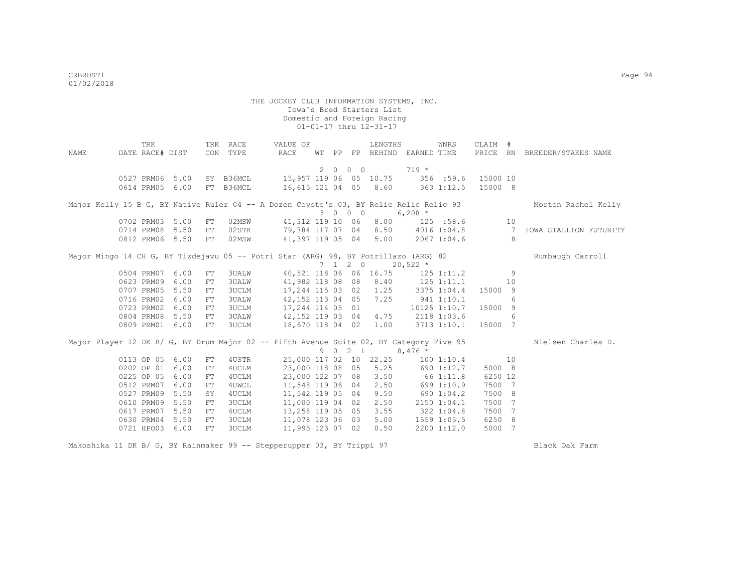THE JOCKEY CLUB INFORMATION SYSTEMS, INC.
Iowa's Bred Starters List
Domestic and Foreign Racing
01-01-17 thru 12-31-17

| NAME | TRK DATE | RACE# | DIST | TRK CON | RACE TYPE | VALUE OF RACE | WT | PP | FP | LENGTHS BEHIND | EARNED | WNRS TIME | CLAIM PRICE | # RN | BREEDER/STAKES NAME |
|---|---|---|---|---|---|---|---|---|---|---|---|---|---|---|---|
| | | | | | | | | 2 0 0 0 | | | 719 * | | | | |
| | 0527 | PRM06 | 5.00 | SY | B36MCL | 15,957 | 119 | 06 | 05 | 10.75 | 356 | :59.6 | 15000 | 10 | |
| | 0614 | PRM05 | 6.00 | FT | B36MCL | 16,615 | 121 | 04 | 05 | 8.60 | 363 | 1:12.5 | 15000 | 8 | |
| Major Kelly 15 B G, BY Native Ruler 04 -- A Dozen Coyote's 03, BY Relic Relic Relic 93 | | | | | | | | | | | | | | | Morton Rachel Kelly |
| | | | | | | | | 3 0 0 0 | | | 6,208 * | | | | |
| | 0702 | PRM03 | 5.00 | FT | 02MSW | 41,312 | 119 | 10 | 06 | 8.00 | 125 | :58.6 | | 10 | |
| | 0714 | PRM08 | 5.50 | FT | 02STK | 79,784 | 117 | 07 | 04 | 8.50 | 4016 | 1:04.8 | | 7 | IOWA STALLION FUTURITY |
| | 0812 | PRM06 | 5.50 | FT | 02MSW | 41,397 | 119 | 05 | 04 | 5.00 | 2067 | 1:04.6 | | 8 | |
| Major Mingo 14 CH G, BY Tizdejavu 05 -- Potri Star (ARG) 98, BY Potrillazo (ARG) 82 | | | | | | | | | | | | | | | Rumbaugh Carroll |
| | | | | | | | | 7 1 2 0 | | | 20,522 * | | | | |
| | 0504 | PRM07 | 6.00 | FT | 3UALW | 40,521 | 118 | 06 | 06 | 16.75 | 125 | 1:11.2 | | 9 | |
| | 0623 | PRM09 | 6.00 | FT | 3UALW | 41,982 | 118 | 08 | 08 | 8.40 | 125 | 1:11.1 | | 10 | |
| | 0707 | PRM05 | 5.50 | FT | 3UCLM | 17,244 | 115 | 03 | 02 | 1.25 | 3375 | 1:04.4 | 15000 | 9 | |
| | 0716 | PRM02 | 6.00 | FT | 3UALW | 42,152 | 113 | 04 | 05 | 7.25 | 941 | 1:10.1 | | 6 | |
| | 0723 | PRM02 | 6.00 | FT | 3UCLM | 17,244 | 114 | 05 | 01 | | 10125 | 1:10.7 | 15000 | 9 | |
| | 0804 | PRM08 | 5.50 | FT | 3UALW | 42,152 | 119 | 03 | 04 | 4.75 | 2118 | 1:03.6 | | 6 | |
| | 0809 | PRM01 | 6.00 | FT | 3UCLM | 18,670 | 118 | 04 | 02 | 1.00 | 3713 | 1:10.1 | 15000 | 7 | |
| Major Player 12 DK B/ G, BY Drum Major 02 -- Fifth Avenue Suite 02, BY Category Five 95 | | | | | | | | | | | | | | | Nielsen Charles D. |
| | | | | | | | | 9 0 2 1 | | | 8,476 * | | | | |
| | 0113 | OP 05 | 6.00 | FT | 4USTR | 25,000 | 117 | 02 | 10 | 22.25 | 100 | 1:10.4 | | 10 | |
| | 0202 | OP 01 | 6.00 | FT | 4UCLM | 23,000 | 118 | 08 | 05 | 5.25 | 690 | 1:12.7 | 5000 | 8 | |
| | 0225 | OP 05 | 6.00 | FT | 4UCLM | 23,000 | 122 | 07 | 08 | 3.50 | 66 | 1:11.8 | 6250 | 12 | |
| | 0512 | PRM07 | 6.00 | FT | 4UWCL | 11,548 | 119 | 06 | 04 | 2.50 | 699 | 1:10.9 | 7500 | 7 | |
| | 0527 | PRM09 | 5.50 | SY | 4UCLM | 11,542 | 119 | 05 | 04 | 9.50 | 690 | 1:04.2 | 7500 | 8 | |
| | 0610 | PRM09 | 5.50 | FT | 3UCLM | 11,000 | 119 | 04 | 02 | 2.50 | 2150 | 1:04.1 | 7500 | 7 | |
| | 0617 | PRM07 | 5.50 | FT | 4UCLM | 13,258 | 119 | 05 | 05 | 3.55 | 322 | 1:04.8 | 7500 | 7 | |
| | 0630 | PRM04 | 5.50 | FT | 3UCLM | 11,078 | 123 | 06 | 03 | 5.00 | 1559 | 1:05.5 | 6250 | 8 | |
| | 0721 | HPO03 | 6.00 | FT | 3UCLM | 11,995 | 123 | 07 | 02 | 0.50 | 2200 | 1:12.0 | 5000 | 7 | |
| Makoshika 11 DK B/ G, BY Rainmaker 99 -- Stepperupper 03, BY Trippi 97 | | | | | | | | | | | | | | | Black Oak Farm |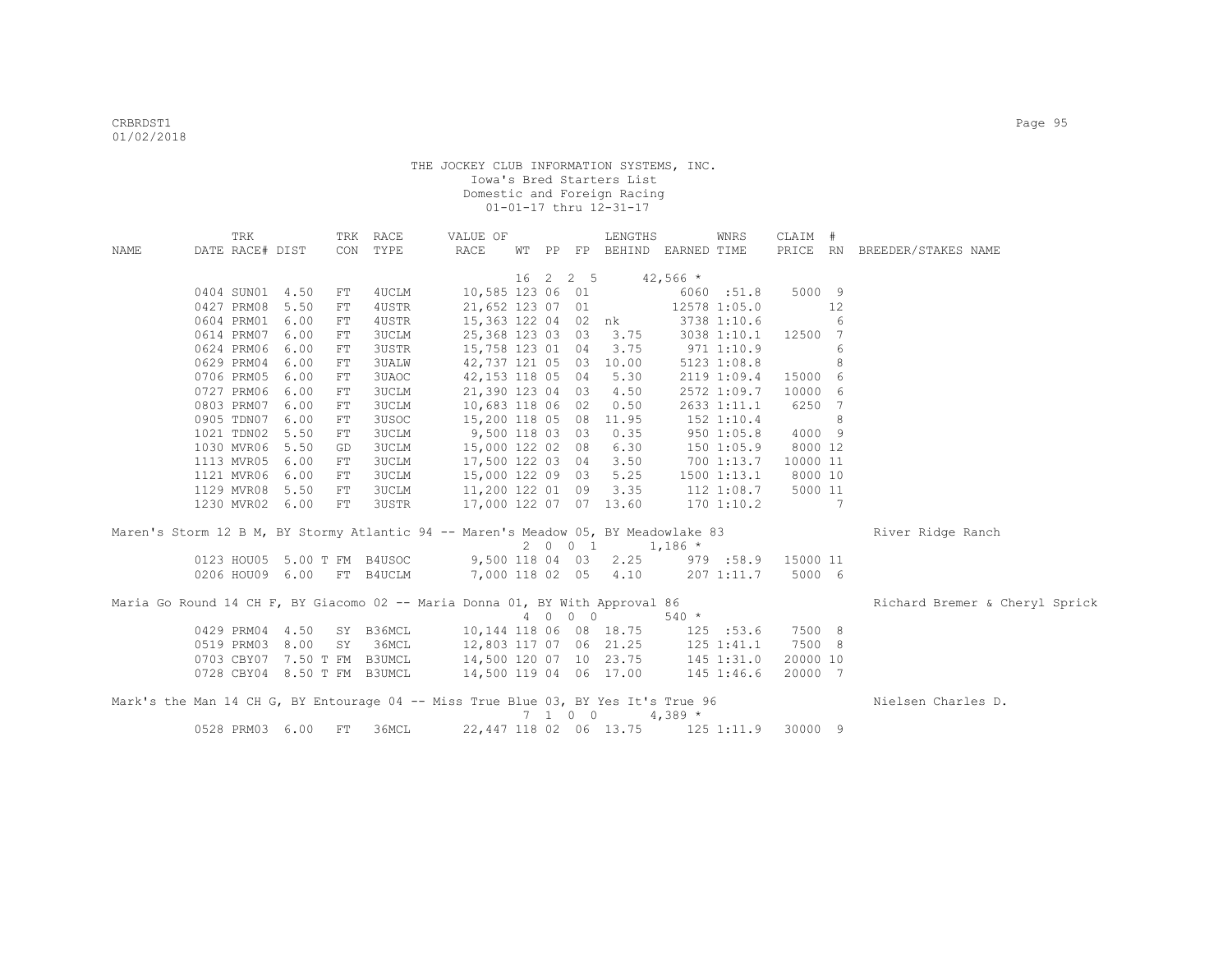THE JOCKEY CLUB INFORMATION SYSTEMS, INC.
Iowa's Bred Starters List
Domestic and Foreign Racing
01-01-17 thru 12-31-17

| NAME | TRK DATE | RACE# | DIST | TRK CON | RACE TYPE | VALUE OF RACE | WT | PP | FP | LENGTHS BEHIND | EARNED | WNRS TIME | CLAIM PRICE | # RN | BREEDER/STAKES NAME |
|---|---|---|---|---|---|---|---|---|---|---|---|---|---|---|---|
| | | | | | | | 16 | 2 | 2 5 | | 42,566 * | | | | |
| | 0404 | SUN01 | 4.50 | FT | 4UCLM | 10,585 | 123 | 06 | 01 | | 6060 | :51.8 | 5000 | 9 | |
| | 0427 | PRM08 | 5.50 | FT | 4USTR | 21,652 | 123 | 07 | 01 | | 12578 | 1:05.0 | | 12 | |
| | 0604 | PRM01 | 6.00 | FT | 4USTR | 15,363 | 122 | 04 | 02 | nk | 3738 | 1:10.6 | | 6 | |
| | 0614 | PRM07 | 6.00 | FT | 3UCLM | 25,368 | 123 | 03 | 03 | 3.75 | 3038 | 1:10.1 | 12500 | 7 | |
| | 0624 | PRM06 | 6.00 | FT | 3USTR | 15,758 | 123 | 01 | 04 | 3.75 | 971 | 1:10.9 | | 6 | |
| | 0629 | PRM04 | 6.00 | FT | 3UALW | 42,737 | 121 | 05 | 03 | 10.00 | 5123 | 1:08.8 | | 8 | |
| | 0706 | PRM05 | 6.00 | FT | 3UAOC | 42,153 | 118 | 05 | 04 | 5.30 | 2119 | 1:09.4 | 15000 | 6 | |
| | 0727 | PRM06 | 6.00 | FT | 3UCLM | 21,390 | 123 | 04 | 03 | 4.50 | 2572 | 1:09.7 | 10000 | 6 | |
| | 0803 | PRM07 | 6.00 | FT | 3UCLM | 10,683 | 118 | 06 | 02 | 0.50 | 2633 | 1:11.1 | 6250 | 7 | |
| | 0905 | TDN07 | 6.00 | FT | 3USOC | 15,200 | 118 | 05 | 08 | 11.95 | 152 | 1:10.4 | | 8 | |
| | 1021 | TDN02 | 5.50 | FT | 3UCLM | 9,500 | 118 | 03 | 03 | 0.35 | 950 | 1:05.8 | 4000 | 9 | |
| | 1030 | MVR06 | 5.50 | GD | 3UCLM | 15,000 | 122 | 02 | 08 | 6.30 | 150 | 1:05.9 | 8000 | 12 | |
| | 1113 | MVR05 | 6.00 | FT | 3UCLM | 17,500 | 122 | 03 | 04 | 3.50 | 700 | 1:13.7 | 10000 | 11 | |
| | 1121 | MVR06 | 6.00 | FT | 3UCLM | 15,000 | 122 | 09 | 03 | 5.25 | 1500 | 1:13.1 | 8000 | 10 | |
| | 1129 | MVR08 | 5.50 | FT | 3UCLM | 11,200 | 122 | 01 | 09 | 3.35 | 112 | 1:08.7 | 5000 | 11 | |
| | 1230 | MVR02 | 6.00 | FT | 3USTR | 17,000 | 122 | 07 | 07 | 13.60 | 170 | 1:10.2 | | 7 | |
| Maren's Storm 12 B M, BY Stormy Atlantic 94 -- Maren's Meadow 05, BY Meadowlake 83 | | | | | | | | | | | | | | | River Ridge Ranch |
| | | | | | | | 2 | 0 | 0 1 | | 1,186 * | | | | |
| | 0123 | HOU05 | 5.00 T | FM | B4USOC | 9,500 | 118 | 04 | 03 | 2.25 | 979 | :58.9 | 15000 | 11 | |
| | 0206 | HOU09 | 6.00 | FT | B4UCLM | 7,000 | 118 | 02 | 05 | 4.10 | 207 | 1:11.7 | 5000 | 6 | |
| Maria Go Round 14 CH F, BY Giacomo 02 -- Maria Donna 01, BY With Approval 86 | | | | | | | | | | | | | | | Richard Bremer & Cheryl Sprick |
| | | | | | | | 4 | 0 | 0 0 | | 540 * | | | | |
| | 0429 | PRM04 | 4.50 | SY | B36MCL | 10,144 | 118 | 06 | 08 | 18.75 | 125 | :53.6 | 7500 | 8 | |
| | 0519 | PRM03 | 8.00 | SY | 36MCL | 12,803 | 117 | 07 | 06 | 21.25 | 125 | 1:41.1 | 7500 | 8 | |
| | 0703 | CBY07 | 7.50 T | FM | B3UMCL | 14,500 | 120 | 07 | 10 | 23.75 | 145 | 1:31.0 | 20000 | 10 | |
| | 0728 | CBY04 | 8.50 T | FM | B3UMCL | 14,500 | 119 | 04 | 06 | 17.00 | 145 | 1:46.6 | 20000 | 7 | |
| Mark's the Man 14 CH G, BY Entourage 04 -- Miss True Blue 03, BY Yes It's True 96 | | | | | | | | | | | | | | | Nielsen Charles D. |
| | | | | | | | 7 | 1 | 0 0 | | 4,389 * | | | | |
| | 0528 | PRM03 | 6.00 | FT | 36MCL | 22,447 | 118 | 02 | 06 | 13.75 | 125 | 1:11.9 | 30000 | 9 | |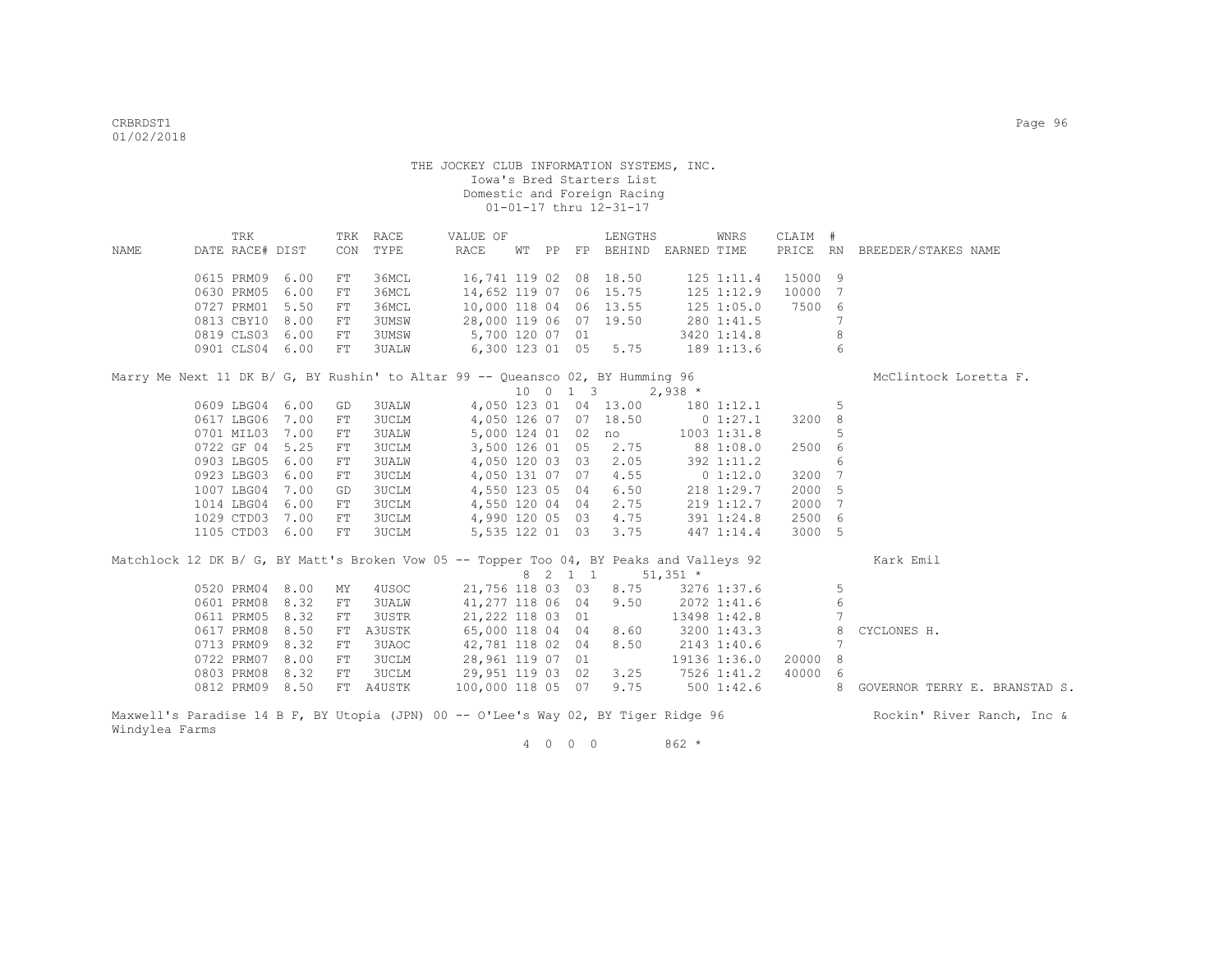THE JOCKEY CLUB INFORMATION SYSTEMS, INC.
Iowa's Bred Starters List
Domestic and Foreign Racing
01-01-17 thru 12-31-17

| NAME | TRK DATE | RACE# | DIST | TRK CON | RACE TYPE | VALUE OF RACE | WT | PP | FP | LENGTHS BEHIND | EARNED | WNRS TIME | CLAIM PRICE | # RN | BREEDER/STAKES NAME |
|---|---|---|---|---|---|---|---|---|---|---|---|---|---|---|---|
| | 0615 | PRM09 | 6.00 | FT | 36MCL | 16,741 | 119 | 02 | 08 | 18.50 | 125 | 1:11.4 | 15000 | 9 | |
| | 0630 | PRM05 | 6.00 | FT | 36MCL | 14,652 | 119 | 07 | 06 | 15.75 | 125 | 1:12.9 | 10000 | 7 | |
| | 0727 | PRM01 | 5.50 | FT | 36MCL | 10,000 | 118 | 04 | 06 | 13.55 | 125 | 1:05.0 | 7500 | 6 | |
| | 0813 | CBY10 | 8.00 | FT | 3UMSW | 28,000 | 119 | 06 | 07 | 19.50 | 280 | 1:41.5 | | 7 | |
| | 0819 | CLS03 | 6.00 | FT | 3UMSW | 5,700 | 120 | 07 | 01 | | 3420 | 1:14.8 | | 8 | |
| | 0901 | CLS04 | 6.00 | FT | 3UALW | 6,300 | 123 | 01 | 05 | 5.75 | 189 | 1:13.6 | | 6 | |

Marry Me Next 11 DK B/ G, BY Rushin' to Altar 99 -- Queansco 02, BY Humming 96 — McClintock Loretta F.
10 0 1 3 — 2,938 *

| NAME | TRK DATE | RACE# | DIST | TRK CON | RACE TYPE | VALUE OF RACE | WT | PP | FP | LENGTHS BEHIND | EARNED | WNRS TIME | CLAIM PRICE | # RN | BREEDER/STAKES NAME |
|---|---|---|---|---|---|---|---|---|---|---|---|---|---|---|---|
| | 0609 | LBG04 | 6.00 | GD | 3UALW | 4,050 | 123 | 01 | 04 | 13.00 | 180 | 1:12.1 | | 5 | |
| | 0617 | LBG06 | 7.00 | FT | 3UCLM | 4,050 | 126 | 07 | 07 | 18.50 | 0 | 1:27.1 | 3200 | 8 | |
| | 0701 | MIL03 | 7.00 | FT | 3UALW | 5,000 | 124 | 01 | 02 | no | 1003 | 1:31.8 | | 5 | |
| | 0722 | GF 04 | 5.25 | FT | 3UCLM | 3,500 | 126 | 01 | 05 | 2.75 | 88 | 1:08.0 | 2500 | 6 | |
| | 0903 | LBG05 | 6.00 | FT | 3UALW | 4,050 | 120 | 03 | 03 | 2.05 | 392 | 1:11.2 | | 6 | |
| | 0923 | LBG03 | 6.00 | FT | 3UCLM | 4,050 | 131 | 07 | 07 | 4.55 | 0 | 1:12.0 | 3200 | 7 | |
| | 1007 | LBG04 | 7.00 | GD | 3UCLM | 4,550 | 123 | 05 | 04 | 6.50 | 218 | 1:29.7 | 2000 | 5 | |
| | 1014 | LBG04 | 6.00 | FT | 3UCLM | 4,550 | 120 | 04 | 04 | 2.75 | 219 | 1:12.7 | 2000 | 7 | |
| | 1029 | CTD03 | 7.00 | FT | 3UCLM | 4,990 | 120 | 05 | 03 | 4.75 | 391 | 1:24.8 | 2500 | 6 | |
| | 1105 | CTD03 | 6.00 | FT | 3UCLM | 5,535 | 122 | 01 | 03 | 3.75 | 447 | 1:14.4 | 3000 | 5 | |

Matchlock 12 DK B/ G, BY Matt's Broken Vow 05 -- Topper Too 04, BY Peaks and Valleys 92 — Kark Emil
8 2 1 1 — 51,351 *

| NAME | TRK DATE | RACE# | DIST | TRK CON | RACE TYPE | VALUE OF RACE | WT | PP | FP | LENGTHS BEHIND | EARNED | WNRS TIME | CLAIM PRICE | # RN | BREEDER/STAKES NAME |
|---|---|---|---|---|---|---|---|---|---|---|---|---|---|---|---|
| | 0520 | PRM04 | 8.00 | MY | 4USOC | 21,756 | 118 | 03 | 03 | 8.75 | 3276 | 1:37.6 | | 5 | |
| | 0601 | PRM08 | 8.32 | FT | 3UALW | 41,277 | 118 | 06 | 04 | 9.50 | 2072 | 1:41.6 | | 6 | |
| | 0611 | PRM05 | 8.32 | FT | 3USTR | 21,222 | 118 | 03 | 01 | | 13498 | 1:42.8 | | 7 | |
| | 0617 | PRM08 | 8.50 | FT | A3USTK | 65,000 | 118 | 04 | 04 | 8.60 | 3200 | 1:43.3 | | 8 | CYCLONES H. |
| | 0713 | PRM09 | 8.32 | FT | 3UAOC | 42,781 | 118 | 02 | 04 | 8.50 | 2143 | 1:40.6 | | 7 | |
| | 0722 | PRM07 | 8.00 | FT | 3UCLM | 28,961 | 119 | 07 | 01 | | 19136 | 1:36.0 | 20000 | 8 | |
| | 0803 | PRM08 | 8.32 | FT | 3UCLM | 29,951 | 119 | 03 | 02 | 3.25 | 7526 | 1:41.2 | 40000 | 6 | |
| | 0812 | PRM09 | 8.50 | FT | A4USTK | 100,000 | 118 | 05 | 07 | 9.75 | 500 | 1:42.6 | | 8 | GOVERNOR TERRY E. BRANSTAD S. |

Maxwell's Paradise 14 B F, BY Utopia (JPN) 00 -- O'Lee's Way 02, BY Tiger Ridge 96 — Rockin' River Ranch, Inc & Windylea Farms
4 0 0 0 — 862 *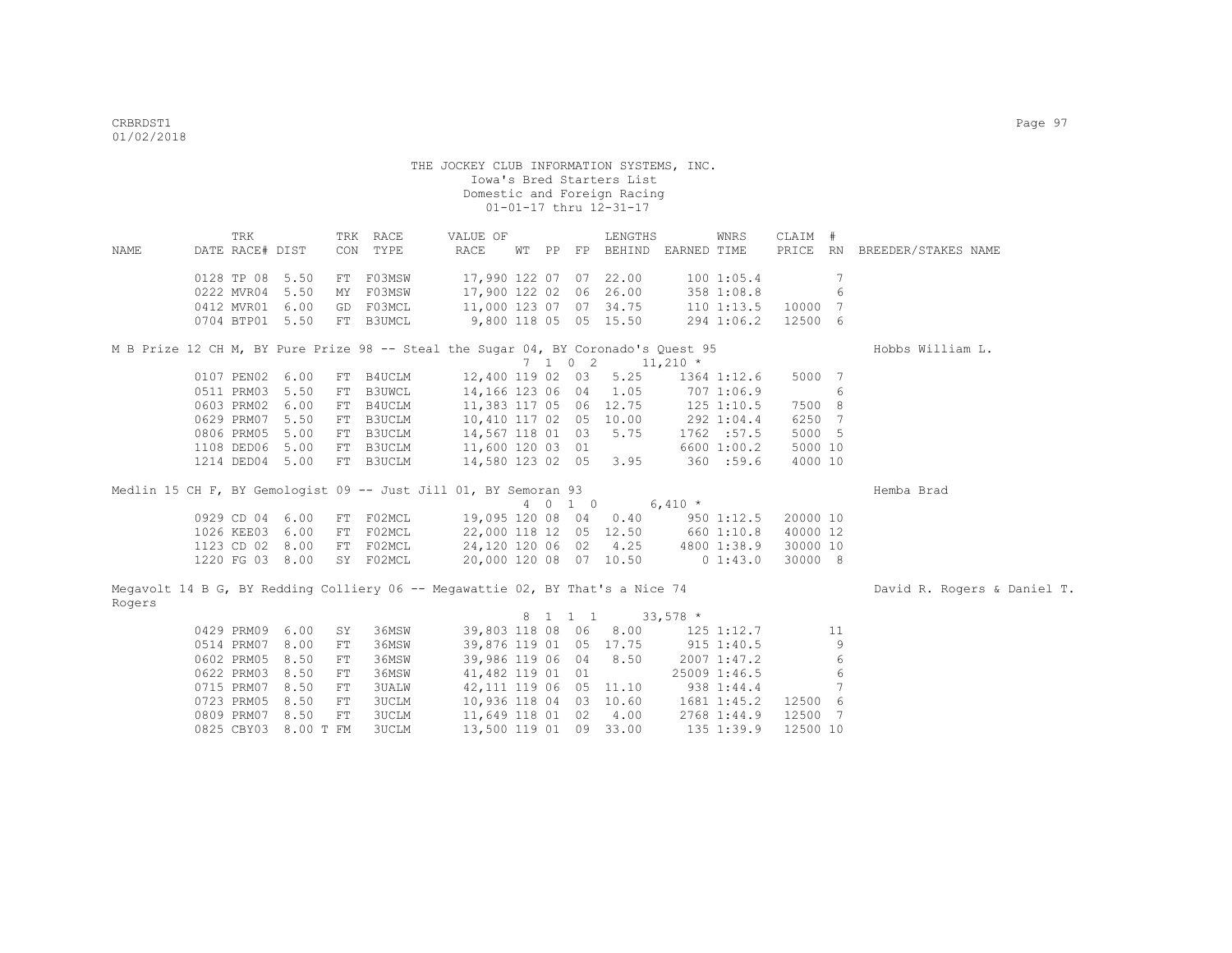THE JOCKEY CLUB INFORMATION SYSTEMS, INC.
Iowa's Bred Starters List
Domestic and Foreign Racing
01-01-17 thru 12-31-17

| NAME | TRK DATE | RACE# | DIST | TRK CON | RACE TYPE | VALUE OF RACE | WT | PP | FP | LENGTHS BEHIND | EARNED | WNRS TIME | CLAIM PRICE | # RN | BREEDER/STAKES NAME |
|---|---|---|---|---|---|---|---|---|---|---|---|---|---|---|---|
| | 0128 | TP 08 | 5.50 | FT | F03MSW | 17,990 | 122 | 07 | 07 | 22.00 | 100 | 1:05.4 | | 7 | |
| | 0222 | MVR04 | 5.50 | MY | F03MSW | 17,900 | 122 | 02 | 06 | 26.00 | 358 | 1:08.8 | | 6 | |
| | 0412 | MVR01 | 6.00 | GD | F03MCL | 11,000 | 123 | 07 | 07 | 34.75 | 110 | 1:13.5 | 10000 | 7 | |
| | 0704 | BTP01 | 5.50 | FT | B3UMCL | 9,800 | 118 | 05 | 05 | 15.50 | 294 | 1:06.2 | 12500 | 6 | |
| M B Prize 12 CH M, BY Pure Prize 98 -- Steal the Sugar 04, BY Coronado's Quest 95 | | | | | | | 7 | 1 0 2 | | | 11,210 * | | | | Hobbs William L. |
| | 0107 | PEN02 | 6.00 | FT | B4UCLM | 12,400 | 119 | 02 | 03 | 5.25 | 1364 | 1:12.6 | 5000 | 7 | |
| | 0511 | PRM03 | 5.50 | FT | B3UWCL | 14,166 | 123 | 06 | 04 | 1.05 | 707 | 1:06.9 | | 6 | |
| | 0603 | PRM02 | 6.00 | FT | B4UCLM | 11,383 | 117 | 05 | 06 | 12.75 | 125 | 1:10.5 | 7500 | 8 | |
| | 0629 | PRM07 | 5.50 | FT | B3UCLM | 10,410 | 117 | 02 | 05 | 10.00 | 292 | 1:04.4 | 6250 | 7 | |
| | 0806 | PRM05 | 5.00 | FT | B3UCLM | 14,567 | 118 | 01 | 03 | 5.75 | 1762 | :57.5 | 5000 | 5 | |
| | 1108 | DED06 | 5.00 | FT | B3UCLM | 11,600 | 120 | 03 | 01 | | 6600 | 1:00.2 | 5000 | 10 | |
| | 1214 | DED04 | 5.00 | FT | B3UCLM | 14,580 | 123 | 02 | 05 | 3.95 | 360 | :59.6 | 4000 | 10 | |
| Medlin 15 CH F, BY Gemologist 09 -- Just Jill 01, BY Semoran 93 | | | | | | | 4 | 0 1 0 | | | 6,410 * | | | | Hemba Brad |
| | 0929 | CD 04 | 6.00 | FT | F02MCL | 19,095 | 120 | 08 | 04 | 0.40 | 950 | 1:12.5 | 20000 | 10 | |
| | 1026 | KEE03 | 6.00 | FT | F02MCL | 22,000 | 118 | 12 | 05 | 12.50 | 660 | 1:10.8 | 40000 | 12 | |
| | 1123 | CD 02 | 8.00 | FT | F02MCL | 24,120 | 120 | 06 | 02 | 4.25 | 4800 | 1:38.9 | 30000 | 10 | |
| | 1220 | FG 03 | 8.00 | SY | F02MCL | 20,000 | 120 | 08 | 07 | 10.50 | 0 | 1:43.0 | 30000 | 8 | |
| Megavolt 14 B G, BY Redding Colliery 06 -- Megawattie 02, BY That's a Nice 74 | | | | | | | 8 | 1 1 1 | | | 33,578 * | | | | David R. Rogers & Daniel T. Rogers |
| | 0429 | PRM09 | 6.00 | SY | 36MSW | 39,803 | 118 | 08 | 06 | 8.00 | 125 | 1:12.7 | | 11 | |
| | 0514 | PRM07 | 8.00 | FT | 36MSW | 39,876 | 119 | 01 | 05 | 17.75 | 915 | 1:40.5 | | 9 | |
| | 0602 | PRM05 | 8.50 | FT | 36MSW | 39,986 | 119 | 06 | 04 | 8.50 | 2007 | 1:47.2 | | 6 | |
| | 0622 | PRM03 | 8.50 | FT | 36MSW | 41,482 | 119 | 01 | 01 | | 25009 | 1:46.5 | | 6 | |
| | 0715 | PRM07 | 8.50 | FT | 3UALW | 42,111 | 119 | 06 | 05 | 11.10 | 938 | 1:44.4 | | 7 | |
| | 0723 | PRM05 | 8.50 | FT | 3UCLM | 10,936 | 118 | 04 | 03 | 10.60 | 1681 | 1:45.2 | 12500 | 6 | |
| | 0809 | PRM07 | 8.50 | FT | 3UCLM | 11,649 | 118 | 01 | 02 | 4.00 | 2768 | 1:44.9 | 12500 | 7 | |
| | 0825 | CBY03 | 8.00 T | FM | 3UCLM | 13,500 | 119 | 01 | 09 | 33.00 | 135 | 1:39.9 | 12500 | 10 | |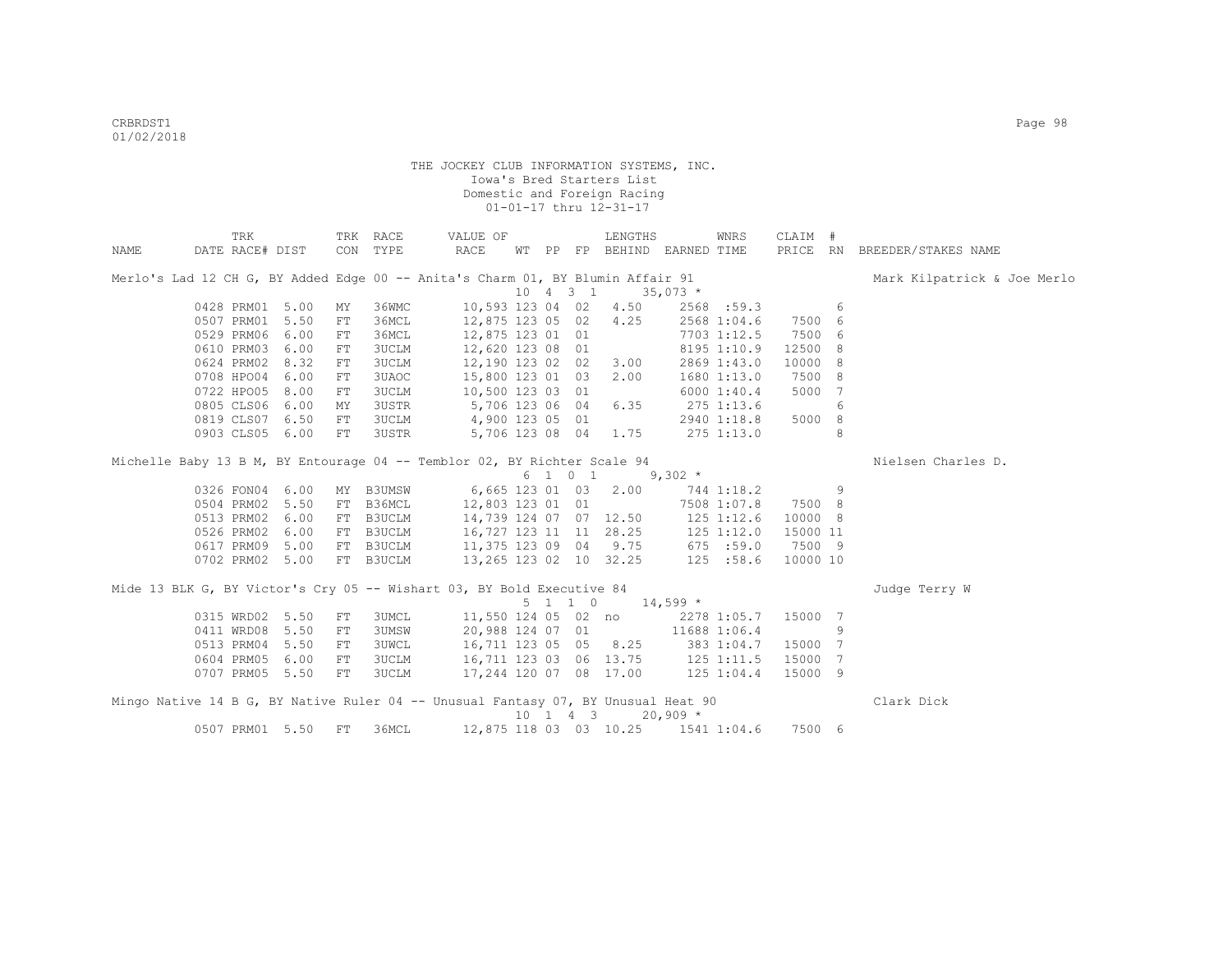THE JOCKEY CLUB INFORMATION SYSTEMS, INC.
Iowa's Bred Starters List
Domestic and Foreign Racing
01-01-17 thru 12-31-17

| NAME | TRK DATE | RACE# | DIST | TRK CON | RACE TYPE | VALUE OF RACE | WT | PP | FP | LENGTHS BEHIND | EARNED | WNRS TIME | CLAIM PRICE | # RN | BREEDER/STAKES NAME |
|---|---|---|---|---|---|---|---|---|---|---|---|---|---|---|---|
| Merlo's Lad 12 CH G, BY Added Edge 00 -- Anita's Charm 01, BY Blumin Affair 91 | | | | | | | 10 | 4 3 1 | | | 35,073 * | | | | Mark Kilpatrick & Joe Merlo |
| | 0428 | PRM01 | 5.00 | MY | 36WMC | 10,593 | 123 | 04 | 02 | 4.50 | 2568 | :59.3 | | 6 | |
| | 0507 | PRM01 | 5.50 | FT | 36MCL | 12,875 | 123 | 05 | 02 | 4.25 | 2568 | 1:04.6 | 7500 | 6 | |
| | 0529 | PRM06 | 6.00 | FT | 36MCL | 12,875 | 123 | 01 | 01 | | 7703 | 1:12.5 | 7500 | 6 | |
| | 0610 | PRM03 | 6.00 | FT | 3UCLM | 12,620 | 123 | 08 | 01 | | 8195 | 1:10.9 | 12500 | 8 | |
| | 0624 | PRM02 | 8.32 | FT | 3UCLM | 12,190 | 123 | 02 | 02 | 3.00 | 2869 | 1:43.0 | 10000 | 8 | |
| | 0708 | HPO04 | 6.00 | FT | 3UAOC | 15,800 | 123 | 01 | 03 | 2.00 | 1680 | 1:13.0 | 7500 | 8 | |
| | 0722 | HPO05 | 8.00 | FT | 3UCLM | 10,500 | 123 | 03 | 01 | | 6000 | 1:40.4 | 5000 | 7 | |
| | 0805 | CLS06 | 6.00 | MY | 3USTR | 5,706 | 123 | 06 | 04 | 6.35 | 275 | 1:13.6 | | 6 | |
| | 0819 | CLS07 | 6.50 | FT | 3UCLM | 4,900 | 123 | 05 | 01 | | 2940 | 1:18.8 | 5000 | 8 | |
| | 0903 | CLS05 | 6.00 | FT | 3USTR | 5,706 | 123 | 08 | 04 | 1.75 | 275 | 1:13.0 | | 8 | |
| Michelle Baby 13 B M, BY Entourage 04 -- Temblor 02, BY Richter Scale 94 | | | | | | | 6 | 1 0 1 | | | 9,302 * | | | | Nielsen Charles D. |
| | 0326 | FON04 | 6.00 | MY | B3UMSW | 6,665 | 123 | 01 | 03 | 2.00 | 744 | 1:18.2 | | 9 | |
| | 0504 | PRM02 | 5.50 | FT | B36MCL | 12,803 | 123 | 01 | 01 | | 7508 | 1:07.8 | 7500 | 8 | |
| | 0513 | PRM02 | 6.00 | FT | B3UCLM | 14,739 | 124 | 07 | 07 | 12.50 | 125 | 1:12.6 | 10000 | 8 | |
| | 0526 | PRM02 | 6.00 | FT | B3UCLM | 16,727 | 123 | 11 | 11 | 28.25 | 125 | 1:12.0 | 15000 | 11 | |
| | 0617 | PRM09 | 5.00 | FT | B3UCLM | 11,375 | 123 | 09 | 04 | 9.75 | 675 | :59.0 | 7500 | 9 | |
| | 0702 | PRM02 | 5.00 | FT | B3UCLM | 13,265 | 123 | 02 | 10 | 32.25 | 125 | :58.6 | 10000 | 10 | |
| Mide 13 BLK G, BY Victor's Cry 05 -- Wishart 03, BY Bold Executive 84 | | | | | | | 5 | 1 1 0 | | | 14,599 * | | | | Judge Terry W |
| | 0315 | WRD02 | 5.50 | FT | 3UMCL | 11,550 | 124 | 05 | 02 | no | 2278 | 1:05.7 | 15000 | 7 | |
| | 0411 | WRD08 | 5.50 | FT | 3UMSW | 20,988 | 124 | 07 | 01 | | 11688 | 1:06.4 | | 9 | |
| | 0513 | PRM04 | 5.50 | FT | 3UWCL | 16,711 | 123 | 05 | 05 | 8.25 | 383 | 1:04.7 | 15000 | 7 | |
| | 0604 | PRM05 | 6.00 | FT | 3UCLM | 16,711 | 123 | 03 | 06 | 13.75 | 125 | 1:11.5 | 15000 | 7 | |
| | 0707 | PRM05 | 5.50 | FT | 3UCLM | 17,244 | 120 | 07 | 08 | 17.00 | 125 | 1:04.4 | 15000 | 9 | |
| Mingo Native 14 B G, BY Native Ruler 04 -- Unusual Fantasy 07, BY Unusual Heat 90 | | | | | | | 10 | 1 4 3 | | | 20,909 * | | | | Clark Dick |
| | 0507 | PRM01 | 5.50 | FT | 36MCL | 12,875 | 118 | 03 | 03 | 10.25 | 1541 | 1:04.6 | 7500 | 6 | |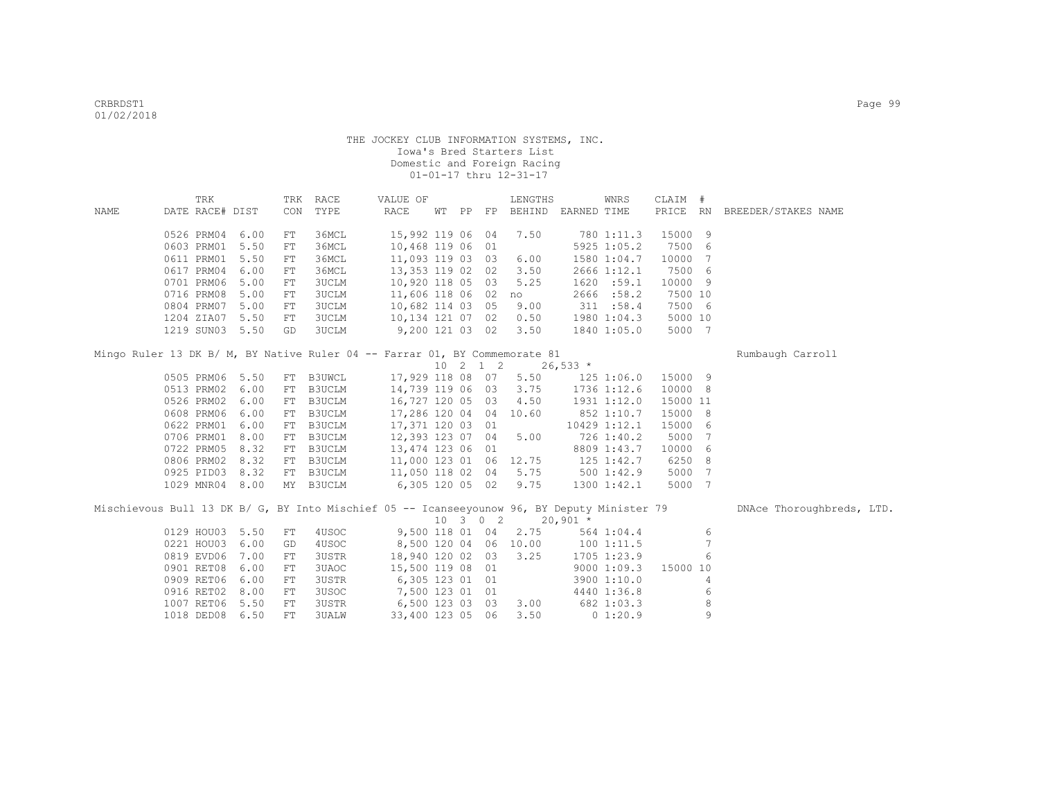THE JOCKEY CLUB INFORMATION SYSTEMS, INC.
Iowa's Bred Starters List
Domestic and Foreign Racing
01-01-17 thru 12-31-17

| NAME | TRK DATE | RACE# | DIST | TRK CON | RACE TYPE | VALUE OF RACE | WT | PP | FP | LENGTHS BEHIND | EARNED | WNRS TIME | CLAIM PRICE | # RN | BREEDER/STAKES NAME |
|---|---|---|---|---|---|---|---|---|---|---|---|---|---|---|---|
| | 0526 | PRM04 | 6.00 | FT | 36MCL | 15,992 | 119 | 06 | 04 | 7.50 | 780 | 1:11.3 | 15000 | 9 | |
| | 0603 | PRM01 | 5.50 | FT | 36MCL | 10,468 | 119 | 06 | 01 | | 5925 | 1:05.2 | 7500 | 6 | |
| | 0611 | PRM01 | 5.50 | FT | 36MCL | 11,093 | 119 | 03 | 03 | 6.00 | 1580 | 1:04.7 | 10000 | 7 | |
| | 0617 | PRM04 | 6.00 | FT | 36MCL | 13,353 | 119 | 02 | 02 | 3.50 | 2666 | 1:12.1 | 7500 | 6 | |
| | 0701 | PRM06 | 5.00 | FT | 3UCLM | 10,920 | 118 | 05 | 03 | 5.25 | 1620 | :59.1 | 10000 | 9 | |
| | 0716 | PRM08 | 5.00 | FT | 3UCLM | 11,606 | 118 | 06 | 02 | no | 2666 | :58.2 | 7500 | 10 | |
| | 0804 | PRM07 | 5.00 | FT | 3UCLM | 10,682 | 114 | 03 | 05 | 9.00 | 311 | :58.4 | 7500 | 6 | |
| | 1204 | ZIA07 | 5.50 | FT | 3UCLM | 10,134 | 121 | 07 | 02 | 0.50 | 1980 | 1:04.3 | 5000 | 10 | |
| | 1219 | SUN03 | 5.50 | GD | 3UCLM | 9,200 | 121 | 03 | 02 | 3.50 | 1840 | 1:05.0 | 5000 | 7 | |
| Mingo Ruler 13 DK B/ M, BY Native Ruler 04 -- Farrar 01, BY Commemorate 81 | | | | | | | 10 | 2 1 2 | | | 26,533 * | | | | Rumbaugh Carroll |
| | 0505 | PRM06 | 5.50 | FT | B3UWCL | 17,929 | 118 | 08 | 07 | 5.50 | 125 | 1:06.0 | 15000 | 9 | |
| | 0513 | PRM02 | 6.00 | FT | B3UCLM | 14,739 | 119 | 06 | 03 | 3.75 | 1736 | 1:12.6 | 10000 | 8 | |
| | 0526 | PRM02 | 6.00 | FT | B3UCLM | 16,727 | 120 | 05 | 03 | 4.50 | 1931 | 1:12.0 | 15000 | 11 | |
| | 0608 | PRM06 | 6.00 | FT | B3UCLM | 17,286 | 120 | 04 | 04 | 10.60 | 852 | 1:10.7 | 15000 | 8 | |
| | 0622 | PRM01 | 6.00 | FT | B3UCLM | 17,371 | 120 | 03 | 01 | | 10429 | 1:12.1 | 15000 | 6 | |
| | 0706 | PRM01 | 8.00 | FT | B3UCLM | 12,393 | 123 | 07 | 04 | 5.00 | 726 | 1:40.2 | 5000 | 7 | |
| | 0722 | PRM05 | 8.32 | FT | B3UCLM | 13,474 | 123 | 06 | 01 | | 8809 | 1:43.7 | 10000 | 6 | |
| | 0806 | PRM02 | 8.32 | FT | B3UCLM | 11,000 | 123 | 01 | 06 | 12.75 | 125 | 1:42.7 | 6250 | 8 | |
| | 0925 | PID03 | 8.32 | FT | B3UCLM | 11,050 | 118 | 02 | 04 | 5.75 | 500 | 1:42.9 | 5000 | 7 | |
| | 1029 | MNR04 | 8.00 | MY | B3UCLM | 6,305 | 120 | 05 | 02 | 9.75 | 1300 | 1:42.1 | 5000 | 7 | |
| Mischievous Bull 13 DK B/ G, BY Into Mischief 05 -- Icanseeyounow 96, BY Deputy Minister 79 | | | | | | | 10 | 3 0 2 | | | 20,901 * | | | | DNAce Thoroughbreds, LTD. |
| | 0129 | HOU03 | 5.50 | FT | 4USOC | 9,500 | 118 | 01 | 04 | 2.75 | 564 | 1:04.4 | | 6 | |
| | 0221 | HOU03 | 6.00 | GD | 4USOC | 8,500 | 120 | 04 | 06 | 10.00 | 100 | 1:11.5 | | 7 | |
| | 0819 | EVD06 | 7.00 | FT | 3USTR | 18,940 | 120 | 02 | 03 | 3.25 | 1705 | 1:23.9 | | 6 | |
| | 0901 | RET08 | 6.00 | FT | 3UAOC | 15,500 | 119 | 08 | 01 | | 9000 | 1:09.3 | 15000 | 10 | |
| | 0909 | RET06 | 6.00 | FT | 3USTR | 6,305 | 123 | 01 | 01 | | 3900 | 1:10.0 | | 4 | |
| | 0916 | RET02 | 8.00 | FT | 3USOC | 7,500 | 123 | 01 | 01 | | 4440 | 1:36.8 | | 6 | |
| | 1007 | RET06 | 5.50 | FT | 3USTR | 6,500 | 123 | 03 | 03 | 3.00 | 682 | 1:03.3 | | 8 | |
| | 1018 | DED08 | 6.50 | FT | 3UALW | 33,400 | 123 | 05 | 06 | 3.50 | 0 | 1:20.9 | | 9 | |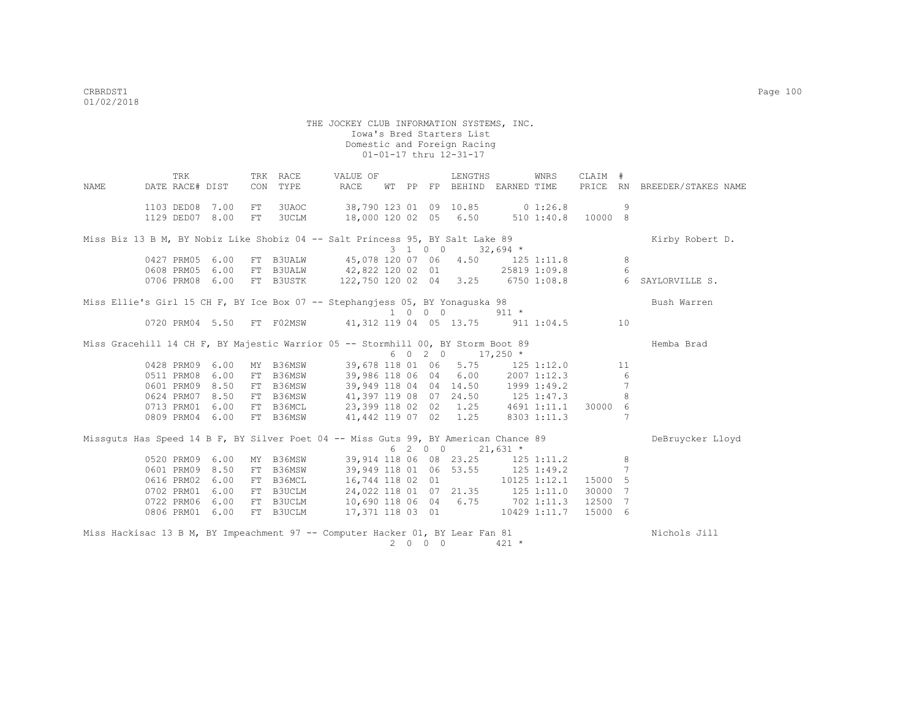THE JOCKEY CLUB INFORMATION SYSTEMS, INC.
Iowa's Bred Starters List
Domestic and Foreign Racing
01-01-17 thru 12-31-17

| NAME | TRK DATE | RACE# | DIST | TRK CON | RACE TYPE | VALUE OF RACE | WT | PP | FP | LENGTHS BEHIND | EARNED | WNRS TIME | CLAIM PRICE | # RN | BREEDER/STAKES NAME |
|---|---|---|---|---|---|---|---|---|---|---|---|---|---|---|---|
| | 1103 | DED08 | 7.00 | FT | 3UAOC | 38,790 | 123 | 01 | 09 | 10.85 | 0 | 1:26.8 | | 9 | |
| | 1129 | DED07 | 8.00 | FT | 3UCLM | 18,000 | 120 | 02 | 05 | 6.50 | 510 | 1:40.8 | 10000 | 8 | |
| Miss Biz 13 B M, BY Nobiz Like Shobiz 04 -- Salt Princess 95, BY Salt Lake 89 | | | | | | | 3 | 1 0 | 0 | | 32,694 * | | | | Kirby Robert D. |
| | 0427 | PRM05 | 6.00 | FT | B3UALW | 45,078 | 120 | 07 | 06 | 4.50 | 125 | 1:11.8 | | 8 | |
| | 0608 | PRM05 | 6.00 | FT | B3UALW | 42,822 | 120 | 02 | 01 | | 25819 | 1:09.8 | | 6 | |
| | 0706 | PRM08 | 6.00 | FT | B3USTK | 122,750 | 120 | 02 | 04 | 3.25 | 6750 | 1:08.8 | | 6 | SAYLORVILLE S. |
| Miss Ellie's Girl 15 CH F, BY Ice Box 07 -- Stephangjess 05, BY Yonaguska 98 | | | | | | | 1 | 0 0 | 0 | | 911 * | | | | Bush Warren |
| | 0720 | PRM04 | 5.50 | FT | F02MSW | 41,312 | 119 | 04 | 05 | 13.75 | 911 | 1:04.5 | | 10 | |
| Miss Gracehill 14 CH F, BY Majestic Warrior 05 -- Stormhill 00, BY Storm Boot 89 | | | | | | | 6 | 0 2 | 0 | | 17,250 * | | | | Hemba Brad |
| | 0428 | PRM09 | 6.00 | MY | B36MSW | 39,678 | 118 | 01 | 06 | 5.75 | 125 | 1:12.0 | | 11 | |
| | 0511 | PRM08 | 6.00 | FT | B36MSW | 39,986 | 118 | 06 | 04 | 6.00 | 2007 | 1:12.3 | | 6 | |
| | 0601 | PRM09 | 8.50 | FT | B36MSW | 39,949 | 118 | 04 | 04 | 14.50 | 1999 | 1:49.2 | | 7 | |
| | 0624 | PRM07 | 8.50 | FT | B36MSW | 41,397 | 119 | 08 | 07 | 24.50 | 125 | 1:47.3 | | 8 | |
| | 0713 | PRM01 | 6.00 | FT | B36MCL | 23,399 | 118 | 02 | 02 | 1.25 | 4691 | 1:11.1 | 30000 | 6 | |
| | 0809 | PRM04 | 6.00 | FT | B36MSW | 41,442 | 119 | 07 | 02 | 1.25 | 8303 | 1:11.3 | | 7 | |
| Missguts Has Speed 14 B F, BY Silver Poet 04 -- Miss Guts 99, BY American Chance 89 | | | | | | | 6 | 2 0 | 0 | | 21,631 * | | | | DeBruycker Lloyd |
| | 0520 | PRM09 | 6.00 | MY | B36MSW | 39,914 | 118 | 06 | 08 | 23.25 | 125 | 1:11.2 | | 8 | |
| | 0601 | PRM09 | 8.50 | FT | B36MSW | 39,949 | 118 | 01 | 06 | 53.55 | 125 | 1:49.2 | | 7 | |
| | 0616 | PRM02 | 6.00 | FT | B36MCL | 16,744 | 118 | 02 | 01 | | 10125 | 1:12.1 | 15000 | 5 | |
| | 0702 | PRM01 | 6.00 | FT | B3UCLM | 24,022 | 118 | 01 | 07 | 21.35 | 125 | 1:11.0 | 30000 | 7 | |
| | 0722 | PRM06 | 6.00 | FT | B3UCLM | 10,690 | 118 | 06 | 04 | 6.75 | 702 | 1:11.3 | 12500 | 7 | |
| | 0806 | PRM01 | 6.00 | FT | B3UCLM | 17,371 | 118 | 03 | 01 | | 10429 | 1:11.7 | 15000 | 6 | |
| Miss Hackisac 13 B M, BY Impeachment 97 -- Computer Hacker 01, BY Lear Fan 81 | | | | | | | 2 | 0 0 | 0 | | 421 * | | | | Nichols Jill |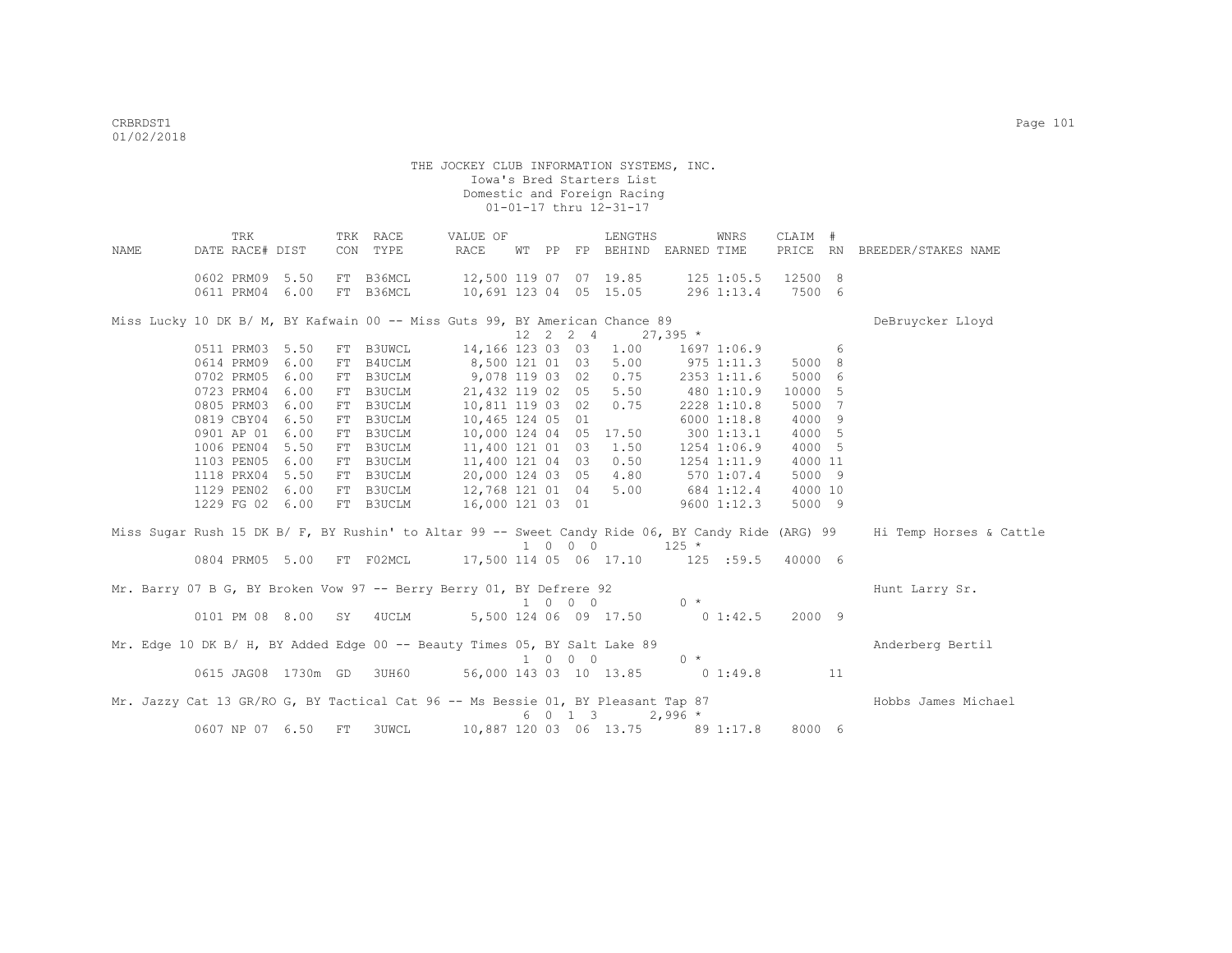THE JOCKEY CLUB INFORMATION SYSTEMS, INC.
Iowa's Bred Starters List
Domestic and Foreign Racing
01-01-17 thru 12-31-17

| NAME | TRK DATE | RACE# | DIST | TRK CON | RACE TYPE | VALUE OF RACE | WT | PP | FP | LENGTHS BEHIND | EARNED | WNRS TIME | CLAIM PRICE | # RN | BREEDER/STAKES NAME |
|---|---|---|---|---|---|---|---|---|---|---|---|---|---|---|---|
| | 0602 | PRM09 | 5.50 | FT | B36MCL | 12,500 | 119 | 07 | 07 | 19.85 | 125 | 1:05.5 | 12500 | 8 | |
| | 0611 | PRM04 | 6.00 | FT | B36MCL | 10,691 | 123 | 04 | 05 | 15.05 | 296 | 1:13.4 | 7500 | 6 | |
| Miss Lucky 10 DK B/ M, BY Kafwain 00 -- Miss Guts 99, BY American Chance 89 | | | | | | | 12 | 2 | 2 4 | | 27,395 * | | | | DeBruycker Lloyd |
| | 0511 | PRM03 | 5.50 | FT | B3UWCL | 14,166 | 123 | 03 | 03 | 1.00 | 1697 | 1:06.9 | | 6 | |
| | 0614 | PRM09 | 6.00 | FT | B4UCLM | 8,500 | 121 | 01 | 03 | 5.00 | 975 | 1:11.3 | 5000 | 8 | |
| | 0702 | PRM05 | 6.00 | FT | B3UCLM | 9,078 | 119 | 03 | 02 | 0.75 | 2353 | 1:11.6 | 5000 | 6 | |
| | 0723 | PRM04 | 6.00 | FT | B3UCLM | 21,432 | 119 | 02 | 05 | 5.50 | 480 | 1:10.9 | 10000 | 5 | |
| | 0805 | PRM03 | 6.00 | FT | B3UCLM | 10,811 | 119 | 03 | 02 | 0.75 | 2228 | 1:10.8 | 5000 | 7 | |
| | 0819 | CBY04 | 6.50 | FT | B3UCLM | 10,465 | 124 | 05 | 01 | | 6000 | 1:18.8 | 4000 | 9 | |
| | 0901 | AP 01 | 6.00 | FT | B3UCLM | 10,000 | 124 | 04 | 05 | 17.50 | 300 | 1:13.1 | 4000 | 5 | |
| | 1006 | PEN04 | 5.50 | FT | B3UCLM | 11,400 | 121 | 01 | 03 | 1.50 | 1254 | 1:06.9 | 4000 | 5 | |
| | 1103 | PEN05 | 6.00 | FT | B3UCLM | 11,400 | 121 | 04 | 03 | 0.50 | 1254 | 1:11.9 | 4000 | 11 | |
| | 1118 | PRX04 | 5.50 | FT | B3UCLM | 20,000 | 124 | 03 | 05 | 4.80 | 570 | 1:07.4 | 5000 | 9 | |
| | 1129 | PEN02 | 6.00 | FT | B3UCLM | 12,768 | 121 | 01 | 04 | 5.00 | 684 | 1:12.4 | 4000 | 10 | |
| | 1229 | FG 02 | 6.00 | FT | B3UCLM | 16,000 | 121 | 03 | 01 | | 9600 | 1:12.3 | 5000 | 9 | |
| Miss Sugar Rush 15 DK B/ F, BY Rushin' to Altar 99 -- Sweet Candy Ride 06, BY Candy Ride (ARG) 99 | | | | | | | 1 | 0 | 0 0 | | 125 * | | | | Hi Temp Horses & Cattle |
| | 0804 | PRM05 | 5.00 | FT | F02MCL | 17,500 | 114 | 05 | 06 | 17.10 | 125 | :59.5 | 40000 | 6 | |
| Mr. Barry 07 B G, BY Broken Vow 97 -- Berry Berry 01, BY Defrere 92 | | | | | | | 1 | 0 | 0 0 | | 0 * | | | | Hunt Larry Sr. |
| | 0101 | PM 08 | 8.00 | SY | 4UCLM | 5,500 | 124 | 06 | 09 | 17.50 | 0 | 1:42.5 | 2000 | 9 | |
| Mr. Edge 10 DK B/ H, BY Added Edge 00 -- Beauty Times 05, BY Salt Lake 89 | | | | | | | 1 | 0 | 0 0 | | 0 * | | | | Anderberg Bertil |
| | 0615 | JAG08 | 1730m | GD | 3UH60 | 56,000 | 143 | 03 | 10 | 13.85 | 0 | 1:49.8 | | 11 | |
| Mr. Jazzy Cat 13 GR/RO G, BY Tactical Cat 96 -- Ms Bessie 01, BY Pleasant Tap 87 | | | | | | | 6 | 0 | 1 3 | | 2,996 * | | | | Hobbs James Michael |
| | 0607 | NP 07 | 6.50 | FT | 3UWCL | 10,887 | 120 | 03 | 06 | 13.75 | 89 | 1:17.8 | 8000 | 6 | |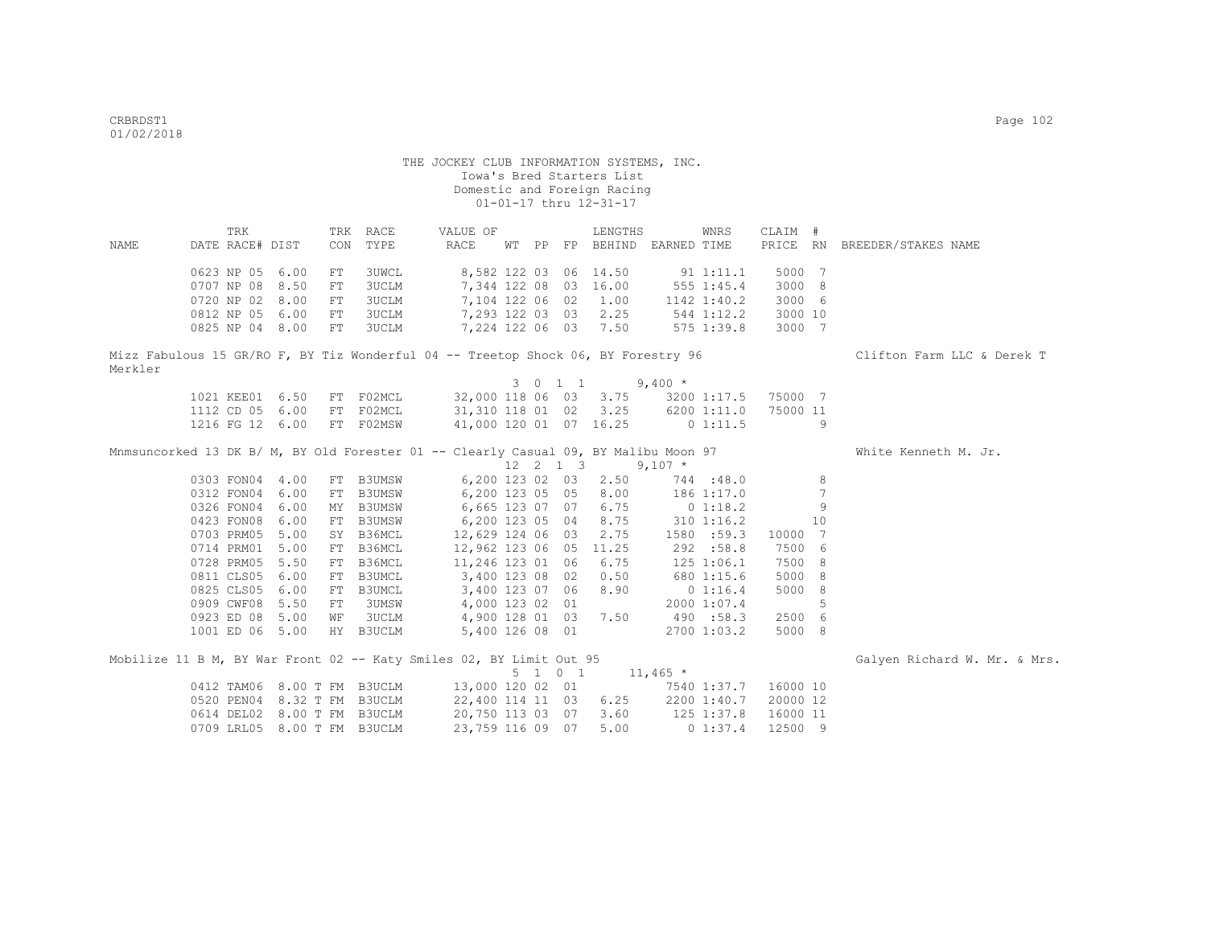THE JOCKEY CLUB INFORMATION SYSTEMS, INC.
Iowa's Bred Starters List
Domestic and Foreign Racing
01-01-17 thru 12-31-17

| NAME | TRK DATE RACE# | DIST | TRK CON | RACE TYPE | VALUE OF RACE | WT | PP | FP | LENGTHS BEHIND | EARNED | WNRS TIME | CLAIM PRICE | # RN | BREEDER/STAKES NAME |
|---|---|---|---|---|---|---|---|---|---|---|---|---|---|---|
| | 0623 NP 05 | 6.00 | FT | 3UWCL | 8,582 | 122 | 03 | 06 | 14.50 | 91 | 1:11.1 | 5000 | 7 | |
| | 0707 NP 08 | 8.50 | FT | 3UCLM | 7,344 | 122 | 08 | 03 | 16.00 | 555 | 1:45.4 | 3000 | 8 | |
| | 0720 NP 02 | 8.00 | FT | 3UCLM | 7,104 | 122 | 06 | 02 | 1.00 | 1142 | 1:40.2 | 3000 | 6 | |
| | 0812 NP 05 | 6.00 | FT | 3UCLM | 7,293 | 122 | 03 | 03 | 2.25 | 544 | 1:12.2 | 3000 | 10 | |
| | 0825 NP 04 | 8.00 | FT | 3UCLM | 7,224 | 122 | 06 | 03 | 7.50 | 575 | 1:39.8 | 3000 | 7 | |
| Mizz Fabulous 15 GR/RO F, BY Tiz Wonderful 04 -- Treetop Shock 06, BY Forestry 96 | | | | | | | | | | | | | | Clifton Farm LLC & Derek T Merkler |
| | | | | | | 3 | 0 1 1 | | | 9,400 * | | | | |
| | 1021 KEE01 | 6.50 | FT | F02MCL | 32,000 | 118 | 06 | 03 | 3.75 | 3200 | 1:17.5 | 75000 | 7 | |
| | 1112 CD 05 | 6.00 | FT | F02MCL | 31,310 | 118 | 01 | 02 | 3.25 | 6200 | 1:11.0 | 75000 | 11 | |
| | 1216 FG 12 | 6.00 | FT | F02MSW | 41,000 | 120 | 01 | 07 | 16.25 | 0 | 1:11.5 | | 9 | |
| Mnmsuncorked 13 DK B/ M, BY Old Forester 01 -- Clearly Casual 09, BY Malibu Moon 97 | | | | | | | | | | | | | | White Kenneth M. Jr. |
| | | | | | | 12 | 2 1 3 | | | 9,107 * | | | | |
| | 0303 FON04 | 4.00 | FT | B3UMSW | 6,200 | 123 | 02 | 03 | 2.50 | 744 | :48.0 | | 8 | |
| | 0312 FON04 | 6.00 | FT | B3UMSW | 6,200 | 123 | 05 | 05 | 8.00 | 186 | 1:17.0 | | 7 | |
| | 0326 FON04 | 6.00 | MY | B3UMSW | 6,665 | 123 | 07 | 07 | 6.75 | 0 | 1:18.2 | | 9 | |
| | 0423 FON08 | 6.00 | FT | B3UMSW | 6,200 | 123 | 05 | 04 | 8.75 | 310 | 1:16.2 | | 10 | |
| | 0703 PRM05 | 5.00 | SY | B36MCL | 12,629 | 124 | 06 | 03 | 2.75 | 1580 | :59.3 | 10000 | 7 | |
| | 0714 PRM01 | 5.00 | FT | B36MCL | 12,962 | 123 | 06 | 05 | 11.25 | 292 | :58.8 | 7500 | 6 | |
| | 0728 PRM05 | 5.50 | FT | B36MCL | 11,246 | 123 | 01 | 06 | 6.75 | 125 | 1:06.1 | 7500 | 8 | |
| | 0811 CLS05 | 6.00 | FT | B3UMCL | 3,400 | 123 | 08 | 02 | 0.50 | 680 | 1:15.6 | 5000 | 8 | |
| | 0825 CLS05 | 6.00 | FT | B3UMCL | 3,400 | 123 | 07 | 06 | 8.90 | 0 | 1:16.4 | 5000 | 8 | |
| | 0909 CWF08 | 5.50 | FT | 3UMSW | 4,000 | 123 | 02 | 01 | | 2000 | 1:07.4 | | 5 | |
| | 0923 ED 08 | 5.00 | WF | 3UCLM | 4,900 | 128 | 01 | 03 | 7.50 | 490 | :58.3 | 2500 | 6 | |
| | 1001 ED 06 | 5.00 | HY | B3UCLM | 5,400 | 126 | 08 | 01 | | 2700 | 1:03.2 | 5000 | 8 | |
| Mobilize 11 B M, BY War Front 02 -- Katy Smiles 02, BY Limit Out 95 | | | | | | | | | | | | | | Galyen Richard W. Mr. & Mrs. |
| | | | | | | 5 | 1 0 1 | | | 11,465 * | | | | |
| | 0412 TAM06 | 8.00 | T FM | B3UCLM | 13,000 | 120 | 02 | 01 | | 7540 | 1:37.7 | 16000 | 10 | |
| | 0520 PEN04 | 8.32 | T FM | B3UCLM | 22,400 | 114 | 11 | 03 | 6.25 | 2200 | 1:40.7 | 20000 | 12 | |
| | 0614 DEL02 | 8.00 | T FM | B3UCLM | 20,750 | 113 | 03 | 07 | 3.60 | 125 | 1:37.8 | 16000 | 11 | |
| | 0709 LRL05 | 8.00 | T FM | B3UCLM | 23,759 | 116 | 09 | 07 | 5.00 | 0 | 1:37.4 | 12500 | 9 | |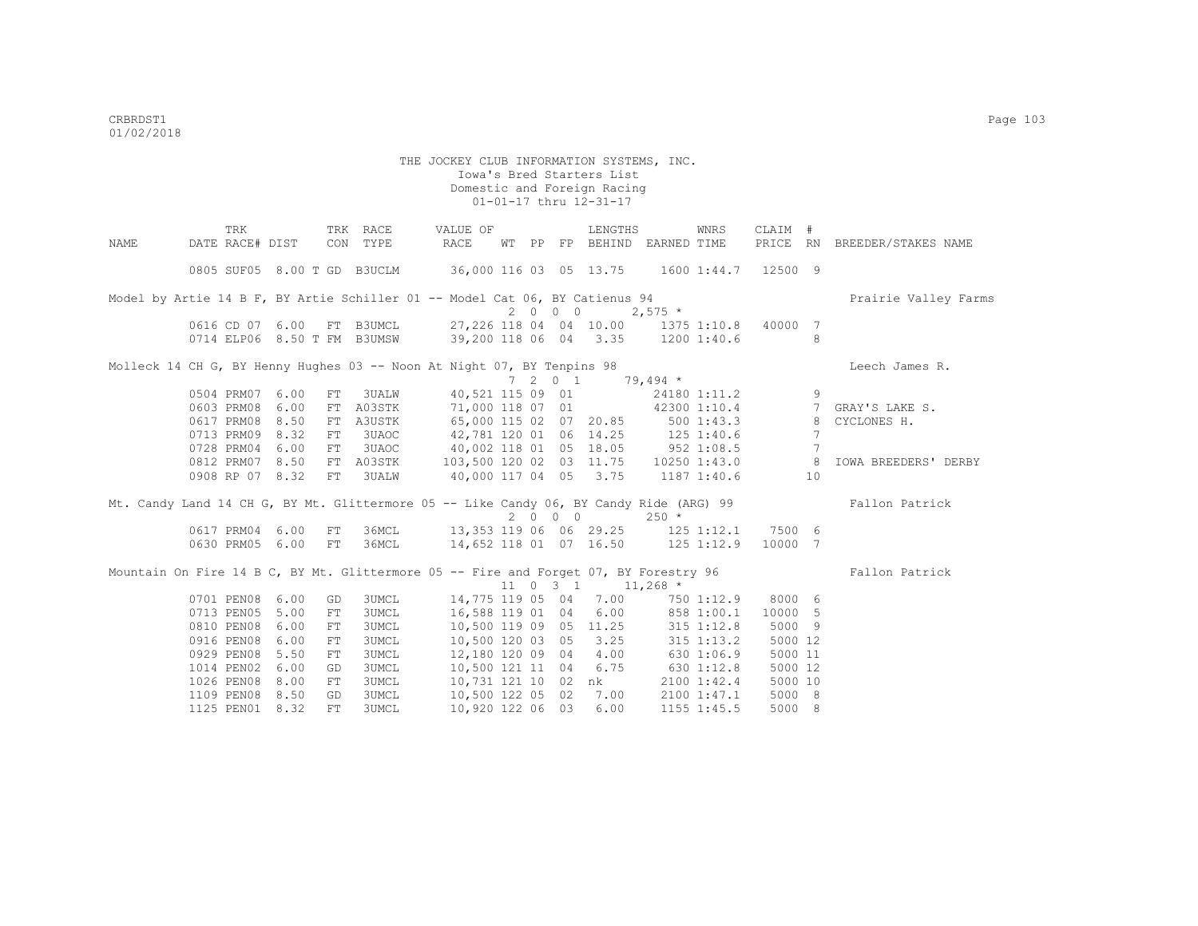CRBRDST1
01/02/2018

THE JOCKEY CLUB INFORMATION SYSTEMS, INC.
Iowa's Bred Starters List
Domestic and Foreign Racing
01-01-17 thru 12-31-17

| NAME | TRK DATE | RACE# | DIST | TRK CON | RACE TYPE | VALUE OF RACE | WT | PP | FP | LENGTHS BEHIND | EARNED | WNRS TIME | CLAIM PRICE | # RN | BREEDER/STAKES NAME |
|---|---|---|---|---|---|---|---|---|---|---|---|---|---|---|---|
| | 0805 | SUF05 | 8.00 T | GD | B3UCLM | 36,000 | 116 | 03 | 05 | 13.75 | 1600 | 1:44.7 | 12500 | 9 | |
| Model by Artie 14 B F, BY Artie Schiller 01 -- Model Cat 06, BY Catienus 94 | | | | | | | 2 | 0 | 0 | 0 | 2,575 * | | | | Prairie Valley Farms |
| | 0616 | CD 07 | 6.00 | FT | B3UMCL | 27,226 | 118 | 04 | 04 | 10.00 | 1375 | 1:10.8 | 40000 | 7 | |
| | 0714 | ELP06 | 8.50 T | FM | B3UMSW | 39,200 | 118 | 06 | 04 | 3.35 | 1200 | 1:40.6 | | 8 | |
| Molleck 14 CH G, BY Henny Hughes 03 -- Noon At Night 07, BY Tenpins 98 | | | | | | | 7 | 2 | 0 | 1 | 79,494 * | | | | Leech James R. |
| | 0504 | PRM07 | 6.00 | FT | 3UALW | 40,521 | 115 | 09 | 01 | | 24180 | 1:11.2 | | 9 | |
| | 0603 | PRM08 | 6.00 | FT | A03STK | 71,000 | 118 | 07 | 01 | | 42300 | 1:10.4 | | 7 | GRAY'S LAKE S. |
| | 0617 | PRM08 | 8.50 | FT | A3USTK | 65,000 | 115 | 02 | 07 | 20.85 | 500 | 1:43.3 | | 8 | CYCLONES H. |
| | 0713 | PRM09 | 8.32 | FT | 3UAOC | 42,781 | 120 | 01 | 06 | 14.25 | 125 | 1:40.6 | | 7 | |
| | 0728 | PRM04 | 6.00 | FT | 3UAOC | 40,002 | 118 | 01 | 05 | 18.05 | 952 | 1:08.5 | | 7 | |
| | 0812 | PRM07 | 8.50 | FT | A03STK | 103,500 | 120 | 02 | 03 | 11.75 | 10250 | 1:43.0 | | 8 | IOWA BREEDERS' DERBY |
| | 0908 | RP 07 | 8.32 | FT | 3UALW | 40,000 | 117 | 04 | 05 | 3.75 | 1187 | 1:40.6 | | 10 | |
| Mt. Candy Land 14 CH G, BY Mt. Glittermore 05 -- Like Candy 06, BY Candy Ride (ARG) 99 | | | | | | | 2 | 0 | 0 | 0 | 250 * | | | | Fallon Patrick |
| | 0617 | PRM04 | 6.00 | FT | 36MCL | 13,353 | 119 | 06 | 06 | 29.25 | 125 | 1:12.1 | 7500 | 6 | |
| | 0630 | PRM05 | 6.00 | FT | 36MCL | 14,652 | 118 | 01 | 07 | 16.50 | 125 | 1:12.9 | 10000 | 7 | |
| Mountain On Fire 14 B C, BY Mt. Glittermore 05 -- Fire and Forget 07, BY Forestry 96 | | | | | | | 11 | 0 | 3 | 1 | 11,268 * | | | | Fallon Patrick |
| | 0701 | PEN08 | 6.00 | GD | 3UMCL | 14,775 | 119 | 05 | 04 | 7.00 | 750 | 1:12.9 | 8000 | 6 | |
| | 0713 | PEN05 | 5.00 | FT | 3UMCL | 16,588 | 119 | 01 | 04 | 6.00 | 858 | 1:00.1 | 10000 | 5 | |
| | 0810 | PEN08 | 6.00 | FT | 3UMCL | 10,500 | 119 | 09 | 05 | 11.25 | 315 | 1:12.8 | 5000 | 9 | |
| | 0916 | PEN08 | 6.00 | FT | 3UMCL | 10,500 | 120 | 03 | 05 | 3.25 | 315 | 1:13.2 | 5000 | 12 | |
| | 0929 | PEN08 | 5.50 | FT | 3UMCL | 12,180 | 120 | 09 | 04 | 4.00 | 630 | 1:06.9 | 5000 | 11 | |
| | 1014 | PEN02 | 6.00 | GD | 3UMCL | 10,500 | 121 | 11 | 04 | 6.75 | 630 | 1:12.8 | 5000 | 12 | |
| | 1026 | PEN08 | 8.00 | FT | 3UMCL | 10,731 | 121 | 10 | 02 | nk | 2100 | 1:42.4 | 5000 | 10 | |
| | 1109 | PEN08 | 8.50 | GD | 3UMCL | 10,500 | 122 | 05 | 02 | 7.00 | 2100 | 1:47.1 | 5000 | 8 | |
| | 1125 | PEN01 | 8.32 | FT | 3UMCL | 10,920 | 122 | 06 | 03 | 6.00 | 1155 | 1:45.5 | 5000 | 8 | |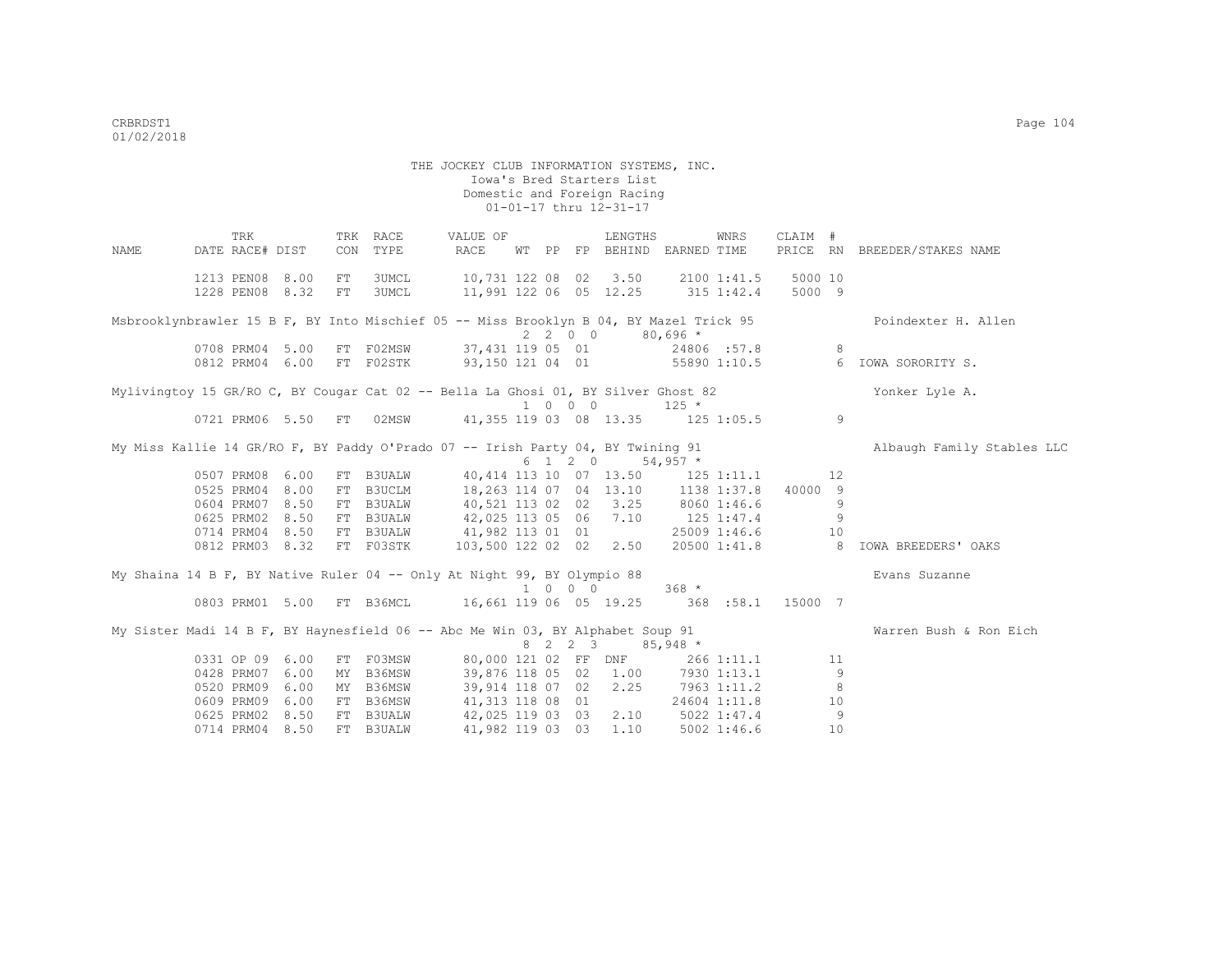THE JOCKEY CLUB INFORMATION SYSTEMS, INC.
Iowa's Bred Starters List
Domestic and Foreign Racing
01-01-17 thru 12-31-17

| NAME | TRK DATE | RACE# | DIST | TRK CON | RACE TYPE | VALUE OF RACE | WT | PP | FP | LENGTHS BEHIND | EARNED | WNRS TIME | CLAIM PRICE | # RN | BREEDER/STAKES NAME |
|---|---|---|---|---|---|---|---|---|---|---|---|---|---|---|---|
| | 1213 | PEN08 | 8.00 | FT | 3UMCL | 10,731 | 122 | 08 | 02 | 3.50 | 2100 | 1:41.5 | 5000 | 10 | |
| | 1228 | PEN08 | 8.32 | FT | 3UMCL | 11,991 | 122 | 06 | 05 | 12.25 | 315 | 1:42.4 | 5000 | 9 | |
| Msbrooklynbrawler 15 B F, BY Into Mischief 05 -- Miss Brooklyn B 04, BY Mazel Trick 95 | | | | | | | 2 | 2 | 0 0 | | 80,696 * | | | | Poindexter H. Allen |
| | 0708 | PRM04 | 5.00 | FT | F02MSW | 37,431 | 119 | 05 | 01 | | 24806 | :57.8 | | 8 | |
| | 0812 | PRM04 | 6.00 | FT | F02STK | 93,150 | 121 | 04 | 01 | | 55890 | 1:10.5 | | 6 | IOWA SORORITY S. |
| Mylivingtoy 15 GR/RO C, BY Cougar Cat 02 -- Bella La Ghosi 01, BY Silver Ghost 82 | | | | | | | 1 | 0 | 0 0 | | 125 * | | | | Yonker Lyle A. |
| | 0721 | PRM06 | 5.50 | FT | 02MSW | 41,355 | 119 | 03 | 08 | 13.35 | 125 | 1:05.5 | | 9 | |
| My Miss Kallie 14 GR/RO F, BY Paddy O'Prado 07 -- Irish Party 04, BY Twining 91 | | | | | | | 6 | 1 | 2 0 | | 54,957 * | | | | Albaugh Family Stables LLC |
| | 0507 | PRM08 | 6.00 | FT | B3UALW | 40,414 | 113 | 10 | 07 | 13.50 | 125 | 1:11.1 | | 12 | |
| | 0525 | PRM04 | 8.00 | FT | B3UCLM | 18,263 | 114 | 07 | 04 | 13.10 | 1138 | 1:37.8 | 40000 | 9 | |
| | 0604 | PRM07 | 8.50 | FT | B3UALW | 40,521 | 113 | 02 | 02 | 3.25 | 8060 | 1:46.6 | | 9 | |
| | 0625 | PRM02 | 8.50 | FT | B3UALW | 42,025 | 113 | 05 | 06 | 7.10 | 125 | 1:47.4 | | 9 | |
| | 0714 | PRM04 | 8.50 | FT | B3UALW | 41,982 | 113 | 01 | 01 | | 25009 | 1:46.6 | | 10 | |
| | 0812 | PRM03 | 8.32 | FT | F03STK | 103,500 | 122 | 02 | 02 | 2.50 | 20500 | 1:41.8 | | 8 | IOWA BREEDERS' OAKS |
| My Shaina 14 B F, BY Native Ruler 04 -- Only At Night 99, BY Olympio 88 | | | | | | | 1 | 0 | 0 0 | | 368 * | | | | Evans Suzanne |
| | 0803 | PRM01 | 5.00 | FT | B36MCL | 16,661 | 119 | 06 | 05 | 19.25 | 368 | :58.1 | 15000 | 7 | |
| My Sister Madi 14 B F, BY Haynesfield 06 -- Abc Me Win 03, BY Alphabet Soup 91 | | | | | | | 8 | 2 | 2 3 | | 85,948 * | | | | Warren Bush & Ron Eich |
| | 0331 | OP 09 | 6.00 | FT | F03MSW | 80,000 | 121 | 02 | FF | DNF | 266 | 1:11.1 | | 11 | |
| | 0428 | PRM07 | 6.00 | MY | B36MSW | 39,876 | 118 | 05 | 02 | 1.00 | 7930 | 1:13.1 | | 9 | |
| | 0520 | PRM09 | 6.00 | MY | B36MSW | 39,914 | 118 | 07 | 02 | 2.25 | 7963 | 1:11.2 | | 8 | |
| | 0609 | PRM09 | 6.00 | FT | B36MSW | 41,313 | 118 | 08 | 01 | | 24604 | 1:11.8 | | 10 | |
| | 0625 | PRM02 | 8.50 | FT | B3UALW | 42,025 | 119 | 03 | 03 | 2.10 | 5022 | 1:47.4 | | 9 | |
| | 0714 | PRM04 | 8.50 | FT | B3UALW | 41,982 | 119 | 03 | 03 | 1.10 | 5002 | 1:46.6 | | 10 | |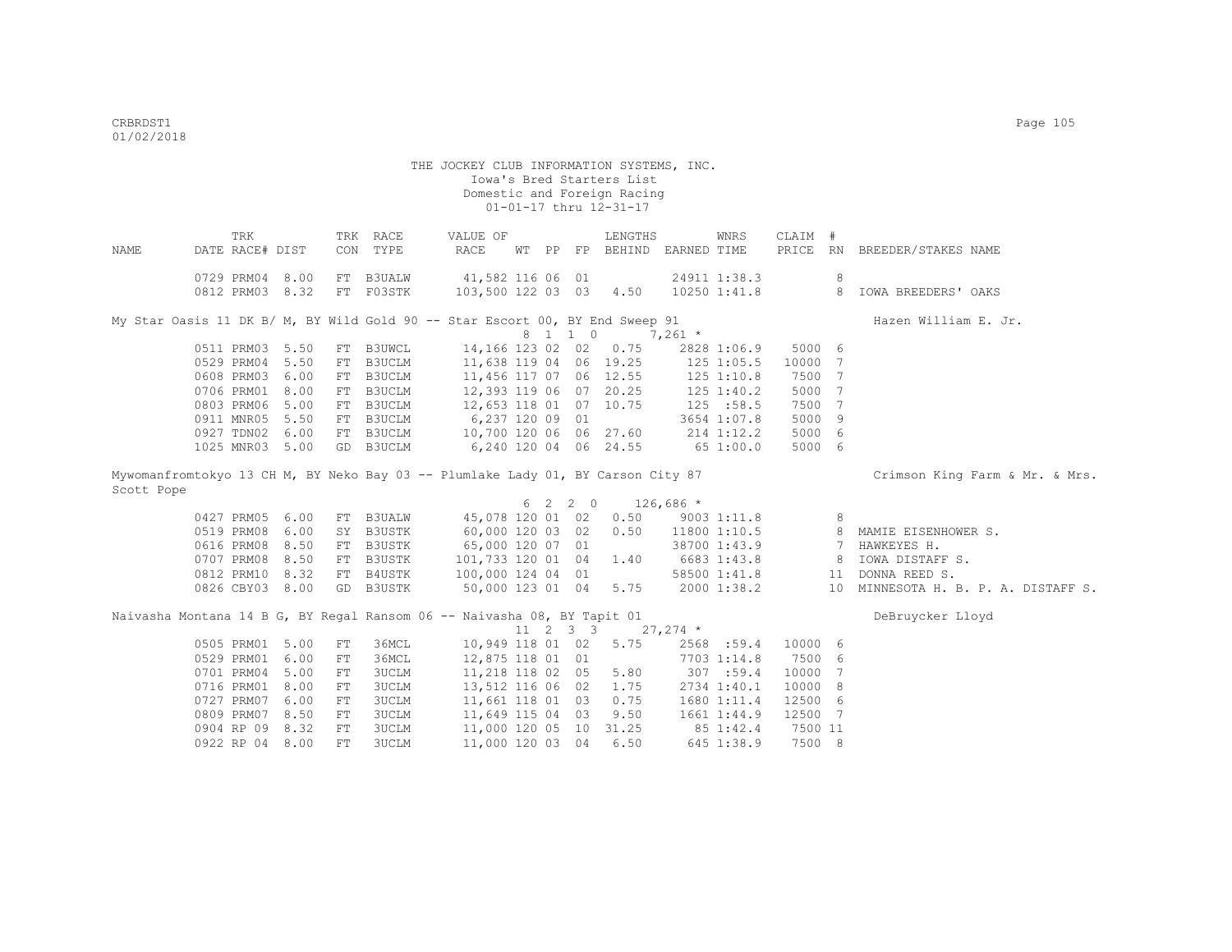THE JOCKEY CLUB INFORMATION SYSTEMS, INC.
Iowa's Bred Starters List
Domestic and Foreign Racing
01-01-17 thru 12-31-17

| NAME | TRK DATE | RACE# | DIST | TRK CON | RACE TYPE | VALUE OF RACE | WT | PP | FP | LENGTHS BEHIND | EARNED | WNRS TIME | CLAIM PRICE | # RN | BREEDER/STAKES NAME |
|---|---|---|---|---|---|---|---|---|---|---|---|---|---|---|---|
| | 0729 | PRM04 | 8.00 | FT | B3UALW | 41,582 | 116 | 06 | 01 | | 24911 | 1:38.3 | | 8 | |
| | 0812 | PRM03 | 8.32 | FT | F03STK | 103,500 | 122 | 03 | 03 | 4.50 | 10250 | 1:41.8 | | 8 | IOWA BREEDERS' OAKS |
| My Star Oasis 11 DK B/ M, BY Wild Gold 90 -- Star Escort 00, BY End Sweep 91 | | | | | | | | | | | | | | | Hazen William E. Jr. |
| | | | | | | | 8 | 1 | 1 0 | | 7,261 * | | | | |
| | 0511 | PRM03 | 5.50 | FT | B3UWCL | 14,166 | 123 | 02 | 02 | 0.75 | 2828 | 1:06.9 | 5000 | 6 | |
| | 0529 | PRM04 | 5.50 | FT | B3UCLM | 11,638 | 119 | 04 | 06 | 19.25 | 125 | 1:05.5 | 10000 | 7 | |
| | 0608 | PRM03 | 6.00 | FT | B3UCLM | 11,456 | 117 | 07 | 06 | 12.55 | 125 | 1:10.8 | 7500 | 7 | |
| | 0706 | PRM01 | 8.00 | FT | B3UCLM | 12,393 | 119 | 06 | 07 | 20.25 | 125 | 1:40.2 | 5000 | 7 | |
| | 0803 | PRM06 | 5.00 | FT | B3UCLM | 12,653 | 118 | 01 | 07 | 10.75 | 125 | :58.5 | 7500 | 7 | |
| | 0911 | MNR05 | 5.50 | FT | B3UCLM | 6,237 | 120 | 09 | 01 | | 3654 | 1:07.8 | 5000 | 9 | |
| | 0927 | TDN02 | 6.00 | FT | B3UCLM | 10,700 | 120 | 06 | 06 | 27.60 | 214 | 1:12.2 | 5000 | 6 | |
| | 1025 | MNR03 | 5.00 | GD | B3UCLM | 6,240 | 120 | 04 | 06 | 24.55 | 65 | 1:00.0 | 5000 | 6 | |
| Mywomanfromtokyo 13 CH M, BY Neko Bay 03 -- Plumlake Lady 01, BY Carson City 87 | | | | | | | | | | | | | | | Crimson King Farm & Mr. & Mrs. Scott Pope |
| | | | | | | | 6 | 2 | 2 0 | | 126,686 * | | | | |
| | 0427 | PRM05 | 6.00 | FT | B3UALW | 45,078 | 120 | 01 | 02 | 0.50 | 9003 | 1:11.8 | | 8 | |
| | 0519 | PRM08 | 6.00 | SY | B3USTK | 60,000 | 120 | 03 | 02 | 0.50 | 11800 | 1:10.5 | | 8 | MAMIE EISENHOWER S. |
| | 0616 | PRM08 | 8.50 | FT | B3USTK | 65,000 | 120 | 07 | 01 | | 38700 | 1:43.9 | | 7 | HAWKEYES H. |
| | 0707 | PRM08 | 8.50 | FT | B3USTK | 101,733 | 120 | 01 | 04 | 1.40 | 6683 | 1:43.8 | | 8 | IOWA DISTAFF S. |
| | 0812 | PRM10 | 8.32 | FT | B4USTK | 100,000 | 124 | 04 | 01 | | 58500 | 1:41.8 | | 11 | DONNA REED S. |
| | 0826 | CBY03 | 8.00 | GD | B3USTK | 50,000 | 123 | 01 | 04 | 5.75 | 2000 | 1:38.2 | | 10 | MINNESOTA H. B. P. A. DISTAFF S. |
| Naivasha Montana 14 B G, BY Regal Ransom 06 -- Naivasha 08, BY Tapit 01 | | | | | | | | | | | | | | | DeBruycker Lloyd |
| | | | | | | | 11 | 2 | 3 3 | | 27,274 * | | | | |
| | 0505 | PRM01 | 5.00 | FT | 36MCL | 10,949 | 118 | 01 | 02 | 5.75 | 2568 | :59.4 | 10000 | 6 | |
| | 0529 | PRM01 | 6.00 | FT | 36MCL | 12,875 | 118 | 01 | 01 | | 7703 | 1:14.8 | 7500 | 6 | |
| | 0701 | PRM04 | 5.00 | FT | 3UCLM | 11,218 | 118 | 02 | 05 | 5.80 | 307 | :59.4 | 10000 | 7 | |
| | 0716 | PRM01 | 8.00 | FT | 3UCLM | 13,512 | 116 | 06 | 02 | 1.75 | 2734 | 1:40.1 | 10000 | 8 | |
| | 0727 | PRM07 | 6.00 | FT | 3UCLM | 11,661 | 118 | 01 | 03 | 0.75 | 1680 | 1:11.4 | 12500 | 6 | |
| | 0809 | PRM07 | 8.50 | FT | 3UCLM | 11,649 | 115 | 04 | 03 | 9.50 | 1661 | 1:44.9 | 12500 | 7 | |
| | 0904 | RP 09 | 8.32 | FT | 3UCLM | 11,000 | 120 | 05 | 10 | 31.25 | 85 | 1:42.4 | 7500 | 11 | |
| | 0922 | RP 04 | 8.00 | FT | 3UCLM | 11,000 | 120 | 03 | 04 | 6.50 | 645 | 1:38.9 | 7500 | 8 | |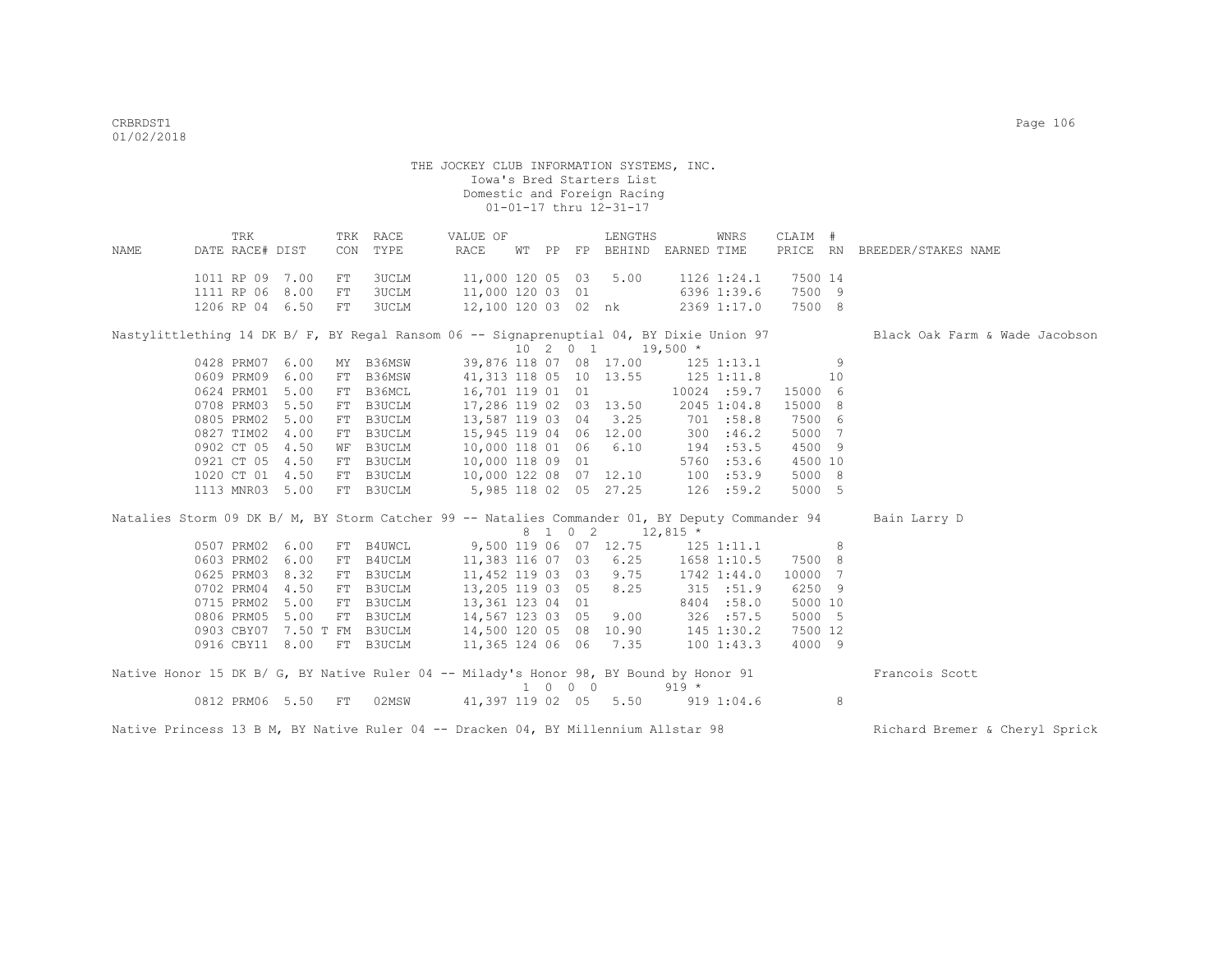THE JOCKEY CLUB INFORMATION SYSTEMS, INC.
Iowa's Bred Starters List
Domestic and Foreign Racing
01-01-17 thru 12-31-17

| NAME | TRK DATE | RACE# | DIST | TRK CON | RACE TYPE | VALUE OF RACE | WT | PP | FP | LENGTHS BEHIND | EARNED | WNRS TIME | CLAIM PRICE | # RN | BREEDER/STAKES NAME |
|---|---|---|---|---|---|---|---|---|---|---|---|---|---|---|---|
| | 1011 | RP 09 | 7.00 | FT | 3UCLM | 11,000 | 120 | 05 | 03 | 5.00 | 1126 | 1:24.1 | 7500 | 14 | |
| | 1111 | RP 06 | 8.00 | FT | 3UCLM | 11,000 | 120 | 03 | 01 | | 6396 | 1:39.6 | 7500 | 9 | |
| | 1206 | RP 04 | 6.50 | FT | 3UCLM | 12,100 | 120 | 03 | 02 | nk | 2369 | 1:17.0 | 7500 | 8 | |
| Nastylittlething 14 DK B/ F, BY Regal Ransom 06 -- Signaprenuptial 04, BY Dixie Union 97 | | | | | | 10 2 0 1 | | | | | 19,500 * | | | | Black Oak Farm & Wade Jacobson |
| | 0428 | PRM07 | 6.00 | MY | B36MSW | 39,876 | 118 | 07 | 08 | 17.00 | 125 | 1:13.1 | | 9 | |
| | 0609 | PRM09 | 6.00 | FT | B36MSW | 41,313 | 118 | 05 | 10 | 13.55 | 125 | 1:11.8 | | 10 | |
| | 0624 | PRM01 | 5.00 | FT | B36MCL | 16,701 | 119 | 01 | 01 | | 10024 | :59.7 | 15000 | 6 | |
| | 0708 | PRM03 | 5.50 | FT | B3UCLM | 17,286 | 119 | 02 | 03 | 13.50 | 2045 | 1:04.8 | 15000 | 8 | |
| | 0805 | PRM02 | 5.00 | FT | B3UCLM | 13,587 | 119 | 03 | 04 | 3.25 | 701 | :58.8 | 7500 | 6 | |
| | 0827 | TIM02 | 4.00 | FT | B3UCLM | 15,945 | 119 | 04 | 06 | 12.00 | 300 | :46.2 | 5000 | 7 | |
| | 0902 | CT 05 | 4.50 | WF | B3UCLM | 10,000 | 118 | 01 | 06 | 6.10 | 194 | :53.5 | 4500 | 9 | |
| | 0921 | CT 05 | 4.50 | FT | B3UCLM | 10,000 | 118 | 09 | 01 | | 5760 | :53.6 | 4500 | 10 | |
| | 1020 | CT 01 | 4.50 | FT | B3UCLM | 10,000 | 122 | 08 | 07 | 12.10 | 100 | :53.9 | 5000 | 8 | |
| | 1113 | MNR03 | 5.00 | FT | B3UCLM | 5,985 | 118 | 02 | 05 | 27.25 | 126 | :59.2 | 5000 | 5 | |
| Natalies Storm 09 DK B/ M, BY Storm Catcher 99 -- Natalies Commander 01, BY Deputy Commander 94 | | | | | | 8 1 0 2 | | | | | 12,815 * | | | | Bain Larry D |
| | 0507 | PRM02 | 6.00 | FT | B4UWCL | 9,500 | 119 | 06 | 07 | 12.75 | 125 | 1:11.1 | | 8 | |
| | 0603 | PRM02 | 6.00 | FT | B4UCLM | 11,383 | 116 | 07 | 03 | 6.25 | 1658 | 1:10.5 | 7500 | 8 | |
| | 0625 | PRM03 | 8.32 | FT | B3UCLM | 11,452 | 119 | 03 | 03 | 9.75 | 1742 | 1:44.0 | 10000 | 7 | |
| | 0702 | PRM04 | 4.50 | FT | B3UCLM | 13,205 | 119 | 03 | 05 | 8.25 | 315 | :51.9 | 6250 | 9 | |
| | 0715 | PRM02 | 5.00 | FT | B3UCLM | 13,361 | 123 | 04 | 01 | | 8404 | :58.0 | 5000 | 10 | |
| | 0806 | PRM05 | 5.00 | FT | B3UCLM | 14,567 | 123 | 03 | 05 | 9.00 | 326 | :57.5 | 5000 | 5 | |
| | 0903 | CBY07 | 7.50 T | FM | B3UCLM | 14,500 | 120 | 05 | 08 | 10.90 | 145 | 1:30.2 | 7500 | 12 | |
| | 0916 | CBY11 | 8.00 | FT | B3UCLM | 11,365 | 124 | 06 | 06 | 7.35 | 100 | 1:43.3 | 4000 | 9 | |
| Native Honor 15 DK B/ G, BY Native Ruler 04 -- Milady's Honor 98, BY Bound by Honor 91 | | | | | | 1 0 0 0 | | | | | 919 * | | | | Francois Scott |
| | 0812 | PRM06 | 5.50 | FT | 02MSW | 41,397 | 119 | 02 | 05 | 5.50 | 919 | 1:04.6 | | 8 | |
| Native Princess 13 B M, BY Native Ruler 04 -- Dracken 04, BY Millennium Allstar 98 | | | | | | | | | | | | | | | Richard Bremer & Cheryl Sprick |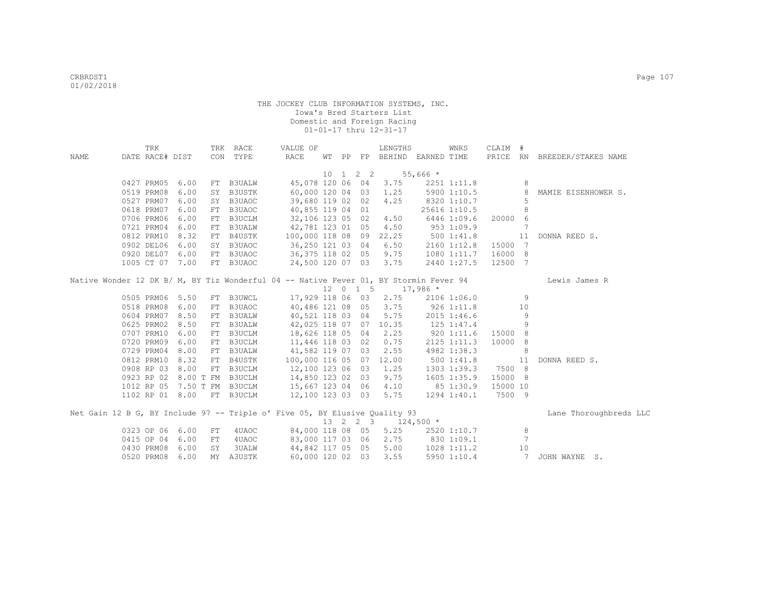THE JOCKEY CLUB INFORMATION SYSTEMS, INC.
Iowa's Bred Starters List
Domestic and Foreign Racing
01-01-17 thru 12-31-17

| NAME | TRK DATE | RACE# | DIST | TRK CON | RACE TYPE | VALUE OF RACE | WT | PP | FP | LENGTHS BEHIND | EARNED | WNRS TIME | CLAIM PRICE | # RN | BREEDER/STAKES NAME |
|---|---|---|---|---|---|---|---|---|---|---|---|---|---|---|---|
| | | | | | | | 10 | 1 2 | 2 | | 55,666 * | | | | |
| | 0427 | PRM05 | 6.00 | FT | B3UALW | 45,078 | 120 | 06 | 04 | 3.75 | 2251 | 1:11.8 | | 8 | |
| | 0519 | PRM08 | 6.00 | SY | B3USTK | 60,000 | 120 | 04 | 03 | 1.25 | 5900 | 1:10.5 | | 8 | MAMIE EISENHOWER S. |
| | 0527 | PRM07 | 6.00 | SY | B3UAOC | 39,680 | 119 | 02 | 02 | 4.25 | 8320 | 1:10.7 | | 5 | |
| | 0618 | PRM07 | 6.00 | FT | B3UAOC | 40,855 | 119 | 04 | 01 | | 25616 | 1:10.5 | | 8 | |
| | 0706 | PRM06 | 6.00 | FT | B3UCLM | 32,106 | 123 | 05 | 02 | 4.50 | 6446 | 1:09.6 | 20000 | 6 | |
| | 0721 | PRM04 | 6.00 | FT | B3UALW | 42,781 | 123 | 01 | 05 | 4.50 | 953 | 1:09.9 | | 7 | |
| | 0812 | PRM10 | 8.32 | FT | B4USTK | 100,000 | 118 | 08 | 09 | 22.25 | 500 | 1:41.8 | | 11 | DONNA REED S. |
| | 0902 | DEL06 | 6.00 | SY | B3UAOC | 36,250 | 121 | 03 | 04 | 6.50 | 2160 | 1:12.8 | 15000 | 7 | |
| | 0920 | DEL07 | 6.00 | FT | B3UAOC | 36,375 | 118 | 02 | 05 | 9.75 | 1080 | 1:11.7 | 16000 | 8 | |
| | 1005 | CT 07 | 7.00 | FT | B3UAOC | 24,500 | 120 | 07 | 03 | 3.75 | 2440 | 1:27.5 | 12500 | 7 | |
| Native Wonder 12 DK B/ M, BY Tiz Wonderful 04 -- Native Fever 01, BY Stormin Fever 94 | | | | | | | | | | | | | | | Lewis James R |
| | | | | | | | 12 | 0 1 | 5 | | 17,986 * | | | | |
| | 0505 | PRM06 | 5.50 | FT | B3UWCL | 17,929 | 118 | 06 | 03 | 2.75 | 2106 | 1:06.0 | | 9 | |
| | 0518 | PRM08 | 6.00 | FT | B3UAOC | 40,486 | 121 | 08 | 05 | 3.75 | 926 | 1:11.8 | | 10 | |
| | 0604 | PRM07 | 8.50 | FT | B3UALW | 40,521 | 118 | 03 | 04 | 5.75 | 2015 | 1:46.6 | | 9 | |
| | 0625 | PRM02 | 8.50 | FT | B3UALW | 42,025 | 118 | 07 | 07 | 10.35 | 125 | 1:47.4 | | 9 | |
| | 0707 | PRM10 | 6.00 | FT | B3UCLM | 18,626 | 118 | 05 | 04 | 2.25 | 920 | 1:11.6 | 15000 | 8 | |
| | 0720 | PRM09 | 6.00 | FT | B3UCLM | 11,446 | 118 | 03 | 02 | 0.75 | 2125 | 1:11.3 | 10000 | 8 | |
| | 0729 | PRM04 | 8.00 | FT | B3UALW | 41,582 | 119 | 07 | 03 | 2.55 | 4982 | 1:38.3 | | 8 | |
| | 0812 | PRM10 | 8.32 | FT | B4USTK | 100,000 | 116 | 05 | 07 | 12.00 | 500 | 1:41.8 | | 11 | DONNA REED S. |
| | 0908 | RP 03 | 8.00 | FT | B3UCLM | 12,100 | 123 | 06 | 03 | 1.25 | 1303 | 1:39.3 | 7500 | 8 | |
| | 0923 | RP 02 | 8.00 T | FM | B3UCLM | 14,850 | 123 | 02 | 03 | 9.75 | 1605 | 1:35.9 | 15000 | 8 | |
| | 1012 | RP 05 | 7.50 T | FM | B3UCLM | 15,667 | 123 | 04 | 06 | 4.10 | 85 | 1:30.9 | 15000 | 10 | |
| | 1102 | RP 01 | 8.00 | FT | B3UCLM | 12,100 | 123 | 03 | 03 | 5.75 | 1294 | 1:40.1 | 7500 | 9 | |
| Net Gain 12 B G, BY Include 97 -- Triple o' Five 05, BY Elusive Quality 93 | | | | | | | | | | | | | | | Lane Thoroughbreds LLC |
| | | | | | | | 13 | 2 2 | 3 | | 124,500 * | | | | |
| | 0323 | OP 06 | 6.00 | FT | 4UAOC | 84,000 | 118 | 08 | 05 | 5.25 | 2520 | 1:10.7 | | 8 | |
| | 0415 | OP 04 | 6.00 | FT | 4UAOC | 83,000 | 117 | 03 | 06 | 2.75 | 830 | 1:09.1 | | 7 | |
| | 0430 | PRM08 | 6.00 | SY | 3UALW | 44,842 | 117 | 05 | 05 | 5.00 | 1028 | 1:11.2 | | 10 | |
| | 0520 | PRM08 | 6.00 | MY | A3USTK | 60,000 | 120 | 02 | 03 | 3.55 | 5950 | 1:10.4 | | 7 | JOHN WAYNE S. |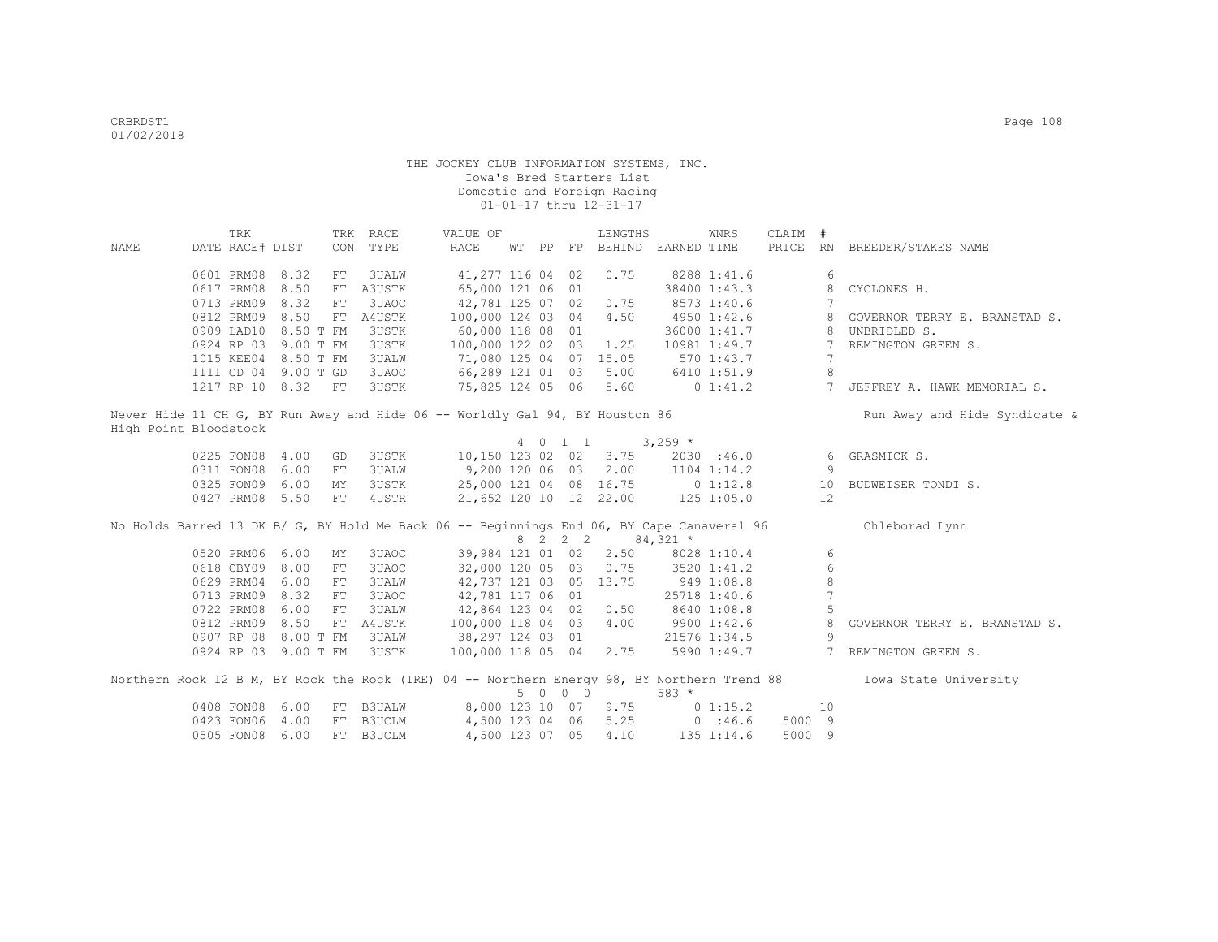THE JOCKEY CLUB INFORMATION SYSTEMS, INC.
Iowa's Bred Starters List
Domestic and Foreign Racing
01-01-17 thru 12-31-17

| NAME | TRK DATE | RACE# | DIST | TRK CON | RACE TYPE | VALUE OF RACE | WT | PP | FP | LENGTHS BEHIND | EARNED | WNRS TIME | CLAIM PRICE | # RN | BREEDER/STAKES NAME |
|---|---|---|---|---|---|---|---|---|---|---|---|---|---|---|---|
| | 0601 | PRM08 | 8.32 | FT | 3UALW | 41,277 | 116 | 04 | 02 | 0.75 | 8288 | 1:41.6 | | 6 | |
| | 0617 | PRM08 | 8.50 | FT | A3USTK | 65,000 | 121 | 06 | 01 | | 38400 | 1:43.3 | | 8 | CYCLONES H. |
| | 0713 | PRM09 | 8.32 | FT | 3UAOC | 42,781 | 125 | 07 | 02 | 0.75 | 8573 | 1:40.6 | | 7 | |
| | 0812 | PRM09 | 8.50 | FT | A4USTK | 100,000 | 124 | 03 | 04 | 4.50 | 4950 | 1:42.6 | | 8 | GOVERNOR TERRY E. BRANSTAD S. |
| | 0909 | LAD10 | 8.50 T | FM | 3USTK | 60,000 | 118 | 08 | 01 | | 36000 | 1:41.7 | | 8 | UNBRIDLED S. |
| | 0924 | RP 03 | 9.00 T | FM | 3USTK | 100,000 | 122 | 02 | 03 | 1.25 | 10981 | 1:49.7 | | 7 | REMINGTON GREEN S. |
| | 1015 | KEE04 | 8.50 T | FM | 3UALW | 71,080 | 125 | 04 | 07 | 15.05 | 570 | 1:43.7 | | 7 | |
| | 1111 | CD 04 | 9.00 T | GD | 3UAOC | 66,289 | 121 | 01 | 03 | 5.00 | 6410 | 1:51.9 | | 8 | |
| | 1217 | RP 10 | 8.32 | FT | 3USTK | 75,825 | 124 | 05 | 06 | 5.60 | 0 | 1:41.2 | | 7 | JEFFREY A. HAWK MEMORIAL S. |

Never Hide 11 CH G, BY Run Away and Hide 06 -- Worldly Gal 94, BY Houston 86 — Run Away and Hide Syndicate & High Point Bloodstock
4 0 1 1 3,259 *

| NAME | TRK DATE | RACE# | DIST | TRK CON | RACE TYPE | VALUE OF RACE | WT | PP | FP | LENGTHS BEHIND | EARNED | WNRS TIME | CLAIM PRICE | # RN | BREEDER/STAKES NAME |
|---|---|---|---|---|---|---|---|---|---|---|---|---|---|---|---|
| | 0225 | FON08 | 4.00 | GD | 3USTK | 10,150 | 123 | 02 | 02 | 3.75 | 2030 | :46.0 | | 6 | GRASMICK S. |
| | 0311 | FON08 | 6.00 | FT | 3UALW | 9,200 | 120 | 06 | 03 | 2.00 | 1104 | 1:14.2 | | 9 | |
| | 0325 | FON09 | 6.00 | MY | 3USTK | 25,000 | 121 | 04 | 08 | 16.75 | 0 | 1:12.8 | | 10 | BUDWEISER TONDI S. |
| | 0427 | PRM08 | 5.50 | FT | 4USTR | 21,652 | 120 | 10 | 12 | 22.00 | 125 | 1:05.0 | | 12 | |

No Holds Barred 13 DK B/ G, BY Hold Me Back 06 -- Beginnings End 06, BY Cape Canaveral 96 — Chleborad Lynn
8 2 2 2 84,321 *

| NAME | TRK DATE | RACE# | DIST | TRK CON | RACE TYPE | VALUE OF RACE | WT | PP | FP | LENGTHS BEHIND | EARNED | WNRS TIME | CLAIM PRICE | # RN | BREEDER/STAKES NAME |
|---|---|---|---|---|---|---|---|---|---|---|---|---|---|---|---|
| | 0520 | PRM06 | 6.00 | MY | 3UAOC | 39,984 | 121 | 01 | 02 | 2.50 | 8028 | 1:10.4 | | 6 | |
| | 0618 | CBY09 | 8.00 | FT | 3UAOC | 32,000 | 120 | 05 | 03 | 0.75 | 3520 | 1:41.2 | | 6 | |
| | 0629 | PRM04 | 6.00 | FT | 3UALW | 42,737 | 121 | 03 | 05 | 13.75 | 949 | 1:08.8 | | 8 | |
| | 0713 | PRM09 | 8.32 | FT | 3UAOC | 42,781 | 117 | 06 | 01 | | 25718 | 1:40.6 | | 7 | |
| | 0722 | PRM08 | 6.00 | FT | 3UALW | 42,864 | 123 | 04 | 02 | 0.50 | 8640 | 1:08.8 | | 5 | |
| | 0812 | PRM09 | 8.50 | FT | A4USTK | 100,000 | 118 | 04 | 03 | 4.00 | 9900 | 1:42.6 | | 8 | GOVERNOR TERRY E. BRANSTAD S. |
| | 0907 | RP 08 | 8.00 T | FM | 3UALW | 38,297 | 124 | 03 | 01 | | 21576 | 1:34.5 | | 9 | |
| | 0924 | RP 03 | 9.00 T | FM | 3USTK | 100,000 | 118 | 05 | 04 | 2.75 | 5990 | 1:49.7 | | 7 | REMINGTON GREEN S. |

Northern Rock 12 B M, BY Rock the Rock (IRE) 04 -- Northern Energy 98, BY Northern Trend 88 — Iowa State University
5 0 0 0 583 *

| NAME | TRK DATE | RACE# | DIST | TRK CON | RACE TYPE | VALUE OF RACE | WT | PP | FP | LENGTHS BEHIND | EARNED | WNRS TIME | CLAIM PRICE | # RN | BREEDER/STAKES NAME |
|---|---|---|---|---|---|---|---|---|---|---|---|---|---|---|---|
| | 0408 | FON08 | 6.00 | FT | B3UALW | 8,000 | 123 | 10 | 07 | 9.75 | 0 | 1:15.2 | | 10 | |
| | 0423 | FON06 | 4.00 | FT | B3UCLM | 4,500 | 123 | 04 | 06 | 5.25 | 0 | :46.6 | 5000 | 9 | |
| | 0505 | FON08 | 6.00 | FT | B3UCLM | 4,500 | 123 | 07 | 05 | 4.10 | 135 | 1:14.6 | 5000 | 9 | |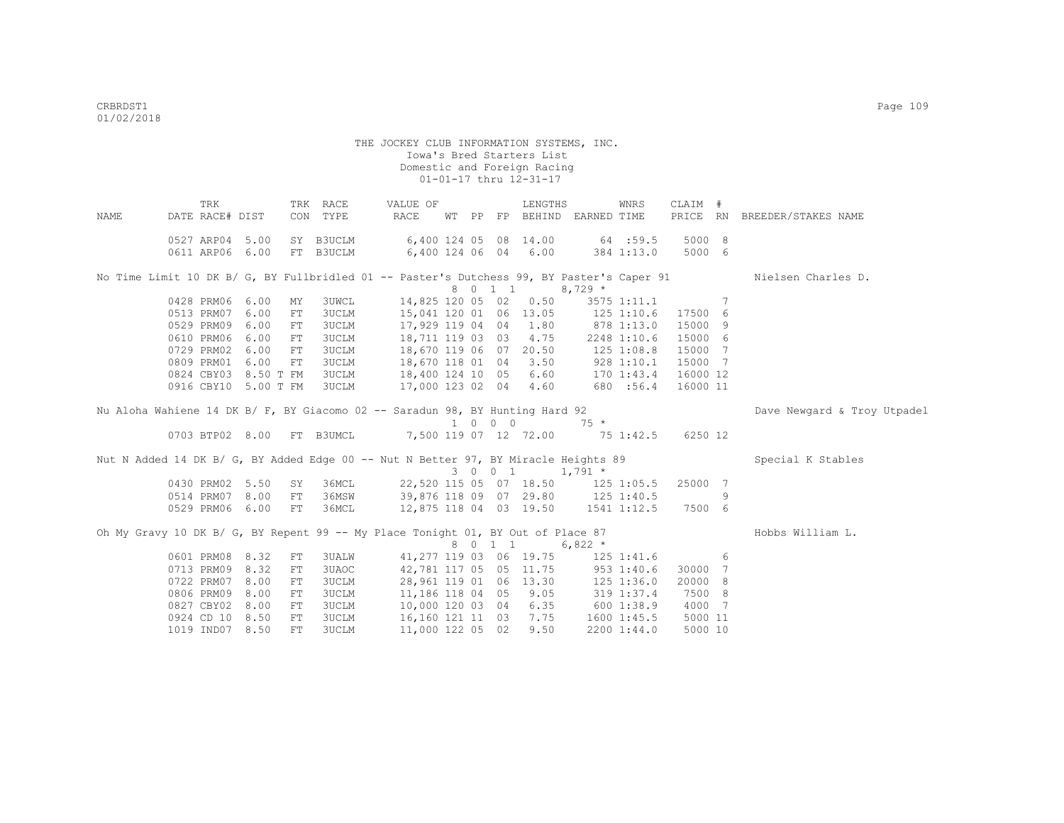THE JOCKEY CLUB INFORMATION SYSTEMS, INC.
Iowa's Bred Starters List
Domestic and Foreign Racing
01-01-17 thru 12-31-17

| NAME | TRK DATE | RACE# | DIST | TRK CON | RACE TYPE | VALUE OF RACE | WT | PP | FP | LENGTHS BEHIND | EARNED | WNRS TIME | CLAIM PRICE | # RN | BREEDER/STAKES NAME |
|---|---|---|---|---|---|---|---|---|---|---|---|---|---|---|---|
| | 0527 | ARP04 | 5.00 | SY | B3UCLM | 6,400 | 124 | 05 | 08 | 14.00 | 64 | :59.5 | 5000 | 8 | |
| | 0611 | ARP06 | 6.00 | FT | B3UCLM | 6,400 | 124 | 06 | 04 | 6.00 | 384 | 1:13.0 | 5000 | 6 | |
| No Time Limit 10 DK B/ G, BY Fullbridled 01 -- Paster's Dutchess 99, BY Paster's Caper 91 | | | | | | | 8 | 0 1 1 | | | 8,729 * | | | | Nielsen Charles D. |
| | 0428 | PRM06 | 6.00 | MY | 3UWCL | 14,825 | 120 | 05 | 02 | 0.50 | 3575 | 1:11.1 | | 7 | |
| | 0513 | PRM07 | 6.00 | FT | 3UCLM | 15,041 | 120 | 01 | 06 | 13.05 | 125 | 1:10.6 | 17500 | 6 | |
| | 0529 | PRM09 | 6.00 | FT | 3UCLM | 17,929 | 119 | 04 | 04 | 1.80 | 878 | 1:13.0 | 15000 | 9 | |
| | 0610 | PRM06 | 6.00 | FT | 3UCLM | 18,711 | 119 | 03 | 03 | 4.75 | 2248 | 1:10.6 | 15000 | 6 | |
| | 0729 | PRM02 | 6.00 | FT | 3UCLM | 18,670 | 119 | 06 | 07 | 20.50 | 125 | 1:08.8 | 15000 | 7 | |
| | 0809 | PRM01 | 6.00 | FT | 3UCLM | 18,670 | 118 | 01 | 04 | 3.50 | 928 | 1:10.1 | 15000 | 7 | |
| | 0824 | CBY03 | 8.50 T | FM | 3UCLM | 18,400 | 124 | 10 | 05 | 6.60 | 170 | 1:43.4 | 16000 | 12 | |
| | 0916 | CBY10 | 5.00 T | FM | 3UCLM | 17,000 | 123 | 02 | 04 | 4.60 | 680 | :56.4 | 16000 | 11 | |
| Nu Aloha Wahiene 14 DK B/ F, BY Giacomo 02 -- Saradun 98, BY Hunting Hard 92 | | | | | | | 1 | 0 0 0 | | | 75 * | | | | Dave Newgard & Troy Utpadel |
| | 0703 | BTP02 | 8.00 | FT | B3UMCL | 7,500 | 119 | 07 | 12 | 72.00 | 75 | 1:42.5 | 6250 | 12 | |
| Nut N Added 14 DK B/ G, BY Added Edge 00 -- Nut N Better 97, BY Miracle Heights 89 | | | | | | | 3 | 0 0 1 | | | 1,791 * | | | | Special K Stables |
| | 0430 | PRM02 | 5.50 | SY | 36MCL | 22,520 | 115 | 05 | 07 | 18.50 | 125 | 1:05.5 | 25000 | 7 | |
| | 0514 | PRM07 | 8.00 | FT | 36MSW | 39,876 | 118 | 09 | 07 | 29.80 | 125 | 1:40.5 | | 9 | |
| | 0529 | PRM06 | 6.00 | FT | 36MCL | 12,875 | 118 | 04 | 03 | 19.50 | 1541 | 1:12.5 | 7500 | 6 | |
| Oh My Gravy 10 DK B/ G, BY Repent 99 -- My Place Tonight 01, BY Out of Place 87 | | | | | | | 8 | 0 1 1 | | | 6,822 * | | | | Hobbs William L. |
| | 0601 | PRM08 | 8.32 | FT | 3UALW | 41,277 | 119 | 03 | 06 | 19.75 | 125 | 1:41.6 | | 6 | |
| | 0713 | PRM09 | 8.32 | FT | 3UAOC | 42,781 | 117 | 05 | 05 | 11.75 | 953 | 1:40.6 | 30000 | 7 | |
| | 0722 | PRM07 | 8.00 | FT | 3UCLM | 28,961 | 119 | 01 | 06 | 13.30 | 125 | 1:36.0 | 20000 | 8 | |
| | 0806 | PRM09 | 8.00 | FT | 3UCLM | 11,186 | 118 | 04 | 05 | 9.05 | 319 | 1:37.4 | 7500 | 8 | |
| | 0827 | CBY02 | 8.00 | FT | 3UCLM | 10,000 | 120 | 03 | 04 | 6.35 | 600 | 1:38.9 | 4000 | 7 | |
| | 0924 | CD 10 | 8.50 | FT | 3UCLM | 16,160 | 121 | 11 | 03 | 7.75 | 1600 | 1:45.5 | 5000 | 11 | |
| | 1019 | IND07 | 8.50 | FT | 3UCLM | 11,000 | 122 | 05 | 02 | 9.50 | 2200 | 1:44.0 | 5000 | 10 | |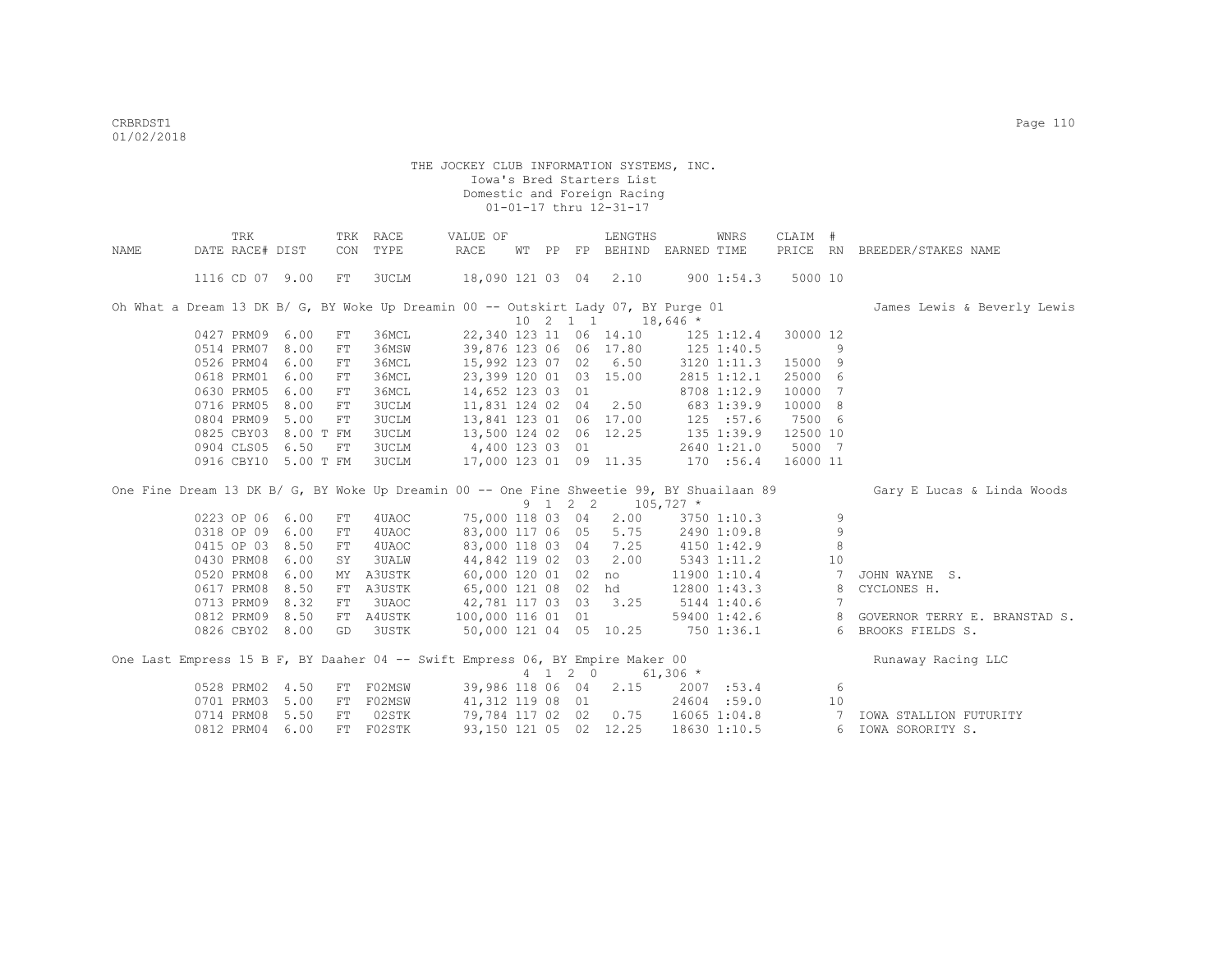CRBRDST1
01/02/2018

THE JOCKEY CLUB INFORMATION SYSTEMS, INC.
Iowa's Bred Starters List
Domestic and Foreign Racing
01-01-17 thru 12-31-17

| NAME | DATE | TRK RACE# | DIST | TRK CON | RACE TYPE | VALUE OF RACE | WT | PP | FP | LENGTHS BEHIND | EARNED | WNRS TIME | CLAIM PRICE | # RN | BREEDER/STAKES NAME |
|---|---|---|---|---|---|---|---|---|---|---|---|---|---|---|---|
| | 1116 | CD 07 | 9.00 | FT | 3UCLM | 18,090 | 121 | 03 | 04 | 2.10 | 900 | 1:54.3 | 5000 | 10 | |
| Oh What a Dream 13 DK B/ G, BY Woke Up Dreamin 00 -- Outskirt Lady 07, BY Purge 01 | | | | | | | | | | | | | | | James Lewis & Beverly Lewis |
| | | | | | | | 10 | 2 1 1 | | | 18,646 * | | | | |
| | 0427 | PRM09 | 6.00 | FT | 36MCL | 22,340 | 123 | 11 | 06 | 14.10 | 125 | 1:12.4 | 30000 | 12 | |
| | 0514 | PRM07 | 8.00 | FT | 36MSW | 39,876 | 123 | 06 | 06 | 17.80 | 125 | 1:40.5 | | 9 | |
| | 0526 | PRM04 | 6.00 | FT | 36MCL | 15,992 | 123 | 07 | 02 | 6.50 | 3120 | 1:11.3 | 15000 | 9 | |
| | 0618 | PRM01 | 6.00 | FT | 36MCL | 23,399 | 120 | 01 | 03 | 15.00 | 2815 | 1:12.1 | 25000 | 6 | |
| | 0630 | PRM05 | 6.00 | FT | 36MCL | 14,652 | 123 | 03 | 01 | | 8708 | 1:12.9 | 10000 | 7 | |
| | 0716 | PRM05 | 8.00 | FT | 3UCLM | 11,831 | 124 | 02 | 04 | 2.50 | 683 | 1:39.9 | 10000 | 8 | |
| | 0804 | PRM09 | 5.00 | FT | 3UCLM | 13,841 | 123 | 01 | 06 | 17.00 | 125 | :57.6 | 7500 | 6 | |
| | 0825 | CBY03 | 8.00 T | FM | 3UCLM | 13,500 | 124 | 02 | 06 | 12.25 | 135 | 1:39.9 | 12500 | 10 | |
| | 0904 | CLS05 | 6.50 | FT | 3UCLM | 4,400 | 123 | 03 | 01 | | 2640 | 1:21.0 | 5000 | 7 | |
| | 0916 | CBY10 | 5.00 T | FM | 3UCLM | 17,000 | 123 | 01 | 09 | 11.35 | 170 | :56.4 | 16000 | 11 | |
| One Fine Dream 13 DK B/ G, BY Woke Up Dreamin 00 -- One Fine Shweetie 99, BY Shuailaan 89 | | | | | | | | | | | | | | | Gary E Lucas & Linda Woods |
| | | | | | | | 9 | 1 2 2 | | | 105,727 * | | | | |
| | 0223 | OP 06 | 6.00 | FT | 4UAOC | 75,000 | 118 | 03 | 04 | 2.00 | 3750 | 1:10.3 | | 9 | |
| | 0318 | OP 09 | 6.00 | FT | 4UAOC | 83,000 | 117 | 06 | 05 | 5.75 | 2490 | 1:09.8 | | 9 | |
| | 0415 | OP 03 | 8.50 | FT | 4UAOC | 83,000 | 118 | 03 | 04 | 7.25 | 4150 | 1:42.9 | | 8 | |
| | 0430 | PRM08 | 6.00 | SY | 3UALW | 44,842 | 119 | 02 | 03 | 2.00 | 5343 | 1:11.2 | | 10 | |
| | 0520 | PRM08 | 6.00 | MY | A3USTK | 60,000 | 120 | 01 | 02 | no | 11900 | 1:10.4 | | 7 | JOHN WAYNE S. |
| | 0617 | PRM08 | 8.50 | FT | A3USTK | 65,000 | 121 | 08 | 02 | hd | 12800 | 1:43.3 | | 8 | CYCLONES H. |
| | 0713 | PRM09 | 8.32 | FT | 3UAOC | 42,781 | 117 | 03 | 03 | 3.25 | 5144 | 1:40.6 | | 7 | |
| | 0812 | PRM09 | 8.50 | FT | A4USTK | 100,000 | 116 | 01 | 01 | | 59400 | 1:42.6 | | 8 | GOVERNOR TERRY E. BRANSTAD S. |
| | 0826 | CBY02 | 8.00 | GD | 3USTK | 50,000 | 121 | 04 | 05 | 10.25 | 750 | 1:36.1 | | 6 | BROOKS FIELDS S. |
| One Last Empress 15 B F, BY Daaher 04 -- Swift Empress 06, BY Empire Maker 00 | | | | | | | | | | | | | | | Runaway Racing LLC |
| | | | | | | | 4 | 1 2 0 | | | 61,306 * | | | | |
| | 0528 | PRM02 | 4.50 | FT | F02MSW | 39,986 | 118 | 06 | 04 | 2.15 | 2007 | :53.4 | | 6 | |
| | 0701 | PRM03 | 5.00 | FT | F02MSW | 41,312 | 119 | 08 | 01 | | 24604 | :59.0 | | 10 | |
| | 0714 | PRM08 | 5.50 | FT | 02STK | 79,784 | 117 | 02 | 02 | 0.75 | 16065 | 1:04.8 | | 7 | IOWA STALLION FUTURITY |
| | 0812 | PRM04 | 6.00 | FT | F02STK | 93,150 | 121 | 05 | 02 | 12.25 | 18630 | 1:10.5 | | 6 | IOWA SORORITY S. |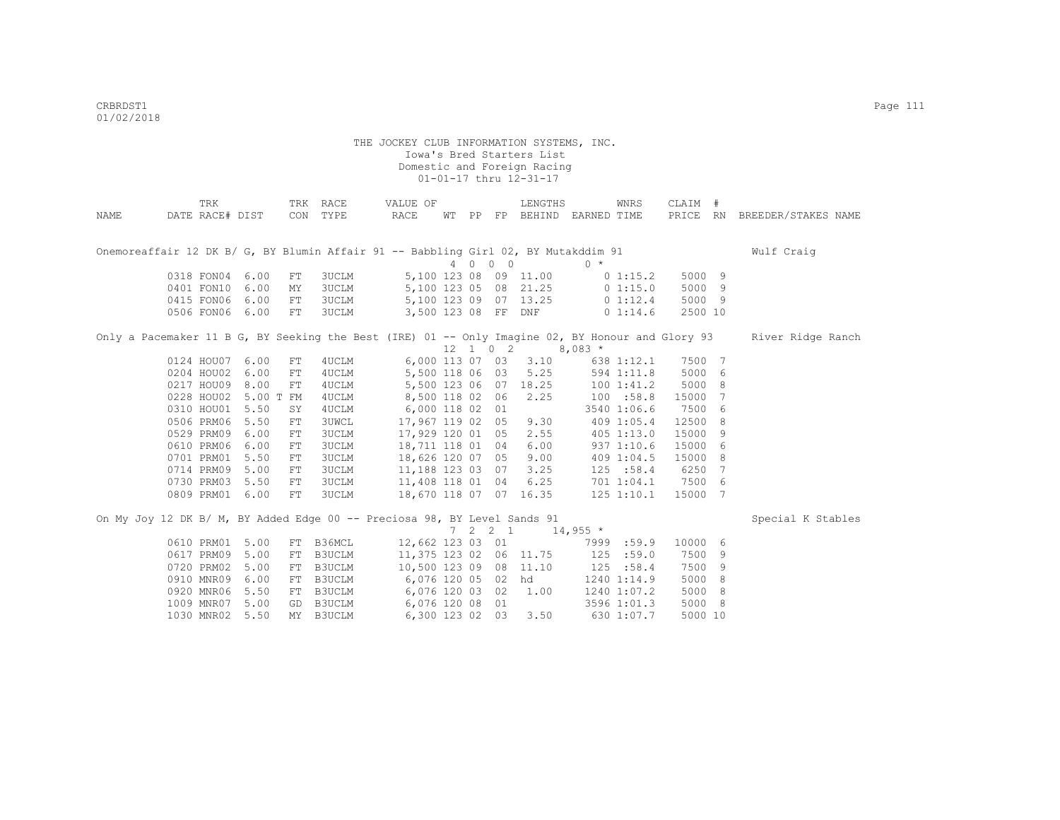THE JOCKEY CLUB INFORMATION SYSTEMS, INC.
Iowa's Bred Starters List
Domestic and Foreign Racing
01-01-17 thru 12-31-17

| NAME | TRK DATE | RACE# | DIST | TRK CON | RACE TYPE | VALUE OF RACE | WT | PP | FP | LENGTHS BEHIND | EARNED | WNRS TIME | CLAIM PRICE | # RN | BREEDER/STAKES NAME |
|---|---|---|---|---|---|---|---|---|---|---|---|---|---|---|---|
| Onemoreaffair 12 DK B/ G, BY Blumin Affair 91 -- Babbling Girl 02, BY Mutakddim 91 | | | | | | | 4 | 0 0 | 0 | | 0 * | | | | Wulf Craig |
| | 0318 | FON04 | 6.00 | FT | 3UCLM | 5,100 | 123 | 08 | 09 | 11.00 | 0 | 1:15.2 | 5000 | 9 | |
| | 0401 | FON10 | 6.00 | MY | 3UCLM | 5,100 | 123 | 05 | 08 | 21.25 | 0 | 1:15.0 | 5000 | 9 | |
| | 0415 | FON06 | 6.00 | FT | 3UCLM | 5,100 | 123 | 09 | 07 | 13.25 | 0 | 1:12.4 | 5000 | 9 | |
| | 0506 | FON06 | 6.00 | FT | 3UCLM | 3,500 | 123 | 08 | FF | DNF | 0 | 1:14.6 | 2500 | 10 | |
| Only a Pacemaker 11 B G, BY Seeking the Best (IRE) 01 -- Only Imagine 02, BY Honour and Glory 93 | | | | | | | 12 | 1 0 | 2 | | 8,083 * | | | | River Ridge Ranch |
| | 0124 | HOU07 | 6.00 | FT | 4UCLM | 6,000 | 113 | 07 | 03 | 3.10 | 638 | 1:12.1 | 7500 | 7 | |
| | 0204 | HOU02 | 6.00 | FT | 4UCLM | 5,500 | 118 | 06 | 03 | 5.25 | 594 | 1:11.8 | 5000 | 6 | |
| | 0217 | HOU09 | 8.00 | FT | 4UCLM | 5,500 | 123 | 06 | 07 | 18.25 | 100 | 1:41.2 | 5000 | 8 | |
| | 0228 | HOU02 | 5.00 T | FM | 4UCLM | 8,500 | 118 | 02 | 06 | 2.25 | 100 | :58.8 | 15000 | 7 | |
| | 0310 | HOU01 | 5.50 | SY | 4UCLM | 6,000 | 118 | 02 | 01 | | 3540 | 1:06.6 | 7500 | 6 | |
| | 0506 | PRM06 | 5.50 | FT | 3UWCL | 17,967 | 119 | 02 | 05 | 9.30 | 409 | 1:05.4 | 12500 | 8 | |
| | 0529 | PRM09 | 6.00 | FT | 3UCLM | 17,929 | 120 | 01 | 05 | 2.55 | 405 | 1:13.0 | 15000 | 9 | |
| | 0610 | PRM06 | 6.00 | FT | 3UCLM | 18,711 | 118 | 01 | 04 | 6.00 | 937 | 1:10.6 | 15000 | 6 | |
| | 0701 | PRM01 | 5.50 | FT | 3UCLM | 18,626 | 120 | 07 | 05 | 9.00 | 409 | 1:04.5 | 15000 | 8 | |
| | 0714 | PRM09 | 5.00 | FT | 3UCLM | 11,188 | 123 | 03 | 07 | 3.25 | 125 | :58.4 | 6250 | 7 | |
| | 0730 | PRM03 | 5.50 | FT | 3UCLM | 11,408 | 118 | 01 | 04 | 6.25 | 701 | 1:04.1 | 7500 | 6 | |
| | 0809 | PRM01 | 6.00 | FT | 3UCLM | 18,670 | 118 | 07 | 07 | 16.35 | 125 | 1:10.1 | 15000 | 7 | |
| On My Joy 12 DK B/ M, BY Added Edge 00 -- Preciosa 98, BY Level Sands 91 | | | | | | | 7 | 2 2 | 1 | | 14,955 * | | | | Special K Stables |
| | 0610 | PRM01 | 5.00 | FT | B36MCL | 12,662 | 123 | 03 | 01 | | 7999 | :59.9 | 10000 | 6 | |
| | 0617 | PRM09 | 5.00 | FT | B3UCLM | 11,375 | 123 | 02 | 06 | 11.75 | 125 | :59.0 | 7500 | 9 | |
| | 0720 | PRM02 | 5.00 | FT | B3UCLM | 10,500 | 123 | 09 | 08 | 11.10 | 125 | :58.4 | 7500 | 9 | |
| | 0910 | MNR09 | 6.00 | FT | B3UCLM | 6,076 | 120 | 05 | 02 | hd | 1240 | 1:14.9 | 5000 | 8 | |
| | 0920 | MNR06 | 5.50 | FT | B3UCLM | 6,076 | 120 | 03 | 02 | 1.00 | 1240 | 1:07.2 | 5000 | 8 | |
| | 1009 | MNR07 | 5.00 | GD | B3UCLM | 6,076 | 120 | 08 | 01 | | 3596 | 1:01.3 | 5000 | 8 | |
| | 1030 | MNR02 | 5.50 | MY | B3UCLM | 6,300 | 123 | 02 | 03 | 3.50 | 630 | 1:07.7 | 5000 | 10 | |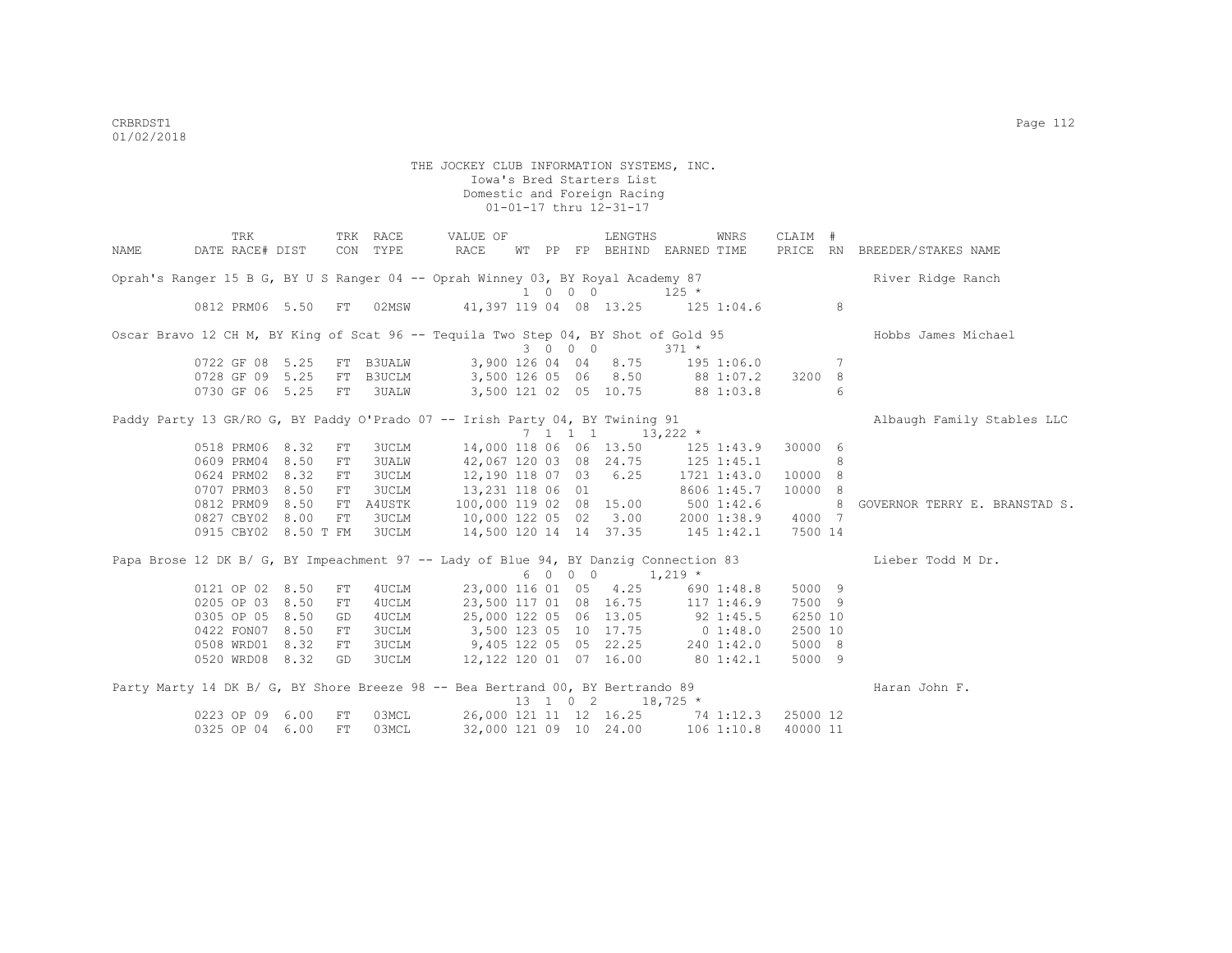THE JOCKEY CLUB INFORMATION SYSTEMS, INC.
Iowa's Bred Starters List
Domestic and Foreign Racing
01-01-17 thru 12-31-17

| NAME | TRK DATE | RACE# | DIST | TRK CON | RACE TYPE | VALUE OF RACE | WT | PP | FP | LENGTHS BEHIND | EARNED | WNRS TIME | CLAIM PRICE | # RN | BREEDER/STAKES NAME |
|---|---|---|---|---|---|---|---|---|---|---|---|---|---|---|---|
| Oprah's Ranger 15 B G, BY U S Ranger 04 -- Oprah Winney 03, BY Royal Academy 87 | | | | | | | 1 | 0 | 0 0 | | 125 * | | | | River Ridge Ranch |
| | 0812 | PRM06 | 5.50 | FT | 02MSW | 41,397 | 119 | 04 | 08 | 13.25 | 125 | 1:04.6 | | 8 | |
| Oscar Bravo 12 CH M, BY King of Scat 96 -- Tequila Two Step 04, BY Shot of Gold 95 | | | | | | | 3 | 0 | 0 0 | | 371 * | | | | Hobbs James Michael |
| | 0722 | GF 08 | 5.25 | FT | B3UALW | 3,900 | 126 | 04 | 04 | 8.75 | 195 | 1:06.0 | | 7 | |
| | 0728 | GF 09 | 5.25 | FT | B3UCLM | 3,500 | 126 | 05 | 06 | 8.50 | 88 | 1:07.2 | 3200 | 8 | |
| | 0730 | GF 06 | 5.25 | FT | 3UALW | 3,500 | 121 | 02 | 05 | 10.75 | 88 | 1:03.8 | | 6 | |
| Paddy Party 13 GR/RO G, BY Paddy O'Prado 07 -- Irish Party 04, BY Twining 91 | | | | | | | 7 | 1 | 1 1 | | 13,222 * | | | | Albaugh Family Stables LLC |
| | 0518 | PRM06 | 8.32 | FT | 3UCLM | 14,000 | 118 | 06 | 06 | 13.50 | 125 | 1:43.9 | 30000 | 6 | |
| | 0609 | PRM04 | 8.50 | FT | 3UALW | 42,067 | 120 | 03 | 08 | 24.75 | 125 | 1:45.1 | | 8 | |
| | 0624 | PRM02 | 8.32 | FT | 3UCLM | 12,190 | 118 | 07 | 03 | 6.25 | 1721 | 1:43.0 | 10000 | 8 | |
| | 0707 | PRM03 | 8.50 | FT | 3UCLM | 13,231 | 118 | 06 | 01 | | 8606 | 1:45.7 | 10000 | 8 | |
| | 0812 | PRM09 | 8.50 | FT | A4USTK | 100,000 | 119 | 02 | 08 | 15.00 | 500 | 1:42.6 | | 8 | GOVERNOR TERRY E. BRANSTAD S. |
| | 0827 | CBY02 | 8.00 | FT | 3UCLM | 10,000 | 122 | 05 | 02 | 3.00 | 2000 | 1:38.9 | 4000 | 7 | |
| | 0915 | CBY02 | 8.50 T | FM | 3UCLM | 14,500 | 120 | 14 | 14 | 37.35 | 145 | 1:42.1 | 7500 | 14 | |
| Papa Brose 12 DK B/ G, BY Impeachment 97 -- Lady of Blue 94, BY Danzig Connection 83 | | | | | | | 6 | 0 | 0 0 | | 1,219 * | | | | Lieber Todd M Dr. |
| | 0121 | OP 02 | 8.50 | FT | 4UCLM | 23,000 | 116 | 01 | 05 | 4.25 | 690 | 1:48.8 | 5000 | 9 | |
| | 0205 | OP 03 | 8.50 | FT | 4UCLM | 23,500 | 117 | 01 | 08 | 16.75 | 117 | 1:46.9 | 7500 | 9 | |
| | 0305 | OP 05 | 8.50 | GD | 4UCLM | 25,000 | 122 | 05 | 06 | 13.05 | 92 | 1:45.5 | 6250 | 10 | |
| | 0422 | FON07 | 8.50 | FT | 3UCLM | 3,500 | 123 | 05 | 10 | 17.75 | 0 | 1:48.0 | 2500 | 10 | |
| | 0508 | WRD01 | 8.32 | FT | 3UCLM | 9,405 | 122 | 05 | 05 | 22.25 | 240 | 1:42.0 | 5000 | 8 | |
| | 0520 | WRD08 | 8.32 | GD | 3UCLM | 12,122 | 120 | 01 | 07 | 16.00 | 80 | 1:42.1 | 5000 | 9 | |
| Party Marty 14 DK B/ G, BY Shore Breeze 98 -- Bea Bertrand 00, BY Bertrando 89 | | | | | | | 13 | 1 | 0 2 | | 18,725 * | | | | Haran John F. |
| | 0223 | OP 09 | 6.00 | FT | 03MCL | 26,000 | 121 | 11 | 12 | 16.25 | 74 | 1:12.3 | 25000 | 12 | |
| | 0325 | OP 04 | 6.00 | FT | 03MCL | 32,000 | 121 | 09 | 10 | 24.00 | 106 | 1:10.8 | 40000 | 11 | |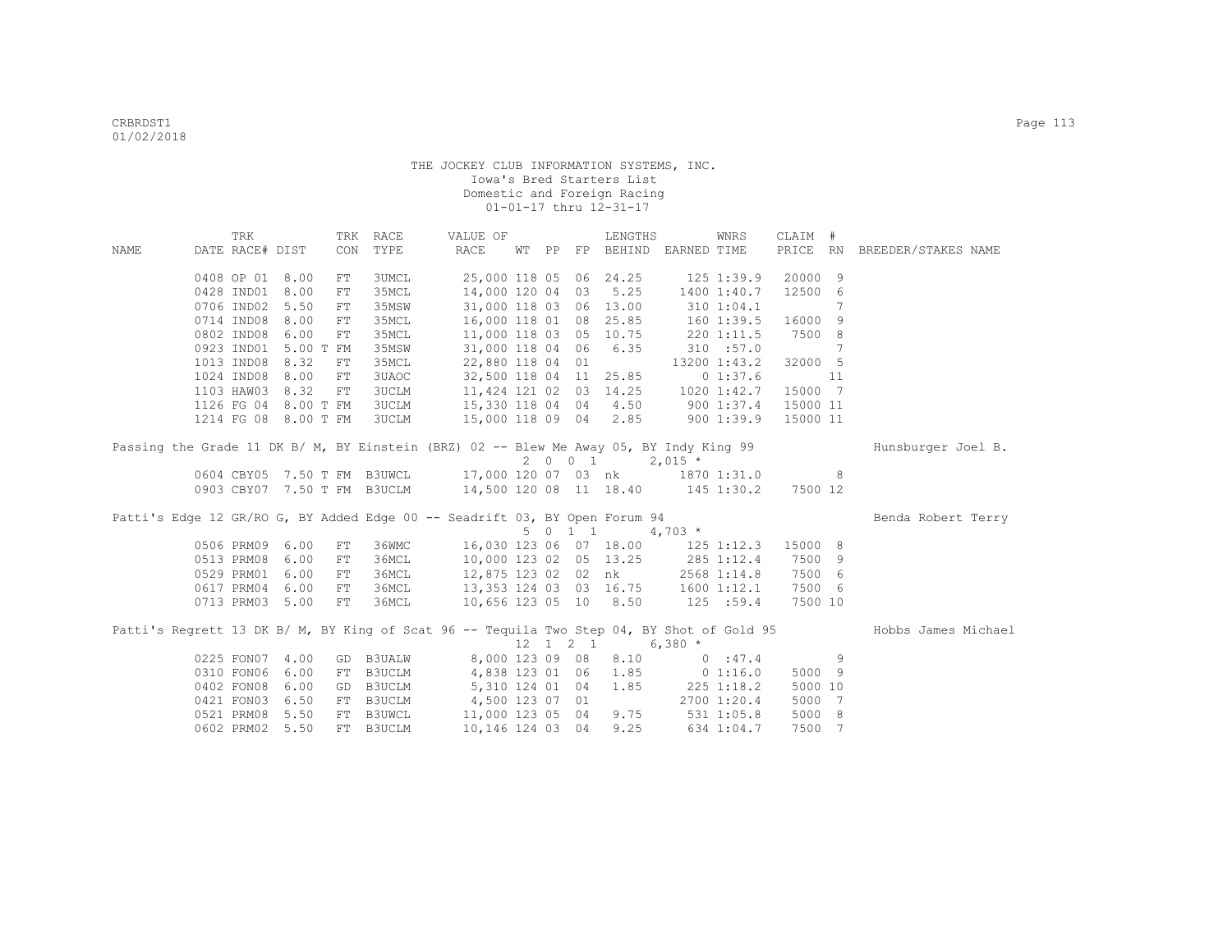THE JOCKEY CLUB INFORMATION SYSTEMS, INC.
Iowa's Bred Starters List
Domestic and Foreign Racing
01-01-17 thru 12-31-17

| NAME | TRK DATE | RACE# | DIST | TRK CON | RACE TYPE | VALUE OF RACE | WT | PP | FP | LENGTHS BEHIND | EARNED | WNRS TIME | CLAIM PRICE | # RN | BREEDER/STAKES NAME |
|---|---|---|---|---|---|---|---|---|---|---|---|---|---|---|---|
| | 0408 | OP 01 | 8.00 | FT | 3UMCL | 25,000 | 118 | 05 | 06 | 24.25 | 125 | 1:39.9 | 20000 | 9 | |
| | 0428 | IND01 | 8.00 | FT | 35MCL | 14,000 | 120 | 04 | 03 | 5.25 | 1400 | 1:40.7 | 12500 | 6 | |
| | 0706 | IND02 | 5.50 | FT | 35MSW | 31,000 | 118 | 03 | 06 | 13.00 | 310 | 1:04.1 | | 7 | |
| | 0714 | IND08 | 8.00 | FT | 35MCL | 16,000 | 118 | 01 | 08 | 25.85 | 160 | 1:39.5 | 16000 | 9 | |
| | 0802 | IND08 | 6.00 | FT | 35MCL | 11,000 | 118 | 03 | 05 | 10.75 | 220 | 1:11.5 | 7500 | 8 | |
| | 0923 | IND01 | 5.00 T | FM | 35MSW | 31,000 | 118 | 04 | 06 | 6.35 | 310 | :57.0 | | 7 | |
| | 1013 | IND08 | 8.32 | FT | 35MCL | 22,880 | 118 | 04 | 01 | | 13200 | 1:43.2 | 32000 | 5 | |
| | 1024 | IND08 | 8.00 | FT | 3UAOC | 32,500 | 118 | 04 | 11 | 25.85 | 0 | 1:37.6 | | 11 | |
| | 1103 | HAW03 | 8.32 | FT | 3UCLM | 11,424 | 121 | 02 | 03 | 14.25 | 1020 | 1:42.7 | 15000 | 7 | |
| | 1126 | FG 04 | 8.00 T | FM | 3UCLM | 15,330 | 118 | 04 | 04 | 4.50 | 900 | 1:37.4 | 15000 | 11 | |
| | 1214 | FG 08 | 8.00 T | FM | 3UCLM | 15,000 | 118 | 09 | 04 | 2.85 | 900 | 1:39.9 | 15000 | 11 | |

Passing the Grade 11 DK B/ M, BY Einstein (BRZ) 02 -- Blew Me Away 05, BY Indy King 99 — Hunsburger Joel B.
2 0 0 1 — 2,015 *

| TRK DATE | RACE# | DIST | TRK CON | RACE TYPE | VALUE OF RACE | WT | PP | FP | LENGTHS BEHIND | EARNED | WNRS TIME | CLAIM PRICE | # RN |
|---|---|---|---|---|---|---|---|---|---|---|---|---|---|
| 0604 | CBY05 | 7.50 T | FM | B3UWCL | 17,000 | 120 | 07 | 03 | nk | 1870 | 1:31.0 | | 8 |
| 0903 | CBY07 | 7.50 T | FM | B3UCLM | 14,500 | 120 | 08 | 11 | 18.40 | 145 | 1:30.2 | 7500 | 12 |

Patti's Edge 12 GR/RO G, BY Added Edge 00 -- Seadrift 03, BY Open Forum 94 — Benda Robert Terry
5 0 1 1 — 4,703 *

| TRK DATE | RACE# | DIST | TRK CON | RACE TYPE | VALUE OF RACE | WT | PP | FP | LENGTHS BEHIND | EARNED | WNRS TIME | CLAIM PRICE | # RN |
|---|---|---|---|---|---|---|---|---|---|---|---|---|---|
| 0506 | PRM09 | 6.00 | FT | 36WMC | 16,030 | 123 | 06 | 07 | 18.00 | 125 | 1:12.3 | 15000 | 8 |
| 0513 | PRM08 | 6.00 | FT | 36MCL | 10,000 | 123 | 02 | 05 | 13.25 | 285 | 1:12.4 | 7500 | 9 |
| 0529 | PRM01 | 6.00 | FT | 36MCL | 12,875 | 123 | 02 | 02 | nk | 2568 | 1:14.8 | 7500 | 6 |
| 0617 | PRM04 | 6.00 | FT | 36MCL | 13,353 | 124 | 03 | 03 | 16.75 | 1600 | 1:12.1 | 7500 | 6 |
| 0713 | PRM03 | 5.00 | FT | 36MCL | 10,656 | 123 | 05 | 10 | 8.50 | 125 | :59.4 | 7500 | 10 |

Patti's Regrett 13 DK B/ M, BY King of Scat 96 -- Tequila Two Step 04, BY Shot of Gold 95 — Hobbs James Michael
12 1 2 1 — 6,380 *

| TRK DATE | RACE# | DIST | TRK CON | RACE TYPE | VALUE OF RACE | WT | PP | FP | LENGTHS BEHIND | EARNED | WNRS TIME | CLAIM PRICE | # RN |
|---|---|---|---|---|---|---|---|---|---|---|---|---|---|
| 0225 | FON07 | 4.00 | GD | B3UALW | 8,000 | 123 | 09 | 08 | 8.10 | 0 | :47.4 | | 9 |
| 0310 | FON06 | 6.00 | FT | B3UCLM | 4,838 | 123 | 01 | 06 | 1.85 | 0 | 1:16.0 | 5000 | 9 |
| 0402 | FON08 | 6.00 | GD | B3UCLM | 5,310 | 124 | 01 | 04 | 1.85 | 225 | 1:18.2 | 5000 | 10 |
| 0421 | FON03 | 6.50 | FT | B3UCLM | 4,500 | 123 | 07 | 01 | | 2700 | 1:20.4 | 5000 | 7 |
| 0521 | PRM08 | 5.50 | FT | B3UWCL | 11,000 | 123 | 05 | 04 | 9.75 | 531 | 1:05.8 | 5000 | 8 |
| 0602 | PRM02 | 5.50 | FT | B3UCLM | 10,146 | 124 | 03 | 04 | 9.25 | 634 | 1:04.7 | 7500 | 7 |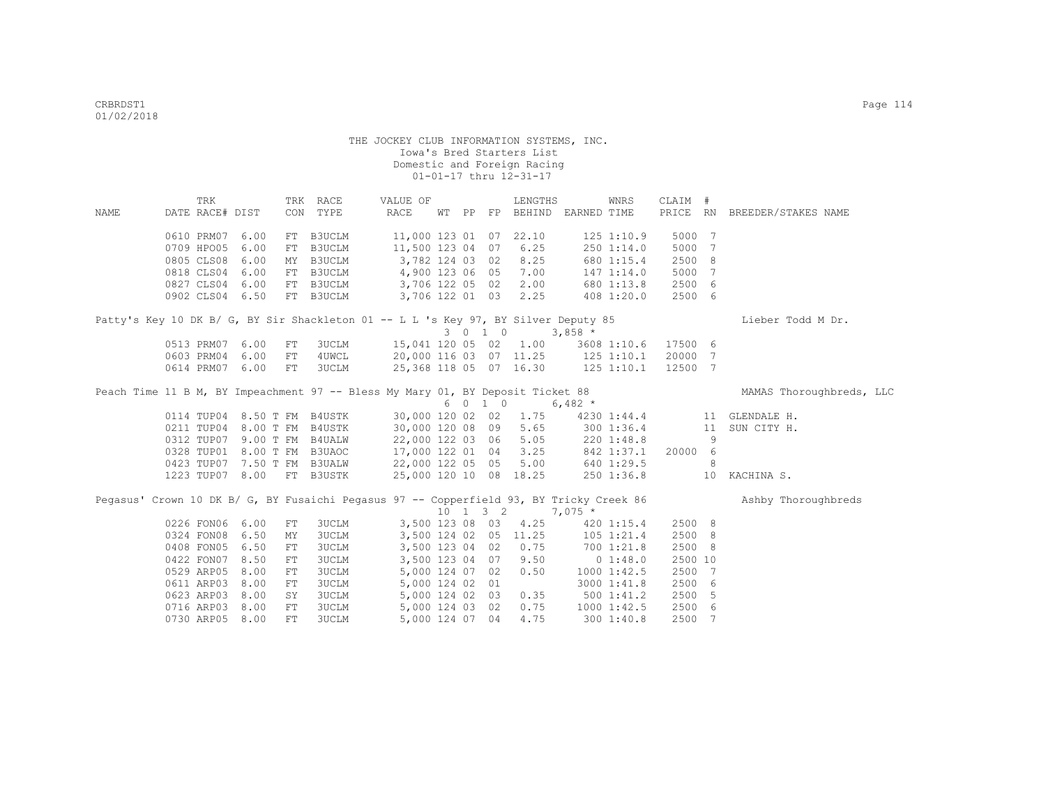THE JOCKEY CLUB INFORMATION SYSTEMS, INC.
Iowa's Bred Starters List
Domestic and Foreign Racing
01-01-17 thru 12-31-17

| NAME | TRK DATE | RACE# | DIST | TRK CON | RACE TYPE | VALUE OF RACE | WT | PP | FP | LENGTHS BEHIND | EARNED | WNRS TIME | CLAIM PRICE | # RN | BREEDER/STAKES NAME |
|---|---|---|---|---|---|---|---|---|---|---|---|---|---|---|---|
| | 0610 | PRM07 | 6.00 | FT | B3UCLM | 11,000 | 123 | 01 | 07 | 22.10 | 125 | 1:10.9 | 5000 | 7 | |
| | 0709 | HPO05 | 6.00 | FT | B3UCLM | 11,500 | 123 | 04 | 07 | 6.25 | 250 | 1:14.0 | 5000 | 7 | |
| | 0805 | CLS08 | 6.00 | MY | B3UCLM | 3,782 | 124 | 03 | 02 | 8.25 | 680 | 1:15.4 | 2500 | 8 | |
| | 0818 | CLS04 | 6.00 | FT | B3UCLM | 4,900 | 123 | 06 | 05 | 7.00 | 147 | 1:14.0 | 5000 | 7 | |
| | 0827 | CLS04 | 6.00 | FT | B3UCLM | 3,706 | 122 | 05 | 02 | 2.00 | 680 | 1:13.8 | 2500 | 6 | |
| | 0902 | CLS04 | 6.50 | FT | B3UCLM | 3,706 | 122 | 01 | 03 | 2.25 | 408 | 1:20.0 | 2500 | 6 | |
| Patty's Key 10 DK B/ G, BY Sir Shackleton 01 -- L L 's Key 97, BY Silver Deputy 85 | | | | | | | | | | | | | | | Lieber Todd M Dr. |
| | | | | | | | 3 | 0 1 0 | | | 3,858 * | | | | |
| | 0513 | PRM07 | 6.00 | FT | 3UCLM | 15,041 | 120 | 05 | 02 | 1.00 | 3608 | 1:10.6 | 17500 | 6 | |
| | 0603 | PRM04 | 6.00 | FT | 4UWCL | 20,000 | 116 | 03 | 07 | 11.25 | 125 | 1:10.1 | 20000 | 7 | |
| | 0614 | PRM07 | 6.00 | FT | 3UCLM | 25,368 | 118 | 05 | 07 | 16.30 | 125 | 1:10.1 | 12500 | 7 | |
| Peach Time 11 B M, BY Impeachment 97 -- Bless My Mary 01, BY Deposit Ticket 88 | | | | | | | | | | | | | | | MAMAS Thoroughbreds, LLC |
| | | | | | | | 6 | 0 1 0 | | | 6,482 * | | | | |
| | 0114 | TUP04 | 8.50 T | FM | B4USTK | 30,000 | 120 | 02 | 02 | 1.75 | 4230 | 1:44.4 | | 11 | GLENDALE H. |
| | 0211 | TUP04 | 8.00 T | FM | B4USTK | 30,000 | 120 | 08 | 09 | 5.65 | 300 | 1:36.4 | | 11 | SUN CITY H. |
| | 0312 | TUP07 | 9.00 T | FM | B4UALW | 22,000 | 122 | 03 | 06 | 5.05 | 220 | 1:48.8 | | 9 | |
| | 0328 | TUP01 | 8.00 T | FM | B3UAOC | 17,000 | 122 | 01 | 04 | 3.25 | 842 | 1:37.1 | 20000 | 6 | |
| | 0423 | TUP07 | 7.50 T | FM | B3UALW | 22,000 | 122 | 05 | 05 | 5.00 | 640 | 1:29.5 | | 8 | |
| | 1223 | TUP07 | 8.00 | FT | B3USTK | 25,000 | 120 | 10 | 08 | 18.25 | 250 | 1:36.8 | | 10 | KACHINA S. |
| Pegasus' Crown 10 DK B/ G, BY Fusaichi Pegasus 97 -- Copperfield 93, BY Tricky Creek 86 | | | | | | | | | | | | | | | Ashby Thoroughbreds |
| | | | | | | | 10 | 1 3 2 | | | 7,075 * | | | | |
| | 0226 | FON06 | 6.00 | FT | 3UCLM | 3,500 | 123 | 08 | 03 | 4.25 | 420 | 1:15.4 | 2500 | 8 | |
| | 0324 | FON08 | 6.50 | MY | 3UCLM | 3,500 | 124 | 02 | 05 | 11.25 | 105 | 1:21.4 | 2500 | 8 | |
| | 0408 | FON05 | 6.50 | FT | 3UCLM | 3,500 | 123 | 04 | 02 | 0.75 | 700 | 1:21.8 | 2500 | 8 | |
| | 0422 | FON07 | 8.50 | FT | 3UCLM | 3,500 | 123 | 04 | 07 | 9.50 | 0 | 1:48.0 | 2500 | 10 | |
| | 0529 | ARP05 | 8.00 | FT | 3UCLM | 5,000 | 124 | 07 | 02 | 0.50 | 1000 | 1:42.5 | 2500 | 7 | |
| | 0611 | ARP03 | 8.00 | FT | 3UCLM | 5,000 | 124 | 02 | 01 | | 3000 | 1:41.8 | 2500 | 6 | |
| | 0623 | ARP03 | 8.00 | SY | 3UCLM | 5,000 | 124 | 02 | 03 | 0.35 | 500 | 1:41.2 | 2500 | 5 | |
| | 0716 | ARP03 | 8.00 | FT | 3UCLM | 5,000 | 124 | 03 | 02 | 0.75 | 1000 | 1:42.5 | 2500 | 6 | |
| | 0730 | ARP05 | 8.00 | FT | 3UCLM | 5,000 | 124 | 07 | 04 | 4.75 | 300 | 1:40.8 | 2500 | 7 | |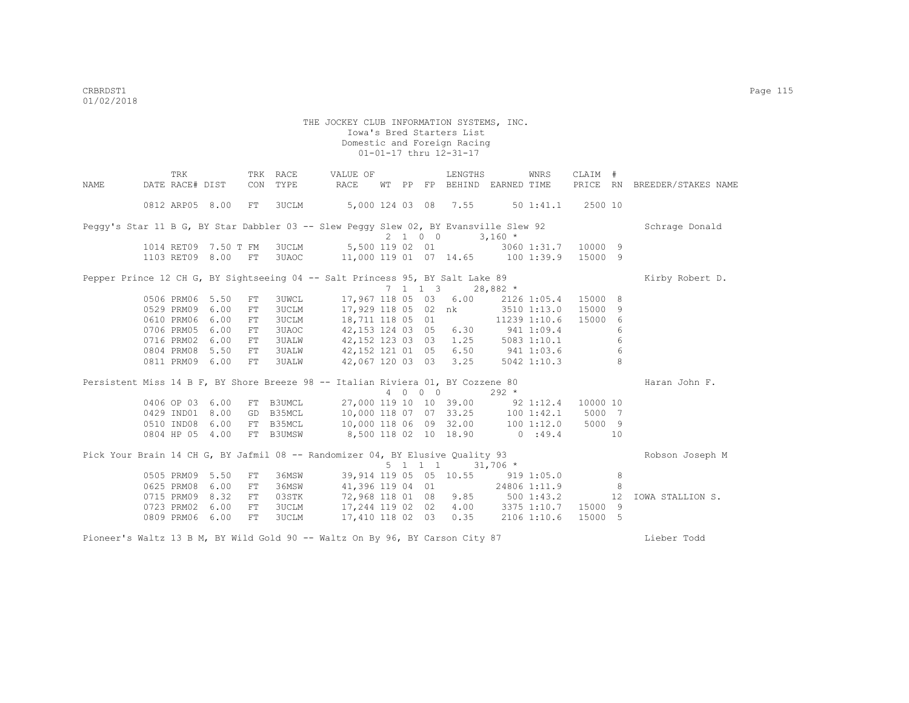THE JOCKEY CLUB INFORMATION SYSTEMS, INC.
Iowa's Bred Starters List
Domestic and Foreign Racing
01-01-17 thru 12-31-17

| NAME | DATE | TRK RACE# | DIST | TRK CON | RACE TYPE | VALUE OF RACE | WT | PP | FP | LENGTHS BEHIND | EARNED | WNRS TIME | CLAIM PRICE | # RN | BREEDER/STAKES NAME |
|---|---|---|---|---|---|---|---|---|---|---|---|---|---|---|---|
| | 0812 | ARP05 | 8.00 | FT | 3UCLM | 5,000 | 124 | 03 | 08 | 7.55 | 50 | 1:41.1 | 2500 | 10 | |
| Peggy's Star 11 B G, BY Star Dabbler 03 -- Slew Peggy Slew 02, BY Evansville Slew 92 | | | | | | | 2 | 1 | 0 0 | | 3,160 * | | | | Schrage Donald |
| | 1014 | RET09 | 7.50 T | FM | 3UCLM | 5,500 | 119 | 02 | 01 | | 3060 | 1:31.7 | 10000 | 9 | |
| | 1103 | RET09 | 8.00 | FT | 3UAOC | 11,000 | 119 | 01 | 07 | 14.65 | 100 | 1:39.9 | 15000 | 9 | |
| Pepper Prince 12 CH G, BY Sightseeing 04 -- Salt Princess 95, BY Salt Lake 89 | | | | | | | 7 | 1 | 1 3 | | 28,882 * | | | | Kirby Robert D. |
| | 0506 | PRM06 | 5.50 | FT | 3UWCL | 17,967 | 118 | 05 | 03 | 6.00 | 2126 | 1:05.4 | 15000 | 8 | |
| | 0529 | PRM09 | 6.00 | FT | 3UCLM | 17,929 | 118 | 05 | 02 | nk | 3510 | 1:13.0 | 15000 | 9 | |
| | 0610 | PRM06 | 6.00 | FT | 3UCLM | 18,711 | 118 | 05 | 01 | | 11239 | 1:10.6 | 15000 | 6 | |
| | 0706 | PRM05 | 6.00 | FT | 3UAOC | 42,153 | 124 | 03 | 05 | 6.30 | 941 | 1:09.4 | | 6 | |
| | 0716 | PRM02 | 6.00 | FT | 3UALW | 42,152 | 123 | 03 | 03 | 1.25 | 5083 | 1:10.1 | | 6 | |
| | 0804 | PRM08 | 5.50 | FT | 3UALW | 42,152 | 121 | 01 | 05 | 6.50 | 941 | 1:03.6 | | 6 | |
| | 0811 | PRM09 | 6.00 | FT | 3UALW | 42,067 | 120 | 03 | 03 | 3.25 | 5042 | 1:10.3 | | 8 | |
| Persistent Miss 14 B F, BY Shore Breeze 98 -- Italian Riviera 01, BY Cozzene 80 | | | | | | | 4 | 0 | 0 0 | | 292 * | | | | Haran John F. |
| | 0406 | OP 03 | 6.00 | FT | B3UMCL | 27,000 | 119 | 10 | 10 | 39.00 | 92 | 1:12.4 | 10000 | 10 | |
| | 0429 | IND01 | 8.00 | GD | B35MCL | 10,000 | 118 | 07 | 07 | 33.25 | 100 | 1:42.1 | 5000 | 7 | |
| | 0510 | IND08 | 6.00 | FT | B35MCL | 10,000 | 118 | 06 | 09 | 32.00 | 100 | 1:12.0 | 5000 | 9 | |
| | 0804 | HP 05 | 4.00 | FT | B3UMSW | 8,500 | 118 | 02 | 10 | 18.90 | 0 | :49.4 | | 10 | |
| Pick Your Brain 14 CH G, BY Jafmil 08 -- Randomizer 04, BY Elusive Quality 93 | | | | | | | 5 | 1 | 1 1 | | 31,706 * | | | | Robson Joseph M |
| | 0505 | PRM09 | 5.50 | FT | 36MSW | 39,914 | 119 | 05 | 05 | 10.55 | 919 | 1:05.0 | | 8 | |
| | 0625 | PRM08 | 6.00 | FT | 36MSW | 41,396 | 119 | 04 | 01 | | 24806 | 1:11.9 | | 8 | |
| | 0715 | PRM09 | 8.32 | FT | 03STK | 72,968 | 118 | 01 | 08 | 9.85 | 500 | 1:43.2 | | 12 | IOWA STALLION S. |
| | 0723 | PRM02 | 6.00 | FT | 3UCLM | 17,244 | 119 | 02 | 02 | 4.00 | 3375 | 1:10.7 | 15000 | 9 | |
| | 0809 | PRM06 | 6.00 | FT | 3UCLM | 17,410 | 118 | 02 | 03 | 0.35 | 2106 | 1:10.6 | 15000 | 5 | |
| Pioneer's Waltz 13 B M, BY Wild Gold 90 -- Waltz On By 96, BY Carson City 87 | | | | | | | | | | | | | | | Lieber Todd |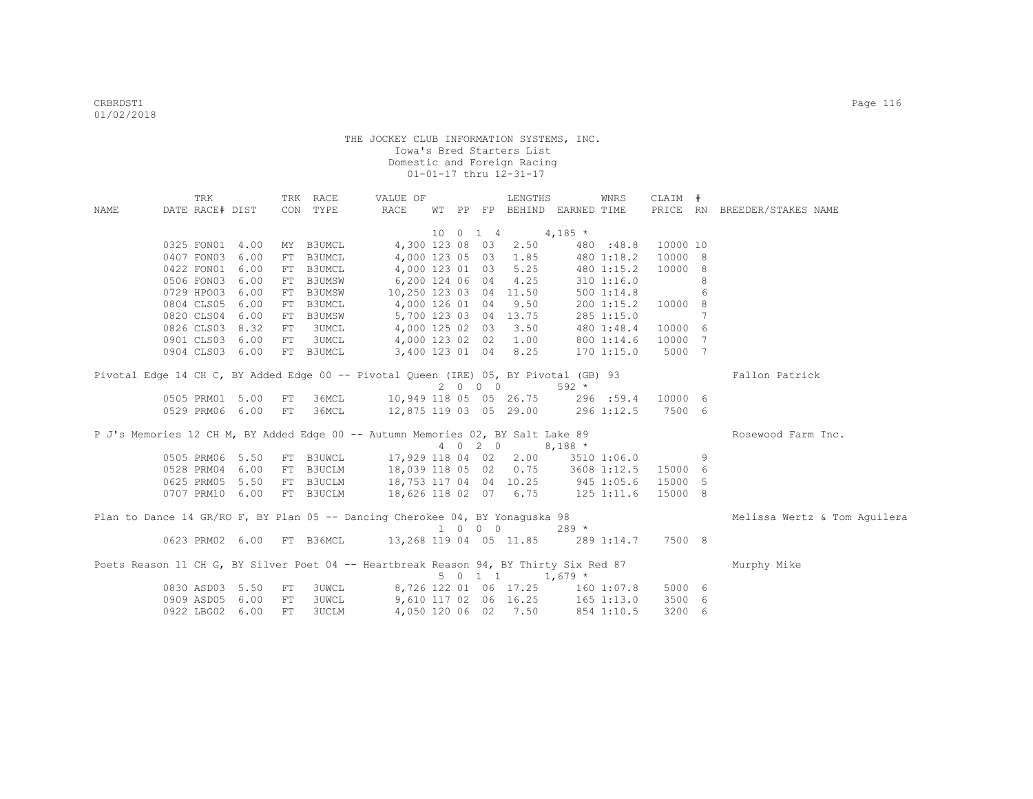THE JOCKEY CLUB INFORMATION SYSTEMS, INC.
Iowa's Bred Starters List
Domestic and Foreign Racing
01-01-17 thru 12-31-17

| NAME | TRK DATE | RACE# | DIST | TRK CON | RACE TYPE | VALUE OF RACE | WT | PP | FP | LENGTHS BEHIND | EARNED | WNRS TIME | CLAIM PRICE | # RN | BREEDER/STAKES NAME |
|---|---|---|---|---|---|---|---|---|---|---|---|---|---|---|---|
| | | | | | | 10 0 1 4 | | | | | 4,185 * | | | | |
| | 0325 | FON01 | 4.00 | MY | B3UMCL | 4,300 | 123 | 08 | 03 | 2.50 | 480 | :48.8 | 10000 | 10 | |
| | 0407 | FON03 | 6.00 | FT | B3UMCL | 4,000 | 123 | 05 | 03 | 1.85 | 480 | 1:18.2 | 10000 | 8 | |
| | 0422 | FON01 | 6.00 | FT | B3UMCL | 4,000 | 123 | 01 | 03 | 5.25 | 480 | 1:15.2 | 10000 | 8 | |
| | 0506 | FON03 | 6.00 | FT | B3UMSW | 6,200 | 124 | 06 | 04 | 4.25 | 310 | 1:16.0 | | 8 | |
| | 0729 | HPO03 | 6.00 | FT | B3UMSW | 10,250 | 123 | 03 | 04 | 11.50 | 500 | 1:14.8 | | 6 | |
| | 0804 | CLS05 | 6.00 | FT | B3UMCL | 4,000 | 126 | 01 | 04 | 9.50 | 200 | 1:15.2 | 10000 | 8 | |
| | 0820 | CLS04 | 6.00 | FT | B3UMSW | 5,700 | 123 | 03 | 04 | 13.75 | 285 | 1:15.0 | | 7 | |
| | 0826 | CLS03 | 8.32 | FT | 3UMCL | 4,000 | 125 | 02 | 03 | 3.50 | 480 | 1:48.4 | 10000 | 6 | |
| | 0901 | CLS03 | 6.00 | FT | 3UMCL | 4,000 | 123 | 02 | 02 | 1.00 | 800 | 1:14.6 | 10000 | 7 | |
| | 0904 | CLS03 | 6.00 | FT | B3UMCL | 3,400 | 123 | 01 | 04 | 8.25 | 170 | 1:15.0 | 5000 | 7 | |
| Pivotal Edge 14 CH C, BY Added Edge 00 -- Pivotal Queen (IRE) 05, BY Pivotal (GB) 93 | | | | | | | | | | | | | | | Fallon Patrick |
| | | | | | | 2 0 0 0 | | | | | 592 * | | | | |
| | 0505 | PRM01 | 5.00 | FT | 36MCL | 10,949 | 118 | 05 | 05 | 26.75 | 296 | :59.4 | 10000 | 6 | |
| | 0529 | PRM06 | 6.00 | FT | 36MCL | 12,875 | 119 | 03 | 05 | 29.00 | 296 | 1:12.5 | 7500 | 6 | |
| P J's Memories 12 CH M, BY Added Edge 00 -- Autumn Memories 02, BY Salt Lake 89 | | | | | | | | | | | | | | | Rosewood Farm Inc. |
| | | | | | | 4 0 2 0 | | | | | 8,188 * | | | | |
| | 0505 | PRM06 | 5.50 | FT | B3UWCL | 17,929 | 118 | 04 | 02 | 2.00 | 3510 | 1:06.0 | | 9 | |
| | 0528 | PRM04 | 6.00 | FT | B3UCLM | 18,039 | 118 | 05 | 02 | 0.75 | 3608 | 1:12.5 | 15000 | 6 | |
| | 0625 | PRM05 | 5.50 | FT | B3UCLM | 18,753 | 117 | 04 | 04 | 10.25 | 945 | 1:05.6 | 15000 | 5 | |
| | 0707 | PRM10 | 6.00 | FT | B3UCLM | 18,626 | 118 | 02 | 07 | 6.75 | 125 | 1:11.6 | 15000 | 8 | |
| Plan to Dance 14 GR/RO F, BY Plan 05 -- Dancing Cherokee 04, BY Yonaguska 98 | | | | | | | | | | | | | | | Melissa Wertz & Tom Aguilera |
| | | | | | | 1 0 0 0 | | | | | 289 * | | | | |
| | 0623 | PRM02 | 6.00 | FT | B36MCL | 13,268 | 119 | 04 | 05 | 11.85 | 289 | 1:14.7 | 7500 | 8 | |
| Poets Reason 11 CH G, BY Silver Poet 04 -- Heartbreak Reason 94, BY Thirty Six Red 87 | | | | | | | | | | | | | | | Murphy Mike |
| | | | | | | 5 0 1 1 | | | | | 1,679 * | | | | |
| | 0830 | ASD03 | 5.50 | FT | 3UWCL | 8,726 | 122 | 01 | 06 | 17.25 | 160 | 1:07.8 | 5000 | 6 | |
| | 0909 | ASD05 | 6.00 | FT | 3UWCL | 9,610 | 117 | 02 | 06 | 16.25 | 165 | 1:13.0 | 3500 | 6 | |
| | 0922 | LBG02 | 6.00 | FT | 3UCLM | 4,050 | 120 | 06 | 02 | 7.50 | 854 | 1:10.5 | 3200 | 6 | |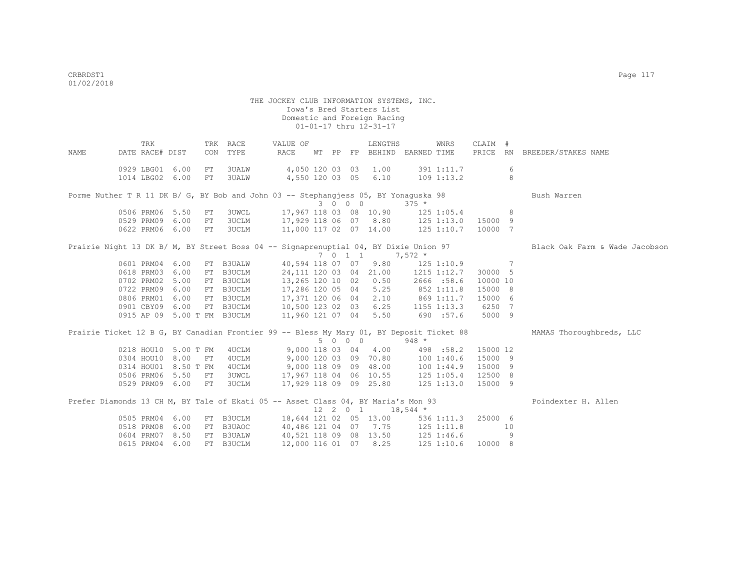THE JOCKEY CLUB INFORMATION SYSTEMS, INC.
Iowa's Bred Starters List
Domestic and Foreign Racing
01-01-17 thru 12-31-17

| NAME | TRK DATE | RACE# | DIST | TRK CON | RACE TYPE | VALUE OF RACE | WT | PP | FP | LENGTHS BEHIND | EARNED | WNRS TIME | CLAIM PRICE | # RN | BREEDER/STAKES NAME |
|---|---|---|---|---|---|---|---|---|---|---|---|---|---|---|---|
| | 0929 | LBG01 | 6.00 | FT | 3UALW | 4,050 | 120 | 03 | 03 | 1.00 | 391 | 1:11.7 | | 6 | |
| | 1014 | LBG02 | 6.00 | FT | 3UALW | 4,550 | 120 | 03 | 05 | 6.10 | 109 | 1:13.2 | | 8 | |
| Porme Nuther T R 11 DK B/ G, BY Bob and John 03 -- Stephangjess 05, BY Yonaguska 98 | | | | | | | 3 | 0 0 | 0 | | 375 * | | | | Bush Warren |
| | 0506 | PRM06 | 5.50 | FT | 3UWCL | 17,967 | 118 | 03 | 08 | 10.90 | 125 | 1:05.4 | | 8 | |
| | 0529 | PRM09 | 6.00 | FT | 3UCLM | 17,929 | 118 | 06 | 07 | 8.80 | 125 | 1:13.0 | 15000 | 9 | |
| | 0622 | PRM06 | 6.00 | FT | 3UCLM | 11,000 | 117 | 02 | 07 | 14.00 | 125 | 1:10.7 | 10000 | 7 | |
| Prairie Night 13 DK B/ M, BY Street Boss 04 -- Signaprenuptial 04, BY Dixie Union 97 | | | | | | | 7 | 0 1 | 1 | | 7,572 * | | | | Black Oak Farm & Wade Jacobson |
| | 0601 | PRM04 | 6.00 | FT | B3UALW | 40,594 | 118 | 07 | 07 | 9.80 | 125 | 1:10.9 | | 7 | |
| | 0618 | PRM03 | 6.00 | FT | B3UCLM | 24,111 | 120 | 03 | 04 | 21.00 | 1215 | 1:12.7 | 30000 | 5 | |
| | 0702 | PRM02 | 5.00 | FT | B3UCLM | 13,265 | 120 | 10 | 02 | 0.50 | 2666 | :58.6 | 10000 | 10 | |
| | 0722 | PRM09 | 6.00 | FT | B3UCLM | 17,286 | 120 | 05 | 04 | 5.25 | 852 | 1:11.8 | 15000 | 8 | |
| | 0806 | PRM01 | 6.00 | FT | B3UCLM | 17,371 | 120 | 06 | 04 | 2.10 | 869 | 1:11.7 | 15000 | 6 | |
| | 0901 | CBY09 | 6.00 | FT | B3UCLM | 10,500 | 123 | 02 | 03 | 6.25 | 1155 | 1:13.3 | 6250 | 7 | |
| | 0915 | AP 09 | 5.00 T | FM | B3UCLM | 11,960 | 121 | 07 | 04 | 5.50 | 690 | :57.6 | 5000 | 9 | |
| Prairie Ticket 12 B G, BY Canadian Frontier 99 -- Bless My Mary 01, BY Deposit Ticket 88 | | | | | | | 5 | 0 0 | 0 | | 948 * | | | | MAMAS Thoroughbreds, LLC |
| | 0218 | HOU10 | 5.00 T | FM | 4UCLM | 9,000 | 118 | 03 | 04 | 4.00 | 498 | :58.2 | 15000 | 12 | |
| | 0304 | HOU10 | 8.00 | FT | 4UCLM | 9,000 | 120 | 03 | 09 | 70.80 | 100 | 1:40.6 | 15000 | 9 | |
| | 0314 | HOU01 | 8.50 T | FM | 4UCLM | 9,000 | 118 | 09 | 09 | 48.00 | 100 | 1:44.9 | 15000 | 9 | |
| | 0506 | PRM06 | 5.50 | FT | 3UWCL | 17,967 | 118 | 04 | 06 | 10.55 | 125 | 1:05.4 | 12500 | 8 | |
| | 0529 | PRM09 | 6.00 | FT | 3UCLM | 17,929 | 118 | 09 | 09 | 25.80 | 125 | 1:13.0 | 15000 | 9 | |
| Prefer Diamonds 13 CH M, BY Tale of Ekati 05 -- Asset Class 04, BY Maria's Mon 93 | | | | | | | 12 | 2 0 | 1 | | 18,544 * | | | | Poindexter H. Allen |
| | 0505 | PRM04 | 6.00 | FT | B3UCLM | 18,644 | 121 | 02 | 05 | 13.00 | 536 | 1:11.3 | 25000 | 6 | |
| | 0518 | PRM08 | 6.00 | FT | B3UAOC | 40,486 | 121 | 04 | 07 | 7.75 | 125 | 1:11.8 | | 10 | |
| | 0604 | PRM07 | 8.50 | FT | B3UALW | 40,521 | 118 | 09 | 08 | 13.50 | 125 | 1:46.6 | | 9 | |
| | 0615 | PRM04 | 6.00 | FT | B3UCLM | 12,000 | 116 | 01 | 07 | 8.25 | 125 | 1:10.6 | 10000 | 8 | |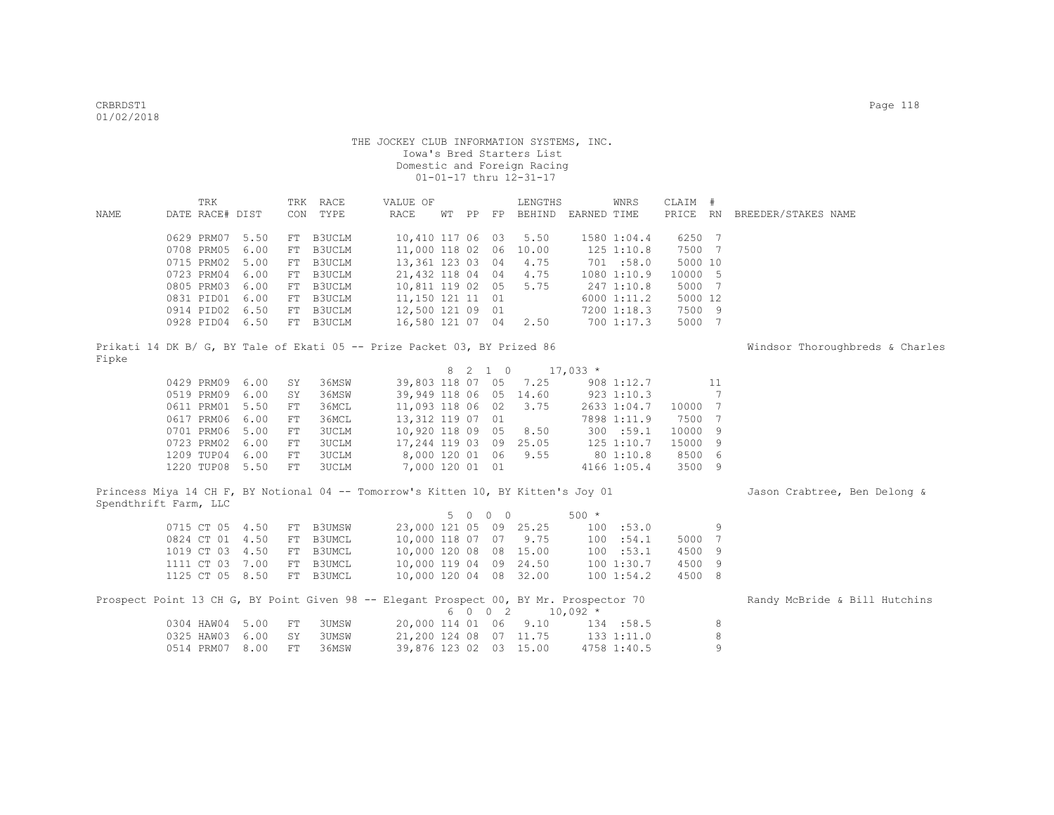THE JOCKEY CLUB INFORMATION SYSTEMS, INC.
Iowa's Bred Starters List
Domestic and Foreign Racing
01-01-17 thru 12-31-17

| NAME | TRK DATE | RACE# | DIST | TRK CON | RACE TYPE | VALUE OF RACE | WT | PP | FP | LENGTHS BEHIND | EARNED | WNRS TIME | CLAIM PRICE | # RN | BREEDER/STAKES NAME |
|---|---|---|---|---|---|---|---|---|---|---|---|---|---|---|---|
| | 0629 | PRM07 | 5.50 | FT | B3UCLM | 10,410 | 117 | 06 | 03 | 5.50 | 1580 | 1:04.4 | 6250 | 7 | |
| | 0708 | PRM05 | 6.00 | FT | B3UCLM | 11,000 | 118 | 02 | 06 | 10.00 | 125 | 1:10.8 | 7500 | 7 | |
| | 0715 | PRM02 | 5.00 | FT | B3UCLM | 13,361 | 123 | 03 | 04 | 4.75 | 701 | :58.0 | 5000 | 10 | |
| | 0723 | PRM04 | 6.00 | FT | B3UCLM | 21,432 | 118 | 04 | 04 | 4.75 | 1080 | 1:10.9 | 10000 | 5 | |
| | 0805 | PRM03 | 6.00 | FT | B3UCLM | 10,811 | 119 | 02 | 05 | 5.75 | 247 | 1:10.8 | 5000 | 7 | |
| | 0831 | PID01 | 6.00 | FT | B3UCLM | 11,150 | 121 | 11 | 01 | | 6000 | 1:11.2 | 5000 | 12 | |
| | 0914 | PID02 | 6.50 | FT | B3UCLM | 12,500 | 121 | 09 | 01 | | 7200 | 1:18.3 | 7500 | 9 | |
| | 0928 | PID04 | 6.50 | FT | B3UCLM | 16,580 | 121 | 07 | 04 | 2.50 | 700 | 1:17.3 | 5000 | 7 | |

Prikati 14 DK B/ G, BY Tale of Ekati 05 -- Prize Packet 03, BY Prized 86 — Windsor Thoroughbreds & Charles Fipke

8 2 1 0 17,033 *

| TRK DATE | RACE# | DIST | TRK CON | RACE TYPE | VALUE OF RACE | WT | PP | FP | LENGTHS BEHIND | EARNED | WNRS TIME | CLAIM PRICE | # RN |
|---|---|---|---|---|---|---|---|---|---|---|---|---|---|
| 0429 | PRM09 | 6.00 | SY | 36MSW | 39,803 | 118 | 07 | 05 | 7.25 | 908 | 1:12.7 | | 11 |
| 0519 | PRM09 | 6.00 | SY | 36MSW | 39,949 | 118 | 06 | 05 | 14.60 | 923 | 1:10.3 | | 7 |
| 0611 | PRM01 | 5.50 | FT | 36MCL | 11,093 | 118 | 06 | 02 | 3.75 | 2633 | 1:04.7 | 10000 | 7 |
| 0617 | PRM06 | 6.00 | FT | 36MCL | 13,312 | 119 | 07 | 01 | | 7898 | 1:11.9 | 7500 | 7 |
| 0701 | PRM06 | 5.00 | FT | 3UCLM | 10,920 | 118 | 09 | 05 | 8.50 | 300 | :59.1 | 10000 | 9 |
| 0723 | PRM02 | 6.00 | FT | 3UCLM | 17,244 | 119 | 03 | 09 | 25.05 | 125 | 1:10.7 | 15000 | 9 |
| 1209 | TUP04 | 6.00 | FT | 3UCLM | 8,000 | 120 | 01 | 06 | 9.55 | 80 | 1:10.8 | 8500 | 6 |
| 1220 | TUP08 | 5.50 | FT | 3UCLM | 7,000 | 120 | 01 | 01 | | 4166 | 1:05.4 | 3500 | 9 |

Princess Miya 14 CH F, BY Notional 04 -- Tomorrow's Kitten 10, BY Kitten's Joy 01 — Jason Crabtree, Ben Delong & Spendthrift Farm, LLC

5 0 0 0 500 *

| TRK DATE | RACE# | DIST | TRK CON | RACE TYPE | VALUE OF RACE | WT | PP | FP | LENGTHS BEHIND | EARNED | WNRS TIME | CLAIM PRICE | # RN |
|---|---|---|---|---|---|---|---|---|---|---|---|---|---|
| 0715 | CT 05 | 4.50 | FT | B3UMSW | 23,000 | 121 | 05 | 09 | 25.25 | 100 | :53.0 | | 9 |
| 0824 | CT 01 | 4.50 | FT | B3UMCL | 10,000 | 118 | 07 | 07 | 9.75 | 100 | :54.1 | 5000 | 7 |
| 1019 | CT 03 | 4.50 | FT | B3UMCL | 10,000 | 120 | 08 | 08 | 15.00 | 100 | :53.1 | 4500 | 9 |
| 1111 | CT 03 | 7.00 | FT | B3UMCL | 10,000 | 119 | 04 | 09 | 24.50 | 100 | 1:30.7 | 4500 | 9 |
| 1125 | CT 05 | 8.50 | FT | B3UMCL | 10,000 | 120 | 04 | 08 | 32.00 | 100 | 1:54.2 | 4500 | 8 |

Prospect Point 13 CH G, BY Point Given 98 -- Elegant Prospect 00, BY Mr. Prospector 70 — Randy McBride & Bill Hutchins

6 0 0 2 10,092 *

| TRK DATE | RACE# | DIST | TRK CON | RACE TYPE | VALUE OF RACE | WT | PP | FP | LENGTHS BEHIND | EARNED | WNRS TIME | CLAIM PRICE | # RN |
|---|---|---|---|---|---|---|---|---|---|---|---|---|---|
| 0304 | HAW04 | 5.00 | FT | 3UMSW | 20,000 | 114 | 01 | 06 | 9.10 | 134 | :58.5 | | 8 |
| 0325 | HAW03 | 6.00 | SY | 3UMSW | 21,200 | 124 | 08 | 07 | 11.75 | 133 | 1:11.0 | | 8 |
| 0514 | PRM07 | 8.00 | FT | 36MSW | 39,876 | 123 | 02 | 03 | 15.00 | 4758 | 1:40.5 | | 9 |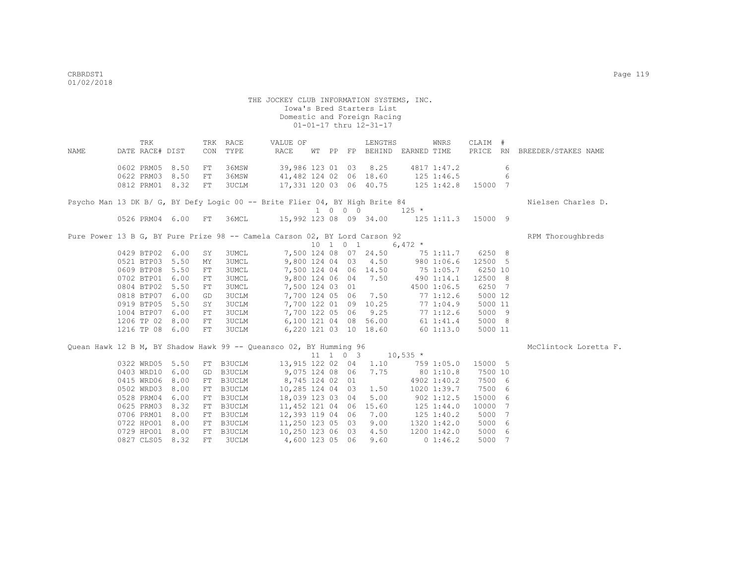THE JOCKEY CLUB INFORMATION SYSTEMS, INC.
Iowa's Bred Starters List
Domestic and Foreign Racing
01-01-17 thru 12-31-17

| NAME | TRK DATE | RACE# | DIST | TRK CON | RACE TYPE | VALUE OF RACE | WT | PP | FP | LENGTHS BEHIND | EARNED | WNRS TIME | CLAIM PRICE | # RN | BREEDER/STAKES NAME |
|---|---|---|---|---|---|---|---|---|---|---|---|---|---|---|---|
| | 0602 | PRM05 | 8.50 | FT | 36MSW | 39,986 | 123 | 01 | 03 | 8.25 | 4817 | 1:47.2 | | 6 | |
| | 0622 | PRM03 | 8.50 | FT | 36MSW | 41,482 | 124 | 02 | 06 | 18.60 | 125 | 1:46.5 | | 6 | |
| | 0812 | PRM01 | 8.32 | FT | 3UCLM | 17,331 | 120 | 03 | 06 | 40.75 | 125 | 1:42.8 | 15000 | 7 | |
| Psycho Man 13 DK B/ G, BY Defy Logic 00 -- Brite Flier 04, BY High Brite 84 | | | | | | | 1 | 0 0 0 | | | 125 * | | | | Nielsen Charles D. |
| | 0526 | PRM04 | 6.00 | FT | 36MCL | 15,992 | 123 | 08 | 09 | 34.00 | 125 | 1:11.3 | 15000 | 9 | |
| Pure Power 13 B G, BY Pure Prize 98 -- Camela Carson 02, BY Lord Carson 92 | | | | | | | 10 | 1 0 1 | | | 6,472 * | | | | RPM Thoroughbreds |
| | 0429 | BTP02 | 6.00 | SY | 3UMCL | 7,500 | 124 | 08 | 07 | 24.50 | 75 | 1:11.7 | 6250 | 8 | |
| | 0521 | BTP03 | 5.50 | MY | 3UMCL | 9,800 | 124 | 04 | 03 | 4.50 | 980 | 1:06.6 | 12500 | 5 | |
| | 0609 | BTP08 | 5.50 | FT | 3UMCL | 7,500 | 124 | 04 | 06 | 14.50 | 75 | 1:05.7 | 6250 | 10 | |
| | 0702 | BTP01 | 6.00 | FT | 3UMCL | 9,800 | 124 | 06 | 04 | 7.50 | 490 | 1:14.1 | 12500 | 8 | |
| | 0804 | BTP02 | 5.50 | FT | 3UMCL | 7,500 | 124 | 03 | 01 | | 4500 | 1:06.5 | 6250 | 7 | |
| | 0818 | BTP07 | 6.00 | GD | 3UCLM | 7,700 | 124 | 05 | 06 | 7.50 | 77 | 1:12.6 | 5000 | 12 | |
| | 0919 | BTP05 | 5.50 | SY | 3UCLM | 7,700 | 122 | 01 | 09 | 10.25 | 77 | 1:04.9 | 5000 | 11 | |
| | 1004 | BTP07 | 6.00 | FT | 3UCLM | 7,700 | 122 | 05 | 06 | 9.25 | 77 | 1:12.6 | 5000 | 9 | |
| | 1206 | TP 02 | 8.00 | FT | 3UCLM | 6,100 | 121 | 04 | 08 | 56.00 | 61 | 1:41.4 | 5000 | 8 | |
| | 1216 | TP 08 | 6.00 | FT | 3UCLM | 6,220 | 121 | 03 | 10 | 18.60 | 60 | 1:13.0 | 5000 | 11 | |
| Quean Hawk 12 B M, BY Shadow Hawk 99 -- Queansco 02, BY Humming 96 | | | | | | | 11 | 1 0 3 | | | 10,535 * | | | | McClintock Loretta F. |
| | 0322 | WRD05 | 5.50 | FT | B3UCLM | 13,915 | 122 | 02 | 04 | 1.10 | 759 | 1:05.0 | 15000 | 5 | |
| | 0403 | WRD10 | 6.00 | GD | B3UCLM | 9,075 | 124 | 08 | 06 | 7.75 | 80 | 1:10.8 | 7500 | 10 | |
| | 0415 | WRD06 | 8.00 | FT | B3UCLM | 8,745 | 124 | 02 | 01 | | 4902 | 1:40.2 | 7500 | 6 | |
| | 0502 | WRD03 | 8.00 | FT | B3UCLM | 10,285 | 124 | 04 | 03 | 1.50 | 1020 | 1:39.7 | 7500 | 6 | |
| | 0528 | PRM04 | 6.00 | FT | B3UCLM | 18,039 | 123 | 03 | 04 | 5.00 | 902 | 1:12.5 | 15000 | 6 | |
| | 0625 | PRM03 | 8.32 | FT | B3UCLM | 11,452 | 121 | 04 | 06 | 15.60 | 125 | 1:44.0 | 10000 | 7 | |
| | 0706 | PRM01 | 8.00 | FT | B3UCLM | 12,393 | 119 | 04 | 06 | 7.00 | 125 | 1:40.2 | 5000 | 7 | |
| | 0722 | HPO01 | 8.00 | FT | B3UCLM | 11,250 | 123 | 05 | 03 | 9.00 | 1320 | 1:42.0 | 5000 | 6 | |
| | 0729 | HPO01 | 8.00 | FT | B3UCLM | 10,250 | 123 | 06 | 03 | 4.50 | 1200 | 1:42.0 | 5000 | 6 | |
| | 0827 | CLS05 | 8.32 | FT | 3UCLM | 4,600 | 123 | 05 | 06 | 9.60 | 0 | 1:46.2 | 5000 | 7 | |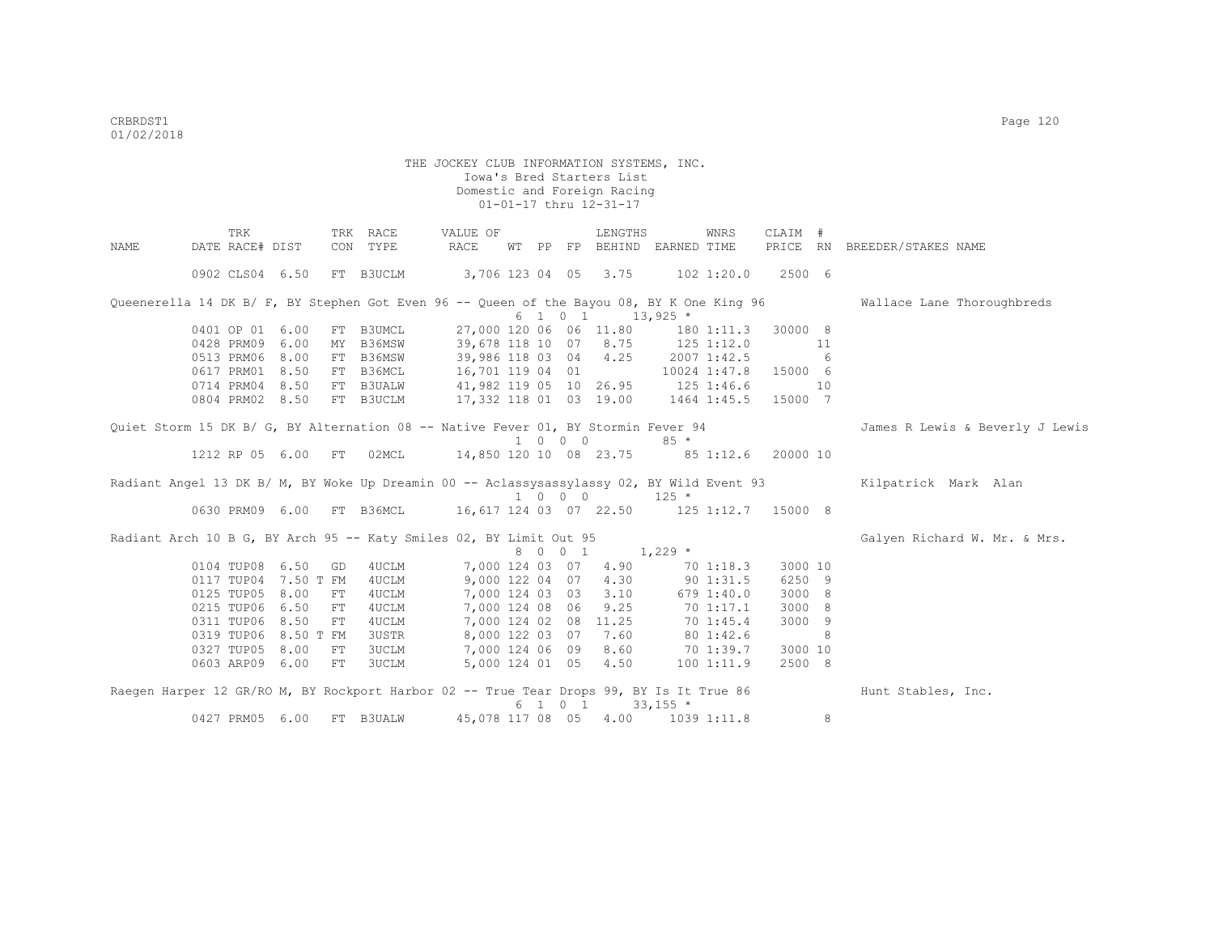THE JOCKEY CLUB INFORMATION SYSTEMS, INC.
Iowa's Bred Starters List
Domestic and Foreign Racing
01-01-17 thru 12-31-17

| NAME | TRK DATE | RACE# | DIST | TRK CON | RACE TYPE | VALUE OF RACE | WT | PP | FP | LENGTHS BEHIND | EARNED | WNRS TIME | CLAIM PRICE | # RN | BREEDER/STAKES NAME |
|---|---|---|---|---|---|---|---|---|---|---|---|---|---|---|---|
| | 0902 | CLS04 | 6.50 | FT | B3UCLM | 3,706 | 123 | 04 | 05 | 3.75 | 102 | 1:20.0 | 2500 | 6 | |
| Queenerella 14 DK B/ F, BY Stephen Got Even 96 -- Queen of the Bayou 08, BY K One King 96 | | | | | | | | | | | | | | | Wallace Lane Thoroughbreds |
| | | | | | | 6 1 0 1 | | | | | 13,925 * | | | | |
| | 0401 | OP 01 | 6.00 | FT | B3UMCL | 27,000 | 120 | 06 | 06 | 11.80 | 180 | 1:11.3 | 30000 | 8 | |
| | 0428 | PRM09 | 6.00 | MY | B36MSW | 39,678 | 118 | 10 | 07 | 8.75 | 125 | 1:12.0 | | 11 | |
| | 0513 | PRM06 | 8.00 | FT | B36MSW | 39,986 | 118 | 03 | 04 | 4.25 | 2007 | 1:42.5 | | 6 | |
| | 0617 | PRM01 | 8.50 | FT | B36MCL | 16,701 | 119 | 04 | 01 | | 10024 | 1:47.8 | 15000 | 6 | |
| | 0714 | PRM04 | 8.50 | FT | B3UALW | 41,982 | 119 | 05 | 10 | 26.95 | 125 | 1:46.6 | | 10 | |
| | 0804 | PRM02 | 8.50 | FT | B3UCLM | 17,332 | 118 | 01 | 03 | 19.00 | 1464 | 1:45.5 | 15000 | 7 | |
| Quiet Storm 15 DK B/ G, BY Alternation 08 -- Native Fever 01, BY Stormin Fever 94 | | | | | | | | | | | | | | | James R Lewis & Beverly J Lewis |
| | | | | | | 1 0 0 0 | | | | | 85 * | | | | |
| | 1212 | RP 05 | 6.00 | FT | 02MCL | 14,850 | 120 | 10 | 08 | 23.75 | 85 | 1:12.6 | 20000 | 10 | |
| Radiant Angel 13 DK B/ M, BY Woke Up Dreamin 00 -- Aclassysassylassy 02, BY Wild Event 93 | | | | | | | | | | | | | | | Kilpatrick Mark Alan |
| | | | | | | 1 0 0 0 | | | | | 125 * | | | | |
| | 0630 | PRM09 | 6.00 | FT | B36MCL | 16,617 | 124 | 03 | 07 | 22.50 | 125 | 1:12.7 | 15000 | 8 | |
| Radiant Arch 10 B G, BY Arch 95 -- Katy Smiles 02, BY Limit Out 95 | | | | | | | | | | | | | | | Galyen Richard W. Mr. & Mrs. |
| | | | | | | 8 0 0 1 | | | | | 1,229 * | | | | |
| | 0104 | TUP08 | 6.50 | GD | 4UCLM | 7,000 | 124 | 03 | 07 | 4.90 | 70 | 1:18.3 | 3000 | 10 | |
| | 0117 | TUP04 | 7.50 T | FM | 4UCLM | 9,000 | 122 | 04 | 07 | 4.30 | 90 | 1:31.5 | 6250 | 9 | |
| | 0125 | TUP05 | 8.00 | FT | 4UCLM | 7,000 | 124 | 03 | 03 | 3.10 | 679 | 1:40.0 | 3000 | 8 | |
| | 0215 | TUP06 | 6.50 | FT | 4UCLM | 7,000 | 124 | 08 | 06 | 9.25 | 70 | 1:17.1 | 3000 | 8 | |
| | 0311 | TUP06 | 8.50 | FT | 4UCLM | 7,000 | 124 | 02 | 08 | 11.25 | 70 | 1:45.4 | 3000 | 9 | |
| | 0319 | TUP06 | 8.50 T | FM | 3USTR | 8,000 | 122 | 03 | 07 | 7.60 | 80 | 1:42.6 | | 8 | |
| | 0327 | TUP05 | 8.00 | FT | 3UCLM | 7,000 | 124 | 06 | 09 | 8.60 | 70 | 1:39.7 | 3000 | 10 | |
| | 0603 | ARP09 | 6.00 | FT | 3UCLM | 5,000 | 124 | 01 | 05 | 4.50 | 100 | 1:11.9 | 2500 | 8 | |
| Raegen Harper 12 GR/RO M, BY Rockport Harbor 02 -- True Tear Drops 99, BY Is It True 86 | | | | | | | | | | | | | | | Hunt Stables, Inc. |
| | | | | | | 6 1 0 1 | | | | | 33,155 * | | | | |
| | 0427 | PRM05 | 6.00 | FT | B3UALW | 45,078 | 117 | 08 | 05 | 4.00 | 1039 | 1:11.8 | | 8 | |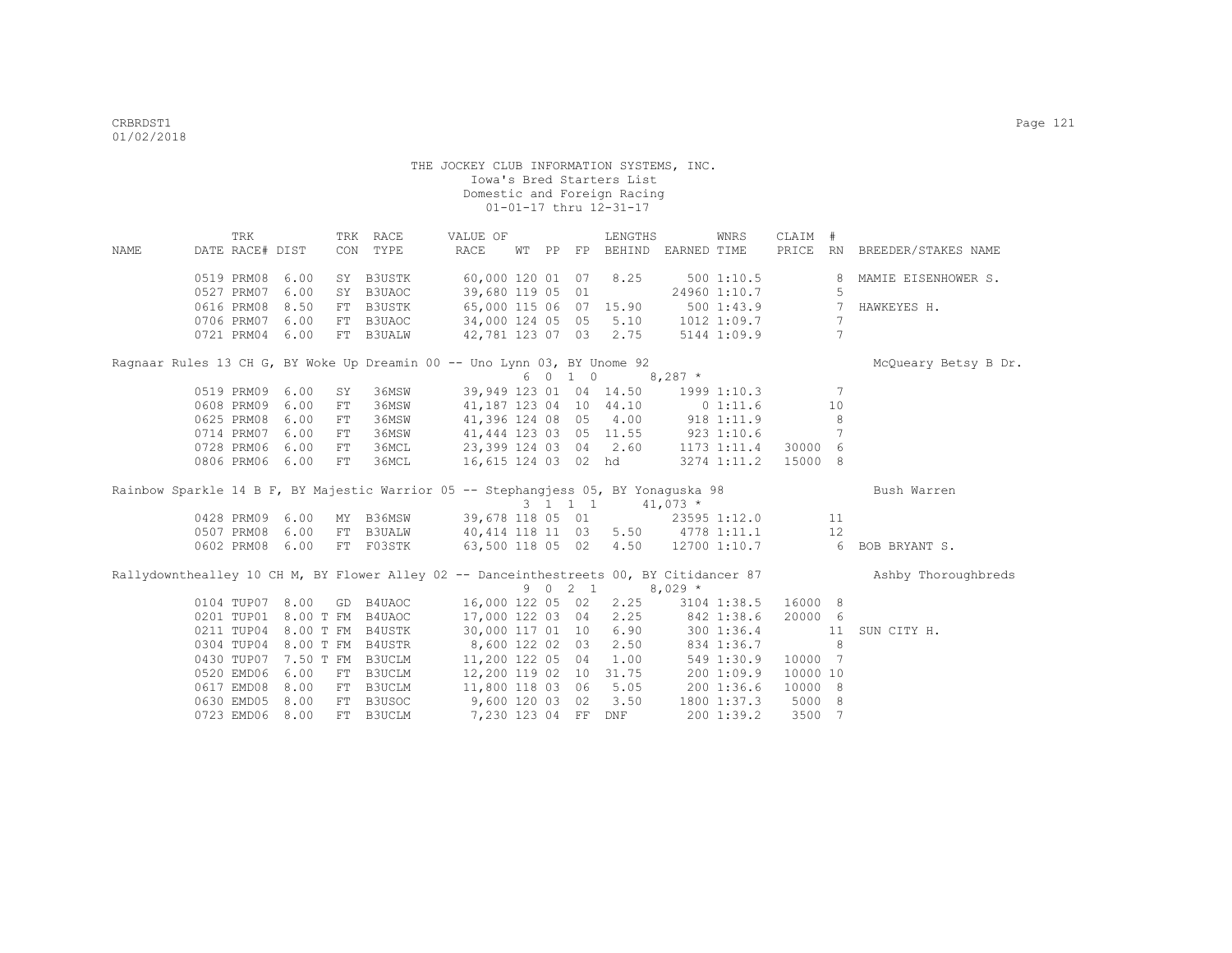THE JOCKEY CLUB INFORMATION SYSTEMS, INC.
Iowa's Bred Starters List
Domestic and Foreign Racing
01-01-17 thru 12-31-17

| NAME | TRK DATE | RACE# | DIST | TRK CON | RACE TYPE | VALUE OF RACE | WT | PP | FP | LENGTHS BEHIND | EARNED | WNRS TIME | CLAIM PRICE | # RN | BREEDER/STAKES NAME |
|---|---|---|---|---|---|---|---|---|---|---|---|---|---|---|---|
| | 0519 | PRM08 | 6.00 | SY | B3USTK | 60,000 | 120 | 01 | 07 | 8.25 | 500 | 1:10.5 | | 8 | MAMIE EISENHOWER S. |
| | 0527 | PRM07 | 6.00 | SY | B3UAOC | 39,680 | 119 | 05 | 01 | | 24960 | 1:10.7 | | 5 | |
| | 0616 | PRM08 | 8.50 | FT | B3USTK | 65,000 | 115 | 06 | 07 | 15.90 | 500 | 1:43.9 | | 7 | HAWKEYES H. |
| | 0706 | PRM07 | 6.00 | FT | B3UAOC | 34,000 | 124 | 05 | 05 | 5.10 | 1012 | 1:09.7 | | 7 | |
| | 0721 | PRM04 | 6.00 | FT | B3UALW | 42,781 | 123 | 07 | 03 | 2.75 | 5144 | 1:09.9 | | 7 | |
| Ragnaar Rules 13 CH G, BY Woke Up Dreamin 00 -- Uno Lynn 03, BY Unome 92 | | | | | | | 6 | 0 | 1 0 | | 8,287 * | | | | McQueary Betsy B Dr. |
| | 0519 | PRM09 | 6.00 | SY | 36MSW | 39,949 | 123 | 01 | 04 | 14.50 | 1999 | 1:10.3 | | 7 | |
| | 0608 | PRM09 | 6.00 | FT | 36MSW | 41,187 | 123 | 04 | 10 | 44.10 | 0 | 1:11.6 | | 10 | |
| | 0625 | PRM08 | 6.00 | FT | 36MSW | 41,396 | 124 | 08 | 05 | 4.00 | 918 | 1:11.9 | | 8 | |
| | 0714 | PRM07 | 6.00 | FT | 36MSW | 41,444 | 123 | 03 | 05 | 11.55 | 923 | 1:10.6 | | 7 | |
| | 0728 | PRM06 | 6.00 | FT | 36MCL | 23,399 | 124 | 03 | 04 | 2.60 | 1173 | 1:11.4 | 30000 | 6 | |
| | 0806 | PRM06 | 6.00 | FT | 36MCL | 16,615 | 124 | 03 | 02 | hd | 3274 | 1:11.2 | 15000 | 8 | |
| Rainbow Sparkle 14 B F, BY Majestic Warrior 05 -- Stephangjess 05, BY Yonaguska 98 | | | | | | | 3 | 1 | 1 1 | | 41,073 * | | | | Bush Warren |
| | 0428 | PRM09 | 6.00 | MY | B36MSW | 39,678 | 118 | 05 | 01 | | 23595 | 1:12.0 | | 11 | |
| | 0507 | PRM08 | 6.00 | FT | B3UALW | 40,414 | 118 | 11 | 03 | 5.50 | 4778 | 1:11.1 | | 12 | |
| | 0602 | PRM08 | 6.00 | FT | F03STK | 63,500 | 118 | 05 | 02 | 4.50 | 12700 | 1:10.7 | | 6 | BOB BRYANT S. |
| Rallydownthealley 10 CH M, BY Flower Alley 02 -- Danceinthestreets 00, BY Citidancer 87 | | | | | | | 9 | 0 | 2 1 | | 8,029 * | | | | Ashby Thoroughbreds |
| | 0104 | TUP07 | 8.00 | GD | B4UAOC | 16,000 | 122 | 05 | 02 | 2.25 | 3104 | 1:38.5 | 16000 | 8 | |
| | 0201 | TUP01 | 8.00 T | FM | B4UAOC | 17,000 | 122 | 03 | 04 | 2.25 | 842 | 1:38.6 | 20000 | 6 | |
| | 0211 | TUP04 | 8.00 T | FM | B4USTK | 30,000 | 117 | 01 | 10 | 6.90 | 300 | 1:36.4 | | 11 | SUN CITY H. |
| | 0304 | TUP04 | 8.00 T | FM | B4USTR | 8,600 | 122 | 02 | 03 | 2.50 | 834 | 1:36.7 | | 8 | |
| | 0430 | TUP07 | 7.50 T | FM | B3UCLM | 11,200 | 122 | 05 | 04 | 1.00 | 549 | 1:30.9 | 10000 | 7 | |
| | 0520 | EMD06 | 6.00 | FT | B3UCLM | 12,200 | 119 | 02 | 10 | 31.75 | 200 | 1:09.9 | 10000 | 10 | |
| | 0617 | EMD08 | 8.00 | FT | B3UCLM | 11,800 | 118 | 03 | 06 | 5.05 | 200 | 1:36.6 | 10000 | 8 | |
| | 0630 | EMD05 | 8.00 | FT | B3USOC | 9,600 | 120 | 03 | 02 | 3.50 | 1800 | 1:37.3 | 5000 | 8 | |
| | 0723 | EMD06 | 8.00 | FT | B3UCLM | 7,230 | 123 | 04 | FF | DNF | 200 | 1:39.2 | 3500 | 7 | |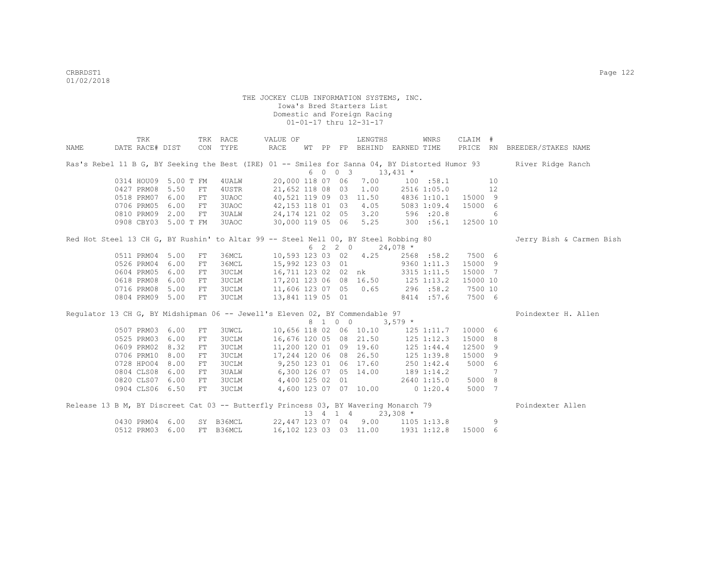THE JOCKEY CLUB INFORMATION SYSTEMS, INC.
Iowa's Bred Starters List
Domestic and Foreign Racing
01-01-17 thru 12-31-17

| NAME | TRK DATE | RACE# | DIST | TRK CON | RACE TYPE | VALUE OF RACE | WT | PP | FP | LENGTHS BEHIND | EARNED | WNRS TIME | CLAIM PRICE | # RN | BREEDER/STAKES NAME |
|---|---|---|---|---|---|---|---|---|---|---|---|---|---|---|---|
| Ras's Rebel 11 B G, BY Seeking the Best (IRE) 01 -- Smiles for Sanna 04, BY Distorted Humor 93 | | | | | | | | | | | | | | | River Ridge Ranch |
| | | | | | | | 6 | 0 0 3 | | | 13,431 * | | | | |
| | 0314 | HOU09 | 5.00 T | FM | 4UALW | 20,000 | 118 | 07 | 06 | 7.00 | 100 | :58.1 | | 10 | |
| | 0427 | PRM08 | 5.50 | FT | 4USTR | 21,652 | 118 | 08 | 03 | 1.00 | 2516 | 1:05.0 | | 12 | |
| | 0518 | PRM07 | 6.00 | FT | 3UAOC | 40,521 | 119 | 09 | 03 | 11.50 | 4836 | 1:10.1 | 15000 | 9 | |
| | 0706 | PRM05 | 6.00 | FT | 3UAOC | 42,153 | 118 | 01 | 03 | 4.05 | 5083 | 1:09.4 | 15000 | 6 | |
| | 0810 | PRM09 | 2.00 | FT | 3UALW | 24,174 | 121 | 02 | 05 | 3.20 | 596 | :20.8 | | 6 | |
| | 0908 | CBY03 | 5.00 T | FM | 3UAOC | 30,000 | 119 | 05 | 06 | 5.25 | 300 | :56.1 | 12500 | 10 | |
| Red Hot Steel 13 CH G, BY Rushin' to Altar 99 -- Steel Nell 00, BY Steel Robbing 80 | | | | | | | | | | | | | | | Jerry Bish & Carmen Bish |
| | | | | | | | 6 | 2 2 0 | | | 24,078 * | | | | |
| | 0511 | PRM04 | 5.00 | FT | 36MCL | 10,593 | 123 | 03 | 02 | 4.25 | 2568 | :58.2 | 7500 | 6 | |
| | 0526 | PRM04 | 6.00 | FT | 36MCL | 15,992 | 123 | 03 | 01 | | 9360 | 1:11.3 | 15000 | 9 | |
| | 0604 | PRM05 | 6.00 | FT | 3UCLM | 16,711 | 123 | 02 | 02 | nk | 3315 | 1:11.5 | 15000 | 7 | |
| | 0618 | PRM08 | 6.00 | FT | 3UCLM | 17,201 | 123 | 06 | 08 | 16.50 | 125 | 1:13.2 | 15000 | 10 | |
| | 0716 | PRM08 | 5.00 | FT | 3UCLM | 11,606 | 123 | 07 | 05 | 0.65 | 296 | :58.2 | 7500 | 10 | |
| | 0804 | PRM09 | 5.00 | FT | 3UCLM | 13,841 | 119 | 05 | 01 | | 8414 | :57.6 | 7500 | 6 | |
| Regulator 13 CH G, BY Midshipman 06 -- Jewell's Eleven 02, BY Commendable 97 | | | | | | | | | | | | | | | Poindexter H. Allen |
| | | | | | | | 8 | 1 0 0 | | | 3,579 * | | | | |
| | 0507 | PRM03 | 6.00 | FT | 3UWCL | 10,656 | 118 | 02 | 06 | 10.10 | 125 | 1:11.7 | 10000 | 6 | |
| | 0525 | PRM03 | 6.00 | FT | 3UCLM | 16,676 | 120 | 05 | 08 | 21.50 | 125 | 1:12.3 | 15000 | 8 | |
| | 0609 | PRM02 | 8.32 | FT | 3UCLM | 11,200 | 120 | 01 | 09 | 19.60 | 125 | 1:44.4 | 12500 | 9 | |
| | 0706 | PRM10 | 8.00 | FT | 3UCLM | 17,244 | 120 | 06 | 08 | 26.50 | 125 | 1:39.8 | 15000 | 9 | |
| | 0728 | HPO04 | 8.00 | FT | 3UCLM | 9,250 | 123 | 01 | 06 | 17.60 | 250 | 1:42.4 | 5000 | 6 | |
| | 0804 | CLS08 | 6.00 | FT | 3UALW | 6,300 | 126 | 07 | 05 | 14.00 | 189 | 1:14.2 | | 7 | |
| | 0820 | CLS07 | 6.00 | FT | 3UCLM | 4,400 | 125 | 02 | 01 | | 2640 | 1:15.0 | 5000 | 8 | |
| | 0904 | CLS06 | 6.50 | FT | 3UCLM | 4,600 | 123 | 07 | 07 | 10.00 | 0 | 1:20.4 | 5000 | 7 | |
| Release 13 B M, BY Discreet Cat 03 -- Butterfly Princess 03, BY Wavering Monarch 79 | | | | | | | | | | | | | | | Poindexter Allen |
| | | | | | | | 13 | 4 1 4 | | | 23,308 * | | | | |
| | 0430 | PRM04 | 6.00 | SY | B36MCL | 22,447 | 123 | 07 | 04 | 9.00 | 1105 | 1:13.8 | | 9 | |
| | 0512 | PRM03 | 6.00 | FT | B36MCL | 16,102 | 123 | 03 | 03 | 11.00 | 1931 | 1:12.8 | 15000 | 6 | |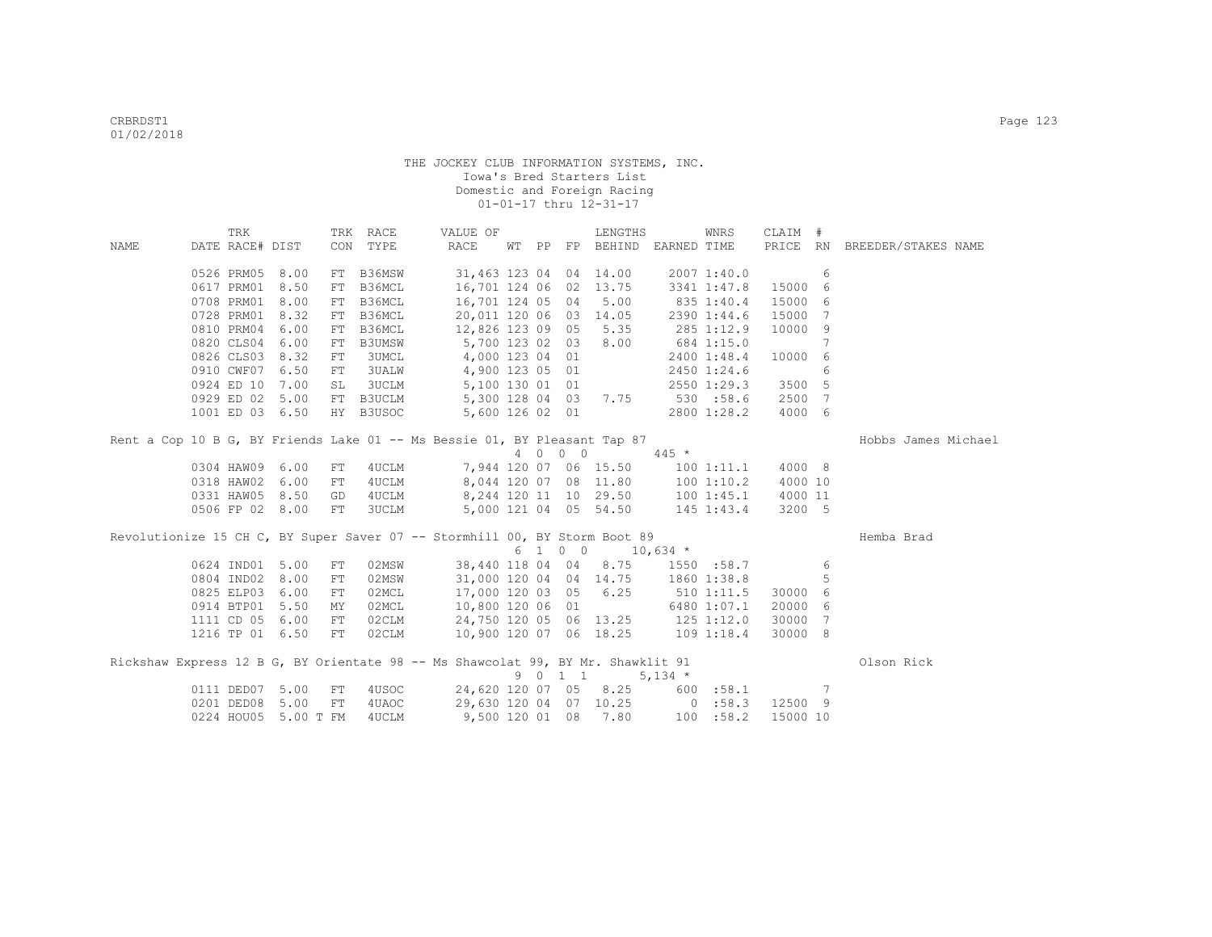THE JOCKEY CLUB INFORMATION SYSTEMS, INC.
Iowa's Bred Starters List
Domestic and Foreign Racing
01-01-17 thru 12-31-17

| NAME | TRK DATE | RACE# | DIST | TRK CON | RACE TYPE | VALUE OF RACE | WT | PP | FP | LENGTHS BEHIND | EARNED | WNRS TIME | CLAIM PRICE | # RN | BREEDER/STAKES NAME |
|---|---|---|---|---|---|---|---|---|---|---|---|---|---|---|---|
| | 0526 | PRM05 | 8.00 | FT | B36MSW | 31,463 | 123 | 04 | 04 | 14.00 | 2007 | 1:40.0 | | 6 | |
| | 0617 | PRM01 | 8.50 | FT | B36MCL | 16,701 | 124 | 06 | 02 | 13.75 | 3341 | 1:47.8 | 15000 | 6 | |
| | 0708 | PRM01 | 8.00 | FT | B36MCL | 16,701 | 124 | 05 | 04 | 5.00 | 835 | 1:40.4 | 15000 | 6 | |
| | 0728 | PRM01 | 8.32 | FT | B36MCL | 20,011 | 120 | 06 | 03 | 14.05 | 2390 | 1:44.6 | 15000 | 7 | |
| | 0810 | PRM04 | 6.00 | FT | B36MCL | 12,826 | 123 | 09 | 05 | 5.35 | 285 | 1:12.9 | 10000 | 9 | |
| | 0820 | CLS04 | 6.00 | FT | B3UMSW | 5,700 | 123 | 02 | 03 | 8.00 | 684 | 1:15.0 | | 7 | |
| | 0826 | CLS03 | 8.32 | FT | 3UMCL | 4,000 | 123 | 04 | 01 | | 2400 | 1:48.4 | 10000 | 6 | |
| | 0910 | CWF07 | 6.50 | FT | 3UALW | 4,900 | 123 | 05 | 01 | | 2450 | 1:24.6 | | 6 | |
| | 0924 | ED 10 | 7.00 | SL | 3UCLM | 5,100 | 130 | 01 | 01 | | 2550 | 1:29.3 | 3500 | 5 | |
| | 0929 | ED 02 | 5.00 | FT | B3UCLM | 5,300 | 128 | 04 | 03 | 7.75 | 530 | :58.6 | 2500 | 7 | |
| | 1001 | ED 03 | 6.50 | HY | B3USOC | 5,600 | 126 | 02 | 01 | | 2800 | 1:28.2 | 4000 | 6 | |
| Rent a Cop 10 B G, BY Friends Lake 01 -- Ms Bessie 01, BY Pleasant Tap 87 | | | | | | | 4 | 0 0 | 0 | | 445 * | | | | Hobbs James Michael |
| | 0304 | HAW09 | 6.00 | FT | 4UCLM | 7,944 | 120 | 07 | 06 | 15.50 | 100 | 1:11.1 | 4000 | 8 | |
| | 0318 | HAW02 | 6.00 | FT | 4UCLM | 8,044 | 120 | 07 | 08 | 11.80 | 100 | 1:10.2 | 4000 | 10 | |
| | 0331 | HAW05 | 8.50 | GD | 4UCLM | 8,244 | 120 | 11 | 10 | 29.50 | 100 | 1:45.1 | 4000 | 11 | |
| | 0506 | FP 02 | 8.00 | FT | 3UCLM | 5,000 | 121 | 04 | 05 | 54.50 | 145 | 1:43.4 | 3200 | 5 | |
| Revolutionize 15 CH C, BY Super Saver 07 -- Stormhill 00, BY Storm Boot 89 | | | | | | | 6 | 1 0 | 0 | | 10,634 * | | | | Hemba Brad |
| | 0624 | IND01 | 5.00 | FT | 02MSW | 38,440 | 118 | 04 | 04 | 8.75 | 1550 | :58.7 | | 6 | |
| | 0804 | IND02 | 8.00 | FT | 02MSW | 31,000 | 120 | 04 | 04 | 14.75 | 1860 | 1:38.8 | | 5 | |
| | 0825 | ELP03 | 6.00 | FT | 02MCL | 17,000 | 120 | 03 | 05 | 6.25 | 510 | 1:11.5 | 30000 | 6 | |
| | 0914 | BTP01 | 5.50 | MY | 02MCL | 10,800 | 120 | 06 | 01 | | 6480 | 1:07.1 | 20000 | 6 | |
| | 1111 | CD 05 | 6.00 | FT | 02CLM | 24,750 | 120 | 05 | 06 | 13.25 | 125 | 1:12.0 | 30000 | 7 | |
| | 1216 | TP 01 | 6.50 | FT | 02CLM | 10,900 | 120 | 07 | 06 | 18.25 | 109 | 1:18.4 | 30000 | 8 | |
| Rickshaw Express 12 B G, BY Orientate 98 -- Ms Shawcolat 99, BY Mr. Shawklit 91 | | | | | | | 9 | 0 1 | 1 | | 5,134 * | | | | Olson Rick |
| | 0111 | DED07 | 5.00 | FT | 4USOC | 24,620 | 120 | 07 | 05 | 8.25 | 600 | :58.1 | | 7 | |
| | 0201 | DED08 | 5.00 | FT | 4UAOC | 29,630 | 120 | 04 | 07 | 10.25 | 0 | :58.3 | 12500 | 9 | |
| | 0224 | HOU05 | 5.00 T | FM | 4UCLM | 9,500 | 120 | 01 | 08 | 7.80 | 100 | :58.2 | 15000 | 10 | |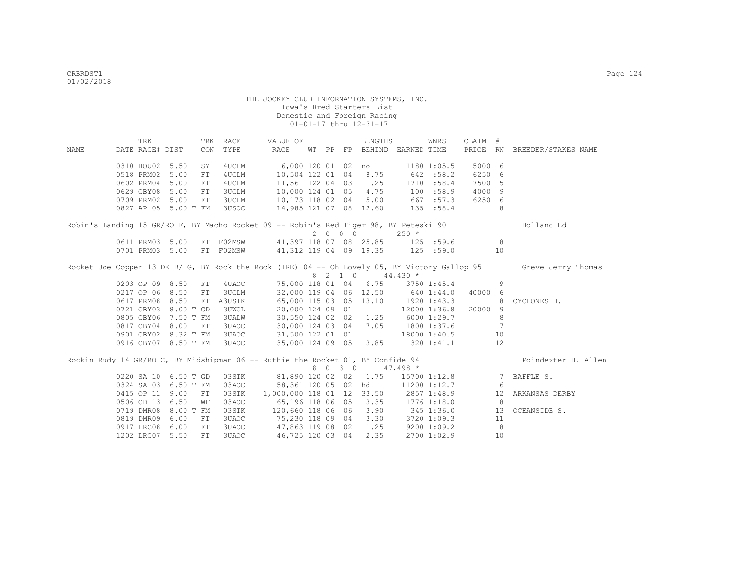THE JOCKEY CLUB INFORMATION SYSTEMS, INC.
Iowa's Bred Starters List
Domestic and Foreign Racing
01-01-17 thru 12-31-17

| NAME | DATE | TRK RACE# | DIST | TRK CON | RACE TYPE | VALUE OF RACE | WT | PP | FP | LENGTHS BEHIND | EARNED | WNRS TIME | CLAIM PRICE | # RN | BREEDER/STAKES NAME |
|---|---|---|---|---|---|---|---|---|---|---|---|---|---|---|---|
| | 0310 | HOU02 | 5.50 | SY | 4UCLM | 6,000 | 120 | 01 | 02 | no | 1180 | 1:05.5 | 5000 | 6 | |
| | 0518 | PRM02 | 5.00 | FT | 4UCLM | 10,504 | 122 | 01 | 04 | 8.75 | 642 | :58.2 | 6250 | 6 | |
| | 0602 | PRM04 | 5.00 | FT | 4UCLM | 11,561 | 122 | 04 | 03 | 1.25 | 1710 | :58.4 | 7500 | 5 | |
| | 0629 | CBY08 | 5.00 | FT | 3UCLM | 10,000 | 124 | 01 | 05 | 4.75 | 100 | :58.9 | 4000 | 9 | |
| | 0709 | PRM02 | 5.00 | FT | 3UCLM | 10,173 | 118 | 02 | 04 | 5.00 | 667 | :57.3 | 6250 | 6 | |
| | 0827 | AP 05 | 5.00 T | FM | 3USOC | 14,985 | 121 | 07 | 08 | 12.60 | 135 | :58.4 | | 8 | |
| Robin's Landing 15 GR/RO F, BY Macho Rocket 09 -- Robin's Red Tiger 98, BY Peteski 90 | | | | | | 2 0 0 0 | | | | | 250 * | | | | Holland Ed |
| | 0611 | PRM03 | 5.00 | FT | F02MSW | 41,397 | 118 | 07 | 08 | 25.85 | 125 | :59.6 | | 8 | |
| | 0701 | PRM03 | 5.00 | FT | F02MSW | 41,312 | 119 | 04 | 09 | 19.35 | 125 | :59.0 | | 10 | |
| Rocket Joe Copper 13 DK B/ G, BY Rock the Rock (IRE) 04 -- Oh Lovely 05, BY Victory Gallop 95 | | | | | | 8 2 1 0 | | | | | 44,430 * | | | | Greve Jerry Thomas |
| | 0203 | OP 09 | 8.50 | FT | 4UAOC | 75,000 | 118 | 01 | 04 | 6.75 | 3750 | 1:45.4 | | 9 | |
| | 0217 | OP 06 | 8.50 | FT | 3UCLM | 32,000 | 119 | 04 | 06 | 12.50 | 640 | 1:44.0 | 40000 | 6 | |
| | 0617 | PRM08 | 8.50 | FT | A3USTK | 65,000 | 115 | 03 | 05 | 13.10 | 1920 | 1:43.3 | | 8 | CYCLONES H. |
| | 0721 | CBY03 | 8.00 T | GD | 3UWCL | 20,000 | 124 | 09 | 01 | | 12000 | 1:36.8 | 20000 | 9 | |
| | 0805 | CBY06 | 7.50 T | FM | 3UALW | 30,550 | 124 | 02 | 02 | 1.25 | 6000 | 1:29.7 | | 8 | |
| | 0817 | CBY04 | 8.00 | FT | 3UAOC | 30,000 | 124 | 03 | 04 | 7.05 | 1800 | 1:37.6 | | 7 | |
| | 0901 | CBY02 | 8.32 T | FM | 3UAOC | 31,500 | 122 | 01 | 01 | | 18000 | 1:40.5 | | 10 | |
| | 0916 | CBY07 | 8.50 T | FM | 3UAOC | 35,000 | 124 | 09 | 05 | 3.85 | 320 | 1:41.1 | | 12 | |
| Rockin Rudy 14 GR/RO C, BY Midshipman 06 -- Ruthie the Rocket 01, BY Confide 94 | | | | | | 8 0 3 0 | | | | | 47,498 * | | | | Poindexter H. Allen |
| | 0220 | SA 10 | 6.50 T | GD | 03STK | 81,890 | 120 | 02 | 02 | 1.75 | 15700 | 1:12.8 | | 7 | BAFFLE S. |
| | 0324 | SA 03 | 6.50 T | FM | 03AOC | 58,361 | 120 | 05 | 02 | hd | 11200 | 1:12.7 | | 6 | |
| | 0415 | OP 11 | 9.00 | FT | 03STK | 1,000,000 | 118 | 01 | 12 | 33.50 | 2857 | 1:48.9 | | 12 | ARKANSAS DERBY |
| | 0506 | CD 13 | 6.50 | WF | 03AOC | 65,196 | 118 | 06 | 05 | 3.35 | 1776 | 1:18.0 | | 8 | |
| | 0719 | DMR08 | 8.00 T | FM | 03STK | 120,660 | 118 | 06 | 06 | 3.90 | 345 | 1:36.0 | | 13 | OCEANSIDE S. |
| | 0819 | DMR09 | 6.00 | FT | 3UAOC | 75,230 | 118 | 09 | 04 | 3.30 | 3720 | 1:09.3 | | 11 | |
| | 0917 | LRC08 | 6.00 | FT | 3UAOC | 47,863 | 119 | 08 | 02 | 1.25 | 9200 | 1:09.2 | | 8 | |
| | 1202 | LRC07 | 5.50 | FT | 3UAOC | 46,725 | 120 | 03 | 04 | 2.35 | 2700 | 1:02.9 | | 10 | |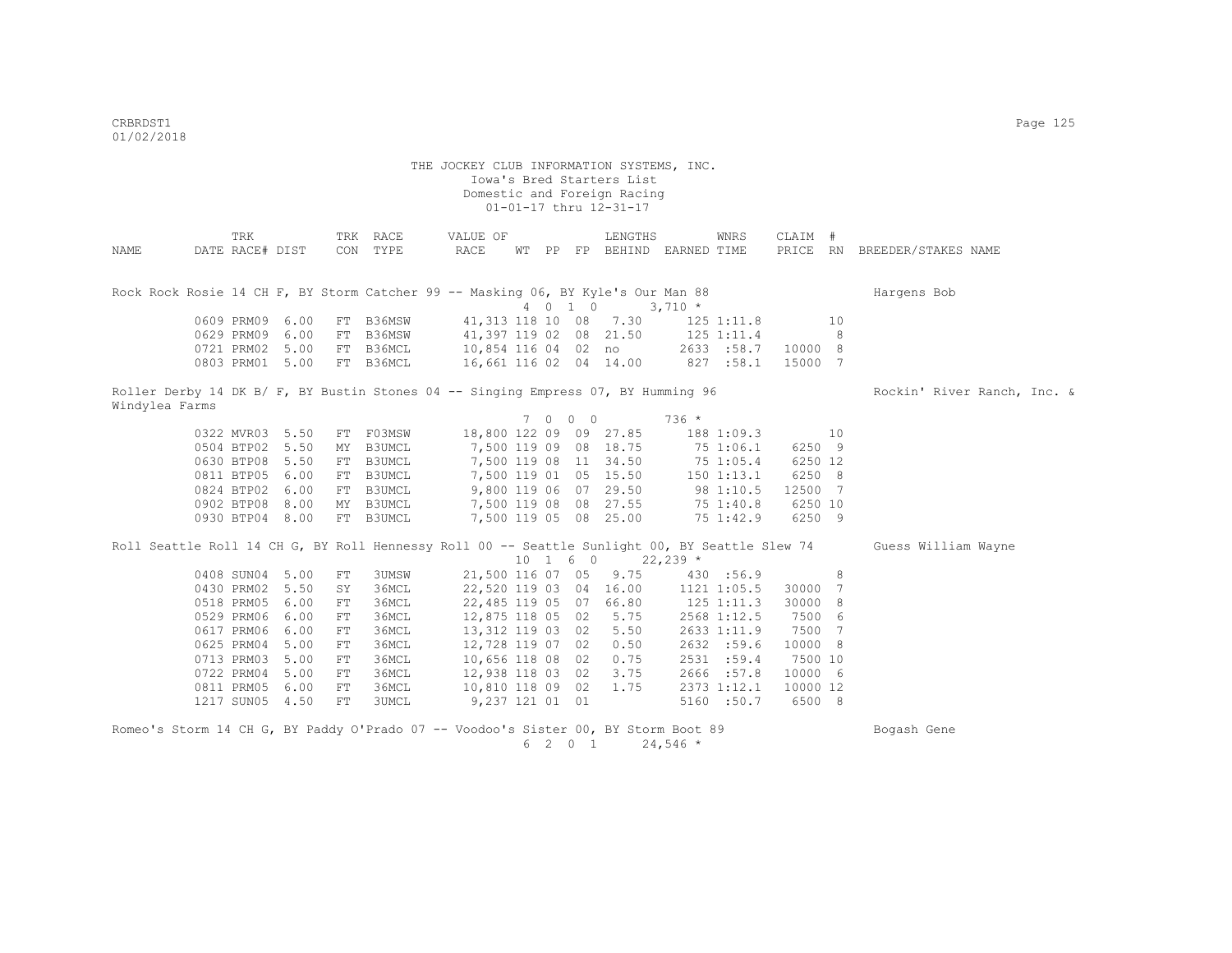THE JOCKEY CLUB INFORMATION SYSTEMS, INC.
Iowa's Bred Starters List
Domestic and Foreign Racing
01-01-17 thru 12-31-17

| NAME | DATE | TRK RACE# | DIST | TRK CON | RACE TYPE | VALUE OF RACE | WT | PP | FP | LENGTHS BEHIND | EARNED | WNRS TIME | CLAIM PRICE | # RN | BREEDER/STAKES NAME |
|---|---|---|---|---|---|---|---|---|---|---|---|---|---|---|---|
| Rock Rock Rosie 14 CH F, BY Storm Catcher 99 -- Masking 06, BY Kyle's Our Man 88 | | | | | | | | | | | | | | | Hargens Bob |
| | | | | | | | 4 | 0 | 1 0 | | 3,710 * | | | | |
| | 0609 | PRM09 | 6.00 | FT | B36MSW | 41,313 | 118 | 10 | 08 | 7.30 | 125 | 1:11.8 | | 10 | |
| | 0629 | PRM09 | 6.00 | FT | B36MSW | 41,397 | 119 | 02 | 08 | 21.50 | 125 | 1:11.4 | | 8 | |
| | 0721 | PRM02 | 5.00 | FT | B36MCL | 10,854 | 116 | 04 | 02 | no | 2633 | :58.7 | 10000 | 8 | |
| | 0803 | PRM01 | 5.00 | FT | B36MCL | 16,661 | 116 | 02 | 04 | 14.00 | 827 | :58.1 | 15000 | 7 | |
| Roller Derby 14 DK B/ F, BY Bustin Stones 04 -- Singing Empress 07, BY Humming 96 | | | | | | | | | | | | | | | Rockin' River Ranch, Inc. & Windylea Farms |
| | | | | | | | 7 | 0 | 0 0 | | 736 * | | | | |
| | 0322 | MVR03 | 5.50 | FT | F03MSW | 18,800 | 122 | 09 | 09 | 27.85 | 188 | 1:09.3 | | 10 | |
| | 0504 | BTP02 | 5.50 | MY | B3UMCL | 7,500 | 119 | 09 | 08 | 18.75 | 75 | 1:06.1 | 6250 | 9 | |
| | 0630 | BTP08 | 5.50 | FT | B3UMCL | 7,500 | 119 | 08 | 11 | 34.50 | 75 | 1:05.4 | 6250 | 12 | |
| | 0811 | BTP05 | 6.00 | FT | B3UMCL | 7,500 | 119 | 01 | 05 | 15.50 | 150 | 1:13.1 | 6250 | 8 | |
| | 0824 | BTP02 | 6.00 | FT | B3UMCL | 9,800 | 119 | 06 | 07 | 29.50 | 98 | 1:10.5 | 12500 | 7 | |
| | 0902 | BTP08 | 8.00 | MY | B3UMCL | 7,500 | 119 | 08 | 08 | 27.55 | 75 | 1:40.8 | 6250 | 10 | |
| | 0930 | BTP04 | 8.00 | FT | B3UMCL | 7,500 | 119 | 05 | 08 | 25.00 | 75 | 1:42.9 | 6250 | 9 | |
| Roll Seattle Roll 14 CH G, BY Roll Hennessy Roll 00 -- Seattle Sunlight 00, BY Seattle Slew 74 | | | | | | | | | | | | | | | Guess William Wayne |
| | | | | | | | 10 | 1 | 6 0 | | 22,239 * | | | | |
| | 0408 | SUN04 | 5.00 | FT | 3UMSW | 21,500 | 116 | 07 | 05 | 9.75 | 430 | :56.9 | | 8 | |
| | 0430 | PRM02 | 5.50 | SY | 36MCL | 22,520 | 119 | 03 | 04 | 16.00 | 1121 | 1:05.5 | 30000 | 7 | |
| | 0518 | PRM05 | 6.00 | FT | 36MCL | 22,485 | 119 | 05 | 07 | 66.80 | 125 | 1:11.3 | 30000 | 8 | |
| | 0529 | PRM06 | 6.00 | FT | 36MCL | 12,875 | 118 | 05 | 02 | 5.75 | 2568 | 1:12.5 | 7500 | 6 | |
| | 0617 | PRM06 | 6.00 | FT | 36MCL | 13,312 | 119 | 03 | 02 | 5.50 | 2633 | 1:11.9 | 7500 | 7 | |
| | 0625 | PRM04 | 5.00 | FT | 36MCL | 12,728 | 119 | 07 | 02 | 0.50 | 2632 | :59.6 | 10000 | 8 | |
| | 0713 | PRM03 | 5.00 | FT | 36MCL | 10,656 | 118 | 08 | 02 | 0.75 | 2531 | :59.4 | 7500 | 10 | |
| | 0722 | PRM04 | 5.00 | FT | 36MCL | 12,938 | 118 | 03 | 02 | 3.75 | 2666 | :57.8 | 10000 | 6 | |
| | 0811 | PRM05 | 6.00 | FT | 36MCL | 10,810 | 118 | 09 | 02 | 1.75 | 2373 | 1:12.1 | 10000 | 12 | |
| | 1217 | SUN05 | 4.50 | FT | 3UMCL | 9,237 | 121 | 01 | 01 | | 5160 | :50.7 | 6500 | 8 | |
| Romeo's Storm 14 CH G, BY Paddy O'Prado 07 -- Voodoo's Sister 00, BY Storm Boot 89 | | | | | | | | | | | | | | | Bogash Gene |
| | | | | | | | 6 | 2 | 0 1 | | 24,546 * | | | | |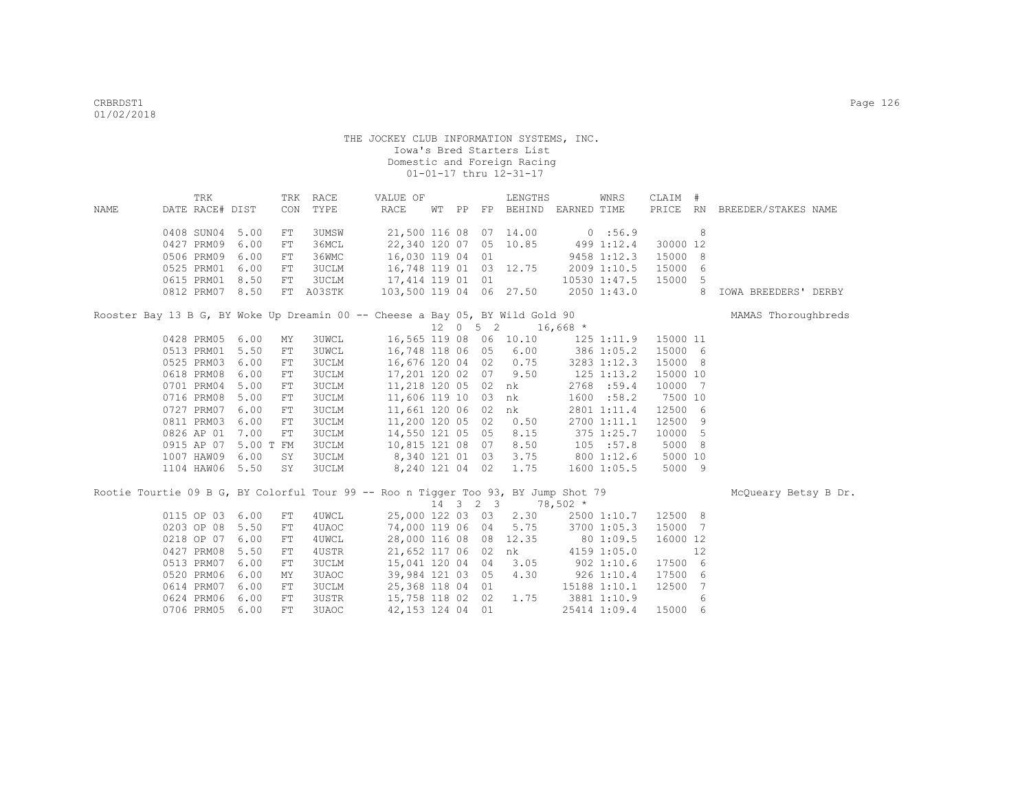THE JOCKEY CLUB INFORMATION SYSTEMS, INC.
Iowa's Bred Starters List
Domestic and Foreign Racing
01-01-17 thru 12-31-17

| NAME | TRK DATE | RACE# | DIST | TRK CON | RACE TYPE | VALUE OF RACE | WT | PP | FP | LENGTHS BEHIND | EARNED | WNRS TIME | CLAIM PRICE | # RN | BREEDER/STAKES NAME |
|---|---|---|---|---|---|---|---|---|---|---|---|---|---|---|---|
| | 0408 | SUN04 | 5.00 | FT | 3UMSW | 21,500 | 116 | 08 | 07 | 14.00 | 0 | :56.9 | | 8 | |
| | 0427 | PRM09 | 6.00 | FT | 36MCL | 22,340 | 120 | 07 | 05 | 10.85 | 499 | 1:12.4 | 30000 | 12 | |
| | 0506 | PRM09 | 6.00 | FT | 36WMC | 16,030 | 119 | 04 | 01 | | 9458 | 1:12.3 | 15000 | 8 | |
| | 0525 | PRM01 | 6.00 | FT | 3UCLM | 16,748 | 119 | 01 | 03 | 12.75 | 2009 | 1:10.5 | 15000 | 6 | |
| | 0615 | PRM01 | 8.50 | FT | 3UCLM | 17,414 | 119 | 01 | 01 | | 10530 | 1:47.5 | 15000 | 5 | |
| | 0812 | PRM07 | 8.50 | FT | A03STK | 103,500 | 119 | 04 | 06 | 27.50 | 2050 | 1:43.0 | | 8 | IOWA BREEDERS' DERBY |
| Rooster Bay 13 B G, BY Woke Up Dreamin 00 -- Cheese a Bay 05, BY Wild Gold 90 | | | | | | | 12 | 0 5 2 | | | 16,668 * | | | | MAMAS Thoroughbreds |
| | 0428 | PRM05 | 6.00 | MY | 3UWCL | 16,565 | 119 | 08 | 06 | 10.10 | 125 | 1:11.9 | 15000 | 11 | |
| | 0513 | PRM01 | 5.50 | FT | 3UWCL | 16,748 | 118 | 06 | 05 | 6.00 | 386 | 1:05.2 | 15000 | 6 | |
| | 0525 | PRM03 | 6.00 | FT | 3UCLM | 16,676 | 120 | 04 | 02 | 0.75 | 3283 | 1:12.3 | 15000 | 8 | |
| | 0618 | PRM08 | 6.00 | FT | 3UCLM | 17,201 | 120 | 02 | 07 | 9.50 | 125 | 1:13.2 | 15000 | 10 | |
| | 0701 | PRM04 | 5.00 | FT | 3UCLM | 11,218 | 120 | 05 | 02 | nk | 2768 | :59.4 | 10000 | 7 | |
| | 0716 | PRM08 | 5.00 | FT | 3UCLM | 11,606 | 119 | 10 | 03 | nk | 1600 | :58.2 | 7500 | 10 | |
| | 0727 | PRM07 | 6.00 | FT | 3UCLM | 11,661 | 120 | 06 | 02 | nk | 2801 | 1:11.4 | 12500 | 6 | |
| | 0811 | PRM03 | 6.00 | FT | 3UCLM | 11,200 | 120 | 05 | 02 | 0.50 | 2700 | 1:11.1 | 12500 | 9 | |
| | 0826 | AP 01 | 7.00 | FT | 3UCLM | 14,550 | 121 | 05 | 05 | 8.15 | 375 | 1:25.7 | 10000 | 5 | |
| | 0915 | AP 07 | 5.00 T | FM | 3UCLM | 10,815 | 121 | 08 | 07 | 8.50 | 105 | :57.8 | 5000 | 8 | |
| | 1007 | HAW09 | 6.00 | SY | 3UCLM | 8,340 | 121 | 01 | 03 | 3.75 | 800 | 1:12.6 | 5000 | 10 | |
| | 1104 | HAW06 | 5.50 | SY | 3UCLM | 8,240 | 121 | 04 | 02 | 1.75 | 1600 | 1:05.5 | 5000 | 9 | |
| Rootie Tourtie 09 B G, BY Colorful Tour 99 -- Roo n Tigger Too 93, BY Jump Shot 79 | | | | | | | 14 | 3 2 3 | | | 78,502 * | | | | McQueary Betsy B Dr. |
| | 0115 | OP 03 | 6.00 | FT | 4UWCL | 25,000 | 122 | 03 | 03 | 2.30 | 2500 | 1:10.7 | 12500 | 8 | |
| | 0203 | OP 08 | 5.50 | FT | 4UAOC | 74,000 | 119 | 06 | 04 | 5.75 | 3700 | 1:05.3 | 15000 | 7 | |
| | 0218 | OP 07 | 6.00 | FT | 4UWCL | 28,000 | 116 | 08 | 08 | 12.35 | 80 | 1:09.5 | 16000 | 12 | |
| | 0427 | PRM08 | 5.50 | FT | 4USTR | 21,652 | 117 | 06 | 02 | nk | 4159 | 1:05.0 | | 12 | |
| | 0513 | PRM07 | 6.00 | FT | 3UCLM | 15,041 | 120 | 04 | 04 | 3.05 | 902 | 1:10.6 | 17500 | 6 | |
| | 0520 | PRM06 | 6.00 | MY | 3UAOC | 39,984 | 121 | 03 | 05 | 4.30 | 926 | 1:10.4 | 17500 | 6 | |
| | 0614 | PRM07 | 6.00 | FT | 3UCLM | 25,368 | 118 | 04 | 01 | | 15188 | 1:10.1 | 12500 | 7 | |
| | 0624 | PRM06 | 6.00 | FT | 3USTR | 15,758 | 118 | 02 | 02 | 1.75 | 3881 | 1:10.9 | | 6 | |
| | 0706 | PRM05 | 6.00 | FT | 3UAOC | 42,153 | 124 | 04 | 01 | | 25414 | 1:09.4 | 15000 | 6 | |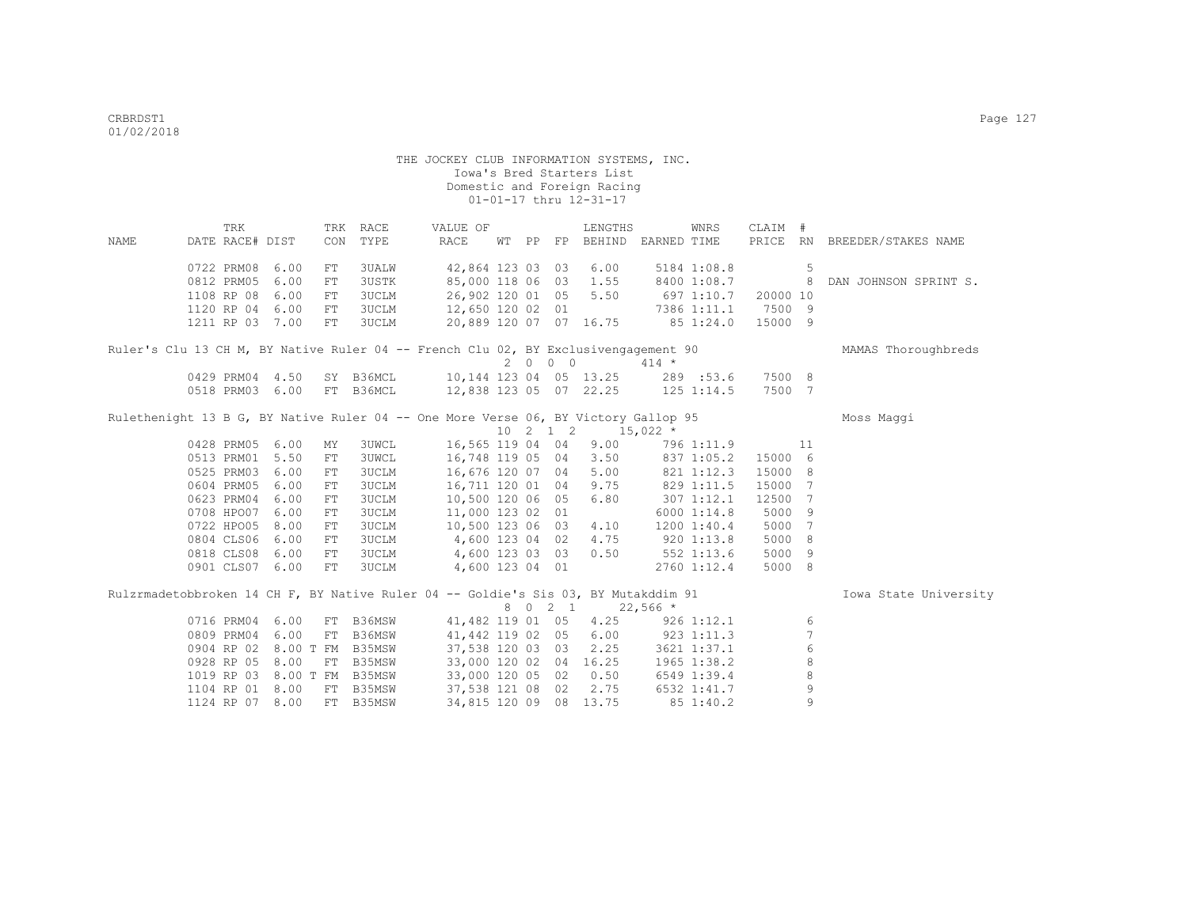THE JOCKEY CLUB INFORMATION SYSTEMS, INC.
Iowa's Bred Starters List
Domestic and Foreign Racing
01-01-17 thru 12-31-17

| NAME | DATE | TRK RACE# | DIST | TRK CON | RACE TYPE | VALUE OF RACE | WT | PP | FP | LENGTHS BEHIND | EARNED | WNRS TIME | CLAIM PRICE | # RN | BREEDER/STAKES NAME |
|---|---|---|---|---|---|---|---|---|---|---|---|---|---|---|---|
| | 0722 | PRM08 | 6.00 | FT | 3UALW | 42,864 | 123 | 03 | 03 | 6.00 | 5184 | 1:08.8 | | 5 | |
| | 0812 | PRM05 | 6.00 | FT | 3USTK | 85,000 | 118 | 06 | 03 | 1.55 | 8400 | 1:08.7 | | 8 | DAN JOHNSON SPRINT S. |
| | 1108 | RP 08 | 6.00 | FT | 3UCLM | 26,902 | 120 | 01 | 05 | 5.50 | 697 | 1:10.7 | 20000 | 10 | |
| | 1120 | RP 04 | 6.00 | FT | 3UCLM | 12,650 | 120 | 02 | 01 | | 7386 | 1:11.1 | 7500 | 9 | |
| | 1211 | RP 03 | 7.00 | FT | 3UCLM | 20,889 | 120 | 07 | 07 | 16.75 | 85 | 1:24.0 | 15000 | 9 | |
| Ruler's Clu 13 CH M, BY Native Ruler 04 -- French Clu 02, BY Exclusivengagement 90 | | | | | | | 2 | 0 | 0 0 | | 414 * | | | | MAMAS Thoroughbreds |
| | 0429 | PRM04 | 4.50 | SY | B36MCL | 10,144 | 123 | 04 | 05 | 13.25 | 289 | :53.6 | 7500 | 8 | |
| | 0518 | PRM03 | 6.00 | FT | B36MCL | 12,838 | 123 | 05 | 07 | 22.25 | 125 | 1:14.5 | 7500 | 7 | |
| Rulethenight 13 B G, BY Native Ruler 04 -- One More Verse 06, BY Victory Gallop 95 | | | | | | | 10 | 2 | 1 2 | | 15,022 * | | | | Moss Maggi |
| | 0428 | PRM05 | 6.00 | MY | 3UWCL | 16,565 | 119 | 04 | 04 | 9.00 | 796 | 1:11.9 | | 11 | |
| | 0513 | PRM01 | 5.50 | FT | 3UWCL | 16,748 | 119 | 05 | 04 | 3.50 | 837 | 1:05.2 | 15000 | 6 | |
| | 0525 | PRM03 | 6.00 | FT | 3UCLM | 16,676 | 120 | 07 | 04 | 5.00 | 821 | 1:12.3 | 15000 | 8 | |
| | 0604 | PRM05 | 6.00 | FT | 3UCLM | 16,711 | 120 | 01 | 04 | 9.75 | 829 | 1:11.5 | 15000 | 7 | |
| | 0623 | PRM04 | 6.00 | FT | 3UCLM | 10,500 | 120 | 06 | 05 | 6.80 | 307 | 1:12.1 | 12500 | 7 | |
| | 0708 | HPO07 | 6.00 | FT | 3UCLM | 11,000 | 123 | 02 | 01 | | 6000 | 1:14.8 | 5000 | 9 | |
| | 0722 | HPO05 | 8.00 | FT | 3UCLM | 10,500 | 123 | 06 | 03 | 4.10 | 1200 | 1:40.4 | 5000 | 7 | |
| | 0804 | CLS06 | 6.00 | FT | 3UCLM | 4,600 | 123 | 04 | 02 | 4.75 | 920 | 1:13.8 | 5000 | 8 | |
| | 0818 | CLS08 | 6.00 | FT | 3UCLM | 4,600 | 123 | 03 | 03 | 0.50 | 552 | 1:13.6 | 5000 | 9 | |
| | 0901 | CLS07 | 6.00 | FT | 3UCLM | 4,600 | 123 | 04 | 01 | | 2760 | 1:12.4 | 5000 | 8 | |
| Rulzrmadetobbroken 14 CH F, BY Native Ruler 04 -- Goldie's Sis 03, BY Mutakddim 91 | | | | | | | 8 | 0 | 2 1 | | 22,566 * | | | | Iowa State University |
| | 0716 | PRM04 | 6.00 | FT | B36MSW | 41,482 | 119 | 01 | 05 | 4.25 | 926 | 1:12.1 | | 6 | |
| | 0809 | PRM04 | 6.00 | FT | B36MSW | 41,442 | 119 | 02 | 05 | 6.00 | 923 | 1:11.3 | | 7 | |
| | 0904 | RP 02 | 8.00 T | FM | B35MSW | 37,538 | 120 | 03 | 03 | 2.25 | 3621 | 1:37.1 | | 6 | |
| | 0928 | RP 05 | 8.00 | FT | B35MSW | 33,000 | 120 | 02 | 04 | 16.25 | 1965 | 1:38.2 | | 8 | |
| | 1019 | RP 03 | 8.00 T | FM | B35MSW | 33,000 | 120 | 05 | 02 | 0.50 | 6549 | 1:39.4 | | 8 | |
| | 1104 | RP 01 | 8.00 | FT | B35MSW | 37,538 | 121 | 08 | 02 | 2.75 | 6532 | 1:41.7 | | 9 | |
| | 1124 | RP 07 | 8.00 | FT | B35MSW | 34,815 | 120 | 09 | 08 | 13.75 | 85 | 1:40.2 | | 9 | |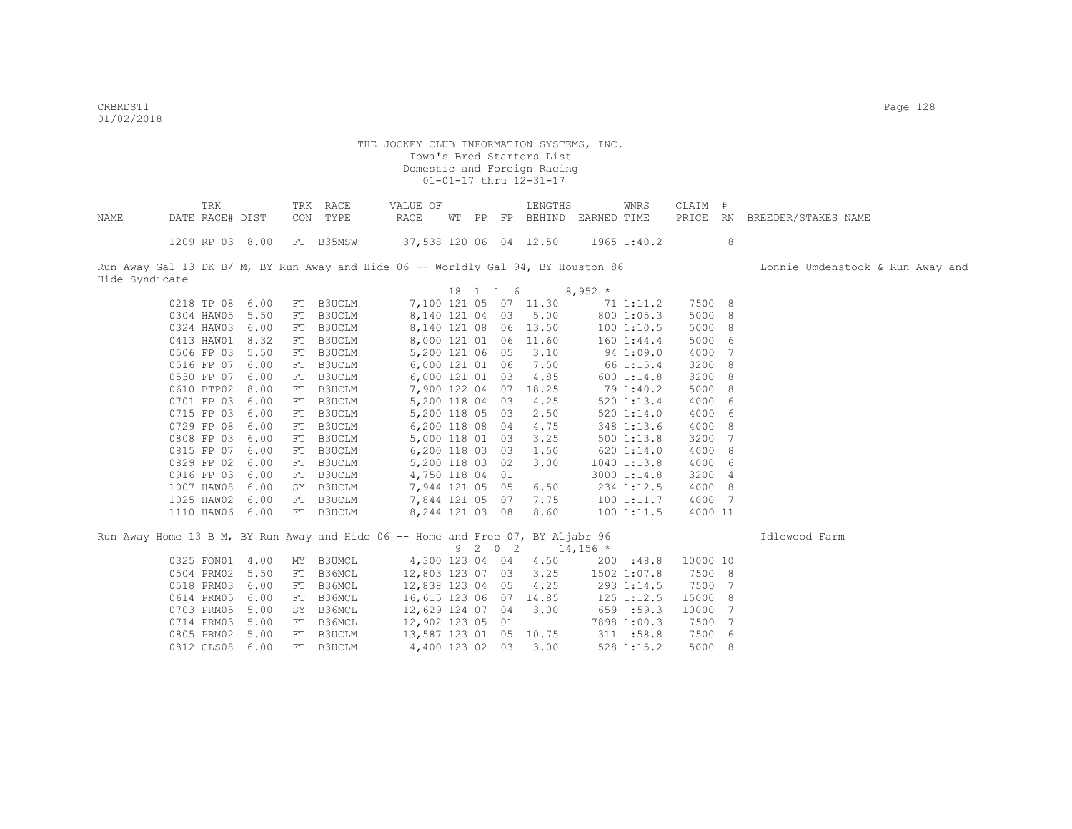THE JOCKEY CLUB INFORMATION SYSTEMS, INC.
Iowa's Bred Starters List
Domestic and Foreign Racing
01-01-17 thru 12-31-17

| NAME | TRK DATE | RACE# | DIST | TRK CON | RACE TYPE | VALUE OF RACE | WT | PP | FP | LENGTHS BEHIND | EARNED | WNRS TIME | CLAIM PRICE | # RN | BREEDER/STAKES NAME |
|---|---|---|---|---|---|---|---|---|---|---|---|---|---|---|---|
| | 1209 | RP 03 | 8.00 | FT | B35MSW | 37,538 | 120 | 06 | 04 | 12.50 | 1965 | 1:40.2 | | 8 | |
| Run Away Gal 13 DK B/ M, BY Run Away and Hide 06 -- Worldly Gal 94, BY Houston 86 | | | | | | | | | | | | | | | Lonnie Umdenstock & Run Away and Hide Syndicate |
| | | | | | | | 18 | 1 | 1 6 | | 8,952 * | | | | |
| | 0218 | TP 08 | 6.00 | FT | B3UCLM | 7,100 | 121 | 05 | 07 | 11.30 | 71 | 1:11.2 | 7500 | 8 | |
| | 0304 | HAW05 | 5.50 | FT | B3UCLM | 8,140 | 121 | 04 | 03 | 5.00 | 800 | 1:05.3 | 5000 | 8 | |
| | 0324 | HAW03 | 6.00 | FT | B3UCLM | 8,140 | 121 | 08 | 06 | 13.50 | 100 | 1:10.5 | 5000 | 8 | |
| | 0413 | HAW01 | 8.32 | FT | B3UCLM | 8,000 | 121 | 01 | 06 | 11.60 | 160 | 1:44.4 | 5000 | 6 | |
| | 0506 | FP 03 | 5.50 | FT | B3UCLM | 5,200 | 121 | 06 | 05 | 3.10 | 94 | 1:09.0 | 4000 | 7 | |
| | 0516 | FP 07 | 6.00 | FT | B3UCLM | 6,000 | 121 | 01 | 06 | 7.50 | 66 | 1:15.4 | 3200 | 8 | |
| | 0530 | FP 07 | 6.00 | FT | B3UCLM | 6,000 | 121 | 01 | 03 | 4.85 | 600 | 1:14.8 | 3200 | 8 | |
| | 0610 | BTP02 | 8.00 | FT | B3UCLM | 7,900 | 122 | 04 | 07 | 18.25 | 79 | 1:40.2 | 5000 | 8 | |
| | 0701 | FP 03 | 6.00 | FT | B3UCLM | 5,200 | 118 | 04 | 03 | 4.25 | 520 | 1:13.4 | 4000 | 6 | |
| | 0715 | FP 03 | 6.00 | FT | B3UCLM | 5,200 | 118 | 05 | 03 | 2.50 | 520 | 1:14.0 | 4000 | 6 | |
| | 0729 | FP 08 | 6.00 | FT | B3UCLM | 6,200 | 118 | 08 | 04 | 4.75 | 348 | 1:13.6 | 4000 | 8 | |
| | 0808 | FP 03 | 6.00 | FT | B3UCLM | 5,000 | 118 | 01 | 03 | 3.25 | 500 | 1:13.8 | 3200 | 7 | |
| | 0815 | FP 07 | 6.00 | FT | B3UCLM | 6,200 | 118 | 03 | 03 | 1.50 | 620 | 1:14.0 | 4000 | 8 | |
| | 0829 | FP 02 | 6.00 | FT | B3UCLM | 5,200 | 118 | 03 | 02 | 3.00 | 1040 | 1:13.8 | 4000 | 6 | |
| | 0916 | FP 03 | 6.00 | FT | B3UCLM | 4,750 | 118 | 04 | 01 | | 3000 | 1:14.8 | 3200 | 4 | |
| | 1007 | HAW08 | 6.00 | SY | B3UCLM | 7,944 | 121 | 05 | 05 | 6.50 | 234 | 1:12.5 | 4000 | 8 | |
| | 1025 | HAW02 | 6.00 | FT | B3UCLM | 7,844 | 121 | 05 | 07 | 7.75 | 100 | 1:11.7 | 4000 | 7 | |
| | 1110 | HAW06 | 6.00 | FT | B3UCLM | 8,244 | 121 | 03 | 08 | 8.60 | 100 | 1:11.5 | 4000 | 11 | |
| Run Away Home 13 B M, BY Run Away and Hide 06 -- Home and Free 07, BY Aljabr 96 | | | | | | | | | | | | | | | Idlewood Farm |
| | | | | | | | 9 | 2 | 0 2 | | 14,156 * | | | | |
| | 0325 | FON01 | 4.00 | MY | B3UMCL | 4,300 | 123 | 04 | 04 | 4.50 | 200 | :48.8 | 10000 | 10 | |
| | 0504 | PRM02 | 5.50 | FT | B36MCL | 12,803 | 123 | 07 | 03 | 3.25 | 1502 | 1:07.8 | 7500 | 8 | |
| | 0518 | PRM03 | 6.00 | FT | B36MCL | 12,838 | 123 | 04 | 05 | 4.25 | 293 | 1:14.5 | 7500 | 7 | |
| | 0614 | PRM05 | 6.00 | FT | B36MCL | 16,615 | 123 | 06 | 07 | 14.85 | 125 | 1:12.5 | 15000 | 8 | |
| | 0703 | PRM05 | 5.00 | SY | B36MCL | 12,629 | 124 | 07 | 04 | 3.00 | 659 | :59.3 | 10000 | 7 | |
| | 0714 | PRM03 | 5.00 | FT | B36MCL | 12,902 | 123 | 05 | 01 | | 7898 | 1:00.3 | 7500 | 7 | |
| | 0805 | PRM02 | 5.00 | FT | B3UCLM | 13,587 | 123 | 01 | 05 | 10.75 | 311 | :58.8 | 7500 | 6 | |
| | 0812 | CLS08 | 6.00 | FT | B3UCLM | 4,400 | 123 | 02 | 03 | 3.00 | 528 | 1:15.2 | 5000 | 8 | |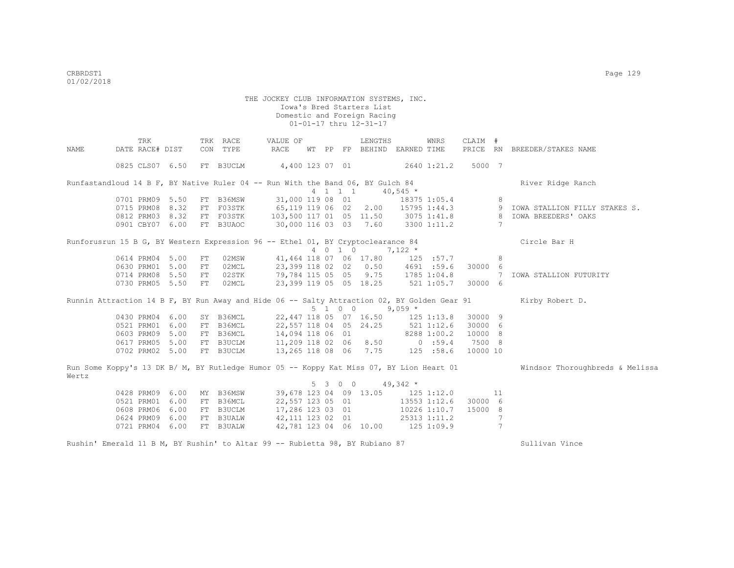THE JOCKEY CLUB INFORMATION SYSTEMS, INC.
Iowa's Bred Starters List
Domestic and Foreign Racing
01-01-17 thru 12-31-17

| NAME | TRK DATE | RACE# | DIST | TRK CON | RACE TYPE | VALUE OF RACE | WT | PP | FP | LENGTHS BEHIND | EARNED | WNRS TIME | CLAIM PRICE | # RN | BREEDER/STAKES NAME |
|---|---|---|---|---|---|---|---|---|---|---|---|---|---|---|---|
| | 0825 | CLS07 | 6.50 | FT | B3UCLM | 4,400 | 123 | 07 | 01 | | 2640 | 1:21.2 | 5000 | 7 | |
| Runfastandloud 14 B F, BY Native Ruler 04 -- Run With the Band 06, BY Gulch 84 | | | | | | | 4 | 1 1 1 | | | 40,545 * | | | | River Ridge Ranch |
| | 0701 | PRM09 | 5.50 | FT | B36MSW | 31,000 | 119 | 08 | 01 | | 18375 | 1:05.4 | | 8 | |
| | 0715 | PRM08 | 8.32 | FT | F03STK | 65,119 | 119 | 06 | 02 | 2.00 | 15795 | 1:44.3 | | 9 | IOWA STALLION FILLY STAKES S. |
| | 0812 | PRM03 | 8.32 | FT | F03STK | 103,500 | 117 | 01 | 05 | 11.50 | 3075 | 1:41.8 | | 8 | IOWA BREEDERS' OAKS |
| | 0901 | CBY07 | 6.00 | FT | B3UAOC | 30,000 | 116 | 03 | 03 | 7.60 | 3300 | 1:11.2 | | 7 | |
| Runforusrun 15 B G, BY Western Expression 96 -- Ethel 01, BY Cryptoclearance 84 | | | | | | | 4 | 0 1 0 | | | 7,122 * | | | | Circle Bar H |
| | 0614 | PRM04 | 5.00 | FT | 02MSW | 41,464 | 118 | 07 | 06 | 17.80 | 125 | :57.7 | | 8 | |
| | 0630 | PRM01 | 5.00 | FT | 02MCL | 23,399 | 118 | 02 | 02 | 0.50 | 4691 | :59.6 | 30000 | 6 | |
| | 0714 | PRM08 | 5.50 | FT | 02STK | 79,784 | 115 | 05 | 05 | 9.75 | 1785 | 1:04.8 | | 7 | IOWA STALLION FUTURITY |
| | 0730 | PRM05 | 5.50 | FT | 02MCL | 23,399 | 119 | 05 | 05 | 18.25 | 521 | 1:05.7 | 30000 | 6 | |
| Runnin Attraction 14 B F, BY Run Away and Hide 06 -- Salty Attraction 02, BY Golden Gear 91 | | | | | | | 5 | 1 0 0 | | | 9,059 * | | | | Kirby Robert D. |
| | 0430 | PRM04 | 6.00 | SY | B36MCL | 22,447 | 118 | 05 | 07 | 16.50 | 125 | 1:13.8 | 30000 | 9 | |
| | 0521 | PRM01 | 6.00 | FT | B36MCL | 22,557 | 118 | 04 | 05 | 24.25 | 521 | 1:12.6 | 30000 | 6 | |
| | 0603 | PRM09 | 5.00 | FT | B36MCL | 14,094 | 118 | 06 | 01 | | 8288 | 1:00.2 | 10000 | 8 | |
| | 0617 | PRM05 | 5.00 | FT | B3UCLM | 11,209 | 118 | 02 | 06 | 8.50 | 0 | :59.4 | 7500 | 8 | |
| | 0702 | PRM02 | 5.00 | FT | B3UCLM | 13,265 | 118 | 08 | 06 | 7.75 | 125 | :58.6 | 10000 | 10 | |
| Run Some Koppy's 13 DK B/ M, BY Rutledge Humor 05 -- Koppy Kat Miss 07, BY Lion Heart 01 | | | | | | | 5 | 3 0 0 | | | 49,342 * | | | | Windsor Thoroughbreds & Melissa Wertz |
| | 0428 | PRM09 | 6.00 | MY | B36MSW | 39,678 | 123 | 04 | 09 | 13.05 | 125 | 1:12.0 | | 11 | |
| | 0521 | PRM01 | 6.00 | FT | B36MCL | 22,557 | 123 | 05 | 01 | | 13553 | 1:12.6 | 30000 | 6 | |
| | 0608 | PRM06 | 6.00 | FT | B3UCLM | 17,286 | 123 | 03 | 01 | | 10226 | 1:10.7 | 15000 | 8 | |
| | 0624 | PRM09 | 6.00 | FT | B3UALW | 42,111 | 123 | 02 | 01 | | 25313 | 1:11.2 | | 7 | |
| | 0721 | PRM04 | 6.00 | FT | B3UALW | 42,781 | 123 | 04 | 06 | 10.00 | 125 | 1:09.9 | | 7 | |
| Rushin' Emerald 11 B M, BY Rushin' to Altar 99 -- Rubietta 98, BY Rubiano 87 | | | | | | | | | | | | | | | Sullivan Vince |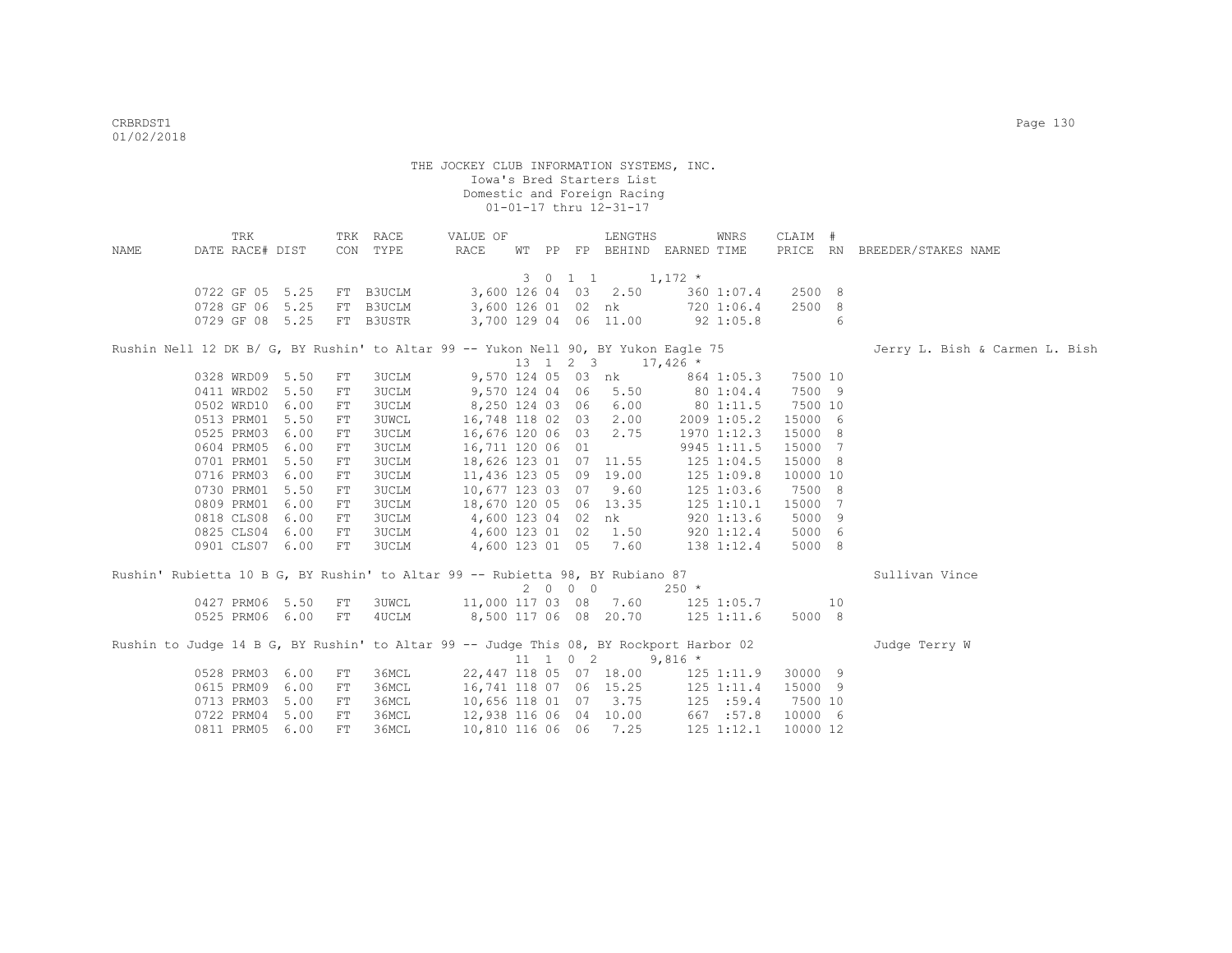THE JOCKEY CLUB INFORMATION SYSTEMS, INC.
Iowa's Bred Starters List
Domestic and Foreign Racing
01-01-17 thru 12-31-17

| NAME | TRK DATE | RACE# | DIST | TRK CON | RACE TYPE | VALUE OF RACE | WT | PP | FP | LENGTHS BEHIND | EARNED | WNRS TIME | CLAIM PRICE | # RN | BREEDER/STAKES NAME |
|---|---|---|---|---|---|---|---|---|---|---|---|---|---|---|---|
| | | | | | | | 3 | 0 | 1 1 | | 1,172 * | | | | |
| | 0722 | GF 05 | 5.25 | FT | B3UCLM | 3,600 | 126 | 04 | 03 | 2.50 | 360 | 1:07.4 | 2500 | 8 | |
| | 0728 | GF 06 | 5.25 | FT | B3UCLM | 3,600 | 126 | 01 | 02 | nk | 720 | 1:06.4 | 2500 | 8 | |
| | 0729 | GF 08 | 5.25 | FT | B3USTR | 3,700 | 129 | 04 | 06 | 11.00 | 92 | 1:05.8 | | 6 | |
| Rushin Nell 12 DK B/ G, BY Rushin' to Altar 99 -- Yukon Nell 90, BY Yukon Eagle 75 | | | | | | | | | | | | | | | Jerry L. Bish & Carmen L. Bish |
| | | | | | | | 13 | 1 | 2 3 | | 17,426 * | | | | |
| | 0328 | WRD09 | 5.50 | FT | 3UCLM | 9,570 | 124 | 05 | 03 | nk | 864 | 1:05.3 | 7500 | 10 | |
| | 0411 | WRD02 | 5.50 | FT | 3UCLM | 9,570 | 124 | 04 | 06 | 5.50 | 80 | 1:04.4 | 7500 | 9 | |
| | 0502 | WRD10 | 6.00 | FT | 3UCLM | 8,250 | 124 | 03 | 06 | 6.00 | 80 | 1:11.5 | 7500 | 10 | |
| | 0513 | PRM01 | 5.50 | FT | 3UWCL | 16,748 | 118 | 02 | 03 | 2.00 | 2009 | 1:05.2 | 15000 | 6 | |
| | 0525 | PRM03 | 6.00 | FT | 3UCLM | 16,676 | 120 | 06 | 03 | 2.75 | 1970 | 1:12.3 | 15000 | 8 | |
| | 0604 | PRM05 | 6.00 | FT | 3UCLM | 16,711 | 120 | 06 | 01 | | 9945 | 1:11.5 | 15000 | 7 | |
| | 0701 | PRM01 | 5.50 | FT | 3UCLM | 18,626 | 123 | 01 | 07 | 11.55 | 125 | 1:04.5 | 15000 | 8 | |
| | 0716 | PRM03 | 6.00 | FT | 3UCLM | 11,436 | 123 | 05 | 09 | 19.00 | 125 | 1:09.8 | 10000 | 10 | |
| | 0730 | PRM01 | 5.50 | FT | 3UCLM | 10,677 | 123 | 03 | 07 | 9.60 | 125 | 1:03.6 | 7500 | 8 | |
| | 0809 | PRM01 | 6.00 | FT | 3UCLM | 18,670 | 120 | 05 | 06 | 13.35 | 125 | 1:10.1 | 15000 | 7 | |
| | 0818 | CLS08 | 6.00 | FT | 3UCLM | 4,600 | 123 | 04 | 02 | nk | 920 | 1:13.6 | 5000 | 9 | |
| | 0825 | CLS04 | 6.00 | FT | 3UCLM | 4,600 | 123 | 01 | 02 | 1.50 | 920 | 1:12.4 | 5000 | 6 | |
| | 0901 | CLS07 | 6.00 | FT | 3UCLM | 4,600 | 123 | 01 | 05 | 7.60 | 138 | 1:12.4 | 5000 | 8 | |
| Rushin' Rubietta 10 B G, BY Rushin' to Altar 99 -- Rubietta 98, BY Rubiano 87 | | | | | | | | | | | | | | | Sullivan Vince |
| | | | | | | | 2 | 0 | 0 0 | | 250 * | | | | |
| | 0427 | PRM06 | 5.50 | FT | 3UWCL | 11,000 | 117 | 03 | 08 | 7.60 | 125 | 1:05.7 | | 10 | |
| | 0525 | PRM06 | 6.00 | FT | 4UCLM | 8,500 | 117 | 06 | 08 | 20.70 | 125 | 1:11.6 | 5000 | 8 | |
| Rushin to Judge 14 B G, BY Rushin' to Altar 99 -- Judge This 08, BY Rockport Harbor 02 | | | | | | | | | | | | | | | Judge Terry W |
| | | | | | | | 11 | 1 | 0 2 | | 9,816 * | | | | |
| | 0528 | PRM03 | 6.00 | FT | 36MCL | 22,447 | 118 | 05 | 07 | 18.00 | 125 | 1:11.9 | 30000 | 9 | |
| | 0615 | PRM09 | 6.00 | FT | 36MCL | 16,741 | 118 | 07 | 06 | 15.25 | 125 | 1:11.4 | 15000 | 9 | |
| | 0713 | PRM03 | 5.00 | FT | 36MCL | 10,656 | 118 | 01 | 07 | 3.75 | 125 | :59.4 | 7500 | 10 | |
| | 0722 | PRM04 | 5.00 | FT | 36MCL | 12,938 | 116 | 06 | 04 | 10.00 | 667 | :57.8 | 10000 | 6 | |
| | 0811 | PRM05 | 6.00 | FT | 36MCL | 10,810 | 116 | 06 | 06 | 7.25 | 125 | 1:12.1 | 10000 | 12 | |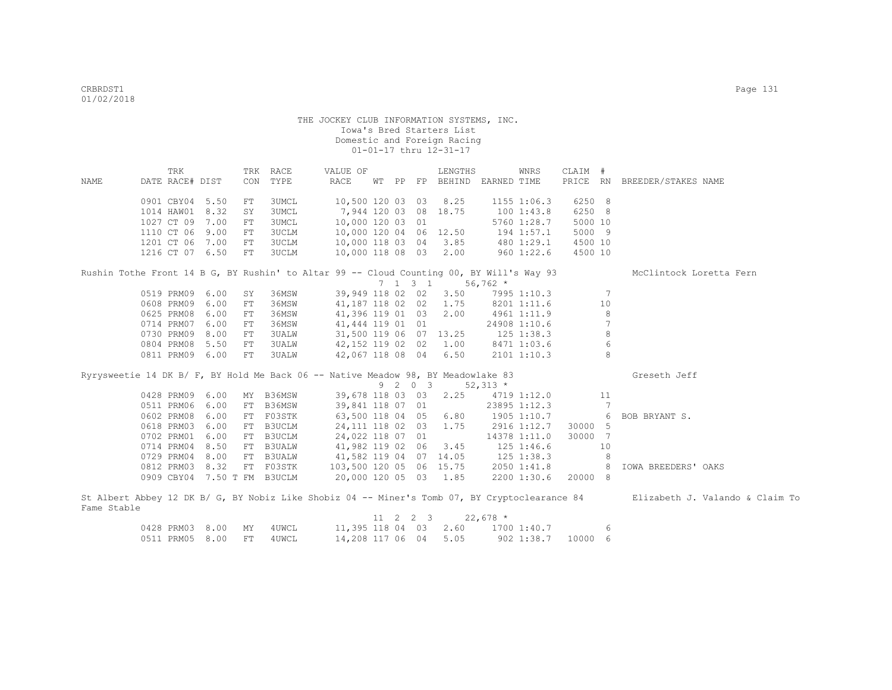THE JOCKEY CLUB INFORMATION SYSTEMS, INC.
Iowa's Bred Starters List
Domestic and Foreign Racing
01-01-17 thru 12-31-17

| NAME | DATE | TRK RACE# | DIST | TRK CON | RACE TYPE | VALUE OF RACE | WT | PP | FP | LENGTHS BEHIND | EARNED | WNRS TIME | CLAIM PRICE | # RN | BREEDER/STAKES NAME |
|---|---|---|---|---|---|---|---|---|---|---|---|---|---|---|---|
| | 0901 | CBY04 | 5.50 | FT | 3UMCL | 10,500 | 120 | 03 | 03 | 8.25 | 1155 | 1:06.3 | 6250 | 8 | |
| | 1014 | HAW01 | 8.32 | SY | 3UMCL | 7,944 | 120 | 03 | 08 | 18.75 | 100 | 1:43.8 | 6250 | 8 | |
| | 1027 | CT 09 | 7.00 | FT | 3UMCL | 10,000 | 120 | 03 | 01 | | 5760 | 1:28.7 | 5000 | 10 | |
| | 1110 | CT 06 | 9.00 | FT | 3UCLM | 10,000 | 120 | 04 | 06 | 12.50 | 194 | 1:57.1 | 5000 | 9 | |
| | 1201 | CT 06 | 7.00 | FT | 3UCLM | 10,000 | 118 | 03 | 04 | 3.85 | 480 | 1:29.1 | 4500 | 10 | |
| | 1216 | CT 07 | 6.50 | FT | 3UCLM | 10,000 | 118 | 08 | 03 | 2.00 | 960 | 1:22.6 | 4500 | 10 | |
| Rushin Tothe Front 14 B G, BY Rushin' to Altar 99 -- Cloud Counting 00, BY Will's Way 93 | | | | | | | 7 | 1 3 | 1 | | 56,762 * | | | | McClintock Loretta Fern |
| | 0519 | PRM09 | 6.00 | SY | 36MSW | 39,949 | 118 | 02 | 02 | 3.50 | 7995 | 1:10.3 | | 7 | |
| | 0608 | PRM09 | 6.00 | FT | 36MSW | 41,187 | 118 | 02 | 02 | 1.75 | 8201 | 1:11.6 | | 10 | |
| | 0625 | PRM08 | 6.00 | FT | 36MSW | 41,396 | 119 | 01 | 03 | 2.00 | 4961 | 1:11.9 | | 8 | |
| | 0714 | PRM07 | 6.00 | FT | 36MSW | 41,444 | 119 | 01 | 01 | | 24908 | 1:10.6 | | 7 | |
| | 0730 | PRM09 | 8.00 | FT | 3UALW | 31,500 | 119 | 06 | 07 | 13.25 | 125 | 1:38.3 | | 8 | |
| | 0804 | PRM08 | 5.50 | FT | 3UALW | 42,152 | 119 | 02 | 02 | 1.00 | 8471 | 1:03.6 | | 6 | |
| | 0811 | PRM09 | 6.00 | FT | 3UALW | 42,067 | 118 | 08 | 04 | 6.50 | 2101 | 1:10.3 | | 8 | |
| Ryrysweetie 14 DK B/ F, BY Hold Me Back 06 -- Native Meadow 98, BY Meadowlake 83 | | | | | | | 9 | 2 0 | 3 | | 52,313 * | | | | Greseth Jeff |
| | 0428 | PRM09 | 6.00 | MY | B36MSW | 39,678 | 118 | 03 | 03 | 2.25 | 4719 | 1:12.0 | | 11 | |
| | 0511 | PRM06 | 6.00 | FT | B36MSW | 39,841 | 118 | 07 | 01 | | 23895 | 1:12.3 | | 7 | |
| | 0602 | PRM08 | 6.00 | FT | F03STK | 63,500 | 118 | 04 | 05 | 6.80 | 1905 | 1:10.7 | | 6 | BOB BRYANT S. |
| | 0618 | PRM03 | 6.00 | FT | B3UCLM | 24,111 | 118 | 02 | 03 | 1.75 | 2916 | 1:12.7 | 30000 | 5 | |
| | 0702 | PRM01 | 6.00 | FT | B3UCLM | 24,022 | 118 | 07 | 01 | | 14378 | 1:11.0 | 30000 | 7 | |
| | 0714 | PRM04 | 8.50 | FT | B3UALW | 41,982 | 119 | 02 | 06 | 3.45 | 125 | 1:46.6 | | 10 | |
| | 0729 | PRM04 | 8.00 | FT | B3UALW | 41,582 | 119 | 04 | 07 | 14.05 | 125 | 1:38.3 | | 8 | |
| | 0812 | PRM03 | 8.32 | FT | F03STK | 103,500 | 120 | 05 | 06 | 15.75 | 2050 | 1:41.8 | | 8 | IOWA BREEDERS' OAKS |
| | 0909 | CBY04 | 7.50 T | FM | B3UCLM | 20,000 | 120 | 05 | 03 | 1.85 | 2200 | 1:30.6 | 20000 | 8 | |
| St Albert Abbey 12 DK B/ G, BY Nobiz Like Shobiz 04 -- Miner's Tomb 07, BY Cryptoclearance 84 | | | | | | | 11 | 2 2 | 3 | | 22,678 * | | | | Elizabeth J. Valando & Claim To Fame Stable |
| | 0428 | PRM03 | 8.00 | MY | 4UWCL | 11,395 | 118 | 04 | 03 | 2.60 | 1700 | 1:40.7 | | 6 | |
| | 0511 | PRM05 | 8.00 | FT | 4UWCL | 14,208 | 117 | 06 | 04 | 5.05 | 902 | 1:38.7 | 10000 | 6 | |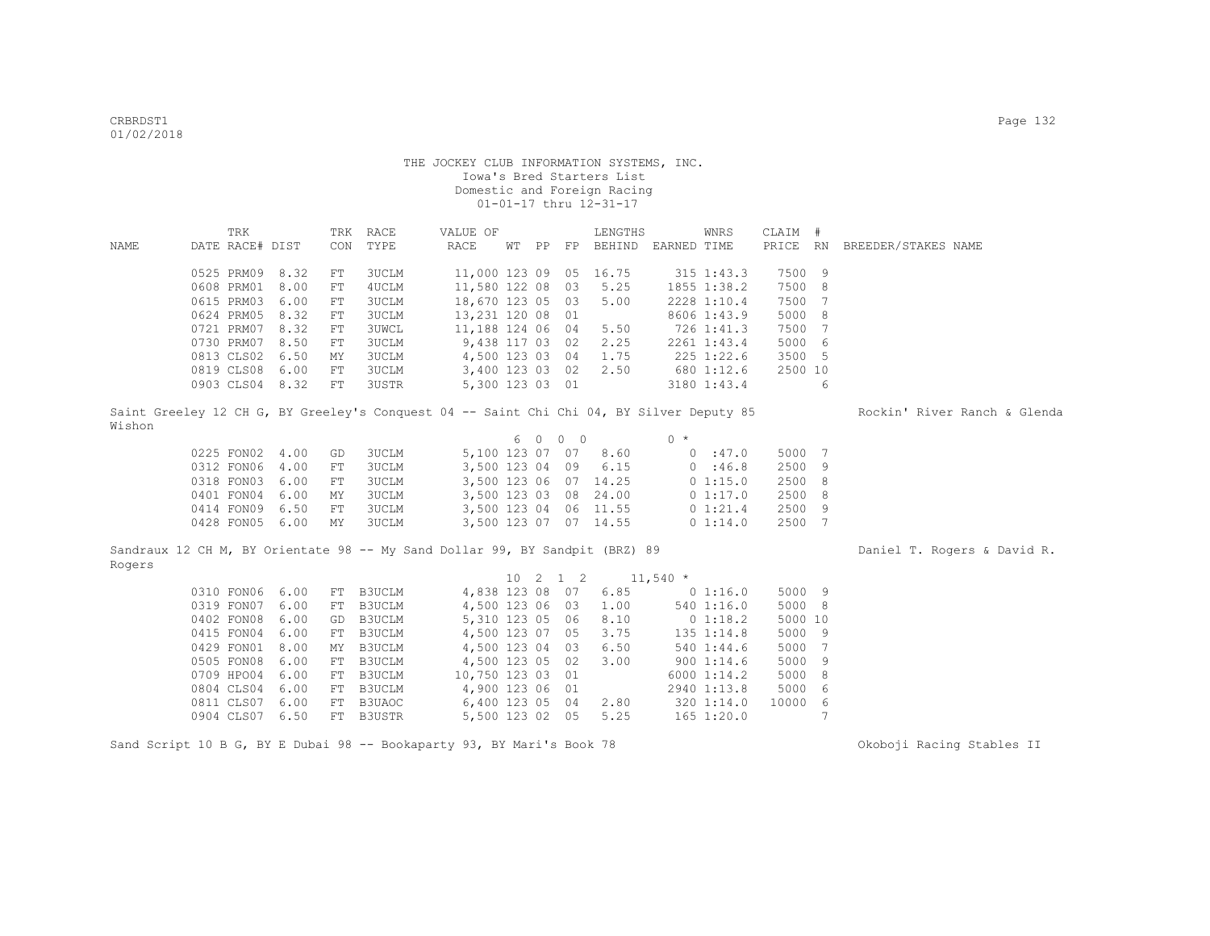THE JOCKEY CLUB INFORMATION SYSTEMS, INC.
Iowa's Bred Starters List
Domestic and Foreign Racing
01-01-17 thru 12-31-17

| NAME | TRK DATE | RACE# | DIST | TRK CON | RACE TYPE | VALUE OF RACE | WT | PP | FP | LENGTHS BEHIND | EARNED | WNRS TIME | CLAIM PRICE | # RN | BREEDER/STAKES NAME |
|---|---|---|---|---|---|---|---|---|---|---|---|---|---|---|---|
| | 0525 | PRM09 | 8.32 | FT | 3UCLM | 11,000 | 123 | 09 | 05 | 16.75 | 315 | 1:43.3 | 7500 | 9 | |
| | 0608 | PRM01 | 8.00 | FT | 4UCLM | 11,580 | 122 | 08 | 03 | 5.25 | 1855 | 1:38.2 | 7500 | 8 | |
| | 0615 | PRM03 | 6.00 | FT | 3UCLM | 18,670 | 123 | 05 | 03 | 5.00 | 2228 | 1:10.4 | 7500 | 7 | |
| | 0624 | PRM05 | 8.32 | FT | 3UCLM | 13,231 | 120 | 08 | 01 | | 8606 | 1:43.9 | 5000 | 8 | |
| | 0721 | PRM07 | 8.32 | FT | 3UWCL | 11,188 | 124 | 06 | 04 | 5.50 | 726 | 1:41.3 | 7500 | 7 | |
| | 0730 | PRM07 | 8.50 | FT | 3UCLM | 9,438 | 117 | 03 | 02 | 2.25 | 2261 | 1:43.4 | 5000 | 6 | |
| | 0813 | CLS02 | 6.50 | MY | 3UCLM | 4,500 | 123 | 03 | 04 | 1.75 | 225 | 1:22.6 | 3500 | 5 | |
| | 0819 | CLS08 | 6.00 | FT | 3UCLM | 3,400 | 123 | 03 | 02 | 2.50 | 680 | 1:12.6 | 2500 | 10 | |
| | 0903 | CLS04 | 8.32 | FT | 3USTR | 5,300 | 123 | 03 | 01 | | 3180 | 1:43.4 | | 6 | |

Saint Greeley 12 CH G, BY Greeley's Conquest 04 -- Saint Chi Chi 04, BY Silver Deputy 85 — Rockin' River Ranch & Glenda Wishon

6 0 0 0 — 0 *

| TRK DATE | RACE# | DIST | TRK CON | RACE TYPE | VALUE OF RACE | WT | PP | FP | LENGTHS BEHIND | EARNED | WNRS TIME | CLAIM PRICE | # RN |
|---|---|---|---|---|---|---|---|---|---|---|---|---|---|
| 0225 | FON02 | 4.00 | GD | 3UCLM | 5,100 | 123 | 07 | 07 | 8.60 | 0 | :47.0 | 5000 | 7 |
| 0312 | FON06 | 4.00 | FT | 3UCLM | 3,500 | 123 | 04 | 09 | 6.15 | 0 | :46.8 | 2500 | 9 |
| 0318 | FON03 | 6.00 | FT | 3UCLM | 3,500 | 123 | 06 | 07 | 14.25 | 0 | 1:15.0 | 2500 | 8 |
| 0401 | FON04 | 6.00 | MY | 3UCLM | 3,500 | 123 | 03 | 08 | 24.00 | 0 | 1:17.0 | 2500 | 8 |
| 0414 | FON09 | 6.50 | FT | 3UCLM | 3,500 | 123 | 04 | 06 | 11.55 | 0 | 1:21.4 | 2500 | 9 |
| 0428 | FON05 | 6.00 | MY | 3UCLM | 3,500 | 123 | 07 | 07 | 14.55 | 0 | 1:14.0 | 2500 | 7 |

Sandraux 12 CH M, BY Orientate 98 -- My Sand Dollar 99, BY Sandpit (BRZ) 89 — Daniel T. Rogers & David R. Rogers

10 2 1 2 — 11,540 *

| TRK DATE | RACE# | DIST | TRK CON | RACE TYPE | VALUE OF RACE | WT | PP | FP | LENGTHS BEHIND | EARNED | WNRS TIME | CLAIM PRICE | # RN |
|---|---|---|---|---|---|---|---|---|---|---|---|---|---|
| 0310 | FON06 | 6.00 | FT | B3UCLM | 4,838 | 123 | 08 | 07 | 6.85 | 0 | 1:16.0 | 5000 | 9 |
| 0319 | FON07 | 6.00 | FT | B3UCLM | 4,500 | 123 | 06 | 03 | 1.00 | 540 | 1:16.0 | 5000 | 8 |
| 0402 | FON08 | 6.00 | GD | B3UCLM | 5,310 | 123 | 05 | 06 | 8.10 | 0 | 1:18.2 | 5000 | 10 |
| 0415 | FON04 | 6.00 | FT | B3UCLM | 4,500 | 123 | 07 | 05 | 3.75 | 135 | 1:14.8 | 5000 | 9 |
| 0429 | FON01 | 8.00 | MY | B3UCLM | 4,500 | 123 | 04 | 03 | 6.50 | 540 | 1:44.6 | 5000 | 7 |
| 0505 | FON08 | 6.00 | FT | B3UCLM | 4,500 | 123 | 05 | 02 | 3.00 | 900 | 1:14.6 | 5000 | 9 |
| 0709 | HPO04 | 6.00 | FT | B3UCLM | 10,750 | 123 | 03 | 01 | | 6000 | 1:14.2 | 5000 | 8 |
| 0804 | CLS04 | 6.00 | FT | B3UCLM | 4,900 | 123 | 06 | 01 | | 2940 | 1:13.8 | 5000 | 6 |
| 0811 | CLS07 | 6.00 | FT | B3UAOC | 6,400 | 123 | 05 | 04 | 2.80 | 320 | 1:14.0 | 10000 | 6 |
| 0904 | CLS07 | 6.50 | FT | B3USTR | 5,500 | 123 | 02 | 05 | 5.25 | 165 | 1:20.0 | | 7 |

Sand Script 10 B G, BY E Dubai 98 -- Bookaparty 93, BY Mari's Book 78 — Okoboji Racing Stables II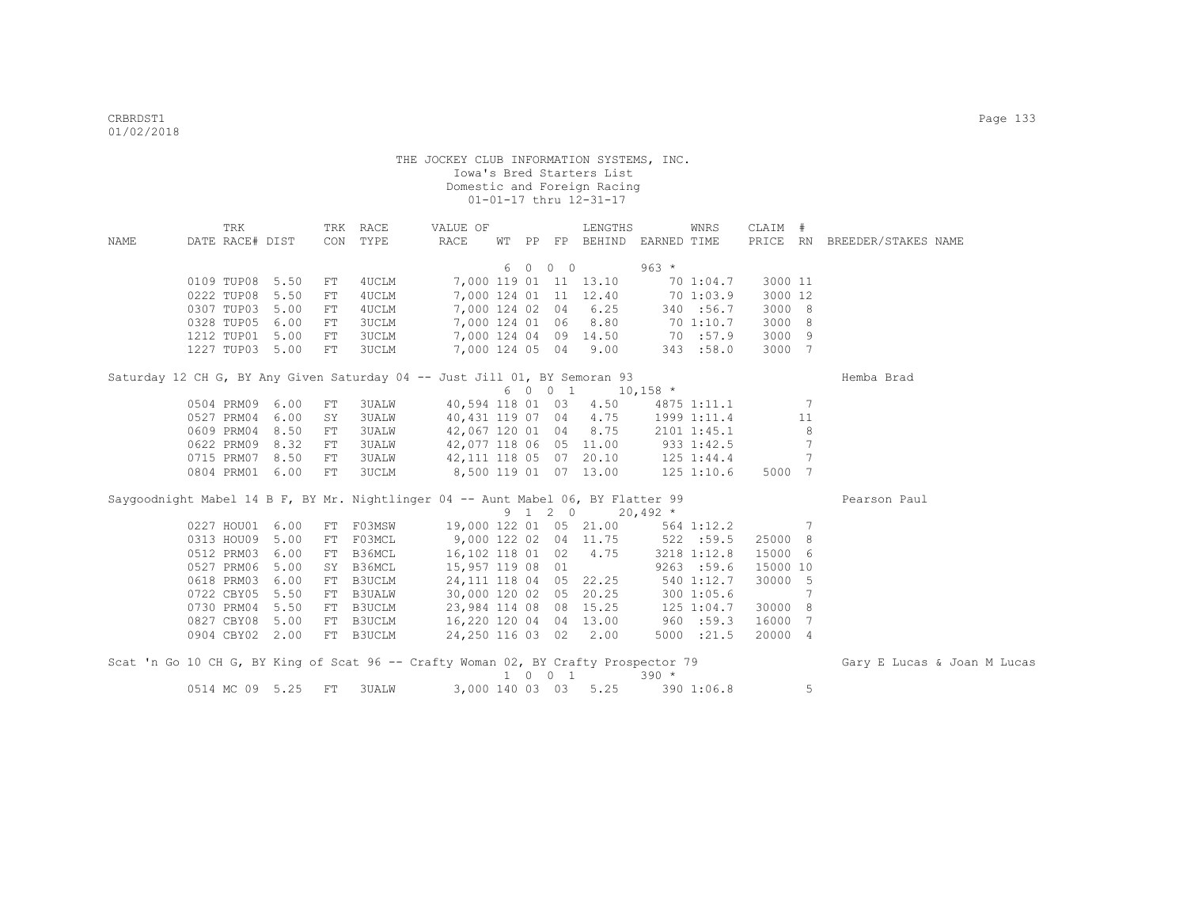THE JOCKEY CLUB INFORMATION SYSTEMS, INC.
Iowa's Bred Starters List
Domestic and Foreign Racing
01-01-17 thru 12-31-17

| NAME | TRK DATE RACE# | DIST | TRK CON | RACE TYPE | VALUE OF RACE | WT | PP | FP | LENGTHS BEHIND | EARNED | WNRS TIME | CLAIM PRICE | # RN | BREEDER/STAKES NAME |
|---|---|---|---|---|---|---|---|---|---|---|---|---|---|---|
| | | | | | | 6 0 0 0 | | | | 963 * | | | | |
| | 0109 TUP08 | 5.50 | FT | 4UCLM | 7,000 | 119 | 01 | 11 | 13.10 | 70 | 1:04.7 | 3000 | 11 | |
| | 0222 TUP08 | 5.50 | FT | 4UCLM | 7,000 | 124 | 01 | 11 | 12.40 | 70 | 1:03.9 | 3000 | 12 | |
| | 0307 TUP03 | 5.00 | FT | 4UCLM | 7,000 | 124 | 02 | 04 | 6.25 | 340 | :56.7 | 3000 | 8 | |
| | 0328 TUP05 | 6.00 | FT | 3UCLM | 7,000 | 124 | 01 | 06 | 8.80 | 70 | 1:10.7 | 3000 | 8 | |
| | 1212 TUP01 | 5.00 | FT | 3UCLM | 7,000 | 124 | 04 | 09 | 14.50 | 70 | :57.9 | 3000 | 9 | |
| | 1227 TUP03 | 5.00 | FT | 3UCLM | 7,000 | 124 | 05 | 04 | 9.00 | 343 | :58.0 | 3000 | 7 | |
| Saturday 12 CH G, BY Any Given Saturday 04 -- Just Jill 01, BY Semoran 93 | | | | | | | | | | | | | | Hemba Brad |
| | | | | | | 6 0 0 1 | | | | 10,158 * | | | | |
| | 0504 PRM09 | 6.00 | FT | 3UALW | 40,594 | 118 | 01 | 03 | 4.50 | 4875 | 1:11.1 | | 7 | |
| | 0527 PRM04 | 6.00 | SY | 3UALW | 40,431 | 119 | 07 | 04 | 4.75 | 1999 | 1:11.4 | | 11 | |
| | 0609 PRM04 | 8.50 | FT | 3UALW | 42,067 | 120 | 01 | 04 | 8.75 | 2101 | 1:45.1 | | 8 | |
| | 0622 PRM09 | 8.32 | FT | 3UALW | 42,077 | 118 | 06 | 05 | 11.00 | 933 | 1:42.5 | | 7 | |
| | 0715 PRM07 | 8.50 | FT | 3UALW | 42,111 | 118 | 05 | 07 | 20.10 | 125 | 1:44.4 | | 7 | |
| | 0804 PRM01 | 6.00 | FT | 3UCLM | 8,500 | 119 | 01 | 07 | 13.00 | 125 | 1:10.6 | 5000 | 7 | |
| Saygoodnight Mabel 14 B F, BY Mr. Nightlinger 04 -- Aunt Mabel 06, BY Flatter 99 | | | | | | | | | | | | | | Pearson Paul |
| | | | | | | 9 1 2 0 | | | | 20,492 * | | | | |
| | 0227 HOU01 | 6.00 | FT | F03MSW | 19,000 | 122 | 01 | 05 | 21.00 | 564 | 1:12.2 | | 7 | |
| | 0313 HOU09 | 5.00 | FT | F03MCL | 9,000 | 122 | 02 | 04 | 11.75 | 522 | :59.5 | 25000 | 8 | |
| | 0512 PRM03 | 6.00 | FT | B36MCL | 16,102 | 118 | 01 | 02 | 4.75 | 3218 | 1:12.8 | 15000 | 6 | |
| | 0527 PRM06 | 5.00 | SY | B36MCL | 15,957 | 119 | 08 | 01 | | 9263 | :59.6 | 15000 | 10 | |
| | 0618 PRM03 | 6.00 | FT | B3UCLM | 24,111 | 118 | 04 | 05 | 22.25 | 540 | 1:12.7 | 30000 | 5 | |
| | 0722 CBY05 | 5.50 | FT | B3UALW | 30,000 | 120 | 02 | 05 | 20.25 | 300 | 1:05.6 | | 7 | |
| | 0730 PRM04 | 5.50 | FT | B3UCLM | 23,984 | 114 | 08 | 08 | 15.25 | 125 | 1:04.7 | 30000 | 8 | |
| | 0827 CBY08 | 5.00 | FT | B3UCLM | 16,220 | 120 | 04 | 04 | 13.00 | 960 | :59.3 | 16000 | 7 | |
| | 0904 CBY02 | 2.00 | FT | B3UCLM | 24,250 | 116 | 03 | 02 | 2.00 | 5000 | :21.5 | 20000 | 4 | |
| Scat 'n Go 10 CH G, BY King of Scat 96 -- Crafty Woman 02, BY Crafty Prospector 79 | | | | | | | | | | | | | | Gary E Lucas & Joan M Lucas |
| | | | | | | 1 0 0 1 | | | | 390 * | | | | |
| | 0514 MC 09 | 5.25 | FT | 3UALW | 3,000 | 140 | 03 | 03 | 5.25 | 390 | 1:06.8 | | 5 | |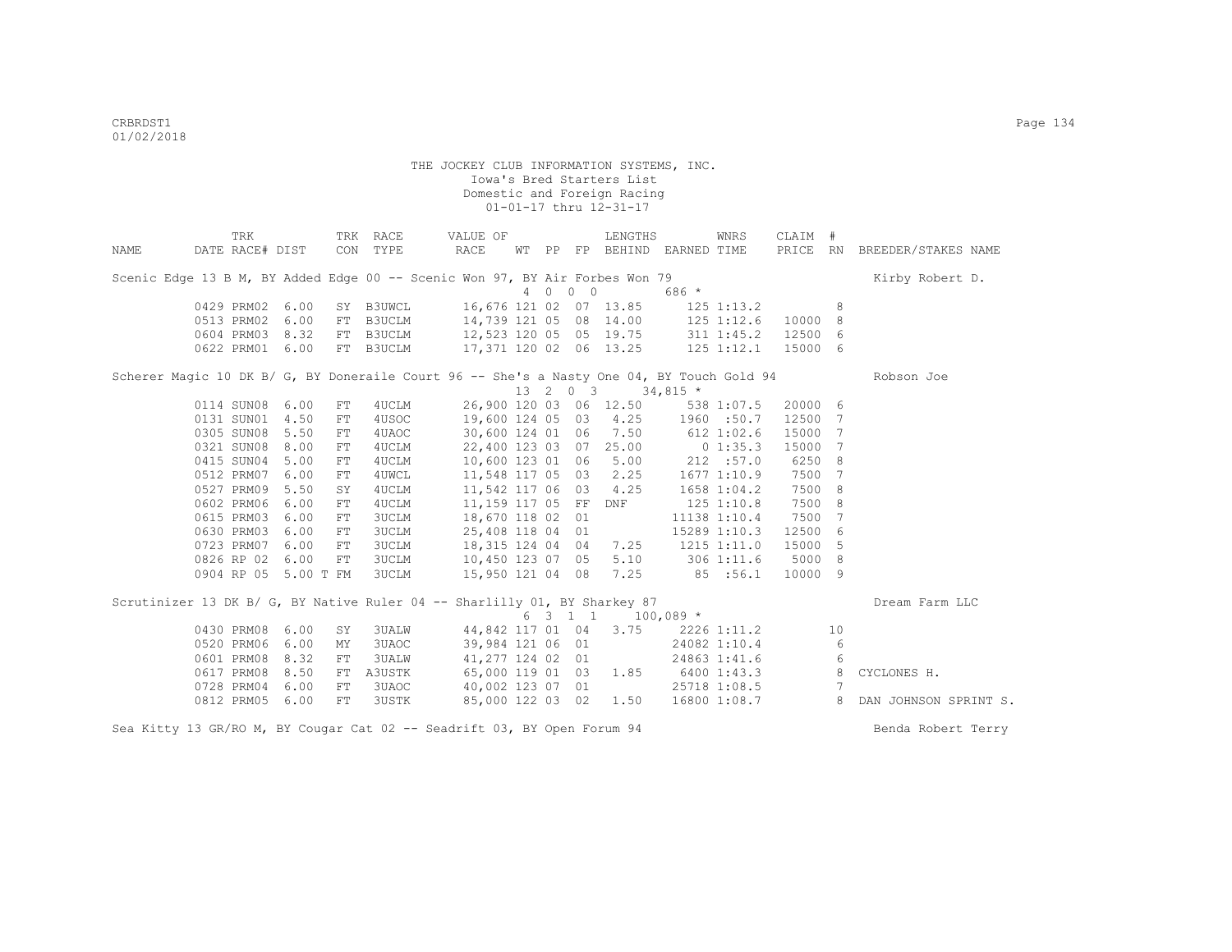THE JOCKEY CLUB INFORMATION SYSTEMS, INC.
Iowa's Bred Starters List
Domestic and Foreign Racing
01-01-17 thru 12-31-17

| NAME | TRK DATE | RACE# | DIST | TRK CON | RACE TYPE | VALUE OF RACE | WT | PP | FP | LENGTHS BEHIND | EARNED | WNRS TIME | CLAIM PRICE | # RN | BREEDER/STAKES NAME |
|---|---|---|---|---|---|---|---|---|---|---|---|---|---|---|---|
| Scenic Edge 13 B M, BY Added Edge 00 -- Scenic Won 97, BY Air Forbes Won 79 | | | | | | | | | | | | | | | Kirby Robert D. |
| | | | | | | | 4 | 0 | 0 0 | | 686 * | | | | |
| | 0429 | PRM02 | 6.00 | SY | B3UWCL | 16,676 | 121 | 02 | 07 | 13.85 | 125 | 1:13.2 | | 8 | |
| | 0513 | PRM02 | 6.00 | FT | B3UCLM | 14,739 | 121 | 05 | 08 | 14.00 | 125 | 1:12.6 | 10000 | 8 | |
| | 0604 | PRM03 | 8.32 | FT | B3UCLM | 12,523 | 120 | 05 | 05 | 19.75 | 311 | 1:45.2 | 12500 | 6 | |
| | 0622 | PRM01 | 6.00 | FT | B3UCLM | 17,371 | 120 | 02 | 06 | 13.25 | 125 | 1:12.1 | 15000 | 6 | |
| Scherer Magic 10 DK B/ G, BY Doneraile Court 96 -- She's a Nasty One 04, BY Touch Gold 94 | | | | | | | | | | | | | | | Robson Joe |
| | | | | | | | 13 | 2 | 0 3 | | 34,815 * | | | | |
| | 0114 | SUN08 | 6.00 | FT | 4UCLM | 26,900 | 120 | 03 | 06 | 12.50 | 538 | 1:07.5 | 20000 | 6 | |
| | 0131 | SUN01 | 4.50 | FT | 4USOC | 19,600 | 124 | 05 | 03 | 4.25 | 1960 | :50.7 | 12500 | 7 | |
| | 0305 | SUN08 | 5.50 | FT | 4UAOC | 30,600 | 124 | 01 | 06 | 7.50 | 612 | 1:02.6 | 15000 | 7 | |
| | 0321 | SUN08 | 8.00 | FT | 4UCLM | 22,400 | 123 | 03 | 07 | 25.00 | 0 | 1:35.3 | 15000 | 7 | |
| | 0415 | SUN04 | 5.00 | FT | 4UCLM | 10,600 | 123 | 01 | 06 | 5.00 | 212 | :57.0 | 6250 | 8 | |
| | 0512 | PRM07 | 6.00 | FT | 4UWCL | 11,548 | 117 | 05 | 03 | 2.25 | 1677 | 1:10.9 | 7500 | 7 | |
| | 0527 | PRM09 | 5.50 | SY | 4UCLM | 11,542 | 117 | 06 | 03 | 4.25 | 1658 | 1:04.2 | 7500 | 8 | |
| | 0602 | PRM06 | 6.00 | FT | 4UCLM | 11,159 | 117 | 05 | FF | DNF | 125 | 1:10.8 | 7500 | 8 | |
| | 0615 | PRM03 | 6.00 | FT | 3UCLM | 18,670 | 118 | 02 | 01 | | 11138 | 1:10.4 | 7500 | 7 | |
| | 0630 | PRM03 | 6.00 | FT | 3UCLM | 25,408 | 118 | 04 | 01 | | 15289 | 1:10.3 | 12500 | 6 | |
| | 0723 | PRM07 | 6.00 | FT | 3UCLM | 18,315 | 124 | 04 | 04 | 7.25 | 1215 | 1:11.0 | 15000 | 5 | |
| | 0826 | RP 02 | 6.00 | FT | 3UCLM | 10,450 | 123 | 07 | 05 | 5.10 | 306 | 1:11.6 | 5000 | 8 | |
| | 0904 | RP 05 | 5.00 T | FM | 3UCLM | 15,950 | 121 | 04 | 08 | 7.25 | 85 | :56.1 | 10000 | 9 | |
| Scrutinizer 13 DK B/ G, BY Native Ruler 04 -- Sharlilly 01, BY Sharkey 87 | | | | | | | | | | | | | | | Dream Farm LLC |
| | | | | | | | 6 | 3 | 1 1 | | 100,089 * | | | | |
| | 0430 | PRM08 | 6.00 | SY | 3UALW | 44,842 | 117 | 01 | 04 | 3.75 | 2226 | 1:11.2 | | 10 | |
| | 0520 | PRM06 | 6.00 | MY | 3UAOC | 39,984 | 121 | 06 | 01 | | 24082 | 1:10.4 | | 6 | |
| | 0601 | PRM08 | 8.32 | FT | 3UALW | 41,277 | 124 | 02 | 01 | | 24863 | 1:41.6 | | 6 | |
| | 0617 | PRM08 | 8.50 | FT | A3USTK | 65,000 | 119 | 01 | 03 | 1.85 | 6400 | 1:43.3 | | 8 | CYCLONES H. |
| | 0728 | PRM04 | 6.00 | FT | 3UAOC | 40,002 | 123 | 07 | 01 | | 25718 | 1:08.5 | | 7 | |
| | 0812 | PRM05 | 6.00 | FT | 3USTK | 85,000 | 122 | 03 | 02 | 1.50 | 16800 | 1:08.7 | | 8 | DAN JOHNSON SPRINT S. |
| Sea Kitty 13 GR/RO M, BY Cougar Cat 02 -- Seadrift 03, BY Open Forum 94 | | | | | | | | | | | | | | | Benda Robert Terry |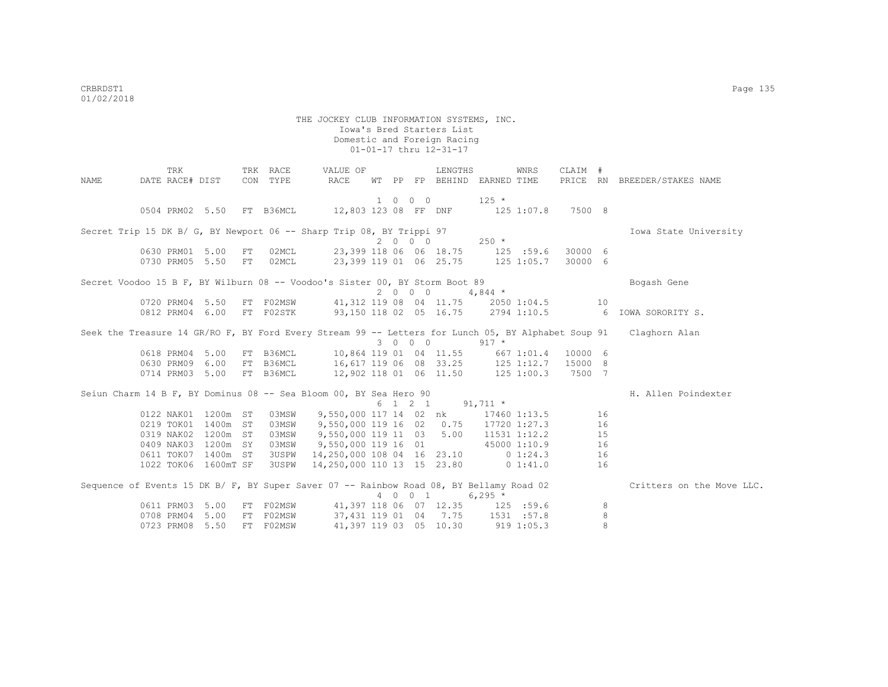THE JOCKEY CLUB INFORMATION SYSTEMS, INC.
Iowa's Bred Starters List
Domestic and Foreign Racing
01-01-17 thru 12-31-17

| NAME | TRK DATE | RACE# | DIST | TRK CON | RACE TYPE | VALUE OF RACE | WT | PP | FP | LENGTHS BEHIND | EARNED | WNRS TIME | CLAIM PRICE | # RN | BREEDER/STAKES NAME |
|---|---|---|---|---|---|---|---|---|---|---|---|---|---|---|---|
| | | | | | | | 1 | 0 0 | 0 | | 125 * | | | | |
| | 0504 | PRM02 | 5.50 | FT | B36MCL | 12,803 | 123 | 08 | FF | DNF | 125 | 1:07.8 | 7500 | 8 | |
| Secret Trip 15 DK B/ G, BY Newport 06 -- Sharp Trip 08, BY Trippi 97 | | | | | | | | | | | | | | | Iowa State University |
| | | | | | | | 2 | 0 0 | 0 | | 250 * | | | | |
| | 0630 | PRM01 | 5.00 | FT | 02MCL | 23,399 | 118 | 06 | 06 | 18.75 | 125 | :59.6 | 30000 | 6 | |
| | 0730 | PRM05 | 5.50 | FT | 02MCL | 23,399 | 119 | 01 | 06 | 25.75 | 125 | 1:05.7 | 30000 | 6 | |
| Secret Voodoo 15 B F, BY Wilburn 08 -- Voodoo's Sister 00, BY Storm Boot 89 | | | | | | | | | | | | | | | Bogash Gene |
| | | | | | | | 2 | 0 0 | 0 | | 4,844 * | | | | |
| | 0720 | PRM04 | 5.50 | FT | F02MSW | 41,312 | 119 | 08 | 04 | 11.75 | 2050 | 1:04.5 | | 10 | |
| | 0812 | PRM04 | 6.00 | FT | F02STK | 93,150 | 118 | 02 | 05 | 16.75 | 2794 | 1:10.5 | | 6 | IOWA SORORITY S. |
| Seek the Treasure 14 GR/RO F, BY Ford Every Stream 99 -- Letters for Lunch 05, BY Alphabet Soup 91 | | | | | | | | | | | | | | | Claghorn Alan |
| | | | | | | | 3 | 0 0 | 0 | | 917 * | | | | |
| | 0618 | PRM04 | 5.00 | FT | B36MCL | 10,864 | 119 | 01 | 04 | 11.55 | 667 | 1:01.4 | 10000 | 6 | |
| | 0630 | PRM09 | 6.00 | FT | B36MCL | 16,617 | 119 | 06 | 08 | 33.25 | 125 | 1:12.7 | 15000 | 8 | |
| | 0714 | PRM03 | 5.00 | FT | B36MCL | 12,902 | 118 | 01 | 06 | 11.50 | 125 | 1:00.3 | 7500 | 7 | |
| Seiun Charm 14 B F, BY Dominus 08 -- Sea Bloom 00, BY Sea Hero 90 | | | | | | | | | | | | | | | H. Allen Poindexter |
| | | | | | | | 6 | 1 2 | 1 | | 91,711 * | | | | |
| | 0122 | NAK01 | 1200m | ST | 03MSW | 9,550,000 | 117 | 14 | 02 | nk | 17460 | 1:13.5 | | 16 | |
| | 0219 | TOK01 | 1400m | ST | 03MSW | 9,550,000 | 119 | 16 | 02 | 0.75 | 17720 | 1:27.3 | | 16 | |
| | 0319 | NAK02 | 1200m | ST | 03MSW | 9,550,000 | 119 | 11 | 03 | 5.00 | 11531 | 1:12.2 | | 15 | |
| | 0409 | NAK03 | 1200m | SY | 03MSW | 9,550,000 | 119 | 16 | 01 | | 45000 | 1:10.9 | | 16 | |
| | 0611 | TOK07 | 1400m | ST | 3USPW | 14,250,000 | 108 | 04 | 16 | 23.10 | 0 | 1:24.3 | | 16 | |
| | 1022 | TOK06 | 1600mT | SF | 3USPW | 14,250,000 | 110 | 13 | 15 | 23.80 | 0 | 1:41.0 | | 16 | |
| Sequence of Events 15 DK B/ F, BY Super Saver 07 -- Rainbow Road 08, BY Bellamy Road 02 | | | | | | | | | | | | | | | Critters on the Move LLC. |
| | | | | | | | 4 | 0 0 | 1 | | 6,295 * | | | | |
| | 0611 | PRM03 | 5.00 | FT | F02MSW | 41,397 | 118 | 06 | 07 | 12.35 | 125 | :59.6 | | 8 | |
| | 0708 | PRM04 | 5.00 | FT | F02MSW | 37,431 | 119 | 01 | 04 | 7.75 | 1531 | :57.8 | | 8 | |
| | 0723 | PRM08 | 5.50 | FT | F02MSW | 41,397 | 119 | 03 | 05 | 10.30 | 919 | 1:05.3 | | 8 | |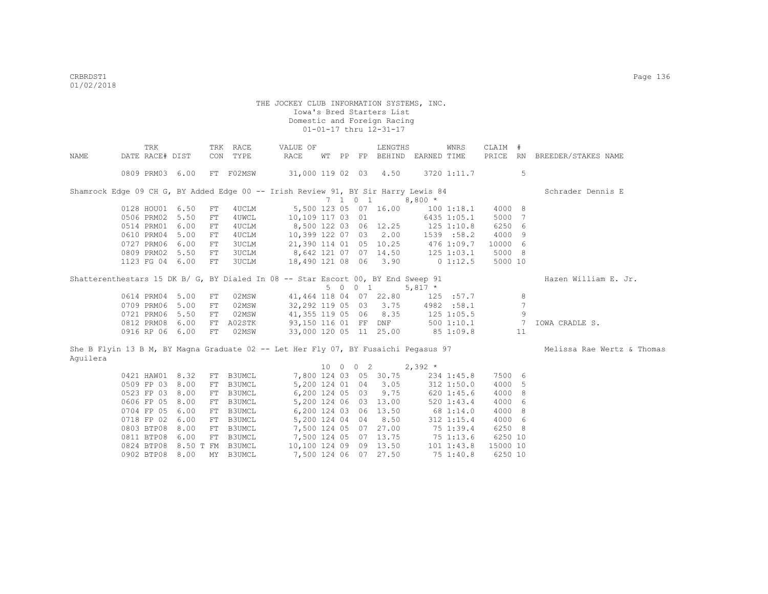THE JOCKEY CLUB INFORMATION SYSTEMS, INC.
Iowa's Bred Starters List
Domestic and Foreign Racing
01-01-17 thru 12-31-17

| NAME | TRK DATE | RACE# | DIST | TRK CON | RACE TYPE | VALUE OF RACE | WT | PP | FP | LENGTHS BEHIND | EARNED | WNRS TIME | CLAIM PRICE | # RN | BREEDER/STAKES NAME |
|---|---|---|---|---|---|---|---|---|---|---|---|---|---|---|---|
| | 0809 | PRM03 | 6.00 | FT | F02MSW | 31,000 | 119 | 02 | 03 | 4.50 | 3720 | 1:11.7 | | 5 | |
| Shamrock Edge 09 CH G, BY Added Edge 00 -- Irish Review 91, BY Sir Harry Lewis 84 | | | | | | | | | | | | | | | Schrader Dennis E |
| | | | | | | 7 1 0 1 | | | | | 8,800 * | | | | |
| | 0128 | HOU01 | 6.50 | FT | 4UCLM | 5,500 | 123 | 05 | 07 | 16.00 | 100 | 1:18.1 | 4000 | 8 | |
| | 0506 | PRM02 | 5.50 | FT | 4UWCL | 10,109 | 117 | 03 | 01 | | 6435 | 1:05.1 | 5000 | 7 | |
| | 0514 | PRM01 | 6.00 | FT | 4UCLM | 8,500 | 122 | 03 | 06 | 12.25 | 125 | 1:10.8 | 6250 | 6 | |
| | 0610 | PRM04 | 5.00 | FT | 4UCLM | 10,399 | 122 | 07 | 03 | 2.00 | 1539 | :58.2 | 4000 | 9 | |
| | 0727 | PRM06 | 6.00 | FT | 3UCLM | 21,390 | 114 | 01 | 05 | 10.25 | 476 | 1:09.7 | 10000 | 6 | |
| | 0809 | PRM02 | 5.50 | FT | 3UCLM | 8,642 | 121 | 07 | 07 | 14.50 | 125 | 1:03.1 | 5000 | 8 | |
| | 1123 | FG 04 | 6.00 | FT | 3UCLM | 18,490 | 121 | 08 | 06 | 3.90 | 0 | 1:12.5 | 5000 | 10 | |
| Shatterenthestars 15 DK B/ G, BY Dialed In 08 -- Star Escort 00, BY End Sweep 91 | | | | | | | | | | | | | | | Hazen William E. Jr. |
| | | | | | | 5 0 0 1 | | | | | 5,817 * | | | | |
| | 0614 | PRM04 | 5.00 | FT | 02MSW | 41,464 | 118 | 04 | 07 | 22.80 | 125 | :57.7 | | 8 | |
| | 0709 | PRM06 | 5.00 | FT | 02MSW | 32,292 | 119 | 05 | 03 | 3.75 | 4982 | :58.1 | | 7 | |
| | 0721 | PRM06 | 5.50 | FT | 02MSW | 41,355 | 119 | 05 | 06 | 8.35 | 125 | 1:05.5 | | 9 | |
| | 0812 | PRM08 | 6.00 | FT | A02STK | 93,150 | 116 | 01 | FF | DNF | 500 | 1:10.1 | | 7 | IOWA CRADLE S. |
| | 0916 | RP 06 | 6.00 | FT | 02MSW | 33,000 | 120 | 05 | 11 | 25.00 | 85 | 1:09.8 | | 11 | |
| She B Flyin 13 B M, BY Magna Graduate 02 -- Let Her Fly 07, BY Fusaichi Pegasus 97 | | | | | | | | | | | | | | | Melissa Rae Wertz & Thomas Aguilera |
| | | | | | | 10 0 0 2 | | | | | 2,392 * | | | | |
| | 0421 | HAW01 | 8.32 | FT | B3UMCL | 7,800 | 124 | 03 | 05 | 30.75 | 234 | 1:45.8 | 7500 | 6 | |
| | 0509 | FP 03 | 8.00 | FT | B3UMCL | 5,200 | 124 | 01 | 04 | 3.05 | 312 | 1:50.0 | 4000 | 5 | |
| | 0523 | FP 03 | 8.00 | FT | B3UMCL | 6,200 | 124 | 05 | 03 | 9.75 | 620 | 1:45.6 | 4000 | 8 | |
| | 0606 | FP 05 | 8.00 | FT | B3UMCL | 5,200 | 124 | 06 | 03 | 13.00 | 520 | 1:43.4 | 4000 | 6 | |
| | 0704 | FP 05 | 6.00 | FT | B3UMCL | 6,200 | 124 | 03 | 06 | 13.50 | 68 | 1:14.0 | 4000 | 8 | |
| | 0718 | FP 02 | 6.00 | FT | B3UMCL | 5,200 | 124 | 04 | 04 | 8.50 | 312 | 1:15.4 | 4000 | 6 | |
| | 0803 | BTP08 | 8.00 | FT | B3UMCL | 7,500 | 124 | 05 | 07 | 27.00 | 75 | 1:39.4 | 6250 | 8 | |
| | 0811 | BTP08 | 6.00 | FT | B3UMCL | 7,500 | 124 | 05 | 07 | 13.75 | 75 | 1:13.6 | 6250 | 10 | |
| | 0824 | BTP08 | 8.50 T | FM | B3UMCL | 10,100 | 124 | 09 | 09 | 13.50 | 101 | 1:43.8 | 15000 | 10 | |
| | 0902 | BTP08 | 8.00 | MY | B3UMCL | 7,500 | 124 | 06 | 07 | 27.50 | 75 | 1:40.8 | 6250 | 10 | |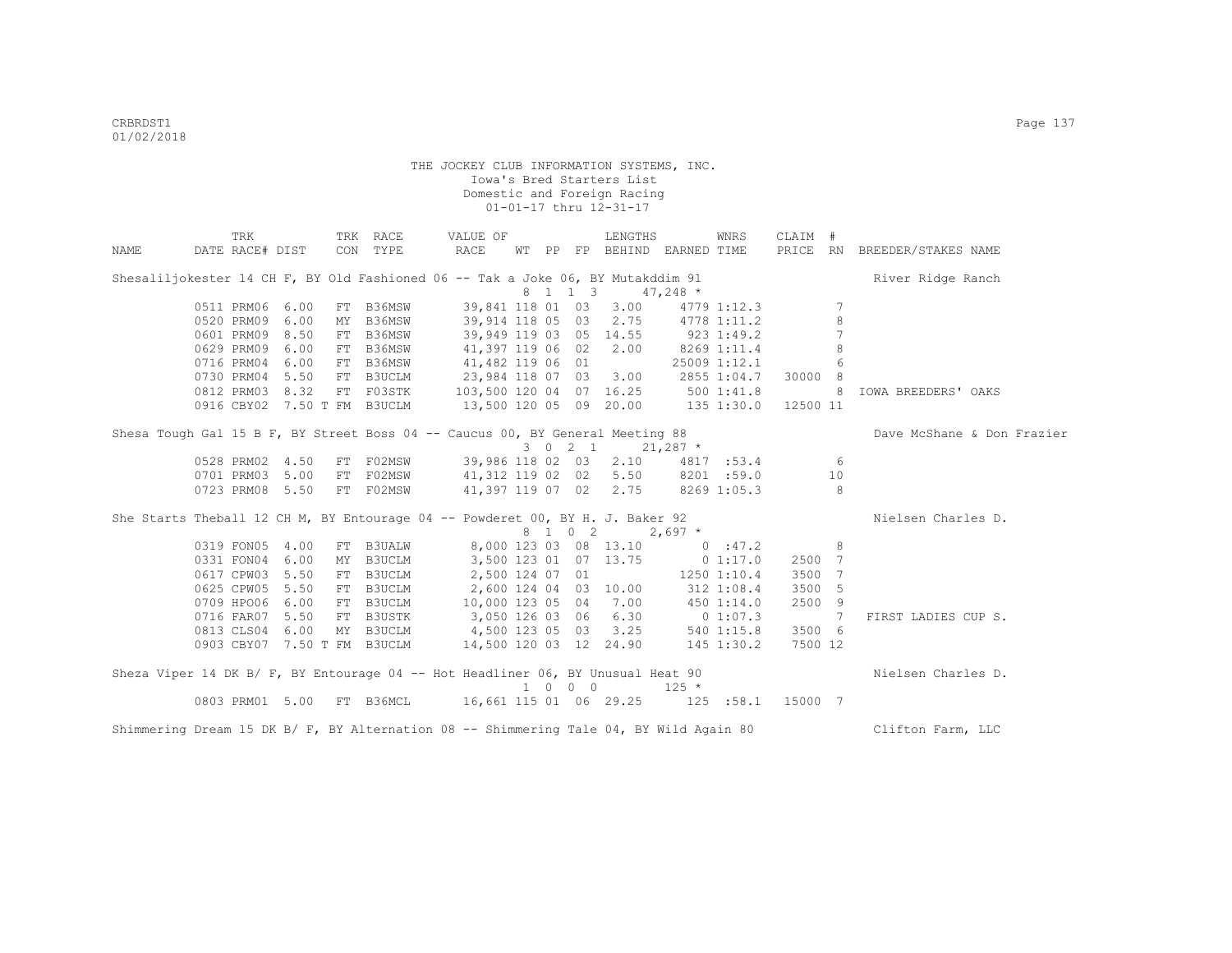THE JOCKEY CLUB INFORMATION SYSTEMS, INC.
Iowa's Bred Starters List
Domestic and Foreign Racing
01-01-17 thru 12-31-17

| NAME | TRK DATE | RACE# | DIST | TRK CON | RACE TYPE | VALUE OF RACE | WT | PP | FP | LENGTHS BEHIND | EARNED | WNRS TIME | CLAIM PRICE | # RN | BREEDER/STAKES NAME |
|---|---|---|---|---|---|---|---|---|---|---|---|---|---|---|---|
| Shesaliljokester 14 CH F, BY Old Fashioned 06 -- Tak a Joke 06, BY Mutakddim 91 | | | | | | | 8 | 1 1 | 3 | | 47,248 * | | | | River Ridge Ranch |
| | 0511 | PRM06 | 6.00 | FT | B36MSW | 39,841 | 118 | 01 | 03 | 3.00 | 4779 | 1:12.3 | | 7 | |
| | 0520 | PRM09 | 6.00 | MY | B36MSW | 39,914 | 118 | 05 | 03 | 2.75 | 4778 | 1:11.2 | | 8 | |
| | 0601 | PRM09 | 8.50 | FT | B36MSW | 39,949 | 119 | 03 | 05 | 14.55 | 923 | 1:49.2 | | 7 | |
| | 0629 | PRM09 | 6.00 | FT | B36MSW | 41,397 | 119 | 06 | 02 | 2.00 | 8269 | 1:11.4 | | 8 | |
| | 0716 | PRM04 | 6.00 | FT | B36MSW | 41,482 | 119 | 06 | 01 | | 25009 | 1:12.1 | | 6 | |
| | 0730 | PRM04 | 5.50 | FT | B3UCLM | 23,984 | 118 | 07 | 03 | 3.00 | 2855 | 1:04.7 | 30000 | 8 | |
| | 0812 | PRM03 | 8.32 | FT | F03STK | 103,500 | 120 | 04 | 07 | 16.25 | 500 | 1:41.8 | | 8 | IOWA BREEDERS' OAKS |
| | 0916 | CBY02 | 7.50 T | FM | B3UCLM | 13,500 | 120 | 05 | 09 | 20.00 | 135 | 1:30.0 | 12500 | 11 | |
| Shesa Tough Gal 15 B F, BY Street Boss 04 -- Caucus 00, BY General Meeting 88 | | | | | | | 3 | 0 2 | 1 | | 21,287 * | | | | Dave McShane & Don Frazier |
| | 0528 | PRM02 | 4.50 | FT | F02MSW | 39,986 | 118 | 02 | 03 | 2.10 | 4817 | :53.4 | | 6 | |
| | 0701 | PRM03 | 5.00 | FT | F02MSW | 41,312 | 119 | 02 | 02 | 5.50 | 8201 | :59.0 | | 10 | |
| | 0723 | PRM08 | 5.50 | FT | F02MSW | 41,397 | 119 | 07 | 02 | 2.75 | 8269 | 1:05.3 | | 8 | |
| She Starts Theball 12 CH M, BY Entourage 04 -- Powderet 00, BY H. J. Baker 92 | | | | | | | 8 | 1 0 | 2 | | 2,697 * | | | | Nielsen Charles D. |
| | 0319 | FON05 | 4.00 | FT | B3UALW | 8,000 | 123 | 03 | 08 | 13.10 | 0 | :47.2 | | 8 | |
| | 0331 | FON04 | 6.00 | MY | B3UCLM | 3,500 | 123 | 01 | 07 | 13.75 | 0 | 1:17.0 | 2500 | 7 | |
| | 0617 | CPW03 | 5.50 | FT | B3UCLM | 2,500 | 124 | 07 | 01 | | 1250 | 1:10.4 | 3500 | 7 | |
| | 0625 | CPW05 | 5.50 | FT | B3UCLM | 2,600 | 124 | 04 | 03 | 10.00 | 312 | 1:08.4 | 3500 | 5 | |
| | 0709 | HPO06 | 6.00 | FT | B3UCLM | 10,000 | 123 | 05 | 04 | 7.00 | 450 | 1:14.0 | 2500 | 9 | |
| | 0716 | FAR07 | 5.50 | FT | B3USTK | 3,050 | 126 | 03 | 06 | 6.30 | 0 | 1:07.3 | | 7 | FIRST LADIES CUP S. |
| | 0813 | CLS04 | 6.00 | MY | B3UCLM | 4,500 | 123 | 05 | 03 | 3.25 | 540 | 1:15.8 | 3500 | 6 | |
| | 0903 | CBY07 | 7.50 T | FM | B3UCLM | 14,500 | 120 | 03 | 12 | 24.90 | 145 | 1:30.2 | 7500 | 12 | |
| Sheza Viper 14 DK B/ F, BY Entourage 04 -- Hot Headliner 06, BY Unusual Heat 90 | | | | | | | 1 | 0 0 | 0 | | 125 * | | | | Nielsen Charles D. |
| | 0803 | PRM01 | 5.00 | FT | B36MCL | 16,661 | 115 | 01 | 06 | 29.25 | 125 | :58.1 | 15000 | 7 | |
| Shimmering Dream 15 DK B/ F, BY Alternation 08 -- Shimmering Tale 04, BY Wild Again 80 | | | | | | | | | | | | | | | Clifton Farm, LLC |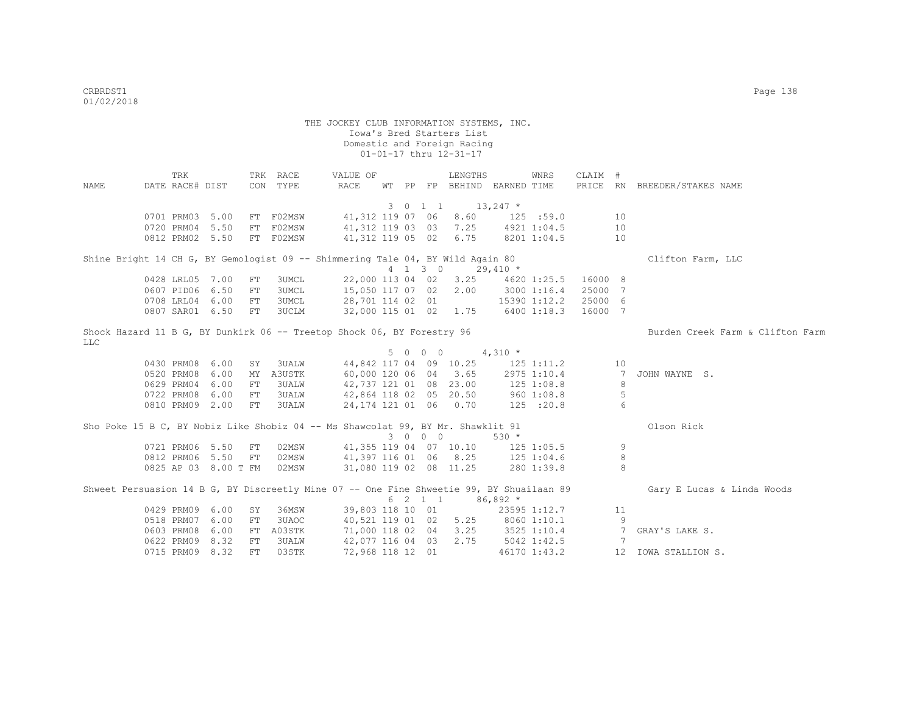THE JOCKEY CLUB INFORMATION SYSTEMS, INC.
Iowa's Bred Starters List
Domestic and Foreign Racing
01-01-17 thru 12-31-17

| NAME | TRK DATE | RACE# | DIST | TRK CON | RACE TYPE | VALUE OF RACE | WT | PP | FP | LENGTHS BEHIND | EARNED | WNRS TIME | CLAIM PRICE | # RN | BREEDER/STAKES NAME |
|---|---|---|---|---|---|---|---|---|---|---|---|---|---|---|---|
| | | | | | | | 3 | 0 | 1 | 1 | 13,247 * | | | | |
| | 0701 | PRM03 | 5.00 | FT | F02MSW | 41,312 | 119 | 07 | 06 | 8.60 | 125 | :59.0 | | 10 | |
| | 0720 | PRM04 | 5.50 | FT | F02MSW | 41,312 | 119 | 03 | 03 | 7.25 | 4921 | 1:04.5 | | 10 | |
| | 0812 | PRM02 | 5.50 | FT | F02MSW | 41,312 | 119 | 05 | 02 | 6.75 | 8201 | 1:04.5 | | 10 | |
| Shine Bright 14 CH G, BY Gemologist 09 -- Shimmering Tale 04, BY Wild Again 80 | | | | | | | | | | | | | | | Clifton Farm, LLC |
| | | | | | | | 4 | 1 | 3 | 0 | 29,410 * | | | | |
| | 0428 | LRL05 | 7.00 | FT | 3UMCL | 22,000 | 113 | 04 | 02 | 3.25 | 4620 | 1:25.5 | 16000 | 8 | |
| | 0607 | PID06 | 6.50 | FT | 3UMCL | 15,050 | 117 | 07 | 02 | 2.00 | 3000 | 1:16.4 | 25000 | 7 | |
| | 0708 | LRL04 | 6.00 | FT | 3UMCL | 28,701 | 114 | 02 | 01 | | 15390 | 1:12.2 | 25000 | 6 | |
| | 0807 | SAR01 | 6.50 | FT | 3UCLM | 32,000 | 115 | 01 | 02 | 1.75 | 6400 | 1:18.3 | 16000 | 7 | |
| Shock Hazard 11 B G, BY Dunkirk 06 -- Treetop Shock 06, BY Forestry 96 | | | | | | | | | | | | | | | Burden Creek Farm & Clifton Farm LLC |
| | | | | | | | 5 | 0 | 0 | 0 | 4,310 * | | | | |
| | 0430 | PRM08 | 6.00 | SY | 3UALW | 44,842 | 117 | 04 | 09 | 10.25 | 125 | 1:11.2 | | 10 | |
| | 0520 | PRM08 | 6.00 | MY | A3USTK | 60,000 | 120 | 06 | 04 | 3.65 | 2975 | 1:10.4 | | 7 | JOHN WAYNE S. |
| | 0629 | PRM04 | 6.00 | FT | 3UALW | 42,737 | 121 | 01 | 08 | 23.00 | 125 | 1:08.8 | | 8 | |
| | 0722 | PRM08 | 6.00 | FT | 3UALW | 42,864 | 118 | 02 | 05 | 20.50 | 960 | 1:08.8 | | 5 | |
| | 0810 | PRM09 | 2.00 | FT | 3UALW | 24,174 | 121 | 01 | 06 | 0.70 | 125 | :20.8 | | 6 | |
| Sho Poke 15 B C, BY Nobiz Like Shobiz 04 -- Ms Shawcolat 99, BY Mr. Shawklit 91 | | | | | | | | | | | | | | | Olson Rick |
| | | | | | | | 3 | 0 | 0 | 0 | 530 * | | | | |
| | 0721 | PRM06 | 5.50 | FT | 02MSW | 41,355 | 119 | 04 | 07 | 10.10 | 125 | 1:05.5 | | 9 | |
| | 0812 | PRM06 | 5.50 | FT | 02MSW | 41,397 | 116 | 01 | 06 | 8.25 | 125 | 1:04.6 | | 8 | |
| | 0825 | AP 03 | 8.00 T | FM | 02MSW | 31,080 | 119 | 02 | 08 | 11.25 | 280 | 1:39.8 | | 8 | |
| Shweet Persuasion 14 B G, BY Discreetly Mine 07 -- One Fine Shweetie 99, BY Shuailaan 89 | | | | | | | | | | | | | | | Gary E Lucas & Linda Woods |
| | | | | | | | 6 | 2 | 1 | 1 | 86,892 * | | | | |
| | 0429 | PRM09 | 6.00 | SY | 36MSW | 39,803 | 118 | 10 | 01 | | 23595 | 1:12.7 | | 11 | |
| | 0518 | PRM07 | 6.00 | FT | 3UAOC | 40,521 | 119 | 01 | 02 | 5.25 | 8060 | 1:10.1 | | 9 | |
| | 0603 | PRM08 | 6.00 | FT | A03STK | 71,000 | 118 | 02 | 04 | 3.25 | 3525 | 1:10.4 | | 7 | GRAY'S LAKE S. |
| | 0622 | PRM09 | 8.32 | FT | 3UALW | 42,077 | 116 | 04 | 03 | 2.75 | 5042 | 1:42.5 | | 7 | |
| | 0715 | PRM09 | 8.32 | FT | 03STK | 72,968 | 118 | 12 | 01 | | 46170 | 1:43.2 | | 12 | IOWA STALLION S. |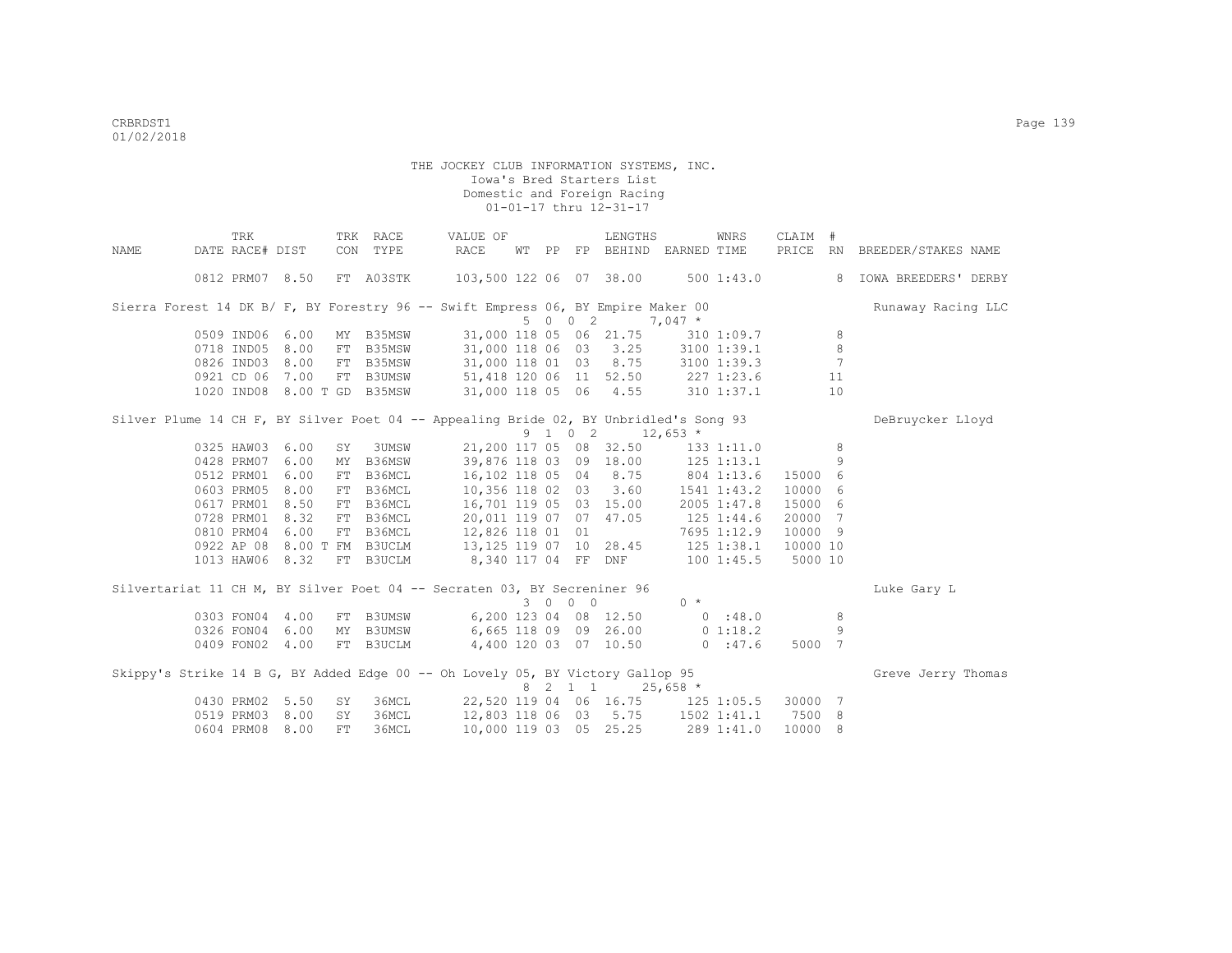THE JOCKEY CLUB INFORMATION SYSTEMS, INC.
Iowa's Bred Starters List
Domestic and Foreign Racing
01-01-17 thru 12-31-17

| NAME | TRK DATE | RACE# | DIST | TRK CON | RACE TYPE | VALUE OF RACE | WT | PP | FP | LENGTHS BEHIND | EARNED | WNRS TIME | CLAIM PRICE | # RN | BREEDER/STAKES NAME |
|---|---|---|---|---|---|---|---|---|---|---|---|---|---|---|---|
| | 0812 | PRM07 | 8.50 | FT | A03STK | 103,500 | 122 | 06 | 07 | 38.00 | 500 | 1:43.0 | | 8 | IOWA BREEDERS' DERBY |
| Sierra Forest 14 DK B/ F, BY Forestry 96 -- Swift Empress 06, BY Empire Maker 00 | | | | | | | 5 0 0 2 | | | | 7,047 * | | | | Runaway Racing LLC |
| | 0509 | IND06 | 6.00 | MY | B35MSW | 31,000 | 118 | 05 | 06 | 21.75 | 310 | 1:09.7 | | 8 | |
| | 0718 | IND05 | 8.00 | FT | B35MSW | 31,000 | 118 | 06 | 03 | 3.25 | 3100 | 1:39.1 | | 8 | |
| | 0826 | IND03 | 8.00 | FT | B35MSW | 31,000 | 118 | 01 | 03 | 8.75 | 3100 | 1:39.3 | | 7 | |
| | 0921 | CD 06 | 7.00 | FT | B3UMSW | 51,418 | 120 | 06 | 11 | 52.50 | 227 | 1:23.6 | | 11 | |
| | 1020 | IND08 | 8.00 T | GD | B35MSW | 31,000 | 118 | 05 | 06 | 4.55 | 310 | 1:37.1 | | 10 | |
| Silver Plume 14 CH F, BY Silver Poet 04 -- Appealing Bride 02, BY Unbridled's Song 93 | | | | | | | 9 1 0 2 | | | | 12,653 * | | | | DeBruycker Lloyd |
| | 0325 | HAW03 | 6.00 | SY | 3UMSW | 21,200 | 117 | 05 | 08 | 32.50 | 133 | 1:11.0 | | 8 | |
| | 0428 | PRM07 | 6.00 | MY | B36MSW | 39,876 | 118 | 03 | 09 | 18.00 | 125 | 1:13.1 | | 9 | |
| | 0512 | PRM01 | 6.00 | FT | B36MCL | 16,102 | 118 | 05 | 04 | 8.75 | 804 | 1:13.6 | 15000 | 6 | |
| | 0603 | PRM05 | 8.00 | FT | B36MCL | 10,356 | 118 | 02 | 03 | 3.60 | 1541 | 1:43.2 | 10000 | 6 | |
| | 0617 | PRM01 | 8.50 | FT | B36MCL | 16,701 | 119 | 05 | 03 | 15.00 | 2005 | 1:47.8 | 15000 | 6 | |
| | 0728 | PRM01 | 8.32 | FT | B36MCL | 20,011 | 119 | 07 | 07 | 47.05 | 125 | 1:44.6 | 20000 | 7 | |
| | 0810 | PRM04 | 6.00 | FT | B36MCL | 12,826 | 118 | 01 | 01 | | 7695 | 1:12.9 | 10000 | 9 | |
| | 0922 | AP 08 | 8.00 T | FM | B3UCLM | 13,125 | 119 | 07 | 10 | 28.45 | 125 | 1:38.1 | 10000 | 10 | |
| | 1013 | HAW06 | 8.32 | FT | B3UCLM | 8,340 | 117 | 04 | FF | DNF | 100 | 1:45.5 | 5000 | 10 | |
| Silvertariat 11 CH M, BY Silver Poet 04 -- Secraten 03, BY Secreniner 96 | | | | | | | 3 0 0 0 | | | | 0 * | | | | Luke Gary L |
| | 0303 | FON04 | 4.00 | FT | B3UMSW | 6,200 | 123 | 04 | 08 | 12.50 | 0 | :48.0 | | 8 | |
| | 0326 | FON04 | 6.00 | MY | B3UMSW | 6,665 | 118 | 09 | 09 | 26.00 | 0 | 1:18.2 | | 9 | |
| | 0409 | FON02 | 4.00 | FT | B3UCLM | 4,400 | 120 | 03 | 07 | 10.50 | 0 | :47.6 | 5000 | 7 | |
| Skippy's Strike 14 B G, BY Added Edge 00 -- Oh Lovely 05, BY Victory Gallop 95 | | | | | | | 8 2 1 1 | | | | 25,658 * | | | | Greve Jerry Thomas |
| | 0430 | PRM02 | 5.50 | SY | 36MCL | 22,520 | 119 | 04 | 06 | 16.75 | 125 | 1:05.5 | 30000 | 7 | |
| | 0519 | PRM03 | 8.00 | SY | 36MCL | 12,803 | 118 | 06 | 03 | 5.75 | 1502 | 1:41.1 | 7500 | 8 | |
| | 0604 | PRM08 | 8.00 | FT | 36MCL | 10,000 | 119 | 03 | 05 | 25.25 | 289 | 1:41.0 | 10000 | 8 | |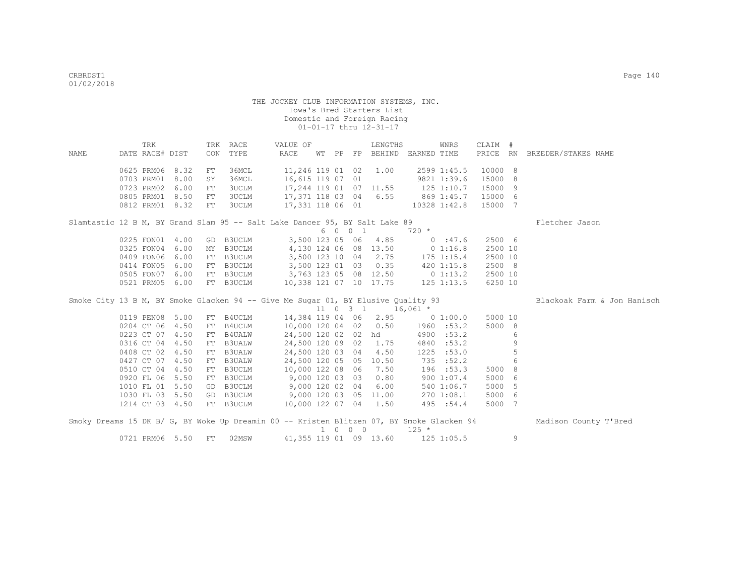THE JOCKEY CLUB INFORMATION SYSTEMS, INC.
Iowa's Bred Starters List
Domestic and Foreign Racing
01-01-17 thru 12-31-17

| NAME | DATE | TRK RACE# | DIST | TRK CON | RACE TYPE | VALUE OF RACE | WT | PP | FP | LENGTHS BEHIND | EARNED | WNRS TIME | CLAIM PRICE | # RN | BREEDER/STAKES NAME |
|---|---|---|---|---|---|---|---|---|---|---|---|---|---|---|---|
| | 0625 | PRM06 | 8.32 | FT | 36MCL | 11,246 | 119 | 01 | 02 | 1.00 | 2599 | 1:45.5 | 10000 | 8 | |
| | 0703 | PRM01 | 8.00 | SY | 36MCL | 16,615 | 119 | 07 | 01 | | 9821 | 1:39.6 | 15000 | 8 | |
| | 0723 | PRM02 | 6.00 | FT | 3UCLM | 17,244 | 119 | 01 | 07 | 11.55 | 125 | 1:10.7 | 15000 | 9 | |
| | 0805 | PRM01 | 8.50 | FT | 3UCLM | 17,371 | 118 | 03 | 04 | 6.55 | 869 | 1:45.7 | 15000 | 6 | |
| | 0812 | PRM01 | 8.32 | FT | 3UCLM | 17,331 | 118 | 06 | 01 | | 10328 | 1:42.8 | 15000 | 7 | |
| Slamtastic 12 B M, BY Grand Slam 95 -- Salt Lake Dancer 95, BY Salt Lake 89 | | | | | | | 6 | 0 0 1 | | | 720 * | | | | Fletcher Jason |
| | 0225 | FON01 | 4.00 | GD | B3UCLM | 3,500 | 123 | 05 | 06 | 4.85 | 0 | :47.6 | 2500 | 6 | |
| | 0325 | FON04 | 6.00 | MY | B3UCLM | 4,130 | 124 | 06 | 08 | 13.50 | 0 | 1:16.8 | 2500 | 10 | |
| | 0409 | FON06 | 6.00 | FT | B3UCLM | 3,500 | 123 | 10 | 04 | 2.75 | 175 | 1:15.4 | 2500 | 10 | |
| | 0414 | FON05 | 6.00 | FT | B3UCLM | 3,500 | 123 | 01 | 03 | 0.35 | 420 | 1:15.8 | 2500 | 8 | |
| | 0505 | FON07 | 6.00 | FT | B3UCLM | 3,763 | 123 | 05 | 08 | 12.50 | 0 | 1:13.2 | 2500 | 10 | |
| | 0521 | PRM05 | 6.00 | FT | B3UCLM | 10,338 | 121 | 07 | 10 | 17.75 | 125 | 1:13.5 | 6250 | 10 | |
| Smoke City 13 B M, BY Smoke Glacken 94 -- Give Me Sugar 01, BY Elusive Quality 93 | | | | | | | 11 | 0 3 1 | | | 16,061 * | | | | Blackoak Farm & Jon Hanisch |
| | 0119 | PEN08 | 5.00 | FT | B4UCLM | 14,384 | 119 | 04 | 06 | 2.95 | 0 | 1:00.0 | 5000 | 10 | |
| | 0204 | CT 06 | 4.50 | FT | B4UCLM | 10,000 | 120 | 04 | 02 | 0.50 | 1960 | :53.2 | 5000 | 8 | |
| | 0223 | CT 07 | 4.50 | FT | B4UALW | 24,500 | 120 | 02 | 02 | hd | 4900 | :53.2 | | 6 | |
| | 0316 | CT 04 | 4.50 | FT | B3UALW | 24,500 | 120 | 09 | 02 | 1.75 | 4840 | :53.2 | | 9 | |
| | 0408 | CT 02 | 4.50 | FT | B3UALW | 24,500 | 120 | 03 | 04 | 4.50 | 1225 | :53.0 | | 5 | |
| | 0427 | CT 07 | 4.50 | FT | B3UALW | 24,500 | 120 | 05 | 05 | 10.50 | 735 | :52.2 | | 6 | |
| | 0510 | CT 04 | 4.50 | FT | B3UCLM | 10,000 | 122 | 08 | 06 | 7.50 | 196 | :53.3 | 5000 | 8 | |
| | 0920 | FL 06 | 5.50 | FT | B3UCLM | 9,000 | 120 | 03 | 03 | 0.80 | 900 | 1:07.4 | 5000 | 6 | |
| | 1010 | FL 01 | 5.50 | GD | B3UCLM | 9,000 | 120 | 02 | 04 | 6.00 | 540 | 1:06.7 | 5000 | 5 | |
| | 1030 | FL 03 | 5.50 | GD | B3UCLM | 9,000 | 120 | 03 | 05 | 11.00 | 270 | 1:08.1 | 5000 | 6 | |
| | 1214 | CT 03 | 4.50 | FT | B3UCLM | 10,000 | 122 | 07 | 04 | 1.50 | 495 | :54.4 | 5000 | 7 | |
| Smoky Dreams 15 DK B/ G, BY Woke Up Dreamin 00 -- Kristen Blitzen 07, BY Smoke Glacken 94 | | | | | | | 1 | 0 0 0 | | | 125 * | | | | Madison County T'Bred |
| | 0721 | PRM06 | 5.50 | FT | 02MSW | 41,355 | 119 | 01 | 09 | 13.60 | 125 | 1:05.5 | | 9 | |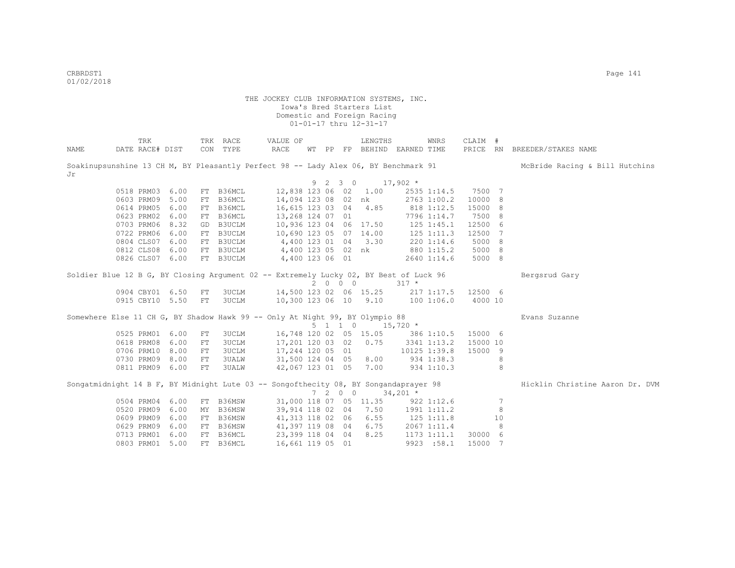THE JOCKEY CLUB INFORMATION SYSTEMS, INC.
Iowa's Bred Starters List
Domestic and Foreign Racing
01-01-17 thru 12-31-17

| NAME | TRK DATE | RACE# | DIST | TRK CON | RACE TYPE | VALUE OF RACE | WT | PP | FP | LENGTHS BEHIND | EARNED | WNRS TIME | CLAIM PRICE | # RN | BREEDER/STAKES NAME |
|---|---|---|---|---|---|---|---|---|---|---|---|---|---|---|---|
| Soakinupsunshine 13 CH M, BY Pleasantly Perfect 98 -- Lady Alex 06, BY Benchmark 91 | | | | | | | | | | | | | | | McBride Racing & Bill Hutchins Jr |
| | | | | | | 9 2 3 0 | | | | | 17,902 * | | | | |
| | 0518 | PRM03 | 6.00 | FT | B36MCL | 12,838 | 123 | 06 | 02 | 1.00 | 2535 | 1:14.5 | 7500 | 7 | |
| | 0603 | PRM09 | 5.00 | FT | B36MCL | 14,094 | 123 | 08 | 02 | nk | 2763 | 1:00.2 | 10000 | 8 | |
| | 0614 | PRM05 | 6.00 | FT | B36MCL | 16,615 | 123 | 03 | 04 | 4.85 | 818 | 1:12.5 | 15000 | 8 | |
| | 0623 | PRM02 | 6.00 | FT | B36MCL | 13,268 | 124 | 07 | 01 | | 7796 | 1:14.7 | 7500 | 8 | |
| | 0703 | PRM06 | 8.32 | GD | B3UCLM | 10,936 | 123 | 04 | 06 | 17.50 | 125 | 1:45.1 | 12500 | 6 | |
| | 0722 | PRM06 | 6.00 | FT | B3UCLM | 10,690 | 123 | 05 | 07 | 14.00 | 125 | 1:11.3 | 12500 | 7 | |
| | 0804 | CLS07 | 6.00 | FT | B3UCLM | 4,400 | 123 | 01 | 04 | 3.30 | 220 | 1:14.6 | 5000 | 8 | |
| | 0812 | CLS08 | 6.00 | FT | B3UCLM | 4,400 | 123 | 05 | 02 | nk | 880 | 1:15.2 | 5000 | 8 | |
| | 0826 | CLS07 | 6.00 | FT | B3UCLM | 4,400 | 123 | 06 | 01 | | 2640 | 1:14.6 | 5000 | 8 | |
| Soldier Blue 12 B G, BY Closing Argument 02 -- Extremely Lucky 02, BY Best of Luck 96 | | | | | | | | | | | | | | | Bergsrud Gary |
| | | | | | | 2 0 0 0 | | | | | 317 * | | | | |
| | 0904 | CBY01 | 6.50 | FT | 3UCLM | 14,500 | 123 | 02 | 06 | 15.25 | 217 | 1:17.5 | 12500 | 6 | |
| | 0915 | CBY10 | 5.50 | FT | 3UCLM | 10,300 | 123 | 06 | 10 | 9.10 | 100 | 1:06.0 | 4000 | 10 | |
| Somewhere Else 11 CH G, BY Shadow Hawk 99 -- Only At Night 99, BY Olympio 88 | | | | | | | | | | | | | | | Evans Suzanne |
| | | | | | | 5 1 1 0 | | | | | 15,720 * | | | | |
| | 0525 | PRM01 | 6.00 | FT | 3UCLM | 16,748 | 120 | 02 | 05 | 15.05 | 386 | 1:10.5 | 15000 | 6 | |
| | 0618 | PRM08 | 6.00 | FT | 3UCLM | 17,201 | 120 | 03 | 02 | 0.75 | 3341 | 1:13.2 | 15000 | 10 | |
| | 0706 | PRM10 | 8.00 | FT | 3UCLM | 17,244 | 120 | 05 | 01 | | 10125 | 1:39.8 | 15000 | 9 | |
| | 0730 | PRM09 | 8.00 | FT | 3UALW | 31,500 | 124 | 04 | 05 | 8.00 | 934 | 1:38.3 | | 8 | |
| | 0811 | PRM09 | 6.00 | FT | 3UALW | 42,067 | 123 | 01 | 05 | 7.00 | 934 | 1:10.3 | | 8 | |
| Songatmidnight 14 B F, BY Midnight Lute 03 -- Songofthecity 08, BY Songandaprayer 98 | | | | | | | | | | | | | | | Hicklin Christine Aaron Dr. DVM |
| | | | | | | 7 2 0 0 | | | | | 34,201 * | | | | |
| | 0504 | PRM04 | 6.00 | FT | B36MSW | 31,000 | 118 | 07 | 05 | 11.35 | 922 | 1:12.6 | | 7 | |
| | 0520 | PRM09 | 6.00 | MY | B36MSW | 39,914 | 118 | 02 | 04 | 7.50 | 1991 | 1:11.2 | | 8 | |
| | 0609 | PRM09 | 6.00 | FT | B36MSW | 41,313 | 118 | 02 | 06 | 6.55 | 125 | 1:11.8 | | 10 | |
| | 0629 | PRM09 | 6.00 | FT | B36MSW | 41,397 | 119 | 08 | 04 | 6.75 | 2067 | 1:11.4 | | 8 | |
| | 0713 | PRM01 | 6.00 | FT | B36MCL | 23,399 | 118 | 04 | 04 | 8.25 | 1173 | 1:11.1 | 30000 | 6 | |
| | 0803 | PRM01 | 5.00 | FT | B36MCL | 16,661 | 119 | 05 | 01 | | 9923 | :58.1 | 15000 | 7 | |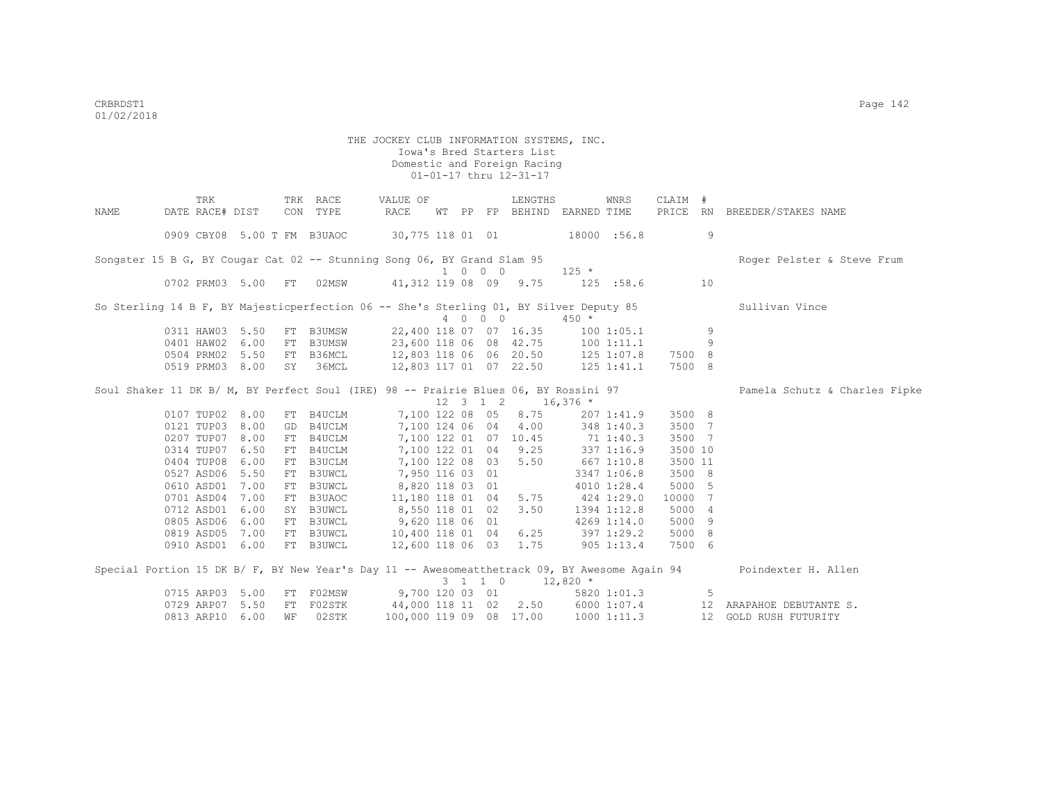THE JOCKEY CLUB INFORMATION SYSTEMS, INC.
Iowa's Bred Starters List
Domestic and Foreign Racing
01-01-17 thru 12-31-17

| NAME | TRK DATE RACE# | DIST | TRK CON | RACE TYPE | VALUE OF RACE | WT | PP | FP | LENGTHS BEHIND | EARNED | WNRS TIME | CLAIM PRICE | # RN | BREEDER/STAKES NAME |
|---|---|---|---|---|---|---|---|---|---|---|---|---|---|---|
| | 0909 CBY08 | 5.00 T | FM | B3UAOC | 30,775 | 118 | 01 | 01 | | 18000 | :56.8 | | 9 | |
| Songster 15 B G, BY Cougar Cat 02 -- Stunning Song 06, BY Grand Slam 95 | | | | | | 1 | 0 | 0 0 | | 125 * | | | | Roger Pelster & Steve Frum |
| | 0702 PRM03 | 5.00 | FT | 02MSW | 41,312 | 119 | 08 | 09 | 9.75 | 125 | :58.6 | | 10 | |
| So Sterling 14 B F, BY Majesticperfection 06 -- She's Sterling 01, BY Silver Deputy 85 | | | | | | 4 | 0 | 0 0 | | 450 * | | | | Sullivan Vince |
| | 0311 HAW03 | 5.50 | FT | B3UMSW | 22,400 | 118 | 07 | 07 | 16.35 | 100 | 1:05.1 | | 9 | |
| | 0401 HAW02 | 6.00 | FT | B3UMSW | 23,600 | 118 | 06 | 08 | 42.75 | 100 | 1:11.1 | | 9 | |
| | 0504 PRM02 | 5.50 | FT | B36MCL | 12,803 | 118 | 06 | 06 | 20.50 | 125 | 1:07.8 | 7500 | 8 | |
| | 0519 PRM03 | 8.00 | SY | 36MCL | 12,803 | 117 | 01 | 07 | 22.50 | 125 | 1:41.1 | 7500 | 8 | |
| Soul Shaker 11 DK B/ M, BY Perfect Soul (IRE) 98 -- Prairie Blues 06, BY Rossini 97 | | | | | | 12 | 3 | 1 2 | | 16,376 * | | | | Pamela Schutz & Charles Fipke |
| | 0107 TUP02 | 8.00 | FT | B4UCLM | 7,100 | 122 | 08 | 05 | 8.75 | 207 | 1:41.9 | 3500 | 8 | |
| | 0121 TUP03 | 8.00 | GD | B4UCLM | 7,100 | 124 | 06 | 04 | 4.00 | 348 | 1:40.3 | 3500 | 7 | |
| | 0207 TUP07 | 8.00 | FT | B4UCLM | 7,100 | 122 | 01 | 07 | 10.45 | 71 | 1:40.3 | 3500 | 7 | |
| | 0314 TUP07 | 6.50 | FT | B4UCLM | 7,100 | 122 | 01 | 04 | 9.25 | 337 | 1:16.9 | 3500 | 10 | |
| | 0404 TUP08 | 6.00 | FT | B3UCLM | 7,100 | 122 | 08 | 03 | 5.50 | 667 | 1:10.8 | 3500 | 11 | |
| | 0527 ASD06 | 5.50 | FT | B3UWCL | 7,950 | 116 | 03 | 01 | | 3347 | 1:06.8 | 3500 | 8 | |
| | 0610 ASD01 | 7.00 | FT | B3UWCL | 8,820 | 118 | 03 | 01 | | 4010 | 1:28.4 | 5000 | 5 | |
| | 0701 ASD04 | 7.00 | FT | B3UAOC | 11,180 | 118 | 01 | 04 | 5.75 | 424 | 1:29.0 | 10000 | 7 | |
| | 0712 ASD01 | 6.00 | SY | B3UWCL | 8,550 | 118 | 01 | 02 | 3.50 | 1394 | 1:12.8 | 5000 | 4 | |
| | 0805 ASD06 | 6.00 | FT | B3UWCL | 9,620 | 118 | 06 | 01 | | 4269 | 1:14.0 | 5000 | 9 | |
| | 0819 ASD05 | 7.00 | FT | B3UWCL | 10,400 | 118 | 01 | 04 | 6.25 | 397 | 1:29.2 | 5000 | 8 | |
| | 0910 ASD01 | 6.00 | FT | B3UWCL | 12,600 | 118 | 06 | 03 | 1.75 | 905 | 1:13.4 | 7500 | 6 | |
| Special Portion 15 DK B/ F, BY New Year's Day 11 -- Awesomeatthetrack 09, BY Awesome Again 94 | | | | | | 3 | 1 | 1 0 | | 12,820 * | | | | Poindexter H. Allen |
| | 0715 ARP03 | 5.00 | FT | F02MSW | 9,700 | 120 | 03 | 01 | | 5820 | 1:01.3 | | 5 | |
| | 0729 ARP07 | 5.50 | FT | F02STK | 44,000 | 118 | 11 | 02 | 2.50 | 6000 | 1:07.4 | | 12 | ARAPAHOE DEBUTANTE S. |
| | 0813 ARP10 | 6.00 | WF | 02STK | 100,000 | 119 | 09 | 08 | 17.00 | 1000 | 1:11.3 | | 12 | GOLD RUSH FUTURITY |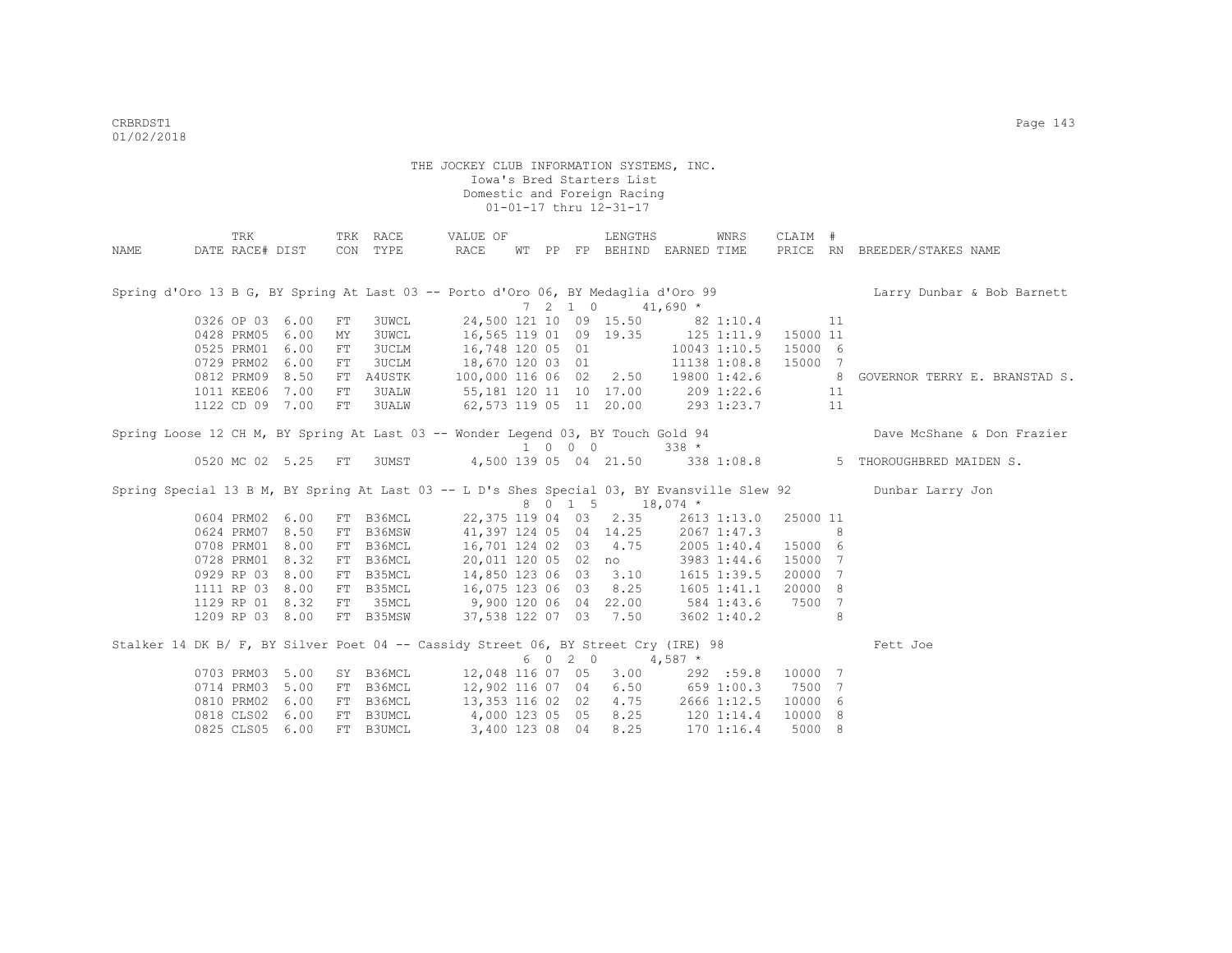THE JOCKEY CLUB INFORMATION SYSTEMS, INC.
Iowa's Bred Starters List
Domestic and Foreign Racing
01-01-17 thru 12-31-17

| NAME | TRK DATE | RACE# | DIST | TRK CON | RACE TYPE | VALUE OF RACE | WT | PP | FP | LENGTHS BEHIND | EARNED | WNRS TIME | CLAIM PRICE | # RN | BREEDER/STAKES NAME |
|---|---|---|---|---|---|---|---|---|---|---|---|---|---|---|---|
| Spring d'Oro 13 B G, BY Spring At Last 03 -- Porto d'Oro 06, BY Medaglia d'Oro 99 | | | | | | 7 2 1 0 | | | | | 41,690 * | | | | Larry Dunbar & Bob Barnett |
| | 0326 | OP 03 | 6.00 | FT | 3UWCL | 24,500 | 121 | 10 | 09 | 15.50 | 82 | 1:10.4 | | 11 | |
| | 0428 | PRM05 | 6.00 | MY | 3UWCL | 16,565 | 119 | 01 | 09 | 19.35 | 125 | 1:11.9 | 15000 | 11 | |
| | 0525 | PRM01 | 6.00 | FT | 3UCLM | 16,748 | 120 | 05 | 01 | | 10043 | 1:10.5 | 15000 | 6 | |
| | 0729 | PRM02 | 6.00 | FT | 3UCLM | 18,670 | 120 | 03 | 01 | | 11138 | 1:08.8 | 15000 | 7 | |
| | 0812 | PRM09 | 8.50 | FT | A4USTK | 100,000 | 116 | 06 | 02 | 2.50 | 19800 | 1:42.6 | | 8 | GOVERNOR TERRY E. BRANSTAD S. |
| | 1011 | KEE06 | 7.00 | FT | 3UALW | 55,181 | 120 | 11 | 10 | 17.00 | 209 | 1:22.6 | | 11 | |
| | 1122 | CD 09 | 7.00 | FT | 3UALW | 62,573 | 119 | 05 | 11 | 20.00 | 293 | 1:23.7 | | 11 | |
| Spring Loose 12 CH M, BY Spring At Last 03 -- Wonder Legend 03, BY Touch Gold 94 | | | | | | 1 0 0 0 | | | | | 338 * | | | | Dave McShane & Don Frazier |
| | 0520 | MC 02 | 5.25 | FT | 3UMST | 4,500 | 139 | 05 | 04 | 21.50 | 338 | 1:08.8 | | 5 | THOROUGHBRED MAIDEN S. |
| Spring Special 13 B M, BY Spring At Last 03 -- L D's Shes Special 03, BY Evansville Slew 92 | | | | | | 8 0 1 5 | | | | | 18,074 * | | | | Dunbar Larry Jon |
| | 0604 | PRM02 | 6.00 | FT | B36MCL | 22,375 | 119 | 04 | 03 | 2.35 | 2613 | 1:13.0 | 25000 | 11 | |
| | 0624 | PRM07 | 8.50 | FT | B36MSW | 41,397 | 124 | 05 | 04 | 14.25 | 2067 | 1:47.3 | | 8 | |
| | 0708 | PRM01 | 8.00 | FT | B36MCL | 16,701 | 124 | 02 | 03 | 4.75 | 2005 | 1:40.4 | 15000 | 6 | |
| | 0728 | PRM01 | 8.32 | FT | B36MCL | 20,011 | 120 | 05 | 02 | no | 3983 | 1:44.6 | 15000 | 7 | |
| | 0929 | RP 03 | 8.00 | FT | B35MCL | 14,850 | 123 | 06 | 03 | 3.10 | 1615 | 1:39.5 | 20000 | 7 | |
| | 1111 | RP 03 | 8.00 | FT | B35MCL | 16,075 | 123 | 06 | 03 | 8.25 | 1605 | 1:41.1 | 20000 | 8 | |
| | 1129 | RP 01 | 8.32 | FT | 35MCL | 9,900 | 120 | 06 | 04 | 22.00 | 584 | 1:43.6 | 7500 | 7 | |
| | 1209 | RP 03 | 8.00 | FT | B35MSW | 37,538 | 122 | 07 | 03 | 7.50 | 3602 | 1:40.2 | | 8 | |
| Stalker 14 DK B/ F, BY Silver Poet 04 -- Cassidy Street 06, BY Street Cry (IRE) 98 | | | | | | 6 0 2 0 | | | | | 4,587 * | | | | Fett Joe |
| | 0703 | PRM03 | 5.00 | SY | B36MCL | 12,048 | 116 | 07 | 05 | 3.00 | 292 | :59.8 | 10000 | 7 | |
| | 0714 | PRM03 | 5.00 | FT | B36MCL | 12,902 | 116 | 07 | 04 | 6.50 | 659 | 1:00.3 | 7500 | 7 | |
| | 0810 | PRM02 | 6.00 | FT | B36MCL | 13,353 | 116 | 02 | 02 | 4.75 | 2666 | 1:12.5 | 10000 | 6 | |
| | 0818 | CLS02 | 6.00 | FT | B3UMCL | 4,000 | 123 | 05 | 05 | 8.25 | 120 | 1:14.4 | 10000 | 8 | |
| | 0825 | CLS05 | 6.00 | FT | B3UMCL | 3,400 | 123 | 08 | 04 | 8.25 | 170 | 1:16.4 | 5000 | 8 | |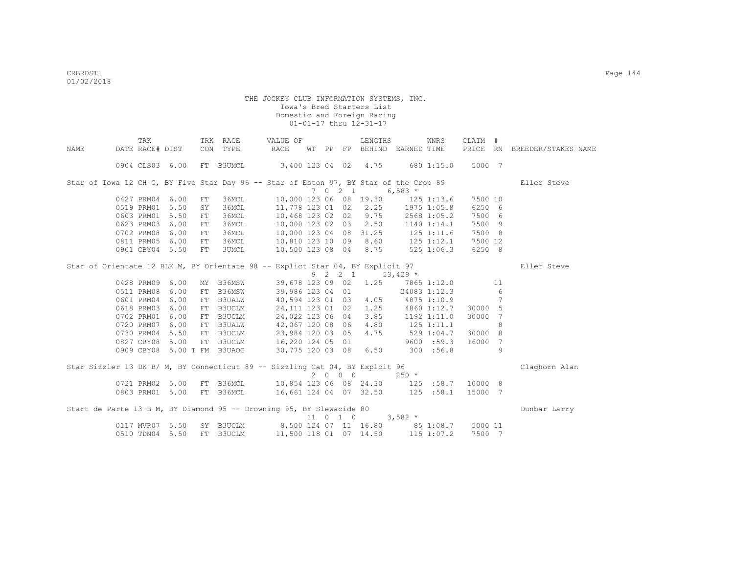THE JOCKEY CLUB INFORMATION SYSTEMS, INC.
Iowa's Bred Starters List
Domestic and Foreign Racing
01-01-17 thru 12-31-17

| NAME | DATE | TRK RACE# | DIST | TRK CON | RACE TYPE | VALUE OF RACE | WT | PP | FP | LENGTHS BEHIND | EARNED | WNRS TIME | CLAIM PRICE | # RN | BREEDER/STAKES NAME |
|---|---|---|---|---|---|---|---|---|---|---|---|---|---|---|---|
| | 0904 | CLS03 | 6.00 | FT | B3UMCL | 3,400 | 123 | 04 | 02 | 4.75 | 680 | 1:15.0 | 5000 | 7 | |
| Star of Iowa 12 CH G, BY Five Star Day 96 -- Star of Eston 97, BY Star of the Crop 89 | | | | | | | 7 | 0 2 1 | | | 6,583 * | | | | Eller Steve |
| | 0427 | PRM04 | 6.00 | FT | 36MCL | 10,000 | 123 | 06 | 08 | 19.30 | 125 | 1:13.6 | 7500 | 10 | |
| | 0519 | PRM01 | 5.50 | SY | 36MCL | 11,778 | 123 | 01 | 02 | 2.25 | 1975 | 1:05.8 | 6250 | 6 | |
| | 0603 | PRM01 | 5.50 | FT | 36MCL | 10,468 | 123 | 02 | 02 | 9.75 | 2568 | 1:05.2 | 7500 | 6 | |
| | 0623 | PRM03 | 6.00 | FT | 36MCL | 10,000 | 123 | 02 | 03 | 2.50 | 1140 | 1:14.1 | 7500 | 9 | |
| | 0702 | PRM08 | 6.00 | FT | 36MCL | 10,000 | 123 | 04 | 08 | 31.25 | 125 | 1:11.6 | 7500 | 8 | |
| | 0811 | PRM05 | 6.00 | FT | 36MCL | 10,810 | 123 | 10 | 09 | 8.60 | 125 | 1:12.1 | 7500 | 12 | |
| | 0901 | CBY04 | 5.50 | FT | 3UMCL | 10,500 | 123 | 08 | 04 | 8.75 | 525 | 1:06.3 | 6250 | 8 | |
| Star of Orientate 12 BLK M, BY Orientate 98 -- Explict Star 04, BY Explicit 97 | | | | | | | 9 | 2 2 1 | | | 53,429 * | | | | Eller Steve |
| | 0428 | PRM09 | 6.00 | MY | B36MSW | 39,678 | 123 | 09 | 02 | 1.25 | 7865 | 1:12.0 | | 11 | |
| | 0511 | PRM08 | 6.00 | FT | B36MSW | 39,986 | 123 | 04 | 01 | | 24083 | 1:12.3 | | 6 | |
| | 0601 | PRM04 | 6.00 | FT | B3UALW | 40,594 | 123 | 01 | 03 | 4.05 | 4875 | 1:10.9 | | 7 | |
| | 0618 | PRM03 | 6.00 | FT | B3UCLM | 24,111 | 123 | 01 | 02 | 1.25 | 4860 | 1:12.7 | 30000 | 5 | |
| | 0702 | PRM01 | 6.00 | FT | B3UCLM | 24,022 | 123 | 06 | 04 | 3.85 | 1192 | 1:11.0 | 30000 | 7 | |
| | 0720 | PRM07 | 6.00 | FT | B3UALW | 42,067 | 120 | 08 | 06 | 4.80 | 125 | 1:11.1 | | 8 | |
| | 0730 | PRM04 | 5.50 | FT | B3UCLM | 23,984 | 120 | 03 | 05 | 4.75 | 529 | 1:04.7 | 30000 | 8 | |
| | 0827 | CBY08 | 5.00 | FT | B3UCLM | 16,220 | 124 | 05 | 01 | | 9600 | :59.3 | 16000 | 7 | |
| | 0909 | CBY08 | 5.00 T | FM | B3UAOC | 30,775 | 120 | 03 | 08 | 6.50 | 300 | :56.8 | | 9 | |
| Star Sizzler 13 DK B/ M, BY Connecticut 89 -- Sizzling Cat 04, BY Exploit 96 | | | | | | | 2 | 0 0 0 | | | 250 * | | | | Claghorn Alan |
| | 0721 | PRM02 | 5.00 | FT | B36MCL | 10,854 | 123 | 06 | 08 | 24.30 | 125 | :58.7 | 10000 | 8 | |
| | 0803 | PRM01 | 5.00 | FT | B36MCL | 16,661 | 124 | 04 | 07 | 32.50 | 125 | :58.1 | 15000 | 7 | |
| Start de Parte 13 B M, BY Diamond 95 -- Drowning 95, BY Slewacide 80 | | | | | | | 11 | 0 1 0 | | | 3,582 * | | | | Dunbar Larry |
| | 0117 | MVR07 | 5.50 | SY | B3UCLM | 8,500 | 124 | 07 | 11 | 16.80 | 85 | 1:08.7 | 5000 | 11 | |
| | 0510 | TDN04 | 5.50 | FT | B3UCLM | 11,500 | 118 | 01 | 07 | 14.50 | 115 | 1:07.2 | 7500 | 7 | |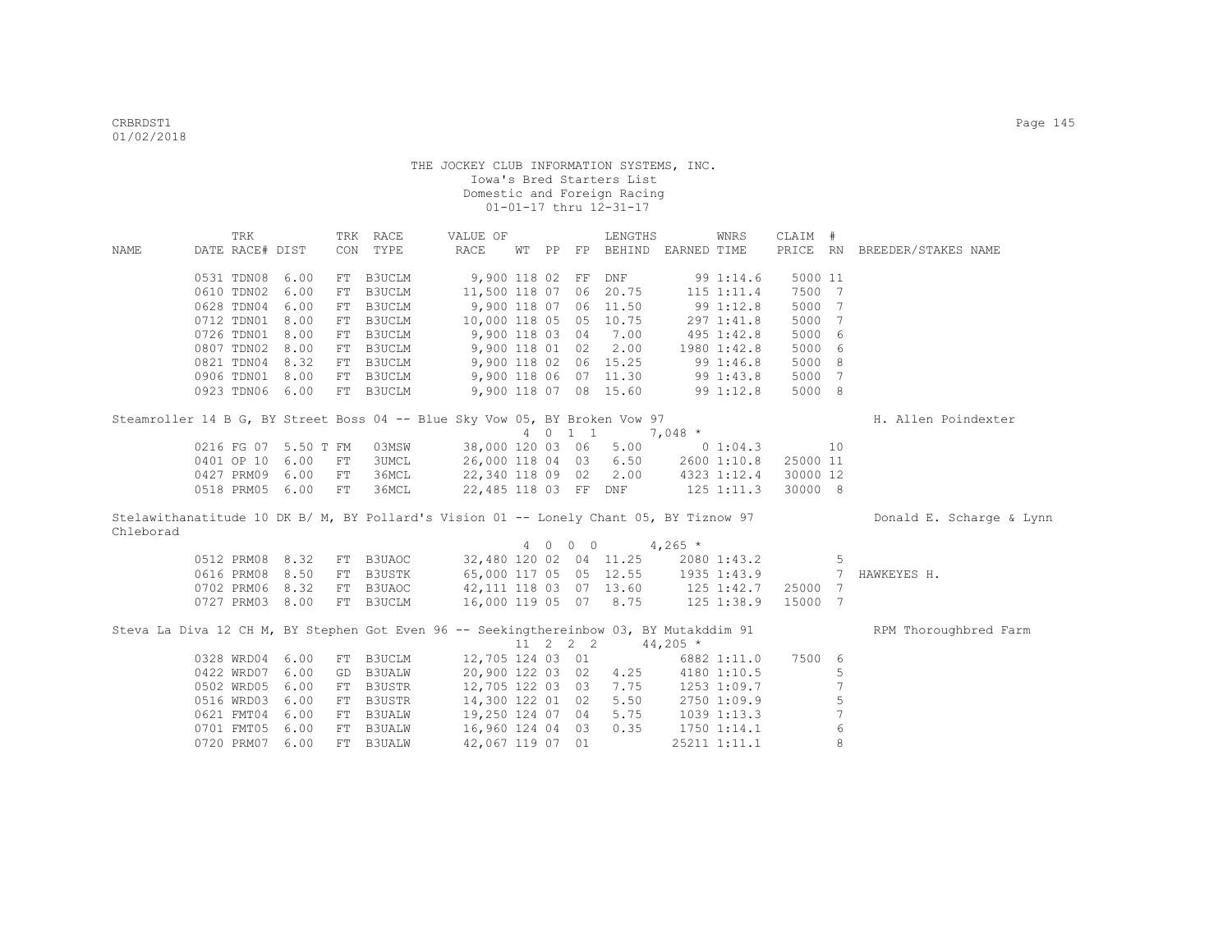THE JOCKEY CLUB INFORMATION SYSTEMS, INC.
Iowa's Bred Starters List
Domestic and Foreign Racing
01-01-17 thru 12-31-17

| NAME | TRK DATE | RACE# | DIST | TRK CON | RACE TYPE | VALUE OF RACE | WT | PP | FP | LENGTHS BEHIND | EARNED | WNRS TIME | CLAIM PRICE | # RN | BREEDER/STAKES NAME |
|---|---|---|---|---|---|---|---|---|---|---|---|---|---|---|---|
| | 0531 | TDN08 | 6.00 | FT | B3UCLM | 9,900 | 118 | 02 | FF | DNF | 99 | 1:14.6 | 5000 | 11 | |
| | 0610 | TDN02 | 6.00 | FT | B3UCLM | 11,500 | 118 | 07 | 06 | 20.75 | 115 | 1:11.4 | 7500 | 7 | |
| | 0628 | TDN04 | 6.00 | FT | B3UCLM | 9,900 | 118 | 07 | 06 | 11.50 | 99 | 1:12.8 | 5000 | 7 | |
| | 0712 | TDN01 | 8.00 | FT | B3UCLM | 10,000 | 118 | 05 | 05 | 10.75 | 297 | 1:41.8 | 5000 | 7 | |
| | 0726 | TDN01 | 8.00 | FT | B3UCLM | 9,900 | 118 | 03 | 04 | 7.00 | 495 | 1:42.8 | 5000 | 6 | |
| | 0807 | TDN02 | 8.00 | FT | B3UCLM | 9,900 | 118 | 01 | 02 | 2.00 | 1980 | 1:42.8 | 5000 | 6 | |
| | 0821 | TDN04 | 8.32 | FT | B3UCLM | 9,900 | 118 | 02 | 06 | 15.25 | 99 | 1:46.8 | 5000 | 8 | |
| | 0906 | TDN01 | 8.00 | FT | B3UCLM | 9,900 | 118 | 06 | 07 | 11.30 | 99 | 1:43.8 | 5000 | 7 | |
| | 0923 | TDN06 | 6.00 | FT | B3UCLM | 9,900 | 118 | 07 | 08 | 15.60 | 99 | 1:12.8 | 5000 | 8 | |
| Steamroller 14 B G, BY Street Boss 04 -- Blue Sky Vow 05, BY Broken Vow 97 | | | | | | | 4 | 0 1 1 | | | 7,048 * | | | | H. Allen Poindexter |
| | 0216 | FG 07 | 5.50 | T FM | 03MSW | 38,000 | 120 | 03 | 06 | 5.00 | 0 | 1:04.3 | | 10 | |
| | 0401 | OP 10 | 6.00 | FT | 3UMCL | 26,000 | 118 | 04 | 03 | 6.50 | 2600 | 1:10.8 | 25000 | 11 | |
| | 0427 | PRM09 | 6.00 | FT | 36MCL | 22,340 | 118 | 09 | 02 | 2.00 | 4323 | 1:12.4 | 30000 | 12 | |
| | 0518 | PRM05 | 6.00 | FT | 36MCL | 22,485 | 118 | 03 | FF | DNF | 125 | 1:11.3 | 30000 | 8 | |
| Stelawithanatitude 10 DK B/ M, BY Pollard's Vision 01 -- Lonely Chant 05, BY Tiznow 97 | | | | | | | 4 | 0 0 0 | | | 4,265 * | | | | Donald E. Scharge & Lynn Chleborad |
| | 0512 | PRM08 | 8.32 | FT | B3UAOC | 32,480 | 120 | 02 | 04 | 11.25 | 2080 | 1:43.2 | | 5 | |
| | 0616 | PRM08 | 8.50 | FT | B3USTK | 65,000 | 117 | 05 | 05 | 12.55 | 1935 | 1:43.9 | | 7 | HAWKEYES H. |
| | 0702 | PRM06 | 8.32 | FT | B3UAOC | 42,111 | 118 | 03 | 07 | 13.60 | 125 | 1:42.7 | 25000 | 7 | |
| | 0727 | PRM03 | 8.00 | FT | B3UCLM | 16,000 | 119 | 05 | 07 | 8.75 | 125 | 1:38.9 | 15000 | 7 | |
| Steva La Diva 12 CH M, BY Stephen Got Even 96 -- Seekingthereinbow 03, BY Mutakddim 91 | | | | | | | 11 | 2 2 2 | | | 44,205 * | | | | RPM Thoroughbred Farm |
| | 0328 | WRD04 | 6.00 | FT | B3UCLM | 12,705 | 124 | 03 | 01 | | 6882 | 1:11.0 | 7500 | 6 | |
| | 0422 | WRD07 | 6.00 | GD | B3UALW | 20,900 | 122 | 03 | 02 | 4.25 | 4180 | 1:10.5 | | 5 | |
| | 0502 | WRD05 | 6.00 | FT | B3USTR | 12,705 | 122 | 03 | 03 | 7.75 | 1253 | 1:09.7 | | 7 | |
| | 0516 | WRD03 | 6.00 | FT | B3USTR | 14,300 | 122 | 01 | 02 | 5.50 | 2750 | 1:09.9 | | 5 | |
| | 0621 | FMT04 | 6.00 | FT | B3UALW | 19,250 | 124 | 07 | 04 | 5.75 | 1039 | 1:13.3 | | 7 | |
| | 0701 | FMT05 | 6.00 | FT | B3UALW | 16,960 | 124 | 04 | 03 | 0.35 | 1750 | 1:14.1 | | 6 | |
| | 0720 | PRM07 | 6.00 | FT | B3UALW | 42,067 | 119 | 07 | 01 | | 25211 | 1:11.1 | | 8 | |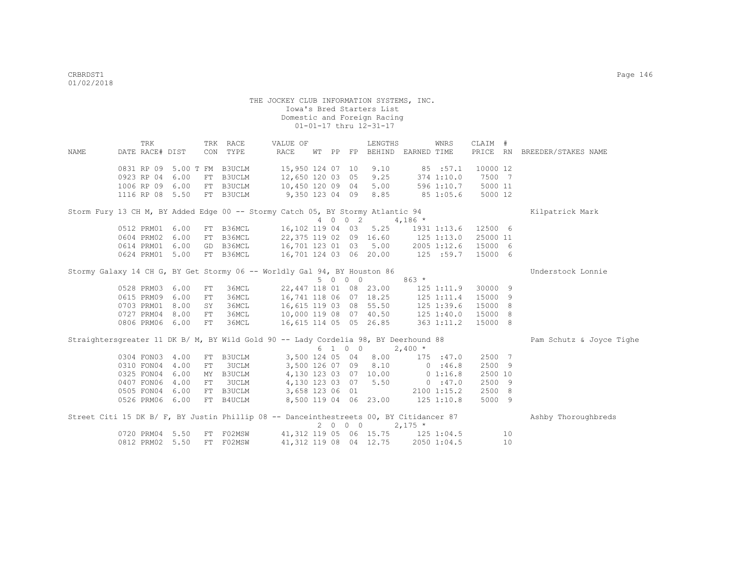THE JOCKEY CLUB INFORMATION SYSTEMS, INC.
Iowa's Bred Starters List
Domestic and Foreign Racing
01-01-17 thru 12-31-17

| NAME | TRK DATE | RACE# | DIST | TRK CON | RACE TYPE | VALUE OF RACE | WT | PP | FP | LENGTHS BEHIND | EARNED | WNRS TIME | CLAIM PRICE | # RN | BREEDER/STAKES NAME |
|---|---|---|---|---|---|---|---|---|---|---|---|---|---|---|---|
| | 0831 RP | 09 | 5.00 T | FM | B3UCLM | 15,950 | 124 | 07 | 10 | 9.10 | 85 | :57.1 | 10000 | 12 | |
| | 0923 RP | 04 | 6.00 | FT | B3UCLM | 12,650 | 120 | 03 | 05 | 9.25 | 374 | 1:10.0 | 7500 | 7 | |
| | 1006 RP | 09 | 6.00 | FT | B3UCLM | 10,450 | 120 | 09 | 04 | 5.00 | 596 | 1:10.7 | 5000 | 11 | |
| | 1116 RP | 08 | 5.50 | FT | B3UCLM | 9,350 | 123 | 04 | 09 | 8.85 | 85 | 1:05.6 | 5000 | 12 | |
| Storm Fury 13 CH M, BY Added Edge 00 -- Stormy Catch 05, BY Stormy Atlantic 94 | | | | | | | 4 | 0 0 | 2 | | 4,186 * | | | | Kilpatrick Mark |
| | 0512 PRM | 01 | 6.00 | FT | B36MCL | 16,102 | 119 | 04 | 03 | 5.25 | 1931 | 1:13.6 | 12500 | 6 | |
| | 0604 PRM | 02 | 6.00 | FT | B36MCL | 22,375 | 119 | 02 | 09 | 16.60 | 125 | 1:13.0 | 25000 | 11 | |
| | 0614 PRM | 01 | 6.00 | GD | B36MCL | 16,701 | 123 | 01 | 03 | 5.00 | 2005 | 1:12.6 | 15000 | 6 | |
| | 0624 PRM | 01 | 5.00 | FT | B36MCL | 16,701 | 124 | 03 | 06 | 20.00 | 125 | :59.7 | 15000 | 6 | |
| Stormy Galaxy 14 CH G, BY Get Stormy 06 -- Worldly Gal 94, BY Houston 86 | | | | | | | 5 | 0 0 | 0 | | 863 * | | | | Understock Lonnie |
| | 0528 PRM | 03 | 6.00 | FT | 36MCL | 22,447 | 118 | 01 | 08 | 23.00 | 125 | 1:11.9 | 30000 | 9 | |
| | 0615 PRM | 09 | 6.00 | FT | 36MCL | 16,741 | 118 | 06 | 07 | 18.25 | 125 | 1:11.4 | 15000 | 9 | |
| | 0703 PRM | 01 | 8.00 | SY | 36MCL | 16,615 | 119 | 03 | 08 | 55.50 | 125 | 1:39.6 | 15000 | 8 | |
| | 0727 PRM | 04 | 8.00 | FT | 36MCL | 10,000 | 119 | 08 | 07 | 40.50 | 125 | 1:40.0 | 15000 | 8 | |
| | 0806 PRM | 06 | 6.00 | FT | 36MCL | 16,615 | 114 | 05 | 05 | 26.85 | 363 | 1:11.2 | 15000 | 8 | |
| Straightersgreater 11 DK B/ M, BY Wild Gold 90 -- Lady Cordelia 98, BY Deerhound 88 | | | | | | | 6 | 1 0 | 0 | | 2,400 * | | | | Pam Schutz & Joyce Tighe |
| | 0304 FON | 03 | 4.00 | FT | B3UCLM | 3,500 | 124 | 05 | 04 | 8.00 | 175 | :47.0 | 2500 | 7 | |
| | 0310 FON | 04 | 4.00 | FT | 3UCLM | 3,500 | 126 | 07 | 09 | 8.10 | 0 | :46.8 | 2500 | 9 | |
| | 0325 FON | 04 | 6.00 | MY | B3UCLM | 4,130 | 123 | 03 | 07 | 10.00 | 0 | 1:16.8 | 2500 | 10 | |
| | 0407 FON | 06 | 4.00 | FT | 3UCLM | 4,130 | 123 | 03 | 07 | 5.50 | 0 | :47.0 | 2500 | 9 | |
| | 0505 FON | 04 | 6.00 | FT | B3UCLM | 3,658 | 123 | 06 | 01 | | 2100 | 1:15.2 | 2500 | 8 | |
| | 0526 PRM | 06 | 6.00 | FT | B4UCLM | 8,500 | 119 | 04 | 06 | 23.00 | 125 | 1:10.8 | 5000 | 9 | |
| Street Citi 15 DK B/ F, BY Justin Phillip 08 -- Danceinthestreets 00, BY Citidancer 87 | | | | | | | 2 | 0 0 | 0 | | 2,175 * | | | | Ashby Thoroughbreds |
| | 0720 PRM | 04 | 5.50 | FT | F02MSW | 41,312 | 119 | 05 | 06 | 15.75 | 125 | 1:04.5 | | 10 | |
| | 0812 PRM | 02 | 5.50 | FT | F02MSW | 41,312 | 119 | 08 | 04 | 12.75 | 2050 | 1:04.5 | | 10 | |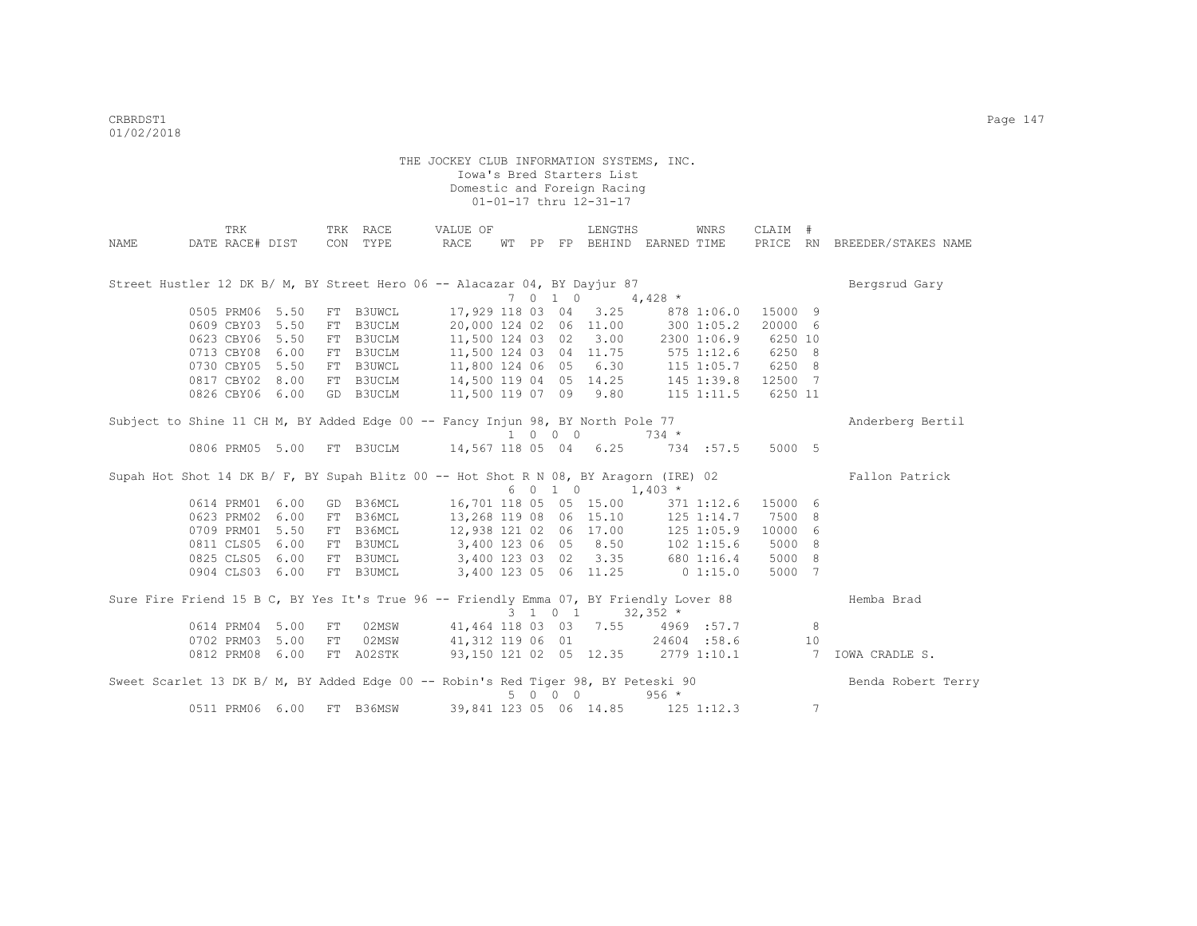THE JOCKEY CLUB INFORMATION SYSTEMS, INC.
Iowa's Bred Starters List
Domestic and Foreign Racing
01-01-17 thru 12-31-17

| NAME | TRK DATE | RACE# | DIST | TRK CON | RACE TYPE | VALUE OF RACE | WT | PP | FP | LENGTHS BEHIND | EARNED | WNRS TIME | CLAIM PRICE | # RN | BREEDER/STAKES NAME |
|---|---|---|---|---|---|---|---|---|---|---|---|---|---|---|---|
| Street Hustler 12 DK B/ M, BY Street Hero 06 -- Alacazar 04, BY Dayjur 87 | | | | | | | 7 | 0 | 1 0 | | 4,428 * | | | | Bergsrud Gary |
| | 0505 | PRM06 | 5.50 | FT | B3UWCL | 17,929 | 118 | 03 | 04 | 3.25 | 878 | 1:06.0 | 15000 | 9 | |
| | 0609 | CBY03 | 5.50 | FT | B3UCLM | 20,000 | 124 | 02 | 06 | 11.00 | 300 | 1:05.2 | 20000 | 6 | |
| | 0623 | CBY06 | 5.50 | FT | B3UCLM | 11,500 | 124 | 03 | 02 | 3.00 | 2300 | 1:06.9 | 6250 | 10 | |
| | 0713 | CBY08 | 6.00 | FT | B3UCLM | 11,500 | 124 | 03 | 04 | 11.75 | 575 | 1:12.6 | 6250 | 8 | |
| | 0730 | CBY05 | 5.50 | FT | B3UWCL | 11,800 | 124 | 06 | 05 | 6.30 | 115 | 1:05.7 | 6250 | 8 | |
| | 0817 | CBY02 | 8.00 | FT | B3UCLM | 14,500 | 119 | 04 | 05 | 14.25 | 145 | 1:39.8 | 12500 | 7 | |
| | 0826 | CBY06 | 6.00 | GD | B3UCLM | 11,500 | 119 | 07 | 09 | 9.80 | 115 | 1:11.5 | 6250 | 11 | |
| Subject to Shine 11 CH M, BY Added Edge 00 -- Fancy Injun 98, BY North Pole 77 | | | | | | | 1 | 0 | 0 0 | | 734 * | | | | Anderberg Bertil |
| | 0806 | PRM05 | 5.00 | FT | B3UCLM | 14,567 | 118 | 05 | 04 | 6.25 | 734 | :57.5 | 5000 | 5 | |
| Supah Hot Shot 14 DK B/ F, BY Supah Blitz 00 -- Hot Shot R N 08, BY Aragorn (IRE) 02 | | | | | | | 6 | 0 | 1 0 | | 1,403 * | | | | Fallon Patrick |
| | 0614 | PRM01 | 6.00 | GD | B36MCL | 16,701 | 118 | 05 | 05 | 15.00 | 371 | 1:12.6 | 15000 | 6 | |
| | 0623 | PRM02 | 6.00 | FT | B36MCL | 13,268 | 119 | 08 | 06 | 15.10 | 125 | 1:14.7 | 7500 | 8 | |
| | 0709 | PRM01 | 5.50 | FT | B36MCL | 12,938 | 121 | 02 | 06 | 17.00 | 125 | 1:05.9 | 10000 | 6 | |
| | 0811 | CLS05 | 6.00 | FT | B3UMCL | 3,400 | 123 | 06 | 05 | 8.50 | 102 | 1:15.6 | 5000 | 8 | |
| | 0825 | CLS05 | 6.00 | FT | B3UMCL | 3,400 | 123 | 03 | 02 | 3.35 | 680 | 1:16.4 | 5000 | 8 | |
| | 0904 | CLS03 | 6.00 | FT | B3UMCL | 3,400 | 123 | 05 | 06 | 11.25 | 0 | 1:15.0 | 5000 | 7 | |
| Sure Fire Friend 15 B C, BY Yes It's True 96 -- Friendly Emma 07, BY Friendly Lover 88 | | | | | | | 3 | 1 | 0 1 | | 32,352 * | | | | Hemba Brad |
| | 0614 | PRM04 | 5.00 | FT | 02MSW | 41,464 | 118 | 03 | 03 | 7.55 | 4969 | :57.7 | | 8 | |
| | 0702 | PRM03 | 5.00 | FT | 02MSW | 41,312 | 119 | 06 | 01 | | 24604 | :58.6 | | 10 | |
| | 0812 | PRM08 | 6.00 | FT | A02STK | 93,150 | 121 | 02 | 05 | 12.35 | 2779 | 1:10.1 | | 7 | IOWA CRADLE S. |
| Sweet Scarlet 13 DK B/ M, BY Added Edge 00 -- Robin's Red Tiger 98, BY Peteski 90 | | | | | | | 5 | 0 | 0 0 | | 956 * | | | | Benda Robert Terry |
| | 0511 | PRM06 | 6.00 | FT | B36MSW | 39,841 | 123 | 05 | 06 | 14.85 | 125 | 1:12.3 | | 7 | |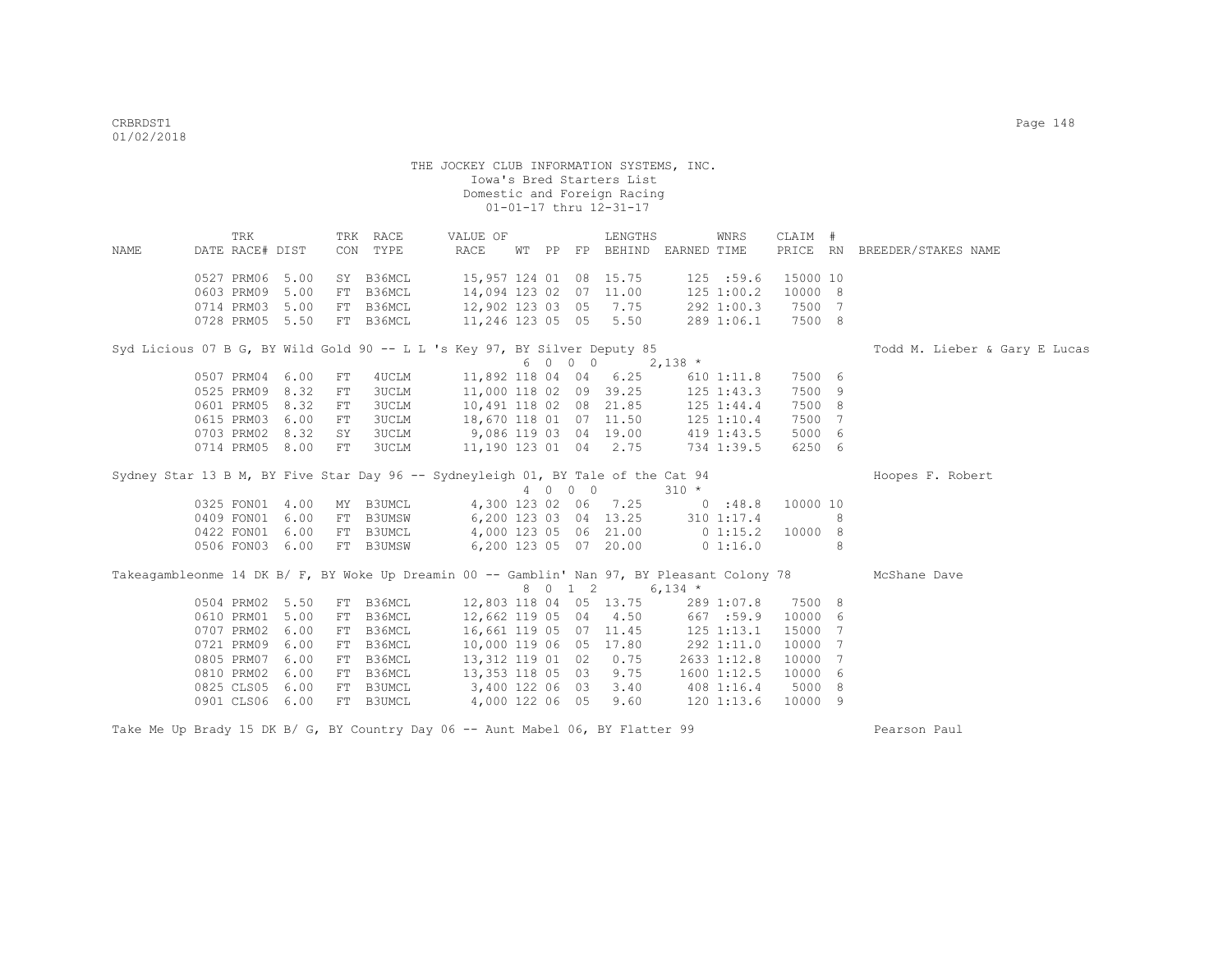THE JOCKEY CLUB INFORMATION SYSTEMS, INC.
Iowa's Bred Starters List
Domestic and Foreign Racing
01-01-17 thru 12-31-17

| NAME | TRK DATE | RACE# | DIST | TRK CON | RACE TYPE | VALUE OF RACE | WT | PP | FP | LENGTHS BEHIND | EARNED | WNRS TIME | CLAIM PRICE | # RN | BREEDER/STAKES NAME |
|---|---|---|---|---|---|---|---|---|---|---|---|---|---|---|---|
| | 0527 | PRM06 | 5.00 | SY | B36MCL | 15,957 | 124 | 01 | 08 | 15.75 | 125 | :59.6 | 15000 | 10 | |
| | 0603 | PRM09 | 5.00 | FT | B36MCL | 14,094 | 123 | 02 | 07 | 11.00 | 125 | 1:00.2 | 10000 | 8 | |
| | 0714 | PRM03 | 5.00 | FT | B36MCL | 12,902 | 123 | 03 | 05 | 7.75 | 292 | 1:00.3 | 7500 | 7 | |
| | 0728 | PRM05 | 5.50 | FT | B36MCL | 11,246 | 123 | 05 | 05 | 5.50 | 289 | 1:06.1 | 7500 | 8 | |
| Syd Licious 07 B G, BY Wild Gold 90 -- L L 's Key 97, BY Silver Deputy 85 | | | | | | 6 0 0 0 | | | | | 2,138 * | | | | Todd M. Lieber & Gary E Lucas |
| | 0507 | PRM04 | 6.00 | FT | 4UCLM | 11,892 | 118 | 04 | 04 | 6.25 | 610 | 1:11.8 | 7500 | 6 | |
| | 0525 | PRM09 | 8.32 | FT | 3UCLM | 11,000 | 118 | 02 | 09 | 39.25 | 125 | 1:43.3 | 7500 | 9 | |
| | 0601 | PRM05 | 8.32 | FT | 3UCLM | 10,491 | 118 | 02 | 08 | 21.85 | 125 | 1:44.4 | 7500 | 8 | |
| | 0615 | PRM03 | 6.00 | FT | 3UCLM | 18,670 | 118 | 01 | 07 | 11.50 | 125 | 1:10.4 | 7500 | 7 | |
| | 0703 | PRM02 | 8.32 | SY | 3UCLM | 9,086 | 119 | 03 | 04 | 19.00 | 419 | 1:43.5 | 5000 | 6 | |
| | 0714 | PRM05 | 8.00 | FT | 3UCLM | 11,190 | 123 | 01 | 04 | 2.75 | 734 | 1:39.5 | 6250 | 6 | |
| Sydney Star 13 B M, BY Five Star Day 96 -- Sydneyleigh 01, BY Tale of the Cat 94 | | | | | | 4 0 0 0 | | | | | 310 * | | | | Hoopes F. Robert |
| | 0325 | FON01 | 4.00 | MY | B3UMCL | 4,300 | 123 | 02 | 06 | 7.25 | 0 | :48.8 | 10000 | 10 | |
| | 0409 | FON01 | 6.00 | FT | B3UMSW | 6,200 | 123 | 03 | 04 | 13.25 | 310 | 1:17.4 | | 8 | |
| | 0422 | FON01 | 6.00 | FT | B3UMCL | 4,000 | 123 | 05 | 06 | 21.00 | 0 | 1:15.2 | 10000 | 8 | |
| | 0506 | FON03 | 6.00 | FT | B3UMSW | 6,200 | 123 | 05 | 07 | 20.00 | 0 | 1:16.0 | | 8 | |
| Takeagambleonme 14 DK B/ F, BY Woke Up Dreamin 00 -- Gamblin' Nan 97, BY Pleasant Colony 78 | | | | | | 8 0 1 2 | | | | | 6,134 * | | | | McShane Dave |
| | 0504 | PRM02 | 5.50 | FT | B36MCL | 12,803 | 118 | 04 | 05 | 13.75 | 289 | 1:07.8 | 7500 | 8 | |
| | 0610 | PRM01 | 5.00 | FT | B36MCL | 12,662 | 119 | 05 | 04 | 4.50 | 667 | :59.9 | 10000 | 6 | |
| | 0707 | PRM02 | 6.00 | FT | B36MCL | 16,661 | 119 | 05 | 07 | 11.45 | 125 | 1:13.1 | 15000 | 7 | |
| | 0721 | PRM09 | 6.00 | FT | B36MCL | 10,000 | 119 | 06 | 05 | 17.80 | 292 | 1:11.0 | 10000 | 7 | |
| | 0805 | PRM07 | 6.00 | FT | B36MCL | 13,312 | 119 | 01 | 02 | 0.75 | 2633 | 1:12.8 | 10000 | 7 | |
| | 0810 | PRM02 | 6.00 | FT | B36MCL | 13,353 | 118 | 05 | 03 | 9.75 | 1600 | 1:12.5 | 10000 | 6 | |
| | 0825 | CLS05 | 6.00 | FT | B3UMCL | 3,400 | 122 | 06 | 03 | 3.40 | 408 | 1:16.4 | 5000 | 8 | |
| | 0901 | CLS06 | 6.00 | FT | B3UMCL | 4,000 | 122 | 06 | 05 | 9.60 | 120 | 1:13.6 | 10000 | 9 | |
| Take Me Up Brady 15 DK B/ G, BY Country Day 06 -- Aunt Mabel 06, BY Flatter 99 | | | | | | | | | | | | | | | Pearson Paul |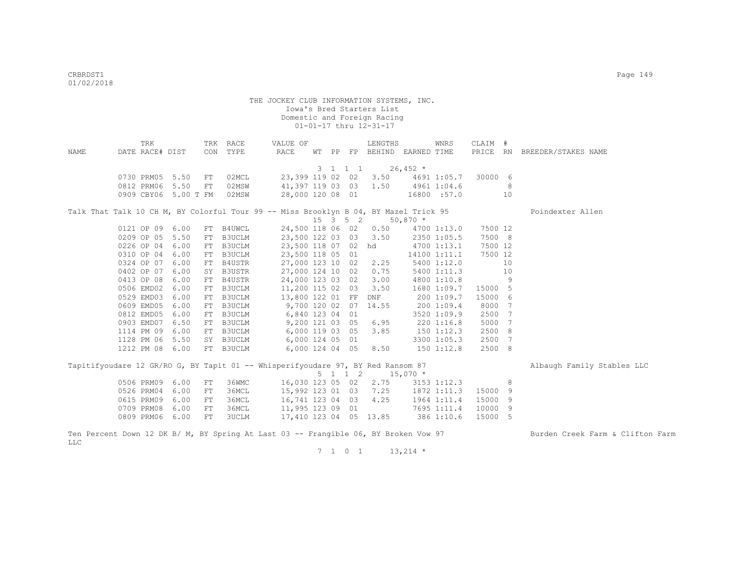THE JOCKEY CLUB INFORMATION SYSTEMS, INC.
Iowa's Bred Starters List
Domestic and Foreign Racing
01-01-17 thru 12-31-17

| NAME | TRK DATE | RACE# | DIST | TRK CON | RACE TYPE | VALUE OF RACE | WT | PP | FP | LENGTHS BEHIND | EARNED | WNRS TIME | CLAIM PRICE | # RN | BREEDER/STAKES NAME |
|---|---|---|---|---|---|---|---|---|---|---|---|---|---|---|---|
| | | | | | | | 3 | 1 | 1 1 | | 26,452 * | | | | |
| | 0730 | PRM05 | 5.50 | FT | 02MCL | 23,399 | 119 | 02 | 02 | 3.50 | 4691 | 1:05.7 | 30000 | 6 | |
| | 0812 | PRM06 | 5.50 | FT | 02MSW | 41,397 | 119 | 03 | 03 | 1.50 | 4961 | 1:04.6 | | 8 | |
| | 0909 | CBY06 | 5.00 T | FM | 02MSW | 28,000 | 120 | 08 | 01 | | 16800 | :57.0 | | 10 | |
| Talk That Talk 10 CH M, BY Colorful Tour 99 -- Miss Brooklyn B 04, BY Mazel Trick 95 | | | | | | | | | | | | | | | Poindexter Allen |
| | | | | | | | 15 | 3 | 5 2 | | 50,870 * | | | | |
| | 0121 | OP 09 | 6.00 | FT | B4UWCL | 24,500 | 118 | 06 | 02 | 0.50 | 4700 | 1:13.0 | 7500 | 12 | |
| | 0209 | OP 05 | 5.50 | FT | B3UCLM | 23,500 | 122 | 03 | 03 | 3.50 | 2350 | 1:05.5 | 7500 | 8 | |
| | 0226 | OP 04 | 6.00 | FT | B3UCLM | 23,500 | 118 | 07 | 02 | hd | 4700 | 1:13.1 | 7500 | 12 | |
| | 0310 | OP 04 | 6.00 | FT | B3UCLM | 23,500 | 118 | 05 | 01 | | 14100 | 1:11.1 | 7500 | 12 | |
| | 0324 | OP 07 | 6.00 | FT | B4USTR | 27,000 | 123 | 10 | 02 | 2.25 | 5400 | 1:12.0 | | 10 | |
| | 0402 | OP 07 | 6.00 | SY | B3USTR | 27,000 | 124 | 10 | 02 | 0.75 | 5400 | 1:11.3 | | 10 | |
| | 0413 | OP 08 | 6.00 | FT | B4USTR | 24,000 | 123 | 03 | 02 | 3.00 | 4800 | 1:10.8 | | 9 | |
| | 0506 | EMD02 | 6.00 | FT | B3UCLM | 11,200 | 115 | 02 | 03 | 3.50 | 1680 | 1:09.7 | 15000 | 5 | |
| | 0529 | EMD03 | 6.00 | FT | B3UCLM | 13,800 | 122 | 01 | FF | DNF | 200 | 1:09.7 | 15000 | 6 | |
| | 0609 | EMD05 | 6.00 | FT | B3UCLM | 9,700 | 120 | 02 | 07 | 14.55 | 200 | 1:09.4 | 8000 | 7 | |
| | 0812 | EMD05 | 6.00 | FT | B3UCLM | 6,840 | 123 | 04 | 01 | | 3520 | 1:09.9 | 2500 | 7 | |
| | 0903 | EMD07 | 6.50 | FT | B3UCLM | 9,200 | 121 | 03 | 05 | 6.95 | 220 | 1:16.8 | 5000 | 7 | |
| | 1114 | PM 09 | 6.00 | FT | B3UCLM | 6,000 | 119 | 03 | 05 | 3.85 | 150 | 1:12.3 | 2500 | 8 | |
| | 1128 | PM 06 | 5.50 | SY | B3UCLM | 6,000 | 124 | 05 | 01 | | 3300 | 1:05.3 | 2500 | 7 | |
| | 1212 | PM 08 | 6.00 | FT | B3UCLM | 6,000 | 124 | 04 | 05 | 8.50 | 150 | 1:12.8 | 2500 | 8 | |
| Tapitifyoudare 12 GR/RO G, BY Tapit 01 -- Whisperifyoudare 97, BY Red Ransom 87 | | | | | | | | | | | | | | | Albaugh Family Stables LLC |
| | | | | | | | 5 | 1 | 1 2 | | 15,070 * | | | | |
| | 0506 | PRM09 | 6.00 | FT | 36WMC | 16,030 | 123 | 05 | 02 | 2.75 | 3153 | 1:12.3 | | 8 | |
| | 0526 | PRM04 | 6.00 | FT | 36MCL | 15,992 | 123 | 01 | 03 | 7.25 | 1872 | 1:11.3 | 15000 | 9 | |
| | 0615 | PRM09 | 6.00 | FT | 36MCL | 16,741 | 123 | 04 | 03 | 4.25 | 1964 | 1:11.4 | 15000 | 9 | |
| | 0709 | PRM08 | 6.00 | FT | 36MCL | 11,995 | 123 | 09 | 01 | | 7695 | 1:11.4 | 10000 | 9 | |
| | 0809 | PRM06 | 6.00 | FT | 3UCLM | 17,410 | 123 | 04 | 05 | 13.85 | 386 | 1:10.6 | 15000 | 5 | |
| Ten Percent Down 12 DK B/ M, BY Spring At Last 03 -- Frangible 06, BY Broken Vow 97 | | | | | | | | | | | | | | | Burden Creek Farm & Clifton Farm LLC |
| | | | | | | | 7 | 1 | 0 1 | | 13,214 * | | | | |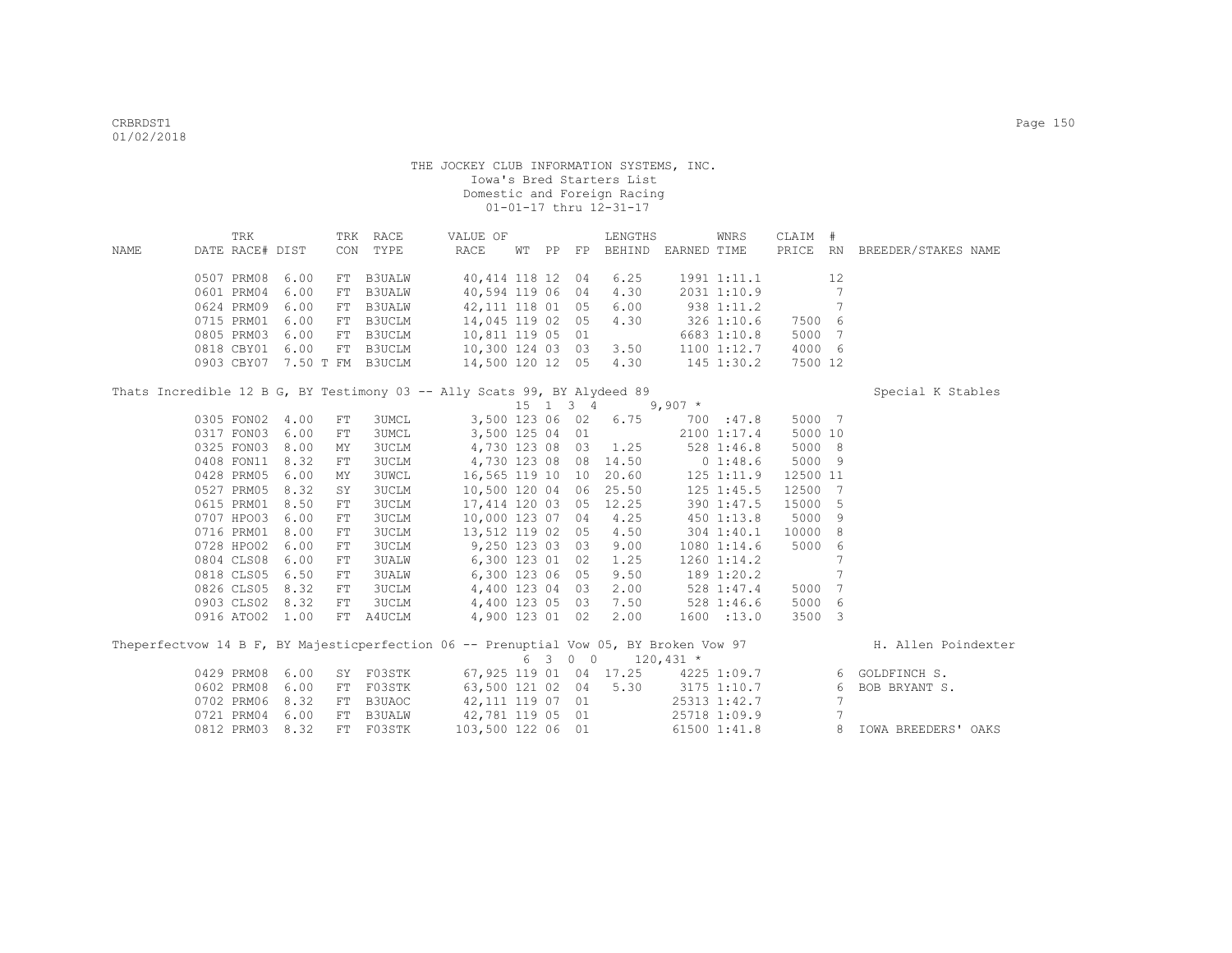THE JOCKEY CLUB INFORMATION SYSTEMS, INC.
Iowa's Bred Starters List
Domestic and Foreign Racing
01-01-17 thru 12-31-17

| NAME | TRK DATE | RACE# | DIST | TRK CON | RACE TYPE | VALUE OF RACE | WT | PP | FP | LENGTHS BEHIND | EARNED | WNRS TIME | CLAIM PRICE | # RN | BREEDER/STAKES NAME |
|---|---|---|---|---|---|---|---|---|---|---|---|---|---|---|---|
| | 0507 | PRM08 | 6.00 | FT | B3UALW | 40,414 | 118 | 12 | 04 | 6.25 | 1991 | 1:11.1 | | 12 | |
| | 0601 | PRM04 | 6.00 | FT | B3UALW | 40,594 | 119 | 06 | 04 | 4.30 | 2031 | 1:10.9 | | 7 | |
| | 0624 | PRM09 | 6.00 | FT | B3UALW | 42,111 | 118 | 01 | 05 | 6.00 | 938 | 1:11.2 | | 7 | |
| | 0715 | PRM01 | 6.00 | FT | B3UCLM | 14,045 | 119 | 02 | 05 | 4.30 | 326 | 1:10.6 | 7500 | 6 | |
| | 0805 | PRM03 | 6.00 | FT | B3UCLM | 10,811 | 119 | 05 | 01 | | 6683 | 1:10.8 | 5000 | 7 | |
| | 0818 | CBY01 | 6.00 | FT | B3UCLM | 10,300 | 124 | 03 | 03 | 3.50 | 1100 | 1:12.7 | 4000 | 6 | |
| | 0903 | CBY07 | 7.50 T | FM | B3UCLM | 14,500 | 120 | 12 | 05 | 4.30 | 145 | 1:30.2 | 7500 | 12 | |
| Thats Incredible 12 B G, BY Testimony 03 -- Ally Scats 99, BY Alydeed 89 | | | | | | | 15 | 1 | 3 4 | | 9,907 * | | | | Special K Stables |
| | 0305 | FON02 | 4.00 | FT | 3UMCL | 3,500 | 123 | 06 | 02 | 6.75 | 700 | :47.8 | 5000 | 7 | |
| | 0317 | FON03 | 6.00 | FT | 3UMCL | 3,500 | 125 | 04 | 01 | | 2100 | 1:17.4 | 5000 | 10 | |
| | 0325 | FON03 | 8.00 | MY | 3UCLM | 4,730 | 123 | 08 | 03 | 1.25 | 528 | 1:46.8 | 5000 | 8 | |
| | 0408 | FON11 | 8.32 | FT | 3UCLM | 4,730 | 123 | 08 | 08 | 14.50 | 0 | 1:48.6 | 5000 | 9 | |
| | 0428 | PRM05 | 6.00 | MY | 3UWCL | 16,565 | 119 | 10 | 10 | 20.60 | 125 | 1:11.9 | 12500 | 11 | |
| | 0527 | PRM05 | 8.32 | SY | 3UCLM | 10,500 | 120 | 04 | 06 | 25.50 | 125 | 1:45.5 | 12500 | 7 | |
| | 0615 | PRM01 | 8.50 | FT | 3UCLM | 17,414 | 120 | 03 | 05 | 12.25 | 390 | 1:47.5 | 15000 | 5 | |
| | 0707 | HPO03 | 6.00 | FT | 3UCLM | 10,000 | 123 | 07 | 04 | 4.25 | 450 | 1:13.8 | 5000 | 9 | |
| | 0716 | PRM01 | 8.00 | FT | 3UCLM | 13,512 | 119 | 02 | 05 | 4.50 | 304 | 1:40.1 | 10000 | 8 | |
| | 0728 | HPO02 | 6.00 | FT | 3UCLM | 9,250 | 123 | 03 | 03 | 9.00 | 1080 | 1:14.6 | 5000 | 6 | |
| | 0804 | CLS08 | 6.00 | FT | 3UALW | 6,300 | 123 | 01 | 02 | 1.25 | 1260 | 1:14.2 | | 7 | |
| | 0818 | CLS05 | 6.50 | FT | 3UALW | 6,300 | 123 | 06 | 05 | 9.50 | 189 | 1:20.2 | | 7 | |
| | 0826 | CLS05 | 8.32 | FT | 3UCLM | 4,400 | 123 | 04 | 03 | 2.00 | 528 | 1:47.4 | 5000 | 7 | |
| | 0903 | CLS02 | 8.32 | FT | 3UCLM | 4,400 | 123 | 05 | 03 | 7.50 | 528 | 1:46.6 | 5000 | 6 | |
| | 0916 | ATO02 | 1.00 | FT | A4UCLM | 4,900 | 123 | 01 | 02 | 2.00 | 1600 | :13.0 | 3500 | 3 | |
| Theperfectvow 14 B F, BY Majesticperfection 06 -- Prenuptial Vow 05, BY Broken Vow 97 | | | | | | | 6 | 3 | 0 0 | | 120,431 * | | | | H. Allen Poindexter |
| | 0429 | PRM08 | 6.00 | SY | F03STK | 67,925 | 119 | 01 | 04 | 17.25 | 4225 | 1:09.7 | | 6 | GOLDFINCH S. |
| | 0602 | PRM08 | 6.00 | FT | F03STK | 63,500 | 121 | 02 | 04 | 5.30 | 3175 | 1:10.7 | | 6 | BOB BRYANT S. |
| | 0702 | PRM06 | 8.32 | FT | B3UAOC | 42,111 | 119 | 07 | 01 | | 25313 | 1:42.7 | | 7 | |
| | 0721 | PRM04 | 6.00 | FT | B3UALW | 42,781 | 119 | 05 | 01 | | 25718 | 1:09.9 | | 7 | |
| | 0812 | PRM03 | 8.32 | FT | F03STK | 103,500 | 122 | 06 | 01 | | 61500 | 1:41.8 | | 8 | IOWA BREEDERS' OAKS |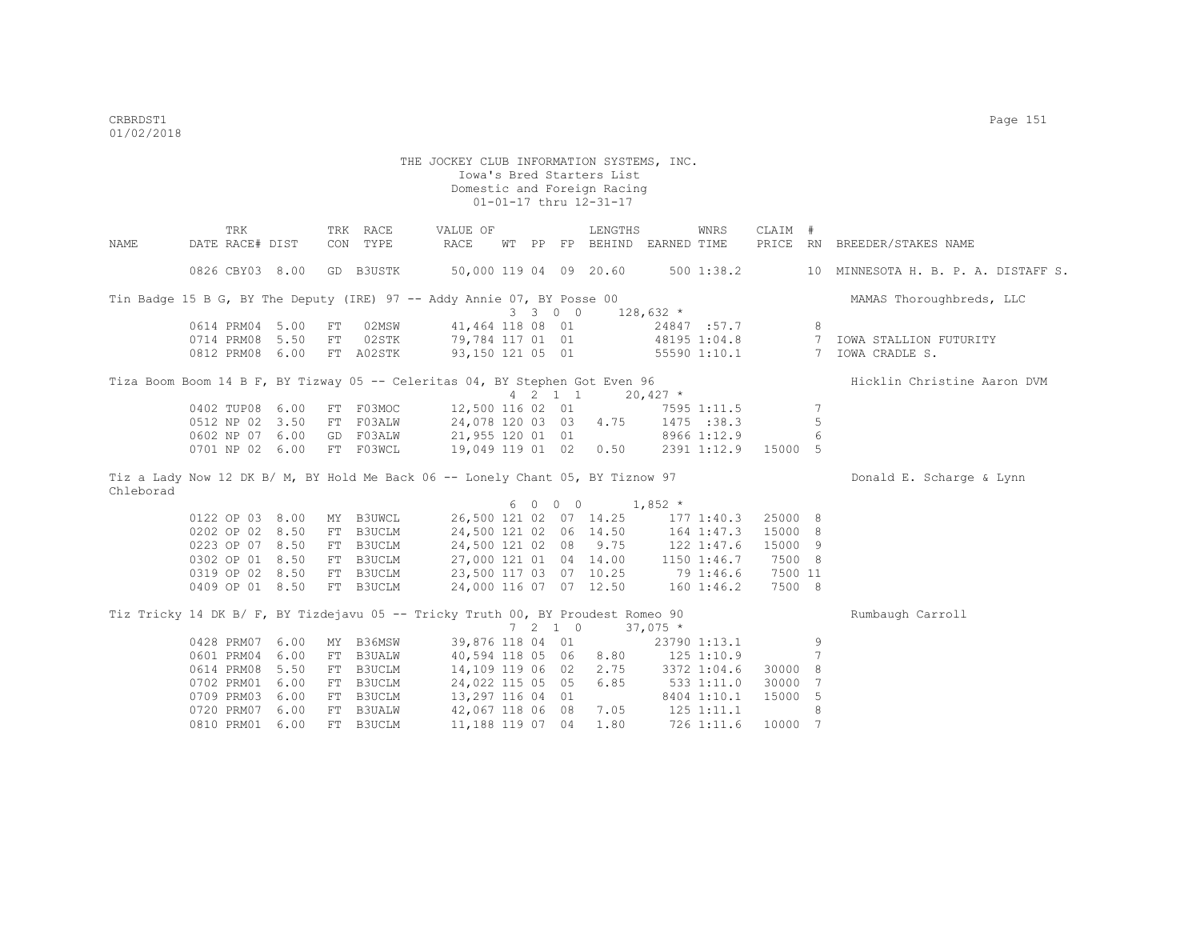THE JOCKEY CLUB INFORMATION SYSTEMS, INC.
Iowa's Bred Starters List
Domestic and Foreign Racing
01-01-17 thru 12-31-17

| NAME | TRK DATE | RACE# | DIST | TRK CON | RACE TYPE | VALUE OF RACE | WT | PP | FP | LENGTHS BEHIND | EARNED | WNRS TIME | CLAIM PRICE | # RN | BREEDER/STAKES NAME |
|---|---|---|---|---|---|---|---|---|---|---|---|---|---|---|---|
| | 0826 | CBY03 | 8.00 | GD | B3USTK | 50,000 | 119 | 04 | 09 | 20.60 | 500 | 1:38.2 | | 10 | MINNESOTA H. B. P. A. DISTAFF S. |
| Tin Badge 15 B G, BY The Deputy (IRE) 97 -- Addy Annie 07, BY Posse 00 | | | | | | | | | | | | | | | MAMAS Thoroughbreds, LLC |
| | | | | | | 3 3 0 0 | | | | | 128,632 * | | | | |
| | 0614 | PRM04 | 5.00 | FT | 02MSW | 41,464 | 118 | 08 | 01 | | 24847 | :57.7 | | 8 | |
| | 0714 | PRM08 | 5.50 | FT | 02STK | 79,784 | 117 | 01 | 01 | | 48195 | 1:04.8 | | 7 | IOWA STALLION FUTURITY |
| | 0812 | PRM08 | 6.00 | FT | A02STK | 93,150 | 121 | 05 | 01 | | 55590 | 1:10.1 | | 7 | IOWA CRADLE S. |
| Tiza Boom Boom 14 B F, BY Tizway 05 -- Celeritas 04, BY Stephen Got Even 96 | | | | | | | | | | | | | | | Hicklin Christine Aaron DVM |
| | | | | | | 4 2 1 1 | | | | | 20,427 * | | | | |
| | 0402 | TUP08 | 6.00 | FT | F03MOC | 12,500 | 116 | 02 | 01 | | 7595 | 1:11.5 | | 7 | |
| | 0512 | NP 02 | 3.50 | FT | F03ALW | 24,078 | 120 | 03 | 03 | 4.75 | 1475 | :38.3 | | 5 | |
| | 0602 | NP 07 | 6.00 | GD | F03ALW | 21,955 | 120 | 01 | 01 | | 8966 | 1:12.9 | | 6 | |
| | 0701 | NP 02 | 6.00 | FT | F03WCL | 19,049 | 119 | 01 | 02 | 0.50 | 2391 | 1:12.9 | 15000 | 5 | |
| Tiz a Lady Now 12 DK B/ M, BY Hold Me Back 06 -- Lonely Chant 05, BY Tiznow 97 | | | | | | | | | | | | | | | Donald E. Scharge & Lynn Chleborad |
| | | | | | | 6 0 0 0 | | | | | 1,852 * | | | | |
| | 0122 | OP 03 | 8.00 | MY | B3UWCL | 26,500 | 121 | 02 | 07 | 14.25 | 177 | 1:40.3 | 25000 | 8 | |
| | 0202 | OP 02 | 8.50 | FT | B3UCLM | 24,500 | 121 | 02 | 06 | 14.50 | 164 | 1:47.3 | 15000 | 8 | |
| | 0223 | OP 07 | 8.50 | FT | B3UCLM | 24,500 | 121 | 02 | 08 | 9.75 | 122 | 1:47.6 | 15000 | 9 | |
| | 0302 | OP 01 | 8.50 | FT | B3UCLM | 27,000 | 121 | 01 | 04 | 14.00 | 1150 | 1:46.7 | 7500 | 8 | |
| | 0319 | OP 02 | 8.50 | FT | B3UCLM | 23,500 | 117 | 03 | 07 | 10.25 | 79 | 1:46.6 | 7500 | 11 | |
| | 0409 | OP 01 | 8.50 | FT | B3UCLM | 24,000 | 116 | 07 | 07 | 12.50 | 160 | 1:46.2 | 7500 | 8 | |
| Tiz Tricky 14 DK B/ F, BY Tizdejavu 05 -- Tricky Truth 00, BY Proudest Romeo 90 | | | | | | | | | | | | | | | Rumbaugh Carroll |
| | | | | | | 7 2 1 0 | | | | | 37,075 * | | | | |
| | 0428 | PRM07 | 6.00 | MY | B36MSW | 39,876 | 118 | 04 | 01 | | 23790 | 1:13.1 | | 9 | |
| | 0601 | PRM04 | 6.00 | FT | B3UALW | 40,594 | 118 | 05 | 06 | 8.80 | 125 | 1:10.9 | | 7 | |
| | 0614 | PRM08 | 5.50 | FT | B3UCLM | 14,109 | 119 | 06 | 02 | 2.75 | 3372 | 1:04.6 | 30000 | 8 | |
| | 0702 | PRM01 | 6.00 | FT | B3UCLM | 24,022 | 115 | 05 | 05 | 6.85 | 533 | 1:11.0 | 30000 | 7 | |
| | 0709 | PRM03 | 6.00 | FT | B3UCLM | 13,297 | 116 | 04 | 01 | | 8404 | 1:10.1 | 15000 | 5 | |
| | 0720 | PRM07 | 6.00 | FT | B3UALW | 42,067 | 118 | 06 | 08 | 7.05 | 125 | 1:11.1 | | 8 | |
| | 0810 | PRM01 | 6.00 | FT | B3UCLM | 11,188 | 119 | 07 | 04 | 1.80 | 726 | 1:11.6 | 10000 | 7 | |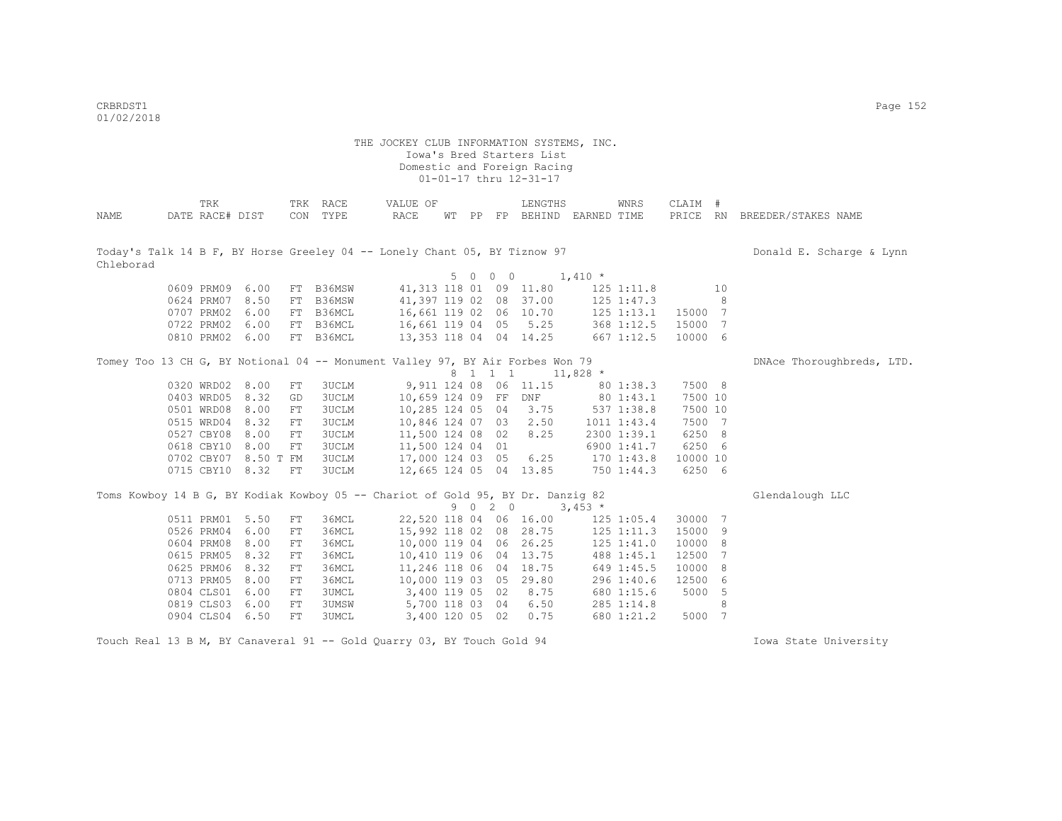THE JOCKEY CLUB INFORMATION SYSTEMS, INC.
Iowa's Bred Starters List
Domestic and Foreign Racing
01-01-17 thru 12-31-17

| NAME | TRK DATE | RACE# | DIST | TRK CON | RACE TYPE | VALUE OF RACE | WT | PP | FP | LENGTHS BEHIND | EARNED | WNRS TIME | CLAIM PRICE | # RN | BREEDER/STAKES NAME |
|---|---|---|---|---|---|---|---|---|---|---|---|---|---|---|---|
| Today's Talk 14 B F, BY Horse Greeley 04 -- Lonely Chant 05, BY Tiznow 97 | | | | | | | | | | | | | | | Donald E. Scharge & Lynn Chleborad |
| | | | | | | | 5 | 0 | 0 0 | | 1,410 * | | | | |
| | 0609 | PRM09 | 6.00 | FT | B36MSW | 41,313 | 118 | 01 | 09 | 11.80 | 125 | 1:11.8 | | 10 | |
| | 0624 | PRM07 | 8.50 | FT | B36MSW | 41,397 | 119 | 02 | 08 | 37.00 | 125 | 1:47.3 | | 8 | |
| | 0707 | PRM02 | 6.00 | FT | B36MCL | 16,661 | 119 | 02 | 06 | 10.70 | 125 | 1:13.1 | 15000 | 7 | |
| | 0722 | PRM02 | 6.00 | FT | B36MCL | 16,661 | 119 | 04 | 05 | 5.25 | 368 | 1:12.5 | 15000 | 7 | |
| | 0810 | PRM02 | 6.00 | FT | B36MCL | 13,353 | 118 | 04 | 04 | 14.25 | 667 | 1:12.5 | 10000 | 6 | |
| Tomey Too 13 CH G, BY Notional 04 -- Monument Valley 97, BY Air Forbes Won 79 | | | | | | | | | | | | | | | DNAce Thoroughbreds, LTD. |
| | | | | | | | 8 | 1 | 1 1 | | 11,828 * | | | | |
| | 0320 | WRD02 | 8.00 | FT | 3UCLM | 9,911 | 124 | 08 | 06 | 11.15 | 80 | 1:38.3 | 7500 | 8 | |
| | 0403 | WRD05 | 8.32 | GD | 3UCLM | 10,659 | 124 | 09 | FF | DNF | 80 | 1:43.1 | 7500 | 10 | |
| | 0501 | WRD08 | 8.00 | FT | 3UCLM | 10,285 | 124 | 05 | 04 | 3.75 | 537 | 1:38.8 | 7500 | 10 | |
| | 0515 | WRD04 | 8.32 | FT | 3UCLM | 10,846 | 124 | 07 | 03 | 2.50 | 1011 | 1:43.4 | 7500 | 7 | |
| | 0527 | CBY08 | 8.00 | FT | 3UCLM | 11,500 | 124 | 08 | 02 | 8.25 | 2300 | 1:39.1 | 6250 | 8 | |
| | 0618 | CBY10 | 8.00 | FT | 3UCLM | 11,500 | 124 | 04 | 01 | | 6900 | 1:41.7 | 6250 | 6 | |
| | 0702 | CBY07 | 8.50 T | FM | 3UCLM | 17,000 | 124 | 03 | 05 | 6.25 | 170 | 1:43.8 | 10000 | 10 | |
| | 0715 | CBY10 | 8.32 | FT | 3UCLM | 12,665 | 124 | 05 | 04 | 13.85 | 750 | 1:44.3 | 6250 | 6 | |
| Toms Kowboy 14 B G, BY Kodiak Kowboy 05 -- Chariot of Gold 95, BY Dr. Danzig 82 | | | | | | | | | | | | | | | Glendalough LLC |
| | | | | | | | 9 | 0 | 2 0 | | 3,453 * | | | | |
| | 0511 | PRM01 | 5.50 | FT | 36MCL | 22,520 | 118 | 04 | 06 | 16.00 | 125 | 1:05.4 | 30000 | 7 | |
| | 0526 | PRM04 | 6.00 | FT | 36MCL | 15,992 | 118 | 02 | 08 | 28.75 | 125 | 1:11.3 | 15000 | 9 | |
| | 0604 | PRM08 | 8.00 | FT | 36MCL | 10,000 | 119 | 04 | 06 | 26.25 | 125 | 1:41.0 | 10000 | 8 | |
| | 0615 | PRM05 | 8.32 | FT | 36MCL | 10,410 | 119 | 06 | 04 | 13.75 | 488 | 1:45.1 | 12500 | 7 | |
| | 0625 | PRM06 | 8.32 | FT | 36MCL | 11,246 | 118 | 06 | 04 | 18.75 | 649 | 1:45.5 | 10000 | 8 | |
| | 0713 | PRM05 | 8.00 | FT | 36MCL | 10,000 | 119 | 03 | 05 | 29.80 | 296 | 1:40.6 | 12500 | 6 | |
| | 0804 | CLS01 | 6.00 | FT | 3UMCL | 3,400 | 119 | 05 | 02 | 8.75 | 680 | 1:15.6 | 5000 | 5 | |
| | 0819 | CLS03 | 6.00 | FT | 3UMSW | 5,700 | 118 | 03 | 04 | 6.50 | 285 | 1:14.8 | | 8 | |
| | 0904 | CLS04 | 6.50 | FT | 3UMCL | 3,400 | 120 | 05 | 02 | 0.75 | 680 | 1:21.2 | 5000 | 7 | |
| Touch Real 13 B M, BY Canaveral 91 -- Gold Quarry 03, BY Touch Gold 94 | | | | | | | | | | | | | | | Iowa State University |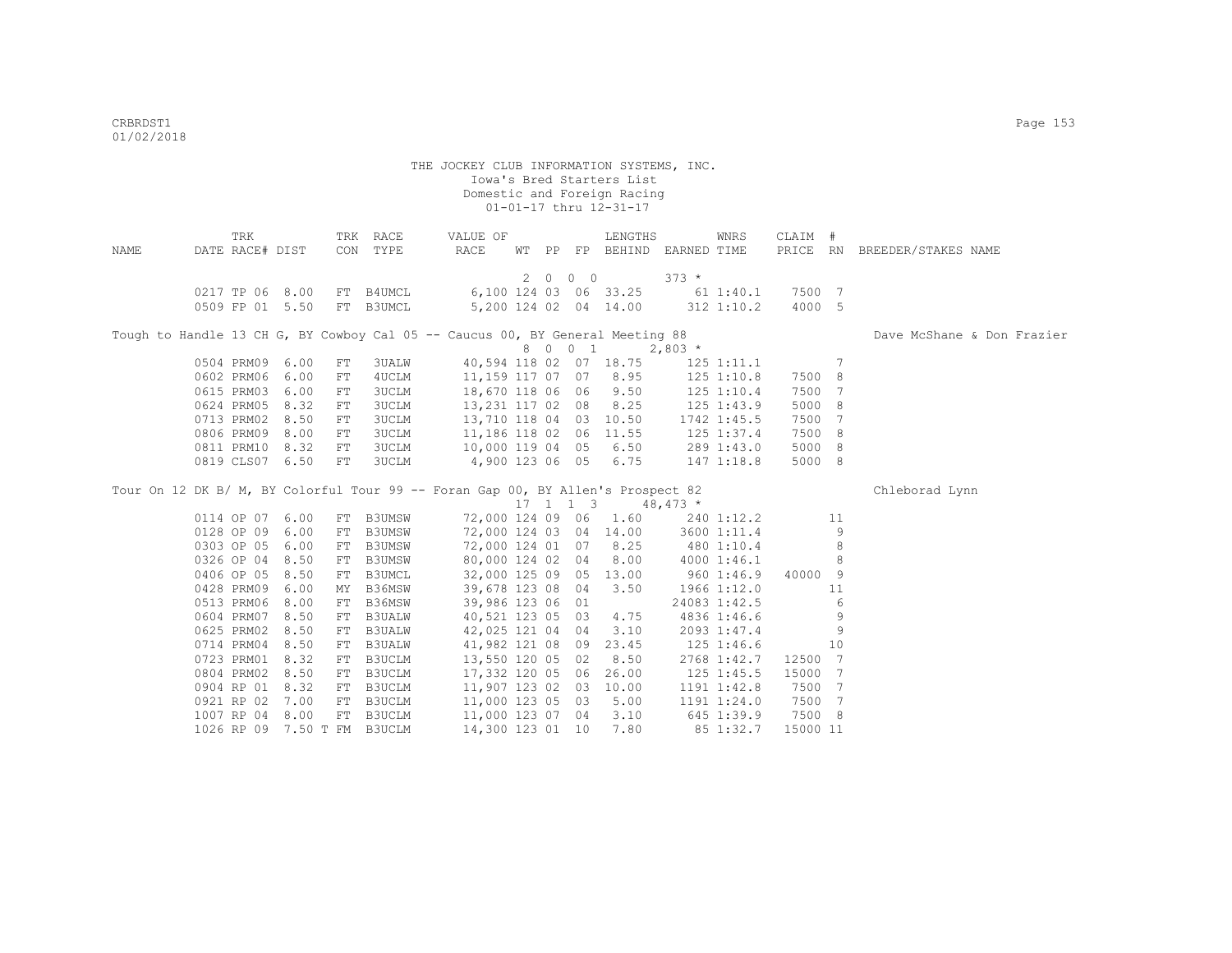THE JOCKEY CLUB INFORMATION SYSTEMS, INC.
Iowa's Bred Starters List
Domestic and Foreign Racing
01-01-17 thru 12-31-17

| NAME | TRK DATE | RACE# | DIST | TRK CON | RACE TYPE | VALUE OF RACE | WT | PP | FP | LENGTHS BEHIND | EARNED | WNRS TIME | CLAIM PRICE | # RN | BREEDER/STAKES NAME |
|---|---|---|---|---|---|---|---|---|---|---|---|---|---|---|---|
| | | | | | | | 2 | 0 | 0 | 0 | 373 * | | | | |
| | 0217 | TP 06 | 8.00 | FT | B4UMCL | 6,100 | 124 | 03 | 06 | 33.25 | 61 | 1:40.1 | 7500 | 7 | |
| | 0509 | FP 01 | 5.50 | FT | B3UMCL | 5,200 | 124 | 02 | 04 | 14.00 | 312 | 1:10.2 | 4000 | 5 | |
| Tough to Handle 13 CH G, BY Cowboy Cal 05 -- Caucus 00, BY General Meeting 88 | | | | | | | | | | | | | | | Dave McShane & Don Frazier |
| | | | | | | | 8 | 0 | 0 | 1 | 2,803 * | | | | |
| | 0504 | PRM09 | 6.00 | FT | 3UALW | 40,594 | 118 | 02 | 07 | 18.75 | 125 | 1:11.1 | | 7 | |
| | 0602 | PRM06 | 6.00 | FT | 4UCLM | 11,159 | 117 | 07 | 07 | 8.95 | 125 | 1:10.8 | 7500 | 8 | |
| | 0615 | PRM03 | 6.00 | FT | 3UCLM | 18,670 | 118 | 06 | 06 | 9.50 | 125 | 1:10.4 | 7500 | 7 | |
| | 0624 | PRM05 | 8.32 | FT | 3UCLM | 13,231 | 117 | 02 | 08 | 8.25 | 125 | 1:43.9 | 5000 | 8 | |
| | 0713 | PRM02 | 8.50 | FT | 3UCLM | 13,710 | 118 | 04 | 03 | 10.50 | 1742 | 1:45.5 | 7500 | 7 | |
| | 0806 | PRM09 | 8.00 | FT | 3UCLM | 11,186 | 118 | 02 | 06 | 11.55 | 125 | 1:37.4 | 7500 | 8 | |
| | 0811 | PRM10 | 8.32 | FT | 3UCLM | 10,000 | 119 | 04 | 05 | 6.50 | 289 | 1:43.0 | 5000 | 8 | |
| | 0819 | CLS07 | 6.50 | FT | 3UCLM | 4,900 | 123 | 06 | 05 | 6.75 | 147 | 1:18.8 | 5000 | 8 | |
| Tour On 12 DK B/ M, BY Colorful Tour 99 -- Foran Gap 00, BY Allen's Prospect 82 | | | | | | | | | | | | | | | Chleborad Lynn |
| | | | | | | | 17 | 1 | 1 | 3 | 48,473 * | | | | |
| | 0114 | OP 07 | 6.00 | FT | B3UMSW | 72,000 | 124 | 09 | 06 | 1.60 | 240 | 1:12.2 | | 11 | |
| | 0128 | OP 09 | 6.00 | FT | B3UMSW | 72,000 | 124 | 03 | 04 | 14.00 | 3600 | 1:11.4 | | 9 | |
| | 0303 | OP 05 | 6.00 | FT | B3UMSW | 72,000 | 124 | 01 | 07 | 8.25 | 480 | 1:10.4 | | 8 | |
| | 0326 | OP 04 | 8.50 | FT | B3UMSW | 80,000 | 124 | 02 | 04 | 8.00 | 4000 | 1:46.1 | | 8 | |
| | 0406 | OP 05 | 8.50 | FT | B3UMCL | 32,000 | 125 | 09 | 05 | 13.00 | 960 | 1:46.9 | 40000 | 9 | |
| | 0428 | PRM09 | 6.00 | MY | B36MSW | 39,678 | 123 | 08 | 04 | 3.50 | 1966 | 1:12.0 | | 11 | |
| | 0513 | PRM06 | 8.00 | FT | B36MSW | 39,986 | 123 | 06 | 01 | | 24083 | 1:42.5 | | 6 | |
| | 0604 | PRM07 | 8.50 | FT | B3UALW | 40,521 | 123 | 05 | 03 | 4.75 | 4836 | 1:46.6 | | 9 | |
| | 0625 | PRM02 | 8.50 | FT | B3UALW | 42,025 | 121 | 04 | 04 | 3.10 | 2093 | 1:47.4 | | 9 | |
| | 0714 | PRM04 | 8.50 | FT | B3UALW | 41,982 | 121 | 08 | 09 | 23.45 | 125 | 1:46.6 | | 10 | |
| | 0723 | PRM01 | 8.32 | FT | B3UCLM | 13,550 | 120 | 05 | 02 | 8.50 | 2768 | 1:42.7 | 12500 | 7 | |
| | 0804 | PRM02 | 8.50 | FT | B3UCLM | 17,332 | 120 | 05 | 06 | 26.00 | 125 | 1:45.5 | 15000 | 7 | |
| | 0904 | RP 01 | 8.32 | FT | B3UCLM | 11,907 | 123 | 02 | 03 | 10.00 | 1191 | 1:42.8 | 7500 | 7 | |
| | 0921 | RP 02 | 7.00 | FT | B3UCLM | 11,000 | 123 | 05 | 03 | 5.00 | 1191 | 1:24.0 | 7500 | 7 | |
| | 1007 | RP 04 | 8.00 | FT | B3UCLM | 11,000 | 123 | 07 | 04 | 3.10 | 645 | 1:39.9 | 7500 | 8 | |
| | 1026 | RP 09 | 7.50 T | FM | B3UCLM | 14,300 | 123 | 01 | 10 | 7.80 | 85 | 1:32.7 | 15000 | 11 | |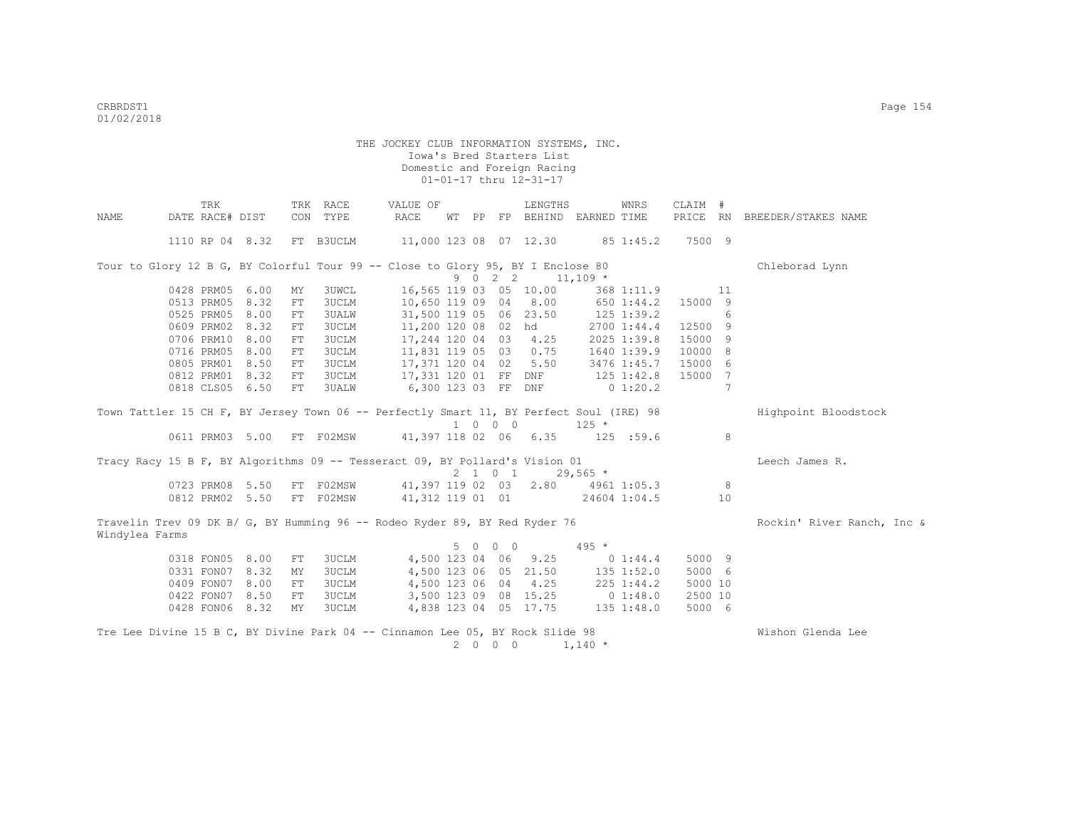THE JOCKEY CLUB INFORMATION SYSTEMS, INC.
Iowa's Bred Starters List
Domestic and Foreign Racing
01-01-17 thru 12-31-17

| NAME | DATE | TRK RACE# | DIST | TRK CON | RACE TYPE | VALUE OF RACE | WT | PP | FP | LENGTHS BEHIND | EARNED | WNRS TIME | CLAIM PRICE | # RN | BREEDER/STAKES NAME |
|---|---|---|---|---|---|---|---|---|---|---|---|---|---|---|---|
| | 1110 | RP 04 | 8.32 | FT | B3UCLM | 11,000 | 123 | 08 | 07 | 12.30 | 85 | 1:45.2 | 7500 | 9 | |
| Tour to Glory 12 B G, BY Colorful Tour 99 -- Close to Glory 95, BY I Enclose 80 | | | | | | | 9 | 0 2 2 | | | 11,109 * | | | | Chleborad Lynn |
| | 0428 | PRM05 | 6.00 | MY | 3UWCL | 16,565 | 119 | 03 | 05 | 10.00 | 368 | 1:11.9 | | 11 | |
| | 0513 | PRM05 | 8.32 | FT | 3UCLM | 10,650 | 119 | 09 | 04 | 8.00 | 650 | 1:44.2 | 15000 | 9 | |
| | 0525 | PRM05 | 8.00 | FT | 3UALW | 31,500 | 119 | 05 | 06 | 23.50 | 125 | 1:39.2 | | 6 | |
| | 0609 | PRM02 | 8.32 | FT | 3UCLM | 11,200 | 120 | 08 | 02 | hd | 2700 | 1:44.4 | 12500 | 9 | |
| | 0706 | PRM10 | 8.00 | FT | 3UCLM | 17,244 | 120 | 04 | 03 | 4.25 | 2025 | 1:39.8 | 15000 | 9 | |
| | 0716 | PRM05 | 8.00 | FT | 3UCLM | 11,831 | 119 | 05 | 03 | 0.75 | 1640 | 1:39.9 | 10000 | 8 | |
| | 0805 | PRM01 | 8.50 | FT | 3UCLM | 17,371 | 120 | 04 | 02 | 5.50 | 3476 | 1:45.7 | 15000 | 6 | |
| | 0812 | PRM01 | 8.32 | FT | 3UCLM | 17,331 | 120 | 01 | FF | DNF | 125 | 1:42.8 | 15000 | 7 | |
| | 0818 | CLS05 | 6.50 | FT | 3UALW | 6,300 | 123 | 03 | FF | DNF | 0 | 1:20.2 | | 7 | |
| Town Tattler 15 CH F, BY Jersey Town 06 -- Perfectly Smart 11, BY Perfect Soul (IRE) 98 | | | | | | | 1 | 0 0 0 | | | 125 * | | | | Highpoint Bloodstock |
| | 0611 | PRM03 | 5.00 | FT | F02MSW | 41,397 | 118 | 02 | 06 | 6.35 | 125 | :59.6 | | 8 | |
| Tracy Racy 15 B F, BY Algorithms 09 -- Tesseract 09, BY Pollard's Vision 01 | | | | | | | 2 | 1 0 1 | | | 29,565 * | | | | Leech James R. |
| | 0723 | PRM08 | 5.50 | FT | F02MSW | 41,397 | 119 | 02 | 03 | 2.80 | 4961 | 1:05.3 | | 8 | |
| | 0812 | PRM02 | 5.50 | FT | F02MSW | 41,312 | 119 | 01 | 01 | | 24604 | 1:04.5 | | 10 | |
| Travelin Trev 09 DK B/ G, BY Humming 96 -- Rodeo Ryder 89, BY Red Ryder 76 | | | | | | | 5 | 0 0 0 | | | 495 * | | | | Rockin' River Ranch, Inc & Windylea Farms |
| | 0318 | FON05 | 8.00 | FT | 3UCLM | 4,500 | 123 | 04 | 06 | 9.25 | 0 | 1:44.4 | 5000 | 9 | |
| | 0331 | FON07 | 8.32 | MY | 3UCLM | 4,500 | 123 | 06 | 05 | 21.50 | 135 | 1:52.0 | 5000 | 6 | |
| | 0409 | FON07 | 8.00 | FT | 3UCLM | 4,500 | 123 | 06 | 04 | 4.25 | 225 | 1:44.2 | 5000 | 10 | |
| | 0422 | FON07 | 8.50 | FT | 3UCLM | 3,500 | 123 | 09 | 08 | 15.25 | 0 | 1:48.0 | 2500 | 10 | |
| | 0428 | FON06 | 8.32 | MY | 3UCLM | 4,838 | 123 | 04 | 05 | 17.75 | 135 | 1:48.0 | 5000 | 6 | |
| Tre Lee Divine 15 B C, BY Divine Park 04 -- Cinnamon Lee 05, BY Rock Slide 98 | | | | | | | 2 | 0 0 0 | | | 1,140 * | | | | Wishon Glenda Lee |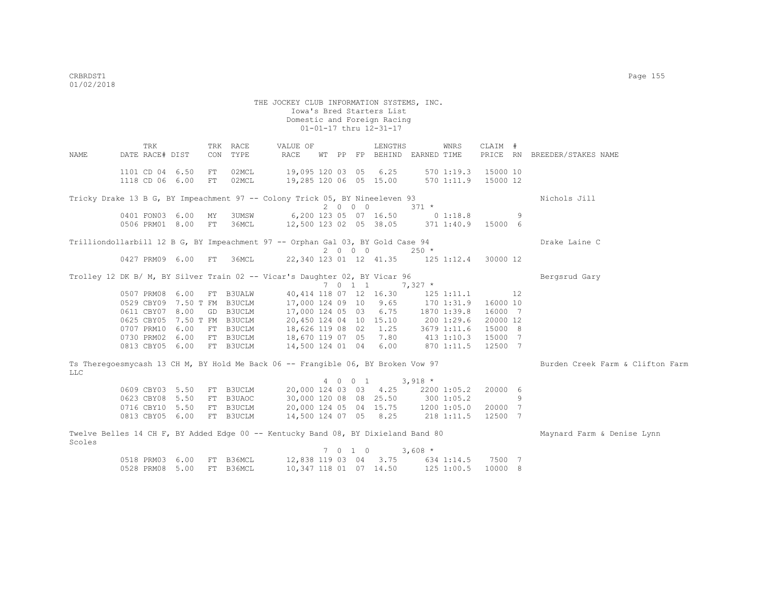THE JOCKEY CLUB INFORMATION SYSTEMS, INC.
Iowa's Bred Starters List
Domestic and Foreign Racing
01-01-17 thru 12-31-17

| NAME | TRK DATE | RACE# | DIST | TRK CON | RACE TYPE | VALUE OF RACE | WT | PP | FP | LENGTHS BEHIND | EARNED | WNRS TIME | CLAIM PRICE | # RN | BREEDER/STAKES NAME |
|---|---|---|---|---|---|---|---|---|---|---|---|---|---|---|---|
| | 1101 | CD 04 | 6.50 | FT | 02MCL | 19,095 | 120 | 03 | 05 | 6.25 | 570 | 1:19.3 | 15000 | 10 | |
| | 1118 | CD 06 | 6.00 | FT | 02MCL | 19,285 | 120 | 06 | 05 | 15.00 | 570 | 1:11.9 | 15000 | 12 | |
| Tricky Drake 13 B G, BY Impeachment 97 -- Colony Trick 05, BY Nineeleven 93 | | | | | | | 2 | 0 0 | 0 | | 371 * | | | | Nichols Jill |
| | 0401 | FON03 | 6.00 | MY | 3UMSW | 6,200 | 123 | 05 | 07 | 16.50 | 0 | 1:18.8 | | 9 | |
| | 0506 | PRM01 | 8.00 | FT | 36MCL | 12,500 | 123 | 02 | 05 | 38.05 | 371 | 1:40.9 | 15000 | 6 | |
| Trilliondollarbill 12 B G, BY Impeachment 97 -- Orphan Gal 03, BY Gold Case 94 | | | | | | | 2 | 0 0 | 0 | | 250 * | | | | Drake Laine C |
| | 0427 | PRM09 | 6.00 | FT | 36MCL | 22,340 | 123 | 01 | 12 | 41.35 | 125 | 1:12.4 | 30000 | 12 | |
| Trolley 12 DK B/ M, BY Silver Train 02 -- Vicar's Daughter 02, BY Vicar 96 | | | | | | | 7 | 0 1 | 1 | | 7,327 * | | | | Bergsrud Gary |
| | 0507 | PRM08 | 6.00 | FT | B3UALW | 40,414 | 118 | 07 | 12 | 16.30 | 125 | 1:11.1 | | 12 | |
| | 0529 | CBY09 | 7.50 T | FM | B3UCLM | 17,000 | 124 | 09 | 10 | 9.65 | 170 | 1:31.9 | 16000 | 10 | |
| | 0611 | CBY07 | 8.00 | GD | B3UCLM | 17,000 | 124 | 05 | 03 | 6.75 | 1870 | 1:39.8 | 16000 | 7 | |
| | 0625 | CBY05 | 7.50 T | FM | B3UCLM | 20,450 | 124 | 04 | 10 | 15.10 | 200 | 1:29.6 | 20000 | 12 | |
| | 0707 | PRM10 | 6.00 | FT | B3UCLM | 18,626 | 119 | 08 | 02 | 1.25 | 3679 | 1:11.6 | 15000 | 8 | |
| | 0730 | PRM02 | 6.00 | FT | B3UCLM | 18,670 | 119 | 07 | 05 | 7.80 | 413 | 1:10.3 | 15000 | 7 | |
| | 0813 | CBY05 | 6.00 | FT | B3UCLM | 14,500 | 124 | 01 | 04 | 6.00 | 870 | 1:11.5 | 12500 | 7 | |
| Ts Theregoesmycash 13 CH M, BY Hold Me Back 06 -- Frangible 06, BY Broken Vow 97 | | | | | | | 4 | 0 0 | 1 | | 3,918 * | | | | Burden Creek Farm & Clifton Farm LLC |
| | 0609 | CBY03 | 5.50 | FT | B3UCLM | 20,000 | 124 | 03 | 03 | 4.25 | 2200 | 1:05.2 | 20000 | 6 | |
| | 0623 | CBY08 | 5.50 | FT | B3UAOC | 30,000 | 120 | 08 | 08 | 25.50 | 300 | 1:05.2 | | 9 | |
| | 0716 | CBY10 | 5.50 | FT | B3UCLM | 20,000 | 124 | 05 | 04 | 15.75 | 1200 | 1:05.0 | 20000 | 7 | |
| | 0813 | CBY05 | 6.00 | FT | B3UCLM | 14,500 | 124 | 07 | 05 | 8.25 | 218 | 1:11.5 | 12500 | 7 | |
| Twelve Belles 14 CH F, BY Added Edge 00 -- Kentucky Band 08, BY Dixieland Band 80 | | | | | | | 7 | 0 1 | 0 | | 3,608 * | | | | Maynard Farm & Denise Lynn Scoles |
| | 0518 | PRM03 | 6.00 | FT | B36MCL | 12,838 | 119 | 03 | 04 | 3.75 | 634 | 1:14.5 | 7500 | 7 | |
| | 0528 | PRM08 | 5.00 | FT | B36MCL | 10,347 | 118 | 01 | 07 | 14.50 | 125 | 1:00.5 | 10000 | 8 | |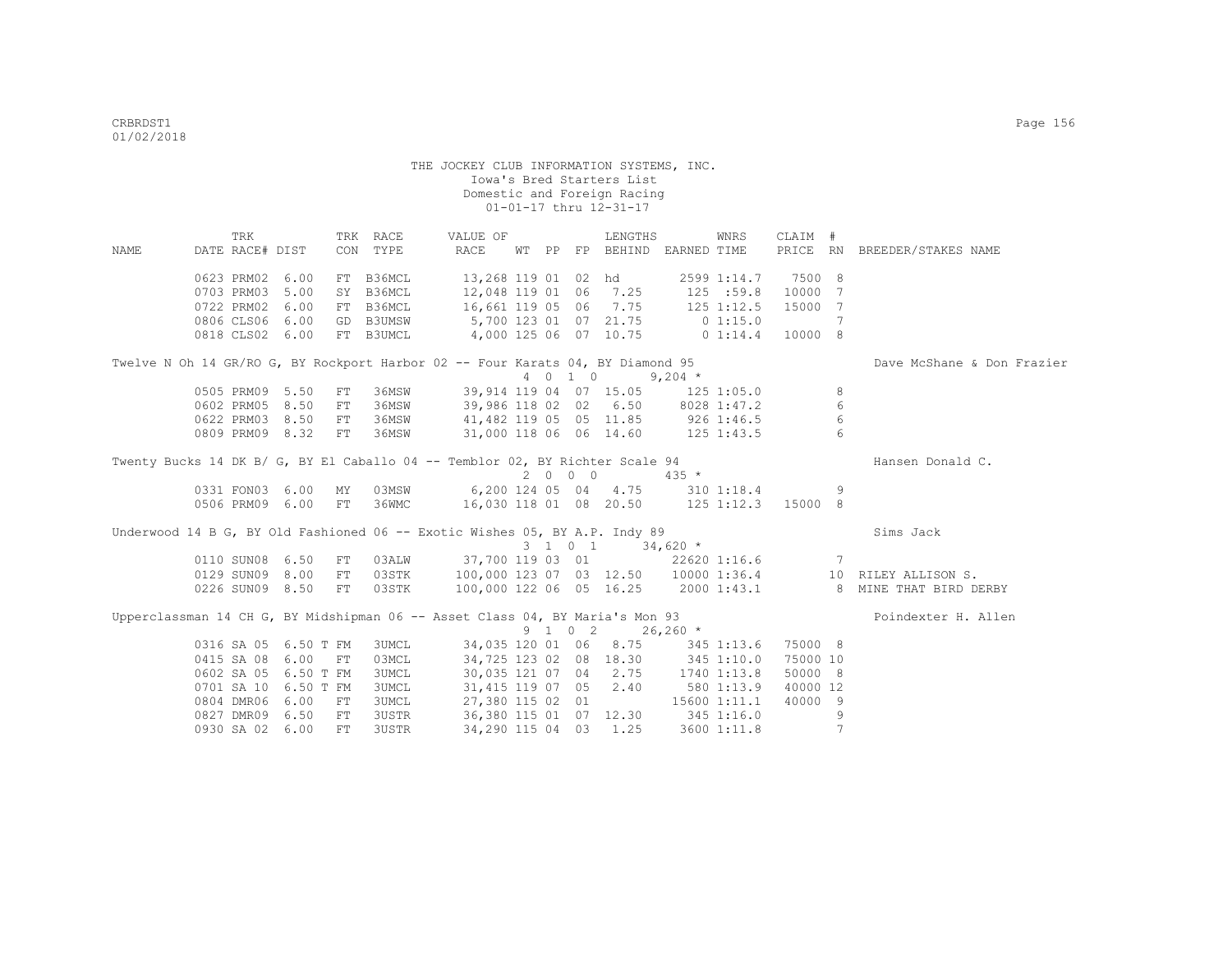THE JOCKEY CLUB INFORMATION SYSTEMS, INC.
Iowa's Bred Starters List
Domestic and Foreign Racing
01-01-17 thru 12-31-17

| NAME | TRK DATE | RACE# | DIST | TRK CON | RACE TYPE | VALUE OF RACE | WT | PP | FP | LENGTHS BEHIND | EARNED | WNRS TIME | CLAIM PRICE | # RN | BREEDER/STAKES NAME |
|---|---|---|---|---|---|---|---|---|---|---|---|---|---|---|---|
| | 0623 | PRM02 | 6.00 | FT | B36MCL | 13,268 | 119 | 01 | 02 | hd | 2599 | 1:14.7 | 7500 | 8 | |
| | 0703 | PRM03 | 5.00 | SY | B36MCL | 12,048 | 119 | 01 | 06 | 7.25 | 125 | :59.8 | 10000 | 7 | |
| | 0722 | PRM02 | 6.00 | FT | B36MCL | 16,661 | 119 | 05 | 06 | 7.75 | 125 | 1:12.5 | 15000 | 7 | |
| | 0806 | CLS06 | 6.00 | GD | B3UMSW | 5,700 | 123 | 01 | 07 | 21.75 | 0 | 1:15.0 | | 7 | |
| | 0818 | CLS02 | 6.00 | FT | B3UMCL | 4,000 | 125 | 06 | 07 | 10.75 | 0 | 1:14.4 | 10000 | 8 | |
| Twelve N Oh 14 GR/RO G, BY Rockport Harbor 02 -- Four Karats 04, BY Diamond 95 | | | | | | | | | | | | | | | Dave McShane & Don Frazier |
| | | | | | | | 4 | 0 | 1 | 0 | 9,204 * | | | | |
| | 0505 | PRM09 | 5.50 | FT | 36MSW | 39,914 | 119 | 04 | 07 | 15.05 | 125 | 1:05.0 | | 8 | |
| | 0602 | PRM05 | 8.50 | FT | 36MSW | 39,986 | 118 | 02 | 02 | 6.50 | 8028 | 1:47.2 | | 6 | |
| | 0622 | PRM03 | 8.50 | FT | 36MSW | 41,482 | 119 | 05 | 05 | 11.85 | 926 | 1:46.5 | | 6 | |
| | 0809 | PRM09 | 8.32 | FT | 36MSW | 31,000 | 118 | 06 | 06 | 14.60 | 125 | 1:43.5 | | 6 | |
| Twenty Bucks 14 DK B/ G, BY El Caballo 04 -- Temblor 02, BY Richter Scale 94 | | | | | | | | | | | | | | | Hansen Donald C. |
| | | | | | | | 2 | 0 | 0 | 0 | 435 * | | | | |
| | 0331 | FON03 | 6.00 | MY | 03MSW | 6,200 | 124 | 05 | 04 | 4.75 | 310 | 1:18.4 | | 9 | |
| | 0506 | PRM09 | 6.00 | FT | 36WMC | 16,030 | 118 | 01 | 08 | 20.50 | 125 | 1:12.3 | 15000 | 8 | |
| Underwood 14 B G, BY Old Fashioned 06 -- Exotic Wishes 05, BY A.P. Indy 89 | | | | | | | | | | | | | | | Sims Jack |
| | | | | | | | 3 | 1 | 0 | 1 | 34,620 * | | | | |
| | 0110 | SUN08 | 6.50 | FT | 03ALW | 37,700 | 119 | 03 | 01 | | 22620 | 1:16.6 | | 7 | |
| | 0129 | SUN09 | 8.00 | FT | 03STK | 100,000 | 123 | 07 | 03 | 12.50 | 10000 | 1:36.4 | | 10 | RILEY ALLISON S. |
| | 0226 | SUN09 | 8.50 | FT | 03STK | 100,000 | 122 | 06 | 05 | 16.25 | 2000 | 1:43.1 | | 8 | MINE THAT BIRD DERBY |
| Upperclassman 14 CH G, BY Midshipman 06 -- Asset Class 04, BY Maria's Mon 93 | | | | | | | | | | | | | | | Poindexter H. Allen |
| | | | | | | | 9 | 1 | 0 | 2 | 26,260 * | | | | |
| | 0316 | SA 05 | 6.50 T | FM | 3UMCL | 34,035 | 120 | 01 | 06 | 8.75 | 345 | 1:13.6 | 75000 | 8 | |
| | 0415 | SA 08 | 6.00 | FT | 03MCL | 34,725 | 123 | 02 | 08 | 18.30 | 345 | 1:10.0 | 75000 | 10 | |
| | 0602 | SA 05 | 6.50 T | FM | 3UMCL | 30,035 | 121 | 07 | 04 | 2.75 | 1740 | 1:13.8 | 50000 | 8 | |
| | 0701 | SA 10 | 6.50 T | FM | 3UMCL | 31,415 | 119 | 07 | 05 | 2.40 | 580 | 1:13.9 | 40000 | 12 | |
| | 0804 | DMR06 | 6.00 | FT | 3UMCL | 27,380 | 115 | 02 | 01 | | 15600 | 1:11.1 | 40000 | 9 | |
| | 0827 | DMR09 | 6.50 | FT | 3USTR | 36,380 | 115 | 01 | 07 | 12.30 | 345 | 1:16.0 | | 9 | |
| | 0930 | SA 02 | 6.00 | FT | 3USTR | 34,290 | 115 | 04 | 03 | 1.25 | 3600 | 1:11.8 | | 7 | |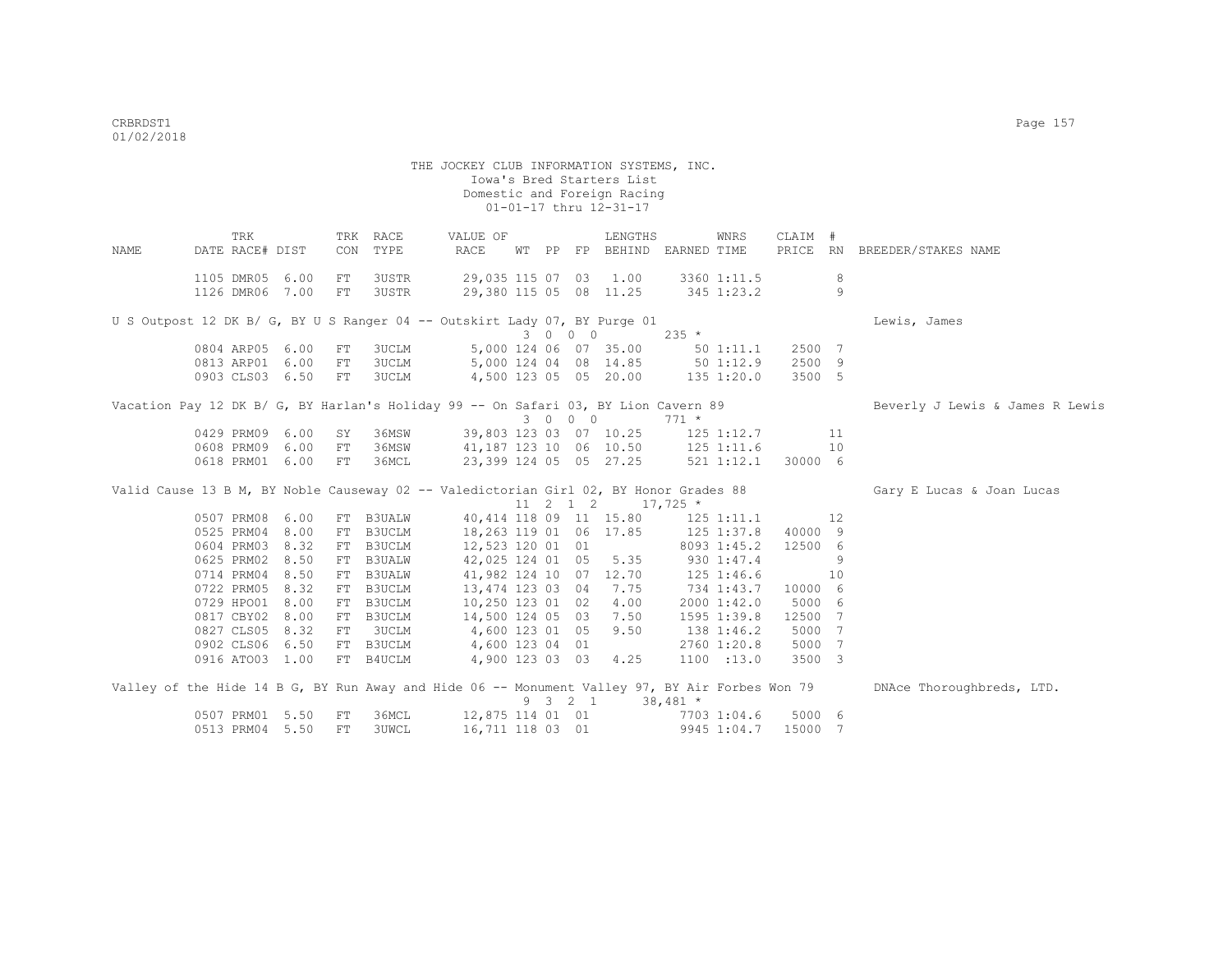THE JOCKEY CLUB INFORMATION SYSTEMS, INC.
Iowa's Bred Starters List
Domestic and Foreign Racing
01-01-17 thru 12-31-17

| NAME | TRK DATE | RACE# | DIST | TRK CON | RACE TYPE | VALUE OF RACE | WT | PP | FP | LENGTHS BEHIND | EARNED | WNRS TIME | CLAIM PRICE | # RN | BREEDER/STAKES NAME |
|---|---|---|---|---|---|---|---|---|---|---|---|---|---|---|---|
| | 1105 | DMR05 | 6.00 | FT | 3USTR | 29,035 | 115 | 07 | 03 | 1.00 | 3360 | 1:11.5 | | 8 | |
| | 1126 | DMR06 | 7.00 | FT | 3USTR | 29,380 | 115 | 05 | 08 | 11.25 | 345 | 1:23.2 | | 9 | |
| U S Outpost 12 DK B/ G, BY U S Ranger 04 -- Outskirt Lady 07, BY Purge 01 | | | | | | | 3 | 0 0 0 | | | 235 * | | | | Lewis, James |
| | 0804 | ARP05 | 6.00 | FT | 3UCLM | 5,000 | 124 | 06 | 07 | 35.00 | 50 | 1:11.1 | 2500 | 7 | |
| | 0813 | ARP01 | 6.00 | FT | 3UCLM | 5,000 | 124 | 04 | 08 | 14.85 | 50 | 1:12.9 | 2500 | 9 | |
| | 0903 | CLS03 | 6.50 | FT | 3UCLM | 4,500 | 123 | 05 | 05 | 20.00 | 135 | 1:20.0 | 3500 | 5 | |
| Vacation Pay 12 DK B/ G, BY Harlan's Holiday 99 -- On Safari 03, BY Lion Cavern 89 | | | | | | | 3 | 0 0 0 | | | 771 * | | | | Beverly J Lewis & James R Lewis |
| | 0429 | PRM09 | 6.00 | SY | 36MSW | 39,803 | 123 | 03 | 07 | 10.25 | 125 | 1:12.7 | | 11 | |
| | 0608 | PRM09 | 6.00 | FT | 36MSW | 41,187 | 123 | 10 | 06 | 10.50 | 125 | 1:11.6 | | 10 | |
| | 0618 | PRM01 | 6.00 | FT | 36MCL | 23,399 | 124 | 05 | 05 | 27.25 | 521 | 1:12.1 | 30000 | 6 | |
| Valid Cause 13 B M, BY Noble Causeway 02 -- Valedictorian Girl 02, BY Honor Grades 88 | | | | | | | 11 | 2 1 2 | | | 17,725 * | | | | Gary E Lucas & Joan Lucas |
| | 0507 | PRM08 | 6.00 | FT | B3UALW | 40,414 | 118 | 09 | 11 | 15.80 | 125 | 1:11.1 | | 12 | |
| | 0525 | PRM04 | 8.00 | FT | B3UCLM | 18,263 | 119 | 01 | 06 | 17.85 | 125 | 1:37.8 | 40000 | 9 | |
| | 0604 | PRM03 | 8.32 | FT | B3UCLM | 12,523 | 120 | 01 | 01 | | 8093 | 1:45.2 | 12500 | 6 | |
| | 0625 | PRM02 | 8.50 | FT | B3UALW | 42,025 | 124 | 01 | 05 | 5.35 | 930 | 1:47.4 | | 9 | |
| | 0714 | PRM04 | 8.50 | FT | B3UALW | 41,982 | 124 | 10 | 07 | 12.70 | 125 | 1:46.6 | | 10 | |
| | 0722 | PRM05 | 8.32 | FT | B3UCLM | 13,474 | 123 | 03 | 04 | 7.75 | 734 | 1:43.7 | 10000 | 6 | |
| | 0729 | HPO01 | 8.00 | FT | B3UCLM | 10,250 | 123 | 01 | 02 | 4.00 | 2000 | 1:42.0 | 5000 | 6 | |
| | 0817 | CBY02 | 8.00 | FT | B3UCLM | 14,500 | 124 | 05 | 03 | 7.50 | 1595 | 1:39.8 | 12500 | 7 | |
| | 0827 | CLS05 | 8.32 | FT | 3UCLM | 4,600 | 123 | 01 | 05 | 9.50 | 138 | 1:46.2 | 5000 | 7 | |
| | 0902 | CLS06 | 6.50 | FT | B3UCLM | 4,600 | 123 | 04 | 01 | | 2760 | 1:20.8 | 5000 | 7 | |
| | 0916 | ATO03 | 1.00 | FT | B4UCLM | 4,900 | 123 | 03 | 03 | 4.25 | 1100 | :13.0 | 3500 | 3 | |
| Valley of the Hide 14 B G, BY Run Away and Hide 06 -- Monument Valley 97, BY Air Forbes Won 79 | | | | | | | 9 | 3 2 1 | | | 38,481 * | | | | DNAce Thoroughbreds, LTD. |
| | 0507 | PRM01 | 5.50 | FT | 36MCL | 12,875 | 114 | 01 | 01 | | 7703 | 1:04.6 | 5000 | 6 | |
| | 0513 | PRM04 | 5.50 | FT | 3UWCL | 16,711 | 118 | 03 | 01 | | 9945 | 1:04.7 | 15000 | 7 | |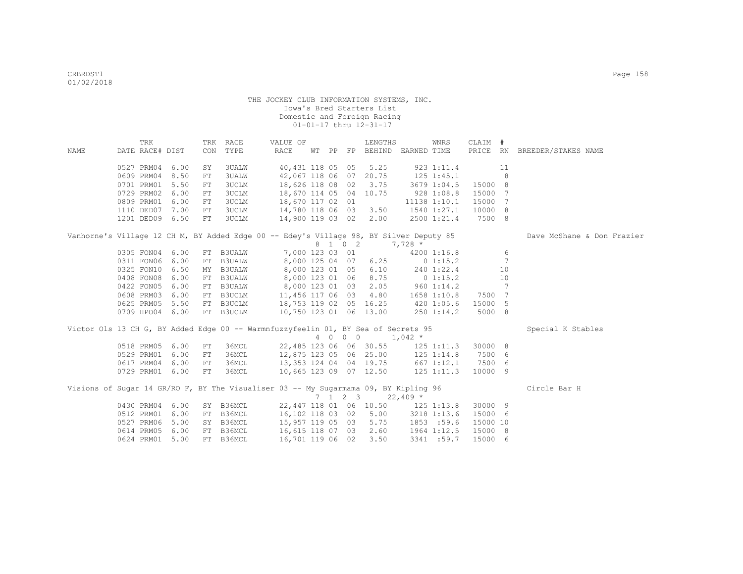THE JOCKEY CLUB INFORMATION SYSTEMS, INC.
Iowa's Bred Starters List
Domestic and Foreign Racing
01-01-17 thru 12-31-17

| NAME | TRK DATE | RACE# | DIST | TRK CON | RACE TYPE | VALUE OF RACE | WT | PP | FP | LENGTHS BEHIND | EARNED | WNRS TIME | CLAIM PRICE | # RN | BREEDER/STAKES NAME |
|---|---|---|---|---|---|---|---|---|---|---|---|---|---|---|---|
| | 0527 | PRM04 | 6.00 | SY | 3UALW | 40,431 | 118 | 05 | 05 | 5.25 | 923 | 1:11.4 | | 11 | |
| | 0609 | PRM04 | 8.50 | FT | 3UALW | 42,067 | 118 | 06 | 07 | 20.75 | 125 | 1:45.1 | | 8 | |
| | 0701 | PRM01 | 5.50 | FT | 3UCLM | 18,626 | 118 | 08 | 02 | 3.75 | 3679 | 1:04.5 | 15000 | 8 | |
| | 0729 | PRM02 | 6.00 | FT | 3UCLM | 18,670 | 114 | 05 | 04 | 10.75 | 928 | 1:08.8 | 15000 | 7 | |
| | 0809 | PRM01 | 6.00 | FT | 3UCLM | 18,670 | 117 | 02 | 01 | | 11138 | 1:10.1 | 15000 | 7 | |
| | 1110 | DED07 | 7.00 | FT | 3UCLM | 14,780 | 118 | 06 | 03 | 3.50 | 1540 | 1:27.1 | 10000 | 8 | |
| | 1201 | DED09 | 6.50 | FT | 3UCLM | 14,900 | 119 | 03 | 02 | 2.00 | 2500 | 1:21.4 | 7500 | 8 | |
| Vanhorne's Village 12 CH M, BY Added Edge 00 -- Edey's Village 98, BY Silver Deputy 85 | | | | | | | 8 | 1 | 0 2 | | 7,728 * | | | | Dave McShane & Don Frazier |
| | 0305 | FON04 | 6.00 | FT | B3UALW | 7,000 | 123 | 03 | 01 | | 4200 | 1:16.8 | | 6 | |
| | 0311 | FON06 | 6.00 | FT | B3UALW | 8,000 | 125 | 04 | 07 | 6.25 | 0 | 1:15.2 | | 7 | |
| | 0325 | FON10 | 6.50 | MY | B3UALW | 8,000 | 123 | 01 | 05 | 6.10 | 240 | 1:22.4 | | 10 | |
| | 0408 | FON08 | 6.00 | FT | B3UALW | 8,000 | 123 | 01 | 06 | 8.75 | 0 | 1:15.2 | | 10 | |
| | 0422 | FON05 | 6.00 | FT | B3UALW | 8,000 | 123 | 01 | 03 | 2.05 | 960 | 1:14.2 | | 7 | |
| | 0608 | PRM03 | 6.00 | FT | B3UCLM | 11,456 | 117 | 06 | 03 | 4.80 | 1658 | 1:10.8 | 7500 | 7 | |
| | 0625 | PRM05 | 5.50 | FT | B3UCLM | 18,753 | 119 | 02 | 05 | 16.25 | 420 | 1:05.6 | 15000 | 5 | |
| | 0709 | HPO04 | 6.00 | FT | B3UCLM | 10,750 | 123 | 01 | 06 | 13.00 | 250 | 1:14.2 | 5000 | 8 | |
| Victor Ols 13 CH G, BY Added Edge 00 -- Warmnfuzzyfeelin 01, BY Sea of Secrets 95 | | | | | | | 4 | 0 | 0 0 | | 1,042 * | | | | Special K Stables |
| | 0518 | PRM05 | 6.00 | FT | 36MCL | 22,485 | 123 | 06 | 06 | 30.55 | 125 | 1:11.3 | 30000 | 8 | |
| | 0529 | PRM01 | 6.00 | FT | 36MCL | 12,875 | 123 | 05 | 06 | 25.00 | 125 | 1:14.8 | 7500 | 6 | |
| | 0617 | PRM04 | 6.00 | FT | 36MCL | 13,353 | 124 | 04 | 04 | 19.75 | 667 | 1:12.1 | 7500 | 6 | |
| | 0729 | PRM01 | 6.00 | FT | 36MCL | 10,665 | 123 | 09 | 07 | 12.50 | 125 | 1:11.3 | 10000 | 9 | |
| Visions of Sugar 14 GR/RO F, BY The Visualiser 03 -- My Sugarmama 09, BY Kipling 96 | | | | | | | 7 | 1 | 2 3 | | 22,409 * | | | | Circle Bar H |
| | 0430 | PRM04 | 6.00 | SY | B36MCL | 22,447 | 118 | 01 | 06 | 10.50 | 125 | 1:13.8 | 30000 | 9 | |
| | 0512 | PRM01 | 6.00 | FT | B36MCL | 16,102 | 118 | 03 | 02 | 5.00 | 3218 | 1:13.6 | 15000 | 6 | |
| | 0527 | PRM06 | 5.00 | SY | B36MCL | 15,957 | 119 | 05 | 03 | 5.75 | 1853 | :59.6 | 15000 | 10 | |
| | 0614 | PRM05 | 6.00 | FT | B36MCL | 16,615 | 118 | 07 | 03 | 2.60 | 1964 | 1:12.5 | 15000 | 8 | |
| | 0624 | PRM01 | 5.00 | FT | B36MCL | 16,701 | 119 | 06 | 02 | 3.50 | 3341 | :59.7 | 15000 | 6 | |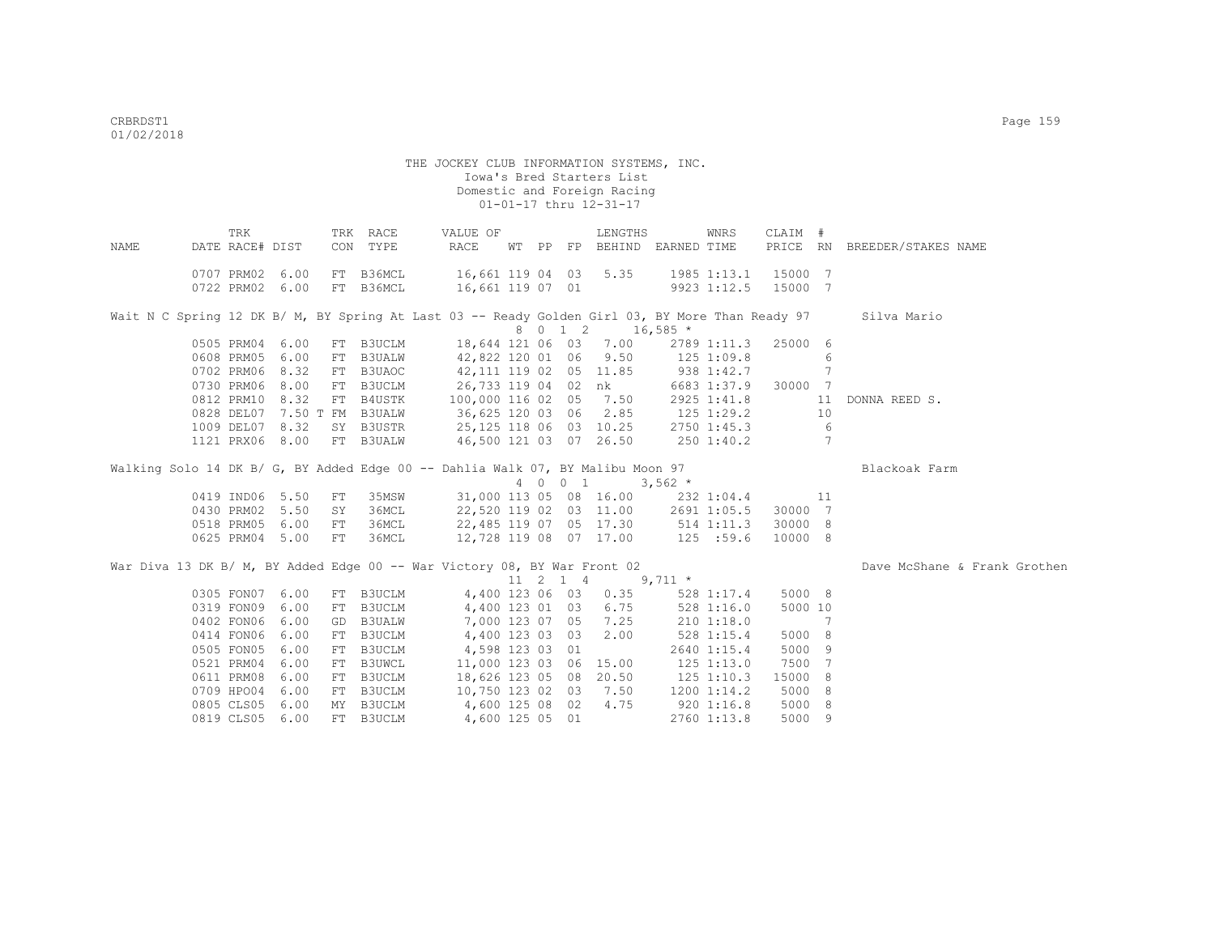THE JOCKEY CLUB INFORMATION SYSTEMS, INC.
Iowa's Bred Starters List
Domestic and Foreign Racing
01-01-17 thru 12-31-17

| NAME | TRK DATE | RACE# | DIST | TRK CON | RACE TYPE | VALUE OF RACE | WT | PP | FP | LENGTHS BEHIND | EARNED | WNRS TIME | CLAIM PRICE | # RN | BREEDER/STAKES NAME |
|---|---|---|---|---|---|---|---|---|---|---|---|---|---|---|---|
| | 0707 | PRM02 | 6.00 | FT | B36MCL | 16,661 | 119 | 04 | 03 | 5.35 | 1985 | 1:13.1 | 15000 | 7 | |
| | 0722 | PRM02 | 6.00 | FT | B36MCL | 16,661 | 119 | 07 | 01 | | 9923 | 1:12.5 | 15000 | 7 | |
| Wait N C Spring 12 DK B/ M, BY Spring At Last 03 -- Ready Golden Girl 03, BY More Than Ready 97 | | | | | | | 8 | 0 1 2 | | | 16,585 * | | | | Silva Mario |
| | 0505 | PRM04 | 6.00 | FT | B3UCLM | 18,644 | 121 | 06 | 03 | 7.00 | 2789 | 1:11.3 | 25000 | 6 | |
| | 0608 | PRM05 | 6.00 | FT | B3UALW | 42,822 | 120 | 01 | 06 | 9.50 | 125 | 1:09.8 | | 6 | |
| | 0702 | PRM06 | 8.32 | FT | B3UAOC | 42,111 | 119 | 02 | 05 | 11.85 | 938 | 1:42.7 | | 7 | |
| | 0730 | PRM06 | 8.00 | FT | B3UCLM | 26,733 | 119 | 04 | 02 | nk | 6683 | 1:37.9 | 30000 | 7 | |
| | 0812 | PRM10 | 8.32 | FT | B4USTK | 100,000 | 116 | 02 | 05 | 7.50 | 2925 | 1:41.8 | | 11 | DONNA REED S. |
| | 0828 | DEL07 | 7.50 T | FM | B3UALW | 36,625 | 120 | 03 | 06 | 2.85 | 125 | 1:29.2 | | 10 | |
| | 1009 | DEL07 | 8.32 | SY | B3USTR | 25,125 | 118 | 06 | 03 | 10.25 | 2750 | 1:45.3 | | 6 | |
| | 1121 | PRX06 | 8.00 | FT | B3UALW | 46,500 | 121 | 03 | 07 | 26.50 | 250 | 1:40.2 | | 7 | |
| Walking Solo 14 DK B/ G, BY Added Edge 00 -- Dahlia Walk 07, BY Malibu Moon 97 | | | | | | | 4 | 0 0 1 | | | 3,562 * | | | | Blackoak Farm |
| | 0419 | IND06 | 5.50 | FT | 35MSW | 31,000 | 113 | 05 | 08 | 16.00 | 232 | 1:04.4 | | 11 | |
| | 0430 | PRM02 | 5.50 | SY | 36MCL | 22,520 | 119 | 02 | 03 | 11.00 | 2691 | 1:05.5 | 30000 | 7 | |
| | 0518 | PRM05 | 6.00 | FT | 36MCL | 22,485 | 119 | 07 | 05 | 17.30 | 514 | 1:11.3 | 30000 | 8 | |
| | 0625 | PRM04 | 5.00 | FT | 36MCL | 12,728 | 119 | 08 | 07 | 17.00 | 125 | :59.6 | 10000 | 8 | |
| War Diva 13 DK B/ M, BY Added Edge 00 -- War Victory 08, BY War Front 02 | | | | | | | 11 | 2 1 4 | | | 9,711 * | | | | Dave McShane & Frank Grothen |
| | 0305 | FON07 | 6.00 | FT | B3UCLM | 4,400 | 123 | 06 | 03 | 0.35 | 528 | 1:17.4 | 5000 | 8 | |
| | 0319 | FON09 | 6.00 | FT | B3UCLM | 4,400 | 123 | 01 | 03 | 6.75 | 528 | 1:16.0 | 5000 | 10 | |
| | 0402 | FON06 | 6.00 | GD | B3UALW | 7,000 | 123 | 07 | 05 | 7.25 | 210 | 1:18.0 | | 7 | |
| | 0414 | FON06 | 6.00 | FT | B3UCLM | 4,400 | 123 | 03 | 03 | 2.00 | 528 | 1:15.4 | 5000 | 8 | |
| | 0505 | FON05 | 6.00 | FT | B3UCLM | 4,598 | 123 | 03 | 01 | | 2640 | 1:15.4 | 5000 | 9 | |
| | 0521 | PRM04 | 6.00 | FT | B3UWCL | 11,000 | 123 | 03 | 06 | 15.00 | 125 | 1:13.0 | 7500 | 7 | |
| | 0611 | PRM08 | 6.00 | FT | B3UCLM | 18,626 | 123 | 05 | 08 | 20.50 | 125 | 1:10.3 | 15000 | 8 | |
| | 0709 | HPO04 | 6.00 | FT | B3UCLM | 10,750 | 123 | 02 | 03 | 7.50 | 1200 | 1:14.2 | 5000 | 8 | |
| | 0805 | CLS05 | 6.00 | MY | B3UCLM | 4,600 | 125 | 08 | 02 | 4.75 | 920 | 1:16.8 | 5000 | 8 | |
| | 0819 | CLS05 | 6.00 | FT | B3UCLM | 4,600 | 125 | 05 | 01 | | 2760 | 1:13.8 | 5000 | 9 | |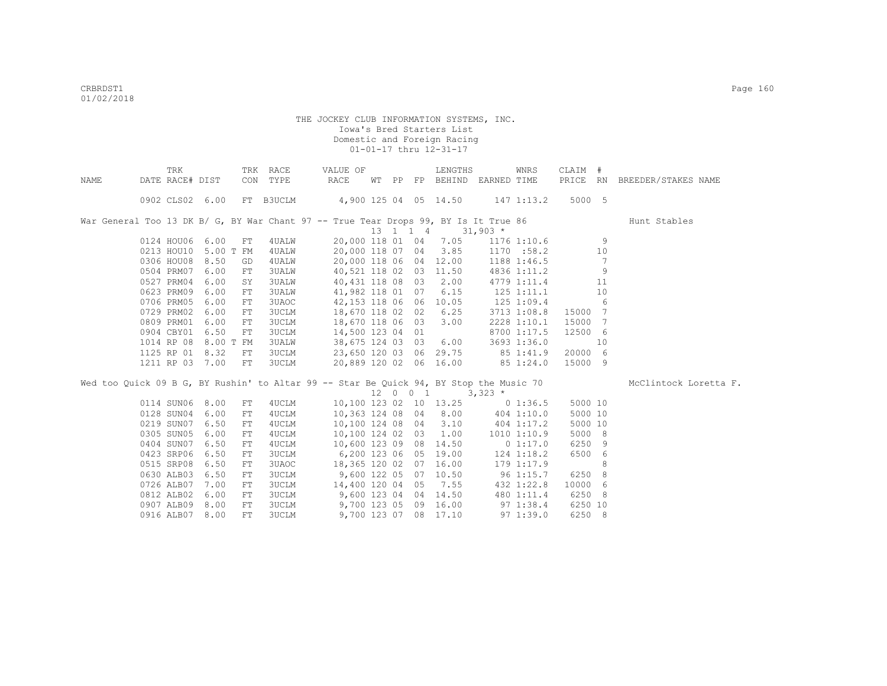THE JOCKEY CLUB INFORMATION SYSTEMS, INC.
Iowa's Bred Starters List
Domestic and Foreign Racing
01-01-17 thru 12-31-17

| NAME | TRK DATE | RACE# | DIST | TRK CON | RACE TYPE | VALUE OF RACE | WT | PP | FP | LENGTHS BEHIND | EARNED | WNRS TIME | CLAIM PRICE | # RN | BREEDER/STAKES NAME |
|---|---|---|---|---|---|---|---|---|---|---|---|---|---|---|---|
| | 0902 | CLS02 | 6.00 | FT | B3UCLM | 4,900 | 125 | 04 | 05 | 14.50 | 147 | 1:13.2 | 5000 | 5 | |
| War General Too 13 DK B/ G, BY War Chant 97 -- True Tear Drops 99, BY Is It True 86 | | | | | | | 13 | 1 1 | 4 | | 31,903 * | | | | Hunt Stables |
| | 0124 | HOU06 | 6.00 | FT | 4UALW | 20,000 | 118 | 01 | 04 | 7.05 | 1176 | 1:10.6 | | 9 | |
| | 0213 | HOU10 | 5.00 T | FM | 4UALW | 20,000 | 118 | 07 | 04 | 3.85 | 1170 | :58.2 | | 10 | |
| | 0306 | HOU08 | 8.50 | GD | 4UALW | 20,000 | 118 | 06 | 04 | 12.00 | 1188 | 1:46.5 | | 7 | |
| | 0504 | PRM07 | 6.00 | FT | 3UALW | 40,521 | 118 | 02 | 03 | 11.50 | 4836 | 1:11.2 | | 9 | |
| | 0527 | PRM04 | 6.00 | SY | 3UALW | 40,431 | 118 | 08 | 03 | 2.00 | 4779 | 1:11.4 | | 11 | |
| | 0623 | PRM09 | 6.00 | FT | 3UALW | 41,982 | 118 | 01 | 07 | 6.15 | 125 | 1:11.1 | | 10 | |
| | 0706 | PRM05 | 6.00 | FT | 3UAOC | 42,153 | 118 | 06 | 06 | 10.05 | 125 | 1:09.4 | | 6 | |
| | 0729 | PRM02 | 6.00 | FT | 3UCLM | 18,670 | 118 | 02 | 02 | 6.25 | 3713 | 1:08.8 | 15000 | 7 | |
| | 0809 | PRM01 | 6.00 | FT | 3UCLM | 18,670 | 118 | 06 | 03 | 3.00 | 2228 | 1:10.1 | 15000 | 7 | |
| | 0904 | CBY01 | 6.50 | FT | 3UCLM | 14,500 | 123 | 04 | 01 | | 8700 | 1:17.5 | 12500 | 6 | |
| | 1014 | RP 08 | 8.00 T | FM | 3UALW | 38,675 | 124 | 03 | 03 | 6.00 | 3693 | 1:36.0 | | 10 | |
| | 1125 | RP 01 | 8.32 | FT | 3UCLM | 23,650 | 120 | 03 | 06 | 29.75 | 85 | 1:41.9 | 20000 | 6 | |
| | 1211 | RP 03 | 7.00 | FT | 3UCLM | 20,889 | 120 | 02 | 06 | 16.00 | 85 | 1:24.0 | 15000 | 9 | |
| Wed too Quick 09 B G, BY Rushin' to Altar 99 -- Star Be Quick 94, BY Stop the Music 70 | | | | | | | 12 | 0 0 | 1 | | 3,323 * | | | | McClintock Loretta F. |
| | 0114 | SUN06 | 8.00 | FT | 4UCLM | 10,100 | 123 | 02 | 10 | 13.25 | 0 | 1:36.5 | 5000 | 10 | |
| | 0128 | SUN04 | 6.00 | FT | 4UCLM | 10,363 | 124 | 08 | 04 | 8.00 | 404 | 1:10.0 | 5000 | 10 | |
| | 0219 | SUN07 | 6.50 | FT | 4UCLM | 10,100 | 124 | 08 | 04 | 3.10 | 404 | 1:17.2 | 5000 | 10 | |
| | 0305 | SUN05 | 6.00 | FT | 4UCLM | 10,100 | 124 | 02 | 03 | 1.00 | 1010 | 1:10.9 | 5000 | 8 | |
| | 0404 | SUN07 | 6.50 | FT | 4UCLM | 10,600 | 123 | 09 | 08 | 14.50 | 0 | 1:17.0 | 6250 | 9 | |
| | 0423 | SRP06 | 6.50 | FT | 3UCLM | 6,200 | 123 | 06 | 05 | 19.00 | 124 | 1:18.2 | 6500 | 6 | |
| | 0515 | SRP08 | 6.50 | FT | 3UAOC | 18,365 | 120 | 02 | 07 | 16.00 | 179 | 1:17.9 | | 8 | |
| | 0630 | ALB03 | 6.50 | FT | 3UCLM | 9,600 | 122 | 05 | 07 | 10.50 | 96 | 1:15.7 | 6250 | 8 | |
| | 0726 | ALB07 | 7.00 | FT | 3UCLM | 14,400 | 120 | 04 | 05 | 7.55 | 432 | 1:22.8 | 10000 | 6 | |
| | 0812 | ALB02 | 6.00 | FT | 3UCLM | 9,600 | 123 | 04 | 04 | 14.50 | 480 | 1:11.4 | 6250 | 8 | |
| | 0907 | ALB09 | 8.00 | FT | 3UCLM | 9,700 | 123 | 05 | 09 | 16.00 | 97 | 1:38.4 | 6250 | 10 | |
| | 0916 | ALB07 | 8.00 | FT | 3UCLM | 9,700 | 123 | 07 | 08 | 17.10 | 97 | 1:39.0 | 6250 | 8 | |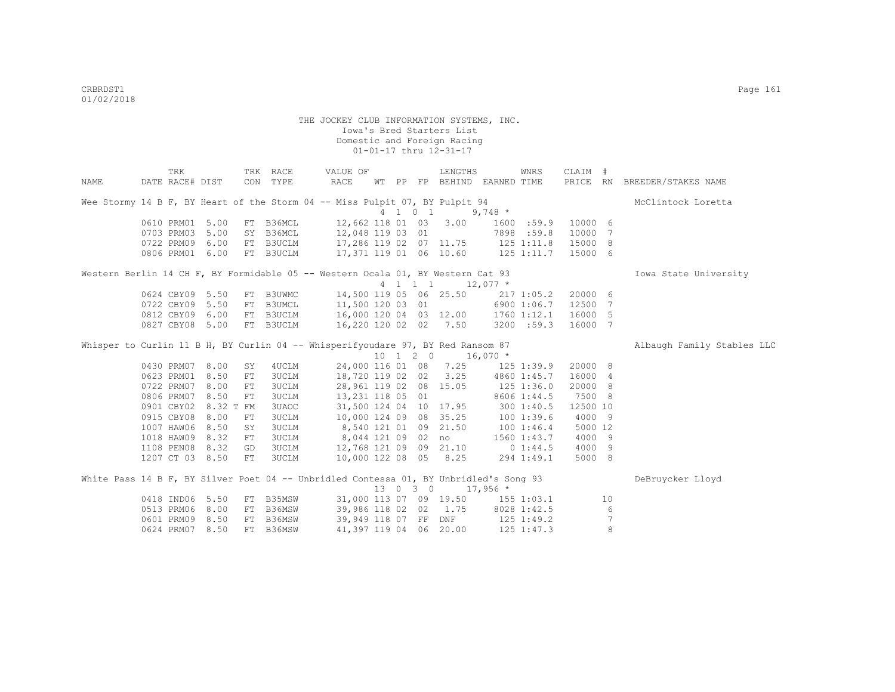THE JOCKEY CLUB INFORMATION SYSTEMS, INC.
Iowa's Bred Starters List
Domestic and Foreign Racing
01-01-17 thru 12-31-17

| NAME | TRK DATE | RACE# | DIST | TRK CON | RACE TYPE | VALUE OF RACE | WT | PP | FP | LENGTHS BEHIND | EARNED | WNRS TIME | CLAIM PRICE | # RN | BREEDER/STAKES NAME |
|---|---|---|---|---|---|---|---|---|---|---|---|---|---|---|---|
| Wee Stormy 14 B F, BY Heart of the Storm 04 -- Miss Pulpit 07, BY Pulpit 94 | | | | | | | 4 | 1 0 | 1 | | 9,748 * | | | | McClintock Loretta |
| | 0610 | PRM01 | 5.00 | FT | B36MCL | 12,662 | 118 | 01 | 03 | 3.00 | 1600 | :59.9 | 10000 | 6 | |
| | 0703 | PRM03 | 5.00 | SY | B36MCL | 12,048 | 119 | 03 | 01 | | 7898 | :59.8 | 10000 | 7 | |
| | 0722 | PRM09 | 6.00 | FT | B3UCLM | 17,286 | 119 | 02 | 07 | 11.75 | 125 | 1:11.8 | 15000 | 8 | |
| | 0806 | PRM01 | 6.00 | FT | B3UCLM | 17,371 | 119 | 01 | 06 | 10.60 | 125 | 1:11.7 | 15000 | 6 | |
| Western Berlin 14 CH F, BY Formidable 05 -- Western Ocala 01, BY Western Cat 93 | | | | | | | 4 | 1 1 | 1 | | 12,077 * | | | | Iowa State University |
| | 0624 | CBY09 | 5.50 | FT | B3UWMC | 14,500 | 119 | 05 | 06 | 25.50 | 217 | 1:05.2 | 20000 | 6 | |
| | 0722 | CBY09 | 5.50 | FT | B3UMCL | 11,500 | 120 | 03 | 01 | | 6900 | 1:06.7 | 12500 | 7 | |
| | 0812 | CBY09 | 6.00 | FT | B3UCLM | 16,000 | 120 | 04 | 03 | 12.00 | 1760 | 1:12.1 | 16000 | 5 | |
| | 0827 | CBY08 | 5.00 | FT | B3UCLM | 16,220 | 120 | 02 | 02 | 7.50 | 3200 | :59.3 | 16000 | 7 | |
| Whisper to Curlin 11 B H, BY Curlin 04 -- Whisperifyoudare 97, BY Red Ransom 87 | | | | | | | 10 | 1 2 | 0 | | 16,070 * | | | | Albaugh Family Stables LLC |
| | 0430 | PRM07 | 8.00 | SY | 4UCLM | 24,000 | 116 | 01 | 08 | 7.25 | 125 | 1:39.9 | 20000 | 8 | |
| | 0623 | PRM01 | 8.50 | FT | 3UCLM | 18,720 | 119 | 02 | 02 | 3.25 | 4860 | 1:45.7 | 16000 | 4 | |
| | 0722 | PRM07 | 8.00 | FT | 3UCLM | 28,961 | 119 | 02 | 08 | 15.05 | 125 | 1:36.0 | 20000 | 8 | |
| | 0806 | PRM07 | 8.50 | FT | 3UCLM | 13,231 | 118 | 05 | 01 | | 8606 | 1:44.5 | 7500 | 8 | |
| | 0901 | CBY02 | 8.32 T | FM | 3UAOC | 31,500 | 124 | 04 | 10 | 17.95 | 300 | 1:40.5 | 12500 | 10 | |
| | 0915 | CBY08 | 8.00 | FT | 3UCLM | 10,000 | 124 | 09 | 08 | 35.25 | 100 | 1:39.6 | 4000 | 9 | |
| | 1007 | HAW06 | 8.50 | SY | 3UCLM | 8,540 | 121 | 01 | 09 | 21.50 | 100 | 1:46.4 | 5000 | 12 | |
| | 1018 | HAW09 | 8.32 | FT | 3UCLM | 8,044 | 121 | 09 | 02 | no | 1560 | 1:43.7 | 4000 | 9 | |
| | 1108 | PEN08 | 8.32 | GD | 3UCLM | 12,768 | 121 | 09 | 09 | 21.10 | 0 | 1:44.5 | 4000 | 9 | |
| | 1207 | CT 03 | 8.50 | FT | 3UCLM | 10,000 | 122 | 08 | 05 | 8.25 | 294 | 1:49.1 | 5000 | 8 | |
| White Pass 14 B F, BY Silver Poet 04 -- Unbridled Contessa 01, BY Unbridled's Song 93 | | | | | | | 13 | 0 3 | 0 | | 17,956 * | | | | DeBruycker Lloyd |
| | 0418 | IND06 | 5.50 | FT | B35MSW | 31,000 | 113 | 07 | 09 | 19.50 | 155 | 1:03.1 | | 10 | |
| | 0513 | PRM06 | 8.00 | FT | B36MSW | 39,986 | 118 | 02 | 02 | 1.75 | 8028 | 1:42.5 | | 6 | |
| | 0601 | PRM09 | 8.50 | FT | B36MSW | 39,949 | 118 | 07 | FF | DNF | 125 | 1:49.2 | | 7 | |
| | 0624 | PRM07 | 8.50 | FT | B36MSW | 41,397 | 119 | 04 | 06 | 20.00 | 125 | 1:47.3 | | 8 | |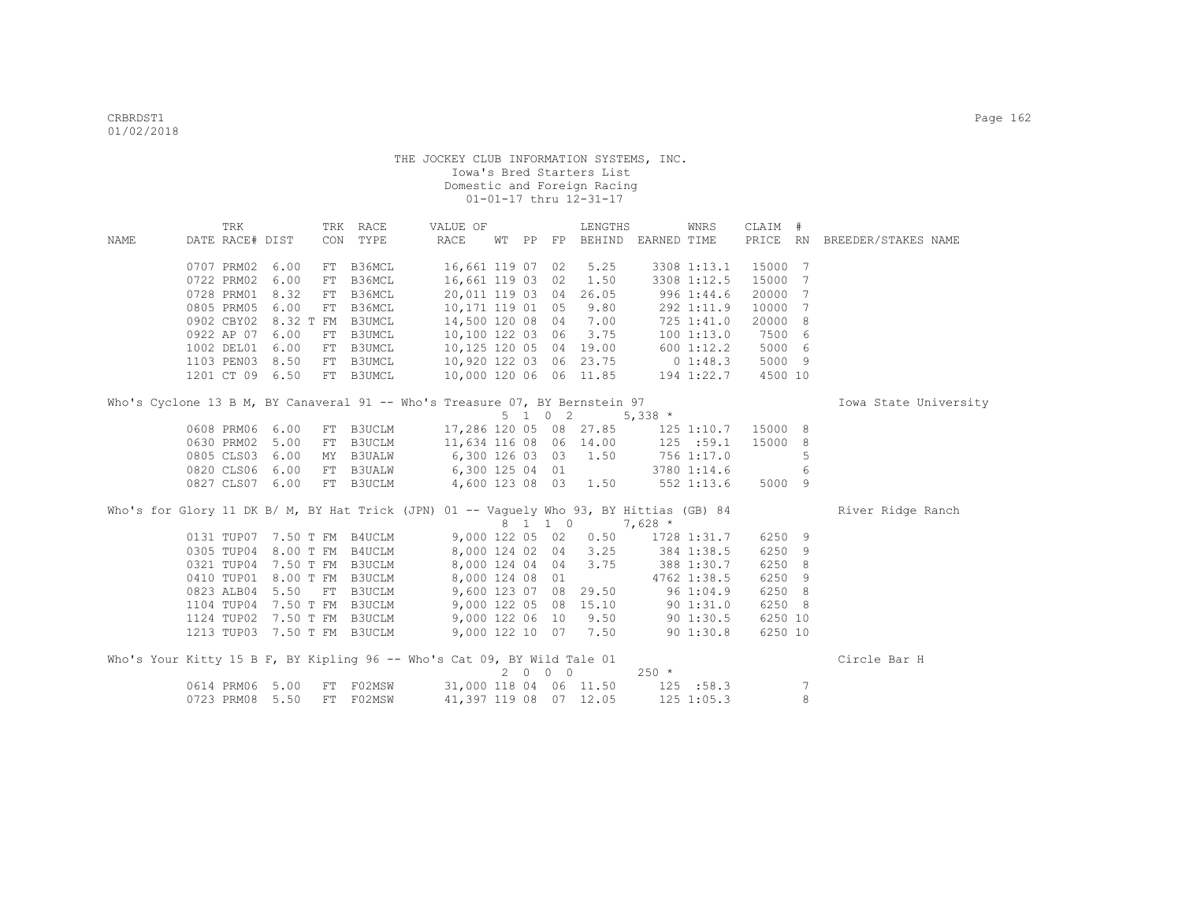THE JOCKEY CLUB INFORMATION SYSTEMS, INC.
Iowa's Bred Starters List
Domestic and Foreign Racing
01-01-17 thru 12-31-17

| NAME | TRK DATE | RACE# | DIST | TRK CON | RACE TYPE | VALUE OF RACE | WT | PP | FP | LENGTHS BEHIND | EARNED | WNRS TIME | CLAIM PRICE | # RN | BREEDER/STAKES NAME |
|---|---|---|---|---|---|---|---|---|---|---|---|---|---|---|---|
| | 0707 | PRM02 | 6.00 | FT | B36MCL | 16,661 | 119 | 07 | 02 | 5.25 | 3308 | 1:13.1 | 15000 | 7 | |
| | 0722 | PRM02 | 6.00 | FT | B36MCL | 16,661 | 119 | 03 | 02 | 1.50 | 3308 | 1:12.5 | 15000 | 7 | |
| | 0728 | PRM01 | 8.32 | FT | B36MCL | 20,011 | 119 | 03 | 04 | 26.05 | 996 | 1:44.6 | 20000 | 7 | |
| | 0805 | PRM05 | 6.00 | FT | B36MCL | 10,171 | 119 | 01 | 05 | 9.80 | 292 | 1:11.9 | 10000 | 7 | |
| | 0902 | CBY02 | 8.32 T | FM | B3UMCL | 14,500 | 120 | 08 | 04 | 7.00 | 725 | 1:41.0 | 20000 | 8 | |
| | 0922 | AP 07 | 6.00 | FT | B3UMCL | 10,100 | 122 | 03 | 06 | 3.75 | 100 | 1:13.0 | 7500 | 6 | |
| | 1002 | DEL01 | 6.00 | FT | B3UMCL | 10,125 | 120 | 05 | 04 | 19.00 | 600 | 1:12.2 | 5000 | 6 | |
| | 1103 | PEN03 | 8.50 | FT | B3UMCL | 10,920 | 122 | 03 | 06 | 23.75 | 0 | 1:48.3 | 5000 | 9 | |
| | 1201 | CT 09 | 6.50 | FT | B3UMCL | 10,000 | 120 | 06 | 06 | 11.85 | 194 | 1:22.7 | 4500 | 10 | |
| Who's Cyclone 13 B M, BY Canaveral 91 -- Who's Treasure 07, BY Bernstein 97 | | | | | | | 5 | 1 0 | 2 | | 5,338 * | | | | Iowa State University |
| | 0608 | PRM06 | 6.00 | FT | B3UCLM | 17,286 | 120 | 05 | 08 | 27.85 | 125 | 1:10.7 | 15000 | 8 | |
| | 0630 | PRM02 | 5.00 | FT | B3UCLM | 11,634 | 116 | 08 | 06 | 14.00 | 125 | :59.1 | 15000 | 8 | |
| | 0805 | CLS03 | 6.00 | MY | B3UALW | 6,300 | 126 | 03 | 03 | 1.50 | 756 | 1:17.0 | | 5 | |
| | 0820 | CLS06 | 6.00 | FT | B3UALW | 6,300 | 125 | 04 | 01 | | 3780 | 1:14.6 | | 6 | |
| | 0827 | CLS07 | 6.00 | FT | B3UCLM | 4,600 | 123 | 08 | 03 | 1.50 | 552 | 1:13.6 | 5000 | 9 | |
| Who's for Glory 11 DK B/ M, BY Hat Trick (JPN) 01 -- Vaguely Who 93, BY Hittias (GB) 84 | | | | | | | 8 | 1 1 | 0 | | 7,628 * | | | | River Ridge Ranch |
| | 0131 | TUP07 | 7.50 T | FM | B4UCLM | 9,000 | 122 | 05 | 02 | 0.50 | 1728 | 1:31.7 | 6250 | 9 | |
| | 0305 | TUP04 | 8.00 T | FM | B4UCLM | 8,000 | 124 | 02 | 04 | 3.25 | 384 | 1:38.5 | 6250 | 9 | |
| | 0321 | TUP04 | 7.50 T | FM | B3UCLM | 8,000 | 124 | 04 | 04 | 3.75 | 388 | 1:30.7 | 6250 | 8 | |
| | 0410 | TUP01 | 8.00 T | FM | B3UCLM | 8,000 | 124 | 08 | 01 | | 4762 | 1:38.5 | 6250 | 9 | |
| | 0823 | ALB04 | 5.50 | FT | B3UCLM | 9,600 | 123 | 07 | 08 | 29.50 | 96 | 1:04.9 | 6250 | 8 | |
| | 1104 | TUP04 | 7.50 T | FM | B3UCLM | 9,000 | 122 | 05 | 08 | 15.10 | 90 | 1:31.0 | 6250 | 8 | |
| | 1124 | TUP02 | 7.50 T | FM | B3UCLM | 9,000 | 122 | 06 | 10 | 9.50 | 90 | 1:30.5 | 6250 | 10 | |
| | 1213 | TUP03 | 7.50 T | FM | B3UCLM | 9,000 | 122 | 10 | 07 | 7.50 | 90 | 1:30.8 | 6250 | 10 | |
| Who's Your Kitty 15 B F, BY Kipling 96 -- Who's Cat 09, BY Wild Tale 01 | | | | | | | 2 | 0 0 | 0 | | 250 * | | | | Circle Bar H |
| | 0614 | PRM06 | 5.00 | FT | F02MSW | 31,000 | 118 | 04 | 06 | 11.50 | 125 | :58.3 | | 7 | |
| | 0723 | PRM08 | 5.50 | FT | F02MSW | 41,397 | 119 | 08 | 07 | 12.05 | 125 | 1:05.3 | | 8 | |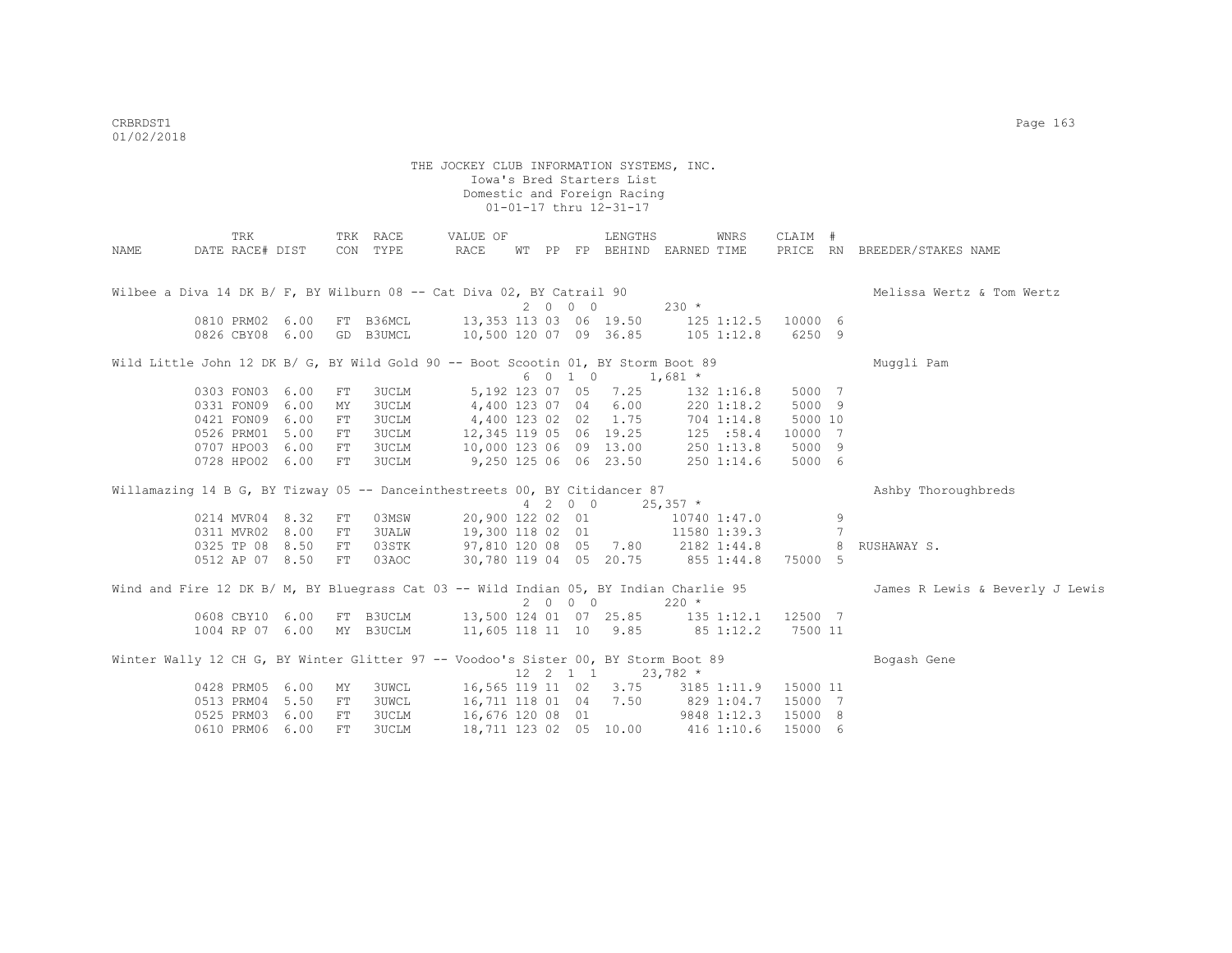THE JOCKEY CLUB INFORMATION SYSTEMS, INC.
Iowa's Bred Starters List
Domestic and Foreign Racing
01-01-17 thru 12-31-17

| NAME | TRK DATE | RACE# | DIST | TRK CON | RACE TYPE | VALUE OF RACE | WT | PP | FP | LENGTHS BEHIND | EARNED | WNRS TIME | CLAIM PRICE | # RN | BREEDER/STAKES NAME |
|---|---|---|---|---|---|---|---|---|---|---|---|---|---|---|---|
| Wilbee a Diva 14 DK B/ F, BY Wilburn 08 -- Cat Diva 02, BY Catrail 90 | | | | | | | 2 | 0 | 0 0 | | 230 * | | | | Melissa Wertz & Tom Wertz |
| | 0810 | PRM02 | 6.00 | FT | B36MCL | 13,353 | 113 | 03 | 06 | 19.50 | 125 | 1:12.5 | 10000 | 6 | |
| | 0826 | CBY08 | 6.00 | GD | B3UMCL | 10,500 | 120 | 07 | 09 | 36.85 | 105 | 1:12.8 | 6250 | 9 | |
| Wild Little John 12 DK B/ G, BY Wild Gold 90 -- Boot Scootin 01, BY Storm Boot 89 | | | | | | | 6 | 0 | 1 0 | | 1,681 * | | | | Muggli Pam |
| | 0303 | FON03 | 6.00 | FT | 3UCLM | 5,192 | 123 | 07 | 05 | 7.25 | 132 | 1:16.8 | 5000 | 7 | |
| | 0331 | FON09 | 6.00 | MY | 3UCLM | 4,400 | 123 | 07 | 04 | 6.00 | 220 | 1:18.2 | 5000 | 9 | |
| | 0421 | FON09 | 6.00 | FT | 3UCLM | 4,400 | 123 | 02 | 02 | 1.75 | 704 | 1:14.8 | 5000 | 10 | |
| | 0526 | PRM01 | 5.00 | FT | 3UCLM | 12,345 | 119 | 05 | 06 | 19.25 | 125 | :58.4 | 10000 | 7 | |
| | 0707 | HPO03 | 6.00 | FT | 3UCLM | 10,000 | 123 | 06 | 09 | 13.00 | 250 | 1:13.8 | 5000 | 9 | |
| | 0728 | HPO02 | 6.00 | FT | 3UCLM | 9,250 | 125 | 06 | 06 | 23.50 | 250 | 1:14.6 | 5000 | 6 | |
| Willamazing 14 B G, BY Tizway 05 -- Danceinthestreets 00, BY Citidancer 87 | | | | | | | 4 | 2 | 0 0 | | 25,357 * | | | | Ashby Thoroughbreds |
| | 0214 | MVR04 | 8.32 | FT | 03MSW | 20,900 | 122 | 02 | 01 | | 10740 | 1:47.0 | | 9 | |
| | 0311 | MVR02 | 8.00 | FT | 3UALW | 19,300 | 118 | 02 | 01 | | 11580 | 1:39.3 | | 7 | |
| | 0325 | TP 08 | 8.50 | FT | 03STK | 97,810 | 120 | 08 | 05 | 7.80 | 2182 | 1:44.8 | | 8 | RUSHAWAY S. |
| | 0512 | AP 07 | 8.50 | FT | 03AOC | 30,780 | 119 | 04 | 05 | 20.75 | 855 | 1:44.8 | 75000 | 5 | |
| Wind and Fire 12 DK B/ M, BY Bluegrass Cat 03 -- Wild Indian 05, BY Indian Charlie 95 | | | | | | | 2 | 0 | 0 0 | | 220 * | | | | James R Lewis & Beverly J Lewis |
| | 0608 | CBY10 | 6.00 | FT | B3UCLM | 13,500 | 124 | 01 | 07 | 25.85 | 135 | 1:12.1 | 12500 | 7 | |
| | 1004 | RP 07 | 6.00 | MY | B3UCLM | 11,605 | 118 | 11 | 10 | 9.85 | 85 | 1:12.2 | 7500 | 11 | |
| Winter Wally 12 CH G, BY Winter Glitter 97 -- Voodoo's Sister 00, BY Storm Boot 89 | | | | | | | 12 | 2 | 1 1 | | 23,782 * | | | | Bogash Gene |
| | 0428 | PRM05 | 6.00 | MY | 3UWCL | 16,565 | 119 | 11 | 02 | 3.75 | 3185 | 1:11.9 | 15000 | 11 | |
| | 0513 | PRM04 | 5.50 | FT | 3UWCL | 16,711 | 118 | 01 | 04 | 7.50 | 829 | 1:04.7 | 15000 | 7 | |
| | 0525 | PRM03 | 6.00 | FT | 3UCLM | 16,676 | 120 | 08 | 01 | | 9848 | 1:12.3 | 15000 | 8 | |
| | 0610 | PRM06 | 6.00 | FT | 3UCLM | 18,711 | 123 | 02 | 05 | 10.00 | 416 | 1:10.6 | 15000 | 6 | |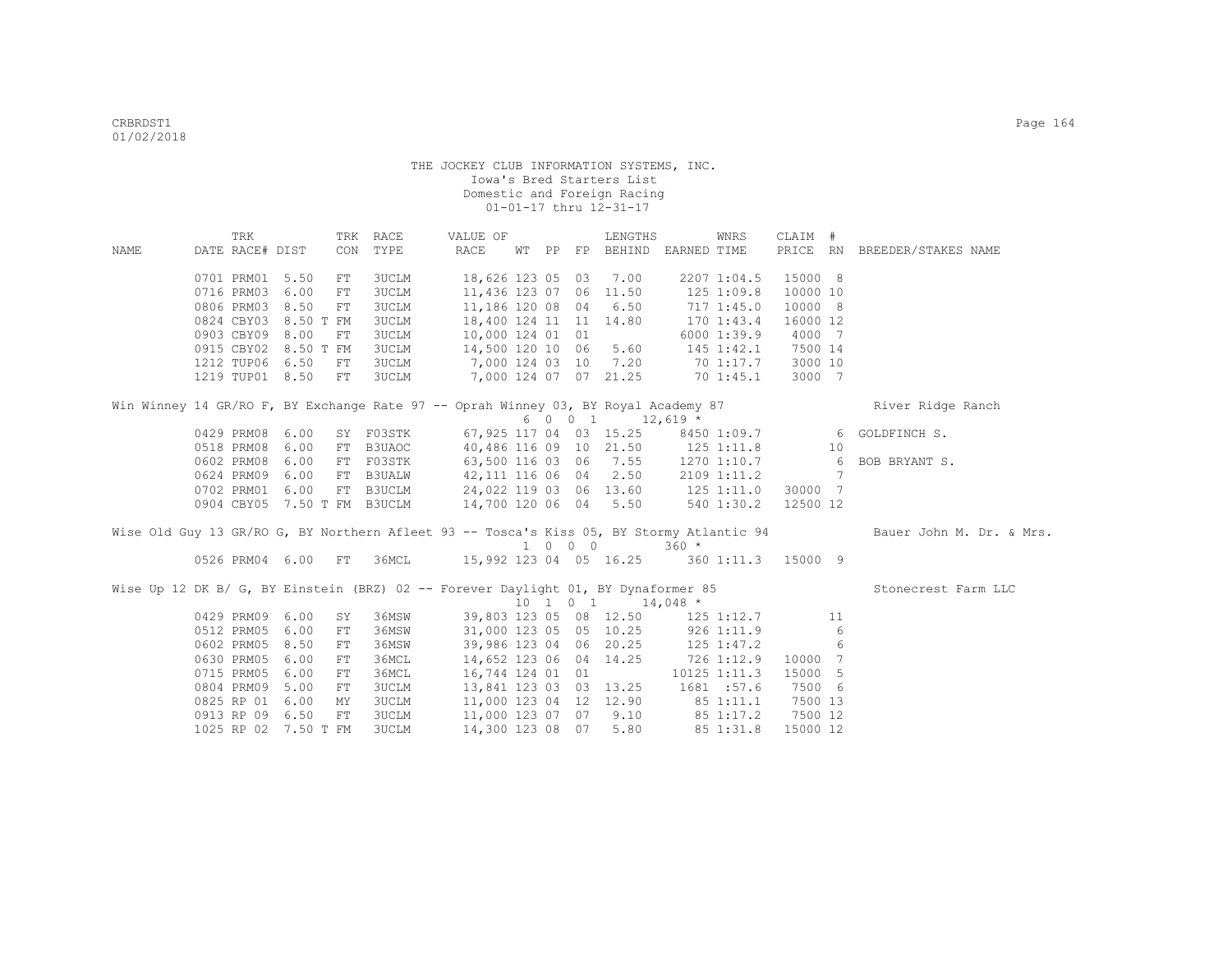THE JOCKEY CLUB INFORMATION SYSTEMS, INC.
Iowa's Bred Starters List
Domestic and Foreign Racing
01-01-17 thru 12-31-17

| NAME | TRK DATE | RACE# | DIST | TRK CON | RACE TYPE | VALUE OF RACE | WT | PP | FP | LENGTHS BEHIND | EARNED | WNRS TIME | CLAIM PRICE | # RN | BREEDER/STAKES NAME |
|---|---|---|---|---|---|---|---|---|---|---|---|---|---|---|---|
| | 0701 | PRM01 | 5.50 | FT | 3UCLM | 18,626 | 123 | 05 | 03 | 7.00 | 2207 | 1:04.5 | 15000 | 8 | |
| | 0716 | PRM03 | 6.00 | FT | 3UCLM | 11,436 | 123 | 07 | 06 | 11.50 | 125 | 1:09.8 | 10000 | 10 | |
| | 0806 | PRM03 | 8.50 | FT | 3UCLM | 11,186 | 120 | 08 | 04 | 6.50 | 717 | 1:45.0 | 10000 | 8 | |
| | 0824 | CBY03 | 8.50 T | FM | 3UCLM | 18,400 | 124 | 11 | 11 | 14.80 | 170 | 1:43.4 | 16000 | 12 | |
| | 0903 | CBY09 | 8.00 | FT | 3UCLM | 10,000 | 124 | 01 | 01 | | 6000 | 1:39.9 | 4000 | 7 | |
| | 0915 | CBY02 | 8.50 T | FM | 3UCLM | 14,500 | 120 | 10 | 06 | 5.60 | 145 | 1:42.1 | 7500 | 14 | |
| | 1212 | TUP06 | 6.50 | FT | 3UCLM | 7,000 | 124 | 03 | 10 | 7.20 | 70 | 1:17.7 | 3000 | 10 | |
| | 1219 | TUP01 | 8.50 | FT | 3UCLM | 7,000 | 124 | 07 | 07 | 21.25 | 70 | 1:45.1 | 3000 | 7 | |

Win Winney 14 GR/RO F, BY Exchange Rate 97 -- Oprah Winney 03, BY Royal Academy 87 — River Ridge Ranch
6 0 0 1 12,619 *

| TRK DATE | RACE# | DIST | TRK CON | RACE TYPE | VALUE OF RACE | WT | PP | FP | LENGTHS BEHIND | EARNED | WNRS TIME | CLAIM PRICE | # RN | BREEDER/STAKES NAME |
|---|---|---|---|---|---|---|---|---|---|---|---|---|---|---|
| 0429 | PRM08 | 6.00 | SY | F03STK | 67,925 | 117 | 04 | 03 | 15.25 | 8450 | 1:09.7 | | 6 | GOLDFINCH S. |
| 0518 | PRM08 | 6.00 | FT | B3UAOC | 40,486 | 116 | 09 | 10 | 21.50 | 125 | 1:11.8 | | 10 | |
| 0602 | PRM08 | 6.00 | FT | F03STK | 63,500 | 116 | 03 | 06 | 7.55 | 1270 | 1:10.7 | | 6 | BOB BRYANT S. |
| 0624 | PRM09 | 6.00 | FT | B3UALW | 42,111 | 116 | 06 | 04 | 2.50 | 2109 | 1:11.2 | | 7 | |
| 0702 | PRM01 | 6.00 | FT | B3UCLM | 24,022 | 119 | 03 | 06 | 13.60 | 125 | 1:11.0 | 30000 | 7 | |
| 0904 | CBY05 | 7.50 T | FM | B3UCLM | 14,700 | 120 | 06 | 04 | 5.50 | 540 | 1:30.2 | 12500 | 12 | |

Wise Old Guy 13 GR/RO G, BY Northern Afleet 93 -- Tosca's Kiss 05, BY Stormy Atlantic 94 — Bauer John M. Dr. & Mrs.
1 0 0 0 360 *

| TRK DATE | RACE# | DIST | TRK CON | RACE TYPE | VALUE OF RACE | WT | PP | FP | LENGTHS BEHIND | EARNED | WNRS TIME | CLAIM PRICE | # RN | BREEDER/STAKES NAME |
|---|---|---|---|---|---|---|---|---|---|---|---|---|---|---|
| 0526 | PRM04 | 6.00 | FT | 36MCL | 15,992 | 123 | 04 | 05 | 16.25 | 360 | 1:11.3 | 15000 | 9 | |

Wise Up 12 DK B/ G, BY Einstein (BRZ) 02 -- Forever Daylight 01, BY Dynaformer 85 — Stonecrest Farm LLC
10 1 0 1 14,048 *

| TRK DATE | RACE# | DIST | TRK CON | RACE TYPE | VALUE OF RACE | WT | PP | FP | LENGTHS BEHIND | EARNED | WNRS TIME | CLAIM PRICE | # RN | BREEDER/STAKES NAME |
|---|---|---|---|---|---|---|---|---|---|---|---|---|---|---|
| 0429 | PRM09 | 6.00 | SY | 36MSW | 39,803 | 123 | 05 | 08 | 12.50 | 125 | 1:12.7 | | 11 | |
| 0512 | PRM05 | 6.00 | FT | 36MSW | 31,000 | 123 | 05 | 05 | 10.25 | 926 | 1:11.9 | | 6 | |
| 0602 | PRM05 | 8.50 | FT | 36MSW | 39,986 | 123 | 04 | 06 | 20.25 | 125 | 1:47.2 | | 6 | |
| 0630 | PRM05 | 6.00 | FT | 36MCL | 14,652 | 123 | 06 | 04 | 14.25 | 726 | 1:12.9 | 10000 | 7 | |
| 0715 | PRM05 | 6.00 | FT | 36MCL | 16,744 | 124 | 01 | 01 | | 10125 | 1:11.3 | 15000 | 5 | |
| 0804 | PRM09 | 5.00 | FT | 3UCLM | 13,841 | 123 | 03 | 03 | 13.25 | 1681 | :57.6 | 7500 | 6 | |
| 0825 | RP 01 | 6.00 | MY | 3UCLM | 11,000 | 123 | 04 | 12 | 12.90 | 85 | 1:11.1 | 7500 | 13 | |
| 0913 | RP 09 | 6.50 | FT | 3UCLM | 11,000 | 123 | 07 | 07 | 9.10 | 85 | 1:17.2 | 7500 | 12 | |
| 1025 | RP 02 | 7.50 T | FM | 3UCLM | 14,300 | 123 | 08 | 07 | 5.80 | 85 | 1:31.8 | 15000 | 12 | |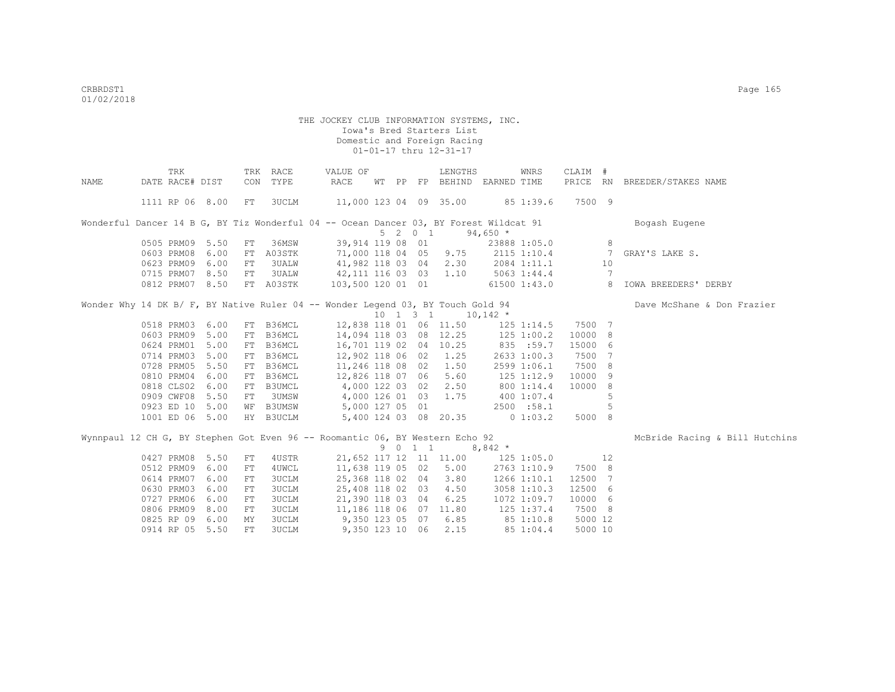THE JOCKEY CLUB INFORMATION SYSTEMS, INC.
Iowa's Bred Starters List
Domestic and Foreign Racing
01-01-17 thru 12-31-17

| NAME | TRK DATE | RACE# | TRK DIST | CON | RACE TYPE | VALUE OF RACE | WT | PP | FP | LENGTHS BEHIND | EARNED | WNRS TIME | CLAIM PRICE | # RN | BREEDER/STAKES NAME |
|---|---|---|---|---|---|---|---|---|---|---|---|---|---|---|---|
| | 1111 | RP 06 | 8.00 | FT | 3UCLM | 11,000 | 123 | 04 | 09 | 35.00 | 85 | 1:39.6 | 7500 | 9 | |
| Wonderful Dancer 14 B G, BY Tiz Wonderful 04 -- Ocean Dancer 03, BY Forest Wildcat 91 | | | | | | | 5 | 2 0 1 | | | 94,650 * | | | | Bogash Eugene |
| | 0505 | PRM09 | 5.50 | FT | 36MSW | 39,914 | 119 | 08 | 01 | | 23888 | 1:05.0 | | 8 | |
| | 0603 | PRM08 | 6.00 | FT | A03STK | 71,000 | 118 | 04 | 05 | 9.75 | 2115 | 1:10.4 | | 7 | GRAY'S LAKE S. |
| | 0623 | PRM09 | 6.00 | FT | 3UALW | 41,982 | 118 | 03 | 04 | 2.30 | 2084 | 1:11.1 | | 10 | |
| | 0715 | PRM07 | 8.50 | FT | 3UALW | 42,111 | 116 | 03 | 03 | 1.10 | 5063 | 1:44.4 | | 7 | |
| | 0812 | PRM07 | 8.50 | FT | A03STK | 103,500 | 120 | 01 | 01 | | 61500 | 1:43.0 | | 8 | IOWA BREEDERS' DERBY |
| Wonder Why 14 DK B/ F, BY Native Ruler 04 -- Wonder Legend 03, BY Touch Gold 94 | | | | | | | 10 | 1 3 1 | | | 10,142 * | | | | Dave McShane & Don Frazier |
| | 0518 | PRM03 | 6.00 | FT | B36MCL | 12,838 | 118 | 01 | 06 | 11.50 | 125 | 1:14.5 | 7500 | 7 | |
| | 0603 | PRM09 | 5.00 | FT | B36MCL | 14,094 | 118 | 03 | 08 | 12.25 | 125 | 1:00.2 | 10000 | 8 | |
| | 0624 | PRM01 | 5.00 | FT | B36MCL | 16,701 | 119 | 02 | 04 | 10.25 | 835 | :59.7 | 15000 | 6 | |
| | 0714 | PRM03 | 5.00 | FT | B36MCL | 12,902 | 118 | 06 | 02 | 1.25 | 2633 | 1:00.3 | 7500 | 7 | |
| | 0728 | PRM05 | 5.50 | FT | B36MCL | 11,246 | 118 | 08 | 02 | 1.50 | 2599 | 1:06.1 | 7500 | 8 | |
| | 0810 | PRM04 | 6.00 | FT | B36MCL | 12,826 | 118 | 07 | 06 | 5.60 | 125 | 1:12.9 | 10000 | 9 | |
| | 0818 | CLS02 | 6.00 | FT | B3UMCL | 4,000 | 122 | 03 | 02 | 2.50 | 800 | 1:14.4 | 10000 | 8 | |
| | 0909 | CWF08 | 5.50 | FT | 3UMSW | 4,000 | 126 | 01 | 03 | 1.75 | 400 | 1:07.4 | | 5 | |
| | 0923 | ED 10 | 5.00 | WF | B3UMSW | 5,000 | 127 | 05 | 01 | | 2500 | :58.1 | | 5 | |
| | 1001 | ED 06 | 5.00 | HY | B3UCLM | 5,400 | 124 | 03 | 08 | 20.35 | 0 | 1:03.2 | 5000 | 8 | |
| Wynnpaul 12 CH G, BY Stephen Got Even 96 -- Roomantic 06, BY Western Echo 92 | | | | | | | 9 | 0 1 1 | | | 8,842 * | | | | McBride Racing & Bill Hutchins |
| | 0427 | PRM08 | 5.50 | FT | 4USTR | 21,652 | 117 | 12 | 11 | 11.00 | 125 | 1:05.0 | | 12 | |
| | 0512 | PRM09 | 6.00 | FT | 4UWCL | 11,638 | 119 | 05 | 02 | 5.00 | 2763 | 1:10.9 | 7500 | 8 | |
| | 0614 | PRM07 | 6.00 | FT | 3UCLM | 25,368 | 118 | 02 | 04 | 3.80 | 1266 | 1:10.1 | 12500 | 7 | |
| | 0630 | PRM03 | 6.00 | FT | 3UCLM | 25,408 | 118 | 02 | 03 | 4.50 | 3058 | 1:10.3 | 12500 | 6 | |
| | 0727 | PRM06 | 6.00 | FT | 3UCLM | 21,390 | 118 | 03 | 04 | 6.25 | 1072 | 1:09.7 | 10000 | 6 | |
| | 0806 | PRM09 | 8.00 | FT | 3UCLM | 11,186 | 118 | 06 | 07 | 11.80 | 125 | 1:37.4 | 7500 | 8 | |
| | 0825 | RP 09 | 6.00 | MY | 3UCLM | 9,350 | 123 | 05 | 07 | 6.85 | 85 | 1:10.8 | 5000 | 12 | |
| | 0914 | RP 05 | 5.50 | FT | 3UCLM | 9,350 | 123 | 10 | 06 | 2.15 | 85 | 1:04.4 | 5000 | 10 | |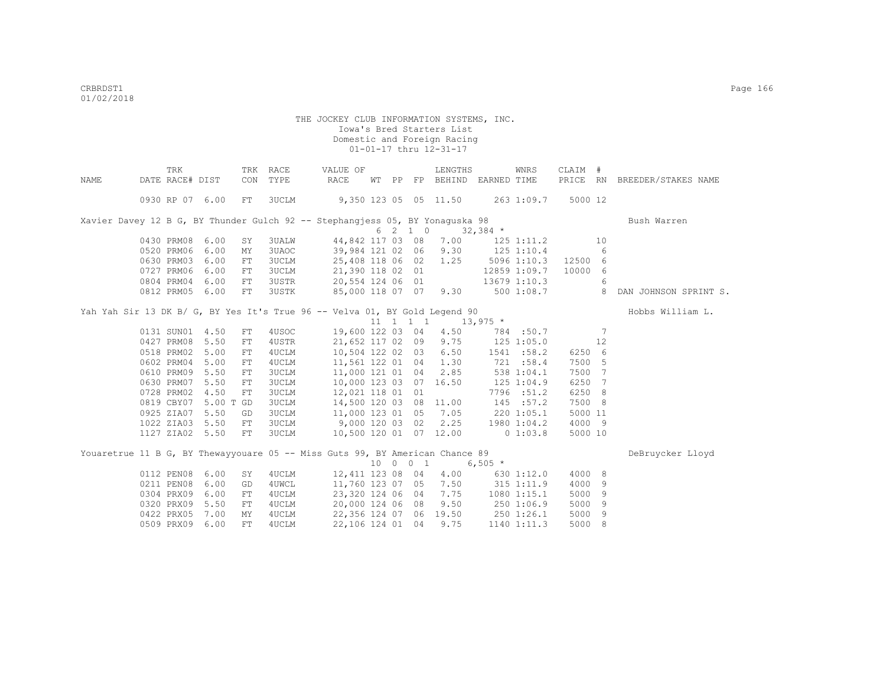THE JOCKEY CLUB INFORMATION SYSTEMS, INC.
Iowa's Bred Starters List
Domestic and Foreign Racing
01-01-17 thru 12-31-17

| NAME | DATE | TRK RACE# | DIST | TRK CON | RACE TYPE | VALUE OF RACE | WT | PP | FP | LENGTHS BEHIND | EARNED | WNRS TIME | CLAIM PRICE | # RN | BREEDER/STAKES NAME |
|---|---|---|---|---|---|---|---|---|---|---|---|---|---|---|---|
| | 0930 | RP 07 | 6.00 | FT | 3UCLM | 9,350 | 123 | 05 | 05 | 11.50 | 263 | 1:09.7 | 5000 | 12 | |
| Xavier Davey 12 B G, BY Thunder Gulch 92 -- Stephangjess 05, BY Yonaguska 98 | | | | | | | 6 | 2 | 1 0 | | 32,384 * | | | | Bush Warren |
| | 0430 | PRM08 | 6.00 | SY | 3UALW | 44,842 | 117 | 03 | 08 | 7.00 | 125 | 1:11.2 | | 10 | |
| | 0520 | PRM06 | 6.00 | MY | 3UAOC | 39,984 | 121 | 02 | 06 | 9.30 | 125 | 1:10.4 | | 6 | |
| | 0630 | PRM03 | 6.00 | FT | 3UCLM | 25,408 | 118 | 06 | 02 | 1.25 | 5096 | 1:10.3 | 12500 | 6 | |
| | 0727 | PRM06 | 6.00 | FT | 3UCLM | 21,390 | 118 | 02 | 01 | | 12859 | 1:09.7 | 10000 | 6 | |
| | 0804 | PRM04 | 6.00 | FT | 3USTR | 20,554 | 124 | 06 | 01 | | 13679 | 1:10.3 | | 6 | |
| | 0812 | PRM05 | 6.00 | FT | 3USTK | 85,000 | 118 | 07 | 07 | 9.30 | 500 | 1:08.7 | | 8 | DAN JOHNSON SPRINT S. |
| Yah Yah Sir 13 DK B/ G, BY Yes It's True 96 -- Velva 01, BY Gold Legend 90 | | | | | | | 11 | 1 | 1 1 | | 13,975 * | | | | Hobbs William L. |
| | 0131 | SUN01 | 4.50 | FT | 4USOC | 19,600 | 122 | 03 | 04 | 4.50 | 784 | :50.7 | | 7 | |
| | 0427 | PRM08 | 5.50 | FT | 4USTR | 21,652 | 117 | 02 | 09 | 9.75 | 125 | 1:05.0 | | 12 | |
| | 0518 | PRM02 | 5.00 | FT | 4UCLM | 10,504 | 122 | 02 | 03 | 6.50 | 1541 | :58.2 | 6250 | 6 | |
| | 0602 | PRM04 | 5.00 | FT | 4UCLM | 11,561 | 122 | 01 | 04 | 1.30 | 721 | :58.4 | 7500 | 5 | |
| | 0610 | PRM09 | 5.50 | FT | 3UCLM | 11,000 | 121 | 01 | 04 | 2.85 | 538 | 1:04.1 | 7500 | 7 | |
| | 0630 | PRM07 | 5.50 | FT | 3UCLM | 10,000 | 123 | 03 | 07 | 16.50 | 125 | 1:04.9 | 6250 | 7 | |
| | 0728 | PRM02 | 4.50 | FT | 3UCLM | 12,021 | 118 | 01 | 01 | | 7796 | :51.2 | 6250 | 8 | |
| | 0819 | CBY07 | 5.00 T | GD | 3UCLM | 14,500 | 120 | 03 | 08 | 11.00 | 145 | :57.2 | 7500 | 8 | |
| | 0925 | ZIA07 | 5.50 | GD | 3UCLM | 11,000 | 123 | 01 | 05 | 7.05 | 220 | 1:05.1 | 5000 | 11 | |
| | 1022 | ZIA03 | 5.50 | FT | 3UCLM | 9,000 | 120 | 03 | 02 | 2.25 | 1980 | 1:04.2 | 4000 | 9 | |
| | 1127 | ZIA02 | 5.50 | FT | 3UCLM | 10,500 | 120 | 01 | 07 | 12.00 | 0 | 1:03.8 | 5000 | 10 | |
| Youaretrue 11 B G, BY Thewayyouare 05 -- Miss Guts 99, BY American Chance 89 | | | | | | | 10 | 0 | 0 1 | | 6,505 * | | | | DeBruycker Lloyd |
| | 0112 | PEN08 | 6.00 | SY | 4UCLM | 12,411 | 123 | 08 | 04 | 4.00 | 630 | 1:12.0 | 4000 | 8 | |
| | 0211 | PEN08 | 6.00 | GD | 4UWCL | 11,760 | 123 | 07 | 05 | 7.50 | 315 | 1:11.9 | 4000 | 9 | |
| | 0304 | PRX09 | 6.00 | FT | 4UCLM | 23,320 | 124 | 06 | 04 | 7.75 | 1080 | 1:15.1 | 5000 | 9 | |
| | 0320 | PRX09 | 5.50 | FT | 4UCLM | 20,000 | 124 | 06 | 08 | 9.50 | 250 | 1:06.9 | 5000 | 9 | |
| | 0422 | PRX05 | 7.00 | MY | 4UCLM | 22,356 | 124 | 07 | 06 | 19.50 | 250 | 1:26.1 | 5000 | 9 | |
| | 0509 | PRX09 | 6.00 | FT | 4UCLM | 22,106 | 124 | 01 | 04 | 9.75 | 1140 | 1:11.3 | 5000 | 8 | |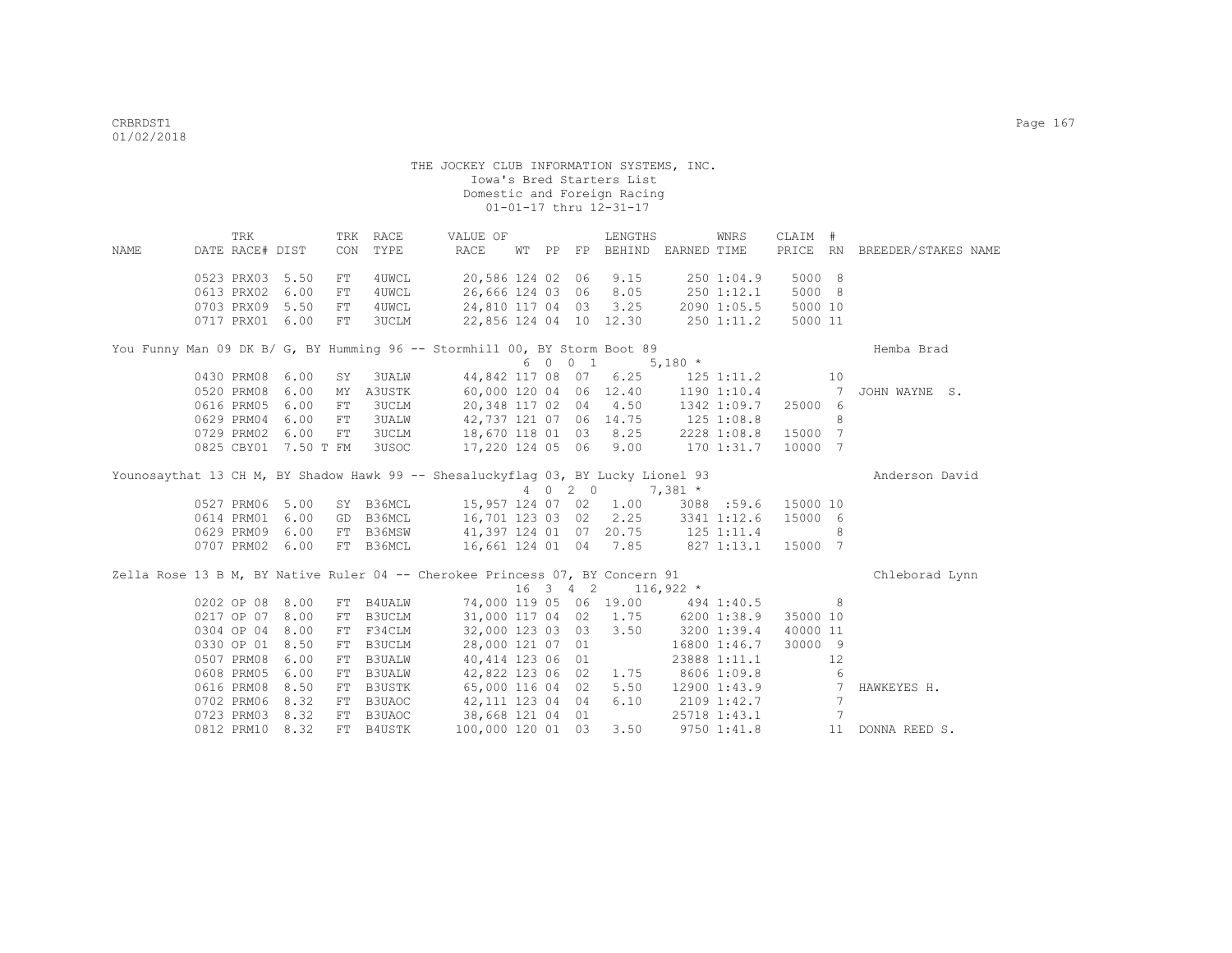THE JOCKEY CLUB INFORMATION SYSTEMS, INC.
Iowa's Bred Starters List
Domestic and Foreign Racing
01-01-17 thru 12-31-17

| NAME | TRK DATE | RACE# | DIST | TRK CON | RACE TYPE | VALUE OF RACE | WT | PP | FP | LENGTHS BEHIND | EARNED | WNRS TIME | CLAIM PRICE | # RN | BREEDER/STAKES NAME |
|---|---|---|---|---|---|---|---|---|---|---|---|---|---|---|---|
| | 0523 | PRX03 | 5.50 | FT | 4UWCL | 20,586 | 124 | 02 | 06 | 9.15 | 250 | 1:04.9 | 5000 | 8 | |
| | 0613 | PRX02 | 6.00 | FT | 4UWCL | 26,666 | 124 | 03 | 06 | 8.05 | 250 | 1:12.1 | 5000 | 8 | |
| | 0703 | PRX09 | 5.50 | FT | 4UWCL | 24,810 | 117 | 04 | 03 | 3.25 | 2090 | 1:05.5 | 5000 | 10 | |
| | 0717 | PRX01 | 6.00 | FT | 3UCLM | 22,856 | 124 | 04 | 10 | 12.30 | 250 | 1:11.2 | 5000 | 11 | |
| You Funny Man 09 DK B/ G, BY Humming 96 -- Stormhill 00, BY Storm Boot 89 | | | | | | | 6 | 0 | 0 1 | | 5,180 * | | | | Hemba Brad |
| | 0430 | PRM08 | 6.00 | SY | 3UALW | 44,842 | 117 | 08 | 07 | 6.25 | 125 | 1:11.2 | | 10 | |
| | 0520 | PRM08 | 6.00 | MY | A3USTK | 60,000 | 120 | 04 | 06 | 12.40 | 1190 | 1:10.4 | | 7 | JOHN WAYNE S. |
| | 0616 | PRM05 | 6.00 | FT | 3UCLM | 20,348 | 117 | 02 | 04 | 4.50 | 1342 | 1:09.7 | 25000 | 6 | |
| | 0629 | PRM04 | 6.00 | FT | 3UALW | 42,737 | 121 | 07 | 06 | 14.75 | 125 | 1:08.8 | | 8 | |
| | 0729 | PRM02 | 6.00 | FT | 3UCLM | 18,670 | 118 | 01 | 03 | 8.25 | 2228 | 1:08.8 | 15000 | 7 | |
| | 0825 | CBY01 | 7.50 T | FM | 3USOC | 17,220 | 124 | 05 | 06 | 9.00 | 170 | 1:31.7 | 10000 | 7 | |
| Younosaythat 13 CH M, BY Shadow Hawk 99 -- Shesaluckyflag 03, BY Lucky Lionel 93 | | | | | | | 4 | 0 | 2 0 | | 7,381 * | | | | Anderson David |
| | 0527 | PRM06 | 5.00 | SY | B36MCL | 15,957 | 124 | 07 | 02 | 1.00 | 3088 | :59.6 | 15000 | 10 | |
| | 0614 | PRM01 | 6.00 | GD | B36MCL | 16,701 | 123 | 03 | 02 | 2.25 | 3341 | 1:12.6 | 15000 | 6 | |
| | 0629 | PRM09 | 6.00 | FT | B36MSW | 41,397 | 124 | 01 | 07 | 20.75 | 125 | 1:11.4 | | 8 | |
| | 0707 | PRM02 | 6.00 | FT | B36MCL | 16,661 | 124 | 01 | 04 | 7.85 | 827 | 1:13.1 | 15000 | 7 | |
| Zella Rose 13 B M, BY Native Ruler 04 -- Cherokee Princess 07, BY Concern 91 | | | | | | | 16 | 3 | 4 2 | | 116,922 * | | | | Chleborad Lynn |
| | 0202 | OP 08 | 8.00 | FT | B4UALW | 74,000 | 119 | 05 | 06 | 19.00 | 494 | 1:40.5 | | 8 | |
| | 0217 | OP 07 | 8.00 | FT | B3UCLM | 31,000 | 117 | 04 | 02 | 1.75 | 6200 | 1:38.9 | 35000 | 10 | |
| | 0304 | OP 04 | 8.00 | FT | F34CLM | 32,000 | 123 | 03 | 03 | 3.50 | 3200 | 1:39.4 | 40000 | 11 | |
| | 0330 | OP 01 | 8.50 | FT | B3UCLM | 28,000 | 121 | 07 | 01 | | 16800 | 1:46.7 | 30000 | 9 | |
| | 0507 | PRM08 | 6.00 | FT | B3UALW | 40,414 | 123 | 06 | 01 | | 23888 | 1:11.1 | | 12 | |
| | 0608 | PRM05 | 6.00 | FT | B3UALW | 42,822 | 123 | 06 | 02 | 1.75 | 8606 | 1:09.8 | | 6 | |
| | 0616 | PRM08 | 8.50 | FT | B3USTK | 65,000 | 116 | 04 | 02 | 5.50 | 12900 | 1:43.9 | | 7 | HAWKEYES H. |
| | 0702 | PRM06 | 8.32 | FT | B3UAOC | 42,111 | 123 | 04 | 04 | 6.10 | 2109 | 1:42.7 | | 7 | |
| | 0723 | PRM03 | 8.32 | FT | B3UAOC | 38,668 | 121 | 04 | 01 | | 25718 | 1:43.1 | | 7 | |
| | 0812 | PRM10 | 8.32 | FT | B4USTK | 100,000 | 120 | 01 | 03 | 3.50 | 9750 | 1:41.8 | | 11 | DONNA REED S. |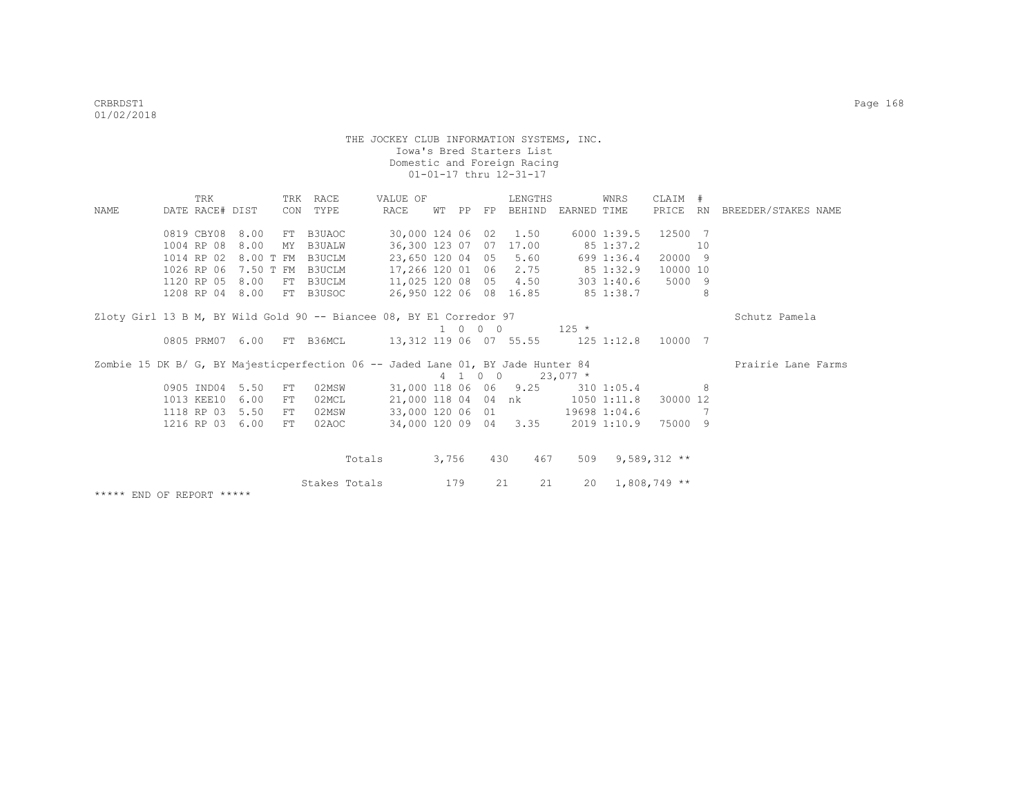THE JOCKEY CLUB INFORMATION SYSTEMS, INC.
Iowa's Bred Starters List
Domestic and Foreign Racing
01-01-17 thru 12-31-17

| NAME | DATE | TRK RACE# | DIST | TRK CON | RACE TYPE | VALUE OF RACE | WT | PP | FP | LENGTHS BEHIND | EARNED | WNRS TIME | CLAIM PRICE | # RN | BREEDER/STAKES NAME |
|---|---|---|---|---|---|---|---|---|---|---|---|---|---|---|---|
| | 0819 | CBY08 | 8.00 | FT | B3UAOC | 30,000 | 124 | 06 | 02 | 1.50 | 6000 | 1:39.5 | 12500 | 7 | |
| | 1004 | RP 08 | 8.00 | MY | B3UALW | 36,300 | 123 | 07 | 07 | 17.00 | 85 | 1:37.2 | | 10 | |
| | 1014 | RP 02 | 8.00 T | FM | B3UCLM | 23,650 | 120 | 04 | 05 | 5.60 | 699 | 1:36.4 | 20000 | 9 | |
| | 1026 | RP 06 | 7.50 T | FM | B3UCLM | 17,266 | 120 | 01 | 06 | 2.75 | 85 | 1:32.9 | 10000 | 10 | |
| | 1120 | RP 05 | 8.00 | FT | B3UCLM | 11,025 | 120 | 08 | 05 | 4.50 | 303 | 1:40.6 | 5000 | 9 | |
| | 1208 | RP 04 | 8.00 | FT | B3USOC | 26,950 | 122 | 06 | 08 | 16.85 | 85 | 1:38.7 | | 8 | |
| Zloty Girl 13 B M, BY Wild Gold 90 -- Biancee 08, BY El Corredor 97 | | | | | | | 1 | 0 | 0 | 0 | 125 * | | | | Schutz Pamela |
| | 0805 | PRM07 | 6.00 | FT | B36MCL | 13,312 | 119 | 06 | 07 | 55.55 | 125 | 1:12.8 | 10000 | 7 | |
| Zombie 15 DK B/ G, BY Majesticperfection 06 -- Jaded Lane 01, BY Jade Hunter 84 | | | | | | | 4 | 1 | 0 | 0 | 23,077 * | | | | Prairie Lane Farms |
| | 0905 | IND04 | 5.50 | FT | 02MSW | 31,000 | 118 | 06 | 06 | 9.25 | 310 | 1:05.4 | | 8 | |
| | 1013 | KEE10 | 6.00 | FT | 02MCL | 21,000 | 118 | 04 | 04 | nk | 1050 | 1:11.8 | 30000 | 12 | |
| | 1118 | RP 03 | 5.50 | FT | 02MSW | 33,000 | 120 | 06 | 01 | | 19698 | 1:04.6 | | 7 | |
| | 1216 | RP 03 | 6.00 | FT | 02AOC | 34,000 | 120 | 09 | 04 | 3.35 | 2019 | 1:10.9 | 75000 | 9 | |

| | | | | | |
|---|---|---|---|---|---|
| Totals | 3,756 | 430 | 467 | 509 | 9,589,312 ** |
| Stakes Totals | 179 | 21 | 21 | 20 | 1,808,749 ** |

***** END OF REPORT *****